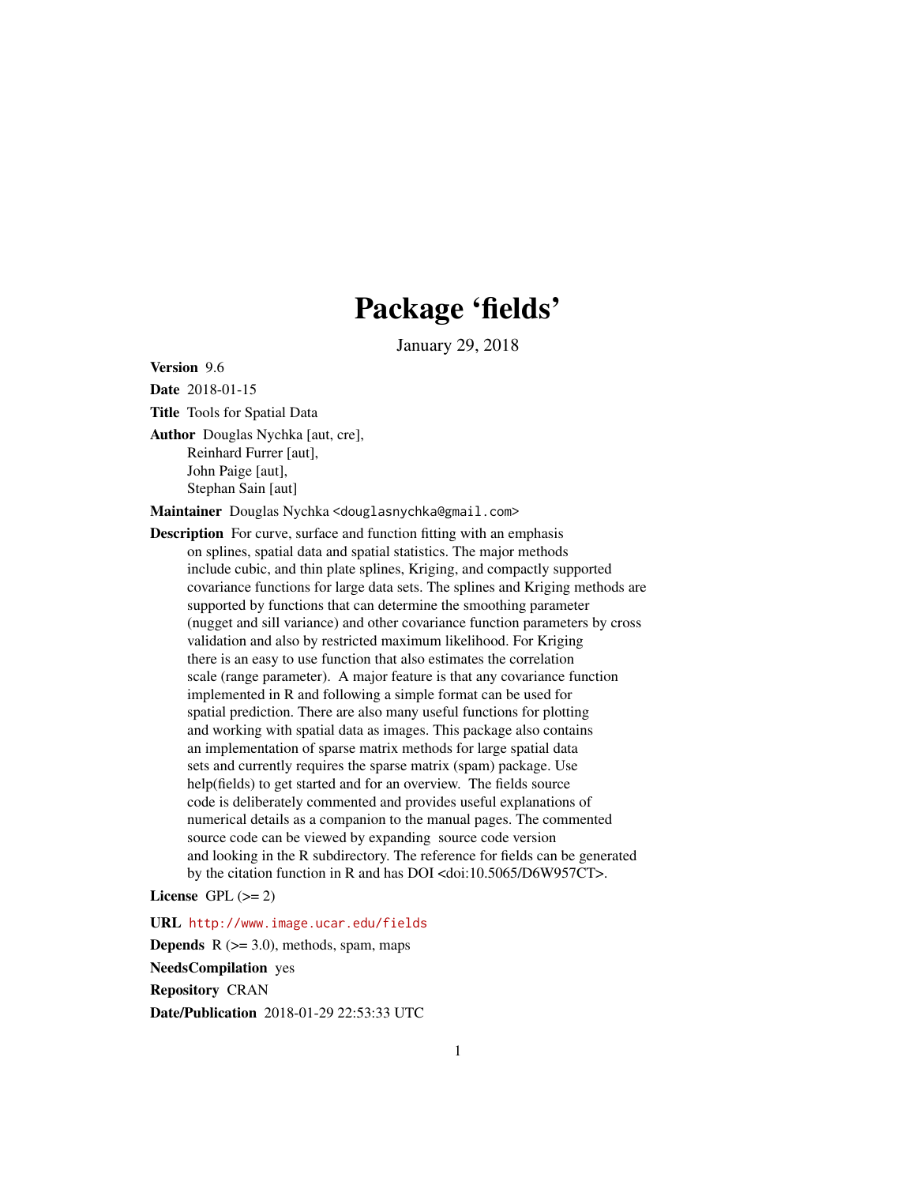# Package 'fields'

January 29, 2018

**Version** 9.6

**Date** 2018-01-15

**Title** Tools for Spatial Data

**Author** Douglas Nychka [aut, cre],
Reinhard Furrer [aut],
John Paige [aut],
Stephan Sain [aut]

**Maintainer** Douglas Nychka <douglasnychka@gmail.com>

**Description** For curve, surface and function fitting with an emphasis on splines, spatial data and spatial statistics. The major methods include cubic, and thin plate splines, Kriging, and compactly supported covariance functions for large data sets. The splines and Kriging methods are supported by functions that can determine the smoothing parameter (nugget and sill variance) and other covariance function parameters by cross validation and also by restricted maximum likelihood. For Kriging there is an easy to use function that also estimates the correlation scale (range parameter). A major feature is that any covariance function implemented in R and following a simple format can be used for spatial prediction. There are also many useful functions for plotting and working with spatial data as images. This package also contains an implementation of sparse matrix methods for large spatial data sets and currently requires the sparse matrix (spam) package. Use help(fields) to get started and for an overview. The fields source code is deliberately commented and provides useful explanations of numerical details as a companion to the manual pages. The commented source code can be viewed by expanding source code version and looking in the R subdirectory. The reference for fields can be generated by the citation function in R and has DOI <doi:10.5065/D6W957CT>.

**License** GPL (>= 2)

**URL** http://www.image.ucar.edu/fields

**Depends** R (>= 3.0), methods, spam, maps

**NeedsCompilation** yes

**Repository** CRAN

**Date/Publication** 2018-01-29 22:53:33 UTC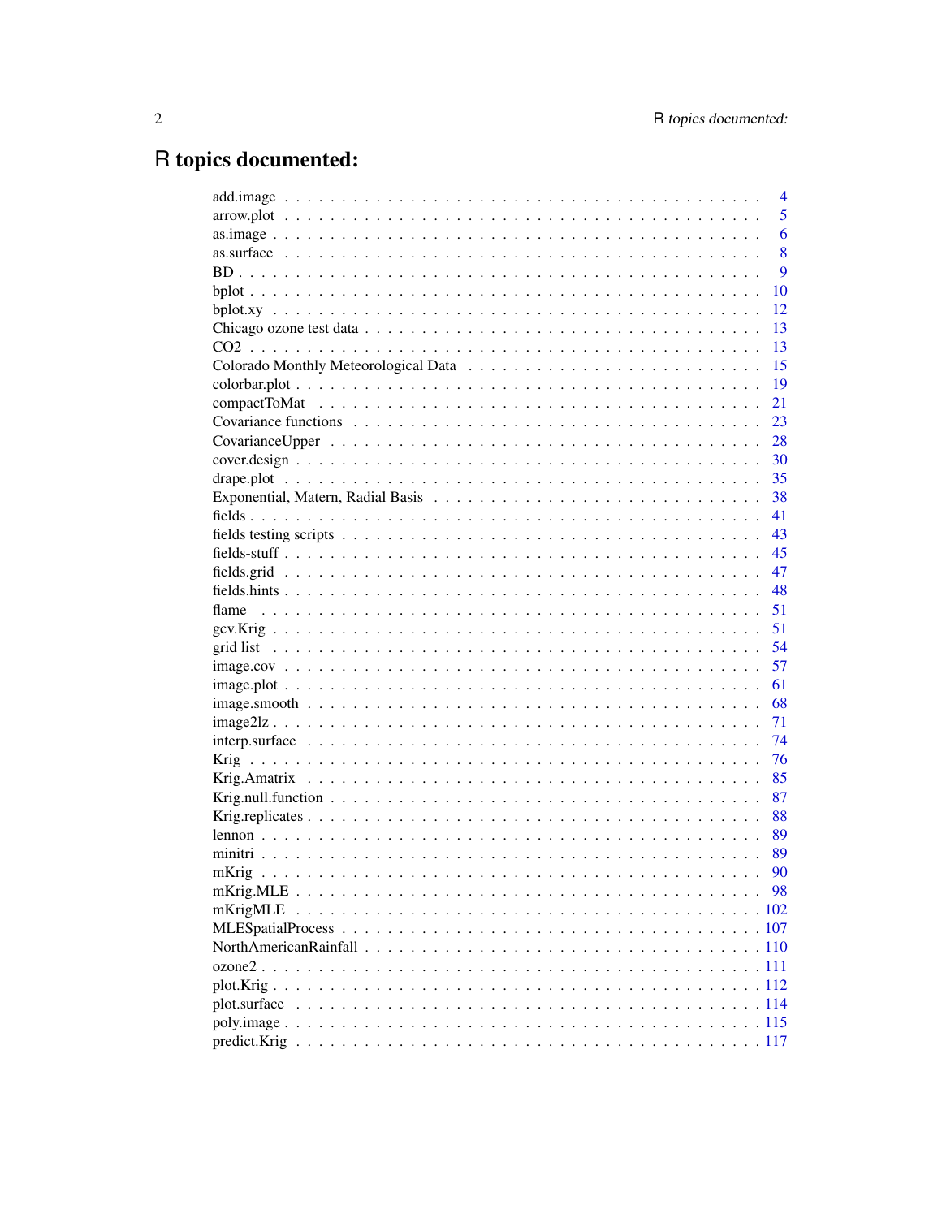# R topics documented:

add.image . . . . . . . . . . . . . . . . . . . . . . . . . . . . . . . . . . . . . . . . 4
arrow.plot . . . . . . . . . . . . . . . . . . . . . . . . . . . . . . . . . . . . . . . . 5
as.image . . . . . . . . . . . . . . . . . . . . . . . . . . . . . . . . . . . . . . . . 6
as.surface . . . . . . . . . . . . . . . . . . . . . . . . . . . . . . . . . . . . . . . . 8
BD . . . . . . . . . . . . . . . . . . . . . . . . . . . . . . . . . . . . . . . . 9
bplot . . . . . . . . . . . . . . . . . . . . . . . . . . . . . . . . . . . . . . . . 10
bplot.xy . . . . . . . . . . . . . . . . . . . . . . . . . . . . . . . . . . . . . . . . 12
Chicago ozone test data . . . . . . . . . . . . . . . . . . . . . . . . . . . . . . . . 13
CO2 . . . . . . . . . . . . . . . . . . . . . . . . . . . . . . . . . . . . . . . . 13
Colorado Monthly Meteorological Data . . . . . . . . . . . . . . . . . . . . . . . . 15
colorbar.plot . . . . . . . . . . . . . . . . . . . . . . . . . . . . . . . . . . . . . . . . 19
compactToMat . . . . . . . . . . . . . . . . . . . . . . . . . . . . . . . . . . . . . . . . 21
Covariance functions . . . . . . . . . . . . . . . . . . . . . . . . . . . . . . . . 23
CovarianceUpper . . . . . . . . . . . . . . . . . . . . . . . . . . . . . . . . . . . . . . . . 28
cover.design . . . . . . . . . . . . . . . . . . . . . . . . . . . . . . . . . . . . . . . . 30
drape.plot . . . . . . . . . . . . . . . . . . . . . . . . . . . . . . . . . . . . . . . . 35
Exponential, Matern, Radial Basis . . . . . . . . . . . . . . . . . . . . . . . . . . . . 38
fields . . . . . . . . . . . . . . . . . . . . . . . . . . . . . . . . . . . . . . . . 41
fields testing scripts . . . . . . . . . . . . . . . . . . . . . . . . . . . . . . . . 43
fields-stuff . . . . . . . . . . . . . . . . . . . . . . . . . . . . . . . . . . . . . . . . 45
fields.grid . . . . . . . . . . . . . . . . . . . . . . . . . . . . . . . . . . . . . . . . 47
fields.hints . . . . . . . . . . . . . . . . . . . . . . . . . . . . . . . . . . . . . . . . 48
flame . . . . . . . . . . . . . . . . . . . . . . . . . . . . . . . . . . . . . . . . 51
gcv.Krig . . . . . . . . . . . . . . . . . . . . . . . . . . . . . . . . . . . . . . . . 51
grid list . . . . . . . . . . . . . . . . . . . . . . . . . . . . . . . . . . . . . . . . 54
image.cov . . . . . . . . . . . . . . . . . . . . . . . . . . . . . . . . . . . . . . . . 57
image.plot . . . . . . . . . . . . . . . . . . . . . . . . . . . . . . . . . . . . . . . . 61
image.smooth . . . . . . . . . . . . . . . . . . . . . . . . . . . . . . . . . . . . . . . . 68
image2lz . . . . . . . . . . . . . . . . . . . . . . . . . . . . . . . . . . . . . . . . 71
interp.surface . . . . . . . . . . . . . . . . . . . . . . . . . . . . . . . . . . . . . . . . 74
Krig . . . . . . . . . . . . . . . . . . . . . . . . . . . . . . . . . . . . . . . . 76
Krig.Amatrix . . . . . . . . . . . . . . . . . . . . . . . . . . . . . . . . . . . . . . . . 85
Krig.null.function . . . . . . . . . . . . . . . . . . . . . . . . . . . . . . . . . . . . . . . . 87
Krig.replicates . . . . . . . . . . . . . . . . . . . . . . . . . . . . . . . . . . . . . . . . 88
lennon . . . . . . . . . . . . . . . . . . . . . . . . . . . . . . . . . . . . . . . . 89
minitri . . . . . . . . . . . . . . . . . . . . . . . . . . . . . . . . . . . . . . . . 89
mKrig . . . . . . . . . . . . . . . . . . . . . . . . . . . . . . . . . . . . . . . . 90
mKrig.MLE . . . . . . . . . . . . . . . . . . . . . . . . . . . . . . . . . . . . . . . . 98
mKrigMLE . . . . . . . . . . . . . . . . . . . . . . . . . . . . . . . . . . . . . . . . 102
MLESpatialProcess . . . . . . . . . . . . . . . . . . . . . . . . . . . . . . . . . . . . . . . . 107
NorthAmericanRainfall . . . . . . . . . . . . . . . . . . . . . . . . . . . . . . . . . . . . . . . . 110
ozone2 . . . . . . . . . . . . . . . . . . . . . . . . . . . . . . . . . . . . . . . . 111
plot.Krig . . . . . . . . . . . . . . . . . . . . . . . . . . . . . . . . . . . . . . . . 112
plot.surface . . . . . . . . . . . . . . . . . . . . . . . . . . . . . . . . . . . . . . . . 114
poly.image . . . . . . . . . . . . . . . . . . . . . . . . . . . . . . . . . . . . . . . . 115
predict.Krig . . . . . . . . . . . . . . . . . . . . . . . . . . . . . . . . . . . . . . . . 117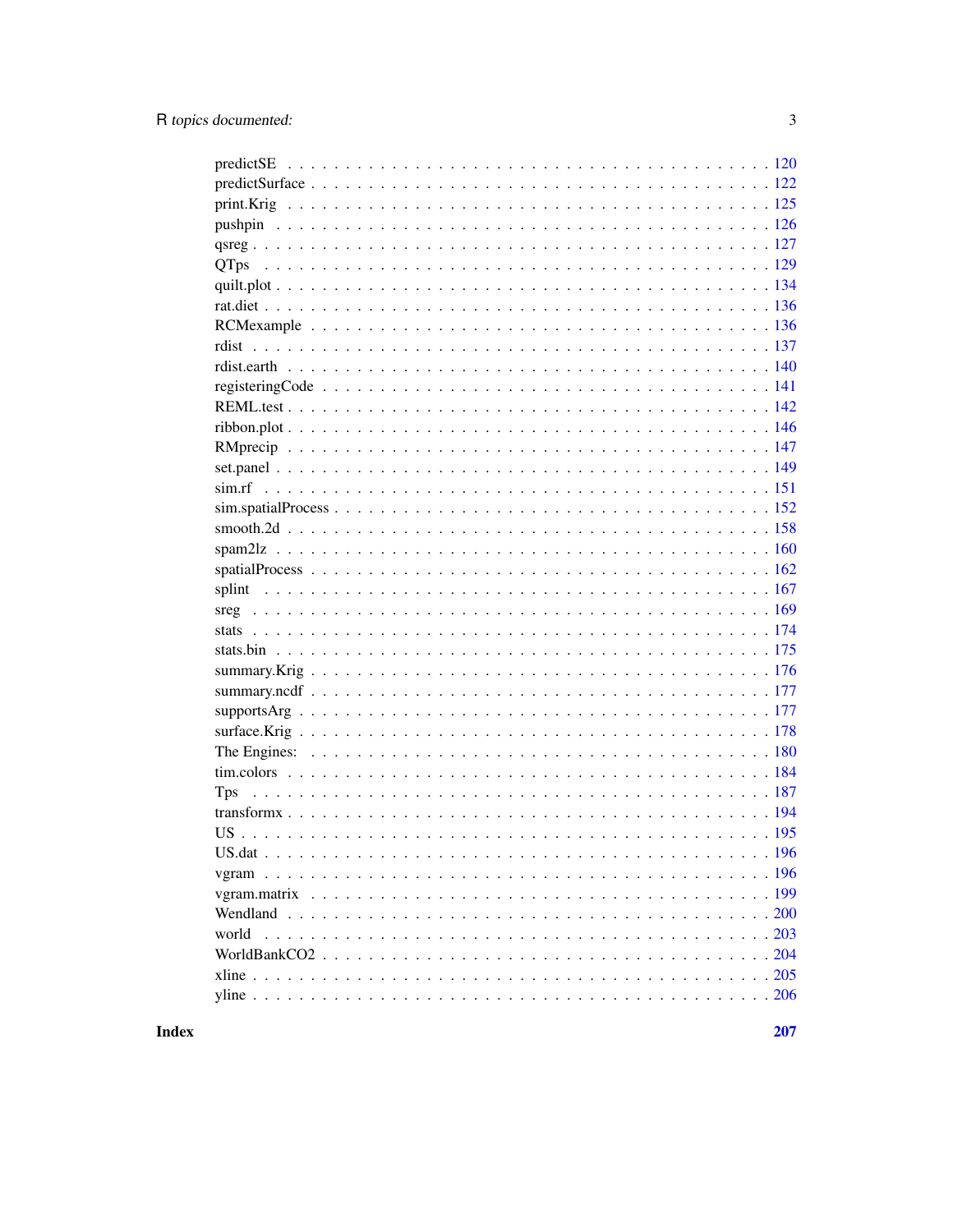predictSE . . . . . . . . . . . . . . . . . . . . . . . . . . . . . . . . . . . . . . . . 120
predictSurface . . . . . . . . . . . . . . . . . . . . . . . . . . . . . . . . . . . . . 122
print.Krig . . . . . . . . . . . . . . . . . . . . . . . . . . . . . . . . . . . . . . . . 125
pushpin . . . . . . . . . . . . . . . . . . . . . . . . . . . . . . . . . . . . . . . . . 126
qsreg . . . . . . . . . . . . . . . . . . . . . . . . . . . . . . . . . . . . . . . . . . 127
QTps . . . . . . . . . . . . . . . . . . . . . . . . . . . . . . . . . . . . . . . . . . 129
quilt.plot . . . . . . . . . . . . . . . . . . . . . . . . . . . . . . . . . . . . . . . . 134
rat.diet . . . . . . . . . . . . . . . . . . . . . . . . . . . . . . . . . . . . . . . . . 136
RCMexample . . . . . . . . . . . . . . . . . . . . . . . . . . . . . . . . . . . . . . . 136
rdist . . . . . . . . . . . . . . . . . . . . . . . . . . . . . . . . . . . . . . . . . . 137
rdist.earth . . . . . . . . . . . . . . . . . . . . . . . . . . . . . . . . . . . . . . . 140
registeringCode . . . . . . . . . . . . . . . . . . . . . . . . . . . . . . . . . . . . 141
REML.test . . . . . . . . . . . . . . . . . . . . . . . . . . . . . . . . . . . . . . . . 142
ribbon.plot . . . . . . . . . . . . . . . . . . . . . . . . . . . . . . . . . . . . . . . 146
RMprecip . . . . . . . . . . . . . . . . . . . . . . . . . . . . . . . . . . . . . . . . 147
set.panel . . . . . . . . . . . . . . . . . . . . . . . . . . . . . . . . . . . . . . . . 149
sim.rf . . . . . . . . . . . . . . . . . . . . . . . . . . . . . . . . . . . . . . . . . . 151
sim.spatialProcess . . . . . . . . . . . . . . . . . . . . . . . . . . . . . . . . . . . 152
smooth.2d . . . . . . . . . . . . . . . . . . . . . . . . . . . . . . . . . . . . . . . . 158
spam2lz . . . . . . . . . . . . . . . . . . . . . . . . . . . . . . . . . . . . . . . . . 160
spatialProcess . . . . . . . . . . . . . . . . . . . . . . . . . . . . . . . . . . . . . 162
splint . . . . . . . . . . . . . . . . . . . . . . . . . . . . . . . . . . . . . . . . . . 167
sreg . . . . . . . . . . . . . . . . . . . . . . . . . . . . . . . . . . . . . . . . . . . 169
stats . . . . . . . . . . . . . . . . . . . . . . . . . . . . . . . . . . . . . . . . . . 174
stats.bin . . . . . . . . . . . . . . . . . . . . . . . . . . . . . . . . . . . . . . . . 175
summary.Krig . . . . . . . . . . . . . . . . . . . . . . . . . . . . . . . . . . . . . . 176
summary.ncdf . . . . . . . . . . . . . . . . . . . . . . . . . . . . . . . . . . . . . . 177
supportsArg . . . . . . . . . . . . . . . . . . . . . . . . . . . . . . . . . . . . . . . 177
surface.Krig . . . . . . . . . . . . . . . . . . . . . . . . . . . . . . . . . . . . . . . 178
The Engines: . . . . . . . . . . . . . . . . . . . . . . . . . . . . . . . . . . . . . . 180
tim.colors . . . . . . . . . . . . . . . . . . . . . . . . . . . . . . . . . . . . . . . . 184
Tps . . . . . . . . . . . . . . . . . . . . . . . . . . . . . . . . . . . . . . . . . . . 187
transformx . . . . . . . . . . . . . . . . . . . . . . . . . . . . . . . . . . . . . . . 194
US . . . . . . . . . . . . . . . . . . . . . . . . . . . . . . . . . . . . . . . . . . . . 195
US.dat . . . . . . . . . . . . . . . . . . . . . . . . . . . . . . . . . . . . . . . . . . 196
vgram . . . . . . . . . . . . . . . . . . . . . . . . . . . . . . . . . . . . . . . . . . 196
vgram.matrix . . . . . . . . . . . . . . . . . . . . . . . . . . . . . . . . . . . . . . 199
Wendland . . . . . . . . . . . . . . . . . . . . . . . . . . . . . . . . . . . . . . . . 200
world . . . . . . . . . . . . . . . . . . . . . . . . . . . . . . . . . . . . . . . . . . 203
WorldBankCO2 . . . . . . . . . . . . . . . . . . . . . . . . . . . . . . . . . . . . . . 204
xline . . . . . . . . . . . . . . . . . . . . . . . . . . . . . . . . . . . . . . . . . . 205
yline . . . . . . . . . . . . . . . . . . . . . . . . . . . . . . . . . . . . . . . . . . 206

**Index** **207**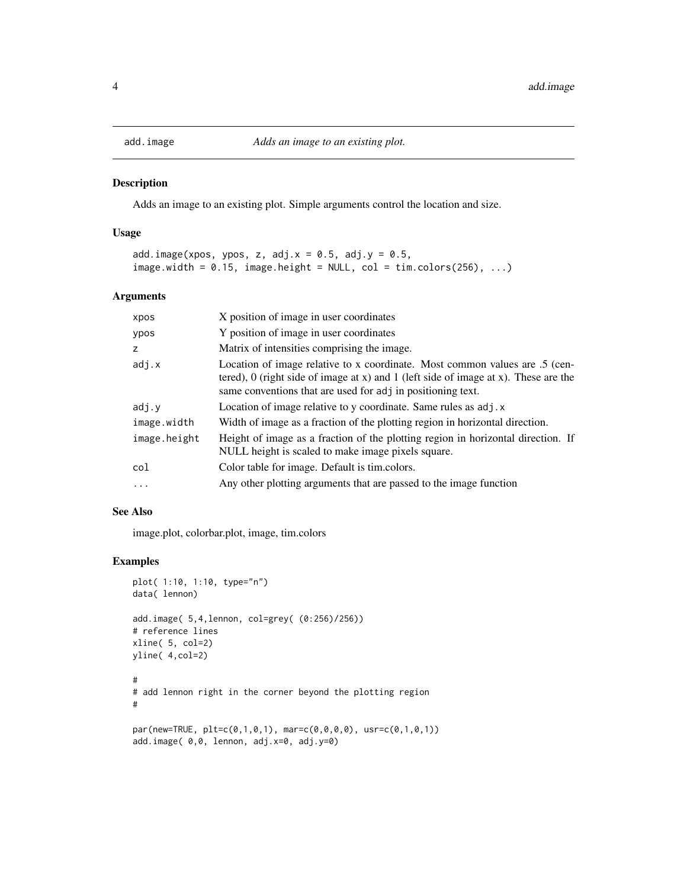# add.image — *Adds an image to an existing plot.*

## Description

Adds an image to an existing plot. Simple arguments control the location and size.

## Usage

```
add.image(xpos, ypos, z, adj.x = 0.5, adj.y = 0.5,
image.width = 0.15, image.height = NULL, col = tim.colors(256), ...)
```

## Arguments

| | |
|---|---|
| `xpos` | X position of image in user coordinates |
| `ypos` | Y position of image in user coordinates |
| `z` | Matrix of intensities comprising the image. |
| `adj.x` | Location of image relative to x coordinate. Most common values are .5 (centered), 0 (right side of image at x) and 1 (left side of image at x). These are the same conventions that are used for `adj` in positioning text. |
| `adj.y` | Location of image relative to y coordinate. Same rules as `adj.x` |
| `image.width` | Width of image as a fraction of the plotting region in horizontal direction. |
| `image.height` | Height of image as a fraction of the plotting region in horizontal direction. If NULL height is scaled to make image pixels square. |
| `col` | Color table for image. Default is tim.colors. |
| `...` | Any other plotting arguments that are passed to the image function |

## See Also

image.plot, colorbar.plot, image, tim.colors

## Examples

```
plot( 1:10, 1:10, type="n")
data( lennon)

add.image( 5,4,lennon, col=grey( (0:256)/256))
# reference lines
xline( 5, col=2)
yline( 4,col=2)

#
# add lennon right in the corner beyond the plotting region
#

par(new=TRUE, plt=c(0,1,0,1), mar=c(0,0,0,0), usr=c(0,1,0,1))
add.image( 0,0, lennon, adj.x=0, adj.y=0)
```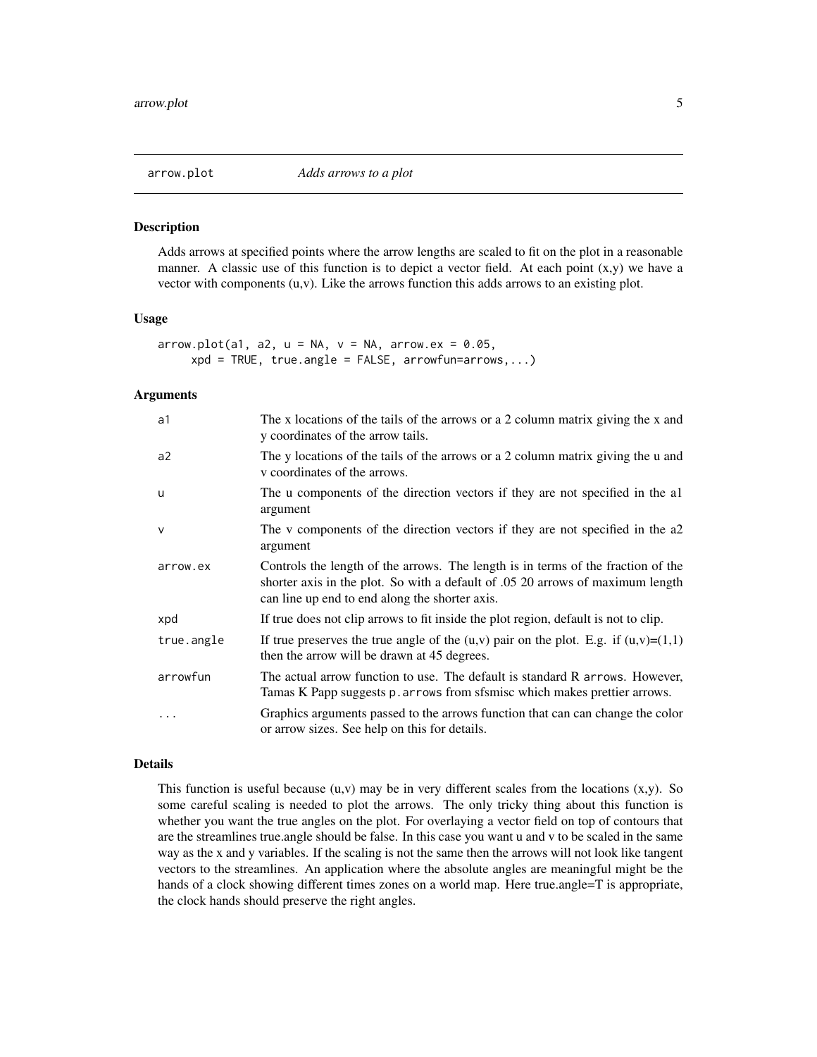## arrow.plot *Adds arrows to a plot*

### Description

Adds arrows at specified points where the arrow lengths are scaled to fit on the plot in a reasonable manner. A classic use of this function is to depict a vector field. At each point (x,y) we have a vector with components (u,v). Like the arrows function this adds arrows to an existing plot.

### Usage

```
arrow.plot(a1, a2, u = NA, v = NA, arrow.ex = 0.05,
     xpd = TRUE, true.angle = FALSE, arrowfun=arrows,...)
```

### Arguments

| | |
|---|---|
| a1 | The x locations of the tails of the arrows or a 2 column matrix giving the x and y coordinates of the arrow tails. |
| a2 | The y locations of the tails of the arrows or a 2 column matrix giving the u and v coordinates of the arrows. |
| u | The u components of the direction vectors if they are not specified in the a1 argument |
| v | The v components of the direction vectors if they are not specified in the a2 argument |
| arrow.ex | Controls the length of the arrows. The length is in terms of the fraction of the shorter axis in the plot. So with a default of .05 20 arrows of maximum length can line up end to end along the shorter axis. |
| xpd | If true does not clip arrows to fit inside the plot region, default is not to clip. |
| true.angle | If true preserves the true angle of the (u,v) pair on the plot. E.g. if (u,v)=(1,1) then the arrow will be drawn at 45 degrees. |
| arrowfun | The actual arrow function to use. The default is standard R `arrows`. However, Tamas K Papp suggests `p.arrows` from sfsmisc which makes prettier arrows. |
| ... | Graphics arguments passed to the arrows function that can can change the color or arrow sizes. See help on this for details. |

### Details

This function is useful because (u,v) may be in very different scales from the locations (x,y). So some careful scaling is needed to plot the arrows. The only tricky thing about this function is whether you want the true angles on the plot. For overlaying a vector field on top of contours that are the streamlines true.angle should be false. In this case you want u and v to be scaled in the same way as the x and y variables. If the scaling is not the same then the arrows will not look like tangent vectors to the streamlines. An application where the absolute angles are meaningful might be the hands of a clock showing different times zones on a world map. Here true.angle=T is appropriate, the clock hands should preserve the right angles.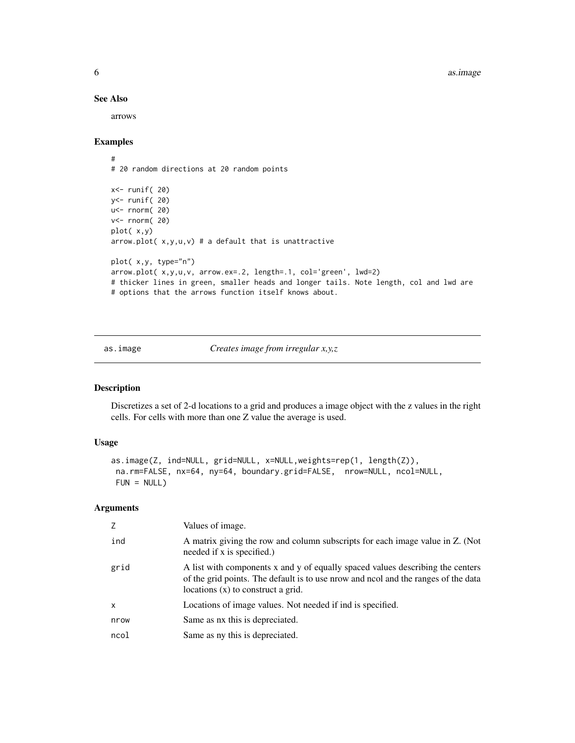## See Also

arrows

## Examples

```
#
# 20 random directions at 20 random points

x<- runif( 20)
y<- runif( 20)
u<- rnorm( 20)
v<- rnorm( 20)
plot( x,y)
arrow.plot( x,y,u,v) # a default that is unattractive

plot( x,y, type="n")
arrow.plot( x,y,u,v, arrow.ex=.2, length=.1, col='green', lwd=2)
# thicker lines in green, smaller heads and longer tails. Note length, col and lwd are
# options that the arrows function itself knows about.
```

---

# as.image — *Creates image from irregular x,y,z*

---

## Description

Discretizes a set of 2-d locations to a grid and produces a image object with the z values in the right cells. For cells with more than one Z value the average is used.

## Usage

```
as.image(Z, ind=NULL, grid=NULL, x=NULL,weights=rep(1, length(Z)),
 na.rm=FALSE, nx=64, ny=64, boundary.grid=FALSE,  nrow=NULL, ncol=NULL,
 FUN = NULL)
```

## Arguments

| | |
|---|---|
| Z | Values of image. |
| ind | A matrix giving the row and column subscripts for each image value in Z. (Not needed if x is specified.) |
| grid | A list with components x and y of equally spaced values describing the centers of the grid points. The default is to use nrow and ncol and the ranges of the data locations (x) to construct a grid. |
| x | Locations of image values. Not needed if ind is specified. |
| nrow | Same as nx this is depreciated. |
| ncol | Same as ny this is depreciated. |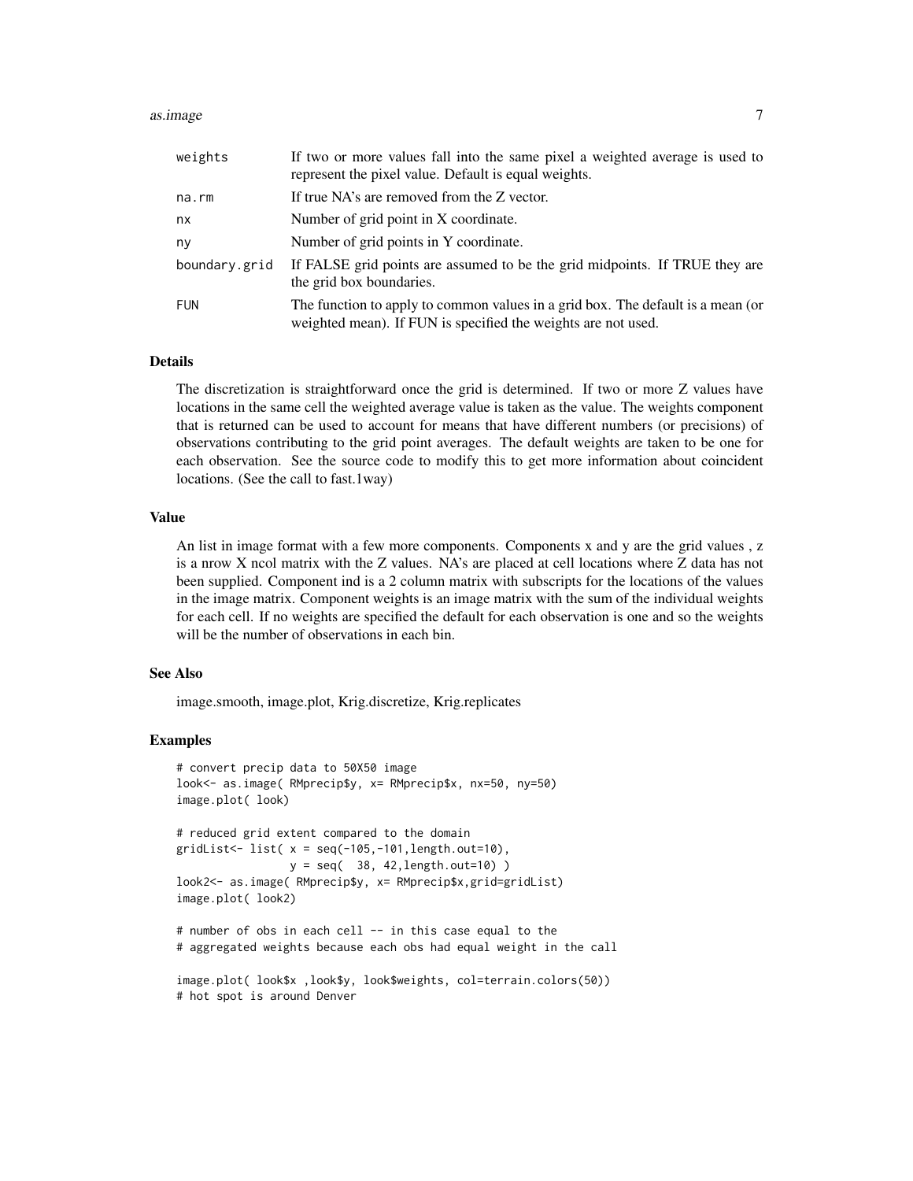| | |
|---|---|
| `weights` | If two or more values fall into the same pixel a weighted average is used to represent the pixel value. Default is equal weights. |
| `na.rm` | If true NA's are removed from the Z vector. |
| `nx` | Number of grid point in X coordinate. |
| `ny` | Number of grid points in Y coordinate. |
| `boundary.grid` | If FALSE grid points are assumed to be the grid midpoints. If TRUE they are the grid box boundaries. |
| `FUN` | The function to apply to common values in a grid box. The default is a mean (or weighted mean). If FUN is specified the weights are not used. |

### Details

The discretization is straightforward once the grid is determined. If two or more Z values have locations in the same cell the weighted average value is taken as the value. The weights component that is returned can be used to account for means that have different numbers (or precisions) of observations contributing to the grid point averages. The default weights are taken to be one for each observation. See the source code to modify this to get more information about coincident locations. (See the call to fast.1way)

### Value

An list in image format with a few more components. Components x and y are the grid values , z is a nrow X ncol matrix with the Z values. NA's are placed at cell locations where Z data has not been supplied. Component ind is a 2 column matrix with subscripts for the locations of the values in the image matrix. Component weights is an image matrix with the sum of the individual weights for each cell. If no weights are specified the default for each observation is one and so the weights will be the number of observations in each bin.

### See Also

image.smooth, image.plot, Krig.discretize, Krig.replicates

### Examples

```
# convert precip data to 50X50 image
look<- as.image( RMprecip$y, x= RMprecip$x, nx=50, ny=50)
image.plot( look)

# reduced grid extent compared to the domain
gridList<- list( x = seq(-105,-101,length.out=10),
                 y = seq(  38, 42,length.out=10) )
look2<- as.image( RMprecip$y, x= RMprecip$x,grid=gridList)
image.plot( look2)

# number of obs in each cell -- in this case equal to the
# aggregated weights because each obs had equal weight in the call

image.plot( look$x ,look$y, look$weights, col=terrain.colors(50))
# hot spot is around Denver
```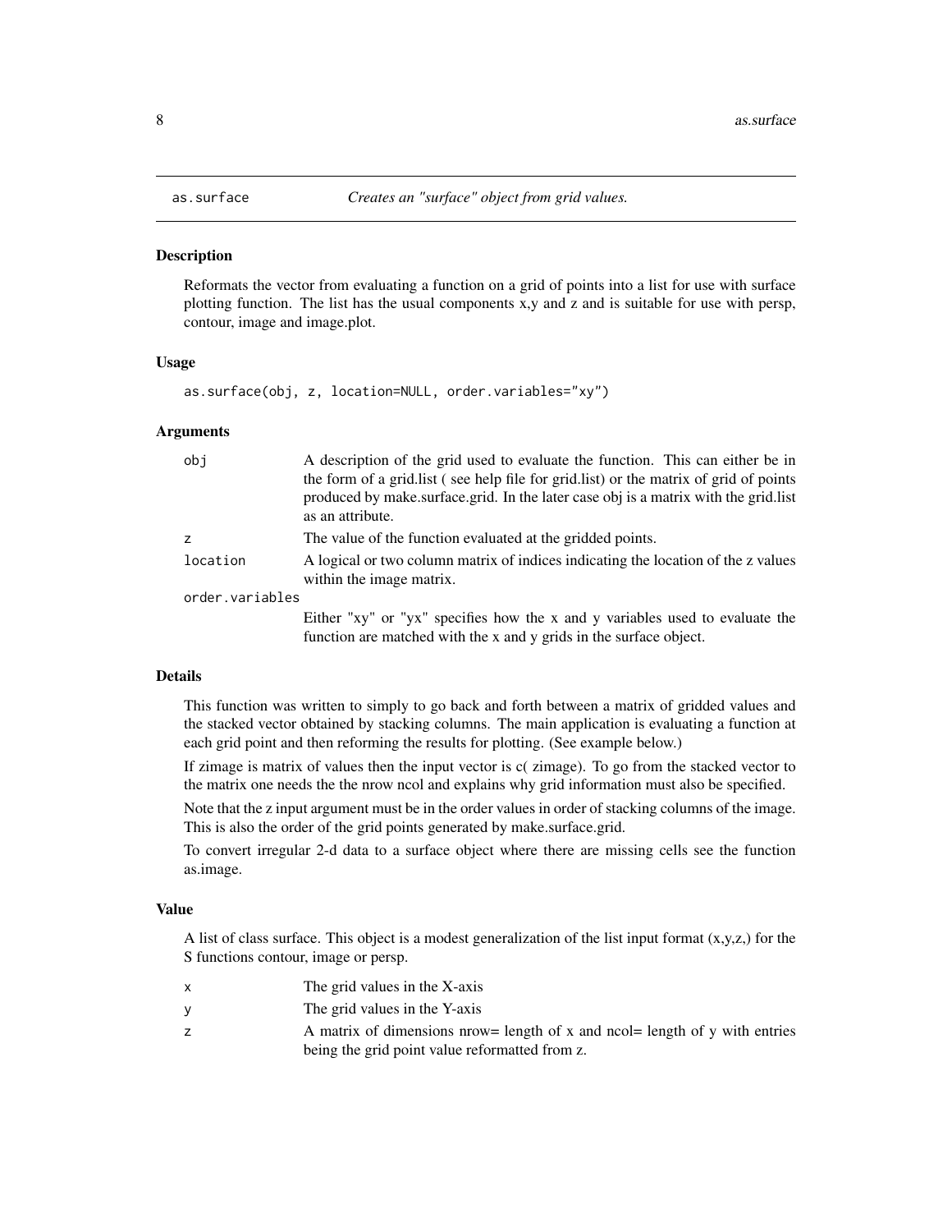# as.surface — *Creates an "surface" object from grid values.*

## Description

Reformats the vector from evaluating a function on a grid of points into a list for use with surface plotting function. The list has the usual components x,y and z and is suitable for use with persp, contour, image and image.plot.

## Usage

```
as.surface(obj, z, location=NULL, order.variables="xy")
```

## Arguments

| | |
|---|---|
| `obj` | A description of the grid used to evaluate the function. This can either be in the form of a grid.list ( see help file for grid.list) or the matrix of grid of points produced by make.surface.grid. In the later case obj is a matrix with the grid.list as an attribute. |
| `z` | The value of the function evaluated at the gridded points. |
| `location` | A logical or two column matrix of indices indicating the location of the z values within the image matrix. |
| `order.variables` | Either "xy" or "yx" specifies how the x and y variables used to evaluate the function are matched with the x and y grids in the surface object. |

## Details

This function was written to simply to go back and forth between a matrix of gridded values and the stacked vector obtained by stacking columns. The main application is evaluating a function at each grid point and then reforming the results for plotting. (See example below.)

If zimage is matrix of values then the input vector is c( zimage). To go from the stacked vector to the matrix one needs the the nrow ncol and explains why grid information must also be specified.

Note that the z input argument must be in the order values in order of stacking columns of the image. This is also the order of the grid points generated by make.surface.grid.

To convert irregular 2-d data to a surface object where there are missing cells see the function as.image.

## Value

A list of class surface. This object is a modest generalization of the list input format (x,y,z,) for the S functions contour, image or persp.

| | |
|---|---|
| `x` | The grid values in the X-axis |
| `y` | The grid values in the Y-axis |
| `z` | A matrix of dimensions nrow= length of x and ncol= length of y with entries being the grid point value reformatted from z. |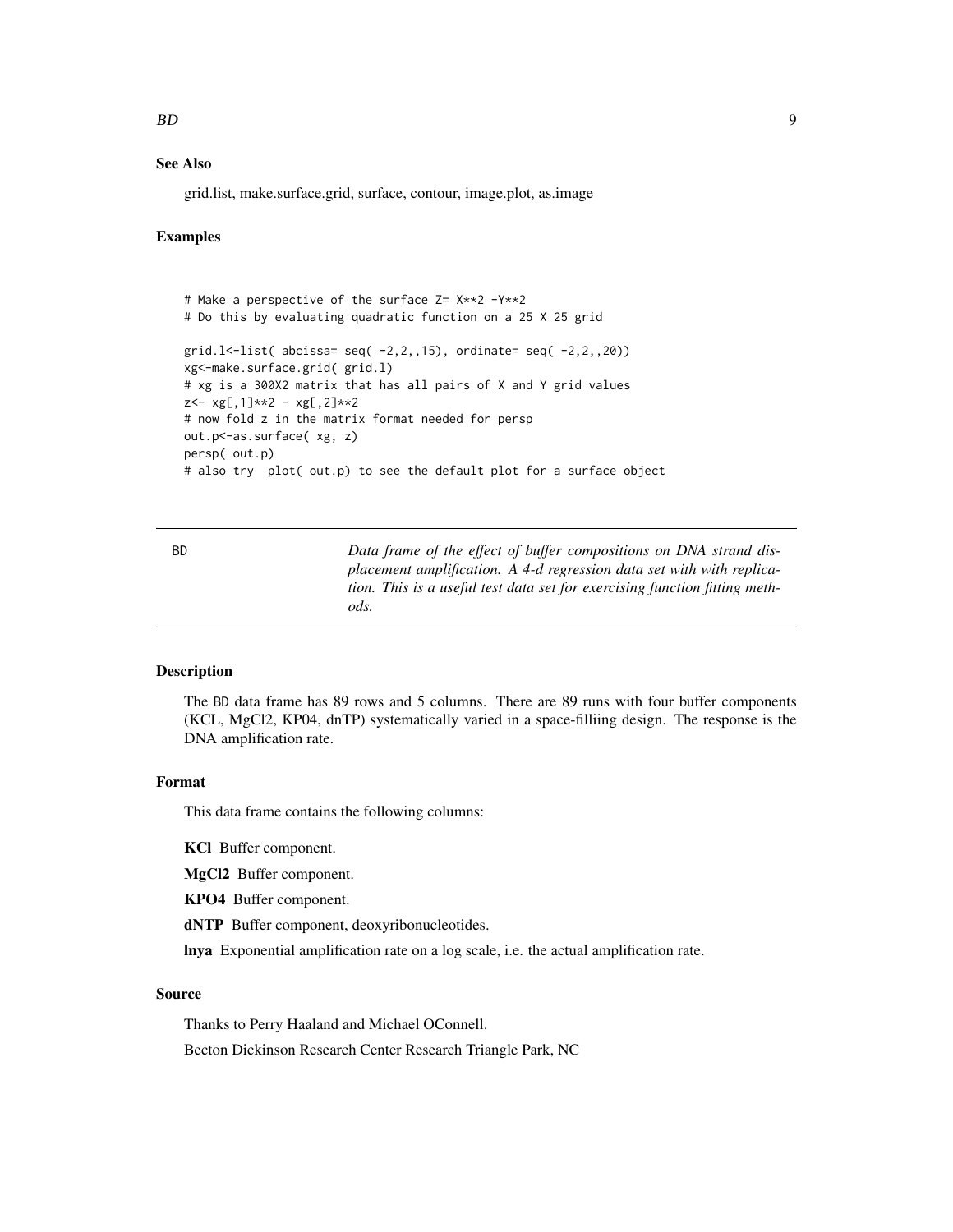## See Also

grid.list, make.surface.grid, surface, contour, image.plot, as.image

## Examples

```
# Make a perspective of the surface Z= X**2 -Y**2
# Do this by evaluating quadratic function on a 25 X 25 grid

grid.l<-list( abcissa= seq( -2,2,,15), ordinate= seq( -2,2,,20))
xg<-make.surface.grid( grid.l)
# xg is a 300X2 matrix that has all pairs of X and Y grid values
z<- xg[,1]**2 - xg[,2]**2
# now fold z in the matrix format needed for persp
out.p<-as.surface( xg, z)
persp( out.p)
# also try  plot( out.p) to see the default plot for a surface object
```

---

# BD — *Data frame of the effect of buffer compositions on DNA strand displacement amplification. A 4-d regression data set with with replication. This is a useful test data set for exercising function fitting methods.*

---

## Description

The BD data frame has 89 rows and 5 columns. There are 89 runs with four buffer components (KCL, MgCl2, KP04, dnTP) systematically varied in a space-filliing design. The response is the DNA amplification rate.

## Format

This data frame contains the following columns:

**KCl** Buffer component.

**MgCl2** Buffer component.

**KPO4** Buffer component.

**dNTP** Buffer component, deoxyribonucleotides.

**lnya** Exponential amplification rate on a log scale, i.e. the actual amplification rate.

## Source

Thanks to Perry Haaland and Michael OConnell.

Becton Dickinson Research Center Research Triangle Park, NC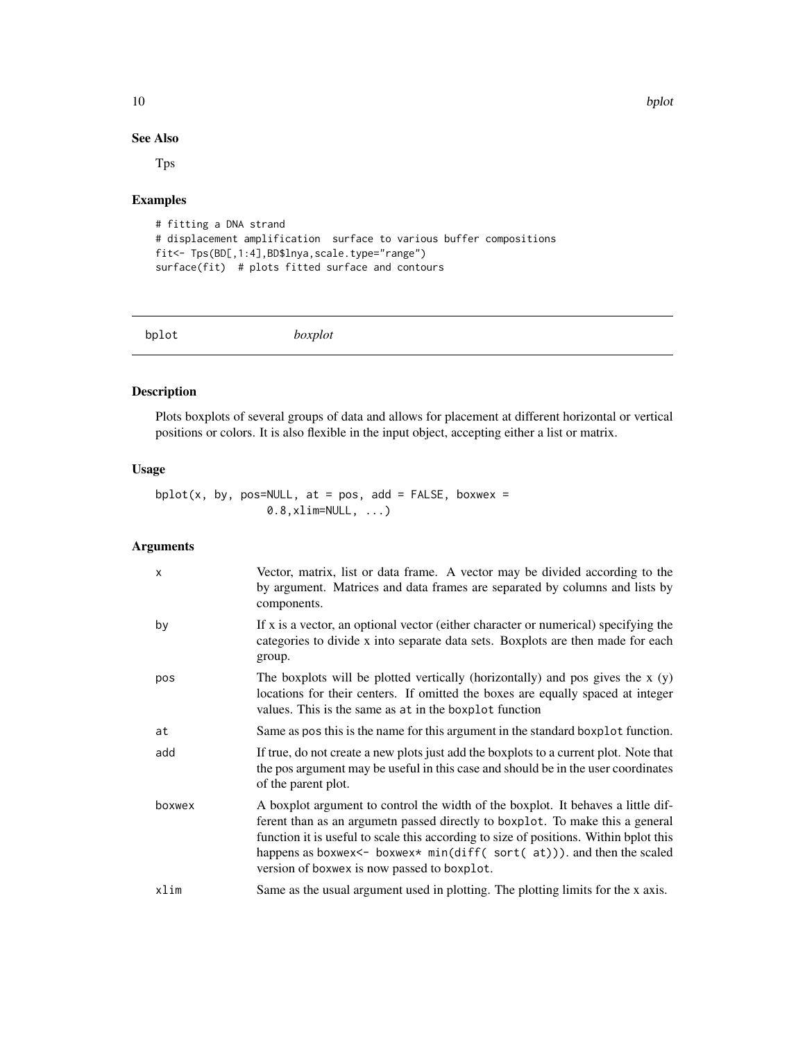## See Also

Tps

## Examples

```
# fitting a DNA strand
# displacement amplification  surface to various buffer compositions
fit<- Tps(BD[,1:4],BD$lnya,scale.type="range")
surface(fit)  # plots fitted surface and contours
```

---

`bplot` *boxplot*

---

## Description

Plots boxplots of several groups of data and allows for placement at different horizontal or vertical positions or colors. It is also flexible in the input object, accepting either a list or matrix.

## Usage

```
bplot(x, by, pos=NULL, at = pos, add = FALSE, boxwex =
                 0.8,xlim=NULL, ...)
```

## Arguments

| | |
|---|---|
| x | Vector, matrix, list or data frame. A vector may be divided according to the by argument. Matrices and data frames are separated by columns and lists by components. |
| by | If x is a vector, an optional vector (either character or numerical) specifying the categories to divide x into separate data sets. Boxplots are then made for each group. |
| pos | The boxplots will be plotted vertically (horizontally) and pos gives the x (y) locations for their centers. If omitted the boxes are equally spaced at integer values. This is the same as `at` in the `boxplot` function |
| at | Same as pos this is the name for this argument in the standard `boxplot` function. |
| add | If true, do not create a new plots just add the boxplots to a current plot. Note that the pos argument may be useful in this case and should be in the user coordinates of the parent plot. |
| boxwex | A boxplot argument to control the width of the boxplot. It behaves a little different than as an argumetn passed directly to `boxplot`. To make this a general function it is useful to scale this according to size of positions. Within bplot this happens as `boxwex<- boxwex* min(diff( sort( at)))`. and then the scaled version of `boxwex` is now passed to `boxplot`. |
| xlim | Same as the usual argument used in plotting. The plotting limits for the x axis. |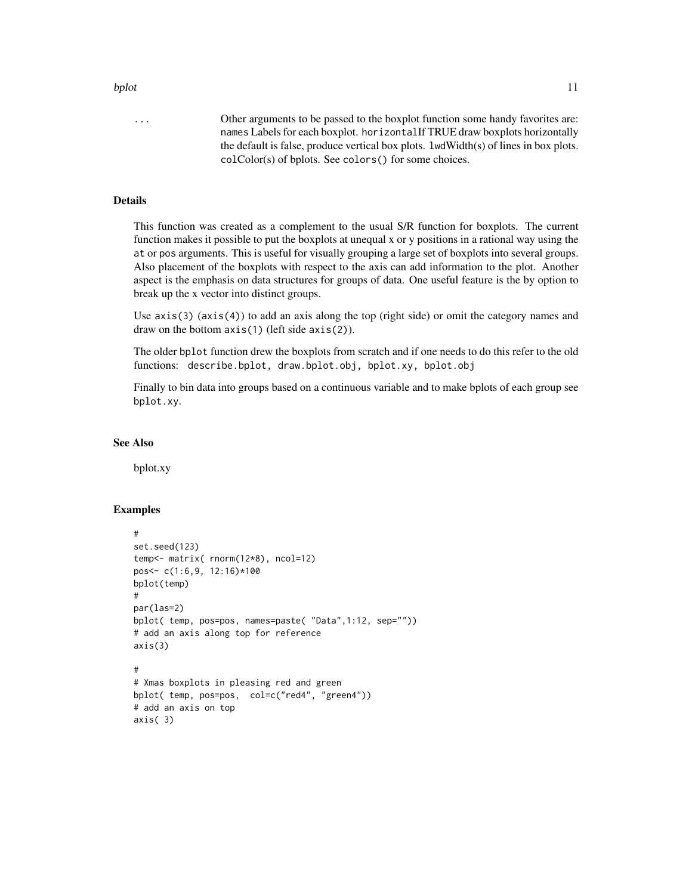`...` Other arguments to be passed to the boxplot function some handy favorites are: `names` Labels for each boxplot. `horizontal`If TRUE draw boxplots horizontally the default is false, produce vertical box plots. `lwd`Width(s) of lines in box plots. `col`Color(s) of bplots. See `colors()` for some choices.

## Details

This function was created as a complement to the usual S/R function for boxplots. The current function makes it possible to put the boxplots at unequal x or y positions in a rational way using the `at` or `pos` arguments. This is useful for visually grouping a large set of boxplots into several groups. Also placement of the boxplots with respect to the axis can add information to the plot. Another aspect is the emphasis on data structures for groups of data. One useful feature is the by option to break up the x vector into distinct groups.

Use `axis(3)` (`axis(4)`) to add an axis along the top (right side) or omit the category names and draw on the bottom `axis(1)` (left side `axis(2)`).

The older `bplot` function drew the boxplots from scratch and if one needs to do this refer to the old functions: `describe.bplot, draw.bplot.obj, bplot.xy, bplot.obj`

Finally to bin data into groups based on a continuous variable and to make bplots of each group see `bplot.xy`.

## See Also

bplot.xy

## Examples

```
#
set.seed(123)
temp<- matrix( rnorm(12*8), ncol=12)
pos<- c(1:6,9, 12:16)*100
bplot(temp)
#
par(las=2)
bplot( temp, pos=pos, names=paste( "Data",1:12, sep=""))
# add an axis along top for reference
axis(3)

#
# Xmas boxplots in pleasing red and green
bplot( temp, pos=pos,  col=c("red4", "green4"))
# add an axis on top
axis( 3)
```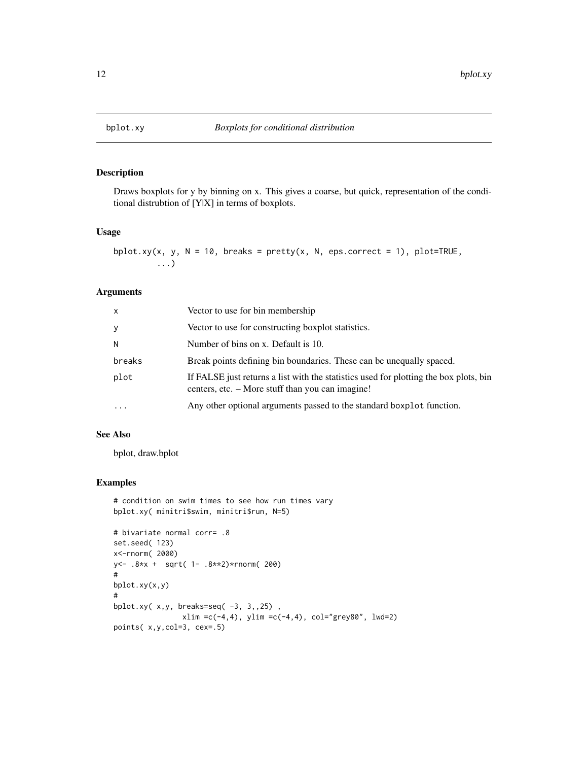# bplot.xy *Boxplots for conditional distribution*

## Description

Draws boxplots for y by binning on x. This gives a coarse, but quick, representation of the conditional distrubtion of [Y|X] in terms of boxplots.

## Usage

```
bplot.xy(x, y, N = 10, breaks = pretty(x, N, eps.correct = 1), plot=TRUE,
         ...)
```

## Arguments

| | |
|---|---|
| x | Vector to use for bin membership |
| y | Vector to use for constructing boxplot statistics. |
| N | Number of bins on x. Default is 10. |
| breaks | Break points defining bin boundaries. These can be unequally spaced. |
| plot | If FALSE just returns a list with the statistics used for plotting the box plots, bin centers, etc. – More stuff than you can imagine! |
| ... | Any other optional arguments passed to the standard boxplot function. |

## See Also

bplot, draw.bplot

## Examples

```
# condition on swim times to see how run times vary
bplot.xy( minitri$swim, minitri$run, N=5)

# bivariate normal corr= .8
set.seed( 123)
x<-rnorm( 2000)
y<- .8*x +  sqrt( 1- .8**2)*rnorm( 200)
#
bplot.xy(x,y)
#
bplot.xy( x,y, breaks=seq( -3, 3,,25) ,
               xlim =c(-4,4), ylim =c(-4,4), col="grey80", lwd=2)
points( x,y,col=3, cex=.5)
```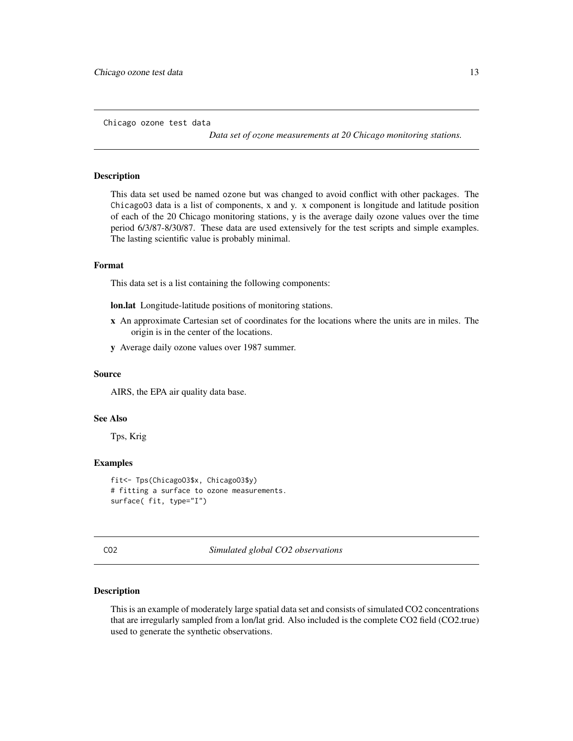Chicago ozone test data *Data set of ozone measurements at 20 Chicago monitoring stations.*

### Description

This data set used be named ozone but was changed to avoid conflict with other packages. The ChicagoO3 data is a list of components, x and y. x component is longitude and latitude position of each of the 20 Chicago monitoring stations, y is the average daily ozone values over the time period 6/3/87-8/30/87. These data are used extensively for the test scripts and simple examples. The lasting scientific value is probably minimal.

### Format

This data set is a list containing the following components:

**lon.lat** Longitude-latitude positions of monitoring stations.

**x** An approximate Cartesian set of coordinates for the locations where the units are in miles. The origin is in the center of the locations.

**y** Average daily ozone values over 1987 summer.

### Source

AIRS, the EPA air quality data base.

### See Also

Tps, Krig

### Examples

```
fit<- Tps(ChicagoO3$x, ChicagoO3$y)
# fitting a surface to ozone measurements.
surface( fit, type="I")
```

---

CO2 *Simulated global CO2 observations*

### Description

This is an example of moderately large spatial data set and consists of simulated CO2 concentrations that are irregularly sampled from a lon/lat grid. Also included is the complete CO2 field (CO2.true) used to generate the synthetic observations.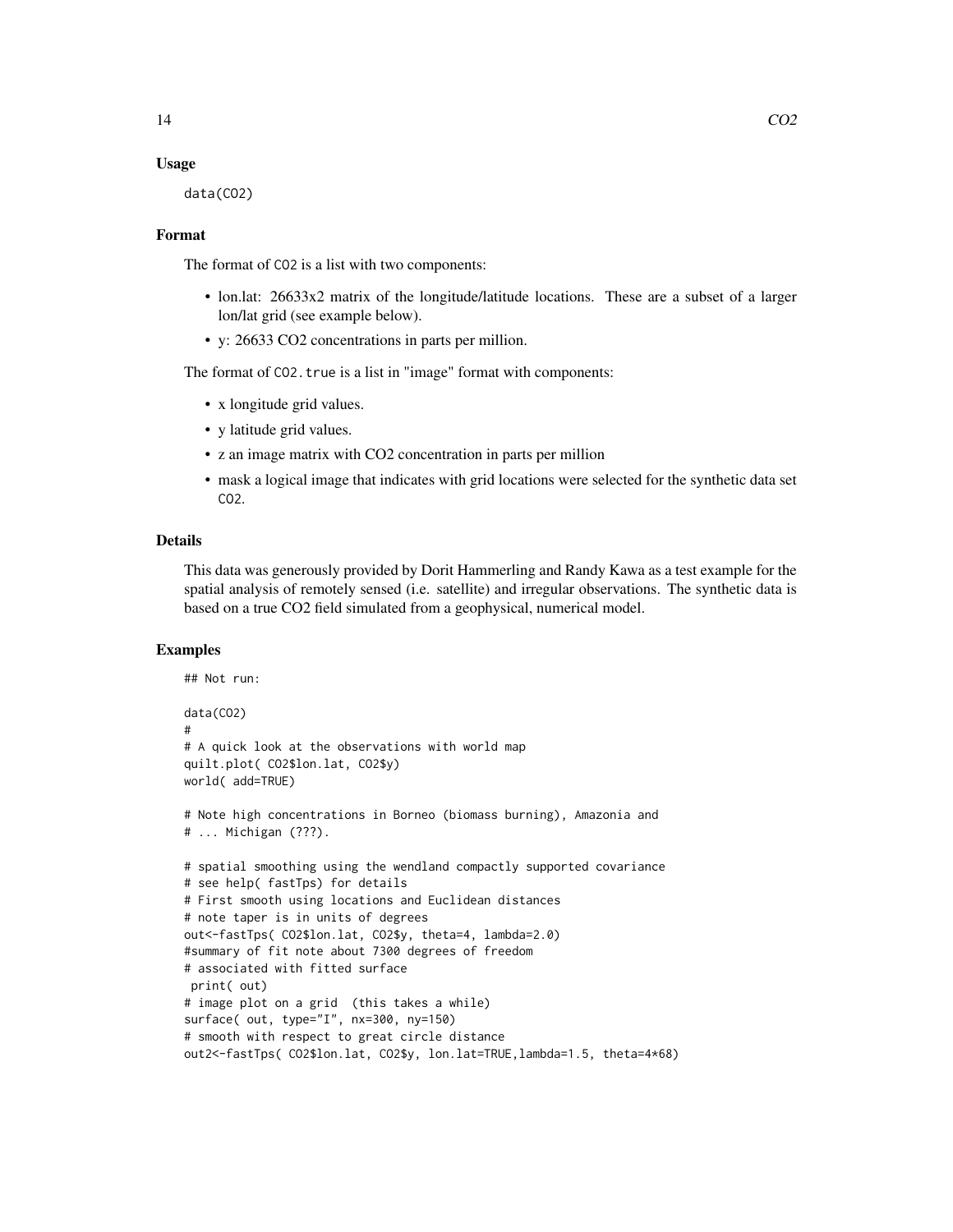### Usage

```
data(CO2)
```

### Format

The format of CO2 is a list with two components:

- lon.lat: 26633x2 matrix of the longitude/latitude locations. These are a subset of a larger lon/lat grid (see example below).
- y: 26633 CO2 concentrations in parts per million.

The format of CO2.true is a list in "image" format with components:

- x longitude grid values.
- y latitude grid values.
- z an image matrix with CO2 concentration in parts per million
- mask a logical image that indicates with grid locations were selected for the synthetic data set CO2.

### Details

This data was generously provided by Dorit Hammerling and Randy Kawa as a test example for the spatial analysis of remotely sensed (i.e. satellite) and irregular observations. The synthetic data is based on a true CO2 field simulated from a geophysical, numerical model.

### Examples

```
## Not run:

data(CO2)
#
# A quick look at the observations with world map
quilt.plot( CO2$lon.lat, CO2$y)
world( add=TRUE)

# Note high concentrations in Borneo (biomass burning), Amazonia and
# ... Michigan (???).

# spatial smoothing using the wendland compactly supported covariance
# see help( fastTps) for details
# First smooth using locations and Euclidean distances
# note taper is in units of degrees
out<-fastTps( CO2$lon.lat, CO2$y, theta=4, lambda=2.0)
#summary of fit note about 7300 degrees of freedom
# associated with fitted surface
 print( out)
# image plot on a grid  (this takes a while)
surface( out, type="I", nx=300, ny=150)
# smooth with respect to great circle distance
out2<-fastTps( CO2$lon.lat, CO2$y, lon.lat=TRUE,lambda=1.5, theta=4*68)
```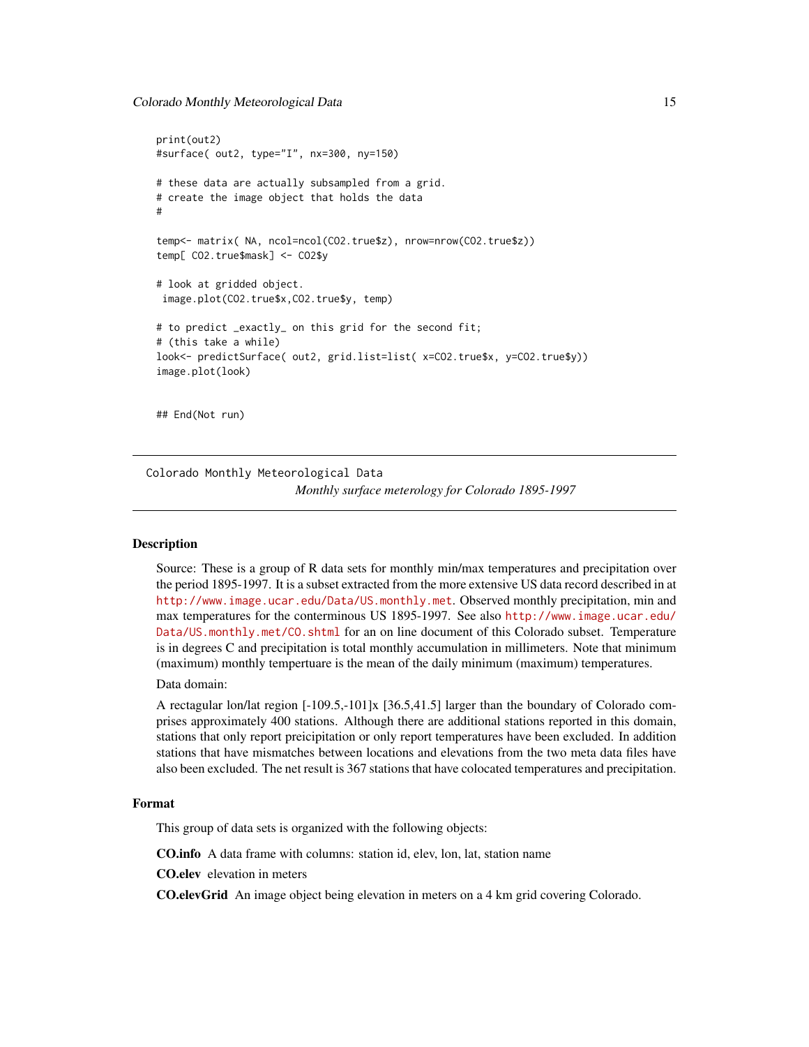```
print(out2)
#surface( out2, type="I", nx=300, ny=150)

# these data are actually subsampled from a grid.
# create the image object that holds the data
#

temp<- matrix( NA, ncol=ncol(CO2.true$z), nrow=nrow(CO2.true$z))
temp[ CO2.true$mask] <- CO2$y

# look at gridded object.
 image.plot(CO2.true$x,CO2.true$y, temp)

# to predict _exactly_ on this grid for the second fit;
# (this take a while)
look<- predictSurface( out2, grid.list=list( x=CO2.true$x, y=CO2.true$y))
image.plot(look)


## End(Not run)
```

---

`Colorado Monthly Meteorological Data`
*Monthly surface meterology for Colorado 1895-1997*

---

## Description

Source: These is a group of R data sets for monthly min/max temperatures and precipitation over the period 1895-1997. It is a subset extracted from the more extensive US data record described in at http://www.image.ucar.edu/Data/US.monthly.met. Observed monthly precipitation, min and max temperatures for the conterminous US 1895-1997. See also http://www.image.ucar.edu/Data/US.monthly.met/CO.shtml for an on line document of this Colorado subset. Temperature is in degrees C and precipitation is total monthly accumulation in millimeters. Note that minimum (maximum) monthly tempertuare is the mean of the daily minimum (maximum) temperatures.

Data domain:

A rectagular lon/lat region [-109.5,-101]x [36.5,41.5] larger than the boundary of Colorado comprises approximately 400 stations. Although there are additional stations reported in this domain, stations that only report preicipitation or only report temperatures have been excluded. In addition stations that have mismatches between locations and elevations from the two meta data files have also been excluded. The net result is 367 stations that have colocated temperatures and precipitation.

## Format

This group of data sets is organized with the following objects:

**CO.info** A data frame with columns: station id, elev, lon, lat, station name

**CO.elev** elevation in meters

**CO.elevGrid** An image object being elevation in meters on a 4 km grid covering Colorado.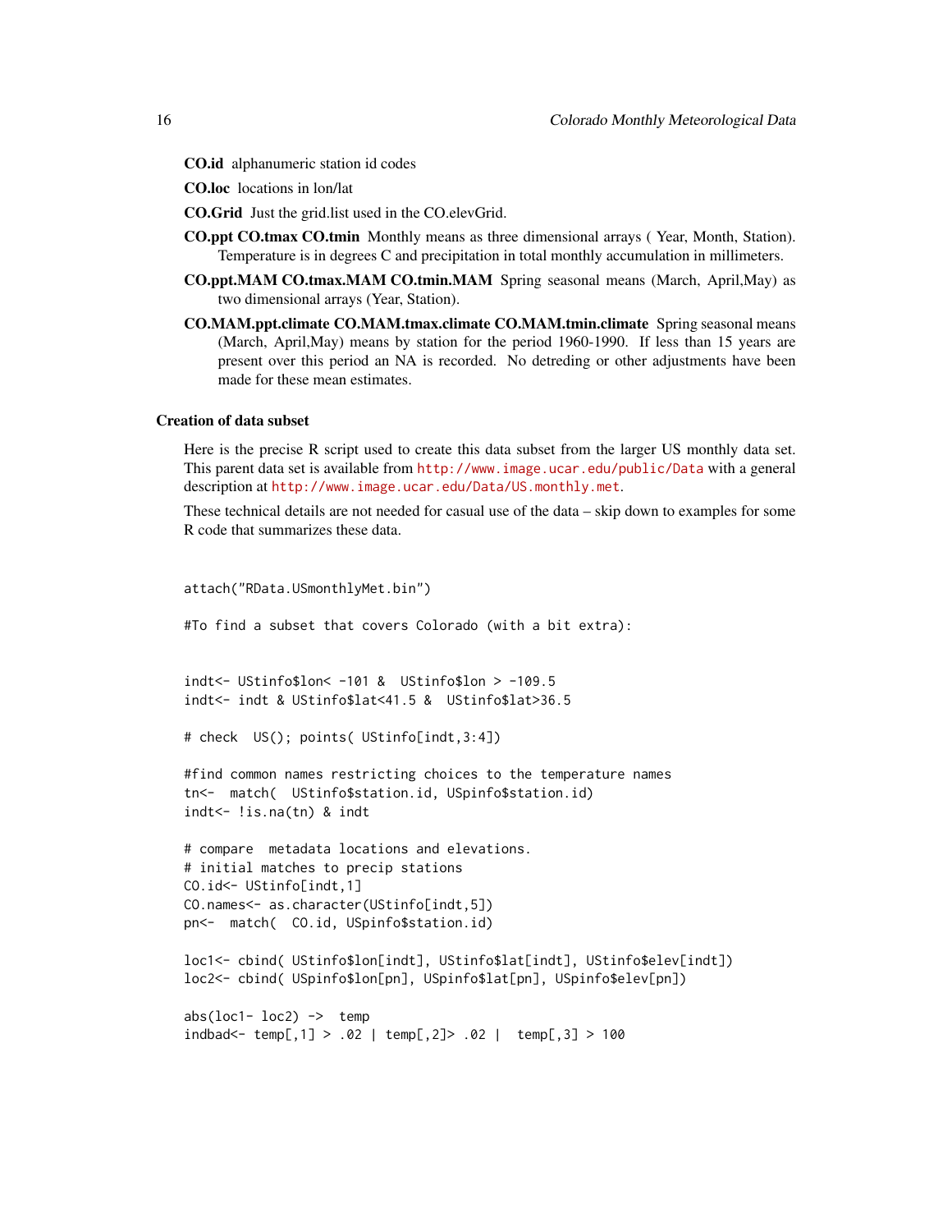**CO.id** alphanumeric station id codes

**CO.loc** locations in lon/lat

**CO.Grid** Just the grid.list used in the CO.elevGrid.

**CO.ppt CO.tmax CO.tmin** Monthly means as three dimensional arrays ( Year, Month, Station). Temperature is in degrees C and precipitation in total monthly accumulation in millimeters.

**CO.ppt.MAM CO.tmax.MAM CO.tmin.MAM** Spring seasonal means (March, April,May) as two dimensional arrays (Year, Station).

**CO.MAM.ppt.climate CO.MAM.tmax.climate CO.MAM.tmin.climate** Spring seasonal means (March, April,May) means by station for the period 1960-1990. If less than 15 years are present over this period an NA is recorded. No detreding or other adjustments have been made for these mean estimates.

### Creation of data subset

Here is the precise R script used to create this data subset from the larger US monthly data set. This parent data set is available from http://www.image.ucar.edu/public/Data with a general description at http://www.image.ucar.edu/Data/US.monthly.met.

These technical details are not needed for casual use of the data – skip down to examples for some R code that summarizes these data.

```
attach("RData.USmonthlyMet.bin")

#To find a subset that covers Colorado (with a bit extra):


indt<- UStinfo$lon< -101 &  UStinfo$lon > -109.5
indt<- indt & UStinfo$lat<41.5 &  UStinfo$lat>36.5

# check  US(); points( UStinfo[indt,3:4])

#find common names restricting choices to the temperature names
tn<-  match(  UStinfo$station.id, USpinfo$station.id)
indt<- !is.na(tn) & indt

# compare  metadata locations and elevations.
# initial matches to precip stations
CO.id<- UStinfo[indt,1]
CO.names<- as.character(UStinfo[indt,5])
pn<-  match(  CO.id, USpinfo$station.id)

loc1<- cbind( UStinfo$lon[indt], UStinfo$lat[indt], UStinfo$elev[indt])
loc2<- cbind( USpinfo$lon[pn], USpinfo$lat[pn], USpinfo$elev[pn])

abs(loc1- loc2) ->  temp
indbad<- temp[,1] > .02 | temp[,2]> .02 |  temp[,3] > 100
```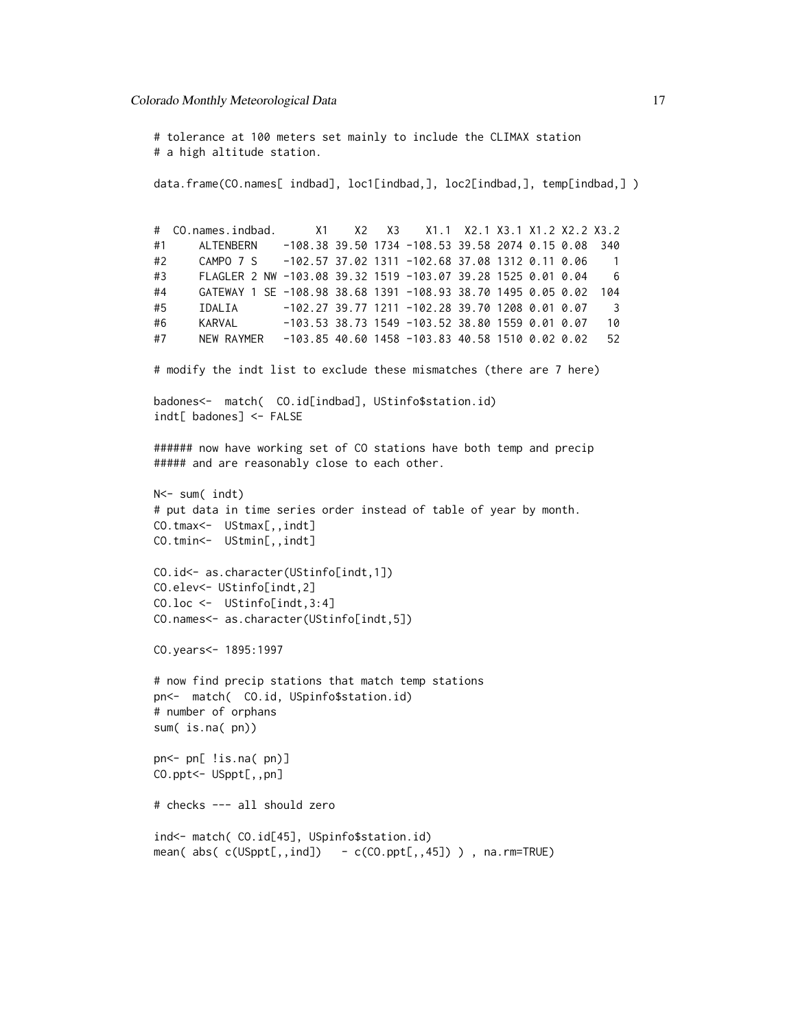```
# tolerance at 100 meters set mainly to include the CLIMAX station
# a high altitude station.

data.frame(CO.names[ indbad], loc1[indbad,], loc2[indbad,], temp[indbad,] )


#  CO.names.indbad.      X1    X2   X3    X1.1  X2.1 X3.1 X1.2 X2.2 X3.2
#1     ALTENBERN    -108.38 39.50 1734 -108.53 39.58 2074 0.15 0.08  340
#2     CAMPO 7 S    -102.57 37.02 1311 -102.68 37.08 1312 0.11 0.06    1
#3     FLAGLER 2 NW -103.08 39.32 1519 -103.07 39.28 1525 0.01 0.04    6
#4     GATEWAY 1 SE -108.98 38.68 1391 -108.93 38.70 1495 0.05 0.02  104
#5     IDALIA       -102.27 39.77 1211 -102.28 39.70 1208 0.01 0.07    3
#6     KARVAL       -103.53 38.73 1549 -103.52 38.80 1559 0.01 0.07   10
#7     NEW RAYMER   -103.85 40.60 1458 -103.83 40.58 1510 0.02 0.02   52

# modify the indt list to exclude these mismatches (there are 7 here)

badones<-  match(  CO.id[indbad], UStinfo$station.id)
indt[ badones] <- FALSE

###### now have working set of CO stations have both temp and precip
##### and are reasonably close to each other.

N<- sum( indt)
# put data in time series order instead of table of year by month.
CO.tmax<-  UStmax[,,indt]
CO.tmin<-  UStmin[,,indt]

CO.id<- as.character(UStinfo[indt,1])
CO.elev<- UStinfo[indt,2]
CO.loc <-  UStinfo[indt,3:4]
CO.names<- as.character(UStinfo[indt,5])

CO.years<- 1895:1997

# now find precip stations that match temp stations
pn<-  match(  CO.id, USpinfo$station.id)
# number of orphans
sum( is.na( pn))

pn<- pn[ !is.na( pn)]
CO.ppt<- USppt[,,pn]

# checks --- all should zero

ind<- match( CO.id[45], USpinfo$station.id)
mean( abs( c(USppt[,,ind])   - c(CO.ppt[,,45]) ) , na.rm=TRUE)
```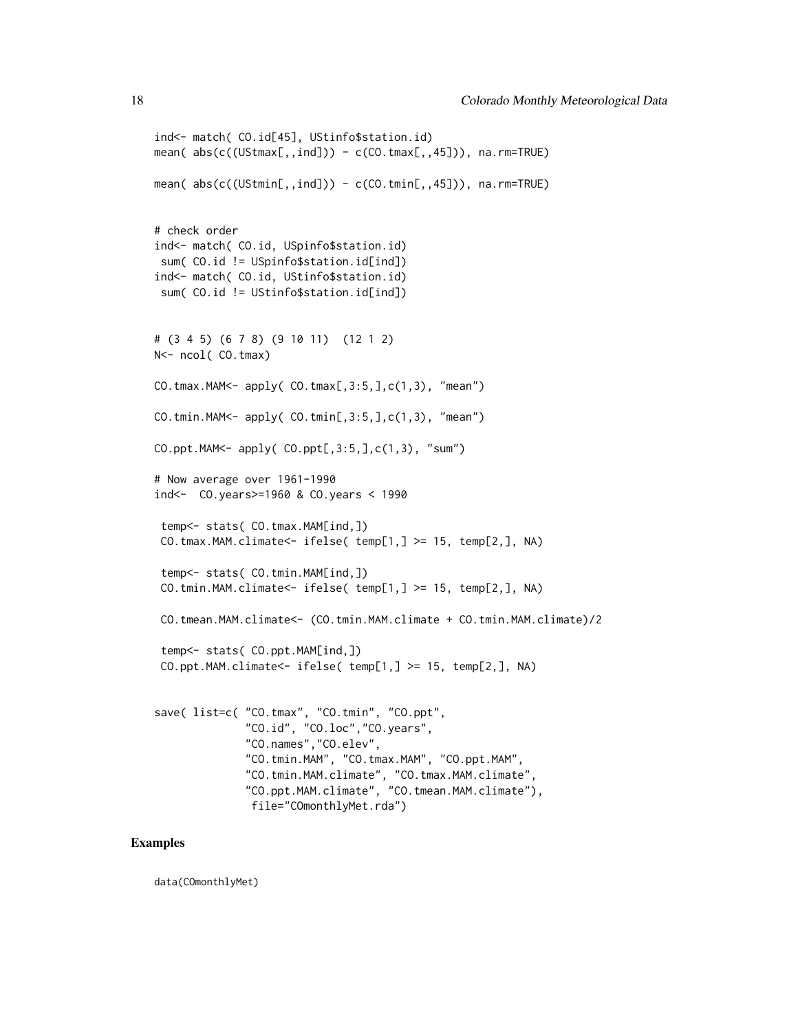```
ind<- match( CO.id[45], UStinfo$station.id)
mean( abs(c((UStmax[,,ind])) - c(CO.tmax[,,45])), na.rm=TRUE)

mean( abs(c((UStmin[,,ind])) - c(CO.tmin[,,45])), na.rm=TRUE)


# check order
ind<- match( CO.id, USpinfo$station.id)
 sum( CO.id != USpinfo$station.id[ind])
ind<- match( CO.id, UStinfo$station.id)
 sum( CO.id != UStinfo$station.id[ind])


# (3 4 5) (6 7 8) (9 10 11)  (12 1 2)
N<- ncol( CO.tmax)

CO.tmax.MAM<- apply( CO.tmax[,3:5,],c(1,3), "mean")

CO.tmin.MAM<- apply( CO.tmin[,3:5,],c(1,3), "mean")

CO.ppt.MAM<- apply( CO.ppt[,3:5,],c(1,3), "sum")

# Now average over 1961-1990
ind<-  CO.years>=1960 & CO.years < 1990

 temp<- stats( CO.tmax.MAM[ind,])
 CO.tmax.MAM.climate<- ifelse( temp[1,] >= 15, temp[2,], NA)

 temp<- stats( CO.tmin.MAM[ind,])
 CO.tmin.MAM.climate<- ifelse( temp[1,] >= 15, temp[2,], NA)

 CO.tmean.MAM.climate<- (CO.tmin.MAM.climate + CO.tmin.MAM.climate)/2

 temp<- stats( CO.ppt.MAM[ind,])
 CO.ppt.MAM.climate<- ifelse( temp[1,] >= 15, temp[2,], NA)


save( list=c( "CO.tmax", "CO.tmin", "CO.ppt",
              "CO.id", "CO.loc","CO.years",
              "CO.names","CO.elev",
              "CO.tmin.MAM", "CO.tmax.MAM", "CO.ppt.MAM",
              "CO.tmin.MAM.climate", "CO.tmax.MAM.climate",
              "CO.ppt.MAM.climate", "CO.tmean.MAM.climate"),
               file="COmonthlyMet.rda")
```

## Examples

```
data(COmonthlyMet)
```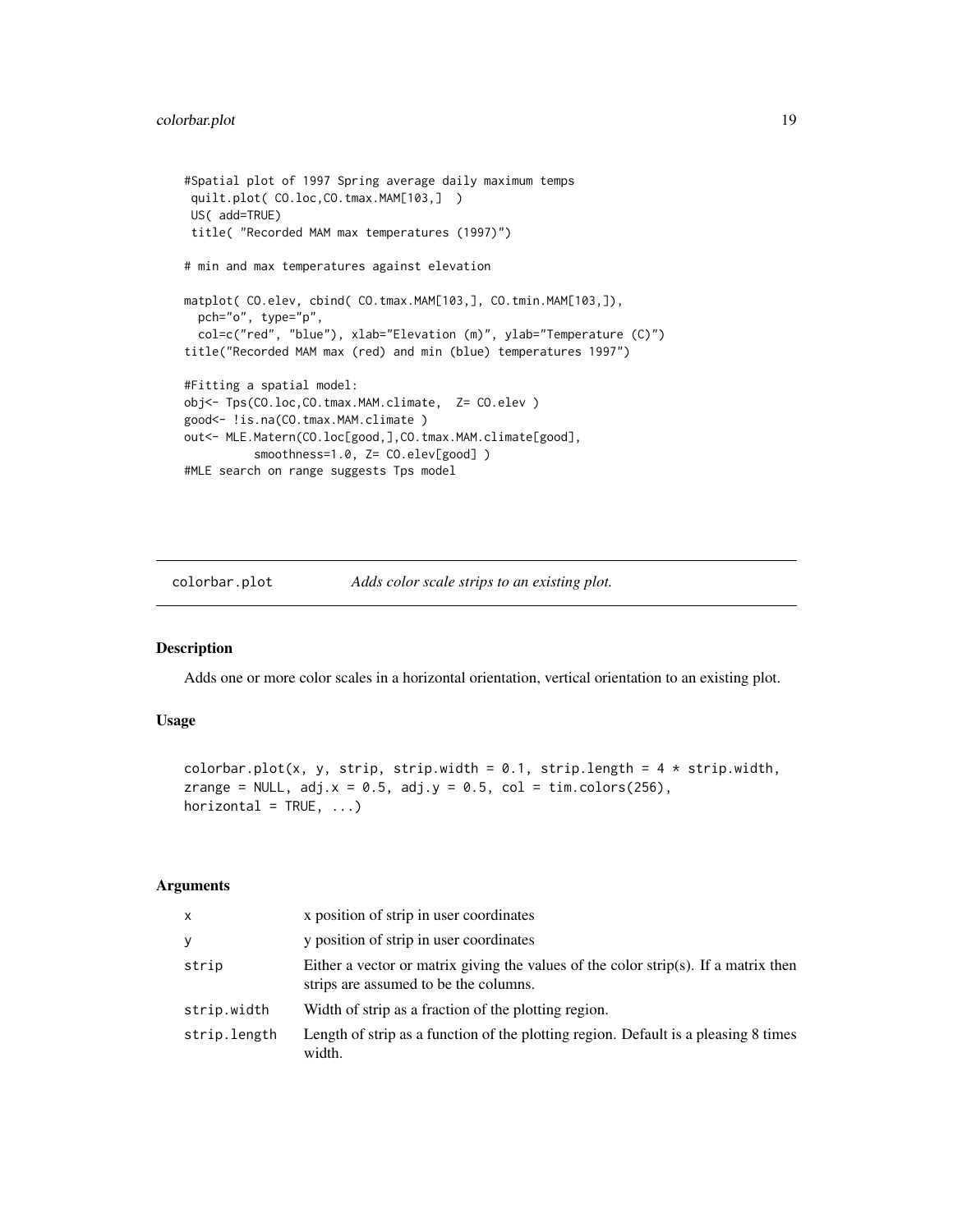```
#Spatial plot of 1997 Spring average daily maximum temps
 quilt.plot( CO.loc,CO.tmax.MAM[103,]  )
 US( add=TRUE)
 title( "Recorded MAM max temperatures (1997)")

# min and max temperatures against elevation

matplot( CO.elev, cbind( CO.tmax.MAM[103,], CO.tmin.MAM[103,]),
  pch="o", type="p",
  col=c("red", "blue"), xlab="Elevation (m)", ylab="Temperature (C)")
title("Recorded MAM max (red) and min (blue) temperatures 1997")

#Fitting a spatial model:
obj<- Tps(CO.loc,CO.tmax.MAM.climate,  Z= CO.elev )
good<- !is.na(CO.tmax.MAM.climate )
out<- MLE.Matern(CO.loc[good,],CO.tmax.MAM.climate[good],
          smoothness=1.0, Z= CO.elev[good] )
#MLE search on range suggests Tps model
```

---

`colorbar.plot` *Adds color scale strips to an existing plot.*

---

### Description

Adds one or more color scales in a horizontal orientation, vertical orientation to an existing plot.

### Usage

```
colorbar.plot(x, y, strip, strip.width = 0.1, strip.length = 4 * strip.width,
zrange = NULL, adj.x = 0.5, adj.y = 0.5, col = tim.colors(256),
horizontal = TRUE, ...)
```

### Arguments

| | |
|---|---|
| `x` | x position of strip in user coordinates |
| `y` | y position of strip in user coordinates |
| `strip` | Either a vector or matrix giving the values of the color strip(s). If a matrix then strips are assumed to be the columns. |
| `strip.width` | Width of strip as a fraction of the plotting region. |
| `strip.length` | Length of strip as a function of the plotting region. Default is a pleasing 8 times width. |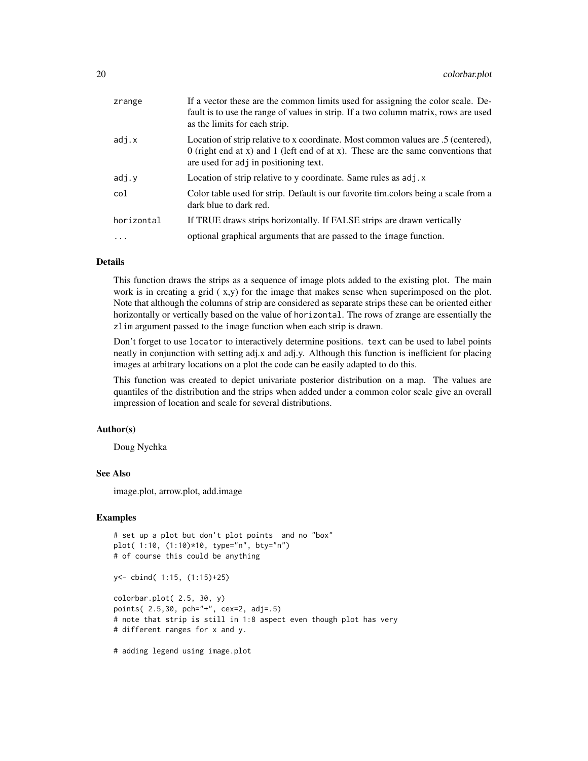| | |
|---|---|
| zrange | If a vector these are the common limits used for assigning the color scale. Default is to use the range of values in strip. If a two column matrix, rows are used as the limits for each strip. |
| adj.x | Location of strip relative to x coordinate. Most common values are .5 (centered), 0 (right end at x) and 1 (left end of at x). These are the same conventions that are used for adj in positioning text. |
| adj.y | Location of strip relative to y coordinate. Same rules as adj.x |
| col | Color table used for strip. Default is our favorite tim.colors being a scale from a dark blue to dark red. |
| horizontal | If TRUE draws strips horizontally. If FALSE strips are drawn vertically |
| ... | optional graphical arguments that are passed to the image function. |

## Details

This function draws the strips as a sequence of image plots added to the existing plot. The main work is in creating a grid ( x,y) for the image that makes sense when superimposed on the plot. Note that although the columns of strip are considered as separate strips these can be oriented either horizontally or vertically based on the value of horizontal. The rows of zrange are essentially the zlim argument passed to the image function when each strip is drawn.

Don't forget to use locator to interactively determine positions. text can be used to label points neatly in conjunction with setting adj.x and adj.y. Although this function is inefficient for placing images at arbitrary locations on a plot the code can be easily adapted to do this.

This function was created to depict univariate posterior distribution on a map. The values are quantiles of the distribution and the strips when added under a common color scale give an overall impression of location and scale for several distributions.

## Author(s)

Doug Nychka

## See Also

image.plot, arrow.plot, add.image

## Examples

```
# set up a plot but don't plot points  and no "box"
plot( 1:10, (1:10)*10, type="n", bty="n")
# of course this could be anything

y<- cbind( 1:15, (1:15)+25)

colorbar.plot( 2.5, 30, y)
points( 2.5,30, pch="+", cex=2, adj=.5)
# note that strip is still in 1:8 aspect even though plot has very
# different ranges for x and y.

# adding legend using image.plot
```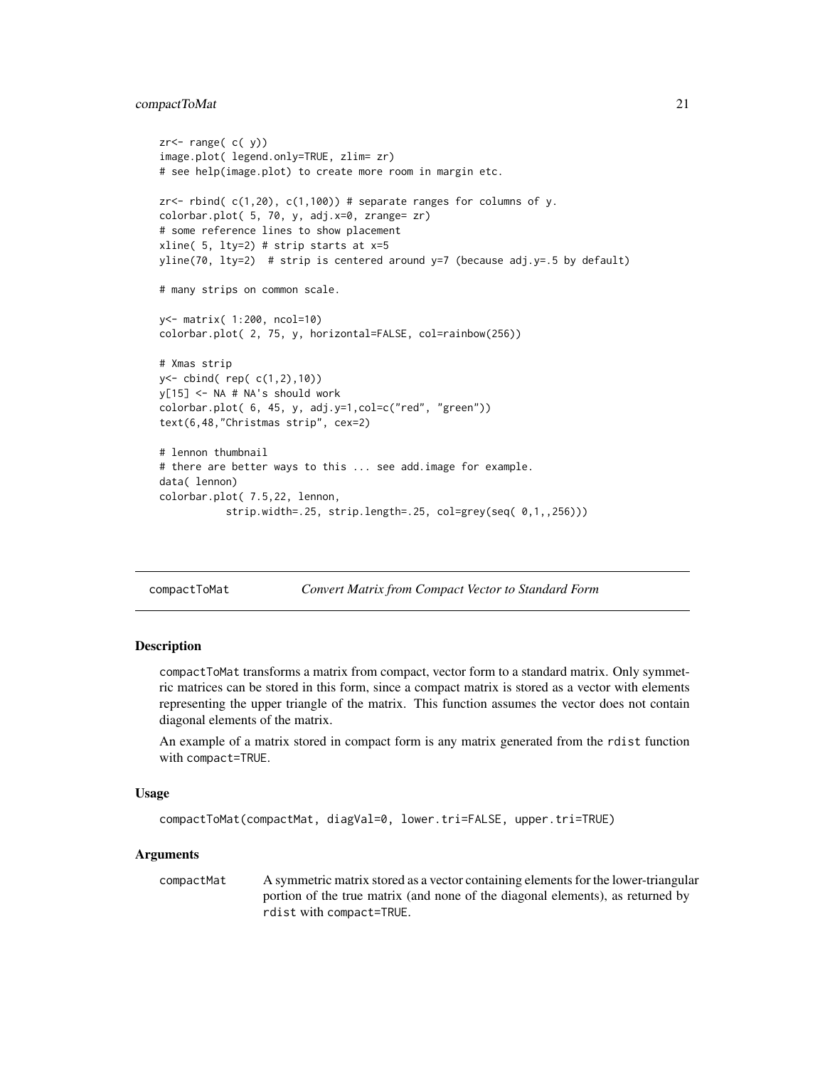```
zr<- range( c( y))
image.plot( legend.only=TRUE, zlim= zr)
# see help(image.plot) to create more room in margin etc.

zr<- rbind( c(1,20), c(1,100)) # separate ranges for columns of y.
colorbar.plot( 5, 70, y, adj.x=0, zrange= zr)
# some reference lines to show placement
xline( 5, lty=2) # strip starts at x=5
yline(70, lty=2)  # strip is centered around y=7 (because adj.y=.5 by default)

# many strips on common scale.

y<- matrix( 1:200, ncol=10)
colorbar.plot( 2, 75, y, horizontal=FALSE, col=rainbow(256))

# Xmas strip
y<- cbind( rep( c(1,2),10))
y[15] <- NA # NA's should work
colorbar.plot( 6, 45, y, adj.y=1,col=c("red", "green"))
text(6,48,"Christmas strip", cex=2)

# lennon thumbnail
# there are better ways to this ... see add.image for example.
data( lennon)
colorbar.plot( 7.5,22, lennon,
           strip.width=.25, strip.length=.25, col=grey(seq( 0,1,,256)))
```

---

## compactToMat — *Convert Matrix from Compact Vector to Standard Form*

### Description

compactToMat transforms a matrix from compact, vector form to a standard matrix. Only symmetric matrices can be stored in this form, since a compact matrix is stored as a vector with elements representing the upper triangle of the matrix. This function assumes the vector does not contain diagonal elements of the matrix.

An example of a matrix stored in compact form is any matrix generated from the rdist function with compact=TRUE.

### Usage

```
compactToMat(compactMat, diagVal=0, lower.tri=FALSE, upper.tri=TRUE)
```

### Arguments

compactMat — A symmetric matrix stored as a vector containing elements for the lower-triangular portion of the true matrix (and none of the diagonal elements), as returned by rdist with compact=TRUE.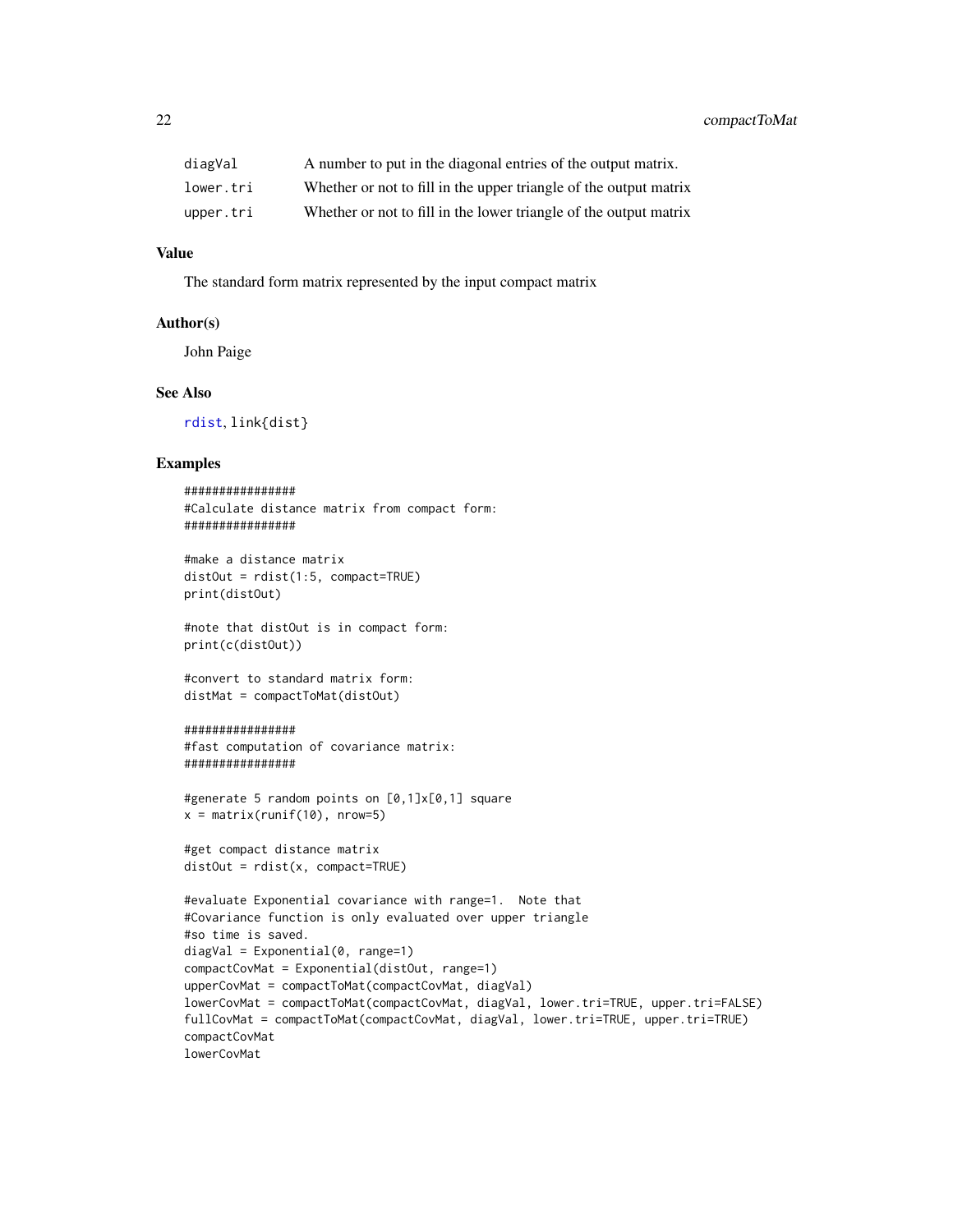| | |
|---|---|
| diagVal | A number to put in the diagonal entries of the output matrix. |
| lower.tri | Whether or not to fill in the upper triangle of the output matrix |
| upper.tri | Whether or not to fill in the lower triangle of the output matrix |

## Value

The standard form matrix represented by the input compact matrix

## Author(s)

John Paige

## See Also

rdist, link{dist}

## Examples

```
################
#Calculate distance matrix from compact form:
################

#make a distance matrix
distOut = rdist(1:5, compact=TRUE)
print(distOut)

#note that distOut is in compact form:
print(c(distOut))

#convert to standard matrix form:
distMat = compactToMat(distOut)

################
#fast computation of covariance matrix:
################

#generate 5 random points on [0,1]x[0,1] square
x = matrix(runif(10), nrow=5)

#get compact distance matrix
distOut = rdist(x, compact=TRUE)

#evaluate Exponential covariance with range=1.  Note that
#Covariance function is only evaluated over upper triangle
#so time is saved.
diagVal = Exponential(0, range=1)
compactCovMat = Exponential(distOut, range=1)
upperCovMat = compactToMat(compactCovMat, diagVal)
lowerCovMat = compactToMat(compactCovMat, diagVal, lower.tri=TRUE, upper.tri=FALSE)
fullCovMat = compactToMat(compactCovMat, diagVal, lower.tri=TRUE, upper.tri=TRUE)
compactCovMat
lowerCovMat
```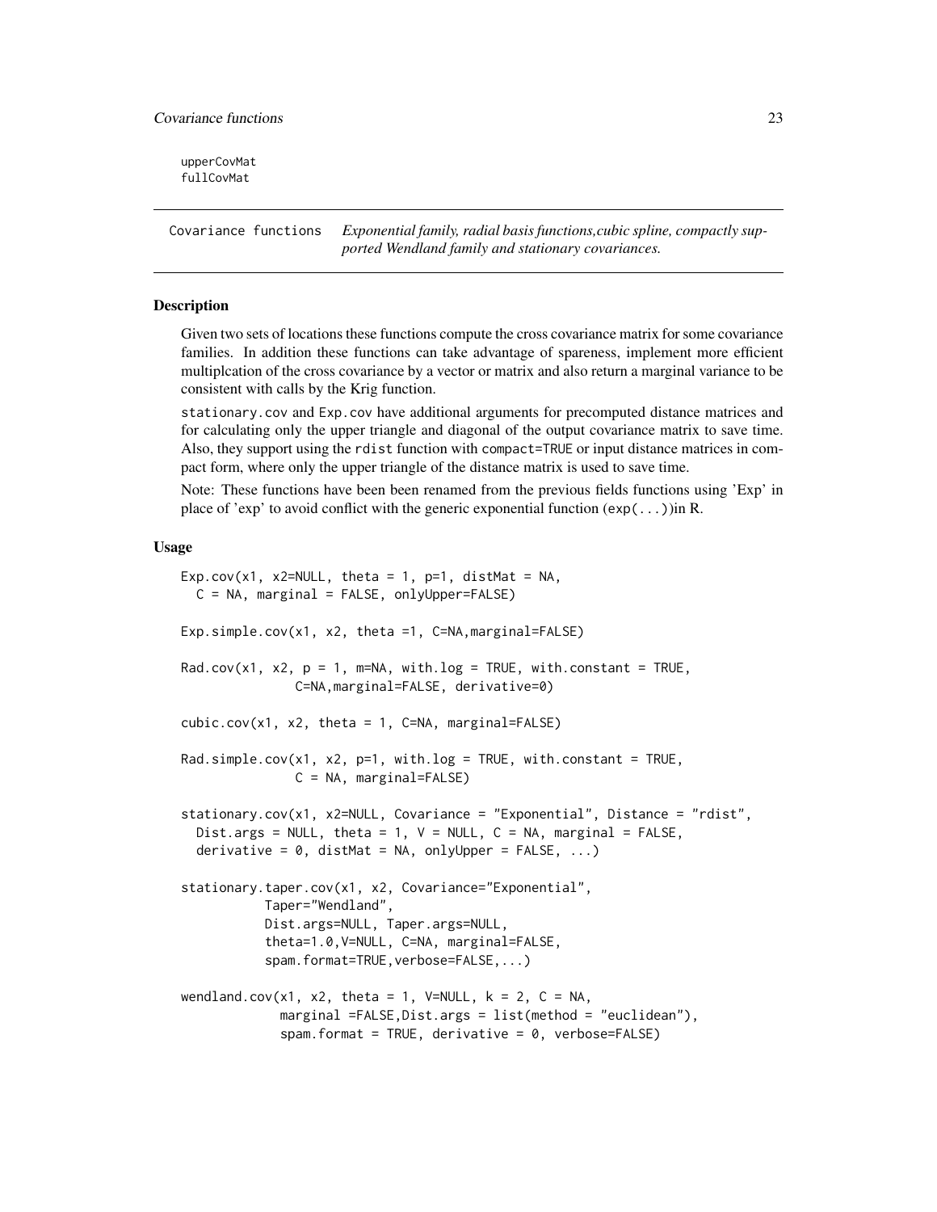```
upperCovMat
fullCovMat
```

---

`Covariance functions` *Exponential family, radial basis functions,cubic spline, compactly supported Wendland family and stationary covariances.*

---

### Description

Given two sets of locations these functions compute the cross covariance matrix for some covariance families. In addition these functions can take advantage of spareness, implement more efficient multiplcation of the cross covariance by a vector or matrix and also return a marginal variance to be consistent with calls by the Krig function.

`stationary.cov` and `Exp.cov` have additional arguments for precomputed distance matrices and for calculating only the upper triangle and diagonal of the output covariance matrix to save time. Also, they support using the `rdist` function with `compact=TRUE` or input distance matrices in compact form, where only the upper triangle of the distance matrix is used to save time.

Note: These functions have been been renamed from the previous fields functions using 'Exp' in place of 'exp' to avoid conflict with the generic exponential function (`exp(...)`)in R.

### Usage

```
Exp.cov(x1, x2=NULL, theta = 1, p=1, distMat = NA,
  C = NA, marginal = FALSE, onlyUpper=FALSE)

Exp.simple.cov(x1, x2, theta =1, C=NA,marginal=FALSE)

Rad.cov(x1, x2, p = 1, m=NA, with.log = TRUE, with.constant = TRUE,
              C=NA,marginal=FALSE, derivative=0)

cubic.cov(x1, x2, theta = 1, C=NA, marginal=FALSE)

Rad.simple.cov(x1, x2, p=1, with.log = TRUE, with.constant = TRUE,
              C = NA, marginal=FALSE)

stationary.cov(x1, x2=NULL, Covariance = "Exponential", Distance = "rdist",
  Dist.args = NULL, theta = 1, V = NULL, C = NA, marginal = FALSE,
  derivative = 0, distMat = NA, onlyUpper = FALSE, ...)

stationary.taper.cov(x1, x2, Covariance="Exponential",
           Taper="Wendland",
           Dist.args=NULL, Taper.args=NULL,
           theta=1.0,V=NULL, C=NA, marginal=FALSE,
           spam.format=TRUE,verbose=FALSE,...)

wendland.cov(x1, x2, theta = 1, V=NULL, k = 2, C = NA,
             marginal =FALSE,Dist.args = list(method = "euclidean"),
             spam.format = TRUE, derivative = 0, verbose=FALSE)
```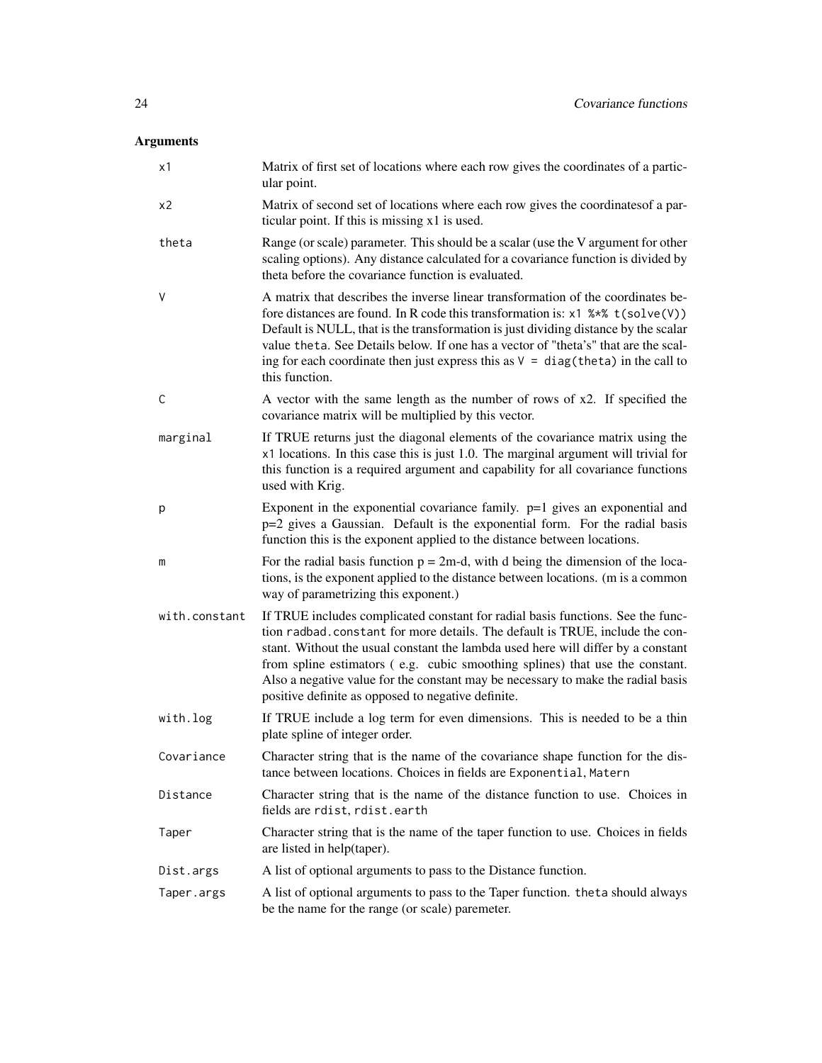## Arguments

| | |
|---|---|
| `x1` | Matrix of first set of locations where each row gives the coordinates of a particular point. |
| `x2` | Matrix of second set of locations where each row gives the coordinatesof a particular point. If this is missing x1 is used. |
| `theta` | Range (or scale) parameter. This should be a scalar (use the V argument for other scaling options). Any distance calculated for a covariance function is divided by theta before the covariance function is evaluated. |
| `V` | A matrix that describes the inverse linear transformation of the coordinates before distances are found. In R code this transformation is: `x1 %*% t(solve(V))` Default is NULL, that is the transformation is just dividing distance by the scalar value `theta`. See Details below. If one has a vector of "theta's" that are the scaling for each coordinate then just express this as `V = diag(theta)` in the call to this function. |
| `C` | A vector with the same length as the number of rows of x2. If specified the covariance matrix will be multiplied by this vector. |
| `marginal` | If TRUE returns just the diagonal elements of the covariance matrix using the `x1` locations. In this case this is just 1.0. The marginal argument will trivial for this function is a required argument and capability for all covariance functions used with Krig. |
| `p` | Exponent in the exponential covariance family. p=1 gives an exponential and p=2 gives a Gaussian. Default is the exponential form. For the radial basis function this is the exponent applied to the distance between locations. |
| `m` | For the radial basis function p = 2m-d, with d being the dimension of the locations, is the exponent applied to the distance between locations. (m is a common way of parametrizing this exponent.) |
| `with.constant` | If TRUE includes complicated constant for radial basis functions. See the function `radbad.constant` for more details. The default is TRUE, include the constant. Without the usual constant the lambda used here will differ by a constant from spline estimators ( e.g. cubic smoothing splines) that use the constant. Also a negative value for the constant may be necessary to make the radial basis positive definite as opposed to negative definite. |
| `with.log` | If TRUE include a log term for even dimensions. This is needed to be a thin plate spline of integer order. |
| `Covariance` | Character string that is the name of the covariance shape function for the distance between locations. Choices in fields are `Exponential`, `Matern` |
| `Distance` | Character string that is the name of the distance function to use. Choices in fields are `rdist`, `rdist.earth` |
| `Taper` | Character string that is the name of the taper function to use. Choices in fields are listed in help(taper). |
| `Dist.args` | A list of optional arguments to pass to the Distance function. |
| `Taper.args` | A list of optional arguments to pass to the Taper function. `theta` should always be the name for the range (or scale) paremeter. |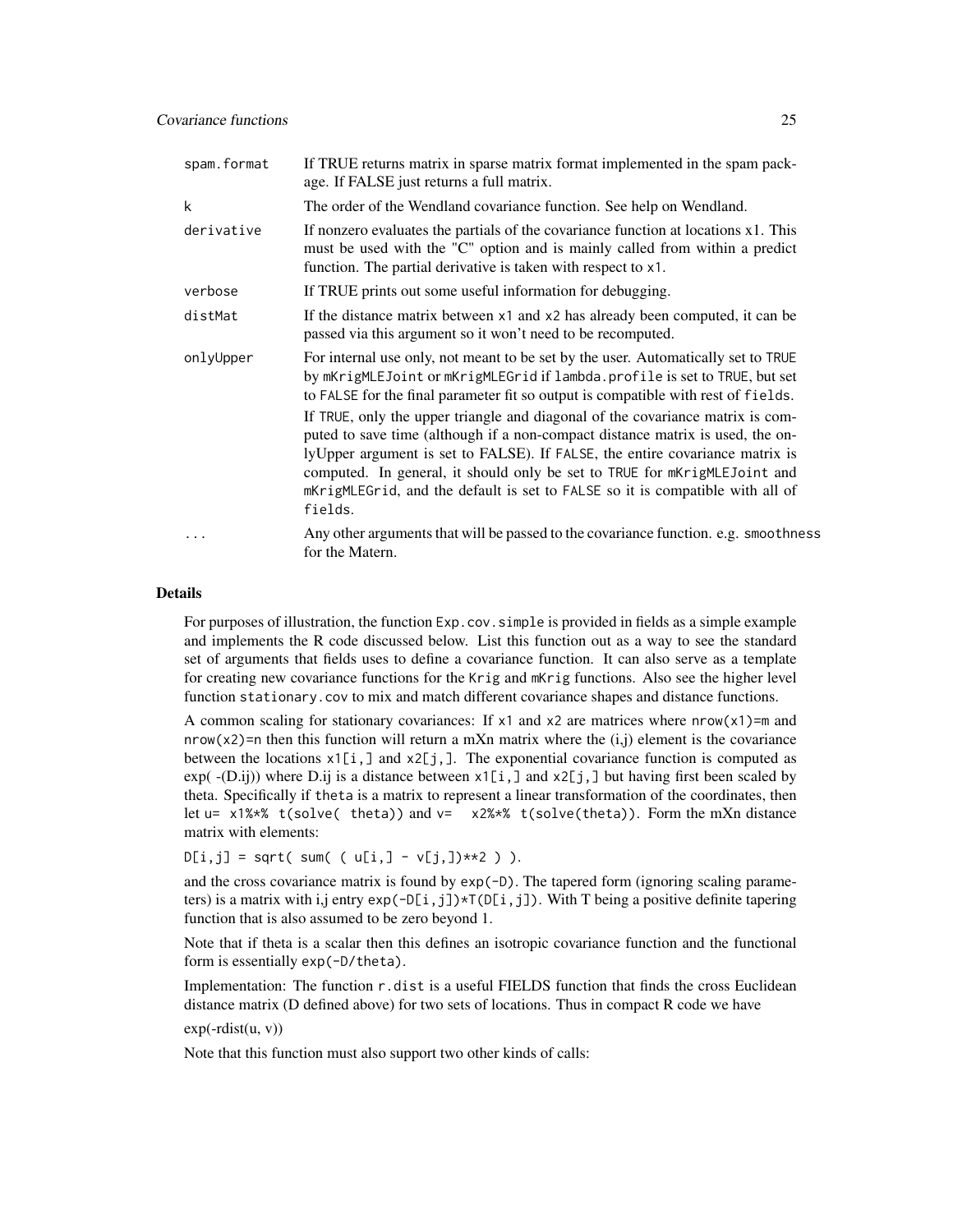| | |
|---|---|
| spam.format | If TRUE returns matrix in sparse matrix format implemented in the spam package. If FALSE just returns a full matrix. |
| k | The order of the Wendland covariance function. See help on Wendland. |
| derivative | If nonzero evaluates the partials of the covariance function at locations x1. This must be used with the "C" option and is mainly called from within a predict function. The partial derivative is taken with respect to x1. |
| verbose | If TRUE prints out some useful information for debugging. |
| distMat | If the distance matrix between x1 and x2 has already been computed, it can be passed via this argument so it won't need to be recomputed. |
| onlyUpper | For internal use only, not meant to be set by the user. Automatically set to TRUE by mKrigMLEJoint or mKrigMLEGrid if lambda.profile is set to TRUE, but set to FALSE for the final parameter fit so output is compatible with rest of fields. If TRUE, only the upper triangle and diagonal of the covariance matrix is computed to save time (although if a non-compact distance matrix is used, the onlyUpper argument is set to FALSE). If FALSE, the entire covariance matrix is computed. In general, it should only be set to TRUE for mKrigMLEJoint and mKrigMLEGrid, and the default is set to FALSE so it is compatible with all of fields. |
| ... | Any other arguments that will be passed to the covariance function. e.g. smoothness for the Matern. |

## Details

For purposes of illustration, the function Exp.cov.simple is provided in fields as a simple example and implements the R code discussed below. List this function out as a way to see the standard set of arguments that fields uses to define a covariance function. It can also serve as a template for creating new covariance functions for the Krig and mKrig functions. Also see the higher level function stationary.cov to mix and match different covariance shapes and distance functions.

A common scaling for stationary covariances: If x1 and x2 are matrices where nrow(x1)=m and nrow(x2)=n then this function will return a mXn matrix where the (i,j) element is the covariance between the locations x1[i,] and x2[j,]. The exponential covariance function is computed as exp( -(D.ij)) where D.ij is a distance between x1[i,] and x2[j,] but having first been scaled by theta. Specifically if theta is a matrix to represent a linear transformation of the coordinates, then let u= x1%*% t(solve( theta)) and v= x2%*% t(solve(theta)). Form the mXn distance matrix with elements:

```
D[i,j] = sqrt( sum( ( u[i,] - v[j,])**2 ) ).
```

and the cross covariance matrix is found by exp(-D). The tapered form (ignoring scaling parameters) is a matrix with i,j entry exp(-D[i,j])*T(D[i,j]). With T being a positive definite tapering function that is also assumed to be zero beyond 1.

Note that if theta is a scalar then this defines an isotropic covariance function and the functional form is essentially exp(-D/theta).

Implementation: The function r.dist is a useful FIELDS function that finds the cross Euclidean distance matrix (D defined above) for two sets of locations. Thus in compact R code we have

```
exp(-rdist(u, v))
```

Note that this function must also support two other kinds of calls: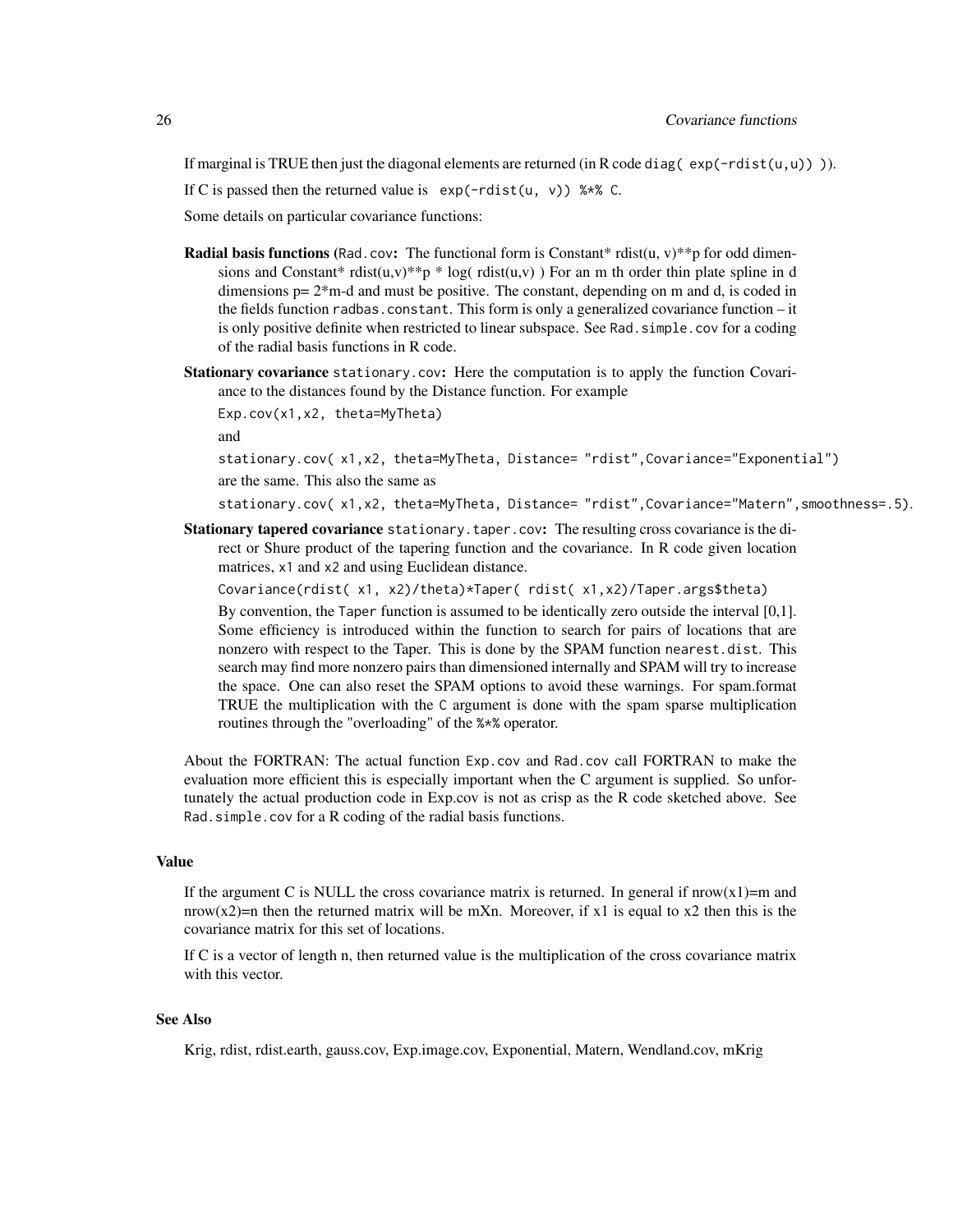If marginal is TRUE then just the diagonal elements are returned (in R code `diag( exp(-rdist(u,u)) )`).

If C is passed then the returned value is `exp(-rdist(u, v)) %*% C`.

Some details on particular covariance functions:

**Radial basis functions** (`Rad.cov`: The functional form is Constant* rdist(u, v)**p for odd dimensions and Constant* rdist(u,v)**p * log( rdist(u,v) ) For an m th order thin plate spline in d dimensions p= 2*m-d and must be positive. The constant, depending on m and d, is coded in the fields function `radbas.constant`. This form is only a generalized covariance function – it is only positive definite when restricted to linear subspace. See `Rad.simple.cov` for a coding of the radial basis functions in R code.

**Stationary covariance** `stationary.cov`**:** Here the computation is to apply the function Covariance to the distances found by the Distance function. For example

```
Exp.cov(x1,x2, theta=MyTheta)
```

and

```
stationary.cov( x1,x2, theta=MyTheta, Distance= "rdist",Covariance="Exponential")
```

are the same. This also the same as

```
stationary.cov( x1,x2, theta=MyTheta, Distance= "rdist",Covariance="Matern",smoothness=.5).
```

**Stationary tapered covariance** `stationary.taper.cov`**:** The resulting cross covariance is the direct or Shure product of the tapering function and the covariance. In R code given location matrices, `x1` and `x2` and using Euclidean distance.

```
Covariance(rdist( x1, x2)/theta)*Taper( rdist( x1,x2)/Taper.args$theta)
```

By convention, the `Taper` function is assumed to be identically zero outside the interval [0,1]. Some efficiency is introduced within the function to search for pairs of locations that are nonzero with respect to the Taper. This is done by the SPAM function `nearest.dist`. This search may find more nonzero pairs than dimensioned internally and SPAM will try to increase the space. One can also reset the SPAM options to avoid these warnings. For spam.format TRUE the multiplication with the `C` argument is done with the spam sparse multiplication routines through the "overloading" of the `%*%` operator.

About the FORTRAN: The actual function `Exp.cov` and `Rad.cov` call FORTRAN to make the evaluation more efficient this is especially important when the C argument is supplied. So unfortunately the actual production code in Exp.cov is not as crisp as the R code sketched above. See `Rad.simple.cov` for a R coding of the radial basis functions.

## Value

If the argument C is NULL the cross covariance matrix is returned. In general if nrow(x1)=m and nrow(x2)=n then the returned matrix will be mXn. Moreover, if x1 is equal to x2 then this is the covariance matrix for this set of locations.

If C is a vector of length n, then returned value is the multiplication of the cross covariance matrix with this vector.

## See Also

Krig, rdist, rdist.earth, gauss.cov, Exp.image.cov, Exponential, Matern, Wendland.cov, mKrig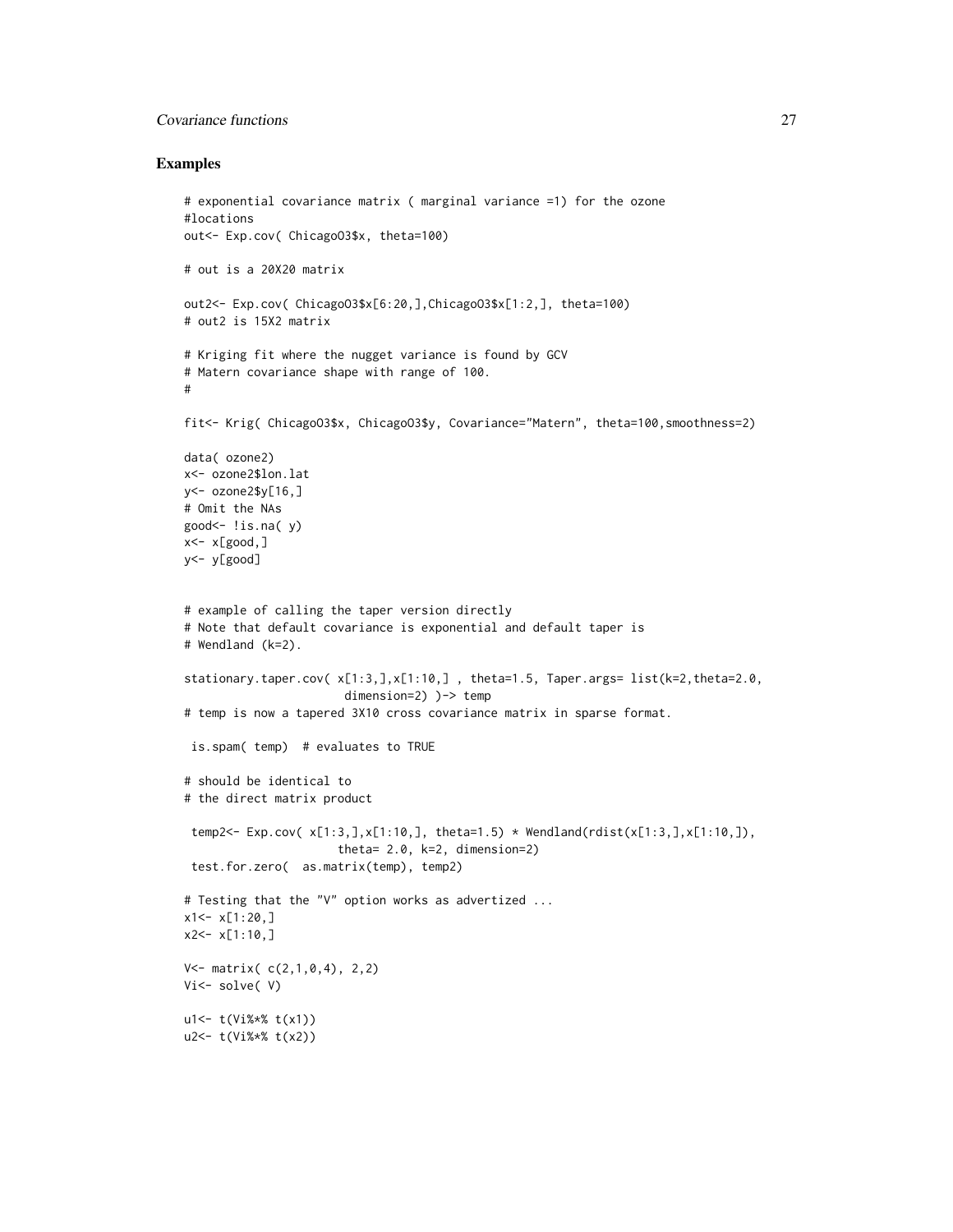## Examples

```
# exponential covariance matrix ( marginal variance =1) for the ozone
#locations
out<- Exp.cov( ChicagoO3$x, theta=100)

# out is a 20X20 matrix

out2<- Exp.cov( ChicagoO3$x[6:20,],ChicagoO3$x[1:2,], theta=100)
# out2 is 15X2 matrix

# Kriging fit where the nugget variance is found by GCV
# Matern covariance shape with range of 100.
#

fit<- Krig( ChicagoO3$x, ChicagoO3$y, Covariance="Matern", theta=100,smoothness=2)

data( ozone2)
x<- ozone2$lon.lat
y<- ozone2$y[16,]
# Omit the NAs
good<- !is.na( y)
x<- x[good,]
y<- y[good]


# example of calling the taper version directly
# Note that default covariance is exponential and default taper is
# Wendland (k=2).

stationary.taper.cov( x[1:3,],x[1:10,] , theta=1.5, Taper.args= list(k=2,theta=2.0,
                       dimension=2) )-> temp
# temp is now a tapered 3X10 cross covariance matrix in sparse format.

 is.spam( temp)  # evaluates to TRUE

# should be identical to
# the direct matrix product

 temp2<- Exp.cov( x[1:3,],x[1:10,], theta=1.5) * Wendland(rdist(x[1:3,],x[1:10,]),
                      theta= 2.0, k=2, dimension=2)
 test.for.zero(  as.matrix(temp), temp2)

# Testing that the "V" option works as advertized ...
x1<- x[1:20,]
x2<- x[1:10,]

V<- matrix( c(2,1,0,4), 2,2)
Vi<- solve( V)

u1<- t(Vi%*% t(x1))
u2<- t(Vi%*% t(x2))
```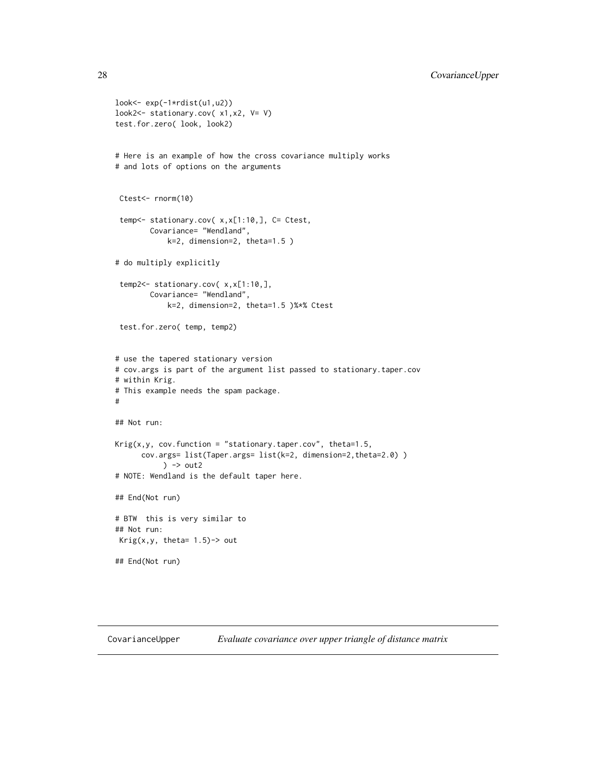```
look<- exp(-1*rdist(u1,u2))
look2<- stationary.cov( x1,x2, V= V)
test.for.zero( look, look2)


# Here is an example of how the cross covariance multiply works
# and lots of options on the arguments


 Ctest<- rnorm(10)

 temp<- stationary.cov( x,x[1:10,], C= Ctest,
        Covariance= "Wendland",
            k=2, dimension=2, theta=1.5 )

# do multiply explicitly

 temp2<- stationary.cov( x,x[1:10,],
        Covariance= "Wendland",
            k=2, dimension=2, theta=1.5 )%*% Ctest

 test.for.zero( temp, temp2)


# use the tapered stationary version
# cov.args is part of the argument list passed to stationary.taper.cov
# within Krig.
# This example needs the spam package.
#

## Not run:

Krig(x,y, cov.function = "stationary.taper.cov", theta=1.5,
      cov.args= list(Taper.args= list(k=2, dimension=2,theta=2.0) )
           ) -> out2
# NOTE: Wendland is the default taper here.

## End(Not run)

# BTW  this is very similar to
## Not run:
 Krig(x,y, theta= 1.5)-> out

## End(Not run)
```

---

CovarianceUpper *Evaluate covariance over upper triangle of distance matrix*

---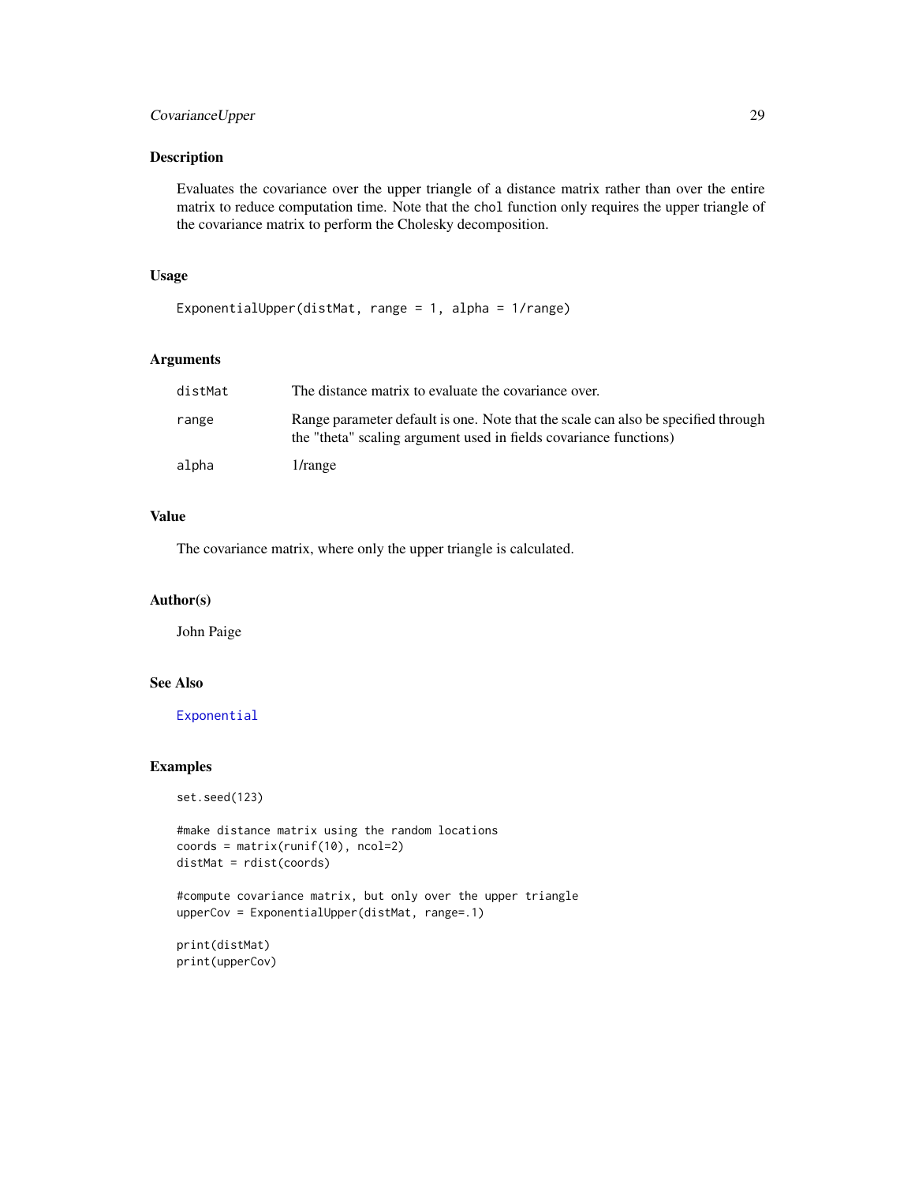## Description

Evaluates the covariance over the upper triangle of a distance matrix rather than over the entire matrix to reduce computation time. Note that the chol function only requires the upper triangle of the covariance matrix to perform the Cholesky decomposition.

## Usage

```
ExponentialUpper(distMat, range = 1, alpha = 1/range)
```

## Arguments

| | |
|---|---|
| distMat | The distance matrix to evaluate the covariance over. |
| range | Range parameter default is one. Note that the scale can also be specified through the "theta" scaling argument used in fields covariance functions) |
| alpha | 1/range |

## Value

The covariance matrix, where only the upper triangle is calculated.

## Author(s)

John Paige

## See Also

Exponential

## Examples

```
set.seed(123)

#make distance matrix using the random locations
coords = matrix(runif(10), ncol=2)
distMat = rdist(coords)

#compute covariance matrix, but only over the upper triangle
upperCov = ExponentialUpper(distMat, range=.1)

print(distMat)
print(upperCov)
```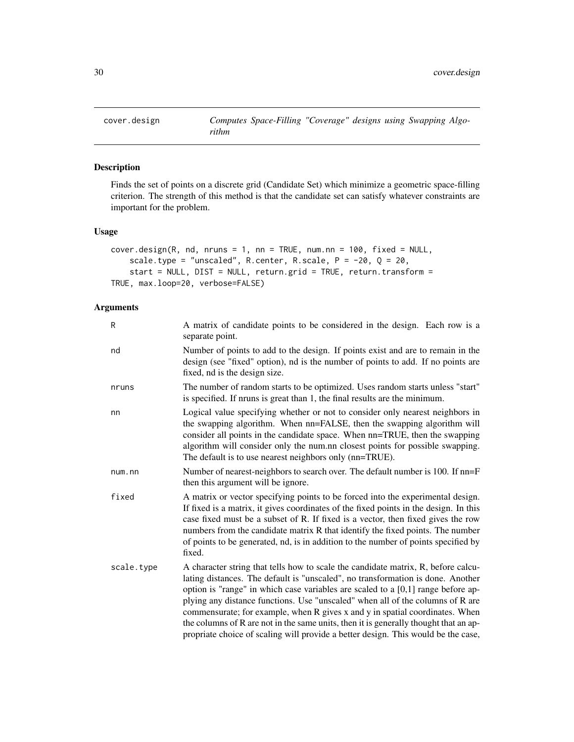`cover.design` *Computes Space-Filling "Coverage" designs using Swapping Algorithm*

## Description

Finds the set of points on a discrete grid (Candidate Set) which minimize a geometric space-filling criterion. The strength of this method is that the candidate set can satisfy whatever constraints are important for the problem.

## Usage

```
cover.design(R, nd, nruns = 1, nn = TRUE, num.nn = 100, fixed = NULL,
    scale.type = "unscaled", R.center, R.scale, P = -20, Q = 20,
    start = NULL, DIST = NULL, return.grid = TRUE, return.transform =
TRUE, max.loop=20, verbose=FALSE)
```

## Arguments

| | |
|---|---|
| `R` | A matrix of candidate points to be considered in the design. Each row is a separate point. |
| `nd` | Number of points to add to the design. If points exist and are to remain in the design (see "fixed" option), nd is the number of points to add. If no points are fixed, nd is the design size. |
| `nruns` | The number of random starts to be optimized. Uses random starts unless "start" is specified. If nruns is great than 1, the final results are the minimum. |
| `nn` | Logical value specifying whether or not to consider only nearest neighbors in the swapping algorithm. When nn=FALSE, then the swapping algorithm will consider all points in the candidate space. When nn=TRUE, then the swapping algorithm will consider only the num.nn closest points for possible swapping. The default is to use nearest neighbors only (nn=TRUE). |
| `num.nn` | Number of nearest-neighbors to search over. The default number is 100. If nn=F then this argument will be ignore. |
| `fixed` | A matrix or vector specifying points to be forced into the experimental design. If fixed is a matrix, it gives coordinates of the fixed points in the design. In this case fixed must be a subset of R. If fixed is a vector, then fixed gives the row numbers from the candidate matrix R that identify the fixed points. The number of points to be generated, nd, is in addition to the number of points specified by fixed. |
| `scale.type` | A character string that tells how to scale the candidate matrix, R, before calculating distances. The default is "unscaled", no transformation is done. Another option is "range" in which case variables are scaled to a [0,1] range before applying any distance functions. Use "unscaled" when all of the columns of R are commensurate; for example, when R gives x and y in spatial coordinates. When the columns of R are not in the same units, then it is generally thought that an appropriate choice of scaling will provide a better design. This would be the case, |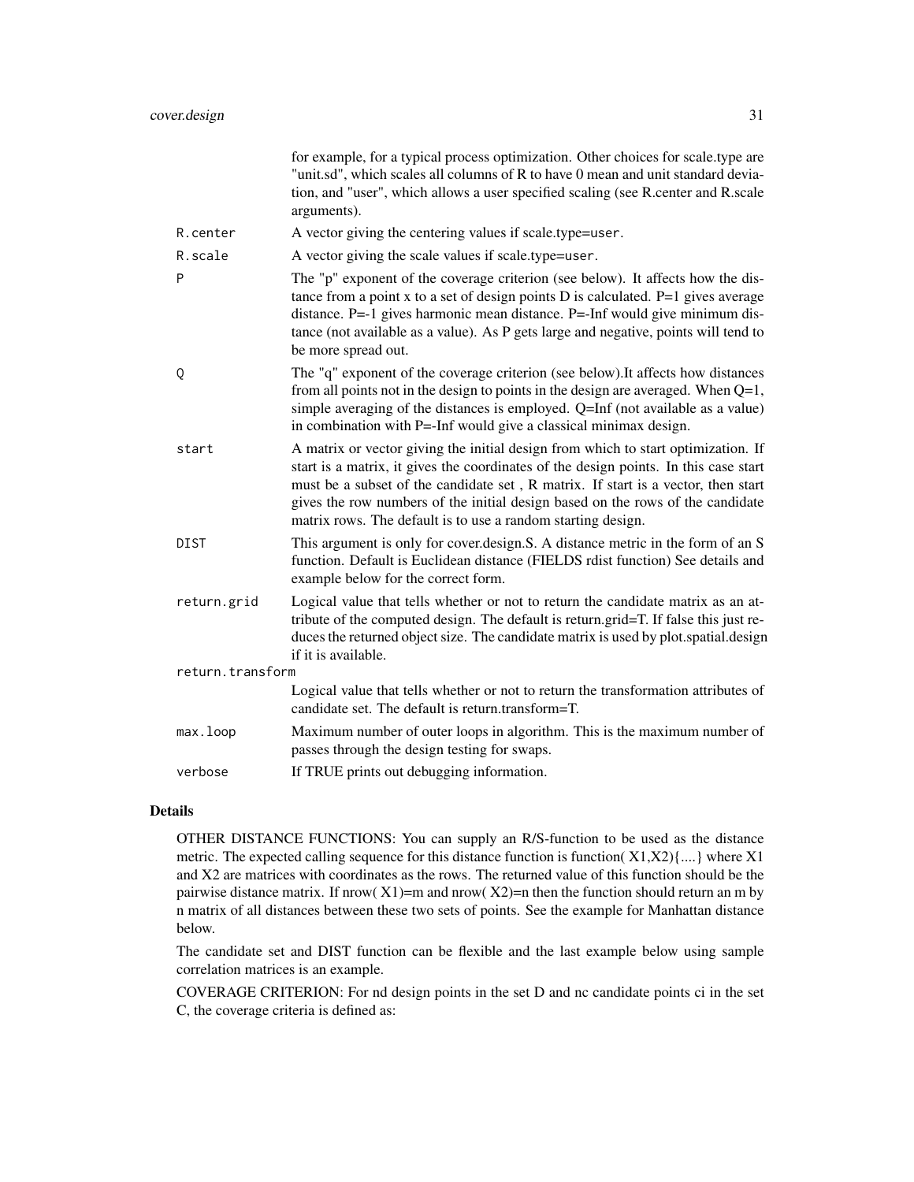for example, for a typical process optimization. Other choices for scale.type are "unit.sd", which scales all columns of R to have 0 mean and unit standard deviation, and "user", which allows a user specified scaling (see R.center and R.scale arguments).

`R.center` A vector giving the centering values if scale.type=`user`.

`R.scale` A vector giving the scale values if scale.type=`user`.

`P` The "p" exponent of the coverage criterion (see below). It affects how the distance from a point x to a set of design points D is calculated. P=1 gives average distance. P=-1 gives harmonic mean distance. P=-Inf would give minimum distance (not available as a value). As P gets large and negative, points will tend to be more spread out.

`Q` The "q" exponent of the coverage criterion (see below).It affects how distances from all points not in the design to points in the design are averaged. When Q=1, simple averaging of the distances is employed. Q=Inf (not available as a value) in combination with P=-Inf would give a classical minimax design.

`start` A matrix or vector giving the initial design from which to start optimization. If start is a matrix, it gives the coordinates of the design points. In this case start must be a subset of the candidate set , R matrix. If start is a vector, then start gives the row numbers of the initial design based on the rows of the candidate matrix rows. The default is to use a random starting design.

`DIST` This argument is only for cover.design.S. A distance metric in the form of an S function. Default is Euclidean distance (FIELDS rdist function) See details and example below for the correct form.

`return.grid` Logical value that tells whether or not to return the candidate matrix as an attribute of the computed design. The default is return.grid=T. If false this just reduces the returned object size. The candidate matrix is used by plot.spatial.design if it is available.

`return.transform` Logical value that tells whether or not to return the transformation attributes of candidate set. The default is return.transform=T.

`max.loop` Maximum number of outer loops in algorithm. This is the maximum number of passes through the design testing for swaps.

`verbose` If TRUE prints out debugging information.

## Details

OTHER DISTANCE FUNCTIONS: You can supply an R/S-function to be used as the distance metric. The expected calling sequence for this distance function is function( X1,X2){....} where X1 and X2 are matrices with coordinates as the rows. The returned value of this function should be the pairwise distance matrix. If nrow( X1)=m and nrow( X2)=n then the function should return an m by n matrix of all distances between these two sets of points. See the example for Manhattan distance below.

The candidate set and DIST function can be flexible and the last example below using sample correlation matrices is an example.

COVERAGE CRITERION: For nd design points in the set D and nc candidate points ci in the set C, the coverage criteria is defined as: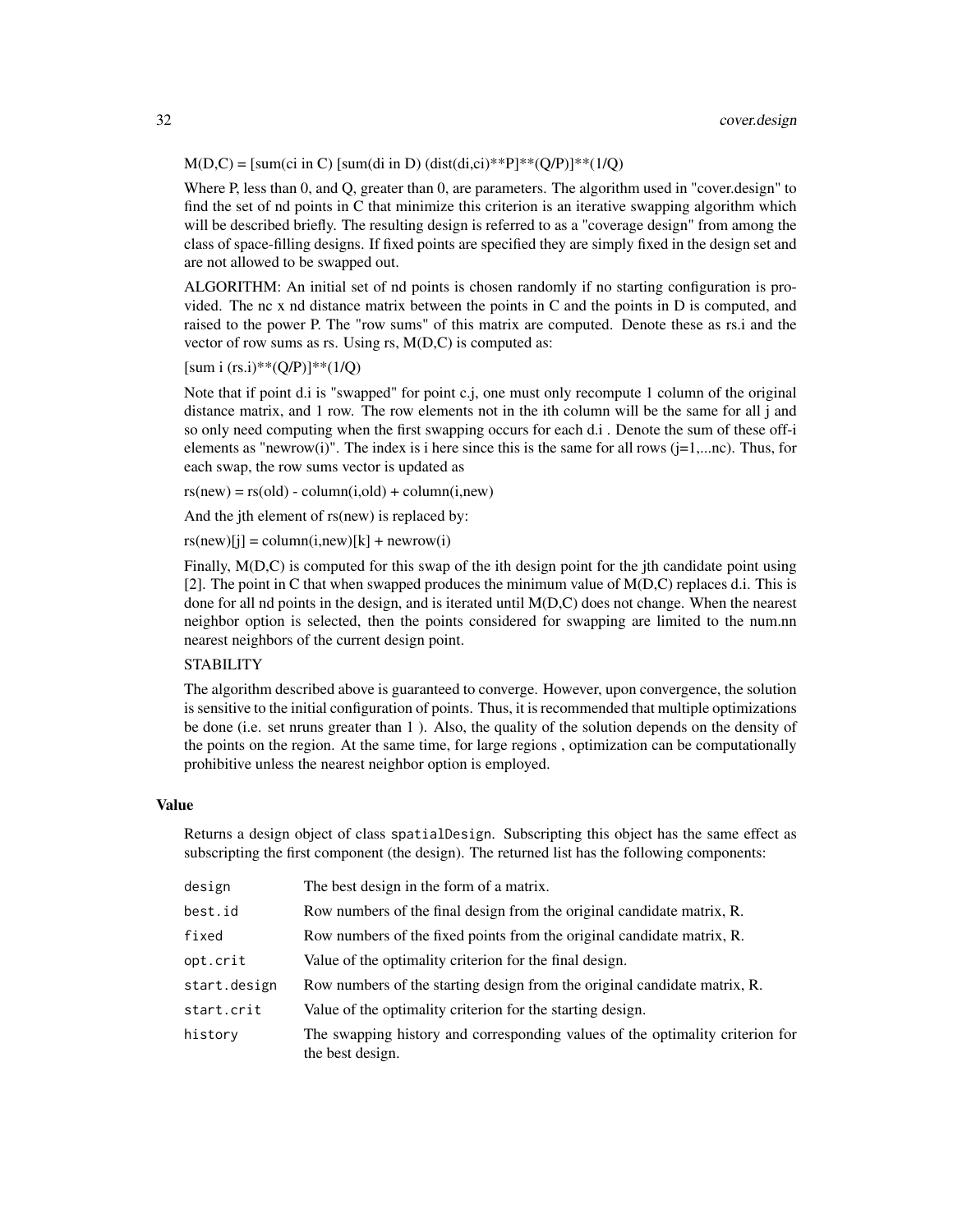M(D,C) = [sum(ci in C) [sum(di in D) (dist(di,ci)**P]**(Q/P)]**(1/Q)

Where P, less than 0, and Q, greater than 0, are parameters. The algorithm used in "cover.design" to find the set of nd points in C that minimize this criterion is an iterative swapping algorithm which will be described briefly. The resulting design is referred to as a "coverage design" from among the class of space-filling designs. If fixed points are specified they are simply fixed in the design set and are not allowed to be swapped out.

ALGORITHM: An initial set of nd points is chosen randomly if no starting configuration is provided. The nc x nd distance matrix between the points in C and the points in D is computed, and raised to the power P. The "row sums" of this matrix are computed. Denote these as rs.i and the vector of row sums as rs. Using rs, M(D,C) is computed as:

[sum i (rs.i)**(Q/P)]**(1/Q)

Note that if point d.i is "swapped" for point c.j, one must only recompute 1 column of the original distance matrix, and 1 row. The row elements not in the ith column will be the same for all j and so only need computing when the first swapping occurs for each d.i . Denote the sum of these off-i elements as "newrow(i)". The index is i here since this is the same for all rows (j=1,...nc). Thus, for each swap, the row sums vector is updated as

rs(new) = rs(old) - column(i,old) + column(i,new)

And the jth element of rs(new) is replaced by:

rs(new)[j] = column(i,new)[k] + newrow(i)

Finally, M(D,C) is computed for this swap of the ith design point for the jth candidate point using [2]. The point in C that when swapped produces the minimum value of M(D,C) replaces d.i. This is done for all nd points in the design, and is iterated until M(D,C) does not change. When the nearest neighbor option is selected, then the points considered for swapping are limited to the num.nn nearest neighbors of the current design point.

STABILITY

The algorithm described above is guaranteed to converge. However, upon convergence, the solution is sensitive to the initial configuration of points. Thus, it is recommended that multiple optimizations be done (i.e. set nruns greater than 1 ). Also, the quality of the solution depends on the density of the points on the region. At the same time, for large regions , optimization can be computationally prohibitive unless the nearest neighbor option is employed.

## Value

Returns a design object of class `spatialDesign`. Subscripting this object has the same effect as subscripting the first component (the design). The returned list has the following components:

| | |
|---|---|
| `design` | The best design in the form of a matrix. |
| `best.id` | Row numbers of the final design from the original candidate matrix, R. |
| `fixed` | Row numbers of the fixed points from the original candidate matrix, R. |
| `opt.crit` | Value of the optimality criterion for the final design. |
| `start.design` | Row numbers of the starting design from the original candidate matrix, R. |
| `start.crit` | Value of the optimality criterion for the starting design. |
| `history` | The swapping history and corresponding values of the optimality criterion for the best design. |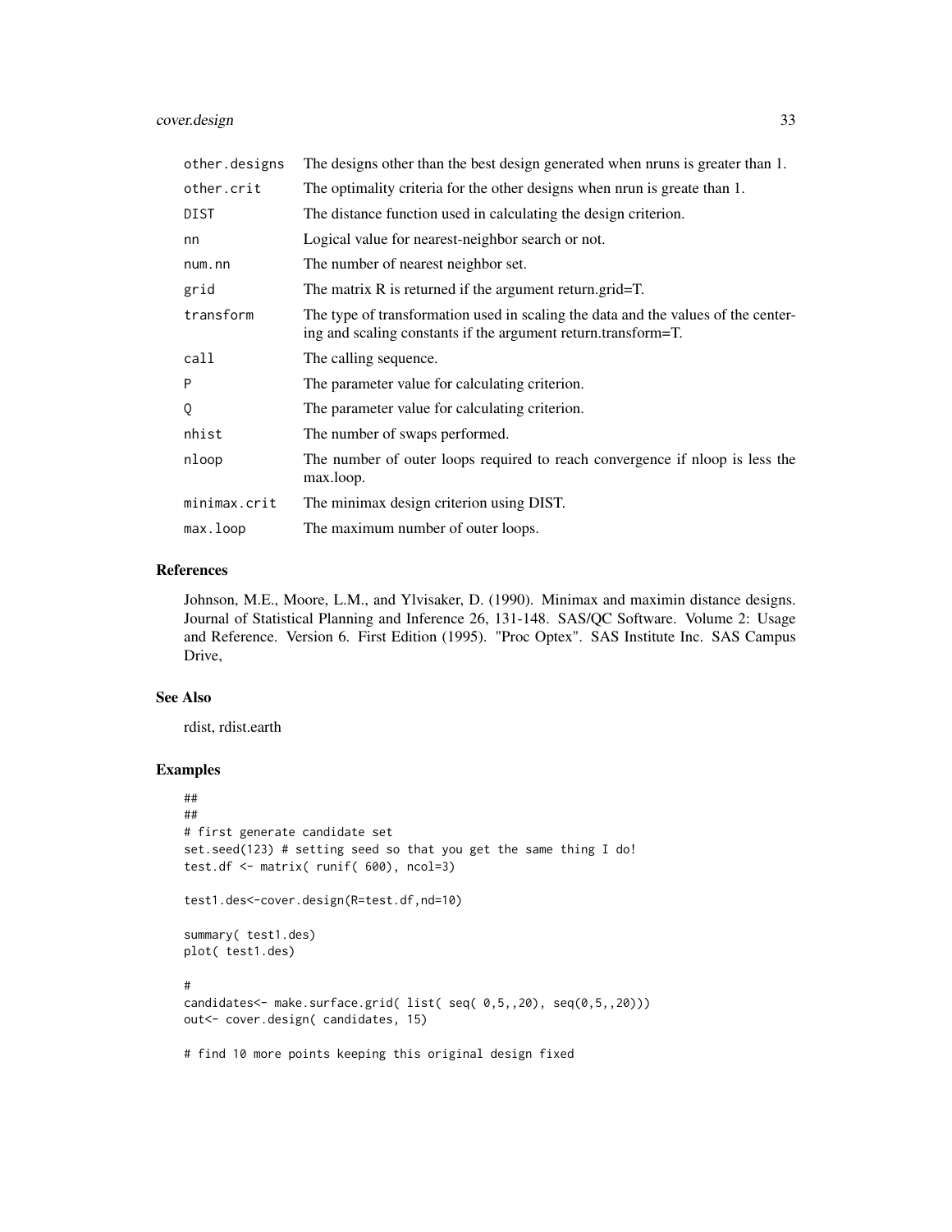| | |
|---|---|
| other.designs | The designs other than the best design generated when nruns is greater than 1. |
| other.crit | The optimality criteria for the other designs when nrun is greate than 1. |
| DIST | The distance function used in calculating the design criterion. |
| nn | Logical value for nearest-neighbor search or not. |
| num.nn | The number of nearest neighbor set. |
| grid | The matrix R is returned if the argument return.grid=T. |
| transform | The type of transformation used in scaling the data and the values of the centering and scaling constants if the argument return.transform=T. |
| call | The calling sequence. |
| P | The parameter value for calculating criterion. |
| Q | The parameter value for calculating criterion. |
| nhist | The number of swaps performed. |
| nloop | The number of outer loops required to reach convergence if nloop is less the max.loop. |
| minimax.crit | The minimax design criterion using DIST. |
| max.loop | The maximum number of outer loops. |

### References

Johnson, M.E., Moore, L.M., and Ylvisaker, D. (1990). Minimax and maximin distance designs. Journal of Statistical Planning and Inference 26, 131-148. SAS/QC Software. Volume 2: Usage and Reference. Version 6. First Edition (1995). "Proc Optex". SAS Institute Inc. SAS Campus Drive,

### See Also

rdist, rdist.earth

### Examples

```
##
##
# first generate candidate set
set.seed(123) # setting seed so that you get the same thing I do!
test.df <- matrix( runif( 600), ncol=3)

test1.des<-cover.design(R=test.df,nd=10)

summary( test1.des)
plot( test1.des)

#
candidates<- make.surface.grid( list( seq( 0,5,,20), seq(0,5,,20)))
out<- cover.design( candidates, 15)

# find 10 more points keeping this original design fixed
```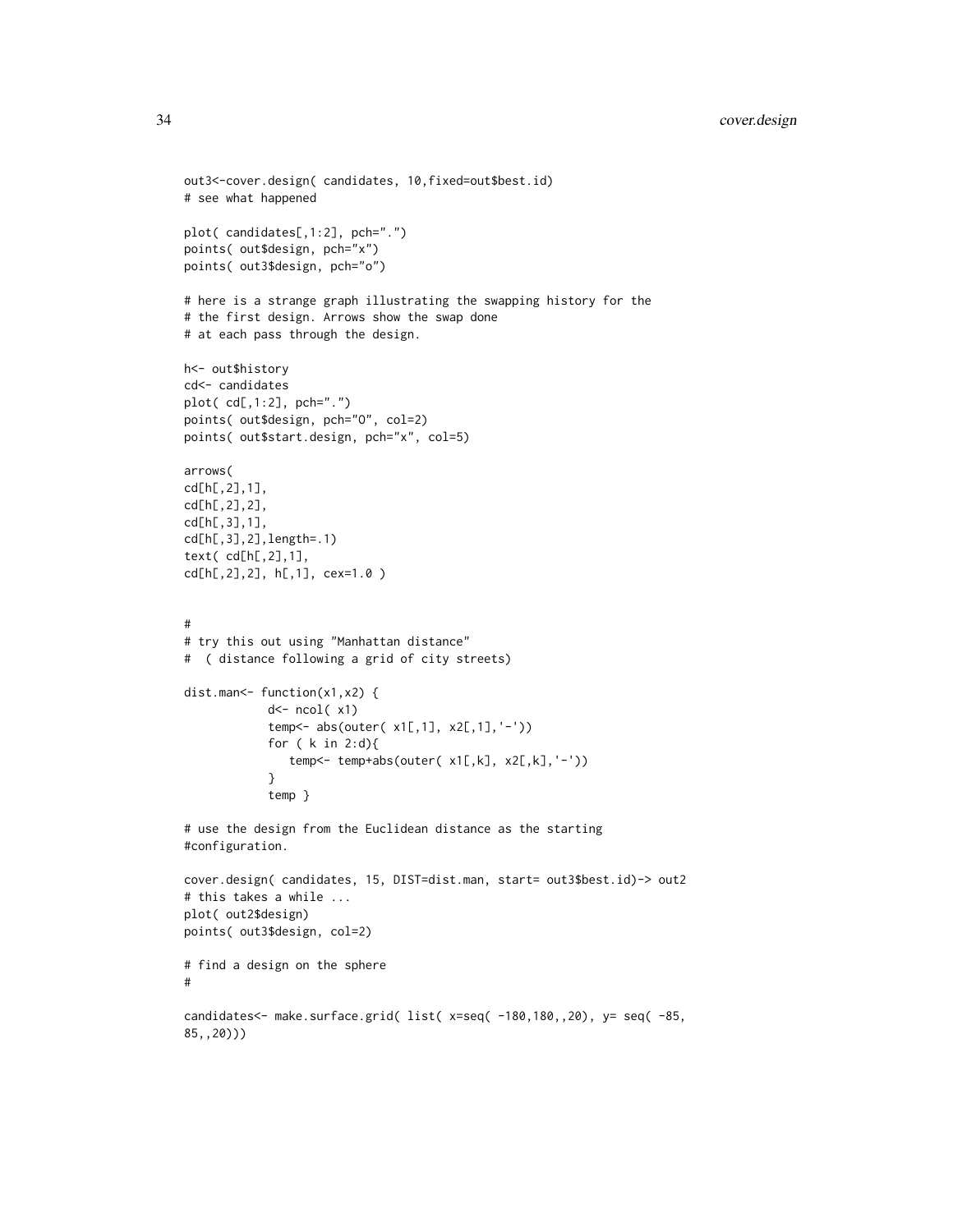```
out3<-cover.design( candidates, 10,fixed=out$best.id)
# see what happened

plot( candidates[,1:2], pch=".")
points( out$design, pch="x")
points( out3$design, pch="o")

# here is a strange graph illustrating the swapping history for the
# the first design. Arrows show the swap done
# at each pass through the design.

h<- out$history
cd<- candidates
plot( cd[,1:2], pch=".")
points( out$design, pch="O", col=2)
points( out$start.design, pch="x", col=5)

arrows(
cd[h[,2],1],
cd[h[,2],2],
cd[h[,3],1],
cd[h[,3],2],length=.1)
text( cd[h[,2],1],
cd[h[,2],2], h[,1], cex=1.0 )


#
# try this out using "Manhattan distance"
#  ( distance following a grid of city streets)

dist.man<- function(x1,x2) {
            d<- ncol( x1)
            temp<- abs(outer( x1[,1], x2[,1],'-'))
            for ( k in 2:d){
               temp<- temp+abs(outer( x1[,k], x2[,k],'-'))
            }
            temp }

# use the design from the Euclidean distance as the starting
#configuration.

cover.design( candidates, 15, DIST=dist.man, start= out3$best.id)-> out2
# this takes a while ...
plot( out2$design)
points( out3$design, col=2)

# find a design on the sphere
#

candidates<- make.surface.grid( list( x=seq( -180,180,,20), y= seq( -85,
85,,20)))
```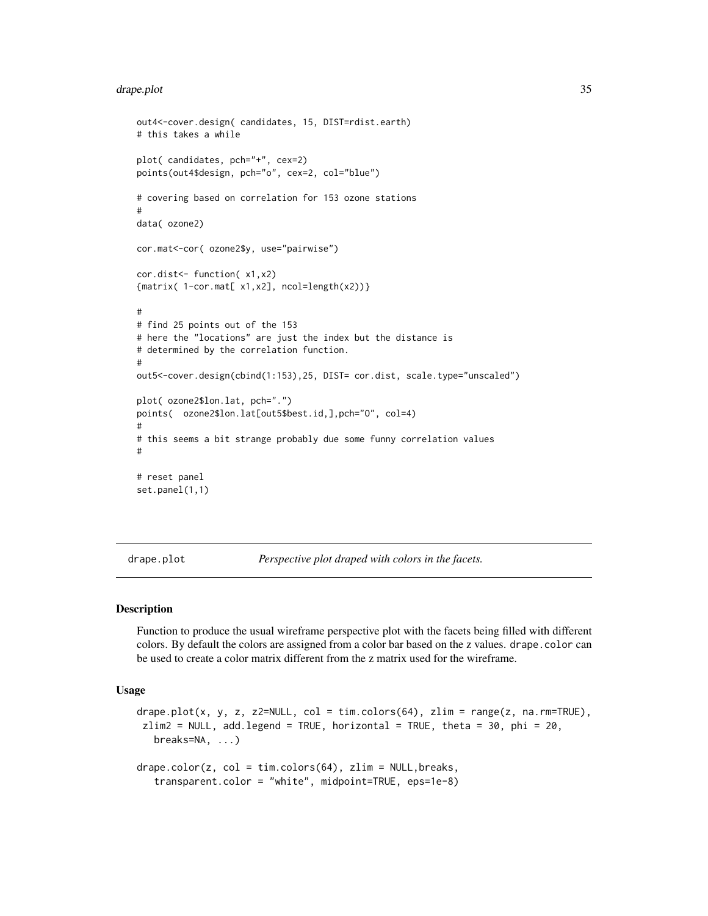```
out4<-cover.design( candidates, 15, DIST=rdist.earth)
# this takes a while

plot( candidates, pch="+", cex=2)
points(out4$design, pch="o", cex=2, col="blue")

# covering based on correlation for 153 ozone stations
#
data( ozone2)

cor.mat<-cor( ozone2$y, use="pairwise")

cor.dist<- function( x1,x2)
{matrix( 1-cor.mat[ x1,x2], ncol=length(x2))}

#
# find 25 points out of the 153
# here the "locations" are just the index but the distance is
# determined by the correlation function.
#
out5<-cover.design(cbind(1:153),25, DIST= cor.dist, scale.type="unscaled")

plot( ozone2$lon.lat, pch=".")
points(  ozone2$lon.lat[out5$best.id,],pch="O", col=4)
#
# this seems a bit strange probably due some funny correlation values
#

# reset panel
set.panel(1,1)
```

---

## drape.plot — *Perspective plot draped with colors in the facets.*

### Description

Function to produce the usual wireframe perspective plot with the facets being filled with different colors. By default the colors are assigned from a color bar based on the z values. `drape.color` can be used to create a color matrix different from the z matrix used for the wireframe.

### Usage

```
drape.plot(x, y, z, z2=NULL, col = tim.colors(64), zlim = range(z, na.rm=TRUE),
 zlim2 = NULL, add.legend = TRUE, horizontal = TRUE, theta = 30, phi = 20,
   breaks=NA, ...)

drape.color(z, col = tim.colors(64), zlim = NULL,breaks,
   transparent.color = "white", midpoint=TRUE, eps=1e-8)
```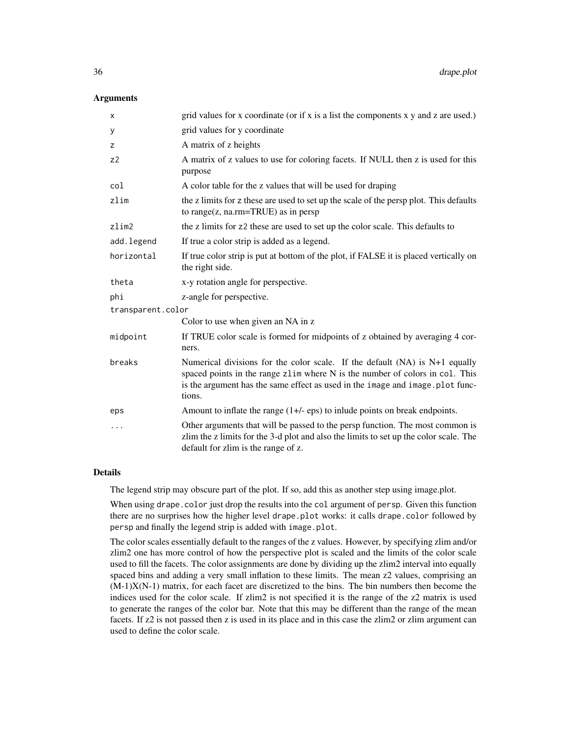## Arguments

| | |
|---|---|
| `x` | grid values for x coordinate (or if x is a list the components x y and z are used.) |
| `y` | grid values for y coordinate |
| `z` | A matrix of z heights |
| `z2` | A matrix of z values to use for coloring facets. If NULL then z is used for this purpose |
| `col` | A color table for the z values that will be used for draping |
| `zlim` | the z limits for z these are used to set up the scale of the persp plot. This defaults to range(z, na.rm=TRUE) as in persp |
| `zlim2` | the z limits for z2 these are used to set up the color scale. This defaults to |
| `add.legend` | If true a color strip is added as a legend. |
| `horizontal` | If true color strip is put at bottom of the plot, if FALSE it is placed vertically on the right side. |
| `theta` | x-y rotation angle for perspective. |
| `phi` | z-angle for perspective. |
| `transparent.color` | Color to use when given an NA in z |
| `midpoint` | If TRUE color scale is formed for midpoints of z obtained by averaging 4 corners. |
| `breaks` | Numerical divisions for the color scale. If the default (NA) is N+1 equally spaced points in the range `zlim` where N is the number of colors in `col`. This is the argument has the same effect as used in the `image` and `image.plot` functions. |
| `eps` | Amount to inflate the range (1+/- eps) to inlude points on break endpoints. |
| `...` | Other arguments that will be passed to the persp function. The most common is zlim the z limits for the 3-d plot and also the limits to set up the color scale. The default for zlim is the range of z. |

## Details

The legend strip may obscure part of the plot. If so, add this as another step using image.plot.

When using `drape.color` just drop the results into the `col` argument of `persp`. Given this function there are no surprises how the higher level `drape.plot` works: it calls `drape.color` followed by `persp` and finally the legend strip is added with `image.plot`.

The color scales essentially default to the ranges of the z values. However, by specifying zlim and/or zlim2 one has more control of how the perspective plot is scaled and the limits of the color scale used to fill the facets. The color assignments are done by dividing up the zlim2 interval into equally spaced bins and adding a very small inflation to these limits. The mean z2 values, comprising an (M-1)X(N-1) matrix, for each facet are discretized to the bins. The bin numbers then become the indices used for the color scale. If zlim2 is not specified it is the range of the z2 matrix is used to generate the ranges of the color bar. Note that this may be different than the range of the mean facets. If z2 is not passed then z is used in its place and in this case the zlim2 or zlim argument can used to define the color scale.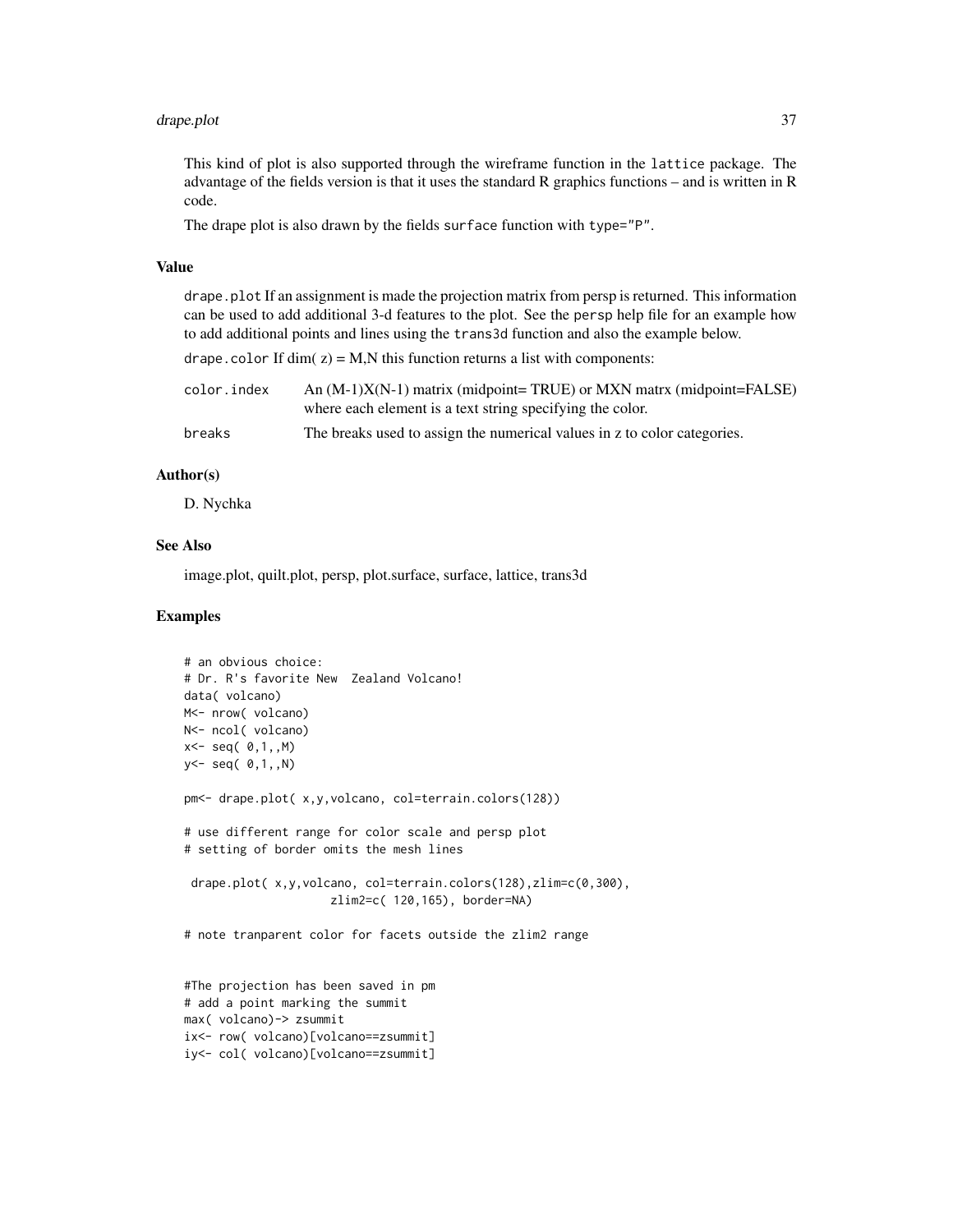This kind of plot is also supported through the wireframe function in the `lattice` package. The advantage of the fields version is that it uses the standard R graphics functions – and is written in R code.

The drape plot is also drawn by the fields `surface` function with `type="P"`.

### Value

`drape.plot` If an assignment is made the projection matrix from persp is returned. This information can be used to add additional 3-d features to the plot. See the `persp` help file for an example how to add additional points and lines using the `trans3d` function and also the example below.

`drape.color` If dim( z) = M,N this function returns a list with components:

| | |
|---|---|
| `color.index` | An (M-1)X(N-1) matrix (midpoint= TRUE) or MXN matrx (midpoint=FALSE) where each element is a text string specifying the color. |
| `breaks` | The breaks used to assign the numerical values in z to color categories. |

### Author(s)

D. Nychka

### See Also

image.plot, quilt.plot, persp, plot.surface, surface, lattice, trans3d

### Examples

```
# an obvious choice:
# Dr. R's favorite New  Zealand Volcano!
data( volcano)
M<- nrow( volcano)
N<- ncol( volcano)
x<- seq( 0,1,,M)
y<- seq( 0,1,,N)

pm<- drape.plot( x,y,volcano, col=terrain.colors(128))

# use different range for color scale and persp plot
# setting of border omits the mesh lines

 drape.plot( x,y,volcano, col=terrain.colors(128),zlim=c(0,300),
                     zlim2=c( 120,165), border=NA)

# note tranparent color for facets outside the zlim2 range


#The projection has been saved in pm
# add a point marking the summit
max( volcano)-> zsummit
ix<- row( volcano)[volcano==zsummit]
iy<- col( volcano)[volcano==zsummit]
```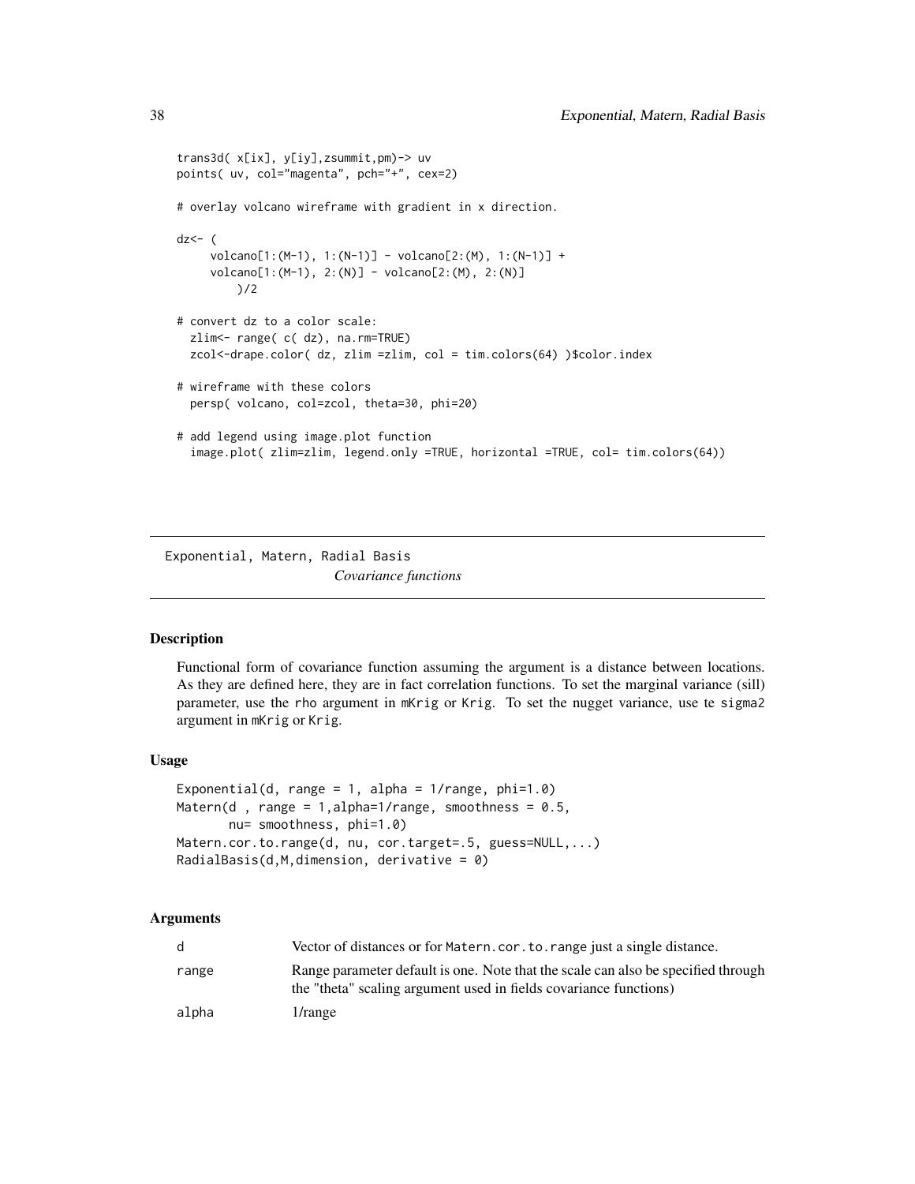```
trans3d( x[ix], y[iy],zsummit,pm)-> uv
points( uv, col="magenta", pch="+", cex=2)

# overlay volcano wireframe with gradient in x direction.

dz<- (
     volcano[1:(M-1), 1:(N-1)] - volcano[2:(M), 1:(N-1)] +
     volcano[1:(M-1), 2:(N)] - volcano[2:(M), 2:(N)]
        )/2

# convert dz to a color scale:
  zlim<- range( c( dz), na.rm=TRUE)
  zcol<-drape.color( dz, zlim =zlim, col = tim.colors(64) )$color.index

# wireframe with these colors
  persp( volcano, col=zcol, theta=30, phi=20)

# add legend using image.plot function
  image.plot( zlim=zlim, legend.only =TRUE, horizontal =TRUE, col= tim.colors(64))
```

## Exponential, Matern, Radial Basis

*Covariance functions*

### Description

Functional form of covariance function assuming the argument is a distance between locations. As they are defined here, they are in fact correlation functions. To set the marginal variance (sill) parameter, use the `rho` argument in `mKrig` or `Krig`. To set the nugget variance, use te `sigma2` argument in `mKrig` or `Krig`.

### Usage

```
Exponential(d, range = 1, alpha = 1/range, phi=1.0)
Matern(d , range = 1,alpha=1/range, smoothness = 0.5,
       nu= smoothness, phi=1.0)
Matern.cor.to.range(d, nu, cor.target=.5, guess=NULL,...)
RadialBasis(d,M,dimension, derivative = 0)
```

### Arguments

| | |
|---|---|
| d | Vector of distances or for `Matern.cor.to.range` just a single distance. |
| range | Range parameter default is one. Note that the scale can also be specified through the "theta" scaling argument used in fields covariance functions) |
| alpha | 1/range |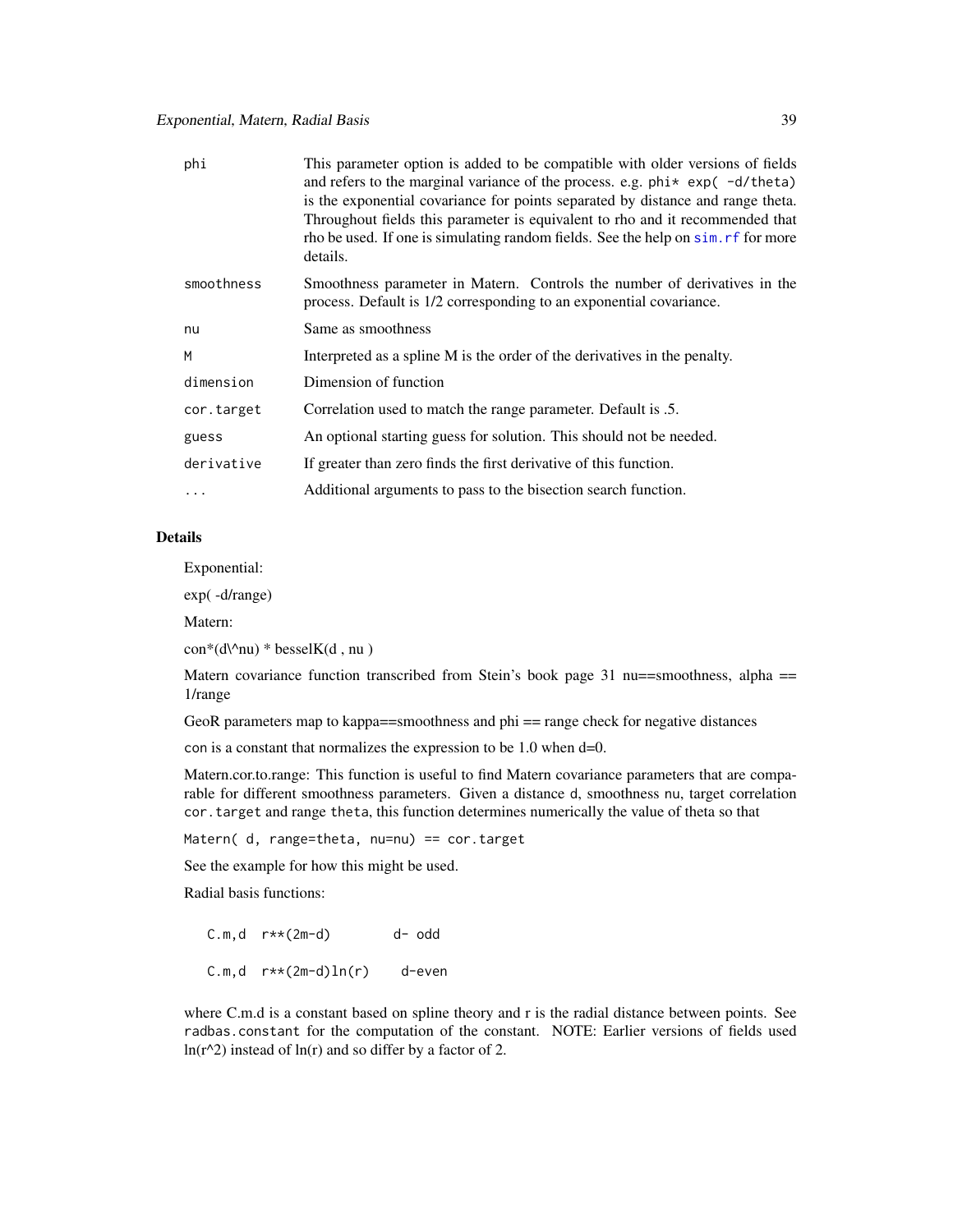| | |
|---|---|
| phi | This parameter option is added to be compatible with older versions of fields and refers to the marginal variance of the process. e.g. `phi* exp( -d/theta)` is the exponential covariance for points separated by distance and range theta. Throughout fields this parameter is equivalent to rho and it recommended that rho be used. If one is simulating random fields. See the help on `sim.rf` for more details. |
| smoothness | Smoothness parameter in Matern. Controls the number of derivatives in the process. Default is 1/2 corresponding to an exponential covariance. |
| nu | Same as smoothness |
| M | Interpreted as a spline M is the order of the derivatives in the penalty. |
| dimension | Dimension of function |
| cor.target | Correlation used to match the range parameter. Default is .5. |
| guess | An optional starting guess for solution. This should not be needed. |
| derivative | If greater than zero finds the first derivative of this function. |
| ... | Additional arguments to pass to the bisection search function. |

## Details

Exponential:

exp( -d/range)

Matern:

con*(d\^nu) * besselK(d , nu )

Matern covariance function transcribed from Stein's book page 31 nu==smoothness, alpha == 1/range

GeoR parameters map to kappa==smoothness and phi == range check for negative distances

`con` is a constant that normalizes the expression to be 1.0 when d=0.

Matern.cor.to.range: This function is useful to find Matern covariance parameters that are comparable for different smoothness parameters. Given a distance `d`, smoothness `nu`, target correlation `cor.target` and range `theta`, this function determines numerically the value of theta so that

`Matern( d, range=theta, nu=nu) == cor.target`

See the example for how this might be used.

Radial basis functions:

```
C.m,d  r**(2m-d)        d- odd

C.m,d  r**(2m-d)ln(r)    d-even
```

where C.m.d is a constant based on spline theory and r is the radial distance between points. See `radbas.constant` for the computation of the constant. NOTE: Earlier versions of fields used ln(r^2) instead of ln(r) and so differ by a factor of 2.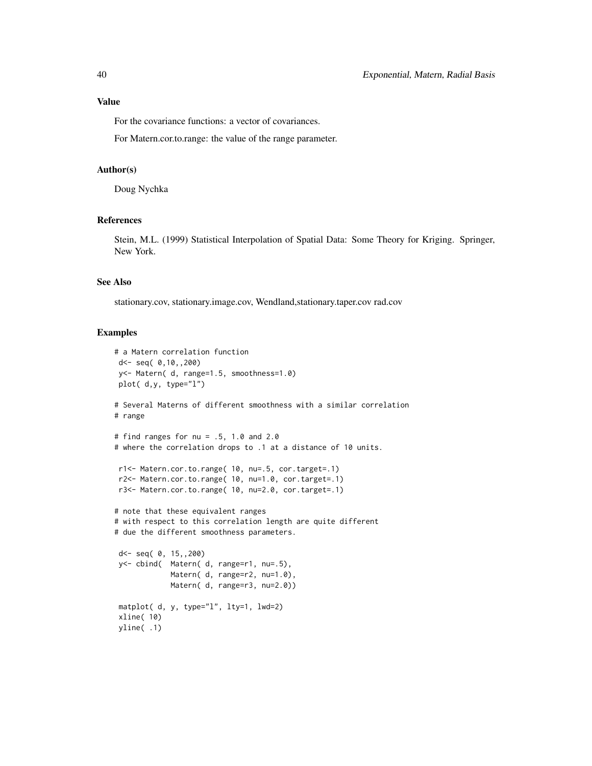## Value

For the covariance functions: a vector of covariances.

For Matern.cor.to.range: the value of the range parameter.

## Author(s)

Doug Nychka

## References

Stein, M.L. (1999) Statistical Interpolation of Spatial Data: Some Theory for Kriging. Springer, New York.

## See Also

stationary.cov, stationary.image.cov, Wendland,stationary.taper.cov rad.cov

## Examples

```
# a Matern correlation function
 d<- seq( 0,10,,200)
 y<- Matern( d, range=1.5, smoothness=1.0)
 plot( d,y, type="l")

# Several Materns of different smoothness with a similar correlation
# range

# find ranges for nu = .5, 1.0 and 2.0
# where the correlation drops to .1 at a distance of 10 units.

 r1<- Matern.cor.to.range( 10, nu=.5, cor.target=.1)
 r2<- Matern.cor.to.range( 10, nu=1.0, cor.target=.1)
 r3<- Matern.cor.to.range( 10, nu=2.0, cor.target=.1)

# note that these equivalent ranges
# with respect to this correlation length are quite different
# due the different smoothness parameters.

 d<- seq( 0, 15,,200)
 y<- cbind(  Matern( d, range=r1, nu=.5),
             Matern( d, range=r2, nu=1.0),
             Matern( d, range=r3, nu=2.0))

 matplot( d, y, type="l", lty=1, lwd=2)
 xline( 10)
 yline( .1)
```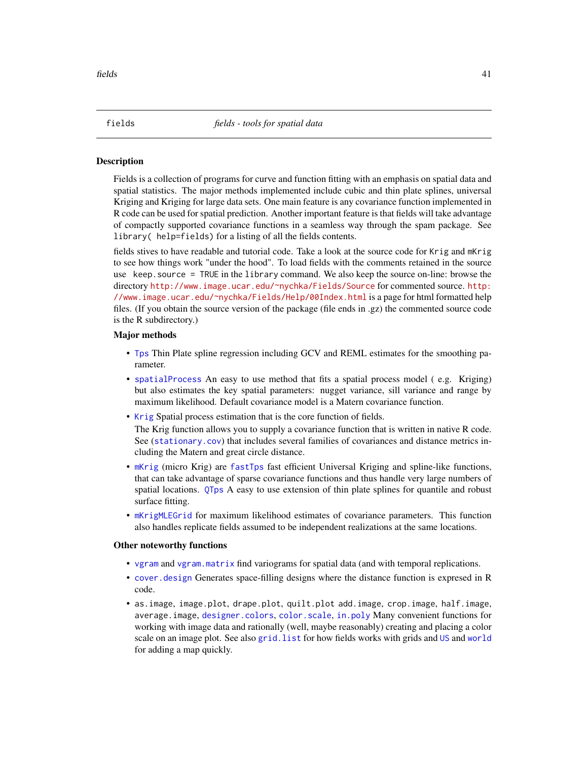fields &nbsp;&nbsp;&nbsp;&nbsp;&nbsp;&nbsp;&nbsp; *fields - tools for spatial data*

## Description

Fields is a collection of programs for curve and function fitting with an emphasis on spatial data and spatial statistics. The major methods implemented include cubic and thin plate splines, universal Kriging and Kriging for large data sets. One main feature is any covariance function implemented in R code can be used for spatial prediction. Another important feature is that fields will take advantage of compactly supported covariance functions in a seamless way through the spam package. See `library( help=fields)` for a listing of all the fields contents.

fields stives to have readable and tutorial code. Take a look at the source code for `Krig` and `mKrig` to see how things work "under the hood". To load fields with the comments retained in the source use `keep.source = TRUE` in the `library` command. We also keep the source on-line: browse the directory http://www.image.ucar.edu/~nychka/Fields/Source for commented source. http://www.image.ucar.edu/~nychka/Fields/Help/00Index.html is a page for html formatted help files. (If you obtain the source version of the package (file ends in .gz) the commented source code is the R subdirectory.)

### Major methods

- `Tps` Thin Plate spline regression including GCV and REML estimates for the smoothing parameter.
- `spatialProcess` An easy to use method that fits a spatial process model ( e.g. Kriging) but also estimates the key spatial parameters: nugget variance, sill variance and range by maximum likelihood. Default covariance model is a Matern covariance function.
- `Krig` Spatial process estimation that is the core function of fields.
  The Krig function allows you to supply a covariance function that is written in native R code. See (`stationary.cov`) that includes several families of covariances and distance metrics including the Matern and great circle distance.
- `mKrig` (micro Krig) are `fastTps` fast efficient Universal Kriging and spline-like functions, that can take advantage of sparse covariance functions and thus handle very large numbers of spatial locations. `QTps` A easy to use extension of thin plate splines for quantile and robust surface fitting.
- `mKrigMLEGrid` for maximum likelihood estimates of covariance parameters. This function also handles replicate fields assumed to be independent realizations at the same locations.

### Other noteworthy functions

- `vgram` and `vgram.matrix` find variograms for spatial data (and with temporal replications.
- `cover.design` Generates space-filling designs where the distance function is expresed in R code.
- `as.image`, `image.plot`, `drape.plot`, `quilt.plot` `add.image`, `crop.image`, `half.image`, `average.image`, `designer.colors`, `color.scale`, `in.poly` Many convenient functions for working with image data and rationally (well, maybe reasonably) creating and placing a color scale on an image plot. See also `grid.list` for how fields works with grids and `US` and `world` for adding a map quickly.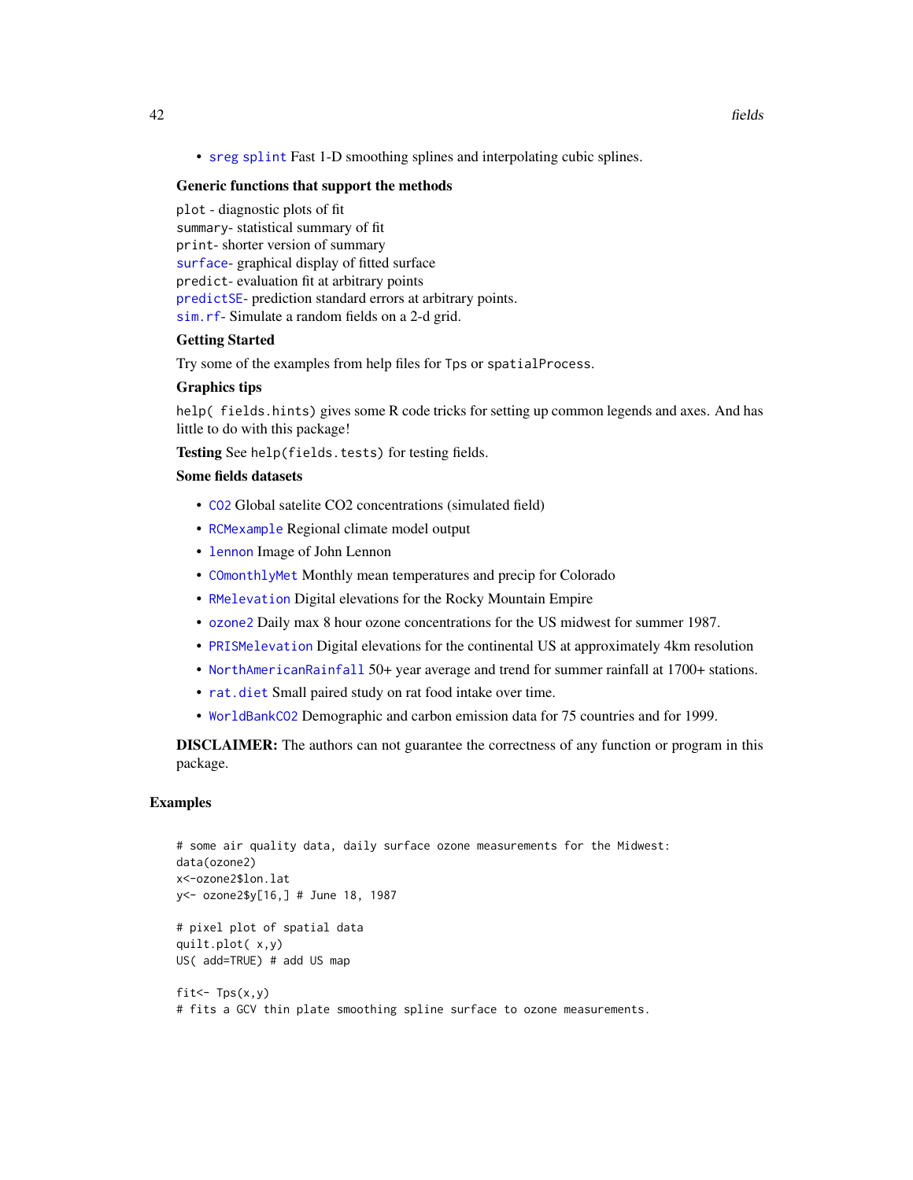- `sreg` `splint` Fast 1-D smoothing splines and interpolating cubic splines.

**Generic functions that support the methods**

`plot` - diagnostic plots of fit
`summary`- statistical summary of fit
`print`- shorter version of summary
`surface`- graphical display of fitted surface
`predict`- evaluation fit at arbitrary points
`predictSE`- prediction standard errors at arbitrary points.
`sim.rf`- Simulate a random fields on a 2-d grid.

**Getting Started**

Try some of the examples from help files for `Tps` or `spatialProcess`.

**Graphics tips**

`help( fields.hints)` gives some R code tricks for setting up common legends and axes. And has little to do with this package!

**Testing** See `help(fields.tests)` for testing fields.

**Some fields datasets**

- `CO2` Global satelite CO2 concentrations (simulated field)
- `RCMexample` Regional climate model output
- `lennon` Image of John Lennon
- `COmonthlyMet` Monthly mean temperatures and precip for Colorado
- `RMelevation` Digital elevations for the Rocky Mountain Empire
- `ozone2` Daily max 8 hour ozone concentrations for the US midwest for summer 1987.
- `PRISMelevation` Digital elevations for the continental US at approximately 4km resolution
- `NorthAmericanRainfall` 50+ year average and trend for summer rainfall at 1700+ stations.
- `rat.diet` Small paired study on rat food intake over time.
- `WorldBankCO2` Demographic and carbon emission data for 75 countries and for 1999.

**DISCLAIMER:** The authors can not guarantee the correctness of any function or program in this package.

## Examples

```
# some air quality data, daily surface ozone measurements for the Midwest:
data(ozone2)
x<-ozone2$lon.lat
y<- ozone2$y[16,] # June 18, 1987

# pixel plot of spatial data
quilt.plot( x,y)
US( add=TRUE) # add US map

fit<- Tps(x,y)
# fits a GCV thin plate smoothing spline surface to ozone measurements.
```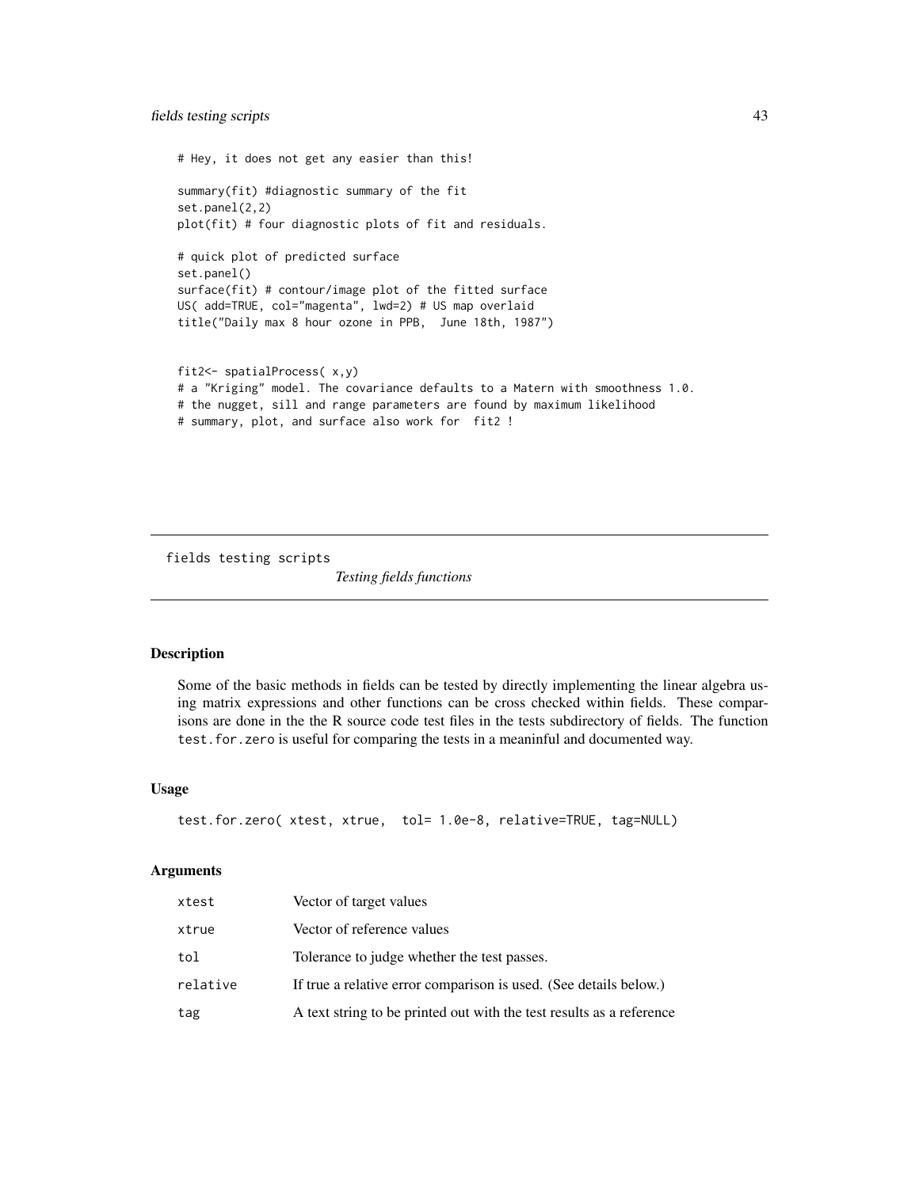```
# Hey, it does not get any easier than this!

summary(fit) #diagnostic summary of the fit
set.panel(2,2)
plot(fit) # four diagnostic plots of fit and residuals.

# quick plot of predicted surface
set.panel()
surface(fit) # contour/image plot of the fitted surface
US( add=TRUE, col="magenta", lwd=2) # US map overlaid
title("Daily max 8 hour ozone in PPB,  June 18th, 1987")


fit2<- spatialProcess( x,y)
# a "Kriging" model. The covariance defaults to a Matern with smoothness 1.0.
# the nugget, sill and range parameters are found by maximum likelihood
# summary, plot, and surface also work for  fit2 !
```

---

fields testing scripts

*Testing fields functions*

---

## Description

Some of the basic methods in fields can be tested by directly implementing the linear algebra using matrix expressions and other functions can be cross checked within fields. These comparisons are done in the the R source code test files in the tests subdirectory of fields. The function `test.for.zero` is useful for comparing the tests in a meaninful and documented way.

## Usage

```
test.for.zero( xtest, xtrue,  tol= 1.0e-8, relative=TRUE, tag=NULL)
```

## Arguments

| | |
|---|---|
| `xtest` | Vector of target values |
| `xtrue` | Vector of reference values |
| `tol` | Tolerance to judge whether the test passes. |
| `relative` | If true a relative error comparison is used. (See details below.) |
| `tag` | A text string to be printed out with the test results as a reference |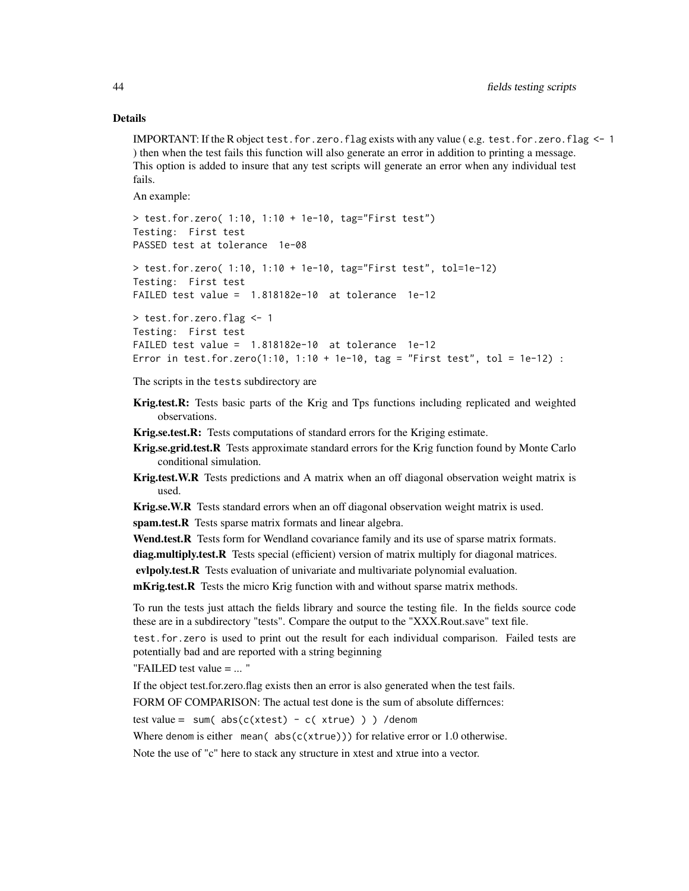### Details

IMPORTANT: If the R object `test.for.zero.flag` exists with any value ( e.g. `test.for.zero.flag <- 1` ) then when the test fails this function will also generate an error in addition to printing a message. This option is added to insure that any test scripts will generate an error when any individual test fails.

An example:

```
> test.for.zero( 1:10, 1:10 + 1e-10, tag="First test")
Testing:  First test
PASSED test at tolerance  1e-08

> test.for.zero( 1:10, 1:10 + 1e-10, tag="First test", tol=1e-12)
Testing:  First test
FAILED test value =  1.818182e-10  at tolerance  1e-12

> test.for.zero.flag <- 1
Testing:  First test
FAILED test value =  1.818182e-10  at tolerance  1e-12
Error in test.for.zero(1:10, 1:10 + 1e-10, tag = "First test", tol = 1e-12) :
```

The scripts in the `tests` subdirectory are

**Krig.test.R:** Tests basic parts of the Krig and Tps functions including replicated and weighted observations.

**Krig.se.test.R:** Tests computations of standard errors for the Kriging estimate.

**Krig.se.grid.test.R** Tests approximate standard errors for the Krig function found by Monte Carlo conditional simulation.

**Krig.test.W.R** Tests predictions and A matrix when an off diagonal observation weight matrix is used.

**Krig.se.W.R** Tests standard errors when an off diagonal observation weight matrix is used.

**spam.test.R** Tests sparse matrix formats and linear algebra.

**Wend.test.R** Tests form for Wendland covariance family and its use of sparse matrix formats.

**diag.multiply.test.R** Tests special (efficient) version of matrix multiply for diagonal matrices.

**evlpoly.test.R** Tests evaluation of univariate and multivariate polynomial evaluation.

**mKrig.test.R** Tests the micro Krig function with and without sparse matrix methods.

To run the tests just attach the fields library and source the testing file. In the fields source code these are in a subdirectory "tests". Compare the output to the "XXX.Rout.save" text file.

`test.for.zero` is used to print out the result for each individual comparison. Failed tests are potentially bad and are reported with a string beginning

"FAILED test value = ... "

If the object test.for.zero.flag exists then an error is also generated when the test fails.

FORM OF COMPARISON: The actual test done is the sum of absolute differnces:

test value = `sum( abs(c(xtest) - c( xtrue) ) ) /denom`

Where `denom` is either `mean( abs(c(xtrue)))` for relative error or 1.0 otherwise.

Note the use of "c" here to stack any structure in xtest and xtrue into a vector.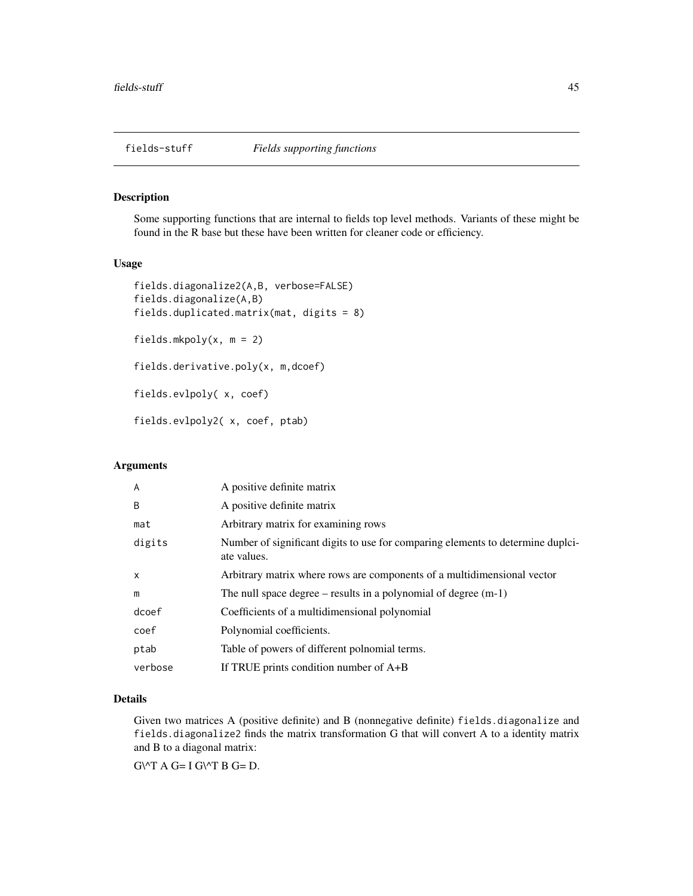# fields-stuff *Fields supporting functions*

## Description

Some supporting functions that are internal to fields top level methods. Variants of these might be found in the R base but these have been written for cleaner code or efficiency.

## Usage

```
fields.diagonalize2(A,B, verbose=FALSE)
fields.diagonalize(A,B)
fields.duplicated.matrix(mat, digits = 8)

fields.mkpoly(x, m = 2)

fields.derivative.poly(x, m,dcoef)

fields.evlpoly( x, coef)

fields.evlpoly2( x, coef, ptab)
```

## Arguments

| | |
|---|---|
| A | A positive definite matrix |
| B | A positive definite matrix |
| mat | Arbitrary matrix for examining rows |
| digits | Number of significant digits to use for comparing elements to determine duplciate values. |
| x | Arbitrary matrix where rows are components of a multidimensional vector |
| m | The null space degree – results in a polynomial of degree (m-1) |
| dcoef | Coefficients of a multidimensional polynomial |
| coef | Polynomial coefficients. |
| ptab | Table of powers of different polnomial terms. |
| verbose | If TRUE prints condition number of A+B |

## Details

Given two matrices A (positive definite) and B (nonnegative definite) `fields.diagonalize` and `fields.diagonalize2` finds the matrix transformation G that will convert A to a identity matrix and B to a diagonal matrix:

G\^T A G= I G\^T B G= D.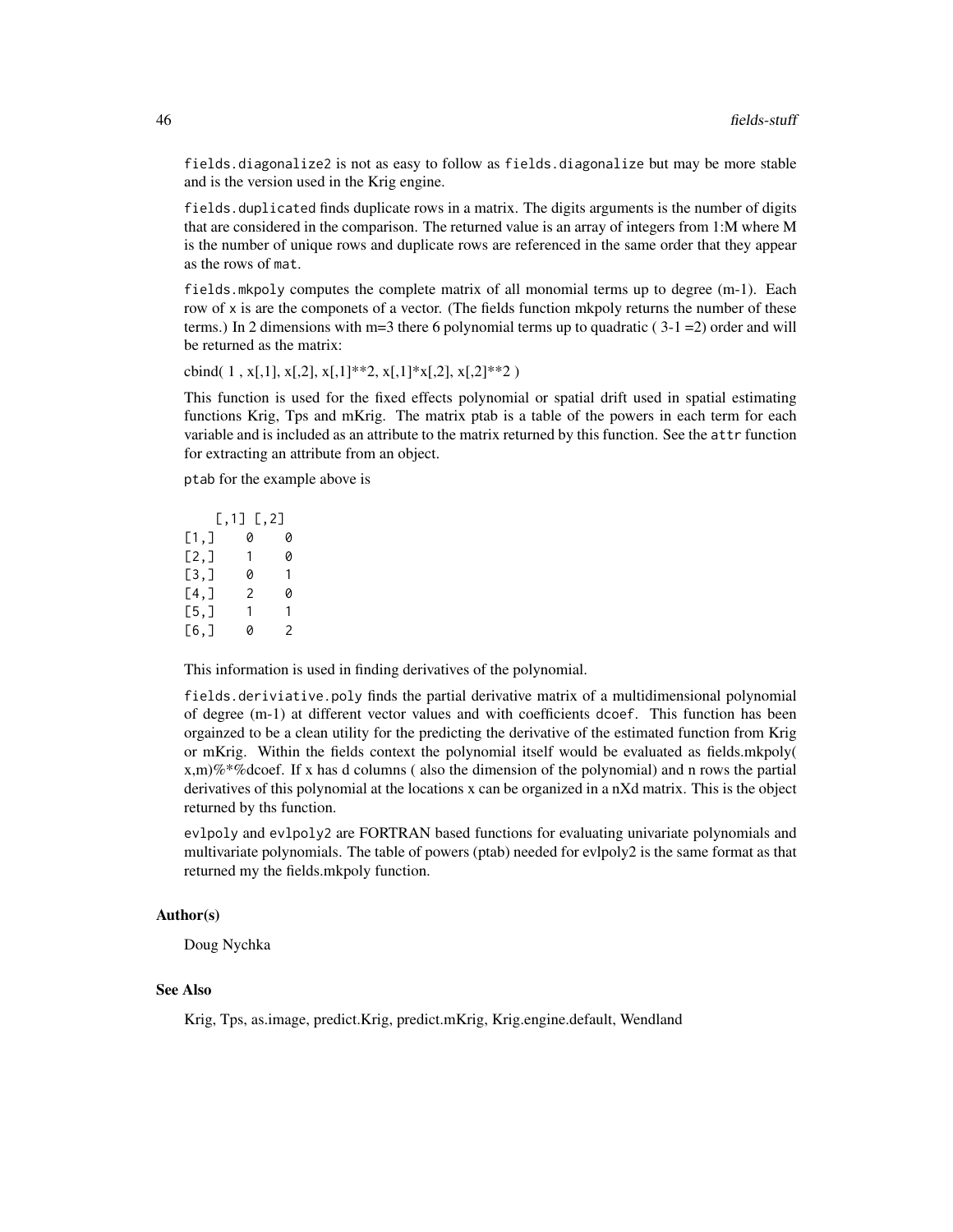fields.diagonalize2 is not as easy to follow as fields.diagonalize but may be more stable and is the version used in the Krig engine.

fields.duplicated finds duplicate rows in a matrix. The digits arguments is the number of digits that are considered in the comparison. The returned value is an array of integers from 1:M where M is the number of unique rows and duplicate rows are referenced in the same order that they appear as the rows of mat.

fields.mkpoly computes the complete matrix of all monomial terms up to degree (m-1). Each row of x is are the componets of a vector. (The fields function mkpoly returns the number of these terms.) In 2 dimensions with m=3 there 6 polynomial terms up to quadratic ( 3-1 =2) order and will be returned as the matrix:

cbind( 1 , x[,1], x[,2], x[,1]**2, x[,1]*x[,2], x[,2]**2 )

This function is used for the fixed effects polynomial or spatial drift used in spatial estimating functions Krig, Tps and mKrig. The matrix ptab is a table of the powers in each term for each variable and is included as an attribute to the matrix returned by this function. See the attr function for extracting an attribute from an object.

ptab for the example above is

```
     [,1] [,2]
[1,]    0    0
[2,]    1    0
[3,]    0    1
[4,]    2    0
[5,]    1    1
[6,]    0    2
```

This information is used in finding derivatives of the polynomial.

fields.deriviative.poly finds the partial derivative matrix of a multidimensional polynomial of degree (m-1) at different vector values and with coefficients dcoef. This function has been orgainzed to be a clean utility for the predicting the derivative of the estimated function from Krig or mKrig. Within the fields context the polynomial itself would be evaluated as fields.mkpoly( x,m)%*%dcoef. If x has d columns ( also the dimension of the polynomial) and n rows the partial derivatives of this polynomial at the locations x can be organized in a nXd matrix. This is the object returned by ths function.

evlpoly and evlpoly2 are FORTRAN based functions for evaluating univariate polynomials and multivariate polynomials. The table of powers (ptab) needed for evlpoly2 is the same format as that returned my the fields.mkpoly function.

## Author(s)

Doug Nychka

## See Also

Krig, Tps, as.image, predict.Krig, predict.mKrig, Krig.engine.default, Wendland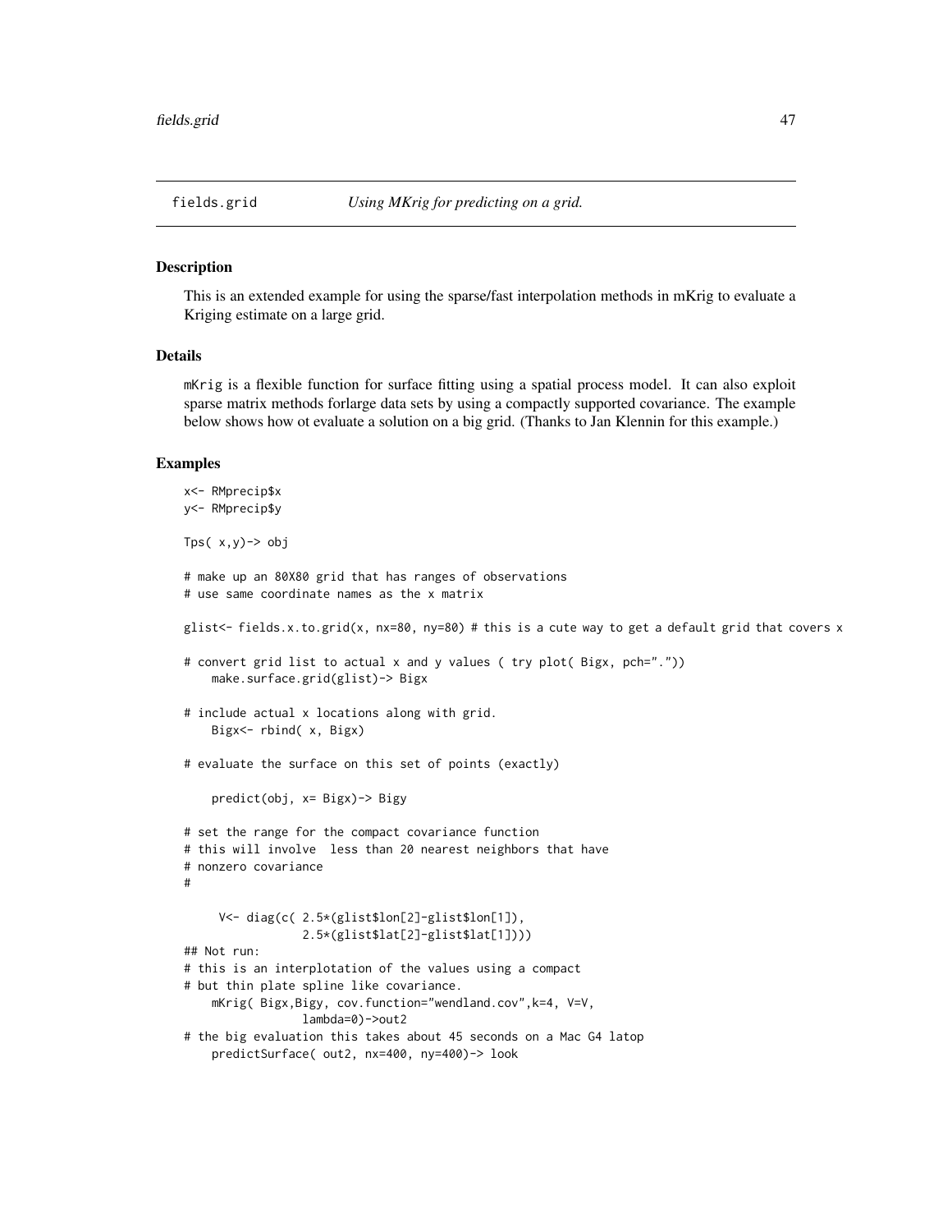fields.grid *Using MKrig for predicting on a grid.*

### Description

This is an extended example for using the sparse/fast interpolation methods in mKrig to evaluate a Kriging estimate on a large grid.

### Details

`mKrig` is a flexible function for surface fitting using a spatial process model. It can also exploit sparse matrix methods forlarge data sets by using a compactly supported covariance. The example below shows how ot evaluate a solution on a big grid. (Thanks to Jan Klennin for this example.)

### Examples

```
x<- RMprecip$x
y<- RMprecip$y

Tps( x,y)-> obj

# make up an 80X80 grid that has ranges of observations
# use same coordinate names as the x matrix

glist<- fields.x.to.grid(x, nx=80, ny=80) # this is a cute way to get a default grid that covers x

# convert grid list to actual x and y values ( try plot( Bigx, pch="."))
    make.surface.grid(glist)-> Bigx

# include actual x locations along with grid.
    Bigx<- rbind( x, Bigx)

# evaluate the surface on this set of points (exactly)

    predict(obj, x= Bigx)-> Bigy

# set the range for the compact covariance function
# this will involve  less than 20 nearest neighbors that have
# nonzero covariance
#

     V<- diag(c( 2.5*(glist$lon[2]-glist$lon[1]),
                 2.5*(glist$lat[2]-glist$lat[1])))
## Not run:
# this is an interplotation of the values using a compact
# but thin plate spline like covariance.
    mKrig( Bigx,Bigy, cov.function="wendland.cov",k=4, V=V,
                 lambda=0)->out2
# the big evaluation this takes about 45 seconds on a Mac G4 latop
    predictSurface( out2, nx=400, ny=400)-> look
```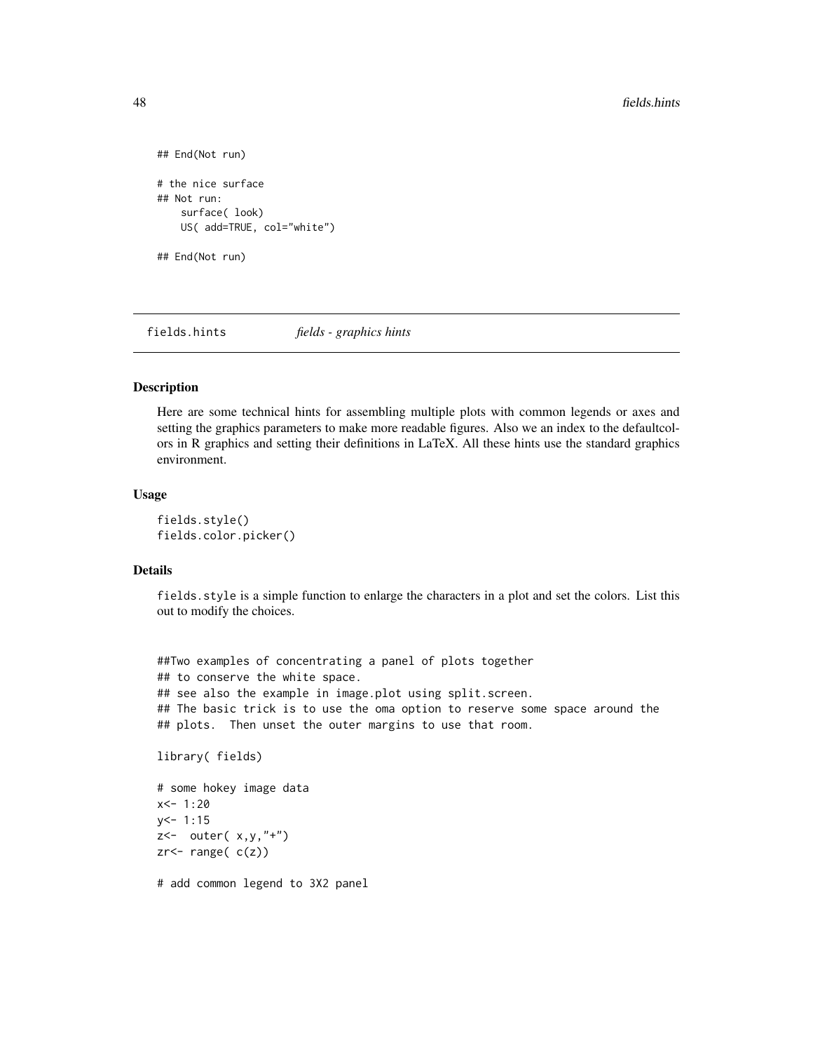```
## End(Not run)

# the nice surface
## Not run:
    surface( look)
    US( add=TRUE, col="white")

## End(Not run)
```

---

fields.hints *fields - graphics hints*

---

### Description

Here are some technical hints for assembling multiple plots with common legends or axes and setting the graphics parameters to make more readable figures. Also we an index to the defaultcolors in R graphics and setting their definitions in LaTeX. All these hints use the standard graphics environment.

### Usage

```
fields.style()
fields.color.picker()
```

### Details

fields.style is a simple function to enlarge the characters in a plot and set the colors. List this out to modify the choices.

```
##Two examples of concentrating a panel of plots together
## to conserve the white space.
## see also the example in image.plot using split.screen.
## The basic trick is to use the oma option to reserve some space around the
## plots.  Then unset the outer margins to use that room.

library( fields)

# some hokey image data
x<- 1:20
y<- 1:15
z<-  outer( x,y,"+")
zr<- range( c(z))

# add common legend to 3X2 panel
```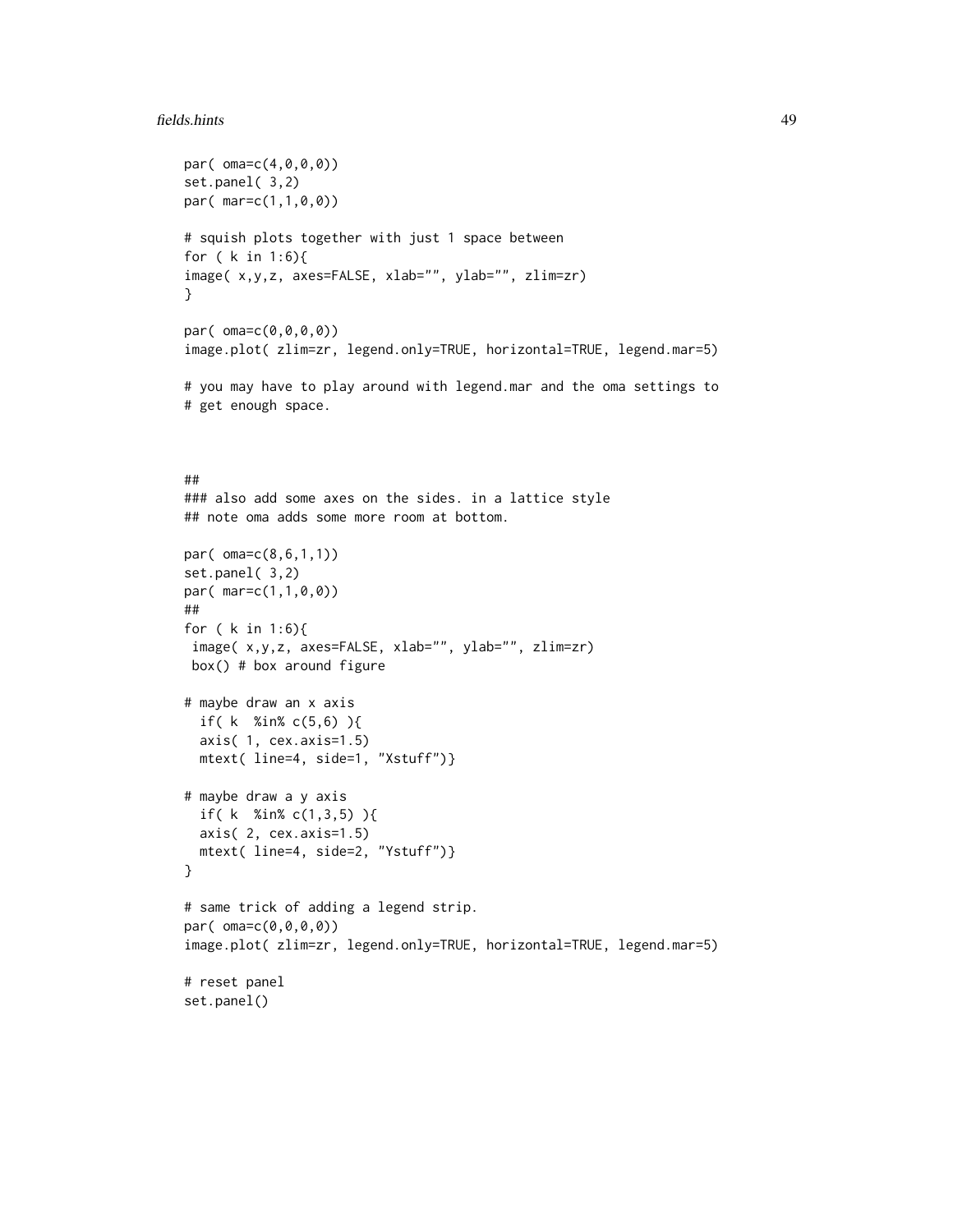```
par( oma=c(4,0,0,0))
set.panel( 3,2)
par( mar=c(1,1,0,0))

# squish plots together with just 1 space between
for ( k in 1:6){
image( x,y,z, axes=FALSE, xlab="", ylab="", zlim=zr)
}

par( oma=c(0,0,0,0))
image.plot( zlim=zr, legend.only=TRUE, horizontal=TRUE, legend.mar=5)

# you may have to play around with legend.mar and the oma settings to
# get enough space.



##
### also add some axes on the sides. in a lattice style
## note oma adds some more room at bottom.

par( oma=c(8,6,1,1))
set.panel( 3,2)
par( mar=c(1,1,0,0))
##
for ( k in 1:6){
 image( x,y,z, axes=FALSE, xlab="", ylab="", zlim=zr)
 box() # box around figure

# maybe draw an x axis
  if( k  %in% c(5,6) ){
  axis( 1, cex.axis=1.5)
  mtext( line=4, side=1, "Xstuff")}

# maybe draw a y axis
  if( k  %in% c(1,3,5) ){
  axis( 2, cex.axis=1.5)
  mtext( line=4, side=2, "Ystuff")}
}

# same trick of adding a legend strip.
par( oma=c(0,0,0,0))
image.plot( zlim=zr, legend.only=TRUE, horizontal=TRUE, legend.mar=5)

# reset panel
set.panel()
```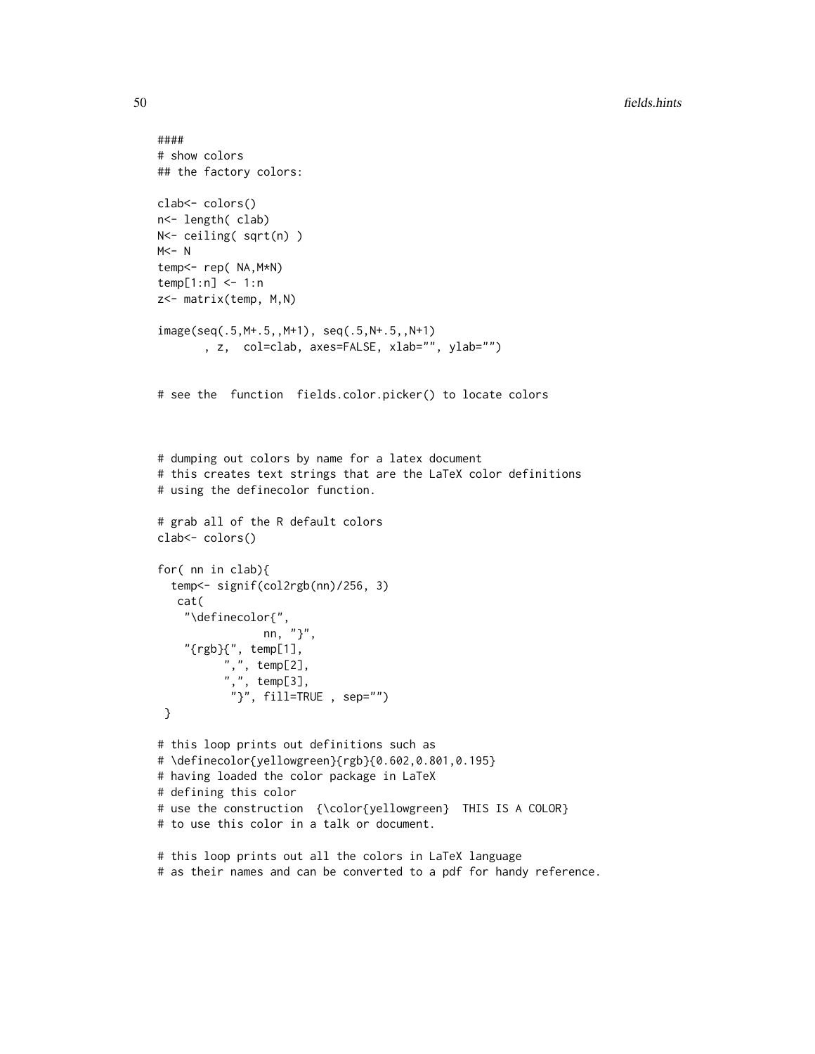```
####
# show colors
## the factory colors:

clab<- colors()
n<- length( clab)
N<- ceiling( sqrt(n) )
M<- N
temp<- rep( NA,M*N)
temp[1:n] <- 1:n
z<- matrix(temp, M,N)

image(seq(.5,M+.5,,M+1), seq(.5,N+.5,,N+1)
       , z,  col=clab, axes=FALSE, xlab="", ylab="")


# see the  function  fields.color.picker() to locate colors



# dumping out colors by name for a latex document
# this creates text strings that are the LaTeX color definitions
# using the definecolor function.

# grab all of the R default colors
clab<- colors()

for( nn in clab){
  temp<- signif(col2rgb(nn)/256, 3)
   cat(
    "\definecolor{",
               nn, "}",
    "{rgb}{", temp[1],
          ",", temp[2],
          ",", temp[3],
           "}", fill=TRUE , sep="")
 }

# this loop prints out definitions such as
# \definecolor{yellowgreen}{rgb}{0.602,0.801,0.195}
# having loaded the color package in LaTeX
# defining this color
# use the construction  {\color{yellowgreen}  THIS IS A COLOR}
# to use this color in a talk or document.

# this loop prints out all the colors in LaTeX language
# as their names and can be converted to a pdf for handy reference.
```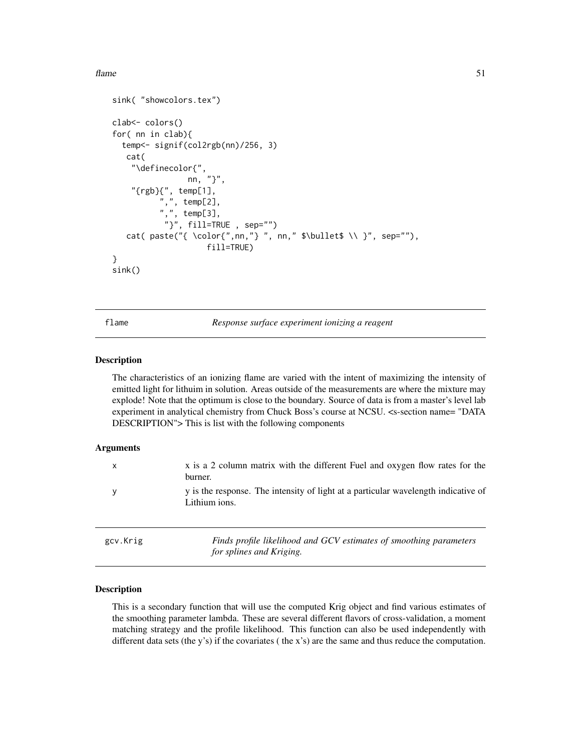```
sink( "showcolors.tex")

clab<- colors()
for( nn in clab){
  temp<- signif(col2rgb(nn)/256, 3)
   cat(
    "\definecolor{",
                nn, "}",
    "{rgb}{", temp[1],
          ",", temp[2],
          ",", temp[3],
           "}", fill=TRUE , sep="")
   cat( paste("{ \color{",nn,"} ", nn," $\bullet$ \\ }", sep=""),
                    fill=TRUE)
}
sink()
```

---

flame — *Response surface experiment ionizing a reagent*

---

### Description

The characteristics of an ionizing flame are varied with the intent of maximizing the intensity of emitted light for lithuim in solution. Areas outside of the measurements are where the mixture may explode! Note that the optimum is close to the boundary. Source of data is from a master's level lab experiment in analytical chemistry from Chuck Boss's course at NCSU. <s-section name= "DATA DESCRIPTION"> This is list with the following components

### Arguments

| | |
|---|---|
| x | x is a 2 column matrix with the different Fuel and oxygen flow rates for the burner. |
| y | y is the response. The intensity of light at a particular wavelength indicative of Lithium ions. |

---

gcv.Krig — *Finds profile likelihood and GCV estimates of smoothing parameters for splines and Kriging.*

---

### Description

This is a secondary function that will use the computed Krig object and find various estimates of the smoothing parameter lambda. These are several different flavors of cross-validation, a moment matching strategy and the profile likelihood. This function can also be used independently with different data sets (the y's) if the covariates ( the x's) are the same and thus reduce the computation.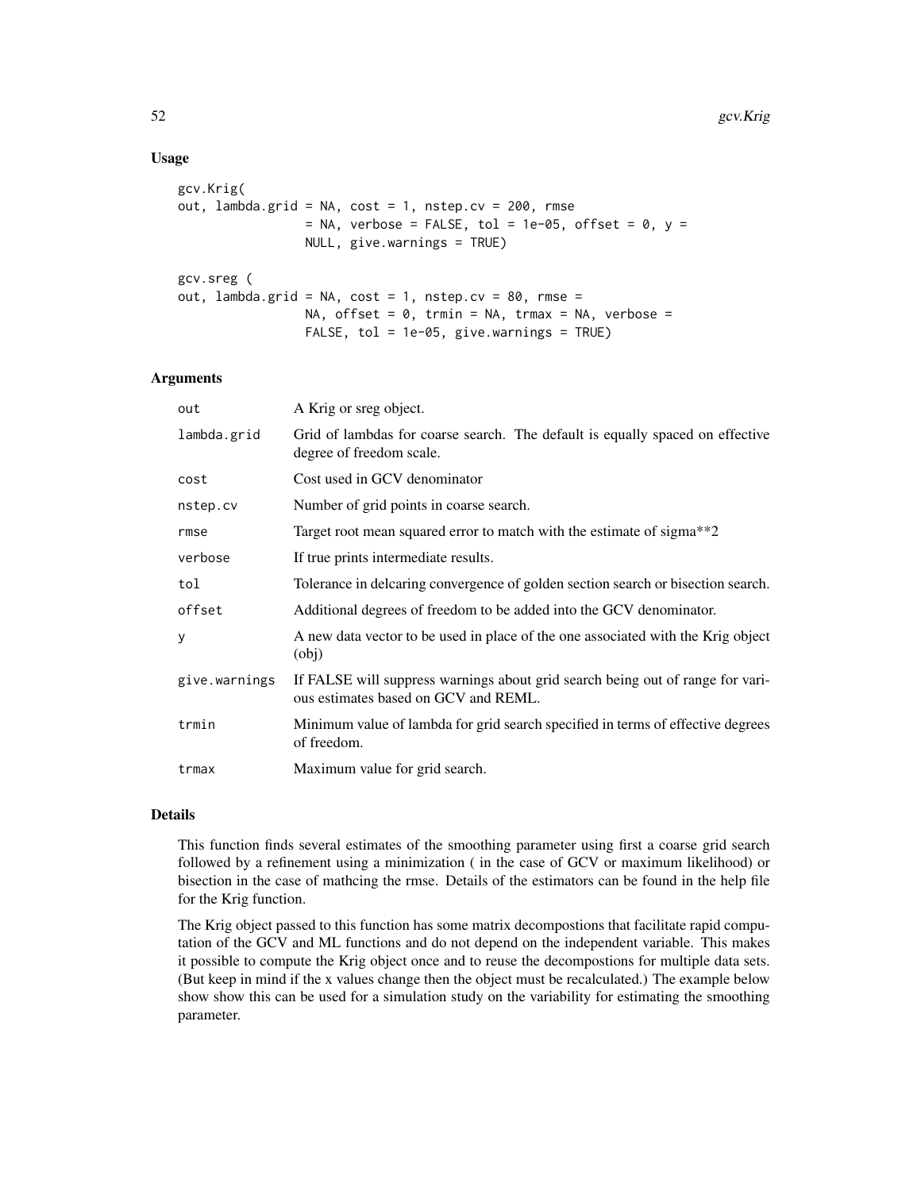## Usage

```
gcv.Krig(
out, lambda.grid = NA, cost = 1, nstep.cv = 200, rmse
                 = NA, verbose = FALSE, tol = 1e-05, offset = 0, y =
                 NULL, give.warnings = TRUE)

gcv.sreg (
out, lambda.grid = NA, cost = 1, nstep.cv = 80, rmse =
                 NA, offset = 0, trmin = NA, trmax = NA, verbose =
                 FALSE, tol = 1e-05, give.warnings = TRUE)
```

## Arguments

| | |
|---|---|
| out | A Krig or sreg object. |
| lambda.grid | Grid of lambdas for coarse search. The default is equally spaced on effective degree of freedom scale. |
| cost | Cost used in GCV denominator |
| nstep.cv | Number of grid points in coarse search. |
| rmse | Target root mean squared error to match with the estimate of sigma**2 |
| verbose | If true prints intermediate results. |
| tol | Tolerance in delcaring convergence of golden section search or bisection search. |
| offset | Additional degrees of freedom to be added into the GCV denominator. |
| y | A new data vector to be used in place of the one associated with the Krig object (obj) |
| give.warnings | If FALSE will suppress warnings about grid search being out of range for various estimates based on GCV and REML. |
| trmin | Minimum value of lambda for grid search specified in terms of effective degrees of freedom. |
| trmax | Maximum value for grid search. |

## Details

This function finds several estimates of the smoothing parameter using first a coarse grid search followed by a refinement using a minimization ( in the case of GCV or maximum likelihood) or bisection in the case of mathcing the rmse. Details of the estimators can be found in the help file for the Krig function.

The Krig object passed to this function has some matrix decompostions that facilitate rapid computation of the GCV and ML functions and do not depend on the independent variable. This makes it possible to compute the Krig object once and to reuse the decompostions for multiple data sets. (But keep in mind if the x values change then the object must be recalculated.) The example below show show this can be used for a simulation study on the variability for estimating the smoothing parameter.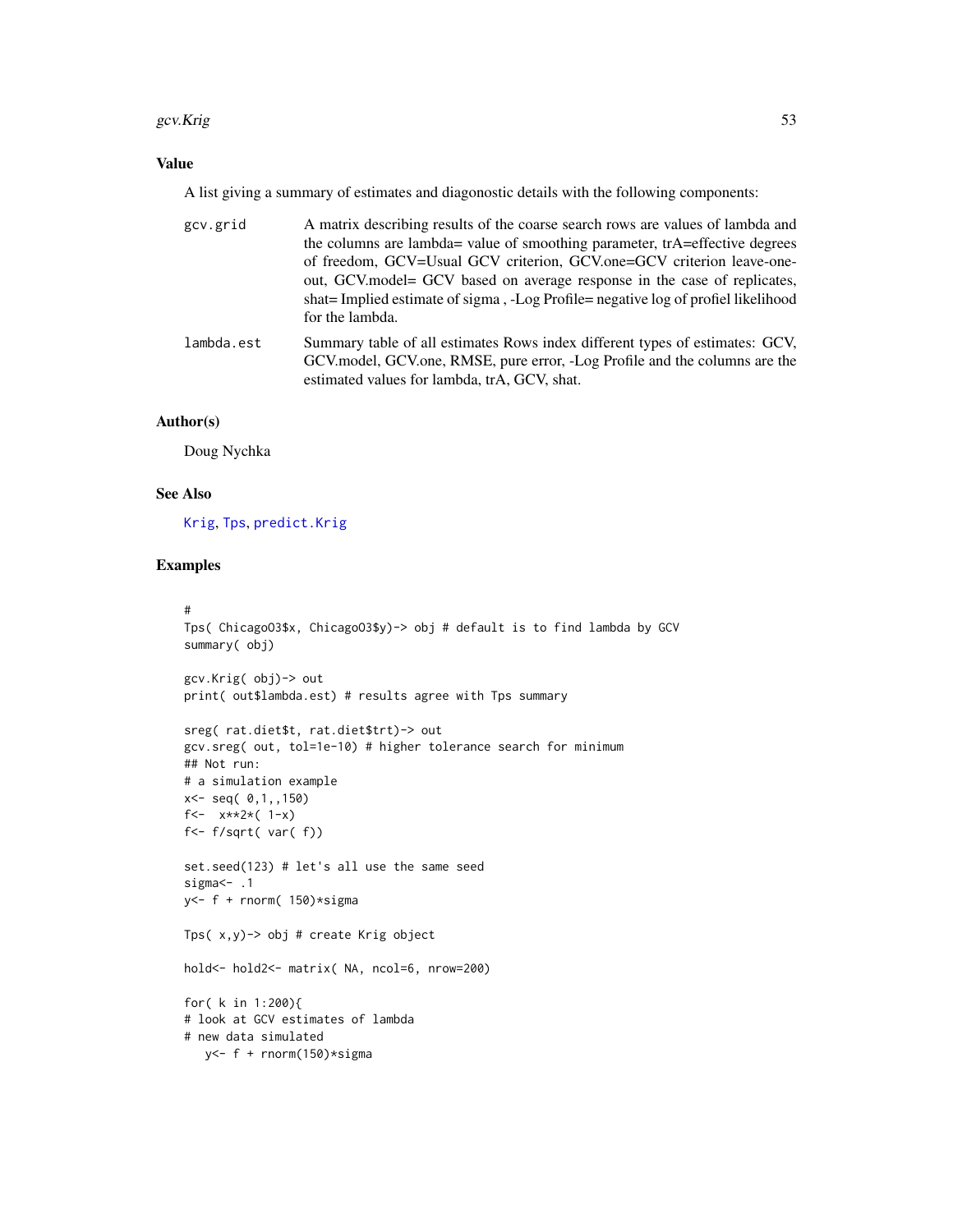## Value

A list giving a summary of estimates and diagonostic details with the following components:

- `gcv.grid` A matrix describing results of the coarse search rows are values of lambda and the columns are lambda= value of smoothing parameter, trA=effective degrees of freedom, GCV=Usual GCV criterion, GCV.one=GCV criterion leave-one-out, GCV.model= GCV based on average response in the case of replicates, shat= Implied estimate of sigma , -Log Profile= negative log of profiel likelihood for the lambda.
- `lambda.est` Summary table of all estimates Rows index different types of estimates: GCV, GCV.model, GCV.one, RMSE, pure error, -Log Profile and the columns are the estimated values for lambda, trA, GCV, shat.

## Author(s)

Doug Nychka

## See Also

Krig, Tps, predict.Krig

## Examples

```
#
Tps( ChicagoO3$x, ChicagoO3$y)-> obj # default is to find lambda by GCV
summary( obj)

gcv.Krig( obj)-> out
print( out$lambda.est) # results agree with Tps summary

sreg( rat.diet$t, rat.diet$trt)-> out
gcv.sreg( out, tol=1e-10) # higher tolerance search for minimum
## Not run:
# a simulation example
x<- seq( 0,1,,150)
f<-  x**2*( 1-x)
f<- f/sqrt( var( f))

set.seed(123) # let's all use the same seed
sigma<- .1
y<- f + rnorm( 150)*sigma

Tps( x,y)-> obj # create Krig object

hold<- hold2<- matrix( NA, ncol=6, nrow=200)

for( k in 1:200){
# look at GCV estimates of lambda
# new data simulated
   y<- f + rnorm(150)*sigma
```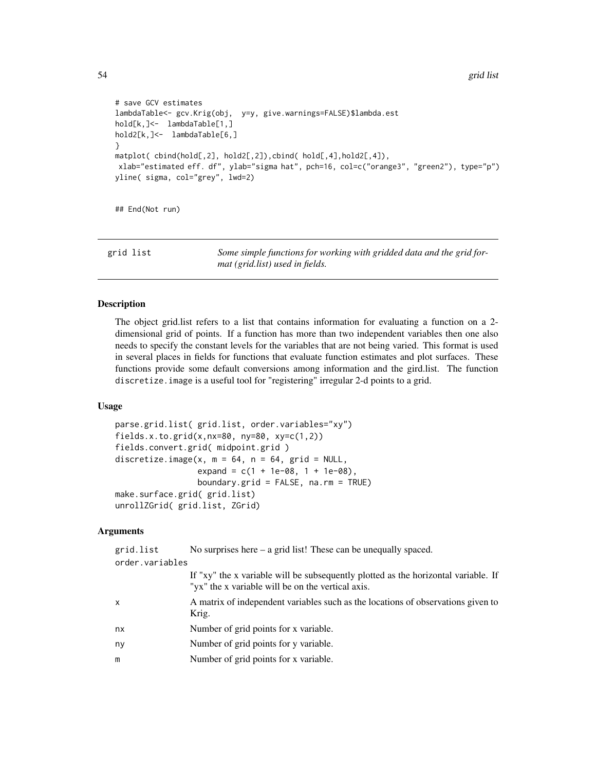```
# save GCV estimates
lambdaTable<- gcv.Krig(obj,  y=y, give.warnings=FALSE)$lambda.est
hold[k,]<-  lambdaTable[1,]
hold2[k,]<-  lambdaTable[6,]
}
matplot( cbind(hold[,2], hold2[,2]),cbind( hold[,4],hold2[,4]),
 xlab="estimated eff. df", ylab="sigma hat", pch=16, col=c("orange3", "green2"), type="p")
yline( sigma, col="grey", lwd=2)


## End(Not run)
```

## grid list — *Some simple functions for working with gridded data and the grid format (grid.list) used in fields.*

### Description

The object grid.list refers to a list that contains information for evaluating a function on a 2-dimensional grid of points. If a function has more than two independent variables then one also needs to specify the constant levels for the variables that are not being varied. This format is used in several places in fields for functions that evaluate function estimates and plot surfaces. These functions provide some default conversions among information and the gird.list. The function `discretize.image` is a useful tool for "registering" irregular 2-d points to a grid.

### Usage

```
parse.grid.list( grid.list, order.variables="xy")
fields.x.to.grid(x,nx=80, ny=80, xy=c(1,2))
fields.convert.grid( midpoint.grid )
discretize.image(x, m = 64, n = 64, grid = NULL,
                 expand = c(1 + 1e-08, 1 + 1e-08),
                 boundary.grid = FALSE, na.rm = TRUE)
make.surface.grid( grid.list)
unrollZGrid( grid.list, ZGrid)
```

### Arguments

| | |
|---|---|
| `grid.list` | No surprises here – a grid list! These can be unequally spaced. |
| `order.variables` | If "xy" the x variable will be subsequently plotted as the horizontal variable. If "yx" the x variable will be on the vertical axis. |
| `x` | A matrix of independent variables such as the locations of observations given to Krig. |
| `nx` | Number of grid points for x variable. |
| `ny` | Number of grid points for y variable. |
| `m` | Number of grid points for x variable. |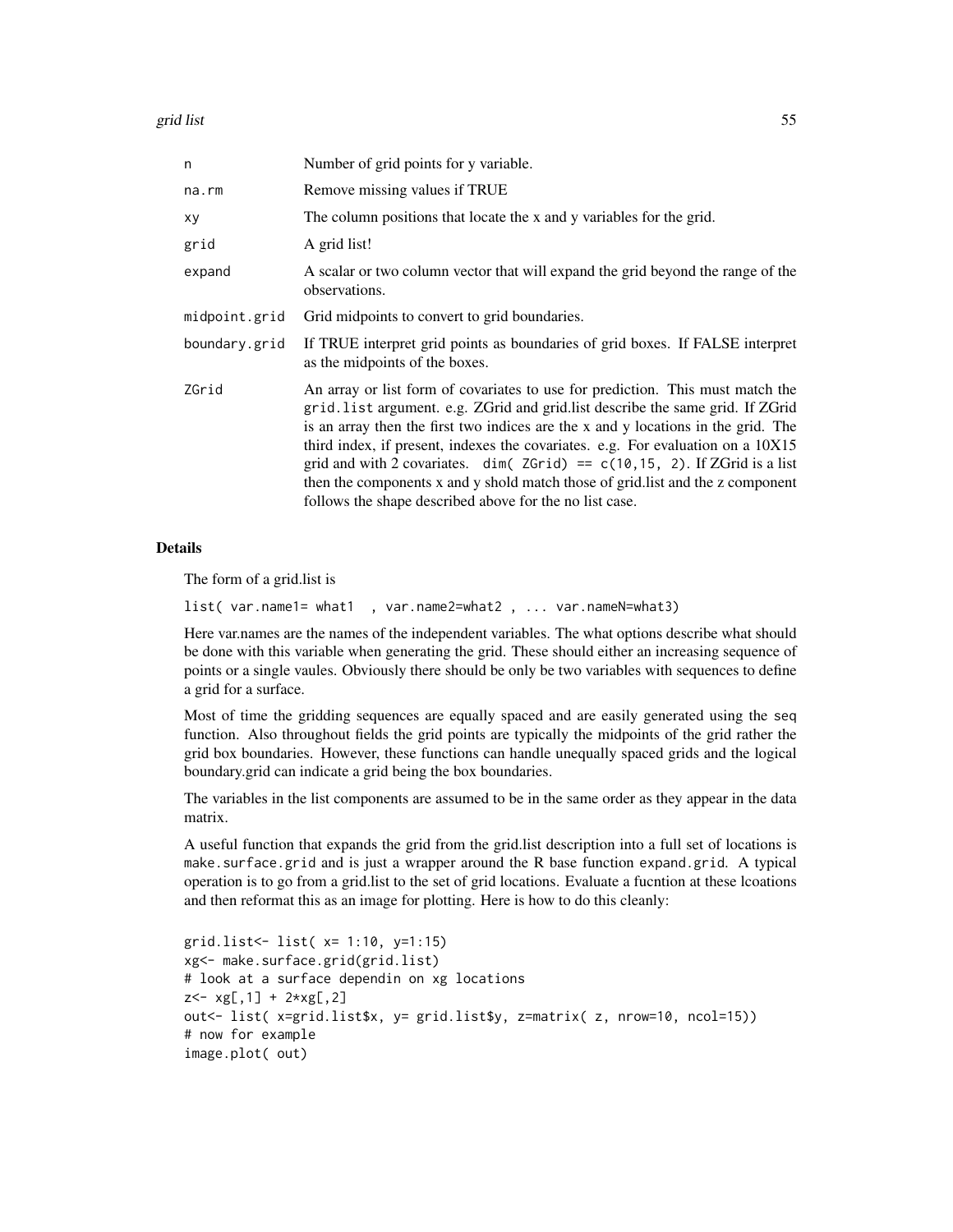| | |
|---|---|
| n | Number of grid points for y variable. |
| na.rm | Remove missing values if TRUE |
| xy | The column positions that locate the x and y variables for the grid. |
| grid | A grid list! |
| expand | A scalar or two column vector that will expand the grid beyond the range of the observations. |
| midpoint.grid | Grid midpoints to convert to grid boundaries. |
| boundary.grid | If TRUE interpret grid points as boundaries of grid boxes. If FALSE interpret as the midpoints of the boxes. |
| ZGrid | An array or list form of covariates to use for prediction. This must match the `grid.list` argument. e.g. ZGrid and grid.list describe the same grid. If ZGrid is an array then the first two indices are the x and y locations in the grid. The third index, if present, indexes the covariates. e.g. For evaluation on a 10X15 grid and with 2 covariates. `dim( ZGrid) == c(10,15, 2)`. If ZGrid is a list then the components x and y shold match those of grid.list and the z component follows the shape described above for the no list case. |

## Details

The form of a grid.list is

`list( var.name1= what1 , var.name2=what2 , ... var.nameN=what3)`

Here var.names are the names of the independent variables. The what options describe what should be done with this variable when generating the grid. These should either an increasing sequence of points or a single vaules. Obviously there should be only be two variables with sequences to define a grid for a surface.

Most of time the gridding sequences are equally spaced and are easily generated using the `seq` function. Also throughout fields the grid points are typically the midpoints of the grid rather the grid box boundaries. However, these functions can handle unequally spaced grids and the logical boundary.grid can indicate a grid being the box boundaries.

The variables in the list components are assumed to be in the same order as they appear in the data matrix.

A useful function that expands the grid from the grid.list description into a full set of locations is `make.surface.grid` and is just a wrapper around the R base function `expand.grid`. A typical operation is to go from a grid.list to the set of grid locations. Evaluate a fucntion at these lcoations and then reformat this as an image for plotting. Here is how to do this cleanly:

```
grid.list<- list( x= 1:10, y=1:15)
xg<- make.surface.grid(grid.list)
# look at a surface dependin on xg locations
z<- xg[,1] + 2*xg[,2]
out<- list( x=grid.list$x, y= grid.list$y, z=matrix( z, nrow=10, ncol=15))
# now for example
image.plot( out)
```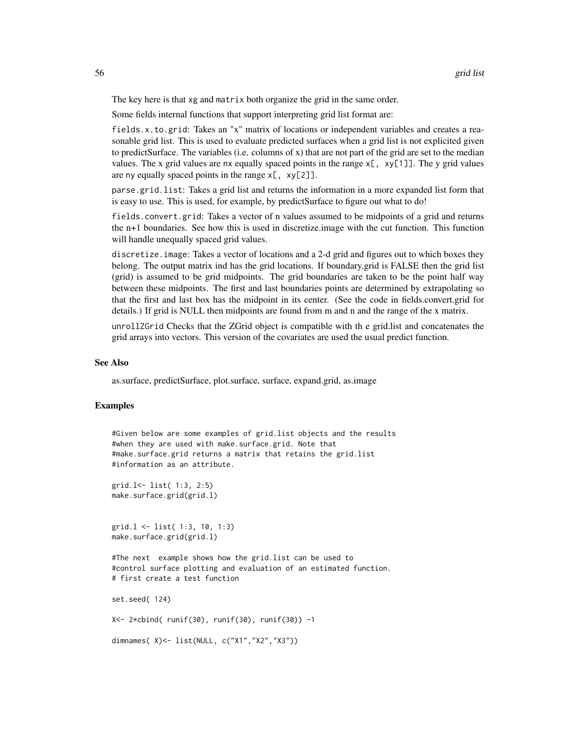The key here is that xg and matrix both organize the grid in the same order.

Some fields internal functions that support interpreting grid list format are:

fields.x.to.grid: Takes an "x" matrix of locations or independent variables and creates a reasonable grid list. This is used to evaluate predicted surfaces when a grid list is not explicited given to predictSurface. The variables (i.e. columns of x) that are not part of the grid are set to the median values. The x grid values are nx equally spaced points in the range x[, xy[1]]. The y grid values are ny equally spaced points in the range x[, xy[2]].

parse.grid.list: Takes a grid list and returns the information in a more expanded list form that is easy to use. This is used, for example, by predictSurface to figure out what to do!

fields.convert.grid: Takes a vector of n values assumed to be midpoints of a grid and returns the n+1 boundaries. See how this is used in discretize.image with the cut function. This function will handle unequally spaced grid values.

discretize.image: Takes a vector of locations and a 2-d grid and figures out to which boxes they belong. The output matrix ind has the grid locations. If boundary.grid is FALSE then the grid list (grid) is assumed to be grid midpoints. The grid boundaries are taken to be the point half way between these midpoints. The first and last boundaries points are determined by extrapolating so that the first and last box has the midpoint in its center. (See the code in fields.convert.grid for details.) If grid is NULL then midpoints are found from m and n and the range of the x matrix.

unrollZGrid Checks that the ZGrid object is compatible with th e grid.list and concatenates the grid arrays into vectors. This version of the covariates are used the usual predict function.

## See Also

as.surface, predictSurface, plot.surface, surface, expand.grid, as.image

## Examples

```
#Given below are some examples of grid.list objects and the results
#when they are used with make.surface.grid. Note that
#make.surface.grid returns a matrix that retains the grid.list
#information as an attribute.

grid.l<- list( 1:3, 2:5)
make.surface.grid(grid.l)


grid.l <- list( 1:3, 10, 1:3)
make.surface.grid(grid.l)

#The next  example shows how the grid.list can be used to
#control surface plotting and evaluation of an estimated function.
# first create a test function

set.seed( 124)

X<- 2*cbind( runif(30), runif(30), runif(30)) -1

dimnames( X)<- list(NULL, c("X1","X2","X3"))
```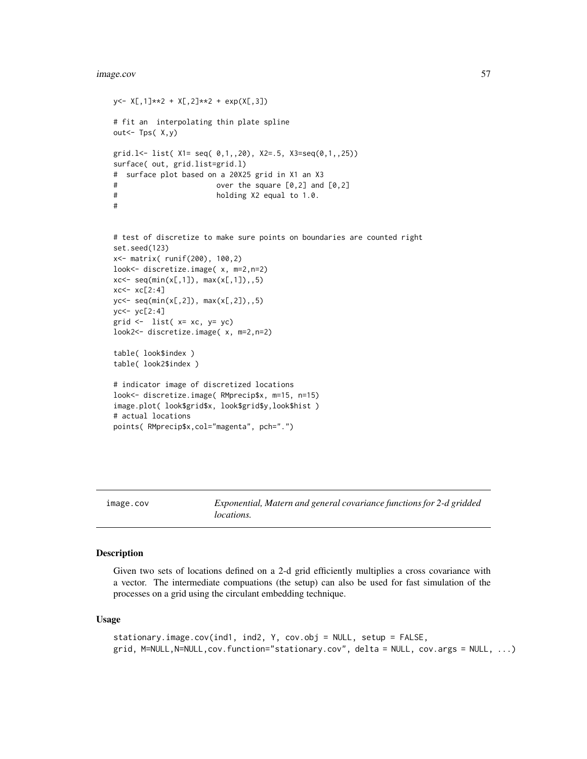```
y<- X[,1]**2 + X[,2]**2 + exp(X[,3])

# fit an  interpolating thin plate spline
out<- Tps( X,y)

grid.l<- list( X1= seq( 0,1,,20), X2=.5, X3=seq(0,1,,25))
surface( out, grid.list=grid.l)
#  surface plot based on a 20X25 grid in X1 an X3
#                       over the square [0,2] and [0,2]
#                       holding X2 equal to 1.0.
#


# test of discretize to make sure points on boundaries are counted right
set.seed(123)
x<- matrix( runif(200), 100,2)
look<- discretize.image( x, m=2,n=2)
xc<- seq(min(x[,1]), max(x[,1]),,5)
xc<- xc[2:4]
yc<- seq(min(x[,2]), max(x[,2]),,5)
yc<- yc[2:4]
grid <-  list( x= xc, y= yc)
look2<- discretize.image( x, m=2,n=2)

table( look$index )
table( look2$index )

# indicator image of discretized locations
look<- discretize.image( RMprecip$x, m=15, n=15)
image.plot( look$grid$x, look$grid$y,look$hist )
# actual locations
points( RMprecip$x,col="magenta", pch=".")
```

---

image.cov — *Exponential, Matern and general covariance functions for 2-d gridded locations.*

---

## Description

Given two sets of locations defined on a 2-d grid efficiently multiplies a cross covariance with a vector. The intermediate compuations (the setup) can also be used for fast simulation of the processes on a grid using the circulant embedding technique.

## Usage

```
stationary.image.cov(ind1, ind2, Y, cov.obj = NULL, setup = FALSE,
grid, M=NULL,N=NULL,cov.function="stationary.cov", delta = NULL, cov.args = NULL, ...)
```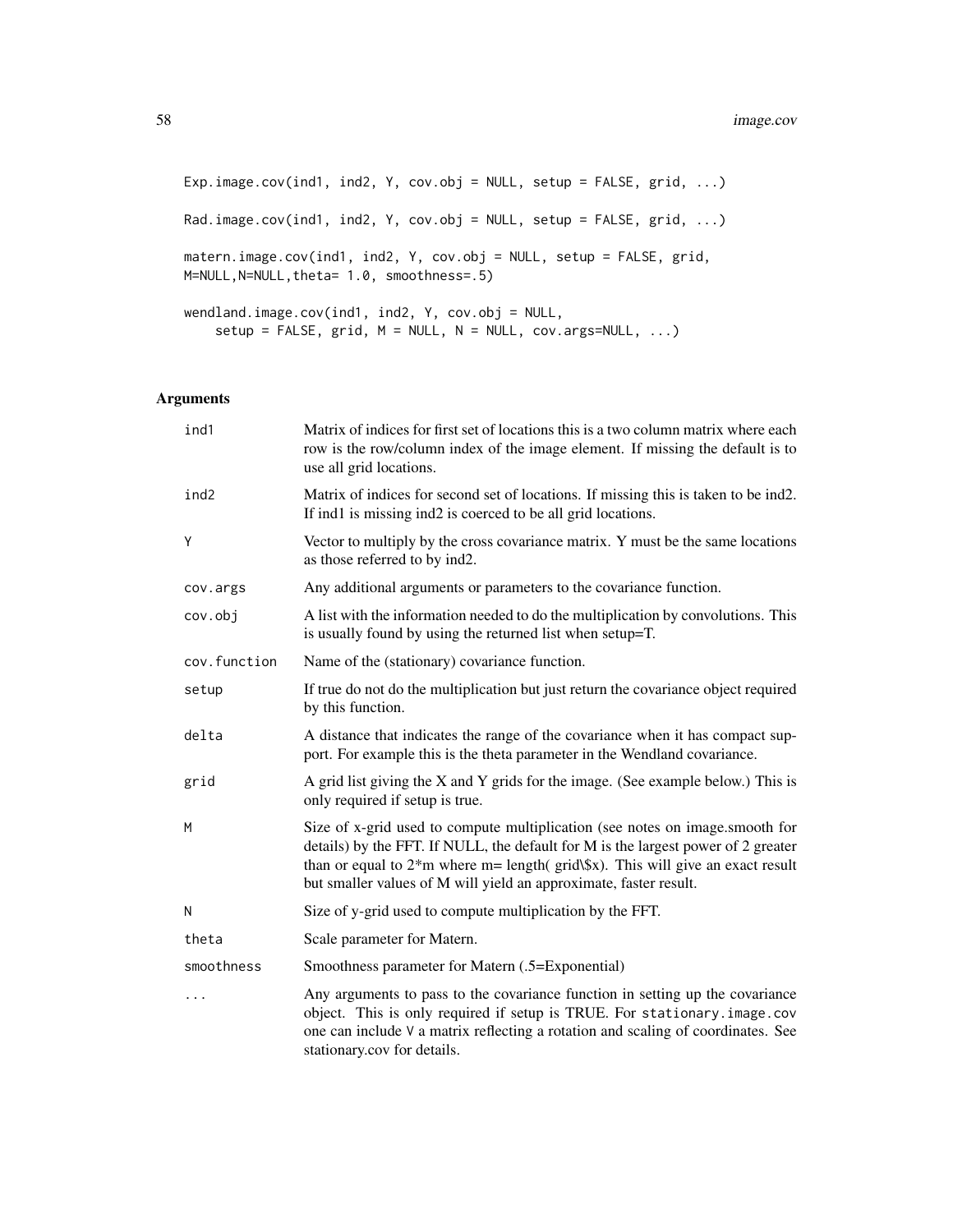```
Exp.image.cov(ind1, ind2, Y, cov.obj = NULL, setup = FALSE, grid, ...)

Rad.image.cov(ind1, ind2, Y, cov.obj = NULL, setup = FALSE, grid, ...)

matern.image.cov(ind1, ind2, Y, cov.obj = NULL, setup = FALSE, grid,
M=NULL,N=NULL,theta= 1.0, smoothness=.5)

wendland.image.cov(ind1, ind2, Y, cov.obj = NULL,
    setup = FALSE, grid, M = NULL, N = NULL, cov.args=NULL, ...)
```

## Arguments

| | |
|---|---|
| ind1 | Matrix of indices for first set of locations this is a two column matrix where each row is the row/column index of the image element. If missing the default is to use all grid locations. |
| ind2 | Matrix of indices for second set of locations. If missing this is taken to be ind2. If ind1 is missing ind2 is coerced to be all grid locations. |
| Y | Vector to multiply by the cross covariance matrix. Y must be the same locations as those referred to by ind2. |
| cov.args | Any additional arguments or parameters to the covariance function. |
| cov.obj | A list with the information needed to do the multiplication by convolutions. This is usually found by using the returned list when setup=T. |
| cov.function | Name of the (stationary) covariance function. |
| setup | If true do not do the multiplication but just return the covariance object required by this function. |
| delta | A distance that indicates the range of the covariance when it has compact support. For example this is the theta parameter in the Wendland covariance. |
| grid | A grid list giving the X and Y grids for the image. (See example below.) This is only required if setup is true. |
| M | Size of x-grid used to compute multiplication (see notes on image.smooth for details) by the FFT. If NULL, the default for M is the largest power of 2 greater than or equal to 2*m where m= length( grid\$x). This will give an exact result but smaller values of M will yield an approximate, faster result. |
| N | Size of y-grid used to compute multiplication by the FFT. |
| theta | Scale parameter for Matern. |
| smoothness | Smoothness parameter for Matern (.5=Exponential) |
| ... | Any arguments to pass to the covariance function in setting up the covariance object. This is only required if setup is TRUE. For stationary.image.cov one can include V a matrix reflecting a rotation and scaling of coordinates. See stationary.cov for details. |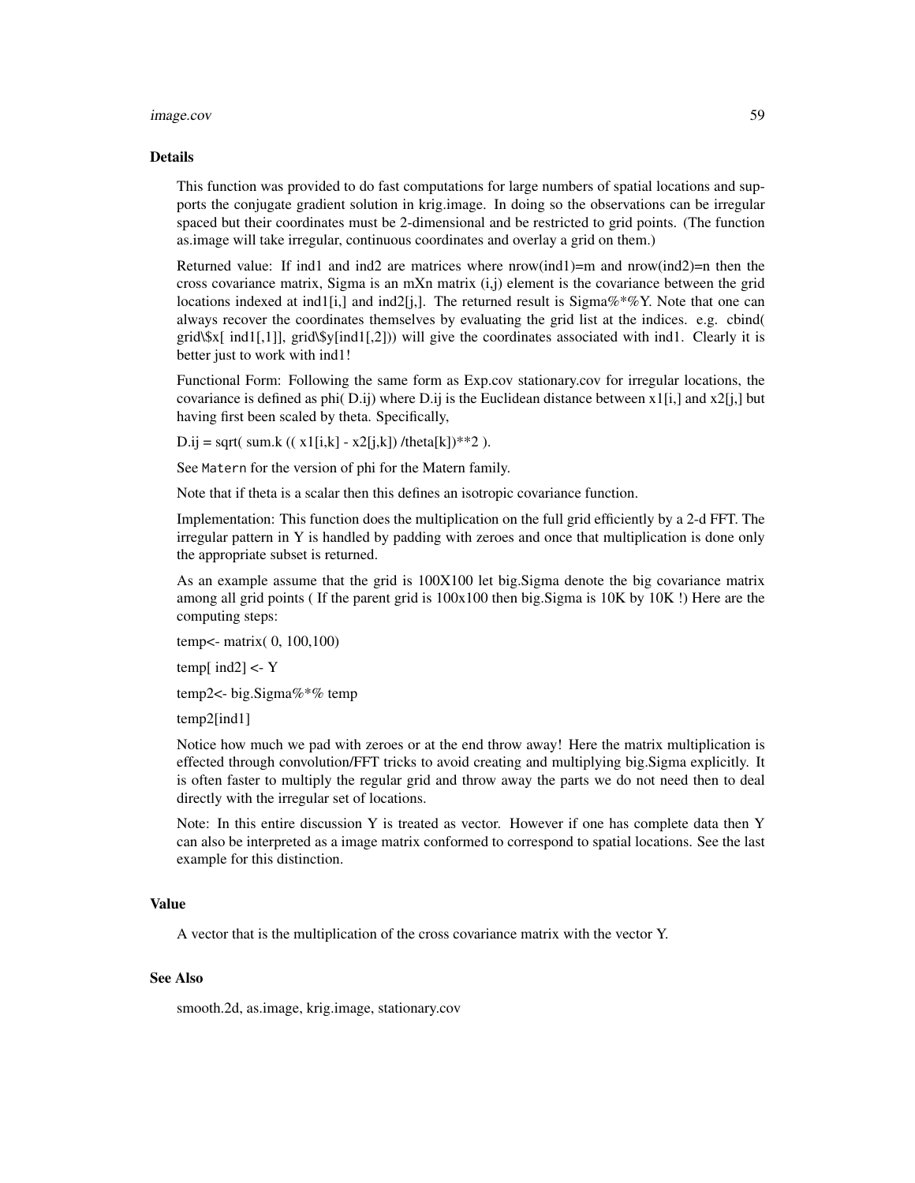## Details

This function was provided to do fast computations for large numbers of spatial locations and supports the conjugate gradient solution in krig.image. In doing so the observations can be irregular spaced but their coordinates must be 2-dimensional and be restricted to grid points. (The function as.image will take irregular, continuous coordinates and overlay a grid on them.)

Returned value: If ind1 and ind2 are matrices where nrow(ind1)=m and nrow(ind2)=n then the cross covariance matrix, Sigma is an mXn matrix (i,j) element is the covariance between the grid locations indexed at ind1[i,] and ind2[j,]. The returned result is Sigma%*%Y. Note that one can always recover the coordinates themselves by evaluating the grid list at the indices. e.g. cbind( grid\$x[ ind1[,1]], grid\$y[ind1[,2]]) will give the coordinates associated with ind1. Clearly it is better just to work with ind1!

Functional Form: Following the same form as Exp.cov stationary.cov for irregular locations, the covariance is defined as phi( D.ij) where D.ij is the Euclidean distance between x1[i,] and x2[j,] but having first been scaled by theta. Specifically,

D.ij = sqrt( sum.k (( x1[i,k] - x2[j,k]) /theta[k])**2 ).

See `Matern` for the version of phi for the Matern family.

Note that if theta is a scalar then this defines an isotropic covariance function.

Implementation: This function does the multiplication on the full grid efficiently by a 2-d FFT. The irregular pattern in Y is handled by padding with zeroes and once that multiplication is done only the appropriate subset is returned.

As an example assume that the grid is 100X100 let big.Sigma denote the big covariance matrix among all grid points ( If the parent grid is 100x100 then big.Sigma is 10K by 10K !) Here are the computing steps:

temp<- matrix( 0, 100,100)

temp[ ind2] <- Y

temp2<- big.Sigma%*% temp

temp2[ind1]

Notice how much we pad with zeroes or at the end throw away! Here the matrix multiplication is effected through convolution/FFT tricks to avoid creating and multiplying big.Sigma explicitly. It is often faster to multiply the regular grid and throw away the parts we do not need then to deal directly with the irregular set of locations.

Note: In this entire discussion Y is treated as vector. However if one has complete data then Y can also be interpreted as a image matrix conformed to correspond to spatial locations. See the last example for this distinction.

## Value

A vector that is the multiplication of the cross covariance matrix with the vector Y.

## See Also

smooth.2d, as.image, krig.image, stationary.cov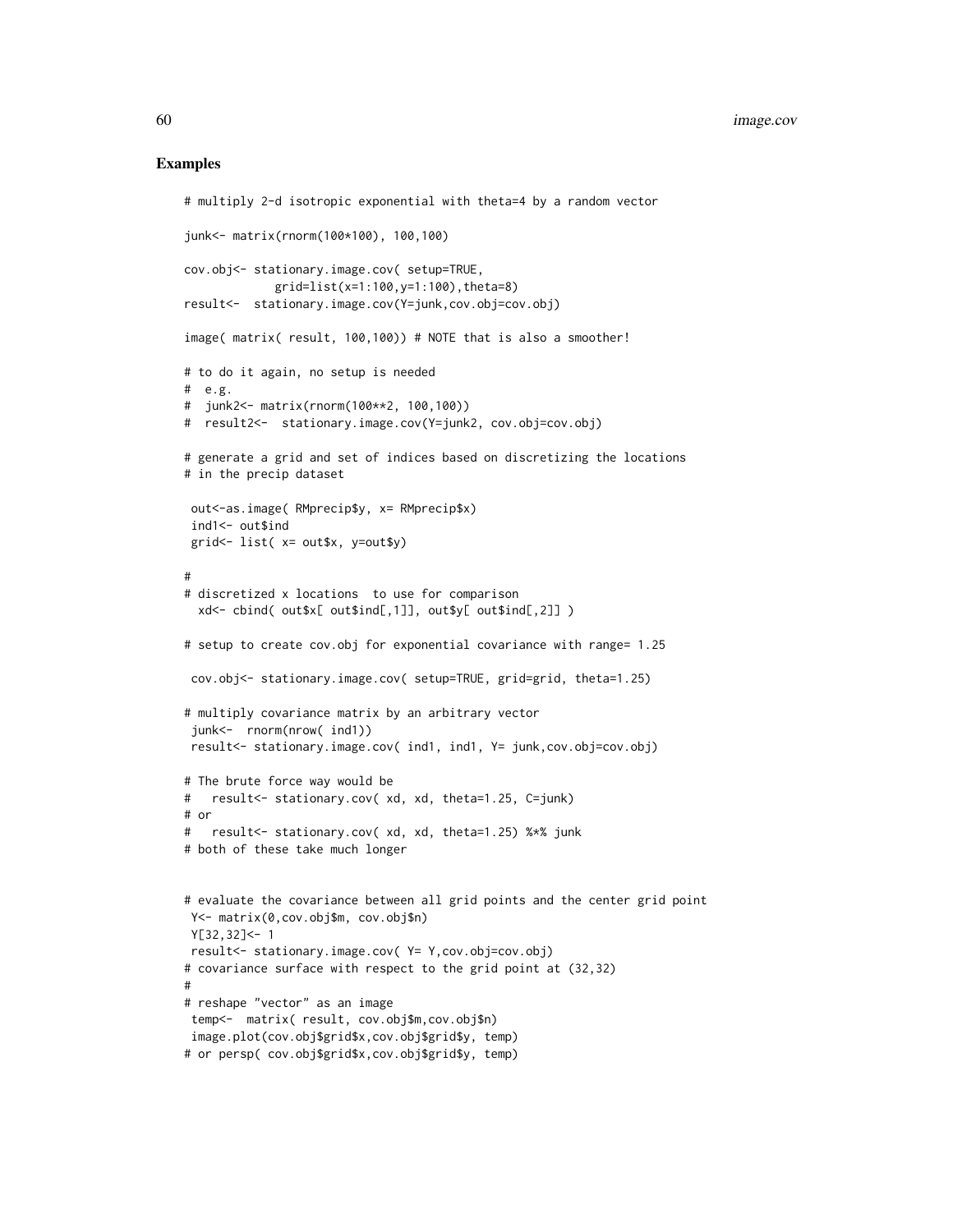## Examples

```
# multiply 2-d isotropic exponential with theta=4 by a random vector

junk<- matrix(rnorm(100*100), 100,100)

cov.obj<- stationary.image.cov( setup=TRUE,
             grid=list(x=1:100,y=1:100),theta=8)
result<-  stationary.image.cov(Y=junk,cov.obj=cov.obj)

image( matrix( result, 100,100)) # NOTE that is also a smoother!

# to do it again, no setup is needed
#  e.g.
#  junk2<- matrix(rnorm(100**2, 100,100))
#  result2<-  stationary.image.cov(Y=junk2, cov.obj=cov.obj)

# generate a grid and set of indices based on discretizing the locations
# in the precip dataset

 out<-as.image( RMprecip$y, x= RMprecip$x)
 ind1<- out$ind
 grid<- list( x= out$x, y=out$y)

#
# discretized x locations  to use for comparison
  xd<- cbind( out$x[ out$ind[,1]], out$y[ out$ind[,2]] )

# setup to create cov.obj for exponential covariance with range= 1.25

 cov.obj<- stationary.image.cov( setup=TRUE, grid=grid, theta=1.25)

# multiply covariance matrix by an arbitrary vector
 junk<-  rnorm(nrow( ind1))
 result<- stationary.image.cov( ind1, ind1, Y= junk,cov.obj=cov.obj)

# The brute force way would be
#   result<- stationary.cov( xd, xd, theta=1.25, C=junk)
# or
#   result<- stationary.cov( xd, xd, theta=1.25) %*% junk
# both of these take much longer


# evaluate the covariance between all grid points and the center grid point
 Y<- matrix(0,cov.obj$m, cov.obj$n)
 Y[32,32]<- 1
 result<- stationary.image.cov( Y= Y,cov.obj=cov.obj)
# covariance surface with respect to the grid point at (32,32)
#
# reshape "vector" as an image
 temp<-  matrix( result, cov.obj$m,cov.obj$n)
 image.plot(cov.obj$grid$x,cov.obj$grid$y, temp)
# or persp( cov.obj$grid$x,cov.obj$grid$y, temp)
```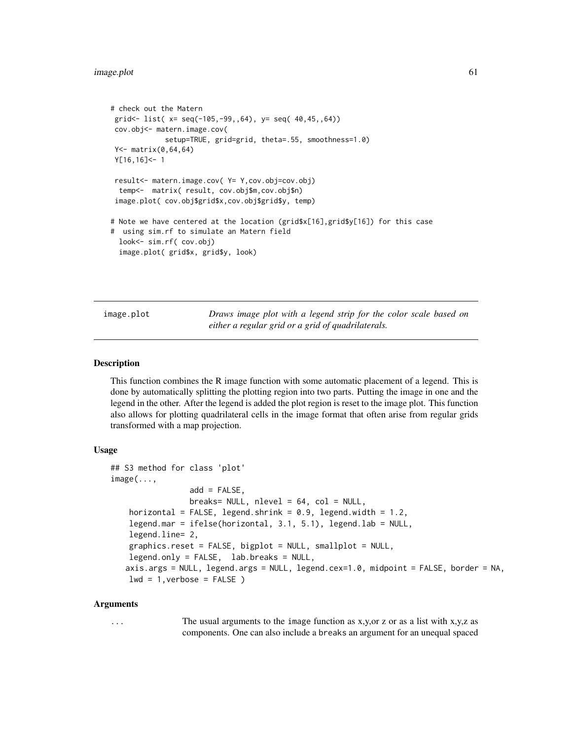```
# check out the Matern
 grid<- list( x= seq(-105,-99,,64), y= seq( 40,45,,64))
 cov.obj<- matern.image.cov(
             setup=TRUE, grid=grid, theta=.55, smoothness=1.0)
 Y<- matrix(0,64,64)
 Y[16,16]<- 1

 result<- matern.image.cov( Y= Y,cov.obj=cov.obj)
  temp<-  matrix( result, cov.obj$m,cov.obj$n)
 image.plot( cov.obj$grid$x,cov.obj$grid$y, temp)

# Note we have centered at the location (grid$x[16],grid$y[16]) for this case
#  using sim.rf to simulate an Matern field
  look<- sim.rf( cov.obj)
  image.plot( grid$x, grid$y, look)
```

---

image.plot &nbsp;&nbsp;&nbsp;&nbsp; *Draws image plot with a legend strip for the color scale based on either a regular grid or a grid of quadrilaterals.*

---

### Description

This function combines the R image function with some automatic placement of a legend. This is done by automatically splitting the plotting region into two parts. Putting the image in one and the legend in the other. After the legend is added the plot region is reset to the image plot. This function also allows for plotting quadrilateral cells in the image format that often arise from regular grids transformed with a map projection.

### Usage

```
## S3 method for class 'plot'
image(...,
                 add = FALSE,
                 breaks= NULL, nlevel = 64, col = NULL,
    horizontal = FALSE, legend.shrink = 0.9, legend.width = 1.2,
    legend.mar = ifelse(horizontal, 3.1, 5.1), legend.lab = NULL,
    legend.line= 2,
    graphics.reset = FALSE, bigplot = NULL, smallplot = NULL,
    legend.only = FALSE,  lab.breaks = NULL,
   axis.args = NULL, legend.args = NULL, legend.cex=1.0, midpoint = FALSE, border = NA,
    lwd = 1,verbose = FALSE )
```

### Arguments

... &nbsp;&nbsp;&nbsp;&nbsp; The usual arguments to the image function as x,y,or z or as a list with x,y,z as components. One can also include a breaks an argument for an unequal spaced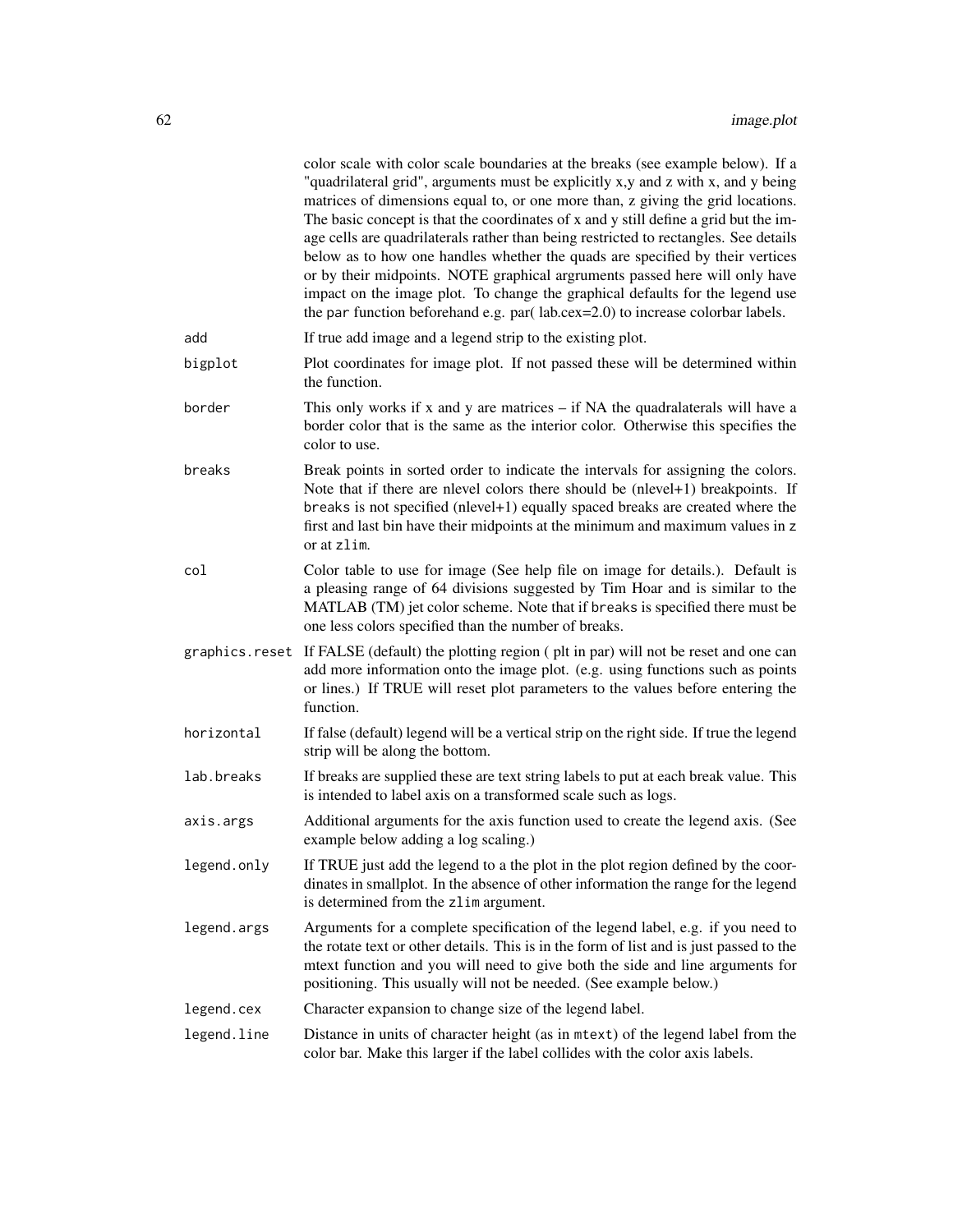color scale with color scale boundaries at the breaks (see example below). If a "quadrilateral grid", arguments must be explicitly x,y and z with x, and y being matrices of dimensions equal to, or one more than, z giving the grid locations. The basic concept is that the coordinates of x and y still define a grid but the image cells are quadrilaterals rather than being restricted to rectangles. See details below as to how one handles whether the quads are specified by their vertices or by their midpoints. NOTE graphical argruments passed here will only have impact on the image plot. To change the graphical defaults for the legend use the `par` function beforehand e.g. par( lab.cex=2.0) to increase colorbar labels.

`add`
: If true add image and a legend strip to the existing plot.

`bigplot`
: Plot coordinates for image plot. If not passed these will be determined within the function.

`border`
: This only works if x and y are matrices – if NA the quadralaterals will have a border color that is the same as the interior color. Otherwise this specifies the color to use.

`breaks`
: Break points in sorted order to indicate the intervals for assigning the colors. Note that if there are nlevel colors there should be (nlevel+1) breakpoints. If `breaks` is not specified (nlevel+1) equally spaced breaks are created where the first and last bin have their midpoints at the minimum and maximum values in `z` or at `zlim`.

`col`
: Color table to use for image (See help file on image for details.). Default is a pleasing range of 64 divisions suggested by Tim Hoar and is similar to the MATLAB (TM) jet color scheme. Note that if `breaks` is specified there must be one less colors specified than the number of breaks.

`graphics.reset`
: If FALSE (default) the plotting region ( plt in par) will not be reset and one can add more information onto the image plot. (e.g. using functions such as points or lines.) If TRUE will reset plot parameters to the values before entering the function.

`horizontal`
: If false (default) legend will be a vertical strip on the right side. If true the legend strip will be along the bottom.

`lab.breaks`
: If breaks are supplied these are text string labels to put at each break value. This is intended to label axis on a transformed scale such as logs.

`axis.args`
: Additional arguments for the axis function used to create the legend axis. (See example below adding a log scaling.)

`legend.only`
: If TRUE just add the legend to a the plot in the plot region defined by the coordinates in smallplot. In the absence of other information the range for the legend is determined from the `zlim` argument.

`legend.args`
: Arguments for a complete specification of the legend label, e.g. if you need to the rotate text or other details. This is in the form of list and is just passed to the mtext function and you will need to give both the side and line arguments for positioning. This usually will not be needed. (See example below.)

`legend.cex`
: Character expansion to change size of the legend label.

`legend.line`
: Distance in units of character height (as in `mtext`) of the legend label from the color bar. Make this larger if the label collides with the color axis labels.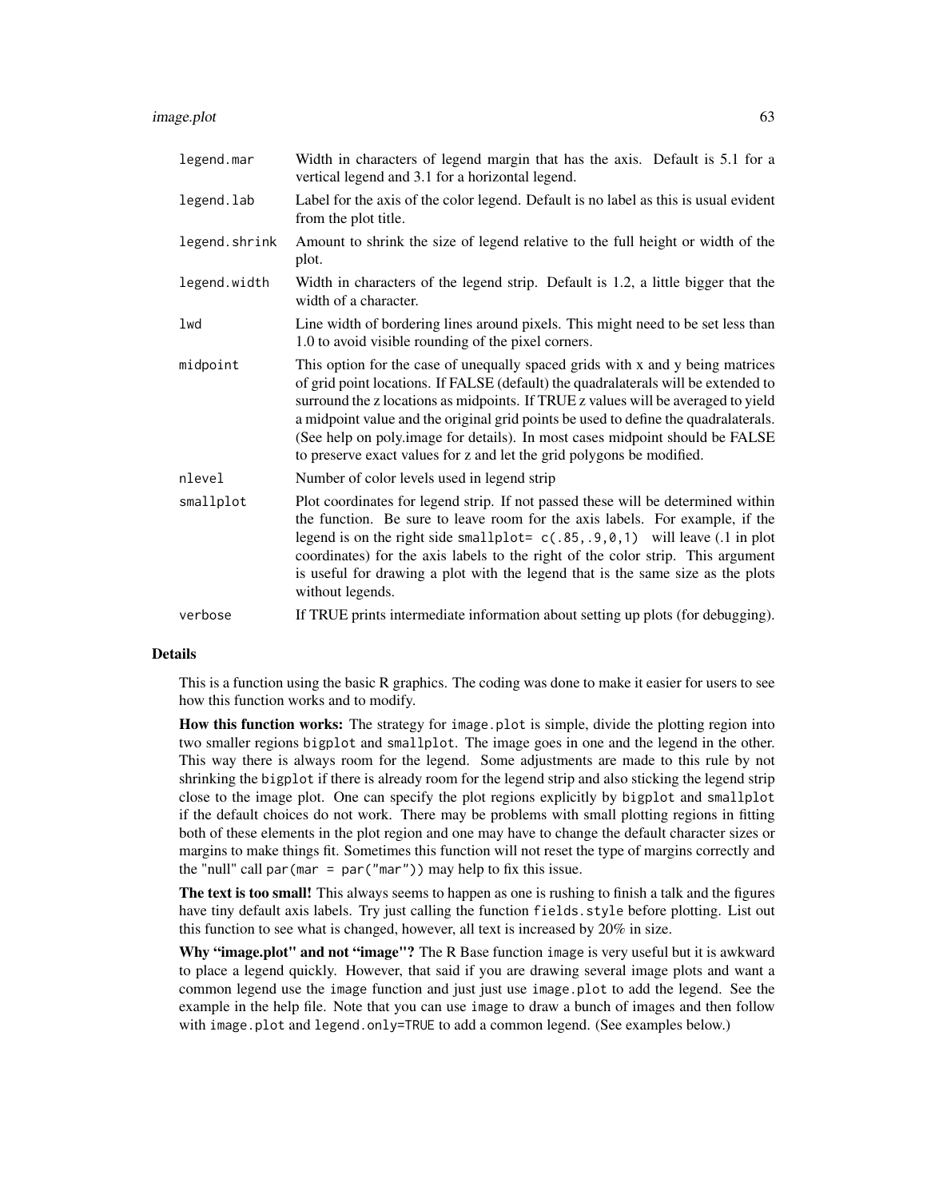| | |
|---|---|
| `legend.mar` | Width in characters of legend margin that has the axis. Default is 5.1 for a vertical legend and 3.1 for a horizontal legend. |
| `legend.lab` | Label for the axis of the color legend. Default is no label as this is usual evident from the plot title. |
| `legend.shrink` | Amount to shrink the size of legend relative to the full height or width of the plot. |
| `legend.width` | Width in characters of the legend strip. Default is 1.2, a little bigger that the width of a character. |
| `lwd` | Line width of bordering lines around pixels. This might need to be set less than 1.0 to avoid visible rounding of the pixel corners. |
| `midpoint` | This option for the case of unequally spaced grids with x and y being matrices of grid point locations. If FALSE (default) the quadralaterals will be extended to surround the z locations as midpoints. If TRUE z values will be averaged to yield a midpoint value and the original grid points be used to define the quadralaterals. (See help on poly.image for details). In most cases midpoint should be FALSE to preserve exact values for z and let the grid polygons be modified. |
| `nlevel` | Number of color levels used in legend strip |
| `smallplot` | Plot coordinates for legend strip. If not passed these will be determined within the function. Be sure to leave room for the axis labels. For example, if the legend is on the right side `smallplot= c(.85,.9,0,1)` will leave (.1 in plot coordinates) for the axis labels to the right of the color strip. This argument is useful for drawing a plot with the legend that is the same size as the plots without legends. |
| `verbose` | If TRUE prints intermediate information about setting up plots (for debugging). |

## Details

This is a function using the basic R graphics. The coding was done to make it easier for users to see how this function works and to modify.

**How this function works:** The strategy for `image.plot` is simple, divide the plotting region into two smaller regions `bigplot` and `smallplot`. The image goes in one and the legend in the other. This way there is always room for the legend. Some adjustments are made to this rule by not shrinking the `bigplot` if there is already room for the legend strip and also sticking the legend strip close to the image plot. One can specify the plot regions explicitly by `bigplot` and `smallplot` if the default choices do not work. There may be problems with small plotting regions in fitting both of these elements in the plot region and one may have to change the default character sizes or margins to make things fit. Sometimes this function will not reset the type of margins correctly and the "null" call `par(mar = par("mar"))` may help to fix this issue.

**The text is too small!** This always seems to happen as one is rushing to finish a talk and the figures have tiny default axis labels. Try just calling the function `fields.style` before plotting. List out this function to see what is changed, however, all text is increased by 20% in size.

**Why "image.plot" and not "image"?** The R Base function `image` is very useful but it is awkward to place a legend quickly. However, that said if you are drawing several image plots and want a common legend use the `image` function and just just use `image.plot` to add the legend. See the example in the help file. Note that you can use `image` to draw a bunch of images and then follow with `image.plot` and `legend.only=TRUE` to add a common legend. (See examples below.)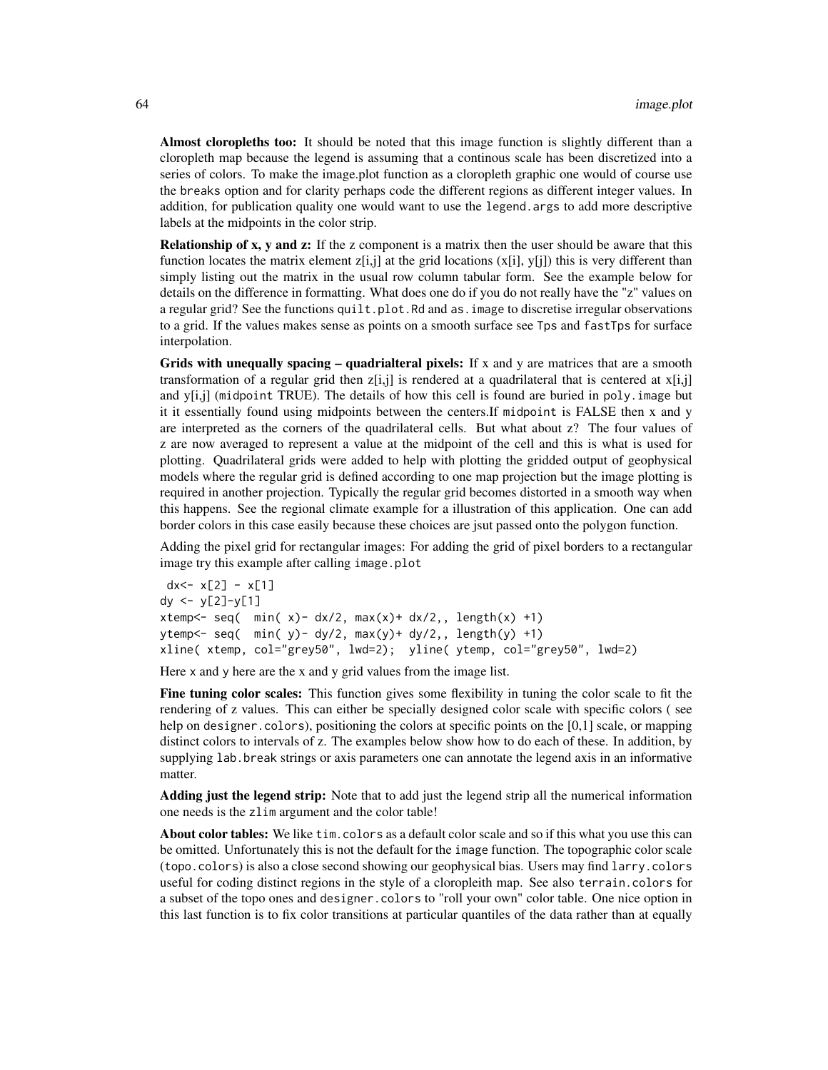**Almost cloropleths too:** It should be noted that this image function is slightly different than a cloropleth map because the legend is assuming that a continous scale has been discretized into a series of colors. To make the image.plot function as a cloropleth graphic one would of course use the `breaks` option and for clarity perhaps code the different regions as different integer values. In addition, for publication quality one would want to use the `legend.args` to add more descriptive labels at the midpoints in the color strip.

**Relationship of x, y and z:** If the z component is a matrix then the user should be aware that this function locates the matrix element z[i,j] at the grid locations (x[i], y[j]) this is very different than simply listing out the matrix in the usual row column tabular form. See the example below for details on the difference in formatting. What does one do if you do not really have the "z" values on a regular grid? See the functions `quilt.plot.Rd` and `as.image` to discretise irregular observations to a grid. If the values makes sense as points on a smooth surface see `Tps` and `fastTps` for surface interpolation.

**Grids with unequally spacing – quadrialteral pixels:** If x and y are matrices that are a smooth transformation of a regular grid then z[i,j] is rendered at a quadrilateral that is centered at x[i,j] and y[i,j] (`midpoint` TRUE). The details of how this cell is found are buried in `poly.image` but it it essentially found using midpoints between the centers.If `midpoint` is FALSE then x and y are interpreted as the corners of the quadrilateral cells. But what about z? The four values of z are now averaged to represent a value at the midpoint of the cell and this is what is used for plotting. Quadrilateral grids were added to help with plotting the gridded output of geophysical models where the regular grid is defined according to one map projection but the image plotting is required in another projection. Typically the regular grid becomes distorted in a smooth way when this happens. See the regional climate example for a illustration of this application. One can add border colors in this case easily because these choices are jsut passed onto the polygon function.

Adding the pixel grid for rectangular images: For adding the grid of pixel borders to a rectangular image try this example after calling `image.plot`

```
 dx<- x[2] - x[1]
dy <- y[2]-y[1]
xtemp<- seq(  min( x)- dx/2, max(x)+ dx/2,, length(x) +1)
ytemp<- seq(  min( y)- dy/2, max(y)+ dy/2,, length(y) +1)
xline( xtemp, col="grey50", lwd=2);  yline( ytemp, col="grey50", lwd=2)
```

Here `x` and `y` here are the x and y grid values from the image list.

**Fine tuning color scales:** This function gives some flexibility in tuning the color scale to fit the rendering of z values. This can either be specially designed color scale with specific colors ( see help on `designer.colors`), positioning the colors at specific points on the [0,1] scale, or mapping distinct colors to intervals of z. The examples below show how to do each of these. In addition, by supplying `lab.break` strings or axis parameters one can annotate the legend axis in an informative matter.

**Adding just the legend strip:** Note that to add just the legend strip all the numerical information one needs is the `zlim` argument and the color table!

**About color tables:** We like `tim.colors` as a default color scale and so if this what you use this can be omitted. Unfortunately this is not the default for the `image` function. The topographic color scale (`topo.colors`) is also a close second showing our geophysical bias. Users may find `larry.colors` useful for coding distinct regions in the style of a cloropleith map. See also `terrain.colors` for a subset of the topo ones and `designer.colors` to "roll your own" color table. One nice option in this last function is to fix color transitions at particular quantiles of the data rather than at equally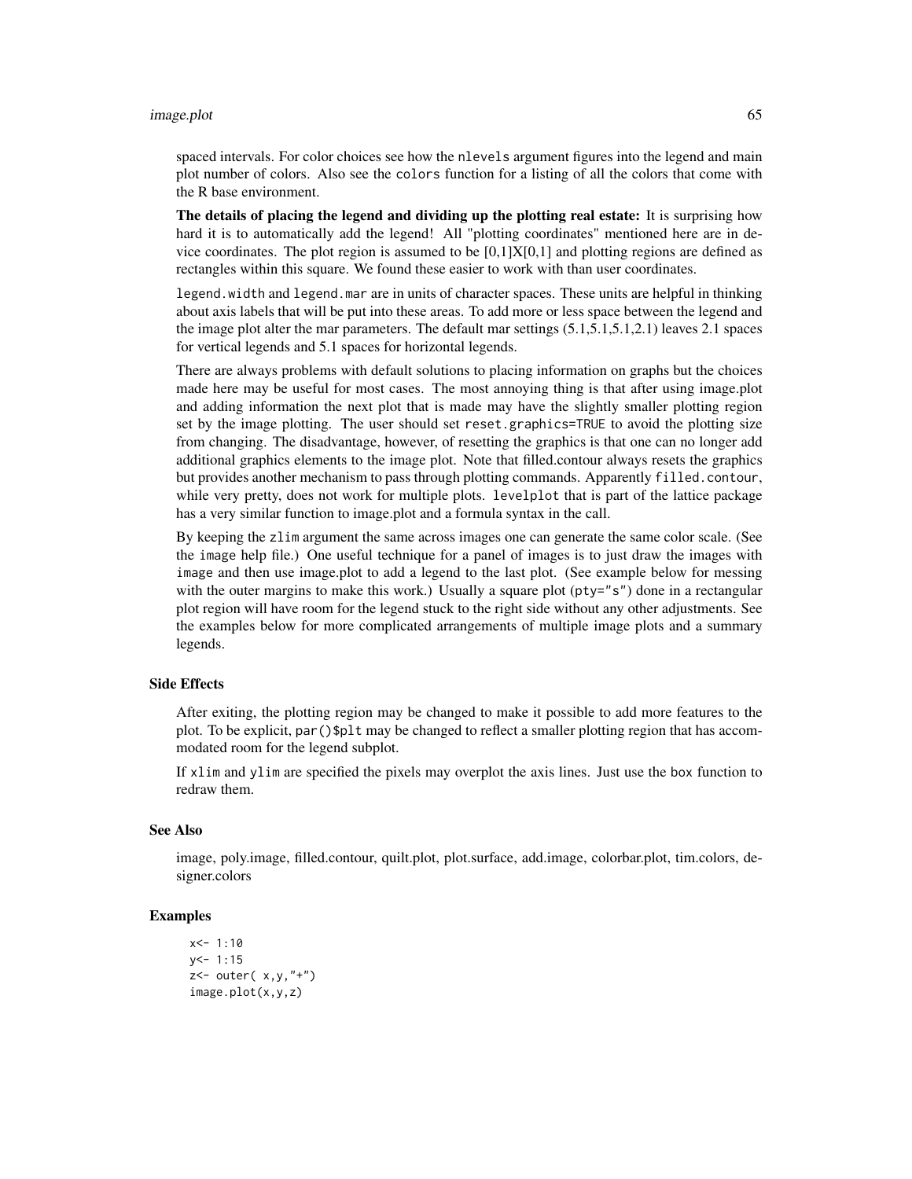spaced intervals. For color choices see how the `nlevels` argument figures into the legend and main plot number of colors. Also see the `colors` function for a listing of all the colors that come with the R base environment.

**The details of placing the legend and dividing up the plotting real estate:** It is surprising how hard it is to automatically add the legend! All "plotting coordinates" mentioned here are in device coordinates. The plot region is assumed to be [0,1]X[0,1] and plotting regions are defined as rectangles within this square. We found these easier to work with than user coordinates.

`legend.width` and `legend.mar` are in units of character spaces. These units are helpful in thinking about axis labels that will be put into these areas. To add more or less space between the legend and the image plot alter the mar parameters. The default mar settings (5.1,5.1,5.1,2.1) leaves 2.1 spaces for vertical legends and 5.1 spaces for horizontal legends.

There are always problems with default solutions to placing information on graphs but the choices made here may be useful for most cases. The most annoying thing is that after using image.plot and adding information the next plot that is made may have the slightly smaller plotting region set by the image plotting. The user should set `reset.graphics=TRUE` to avoid the plotting size from changing. The disadvantage, however, of resetting the graphics is that one can no longer add additional graphics elements to the image plot. Note that filled.contour always resets the graphics but provides another mechanism to pass through plotting commands. Apparently `filled.contour`, while very pretty, does not work for multiple plots. `levelplot` that is part of the lattice package has a very similar function to image.plot and a formula syntax in the call.

By keeping the `zlim` argument the same across images one can generate the same color scale. (See the `image` help file.) One useful technique for a panel of images is to just draw the images with `image` and then use image.plot to add a legend to the last plot. (See example below for messing with the outer margins to make this work.) Usually a square plot (`pty="s"`) done in a rectangular plot region will have room for the legend stuck to the right side without any other adjustments. See the examples below for more complicated arrangements of multiple image plots and a summary legends.

## Side Effects

After exiting, the plotting region may be changed to make it possible to add more features to the plot. To be explicit, `par()$plt` may be changed to reflect a smaller plotting region that has accommodated room for the legend subplot.

If `xlim` and `ylim` are specified the pixels may overplot the axis lines. Just use the `box` function to redraw them.

## See Also

image, poly.image, filled.contour, quilt.plot, plot.surface, add.image, colorbar.plot, tim.colors, designer.colors

## Examples

```
x<- 1:10
y<- 1:15
z<- outer( x,y,"+")
image.plot(x,y,z)
```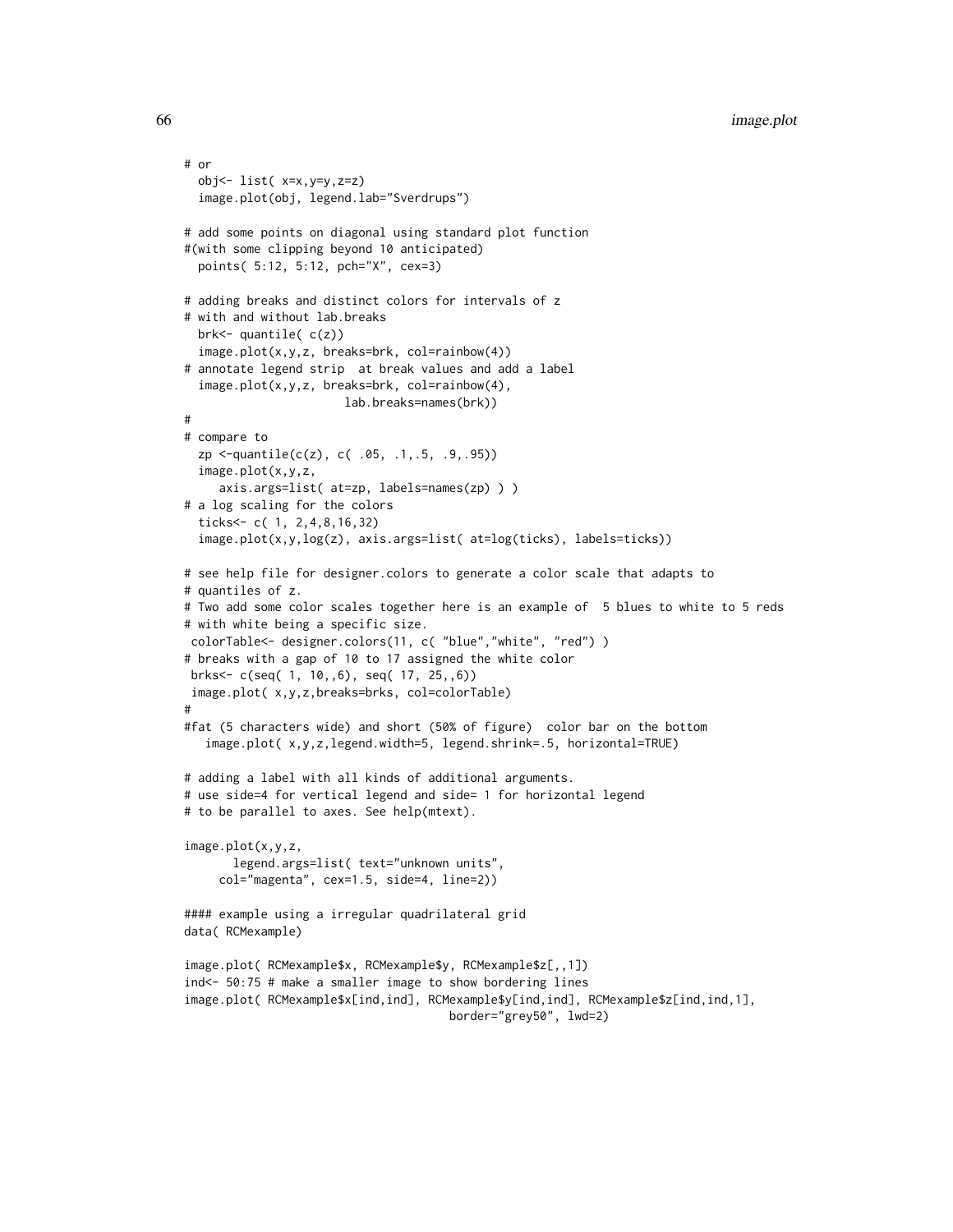```
# or
  obj<- list( x=x,y=y,z=z)
  image.plot(obj, legend.lab="Sverdrups")

# add some points on diagonal using standard plot function
#(with some clipping beyond 10 anticipated)
  points( 5:12, 5:12, pch="X", cex=3)

# adding breaks and distinct colors for intervals of z
# with and without lab.breaks
  brk<- quantile( c(z))
  image.plot(x,y,z, breaks=brk, col=rainbow(4))
# annotate legend strip  at break values and add a label
  image.plot(x,y,z, breaks=brk, col=rainbow(4),
                     lab.breaks=names(brk))
#
# compare to
  zp <-quantile(c(z), c( .05, .1,.5, .9,.95))
  image.plot(x,y,z,
     axis.args=list( at=zp, labels=names(zp) ) )
# a log scaling for the colors
  ticks<- c( 1, 2,4,8,16,32)
  image.plot(x,y,log(z), axis.args=list( at=log(ticks), labels=ticks))

# see help file for designer.colors to generate a color scale that adapts to
# quantiles of z.
# Two add some color scales together here is an example of  5 blues to white to 5 reds
# with white being a specific size.
 colorTable<- designer.colors(11, c( "blue","white", "red") )
# breaks with a gap of 10 to 17 assigned the white color
 brks<- c(seq( 1, 10,,6), seq( 17, 25,,6))
 image.plot( x,y,z,breaks=brks, col=colorTable)
#
#fat (5 characters wide) and short (50% of figure)  color bar on the bottom
   image.plot( x,y,z,legend.width=5, legend.shrink=.5, horizontal=TRUE)

# adding a label with all kinds of additional arguments.
# use side=4 for vertical legend and side= 1 for horizontal legend
# to be parallel to axes. See help(mtext).

image.plot(x,y,z,
       legend.args=list( text="unknown units",
     col="magenta", cex=1.5, side=4, line=2))

#### example using a irregular quadrilateral grid
data( RCMexample)

image.plot( RCMexample$x, RCMexample$y, RCMexample$z[,,1])
ind<- 50:75 # make a smaller image to show bordering lines
image.plot( RCMexample$x[ind,ind], RCMexample$y[ind,ind], RCMexample$z[ind,ind,1],
                                      border="grey50", lwd=2)
```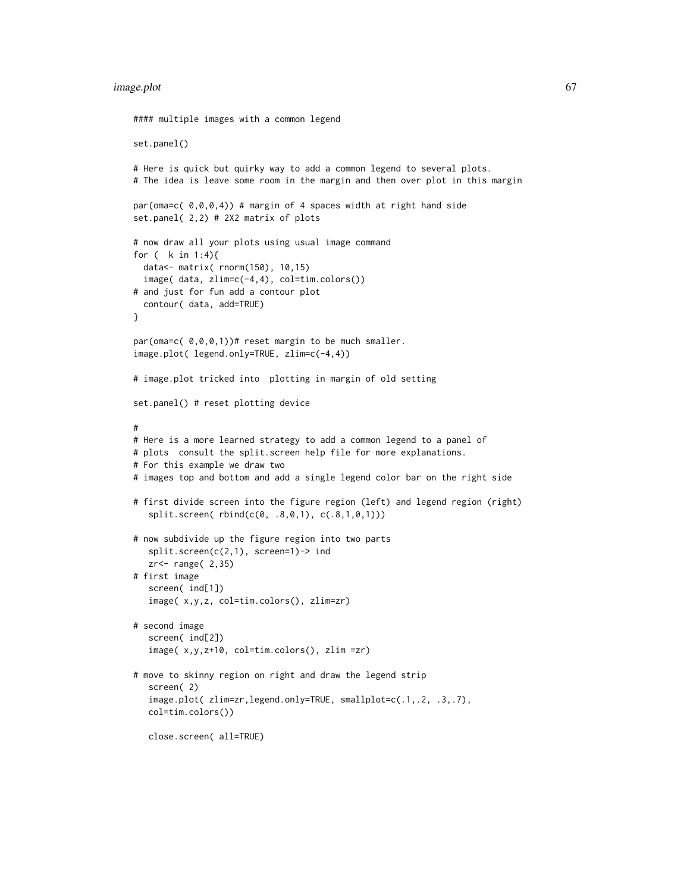```
#### multiple images with a common legend

set.panel()

# Here is quick but quirky way to add a common legend to several plots.
# The idea is leave some room in the margin and then over plot in this margin

par(oma=c( 0,0,0,4)) # margin of 4 spaces width at right hand side
set.panel( 2,2) # 2X2 matrix of plots

# now draw all your plots using usual image command
for (  k in 1:4){
  data<- matrix( rnorm(150), 10,15)
  image( data, zlim=c(-4,4), col=tim.colors())
# and just for fun add a contour plot
  contour( data, add=TRUE)
}

par(oma=c( 0,0,0,1))# reset margin to be much smaller.
image.plot( legend.only=TRUE, zlim=c(-4,4))

# image.plot tricked into  plotting in margin of old setting

set.panel() # reset plotting device

#
# Here is a more learned strategy to add a common legend to a panel of
# plots  consult the split.screen help file for more explanations.
# For this example we draw two
# images top and bottom and add a single legend color bar on the right side

# first divide screen into the figure region (left) and legend region (right)
   split.screen( rbind(c(0, .8,0,1), c(.8,1,0,1)))

# now subdivide up the figure region into two parts
   split.screen(c(2,1), screen=1)-> ind
   zr<- range( 2,35)
# first image
   screen( ind[1])
   image( x,y,z, col=tim.colors(), zlim=zr)

# second image
   screen( ind[2])
   image( x,y,z+10, col=tim.colors(), zlim =zr)

# move to skinny region on right and draw the legend strip
   screen( 2)
   image.plot( zlim=zr,legend.only=TRUE, smallplot=c(.1,.2, .3,.7),
   col=tim.colors())

   close.screen( all=TRUE)
```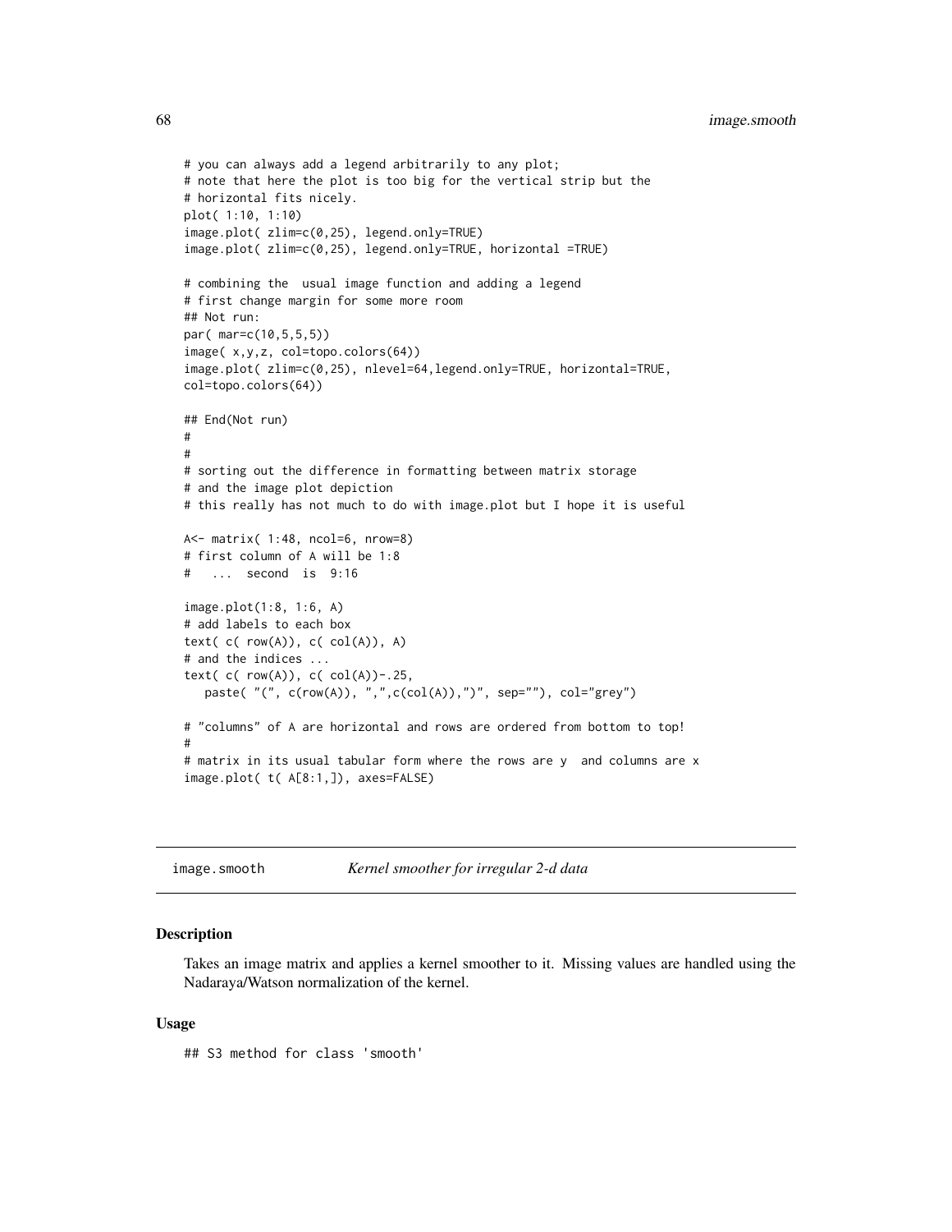```
# you can always add a legend arbitrarily to any plot;
# note that here the plot is too big for the vertical strip but the
# horizontal fits nicely.
plot( 1:10, 1:10)
image.plot( zlim=c(0,25), legend.only=TRUE)
image.plot( zlim=c(0,25), legend.only=TRUE, horizontal =TRUE)

# combining the  usual image function and adding a legend
# first change margin for some more room
## Not run:
par( mar=c(10,5,5,5))
image( x,y,z, col=topo.colors(64))
image.plot( zlim=c(0,25), nlevel=64,legend.only=TRUE, horizontal=TRUE,
col=topo.colors(64))

## End(Not run)
#
#
# sorting out the difference in formatting between matrix storage
# and the image plot depiction
# this really has not much to do with image.plot but I hope it is useful

A<- matrix( 1:48, ncol=6, nrow=8)
# first column of A will be 1:8
#   ...  second  is  9:16

image.plot(1:8, 1:6, A)
# add labels to each box
text( c( row(A)), c( col(A)), A)
# and the indices ...
text( c( row(A)), c( col(A))-.25,
   paste( "(", c(row(A)), ",",c(col(A)),")", sep=""), col="grey")

# "columns" of A are horizontal and rows are ordered from bottom to top!
#
# matrix in its usual tabular form where the rows are y  and columns are x
image.plot( t( A[8:1,]), axes=FALSE)
```

## image.smooth *Kernel smoother for irregular 2-d data*

### Description

Takes an image matrix and applies a kernel smoother to it. Missing values are handled using the Nadaraya/Watson normalization of the kernel.

### Usage

```
## S3 method for class 'smooth'
```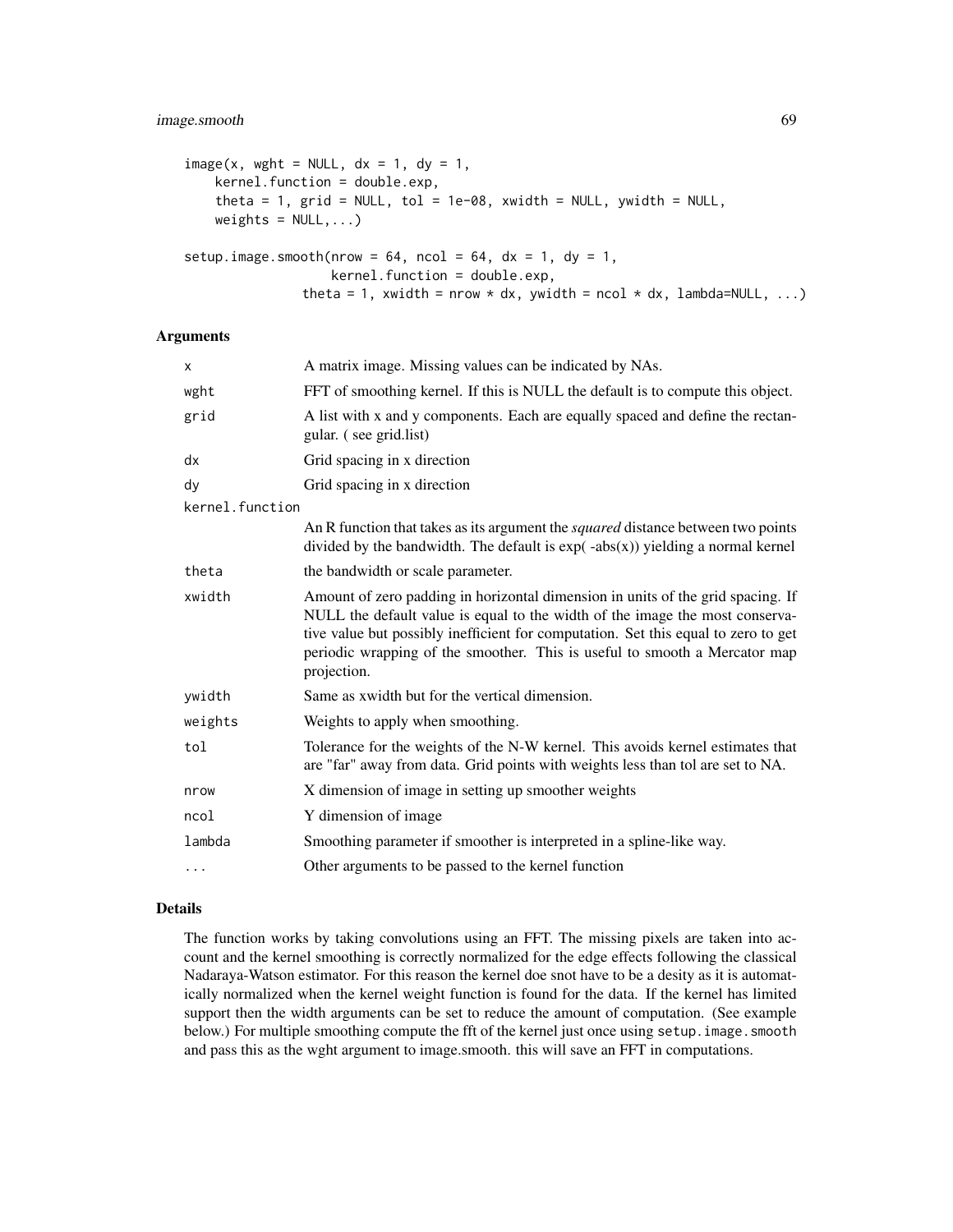```
image(x, wght = NULL, dx = 1, dy = 1,
    kernel.function = double.exp,
    theta = 1, grid = NULL, tol = 1e-08, xwidth = NULL, ywidth = NULL,
    weights = NULL,...)

setup.image.smooth(nrow = 64, ncol = 64, dx = 1, dy = 1,
                  kernel.function = double.exp,
               theta = 1, xwidth = nrow * dx, ywidth = ncol * dx, lambda=NULL, ...)
```

## Arguments

| | |
|---|---|
| x | A matrix image. Missing values can be indicated by NAs. |
| wght | FFT of smoothing kernel. If this is NULL the default is to compute this object. |
| grid | A list with x and y components. Each are equally spaced and define the rectangular. ( see grid.list) |
| dx | Grid spacing in x direction |
| dy | Grid spacing in x direction |
| kernel.function | An R function that takes as its argument the *squared* distance between two points divided by the bandwidth. The default is exp( -abs(x)) yielding a normal kernel |
| theta | the bandwidth or scale parameter. |
| xwidth | Amount of zero padding in horizontal dimension in units of the grid spacing. If NULL the default value is equal to the width of the image the most conservative value but possibly inefficient for computation. Set this equal to zero to get periodic wrapping of the smoother. This is useful to smooth a Mercator map projection. |
| ywidth | Same as xwidth but for the vertical dimension. |
| weights | Weights to apply when smoothing. |
| tol | Tolerance for the weights of the N-W kernel. This avoids kernel estimates that are "far" away from data. Grid points with weights less than tol are set to NA. |
| nrow | X dimension of image in setting up smoother weights |
| ncol | Y dimension of image |
| lambda | Smoothing parameter if smoother is interpreted in a spline-like way. |
| ... | Other arguments to be passed to the kernel function |

## Details

The function works by taking convolutions using an FFT. The missing pixels are taken into account and the kernel smoothing is correctly normalized for the edge effects following the classical Nadaraya-Watson estimator. For this reason the kernel doe snot have to be a desity as it is automatically normalized when the kernel weight function is found for the data. If the kernel has limited support then the width arguments can be set to reduce the amount of computation. (See example below.) For multiple smoothing compute the fft of the kernel just once using `setup.image.smooth` and pass this as the wght argument to image.smooth. this will save an FFT in computations.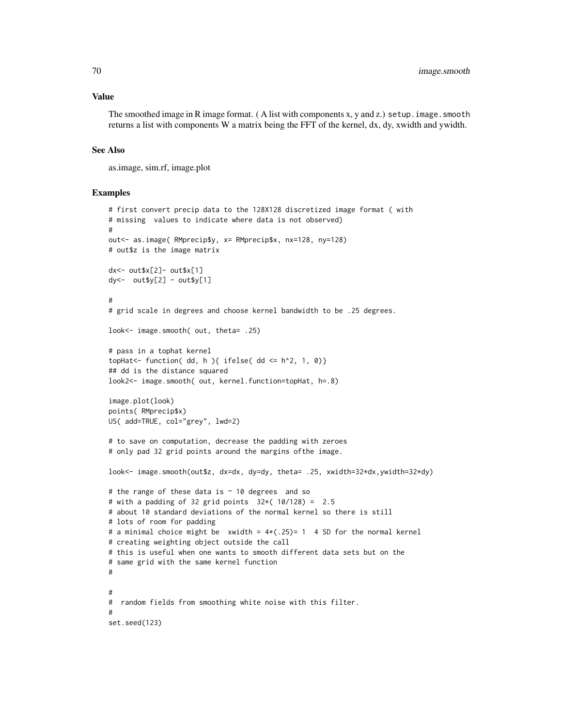## Value

The smoothed image in R image format. ( A list with components x, y and z.) `setup.image.smooth` returns a list with components W a matrix being the FFT of the kernel, dx, dy, xwidth and ywidth.

## See Also

as.image, sim.rf, image.plot

## Examples

```
# first convert precip data to the 128X128 discretized image format ( with
# missing  values to indicate where data is not observed)
#
out<- as.image( RMprecip$y, x= RMprecip$x, nx=128, ny=128)
# out$z is the image matrix

dx<- out$x[2]- out$x[1]
dy<-  out$y[2] - out$y[1]

#
# grid scale in degrees and choose kernel bandwidth to be .25 degrees.

look<- image.smooth( out, theta= .25)

# pass in a tophat kernel
topHat<- function( dd, h ){ ifelse( dd <= h^2, 1, 0)}
## dd is the distance squared
look2<- image.smooth( out, kernel.function=topHat, h=.8)

image.plot(look)
points( RMprecip$x)
US( add=TRUE, col="grey", lwd=2)

# to save on computation, decrease the padding with zeroes
# only pad 32 grid points around the margins ofthe image.

look<- image.smooth(out$z, dx=dx, dy=dy, theta= .25, xwidth=32*dx,ywidth=32*dy)

# the range of these data is ~ 10 degrees  and so
# with a padding of 32 grid points  32*( 10/128) =  2.5
# about 10 standard deviations of the normal kernel so there is still
# lots of room for padding
# a minimal choice might be  xwidth = 4*(.25)= 1  4 SD for the normal kernel
# creating weighting object outside the call
# this is useful when one wants to smooth different data sets but on the
# same grid with the same kernel function
#

#
#  random fields from smoothing white noise with this filter.
#
set.seed(123)
```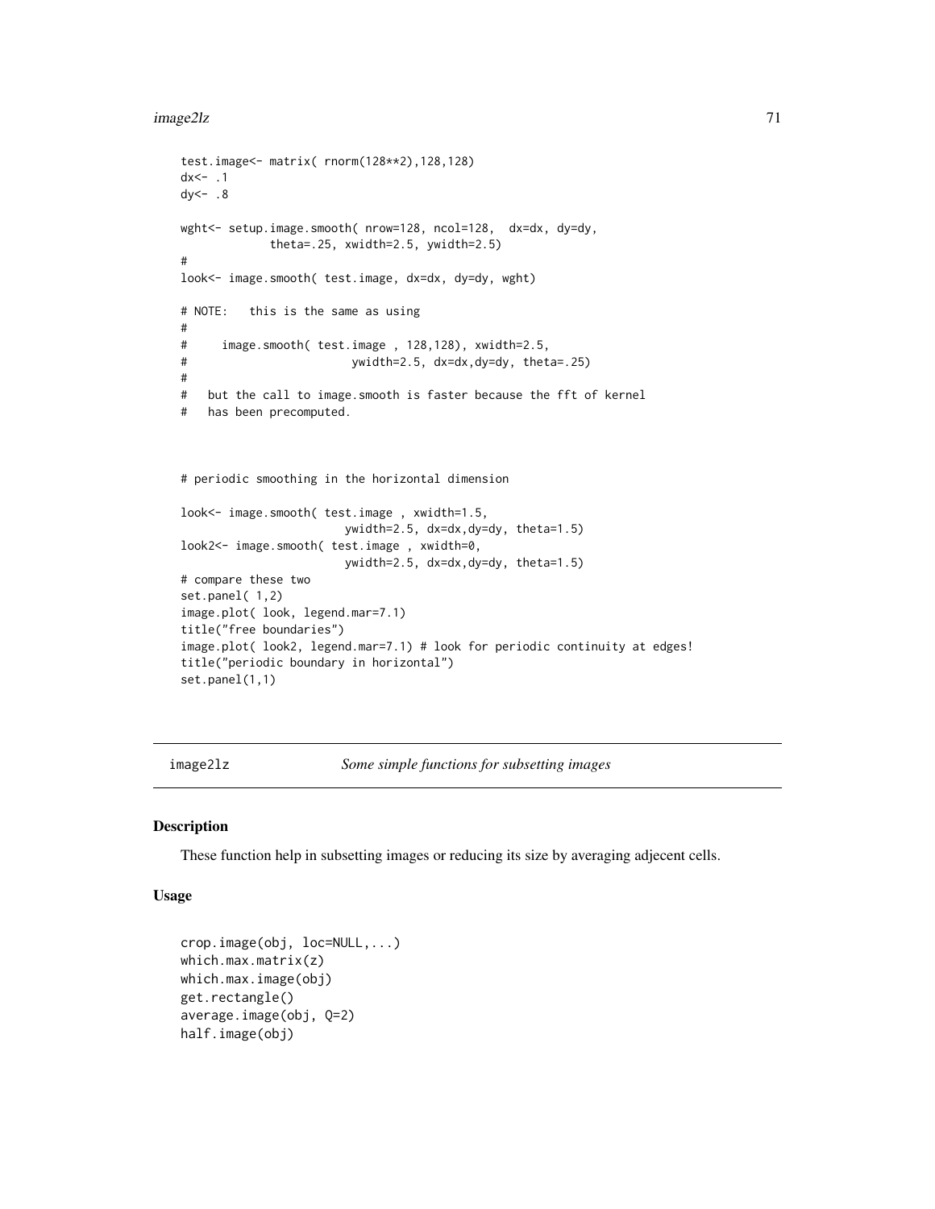```
test.image<- matrix( rnorm(128**2),128,128)
dx<- .1
dy<- .8

wght<- setup.image.smooth( nrow=128, ncol=128,  dx=dx, dy=dy,
             theta=.25, xwidth=2.5, ywidth=2.5)
#
look<- image.smooth( test.image, dx=dx, dy=dy, wght)

# NOTE:   this is the same as using
#
#     image.smooth( test.image , 128,128), xwidth=2.5,
#                        ywidth=2.5, dx=dx,dy=dy, theta=.25)
#
#   but the call to image.smooth is faster because the fft of kernel
#   has been precomputed.



# periodic smoothing in the horizontal dimension

look<- image.smooth( test.image , xwidth=1.5,
                        ywidth=2.5, dx=dx,dy=dy, theta=1.5)
look2<- image.smooth( test.image , xwidth=0,
                        ywidth=2.5, dx=dx,dy=dy, theta=1.5)
# compare these two
set.panel( 1,2)
image.plot( look, legend.mar=7.1)
title("free boundaries")
image.plot( look2, legend.mar=7.1) # look for periodic continuity at edges!
title("periodic boundary in horizontal")
set.panel(1,1)
```

---

## image2lz *Some simple functions for subsetting images*

### Description

These function help in subsetting images or reducing its size by averaging adjecent cells.

### Usage

```
crop.image(obj, loc=NULL,...)
which.max.matrix(z)
which.max.image(obj)
get.rectangle()
average.image(obj, Q=2)
half.image(obj)
```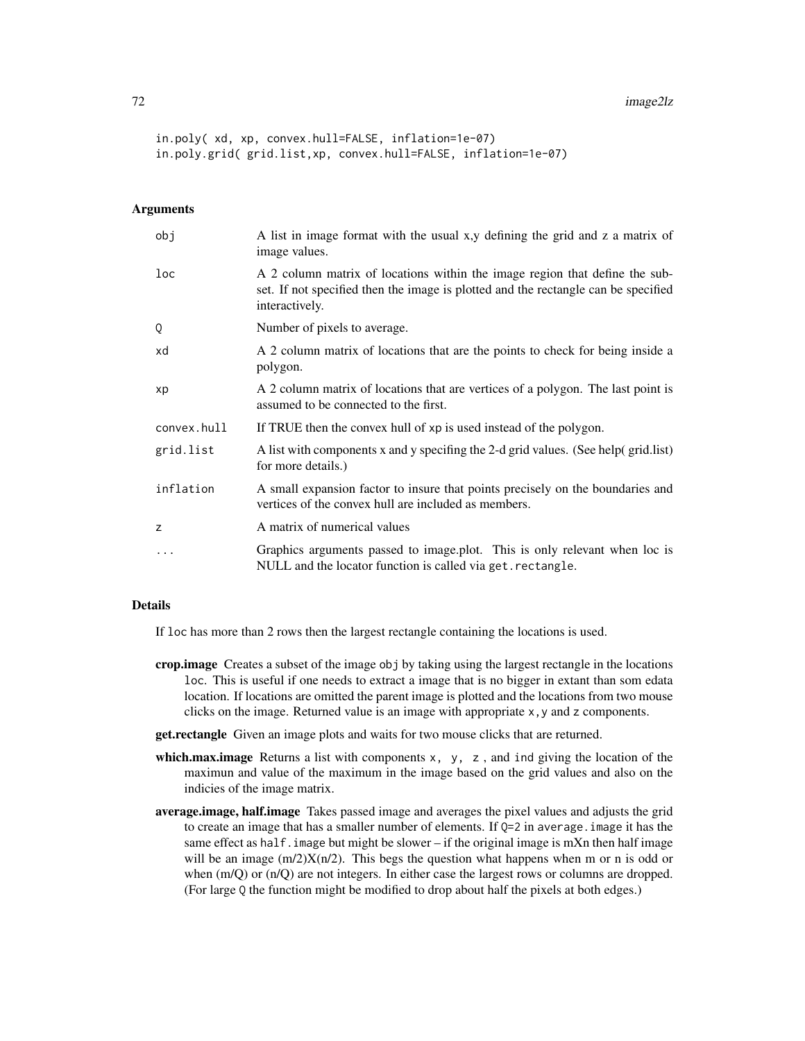```
in.poly( xd, xp, convex.hull=FALSE, inflation=1e-07)
in.poly.grid( grid.list,xp, convex.hull=FALSE, inflation=1e-07)
```

## Arguments

| | |
|---|---|
| obj | A list in image format with the usual x,y defining the grid and z a matrix of image values. |
| loc | A 2 column matrix of locations within the image region that define the subset. If not specified then the image is plotted and the rectangle can be specified interactively. |
| Q | Number of pixels to average. |
| xd | A 2 column matrix of locations that are the points to check for being inside a polygon. |
| xp | A 2 column matrix of locations that are vertices of a polygon. The last point is assumed to be connected to the first. |
| convex.hull | If TRUE then the convex hull of xp is used instead of the polygon. |
| grid.list | A list with components x and y specifing the 2-d grid values. (See help( grid.list) for more details.) |
| inflation | A small expansion factor to insure that points precisely on the boundaries and vertices of the convex hull are included as members. |
| z | A matrix of numerical values |
| ... | Graphics arguments passed to image.plot. This is only relevant when loc is NULL and the locator function is called via `get.rectangle`. |

## Details

If `loc` has more than 2 rows then the largest rectangle containing the locations is used.

**crop.image** Creates a subset of the image `obj` by taking using the largest rectangle in the locations `loc`. This is useful if one needs to extract a image that is no bigger in extant than som edata location. If locations are omitted the parent image is plotted and the locations from two mouse clicks on the image. Returned value is an image with appropriate `x,y` and `z` components.

**get.rectangle** Given an image plots and waits for two mouse clicks that are returned.

**which.max.image** Returns a list with components `x, y, z` , and `ind` giving the location of the maximun and value of the maximum in the image based on the grid values and also on the indicies of the image matrix.

**average.image, half.image** Takes passed image and averages the pixel values and adjusts the grid to create an image that has a smaller number of elements. If `Q=2` in `average.image` it has the same effect as `half.image` but might be slower – if the original image is mXn then half image will be an image (m/2)X(n/2). This begs the question what happens when m or n is odd or when (m/Q) or (n/Q) are not integers. In either case the largest rows or columns are dropped. (For large `Q` the function might be modified to drop about half the pixels at both edges.)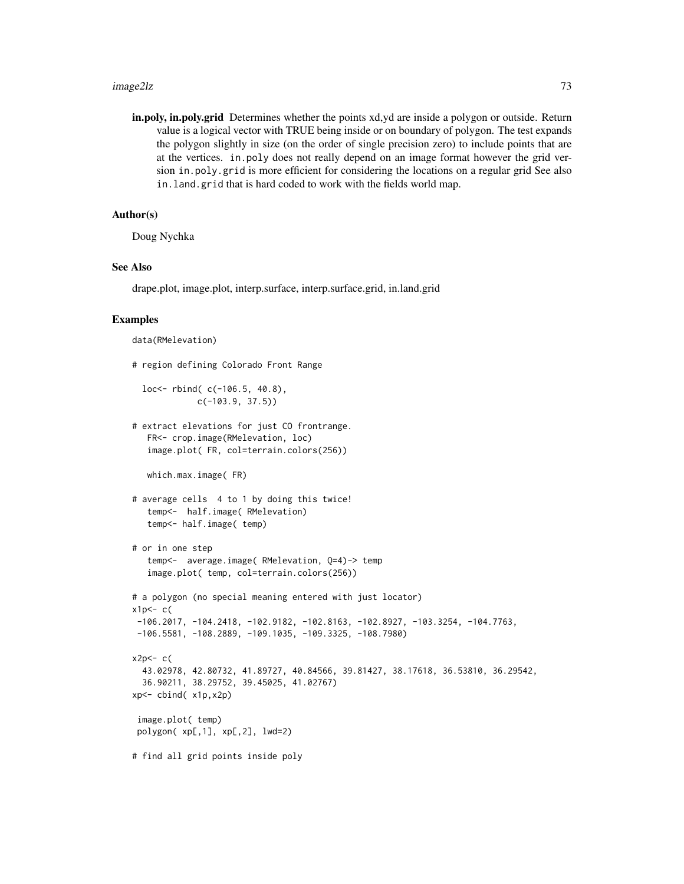**in.poly, in.poly.grid** Determines whether the points xd,yd are inside a polygon or outside. Return value is a logical vector with TRUE being inside or on boundary of polygon. The test expands the polygon slightly in size (on the order of single precision zero) to include points that are at the vertices. `in.poly` does not really depend on an image format however the grid version `in.poly.grid` is more efficient for considering the locations on a regular grid See also `in.land.grid` that is hard coded to work with the fields world map.

### Author(s)

Doug Nychka

### See Also

drape.plot, image.plot, interp.surface, interp.surface.grid, in.land.grid

### Examples

```
data(RMelevation)

# region defining Colorado Front Range

  loc<- rbind( c(-106.5, 40.8),
             c(-103.9, 37.5))

# extract elevations for just CO frontrange.
   FR<- crop.image(RMelevation, loc)
   image.plot( FR, col=terrain.colors(256))

   which.max.image( FR)

# average cells  4 to 1 by doing this twice!
   temp<-  half.image( RMelevation)
   temp<- half.image( temp)

# or in one step
   temp<-  average.image( RMelevation, Q=4)-> temp
   image.plot( temp, col=terrain.colors(256))

# a polygon (no special meaning entered with just locator)
x1p<- c(
 -106.2017, -104.2418, -102.9182, -102.8163, -102.8927, -103.3254, -104.7763,
 -106.5581, -108.2889, -109.1035, -109.3325, -108.7980)

x2p<- c(
  43.02978, 42.80732, 41.89727, 40.84566, 39.81427, 38.17618, 36.53810, 36.29542,
  36.90211, 38.29752, 39.45025, 41.02767)
xp<- cbind( x1p,x2p)

 image.plot( temp)
 polygon( xp[,1], xp[,2], lwd=2)

# find all grid points inside poly
```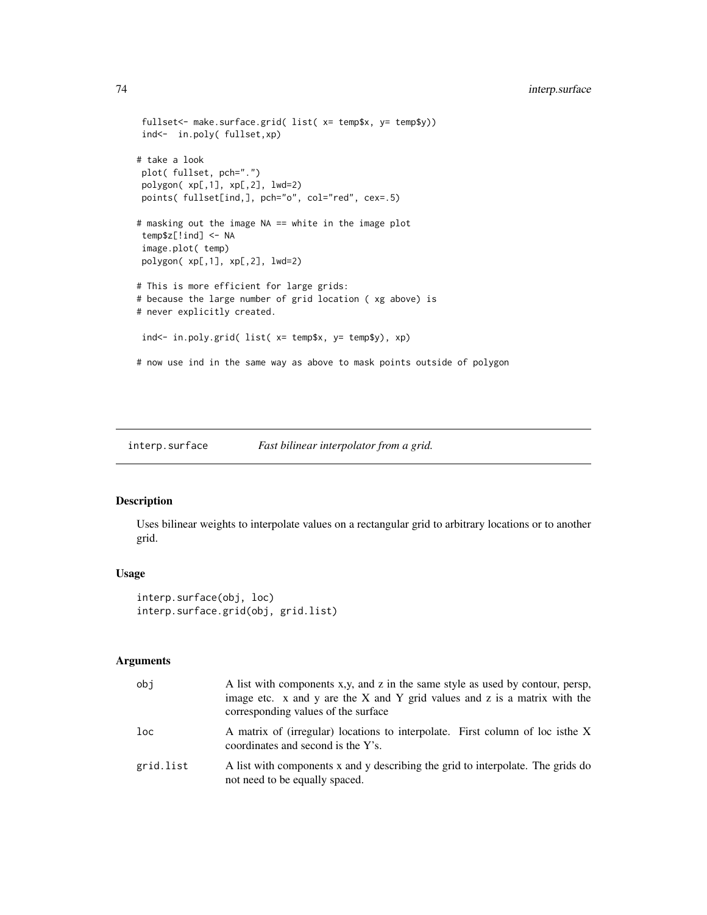```
 fullset<- make.surface.grid( list( x= temp$x, y= temp$y))
 ind<-  in.poly( fullset,xp)

# take a look
 plot( fullset, pch=".")
 polygon( xp[,1], xp[,2], lwd=2)
 points( fullset[ind,], pch="o", col="red", cex=.5)

# masking out the image NA == white in the image plot
 temp$z[!ind] <- NA
 image.plot( temp)
 polygon( xp[,1], xp[,2], lwd=2)

# This is more efficient for large grids:
# because the large number of grid location ( xg above) is
# never explicitly created.

 ind<- in.poly.grid( list( x= temp$x, y= temp$y), xp)

# now use ind in the same way as above to mask points outside of polygon
```

---

## interp.surface — *Fast bilinear interpolator from a grid.*

---

### Description

Uses bilinear weights to interpolate values on a rectangular grid to arbitrary locations or to another grid.

### Usage

```
interp.surface(obj, loc)
interp.surface.grid(obj, grid.list)
```

### Arguments

| | |
|---|---|
| `obj` | A list with components x,y, and z in the same style as used by contour, persp, image etc. x and y are the X and Y grid values and z is a matrix with the corresponding values of the surface |
| `loc` | A matrix of (irregular) locations to interpolate. First column of loc isthe X coordinates and second is the Y's. |
| `grid.list` | A list with components x and y describing the grid to interpolate. The grids do not need to be equally spaced. |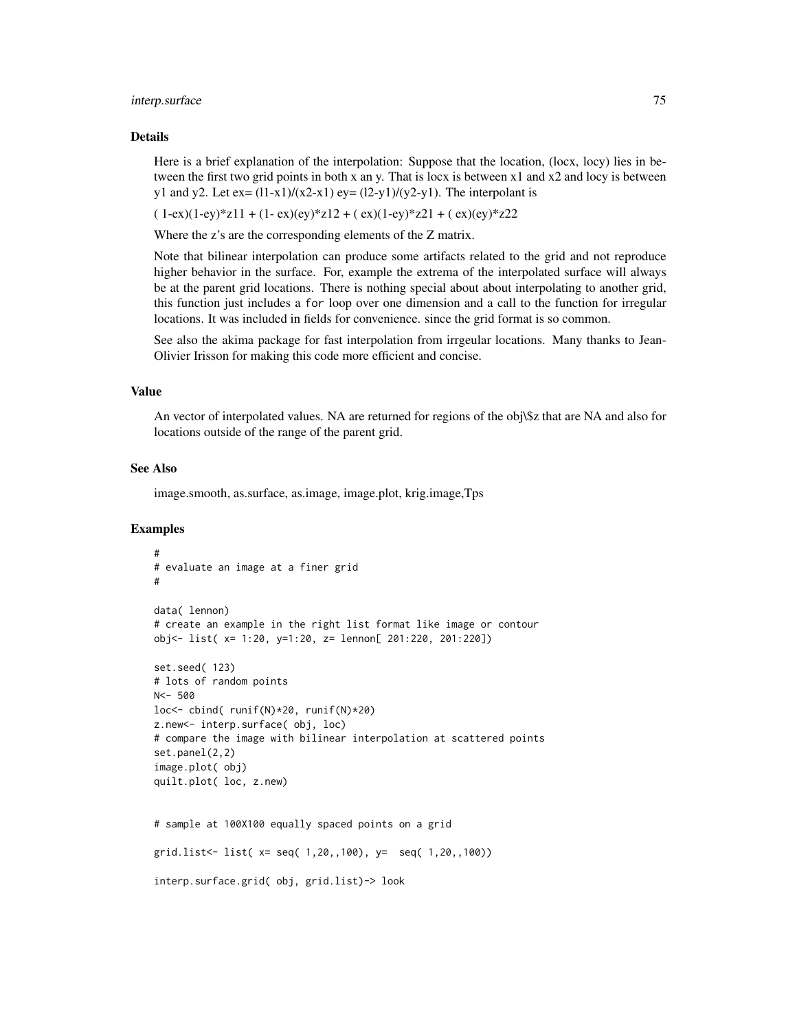## Details

Here is a brief explanation of the interpolation: Suppose that the location, (locx, locy) lies in between the first two grid points in both x an y. That is locx is between x1 and x2 and locy is between y1 and y2. Let ex= (l1-x1)/(x2-x1) ey= (l2-y1)/(y2-y1). The interpolant is

( 1-ex)(1-ey)*z11 + (1- ex)(ey)*z12 + ( ex)(1-ey)*z21 + ( ex)(ey)*z22

Where the z's are the corresponding elements of the Z matrix.

Note that bilinear interpolation can produce some artifacts related to the grid and not reproduce higher behavior in the surface. For, example the extrema of the interpolated surface will always be at the parent grid locations. There is nothing special about about interpolating to another grid, this function just includes a `for` loop over one dimension and a call to the function for irregular locations. It was included in fields for convenience. since the grid format is so common.

See also the akima package for fast interpolation from irrgeular locations. Many thanks to Jean-Olivier Irisson for making this code more efficient and concise.

## Value

An vector of interpolated values. NA are returned for regions of the obj\$z that are NA and also for locations outside of the range of the parent grid.

## See Also

image.smooth, as.surface, as.image, image.plot, krig.image,Tps

## Examples

```
#
# evaluate an image at a finer grid
#

data( lennon)
# create an example in the right list format like image or contour
obj<- list( x= 1:20, y=1:20, z= lennon[ 201:220, 201:220])

set.seed( 123)
# lots of random points
N<- 500
loc<- cbind( runif(N)*20, runif(N)*20)
z.new<- interp.surface( obj, loc)
# compare the image with bilinear interpolation at scattered points
set.panel(2,2)
image.plot( obj)
quilt.plot( loc, z.new)


# sample at 100X100 equally spaced points on a grid

grid.list<- list( x= seq( 1,20,,100), y=  seq( 1,20,,100))

interp.surface.grid( obj, grid.list)-> look
```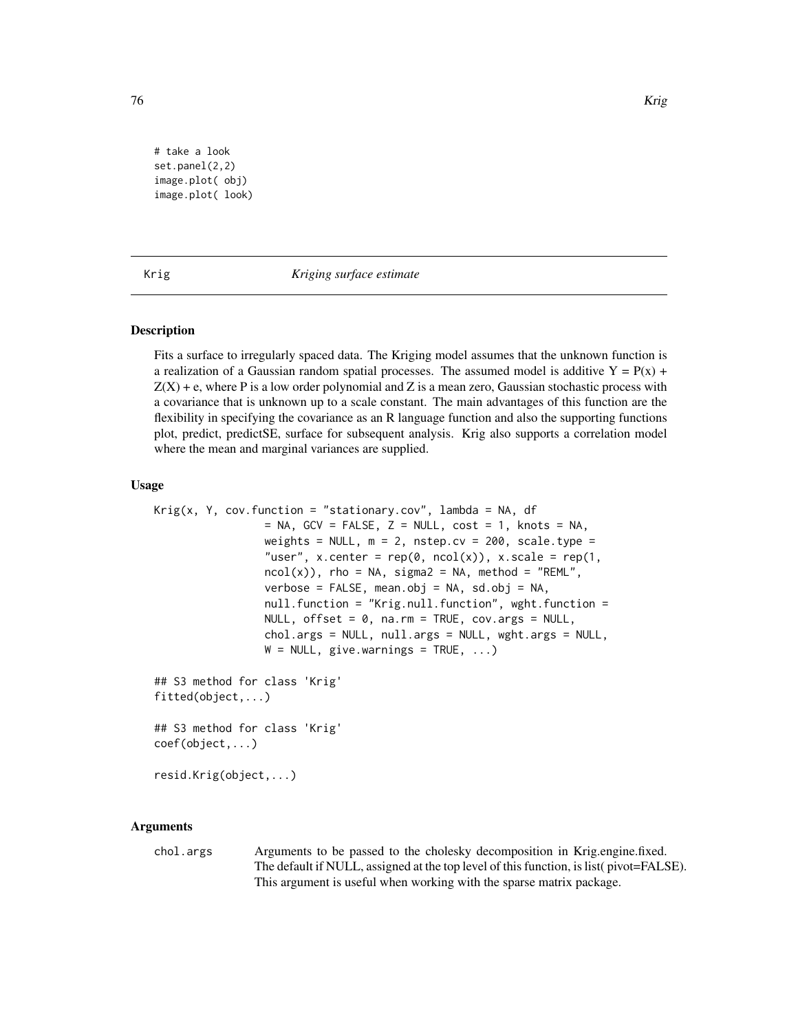```
# take a look
set.panel(2,2)
image.plot( obj)
image.plot( look)
```

---

Krig *Kriging surface estimate*

---

### Description

Fits a surface to irregularly spaced data. The Kriging model assumes that the unknown function is a realization of a Gaussian random spatial processes. The assumed model is additive Y = P(x) + Z(X) + e, where P is a low order polynomial and Z is a mean zero, Gaussian stochastic process with a covariance that is unknown up to a scale constant. The main advantages of this function are the flexibility in specifying the covariance as an R language function and also the supporting functions plot, predict, predictSE, surface for subsequent analysis. Krig also supports a correlation model where the mean and marginal variances are supplied.

### Usage

```
Krig(x, Y, cov.function = "stationary.cov", lambda = NA, df
                 = NA, GCV = FALSE, Z = NULL, cost = 1, knots = NA,
                 weights = NULL, m = 2, nstep.cv = 200, scale.type =
                 "user", x.center = rep(0, ncol(x)), x.scale = rep(1,
                 ncol(x)), rho = NA, sigma2 = NA, method = "REML",
                 verbose = FALSE, mean.obj = NA, sd.obj = NA,
                 null.function = "Krig.null.function", wght.function =
                 NULL, offset = 0, na.rm = TRUE, cov.args = NULL,
                 chol.args = NULL, null.args = NULL, wght.args = NULL,
                 W = NULL, give.warnings = TRUE, ...)

## S3 method for class 'Krig'
fitted(object,...)

## S3 method for class 'Krig'
coef(object,...)

resid.Krig(object,...)
```

### Arguments

chol.args Arguments to be passed to the cholesky decomposition in Krig.engine.fixed. The default if NULL, assigned at the top level of this function, is list( pivot=FALSE). This argument is useful when working with the sparse matrix package.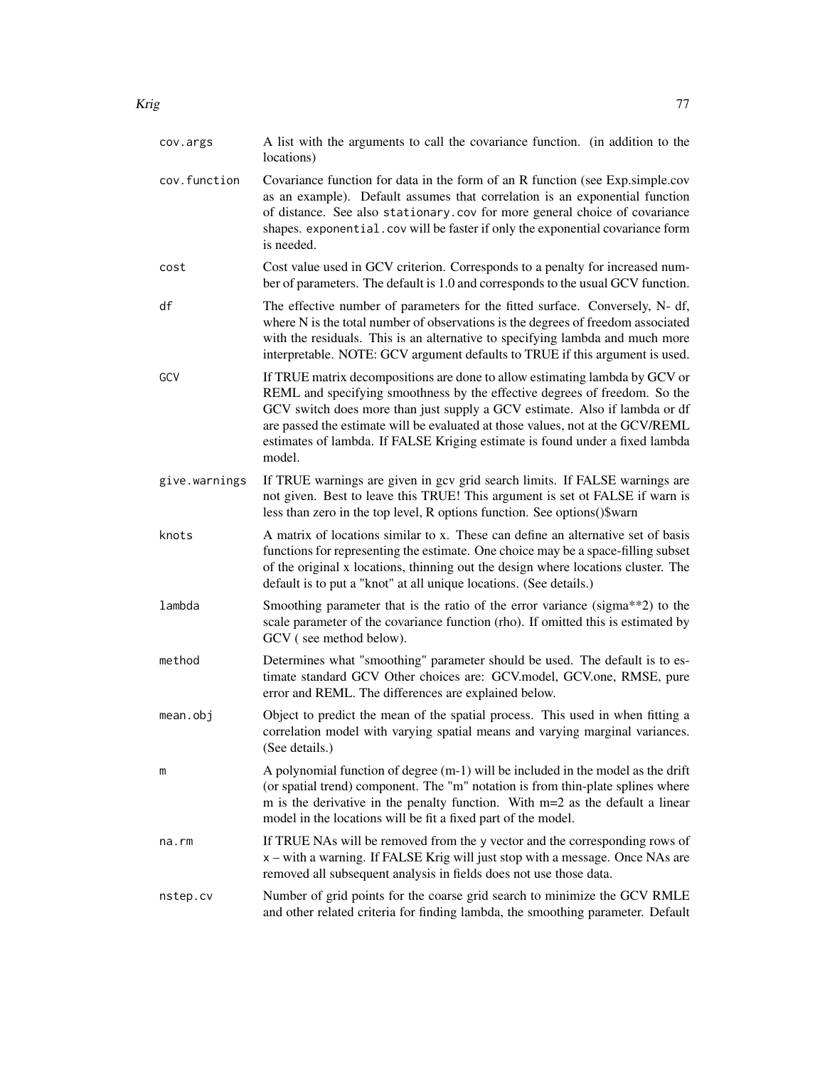**cov.args** A list with the arguments to call the covariance function. (in addition to the locations)

**cov.function** Covariance function for data in the form of an R function (see Exp.simple.cov as an example). Default assumes that correlation is an exponential function of distance. See also `stationary.cov` for more general choice of covariance shapes. `exponential.cov` will be faster if only the exponential covariance form is needed.

**cost** Cost value used in GCV criterion. Corresponds to a penalty for increased number of parameters. The default is 1.0 and corresponds to the usual GCV function.

**df** The effective number of parameters for the fitted surface. Conversely, N- df, where N is the total number of observations is the degrees of freedom associated with the residuals. This is an alternative to specifying lambda and much more interpretable. NOTE: GCV argument defaults to TRUE if this argument is used.

**GCV** If TRUE matrix decompositions are done to allow estimating lambda by GCV or REML and specifying smoothness by the effective degrees of freedom. So the GCV switch does more than just supply a GCV estimate. Also if lambda or df are passed the estimate will be evaluated at those values, not at the GCV/REML estimates of lambda. If FALSE Kriging estimate is found under a fixed lambda model.

**give.warnings** If TRUE warnings are given in gcv grid search limits. If FALSE warnings are not given. Best to leave this TRUE! This argument is set ot FALSE if warn is less than zero in the top level, R options function. See options()$warn

**knots** A matrix of locations similar to x. These can define an alternative set of basis functions for representing the estimate. One choice may be a space-filling subset of the original x locations, thinning out the design where locations cluster. The default is to put a "knot" at all unique locations. (See details.)

**lambda** Smoothing parameter that is the ratio of the error variance (sigma**2) to the scale parameter of the covariance function (rho). If omitted this is estimated by GCV ( see method below).

**method** Determines what "smoothing" parameter should be used. The default is to estimate standard GCV Other choices are: GCV.model, GCV.one, RMSE, pure error and REML. The differences are explained below.

**mean.obj** Object to predict the mean of the spatial process. This used in when fitting a correlation model with varying spatial means and varying marginal variances. (See details.)

**m** A polynomial function of degree (m-1) will be included in the model as the drift (or spatial trend) component. The "m" notation is from thin-plate splines where m is the derivative in the penalty function. With m=2 as the default a linear model in the locations will be fit a fixed part of the model.

**na.rm** If TRUE NAs will be removed from the `y` vector and the corresponding rows of `x` – with a warning. If FALSE Krig will just stop with a message. Once NAs are removed all subsequent analysis in fields does not use those data.

**nstep.cv** Number of grid points for the coarse grid search to minimize the GCV RMLE and other related criteria for finding lambda, the smoothing parameter. Default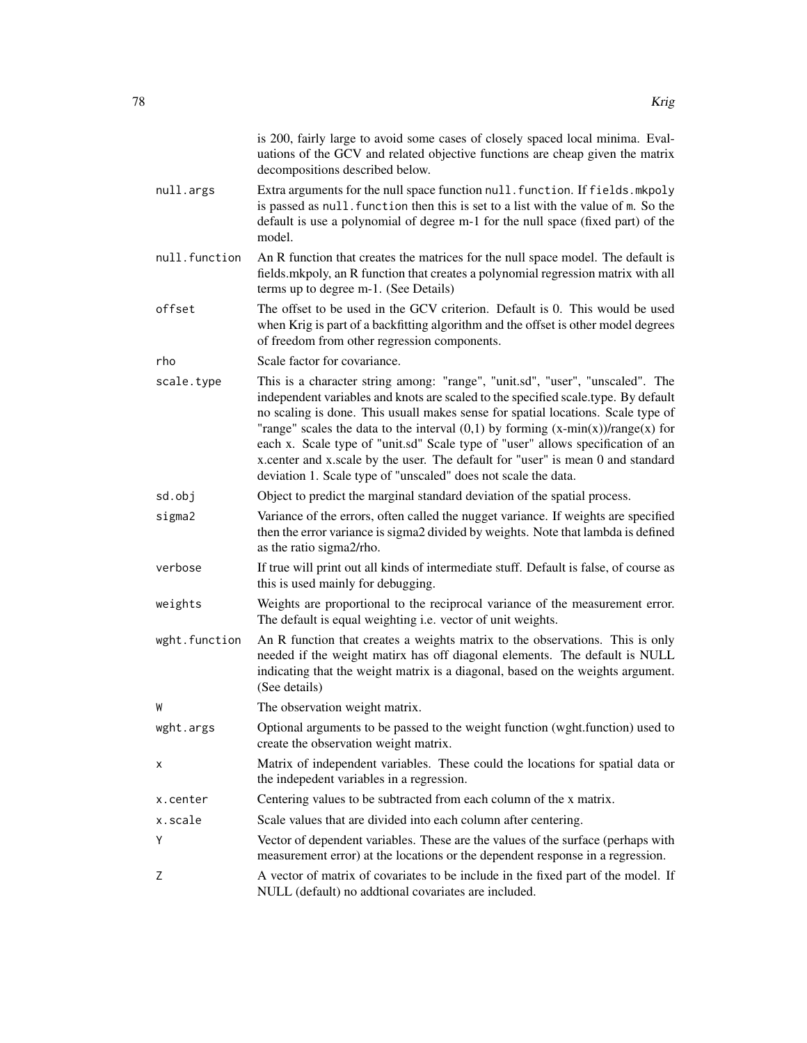is 200, fairly large to avoid some cases of closely spaced local minima. Evaluations of the GCV and related objective functions are cheap given the matrix decompositions described below.

| | |
|---|---|
| `null.args` | Extra arguments for the null space function `null.function`. If `fields.mkpoly` is passed as `null.function` then this is set to a list with the value of `m`. So the default is use a polynomial of degree m-1 for the null space (fixed part) of the model. |
| `null.function` | An R function that creates the matrices for the null space model. The default is fields.mkpoly, an R function that creates a polynomial regression matrix with all terms up to degree m-1. (See Details) |
| `offset` | The offset to be used in the GCV criterion. Default is 0. This would be used when Krig is part of a backfitting algorithm and the offset is other model degrees of freedom from other regression components. |
| `rho` | Scale factor for covariance. |
| `scale.type` | This is a character string among: "range", "unit.sd", "user", "unscaled". The independent variables and knots are scaled to the specified scale.type. By default no scaling is done. This usuall makes sense for spatial locations. Scale type of "range" scales the data to the interval (0,1) by forming (x-min(x))/range(x) for each x. Scale type of "unit.sd" Scale type of "user" allows specification of an x.center and x.scale by the user. The default for "user" is mean 0 and standard deviation 1. Scale type of "unscaled" does not scale the data. |
| `sd.obj` | Object to predict the marginal standard deviation of the spatial process. |
| `sigma2` | Variance of the errors, often called the nugget variance. If weights are specified then the error variance is sigma2 divided by weights. Note that lambda is defined as the ratio sigma2/rho. |
| `verbose` | If true will print out all kinds of intermediate stuff. Default is false, of course as this is used mainly for debugging. |
| `weights` | Weights are proportional to the reciprocal variance of the measurement error. The default is equal weighting i.e. vector of unit weights. |
| `wght.function` | An R function that creates a weights matrix to the observations. This is only needed if the weight matirx has off diagonal elements. The default is NULL indicating that the weight matrix is a diagonal, based on the weights argument. (See details) |
| `W` | The observation weight matrix. |
| `wght.args` | Optional arguments to be passed to the weight function (wght.function) used to create the observation weight matrix. |
| `x` | Matrix of independent variables. These could the locations for spatial data or the indepedent variables in a regression. |
| `x.center` | Centering values to be subtracted from each column of the x matrix. |
| `x.scale` | Scale values that are divided into each column after centering. |
| `Y` | Vector of dependent variables. These are the values of the surface (perhaps with measurement error) at the locations or the dependent response in a regression. |
| `Z` | A vector of matrix of covariates to be include in the fixed part of the model. If NULL (default) no addtional covariates are included. |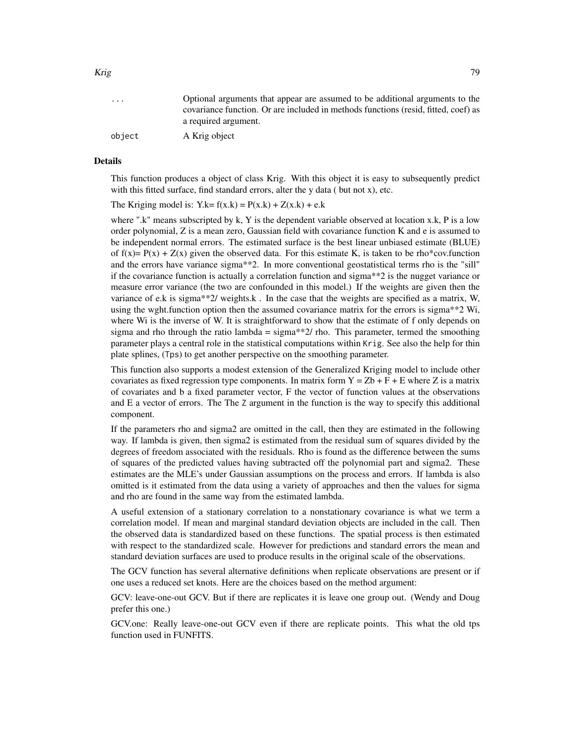| | |
|---|---|
| ... | Optional arguments that appear are assumed to be additional arguments to the covariance function. Or are included in methods functions (resid, fitted, coef) as a required argument. |
| object | A Krig object |

## Details

This function produces a object of class Krig. With this object it is easy to subsequently predict with this fitted surface, find standard errors, alter the y data ( but not x), etc.

The Kriging model is: Y.k= f(x.k) = P(x.k) + Z(x.k) + e.k

where ".k" means subscripted by k, Y is the dependent variable observed at location x.k, P is a low order polynomial, Z is a mean zero, Gaussian field with covariance function K and e is assumed to be independent normal errors. The estimated surface is the best linear unbiased estimate (BLUE) of f(x)= P(x) + Z(x) given the observed data. For this estimate K, is taken to be rho*cov.function and the errors have variance sigma**2. In more conventional geostatistical terms rho is the "sill" if the covariance function is actually a correlation function and sigma**2 is the nugget variance or measure error variance (the two are confounded in this model.) If the weights are given then the variance of e.k is sigma**2/ weights.k . In the case that the weights are specified as a matrix, W, using the wght.function option then the assumed covariance matrix for the errors is sigma**2 Wi, where Wi is the inverse of W. It is straightforward to show that the estimate of f only depends on sigma and rho through the ratio lambda = sigma**2/ rho. This parameter, termed the smoothing parameter plays a central role in the statistical computations within `Krig`. See also the help for thin plate splines, (`Tps`) to get another perspective on the smoothing parameter.

This function also supports a modest extension of the Generalized Kriging model to include other covariates as fixed regression type components. In matrix form Y = Zb + F + E where Z is a matrix of covariates and b a fixed parameter vector, F the vector of function values at the observations and E a vector of errors. The The `Z` argument in the function is the way to specify this additional component.

If the parameters rho and sigma2 are omitted in the call, then they are estimated in the following way. If lambda is given, then sigma2 is estimated from the residual sum of squares divided by the degrees of freedom associated with the residuals. Rho is found as the difference between the sums of squares of the predicted values having subtracted off the polynomial part and sigma2. These estimates are the MLE's under Gaussian assumptions on the process and errors. If lambda is also omitted is it estimated from the data using a variety of approaches and then the values for sigma and rho are found in the same way from the estimated lambda.

A useful extension of a stationary correlation to a nonstationary covariance is what we term a correlation model. If mean and marginal standard deviation objects are included in the call. Then the observed data is standardized based on these functions. The spatial process is then estimated with respect to the standardized scale. However for predictions and standard errors the mean and standard deviation surfaces are used to produce results in the original scale of the observations.

The GCV function has several alternative definitions when replicate observations are present or if one uses a reduced set knots. Here are the choices based on the method argument:

GCV: leave-one-out GCV. But if there are replicates it is leave one group out. (Wendy and Doug prefer this one.)

GCV.one: Really leave-one-out GCV even if there are replicate points. This what the old tps function used in FUNFITS.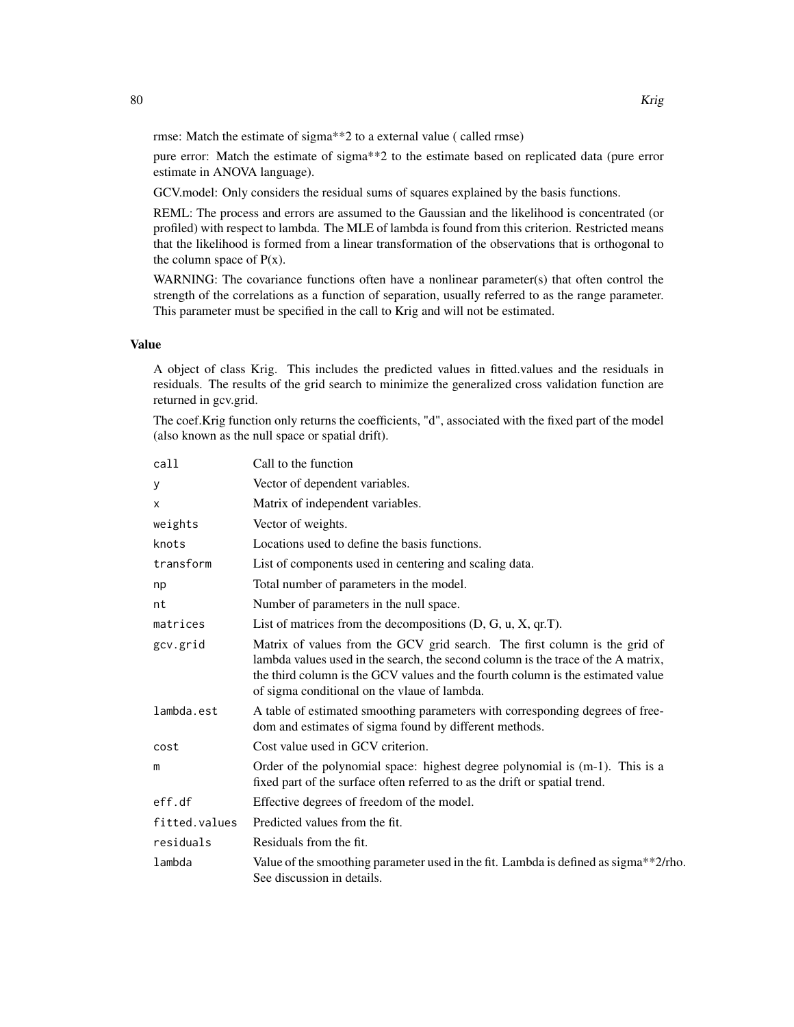rmse: Match the estimate of sigma**2 to a external value ( called rmse)

pure error: Match the estimate of sigma**2 to the estimate based on replicated data (pure error estimate in ANOVA language).

GCV.model: Only considers the residual sums of squares explained by the basis functions.

REML: The process and errors are assumed to the Gaussian and the likelihood is concentrated (or profiled) with respect to lambda. The MLE of lambda is found from this criterion. Restricted means that the likelihood is formed from a linear transformation of the observations that is orthogonal to the column space of P(x).

WARNING: The covariance functions often have a nonlinear parameter(s) that often control the strength of the correlations as a function of separation, usually referred to as the range parameter. This parameter must be specified in the call to Krig and will not be estimated.

## Value

A object of class Krig. This includes the predicted values in fitted.values and the residuals in residuals. The results of the grid search to minimize the generalized cross validation function are returned in gcv.grid.

The coef.Krig function only returns the coefficients, "d", associated with the fixed part of the model (also known as the null space or spatial drift).

| | |
|---|---|
| `call` | Call to the function |
| `y` | Vector of dependent variables. |
| `x` | Matrix of independent variables. |
| `weights` | Vector of weights. |
| `knots` | Locations used to define the basis functions. |
| `transform` | List of components used in centering and scaling data. |
| `np` | Total number of parameters in the model. |
| `nt` | Number of parameters in the null space. |
| `matrices` | List of matrices from the decompositions (D, G, u, X, qr.T). |
| `gcv.grid` | Matrix of values from the GCV grid search. The first column is the grid of lambda values used in the search, the second column is the trace of the A matrix, the third column is the GCV values and the fourth column is the estimated value of sigma conditional on the vlaue of lambda. |
| `lambda.est` | A table of estimated smoothing parameters with corresponding degrees of freedom and estimates of sigma found by different methods. |
| `cost` | Cost value used in GCV criterion. |
| `m` | Order of the polynomial space: highest degree polynomial is (m-1). This is a fixed part of the surface often referred to as the drift or spatial trend. |
| `eff.df` | Effective degrees of freedom of the model. |
| `fitted.values` | Predicted values from the fit. |
| `residuals` | Residuals from the fit. |
| `lambda` | Value of the smoothing parameter used in the fit. Lambda is defined as sigma**2/rho. See discussion in details. |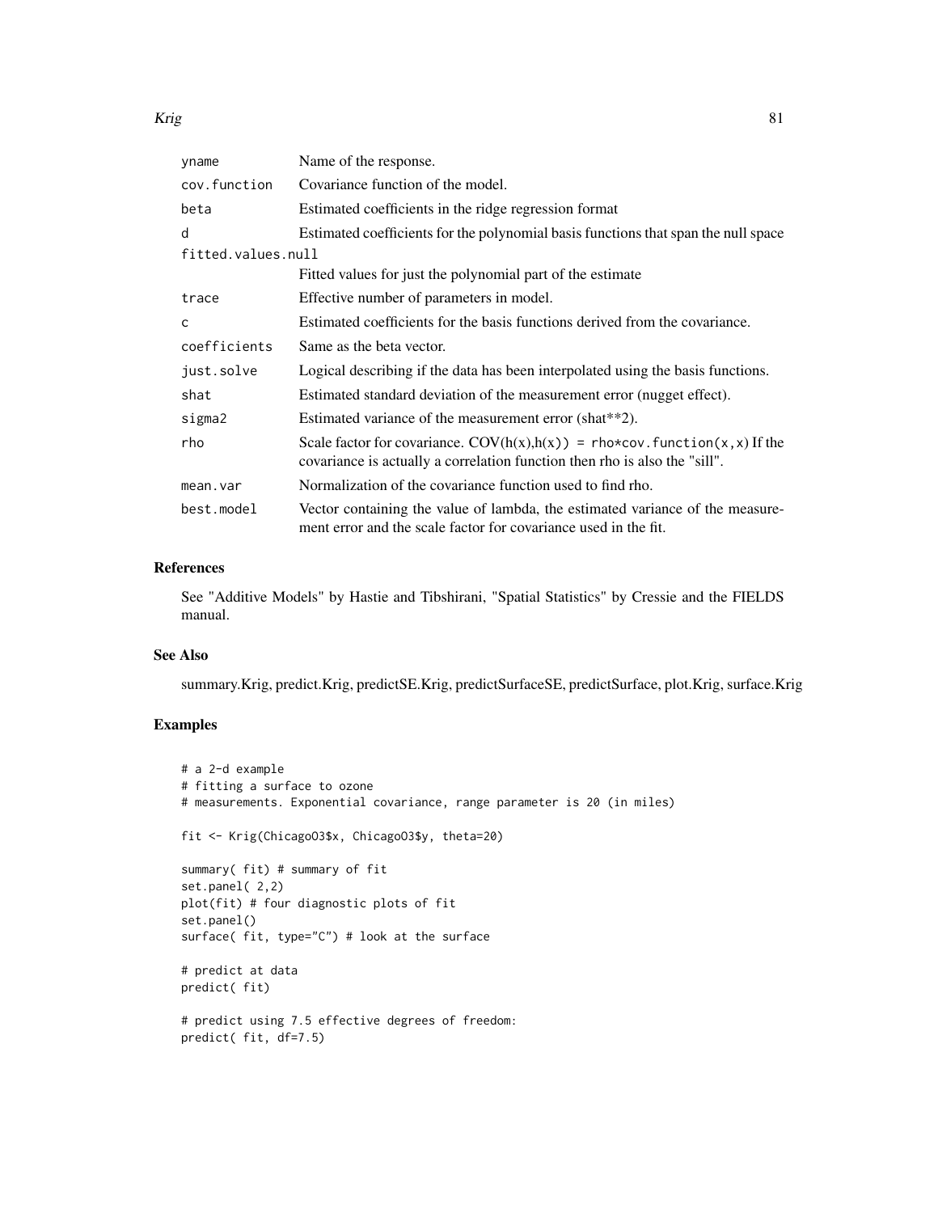| | |
|---|---|
| `yname` | Name of the response. |
| `cov.function` | Covariance function of the model. |
| `beta` | Estimated coefficients in the ridge regression format |
| `d` | Estimated coefficients for the polynomial basis functions that span the null space |
| `fitted.values.null` | Fitted values for just the polynomial part of the estimate |
| `trace` | Effective number of parameters in model. |
| `c` | Estimated coefficients for the basis functions derived from the covariance. |
| `coefficients` | Same as the beta vector. |
| `just.solve` | Logical describing if the data has been interpolated using the basis functions. |
| `shat` | Estimated standard deviation of the measurement error (nugget effect). |
| `sigma2` | Estimated variance of the measurement error (shat**2). |
| `rho` | Scale factor for covariance. COV(h(x),h(x)) = `rho*cov.function(x,x)` If the covariance is actually a correlation function then rho is also the "sill". |
| `mean.var` | Normalization of the covariance function used to find rho. |
| `best.model` | Vector containing the value of lambda, the estimated variance of the measurement error and the scale factor for covariance used in the fit. |

## References

See "Additive Models" by Hastie and Tibshirani, "Spatial Statistics" by Cressie and the FIELDS manual.

## See Also

summary.Krig, predict.Krig, predictSE.Krig, predictSurfaceSE, predictSurface, plot.Krig, surface.Krig

## Examples

```
# a 2-d example
# fitting a surface to ozone
# measurements. Exponential covariance, range parameter is 20 (in miles)

fit <- Krig(ChicagoO3$x, ChicagoO3$y, theta=20)

summary( fit) # summary of fit
set.panel( 2,2)
plot(fit) # four diagnostic plots of fit
set.panel()
surface( fit, type="C") # look at the surface

# predict at data
predict( fit)

# predict using 7.5 effective degrees of freedom:
predict( fit, df=7.5)
```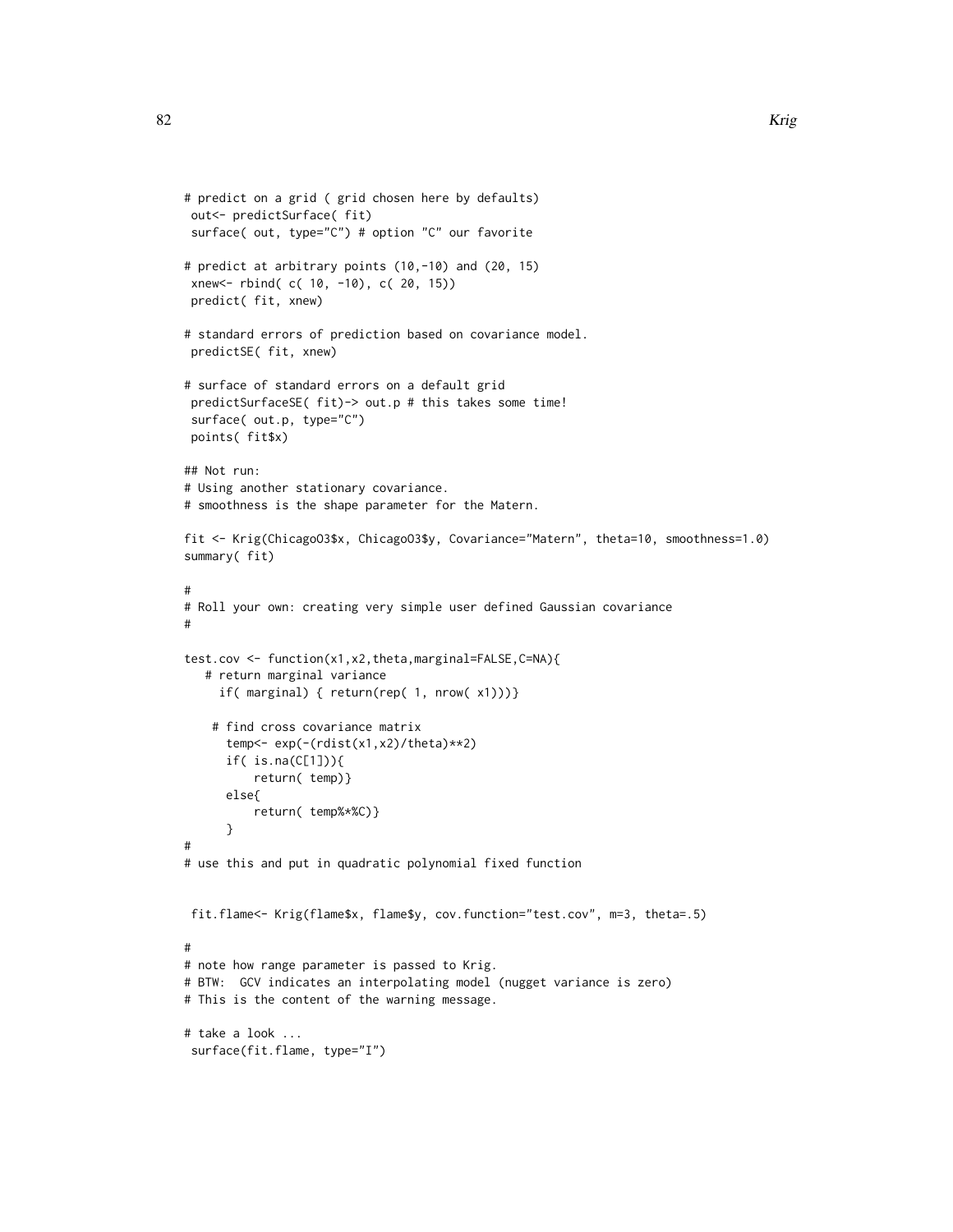```
# predict on a grid ( grid chosen here by defaults)
 out<- predictSurface( fit)
 surface( out, type="C") # option "C" our favorite

# predict at arbitrary points (10,-10) and (20, 15)
 xnew<- rbind( c( 10, -10), c( 20, 15))
 predict( fit, xnew)

# standard errors of prediction based on covariance model.
 predictSE( fit, xnew)

# surface of standard errors on a default grid
 predictSurfaceSE( fit)-> out.p # this takes some time!
 surface( out.p, type="C")
 points( fit$x)

## Not run:
# Using another stationary covariance.
# smoothness is the shape parameter for the Matern.

fit <- Krig(ChicagoO3$x, ChicagoO3$y, Covariance="Matern", theta=10, smoothness=1.0)
summary( fit)

#
# Roll your own: creating very simple user defined Gaussian covariance
#

test.cov <- function(x1,x2,theta,marginal=FALSE,C=NA){
   # return marginal variance
     if( marginal) { return(rep( 1, nrow( x1)))}

    # find cross covariance matrix
      temp<- exp(-(rdist(x1,x2)/theta)**2)
      if( is.na(C[1])){
          return( temp)}
      else{
          return( temp%*%C)}
      }
#
# use this and put in quadratic polynomial fixed function


 fit.flame<- Krig(flame$x, flame$y, cov.function="test.cov", m=3, theta=.5)

#
# note how range parameter is passed to Krig.
# BTW:  GCV indicates an interpolating model (nugget variance is zero)
# This is the content of the warning message.

# take a look ...
 surface(fit.flame, type="I")
```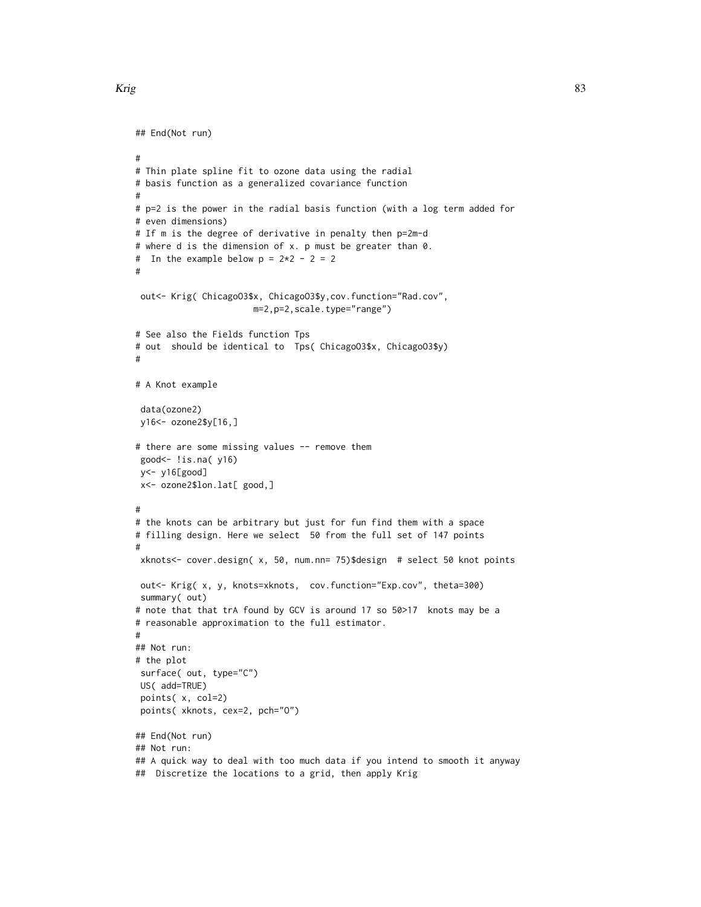```
## End(Not run)

#
# Thin plate spline fit to ozone data using the radial
# basis function as a generalized covariance function
#
# p=2 is the power in the radial basis function (with a log term added for
# even dimensions)
# If m is the degree of derivative in penalty then p=2m-d
# where d is the dimension of x. p must be greater than 0.
#  In the example below p = 2*2 - 2 = 2
#

 out<- Krig( ChicagoO3$x, ChicagoO3$y,cov.function="Rad.cov",
                      m=2,p=2,scale.type="range")

# See also the Fields function Tps
# out  should be identical to  Tps( ChicagoO3$x, ChicagoO3$y)
#

# A Knot example

 data(ozone2)
 y16<- ozone2$y[16,]

# there are some missing values -- remove them
 good<- !is.na( y16)
 y<- y16[good]
 x<- ozone2$lon.lat[ good,]

#
# the knots can be arbitrary but just for fun find them with a space
# filling design. Here we select  50 from the full set of 147 points
#
 xknots<- cover.design( x, 50, num.nn= 75)$design  # select 50 knot points

 out<- Krig( x, y, knots=xknots,  cov.function="Exp.cov", theta=300)
 summary( out)
# note that that trA found by GCV is around 17 so 50>17  knots may be a
# reasonable approximation to the full estimator.
#
## Not run:
# the plot
 surface( out, type="C")
 US( add=TRUE)
 points( x, col=2)
 points( xknots, cex=2, pch="O")

## End(Not run)
## Not run:
## A quick way to deal with too much data if you intend to smooth it anyway
##  Discretize the locations to a grid, then apply Krig
```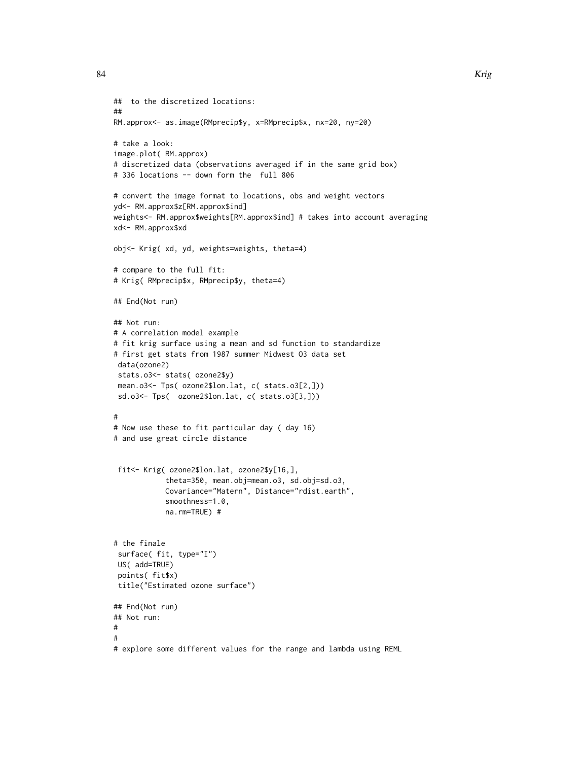```
##  to the discretized locations:
##
RM.approx<- as.image(RMprecip$y, x=RMprecip$x, nx=20, ny=20)

# take a look:
image.plot( RM.approx)
# discretized data (observations averaged if in the same grid box)
# 336 locations -- down form the  full 806

# convert the image format to locations, obs and weight vectors
yd<- RM.approx$z[RM.approx$ind]
weights<- RM.approx$weights[RM.approx$ind] # takes into account averaging
xd<- RM.approx$xd

obj<- Krig( xd, yd, weights=weights, theta=4)

# compare to the full fit:
# Krig( RMprecip$x, RMprecip$y, theta=4)

## End(Not run)

## Not run:
# A correlation model example
# fit krig surface using a mean and sd function to standardize
# first get stats from 1987 summer Midwest O3 data set
 data(ozone2)
 stats.o3<- stats( ozone2$y)
 mean.o3<- Tps( ozone2$lon.lat, c( stats.o3[2,]))
 sd.o3<- Tps(  ozone2$lon.lat, c( stats.o3[3,]))

#
# Now use these to fit particular day ( day 16)
# and use great circle distance


 fit<- Krig( ozone2$lon.lat, ozone2$y[16,],
            theta=350, mean.obj=mean.o3, sd.obj=sd.o3,
            Covariance="Matern", Distance="rdist.earth",
            smoothness=1.0,
            na.rm=TRUE) #


# the finale
 surface( fit, type="I")
 US( add=TRUE)
 points( fit$x)
 title("Estimated ozone surface")

## End(Not run)
## Not run:
#
#
# explore some different values for the range and lambda using REML
```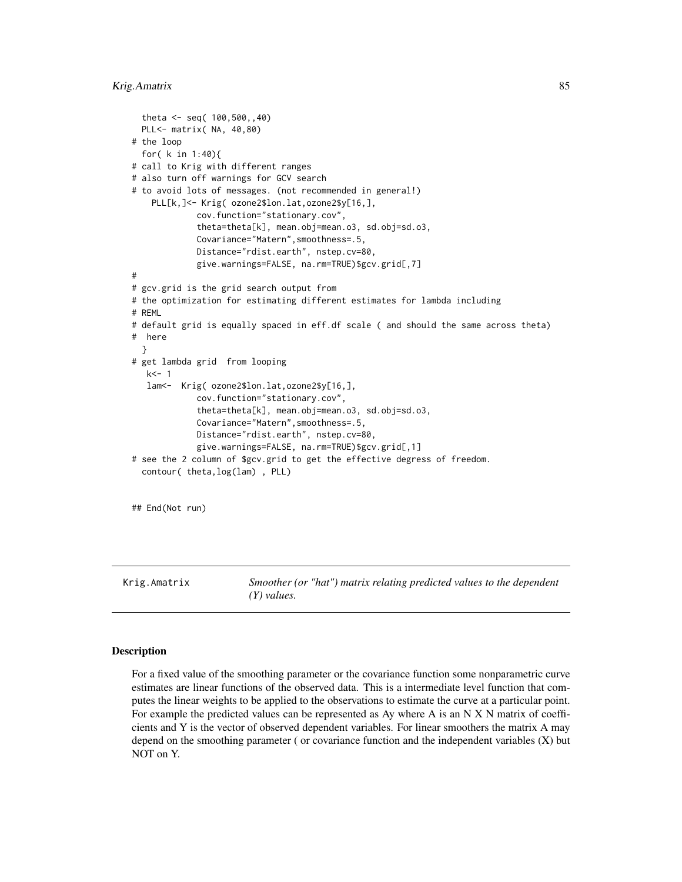```
  theta <- seq( 100,500,,40)
  PLL<- matrix( NA, 40,80)
# the loop
  for( k in 1:40){
# call to Krig with different ranges
# also turn off warnings for GCV search
# to avoid lots of messages. (not recommended in general!)
    PLL[k,]<- Krig( ozone2$lon.lat,ozone2$y[16,],
            cov.function="stationary.cov",
            theta=theta[k], mean.obj=mean.o3, sd.obj=sd.o3,
            Covariance="Matern",smoothness=.5,
            Distance="rdist.earth", nstep.cv=80,
            give.warnings=FALSE, na.rm=TRUE)$gcv.grid[,7]
#
# gcv.grid is the grid search output from
# the optimization for estimating different estimates for lambda including
# REML
# default grid is equally spaced in eff.df scale ( and should the same across theta)
#  here
  }
# get lambda grid  from looping
   k<- 1
   lam<-  Krig( ozone2$lon.lat,ozone2$y[16,],
            cov.function="stationary.cov",
            theta=theta[k], mean.obj=mean.o3, sd.obj=sd.o3,
            Covariance="Matern",smoothness=.5,
            Distance="rdist.earth", nstep.cv=80,
            give.warnings=FALSE, na.rm=TRUE)$gcv.grid[,1]
# see the 2 column of $gcv.grid to get the effective degress of freedom.
  contour( theta,log(lam) , PLL)


## End(Not run)
```

---

Krig.Amatrix — *Smoother (or "hat") matrix relating predicted values to the dependent (Y) values.*

---

## Description

For a fixed value of the smoothing parameter or the covariance function some nonparametric curve estimates are linear functions of the observed data. This is a intermediate level function that computes the linear weights to be applied to the observations to estimate the curve at a particular point. For example the predicted values can be represented as Ay where A is an N X N matrix of coefficients and Y is the vector of observed dependent variables. For linear smoothers the matrix A may depend on the smoothing parameter ( or covariance function and the independent variables (X) but NOT on Y.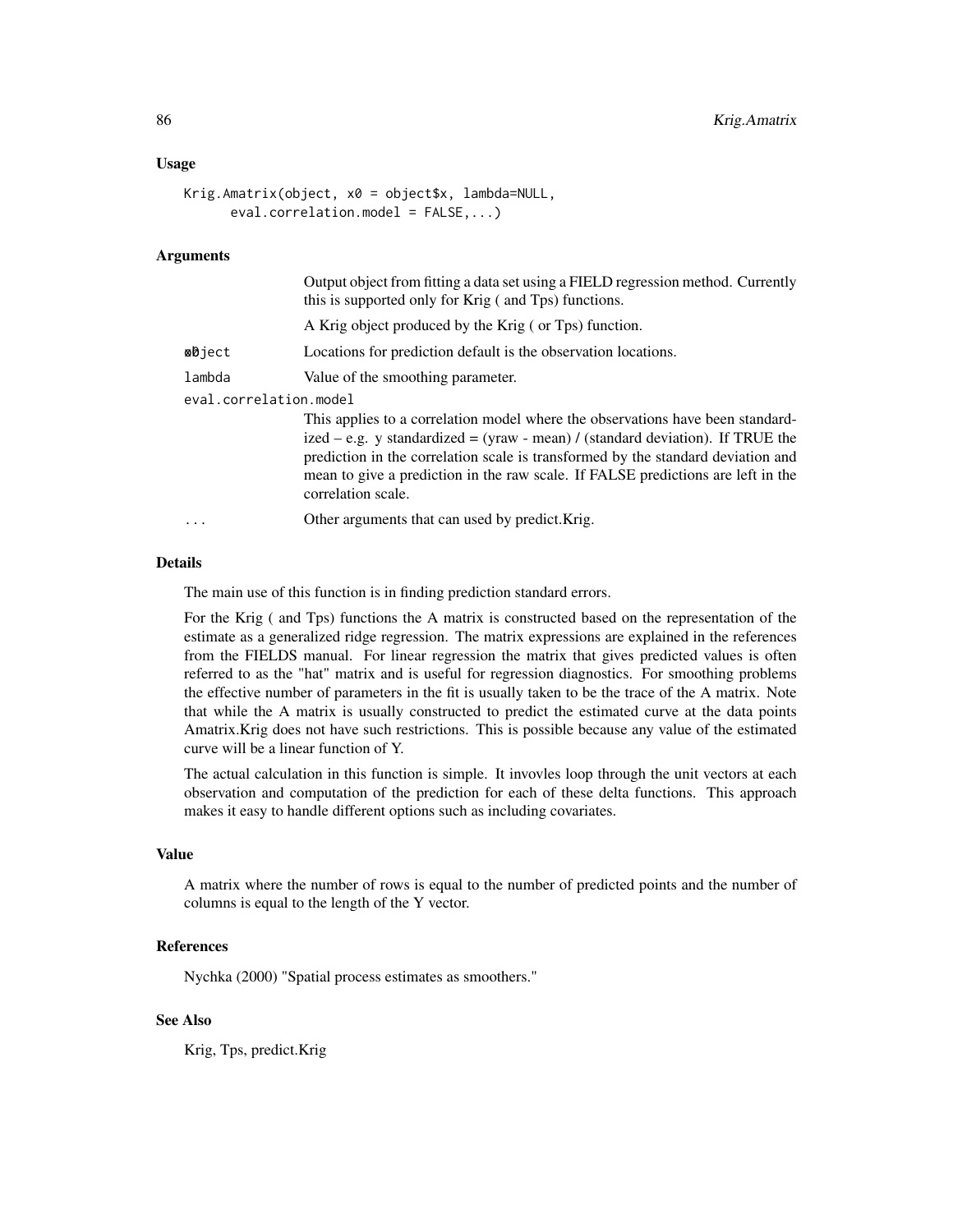### Usage

```
Krig.Amatrix(object, x0 = object$x, lambda=NULL,
      eval.correlation.model = FALSE,...)
```

### Arguments

| | |
|---|---|
| object | Output object from fitting a data set using a FIELD regression method. Currently this is supported only for Krig ( and Tps) functions. |
| | A Krig object produced by the Krig ( or Tps) function. |
| x0 | Locations for prediction default is the observation locations. |
| lambda | Value of the smoothing parameter. |
| eval.correlation.model | This applies to a correlation model where the observations have been standardized – e.g. y standardized = (yraw - mean) / (standard deviation). If TRUE the prediction in the correlation scale is transformed by the standard deviation and mean to give a prediction in the raw scale. If FALSE predictions are left in the correlation scale. |
| ... | Other arguments that can used by predict.Krig. |

### Details

The main use of this function is in finding prediction standard errors.

For the Krig ( and Tps) functions the A matrix is constructed based on the representation of the estimate as a generalized ridge regression. The matrix expressions are explained in the references from the FIELDS manual. For linear regression the matrix that gives predicted values is often referred to as the "hat" matrix and is useful for regression diagnostics. For smoothing problems the effective number of parameters in the fit is usually taken to be the trace of the A matrix. Note that while the A matrix is usually constructed to predict the estimated curve at the data points Amatrix.Krig does not have such restrictions. This is possible because any value of the estimated curve will be a linear function of Y.

The actual calculation in this function is simple. It invovles loop through the unit vectors at each observation and computation of the prediction for each of these delta functions. This approach makes it easy to handle different options such as including covariates.

### Value

A matrix where the number of rows is equal to the number of predicted points and the number of columns is equal to the length of the Y vector.

### References

Nychka (2000) "Spatial process estimates as smoothers."

### See Also

Krig, Tps, predict.Krig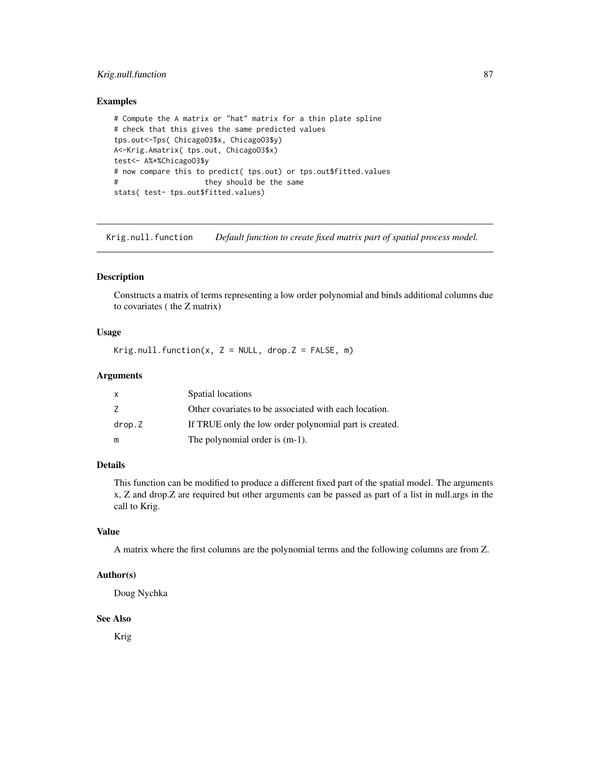## Examples

```
# Compute the A matrix or "hat" matrix for a thin plate spline
# check that this gives the same predicted values
tps.out<-Tps( ChicagoO3$x, ChicagoO3$y)
A<-Krig.Amatrix( tps.out, ChicagoO3$x)
test<- A%*%ChicagoO3$y
# now compare this to predict( tps.out) or tps.out$fitted.values
#                     they should be the same
stats( test- tps.out$fitted.values)
```

---

# Krig.null.function *Default function to create fixed matrix part of spatial process model.*

---

## Description

Constructs a matrix of terms representing a low order polynomial and binds additional columns due to covariates ( the Z matrix)

## Usage

```
Krig.null.function(x, Z = NULL, drop.Z = FALSE, m)
```

## Arguments

| | |
|---|---|
| x | Spatial locations |
| Z | Other covariates to be associated with each location. |
| drop.Z | If TRUE only the low order polynomial part is created. |
| m | The polynomial order is (m-1). |

## Details

This function can be modified to produce a different fixed part of the spatial model. The arguments x, Z and drop.Z are required but other arguments can be passed as part of a list in null.args in the call to Krig.

## Value

A matrix where the first columns are the polynomial terms and the following columns are from Z.

## Author(s)

Doug Nychka

## See Also

Krig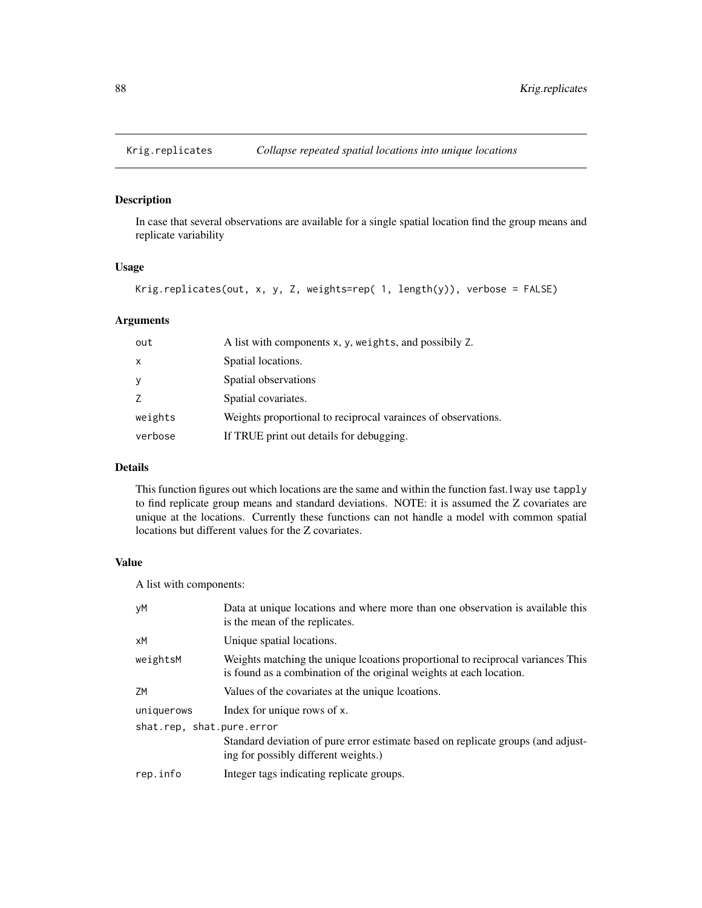# Krig.replicates *Collapse repeated spatial locations into unique locations*

## Description

In case that several observations are available for a single spatial location find the group means and replicate variability

## Usage

```
Krig.replicates(out, x, y, Z, weights=rep( 1, length(y)), verbose = FALSE)
```

## Arguments

| | |
|---|---|
| out | A list with components x, y, weights, and possibily Z. |
| x | Spatial locations. |
| y | Spatial observations |
| Z | Spatial covariates. |
| weights | Weights proportional to reciprocal varainces of observations. |
| verbose | If TRUE print out details for debugging. |

## Details

This function figures out which locations are the same and within the function fast.1way use tapply to find replicate group means and standard deviations. NOTE: it is assumed the Z covariates are unique at the locations. Currently these functions can not handle a model with common spatial locations but different values for the Z covariates.

## Value

A list with components:

| | |
|---|---|
| yM | Data at unique locations and where more than one observation is available this is the mean of the replicates. |
| xM | Unique spatial locations. |
| weightsM | Weights matching the unique lcoations proportional to reciprocal variances This is found as a combination of the original weights at each location. |
| ZM | Values of the covariates at the unique lcoations. |
| uniquerows | Index for unique rows of x. |
| shat.rep, shat.pure.error | Standard deviation of pure error estimate based on replicate groups (and adjusting for possibly different weights.) |
| rep.info | Integer tags indicating replicate groups. |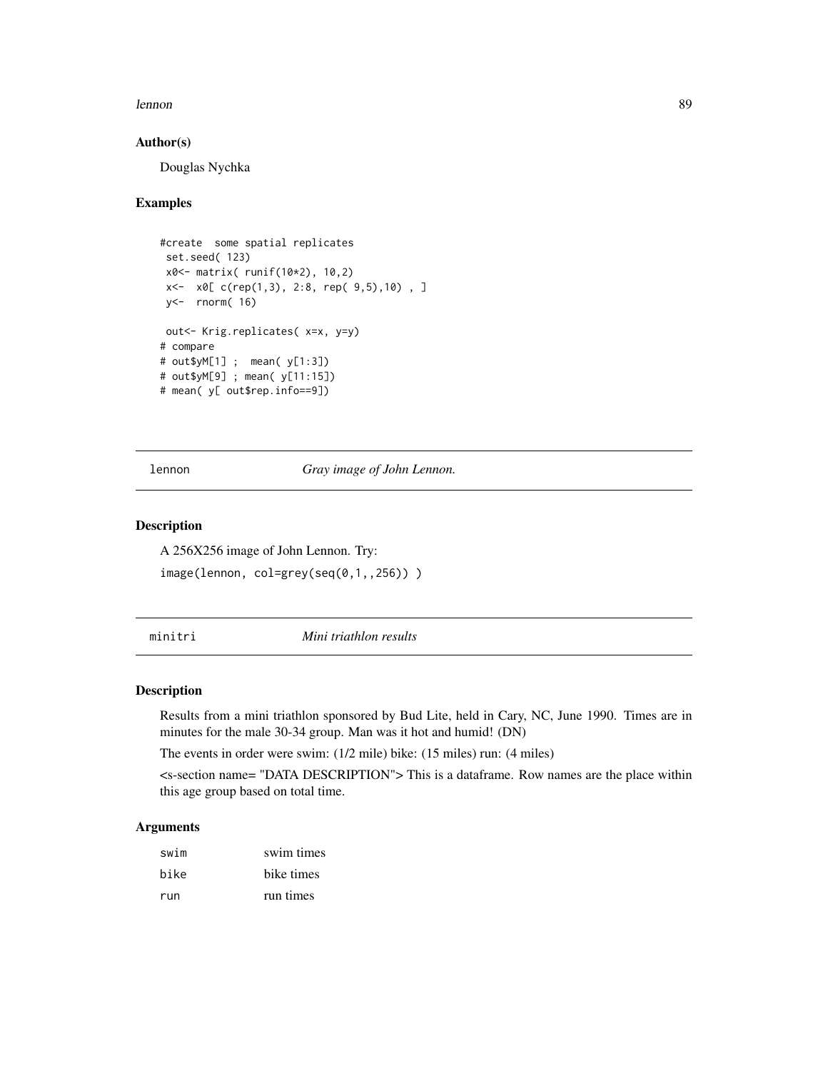### Author(s)

Douglas Nychka

### Examples

```
#create  some spatial replicates
 set.seed( 123)
 x0<- matrix( runif(10*2), 10,2)
 x<-  x0[ c(rep(1,3), 2:8, rep( 9,5),10) , ]
 y<-  rnorm( 16)

 out<- Krig.replicates( x=x, y=y)
# compare
# out$yM[1] ;  mean( y[1:3])
# out$yM[9] ; mean( y[11:15])
# mean( y[ out$rep.info==9])
```

## lennon — *Gray image of John Lennon.*

### Description

A 256X256 image of John Lennon. Try:

`image(lennon, col=grey(seq(0,1,,256)) )`

## minitri — *Mini triathlon results*

### Description

Results from a mini triathlon sponsored by Bud Lite, held in Cary, NC, June 1990. Times are in minutes for the male 30-34 group. Man was it hot and humid! (DN)

The events in order were swim: (1/2 mile) bike: (15 miles) run: (4 miles)

<s-section name= "DATA DESCRIPTION"> This is a dataframe. Row names are the place within this age group based on total time.

### Arguments

| | |
|---|---|
| `swim` | swim times |
| `bike` | bike times |
| `run` | run times |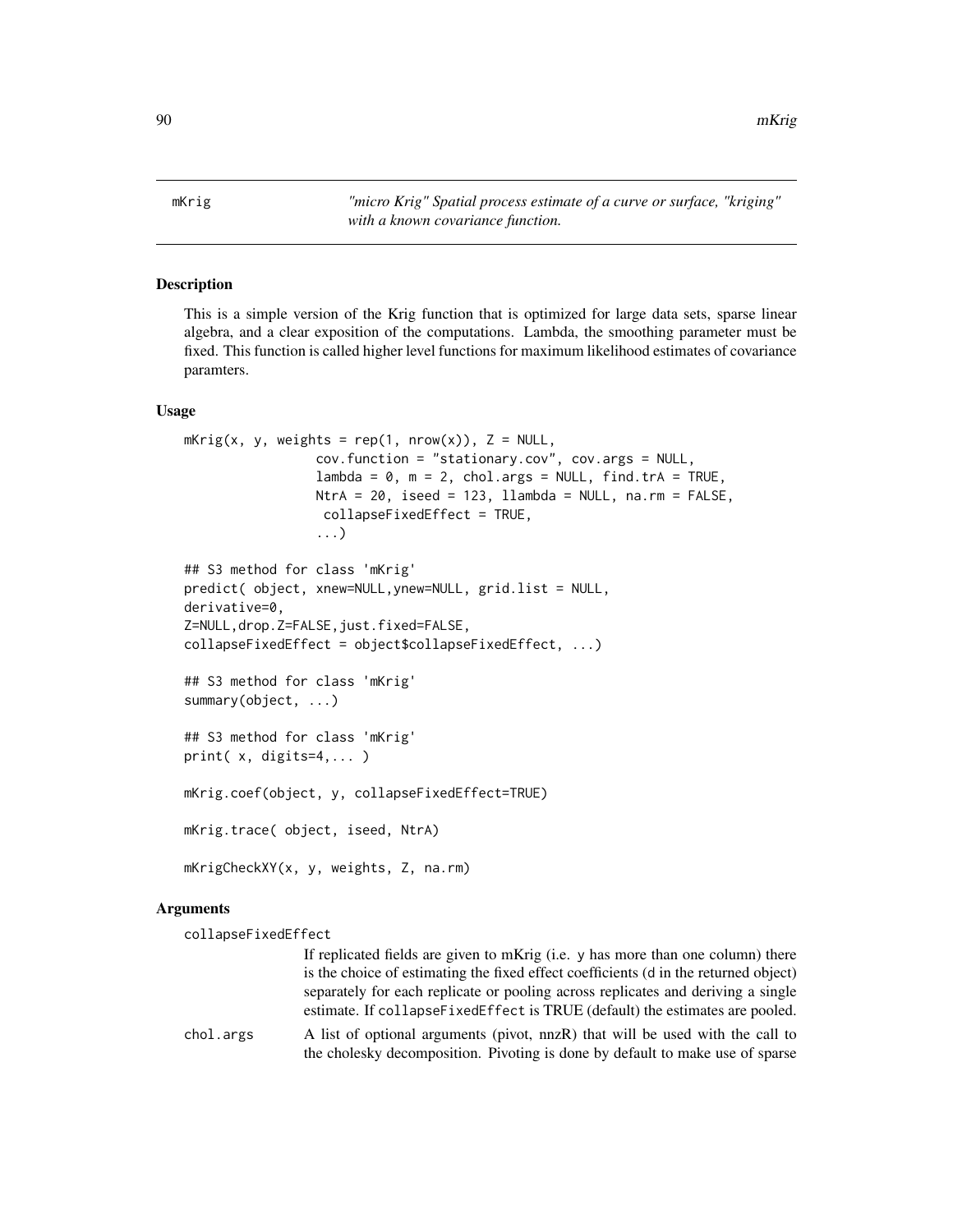mKrig *"micro Krig" Spatial process estimate of a curve or surface, "kriging" with a known covariance function.*

## Description

This is a simple version of the Krig function that is optimized for large data sets, sparse linear algebra, and a clear exposition of the computations. Lambda, the smoothing parameter must be fixed. This function is called higher level functions for maximum likelihood estimates of covariance paramters.

## Usage

```
mKrig(x, y, weights = rep(1, nrow(x)), Z = NULL,
                cov.function = "stationary.cov", cov.args = NULL,
                lambda = 0, m = 2, chol.args = NULL, find.trA = TRUE,
                NtrA = 20, iseed = 123, llambda = NULL, na.rm = FALSE,
                 collapseFixedEffect = TRUE,
                ...)

## S3 method for class 'mKrig'
predict( object, xnew=NULL,ynew=NULL, grid.list = NULL,
derivative=0,
Z=NULL,drop.Z=FALSE,just.fixed=FALSE,
collapseFixedEffect = object$collapseFixedEffect, ...)

## S3 method for class 'mKrig'
summary(object, ...)

## S3 method for class 'mKrig'
print( x, digits=4,... )

mKrig.coef(object, y, collapseFixedEffect=TRUE)

mKrig.trace( object, iseed, NtrA)

mKrigCheckXY(x, y, weights, Z, na.rm)
```

## Arguments

`collapseFixedEffect`
: If replicated fields are given to mKrig (i.e. `y` has more than one column) there is the choice of estimating the fixed effect coefficients (`d` in the returned object) separately for each replicate or pooling across replicates and deriving a single estimate. If `collapseFixedEffect` is TRUE (default) the estimates are pooled.

`chol.args`
: A list of optional arguments (pivot, nnzR) that will be used with the call to the cholesky decomposition. Pivoting is done by default to make use of sparse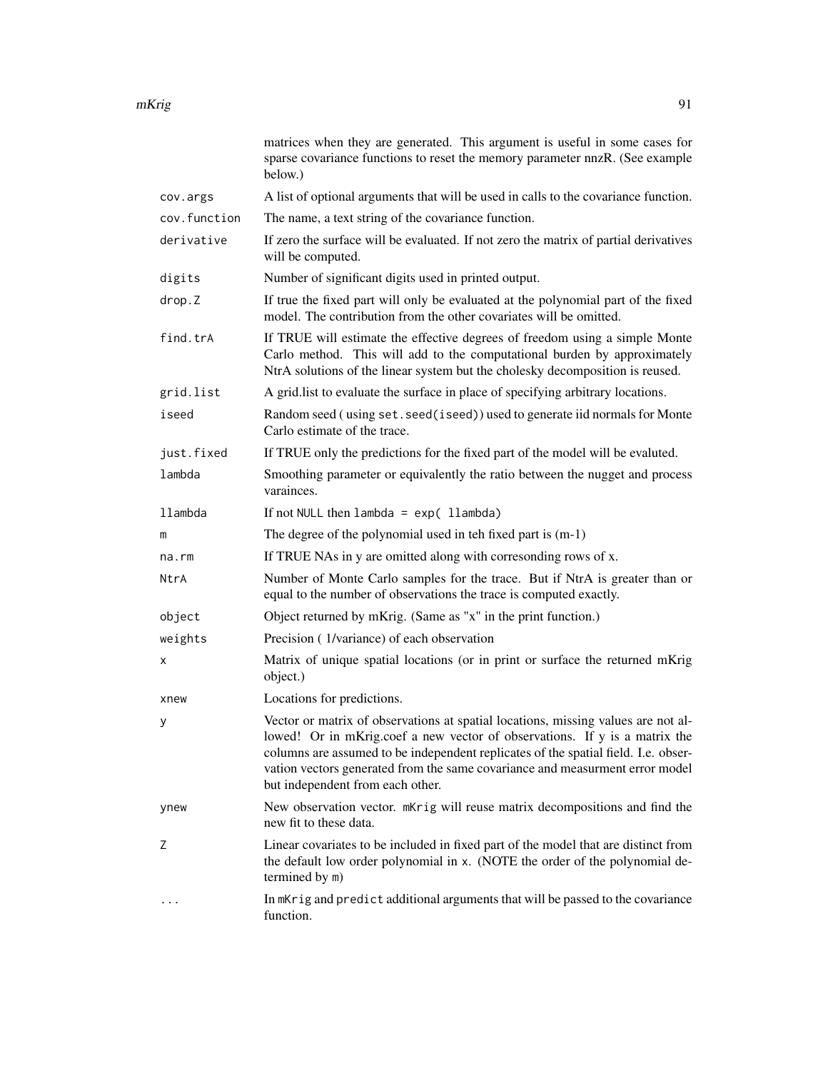matrices when they are generated. This argument is useful in some cases for sparse covariance functions to reset the memory parameter nnzR. (See example below.)

| | |
|---|---|
| `cov.args` | A list of optional arguments that will be used in calls to the covariance function. |
| `cov.function` | The name, a text string of the covariance function. |
| `derivative` | If zero the surface will be evaluated. If not zero the matrix of partial derivatives will be computed. |
| `digits` | Number of significant digits used in printed output. |
| `drop.Z` | If true the fixed part will only be evaluated at the polynomial part of the fixed model. The contribution from the other covariates will be omitted. |
| `find.trA` | If TRUE will estimate the effective degrees of freedom using a simple Monte Carlo method. This will add to the computational burden by approximately NtrA solutions of the linear system but the cholesky decomposition is reused. |
| `grid.list` | A grid.list to evaluate the surface in place of specifying arbitrary locations. |
| `iseed` | Random seed ( using `set.seed(iseed)`) used to generate iid normals for Monte Carlo estimate of the trace. |
| `just.fixed` | If TRUE only the predictions for the fixed part of the model will be evaluted. |
| `lambda` | Smoothing parameter or equivalently the ratio between the nugget and process varainces. |
| `llambda` | If not `NULL` then `lambda = exp( llambda)` |
| `m` | The degree of the polynomial used in teh fixed part is (m-1) |
| `na.rm` | If TRUE NAs in y are omitted along with corresonding rows of x. |
| `NtrA` | Number of Monte Carlo samples for the trace. But if NtrA is greater than or equal to the number of observations the trace is computed exactly. |
| `object` | Object returned by mKrig. (Same as "x" in the print function.) |
| `weights` | Precision ( 1/variance) of each observation |
| `x` | Matrix of unique spatial locations (or in print or surface the returned mKrig object.) |
| `xnew` | Locations for predictions. |
| `y` | Vector or matrix of observations at spatial locations, missing values are not allowed! Or in mKrig.coef a new vector of observations. If y is a matrix the columns are assumed to be independent replicates of the spatial field. I.e. observation vectors generated from the same covariance and measurment error model but independent from each other. |
| `ynew` | New observation vector. `mKrig` will reuse matrix decompositions and find the new fit to these data. |
| `Z` | Linear covariates to be included in fixed part of the model that are distinct from the default low order polynomial in `x`. (NOTE the order of the polynomial determined by `m`) |
| `...` | In `mKrig` and `predict` additional arguments that will be passed to the covariance function. |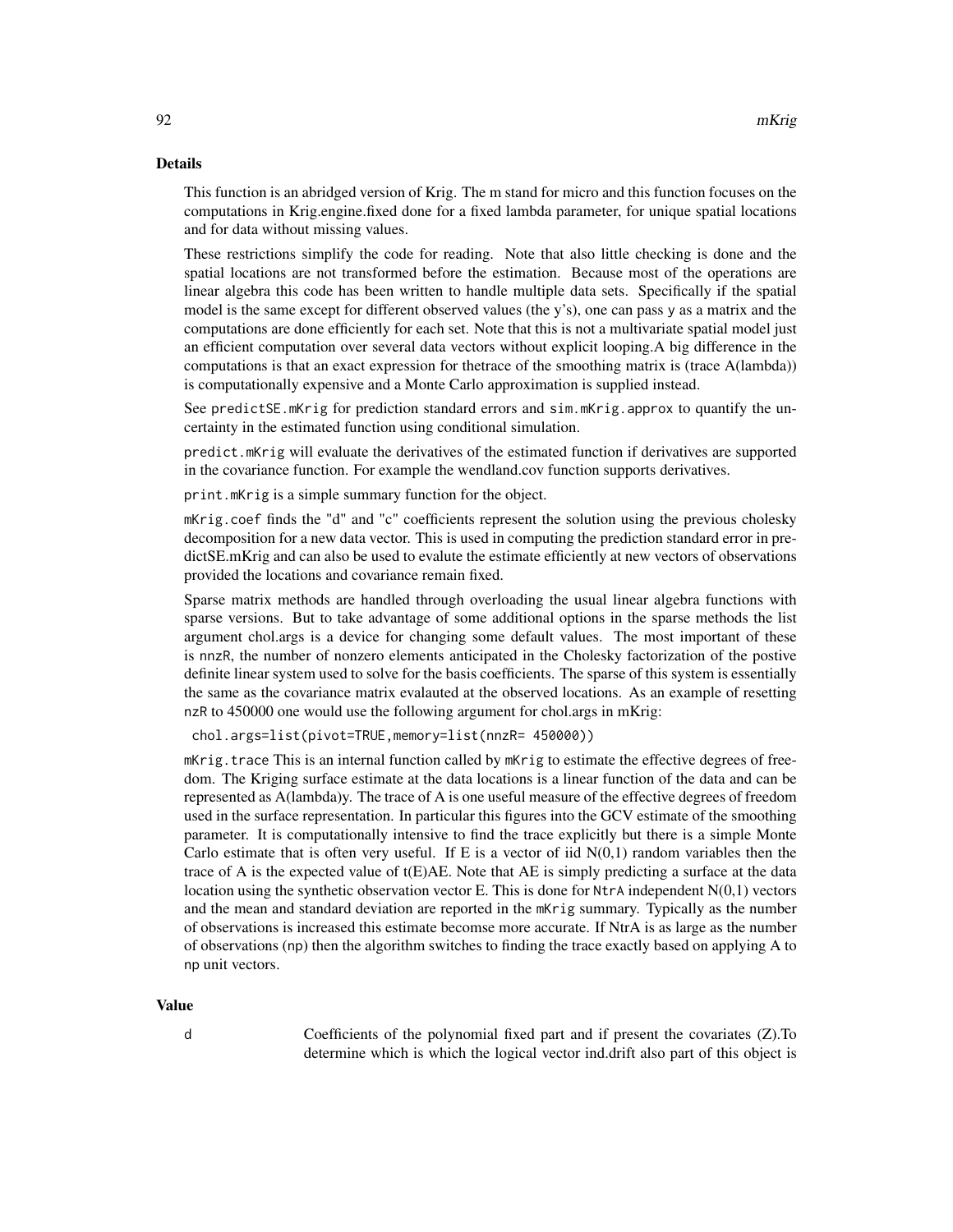## Details

This function is an abridged version of Krig. The m stand for micro and this function focuses on the computations in Krig.engine.fixed done for a fixed lambda parameter, for unique spatial locations and for data without missing values.

These restrictions simplify the code for reading. Note that also little checking is done and the spatial locations are not transformed before the estimation. Because most of the operations are linear algebra this code has been written to handle multiple data sets. Specifically if the spatial model is the same except for different observed values (the y's), one can pass y as a matrix and the computations are done efficiently for each set. Note that this is not a multivariate spatial model just an efficient computation over several data vectors without explicit looping.A big difference in the computations is that an exact expression for thetrace of the smoothing matrix is (trace A(lambda)) is computationally expensive and a Monte Carlo approximation is supplied instead.

See predictSE.mKrig for prediction standard errors and sim.mKrig.approx to quantify the uncertainty in the estimated function using conditional simulation.

predict.mKrig will evaluate the derivatives of the estimated function if derivatives are supported in the covariance function. For example the wendland.cov function supports derivatives.

print.mKrig is a simple summary function for the object.

mKrig.coef finds the "d" and "c" coefficients represent the solution using the previous cholesky decomposition for a new data vector. This is used in computing the prediction standard error in predictSE.mKrig and can also be used to evalute the estimate efficiently at new vectors of observations provided the locations and covariance remain fixed.

Sparse matrix methods are handled through overloading the usual linear algebra functions with sparse versions. But to take advantage of some additional options in the sparse methods the list argument chol.args is a device for changing some default values. The most important of these is nnzR, the number of nonzero elements anticipated in the Cholesky factorization of the postive definite linear system used to solve for the basis coefficients. The sparse of this system is essentially the same as the covariance matrix evalauted at the observed locations. As an example of resetting nzR to 450000 one would use the following argument for chol.args in mKrig:

```
chol.args=list(pivot=TRUE,memory=list(nnzR= 450000))
```

mKrig.trace This is an internal function called by mKrig to estimate the effective degrees of freedom. The Kriging surface estimate at the data locations is a linear function of the data and can be represented as A(lambda)y. The trace of A is one useful measure of the effective degrees of freedom used in the surface representation. In particular this figures into the GCV estimate of the smoothing parameter. It is computationally intensive to find the trace explicitly but there is a simple Monte Carlo estimate that is often very useful. If E is a vector of iid N(0,1) random variables then the trace of A is the expected value of t(E)AE. Note that AE is simply predicting a surface at the data location using the synthetic observation vector E. This is done for NtrA independent N(0,1) vectors and the mean and standard deviation are reported in the mKrig summary. Typically as the number of observations is increased this estimate becomse more accurate. If NtrA is as large as the number of observations (np) then the algorithm switches to finding the trace exactly based on applying A to np unit vectors.

## Value

d    Coefficients of the polynomial fixed part and if present the covariates (Z).To determine which is which the logical vector ind.drift also part of this object is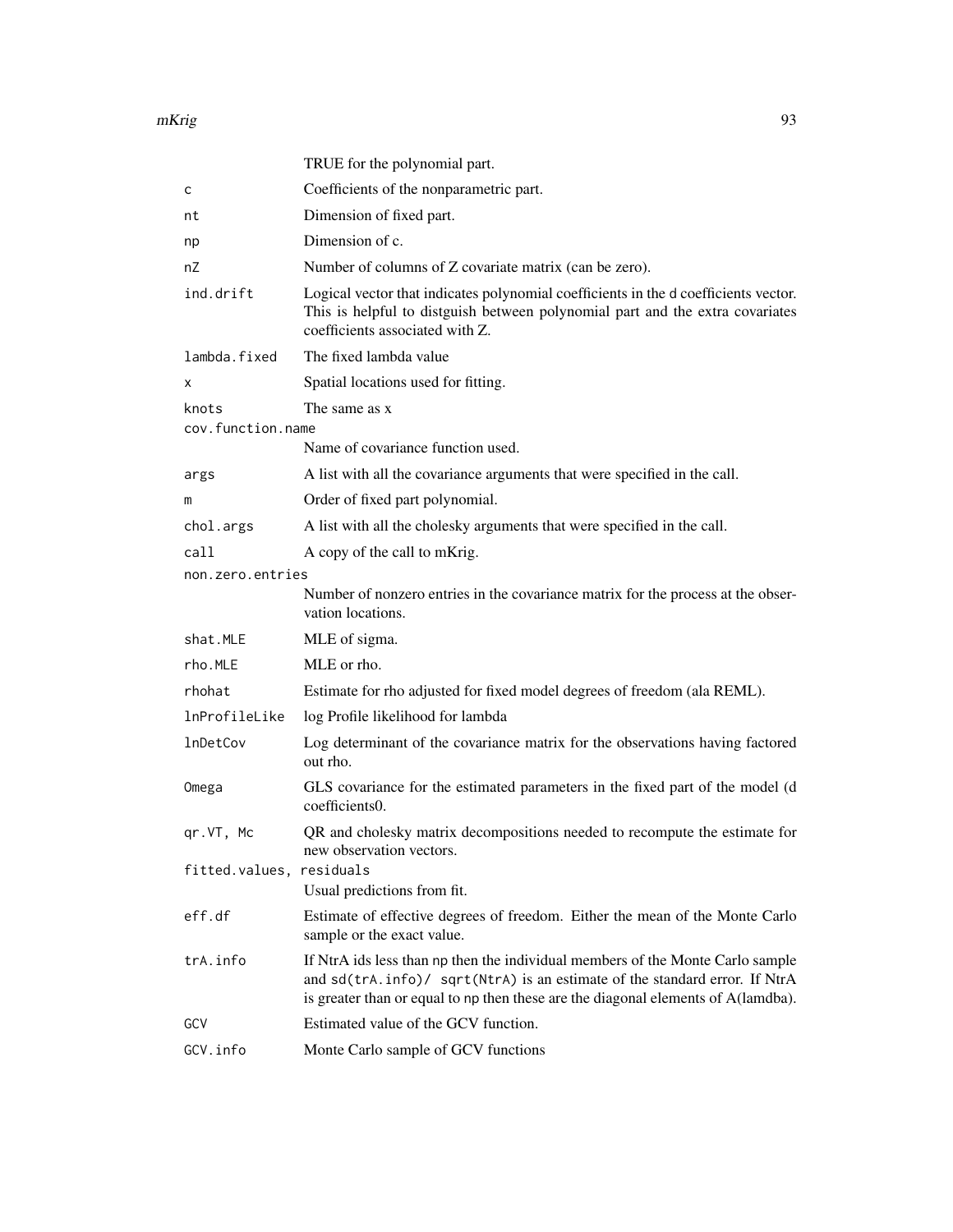TRUE for the polynomial part.

`c` Coefficients of the nonparametric part.

`nt` Dimension of fixed part.

`np` Dimension of c.

`nZ` Number of columns of Z covariate matrix (can be zero).

`ind.drift` Logical vector that indicates polynomial coefficients in the d coefficients vector. This is helpful to distguish between polynomial part and the extra covariates coefficients associated with Z.

`lambda.fixed` The fixed lambda value

`x` Spatial locations used for fitting.

`knots` The same as x

`cov.function.name` Name of covariance function used.

`args` A list with all the covariance arguments that were specified in the call.

`m` Order of fixed part polynomial.

`chol.args` A list with all the cholesky arguments that were specified in the call.

`call` A copy of the call to mKrig.

`non.zero.entries` Number of nonzero entries in the covariance matrix for the process at the observation locations.

`shat.MLE` MLE of sigma.

`rho.MLE` MLE or rho.

`rhohat` Estimate for rho adjusted for fixed model degrees of freedom (ala REML).

`lnProfileLike` log Profile likelihood for lambda

`lnDetCov` Log determinant of the covariance matrix for the observations having factored out rho.

`Omega` GLS covariance for the estimated parameters in the fixed part of the model (d coefficients0.

`qr.VT, Mc` QR and cholesky matrix decompositions needed to recompute the estimate for new observation vectors.

`fitted.values, residuals` Usual predictions from fit.

`eff.df` Estimate of effective degrees of freedom. Either the mean of the Monte Carlo sample or the exact value.

`trA.info` If NtrA ids less than `np` then the individual members of the Monte Carlo sample and `sd(trA.info)/ sqrt(NtrA)` is an estimate of the standard error. If NtrA is greater than or equal to `np` then these are the diagonal elements of A(lamdba).

`GCV` Estimated value of the GCV function.

`GCV.info` Monte Carlo sample of GCV functions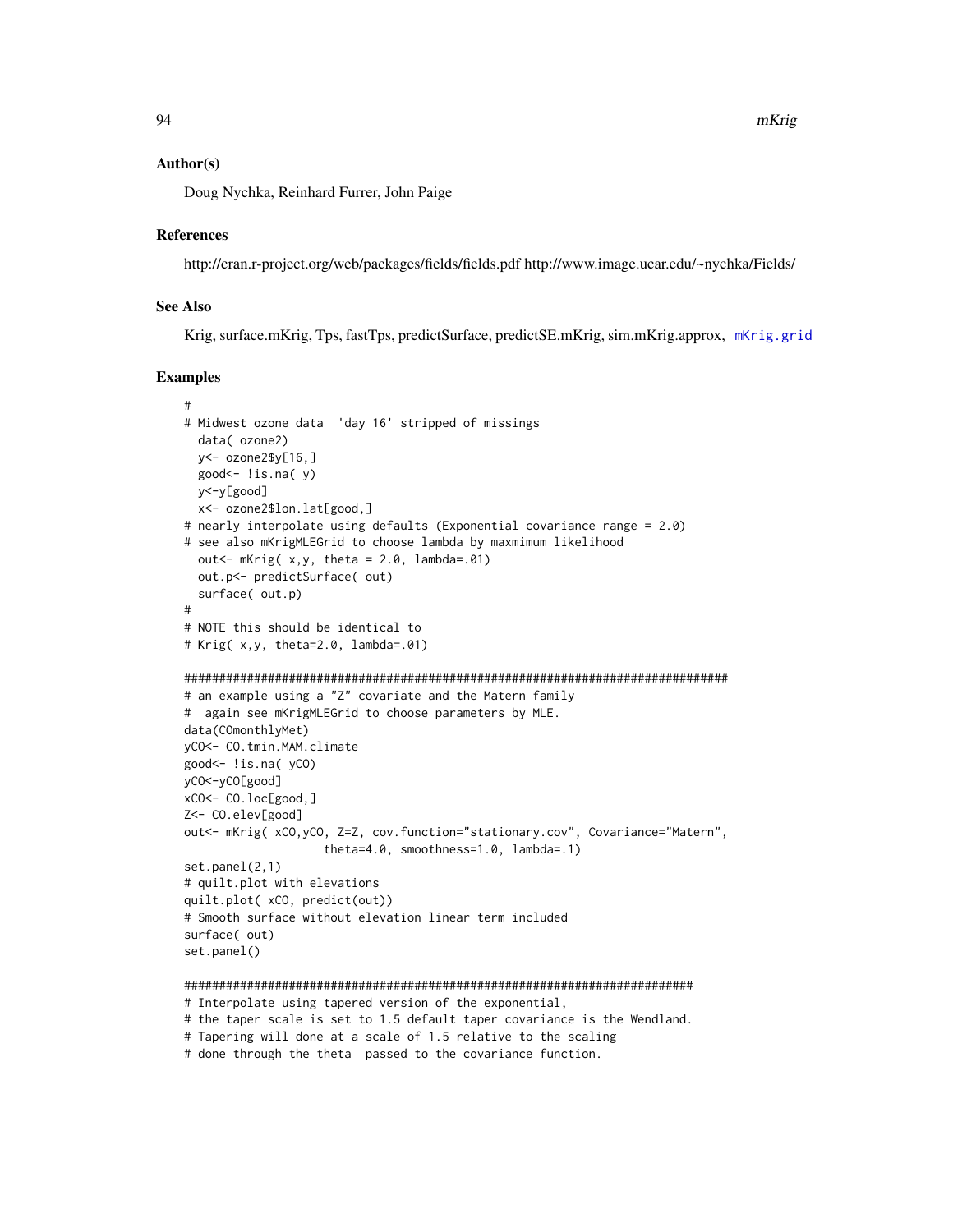## Author(s)

Doug Nychka, Reinhard Furrer, John Paige

## References

http://cran.r-project.org/web/packages/fields/fields.pdf http://www.image.ucar.edu/~nychka/Fields/

## See Also

Krig, surface.mKrig, Tps, fastTps, predictSurface, predictSE.mKrig, sim.mKrig.approx, mKrig.grid

## Examples

```
#
# Midwest ozone data  'day 16' stripped of missings
  data( ozone2)
  y<- ozone2$y[16,]
  good<- !is.na( y)
  y<-y[good]
  x<- ozone2$lon.lat[good,]
# nearly interpolate using defaults (Exponential covariance range = 2.0)
# see also mKrigMLEGrid to choose lambda by maxmimum likelihood
  out<- mKrig( x,y, theta = 2.0, lambda=.01)
  out.p<- predictSurface( out)
  surface( out.p)
#
# NOTE this should be identical to
# Krig( x,y, theta=2.0, lambda=.01)

##############################################################################
# an example using a "Z" covariate and the Matern family
#  again see mKrigMLEGrid to choose parameters by MLE.
data(COmonthlyMet)
yCO<- CO.tmin.MAM.climate
good<- !is.na( yCO)
yCO<-yCO[good]
xCO<- CO.loc[good,]
Z<- CO.elev[good]
out<- mKrig( xCO,yCO, Z=Z, cov.function="stationary.cov", Covariance="Matern",
                    theta=4.0, smoothness=1.0, lambda=.1)
set.panel(2,1)
# quilt.plot with elevations
quilt.plot( xCO, predict(out))
# Smooth surface without elevation linear term included
surface( out)
set.panel()

#########################################################################
# Interpolate using tapered version of the exponential,
# the taper scale is set to 1.5 default taper covariance is the Wendland.
# Tapering will done at a scale of 1.5 relative to the scaling
# done through the theta  passed to the covariance function.
```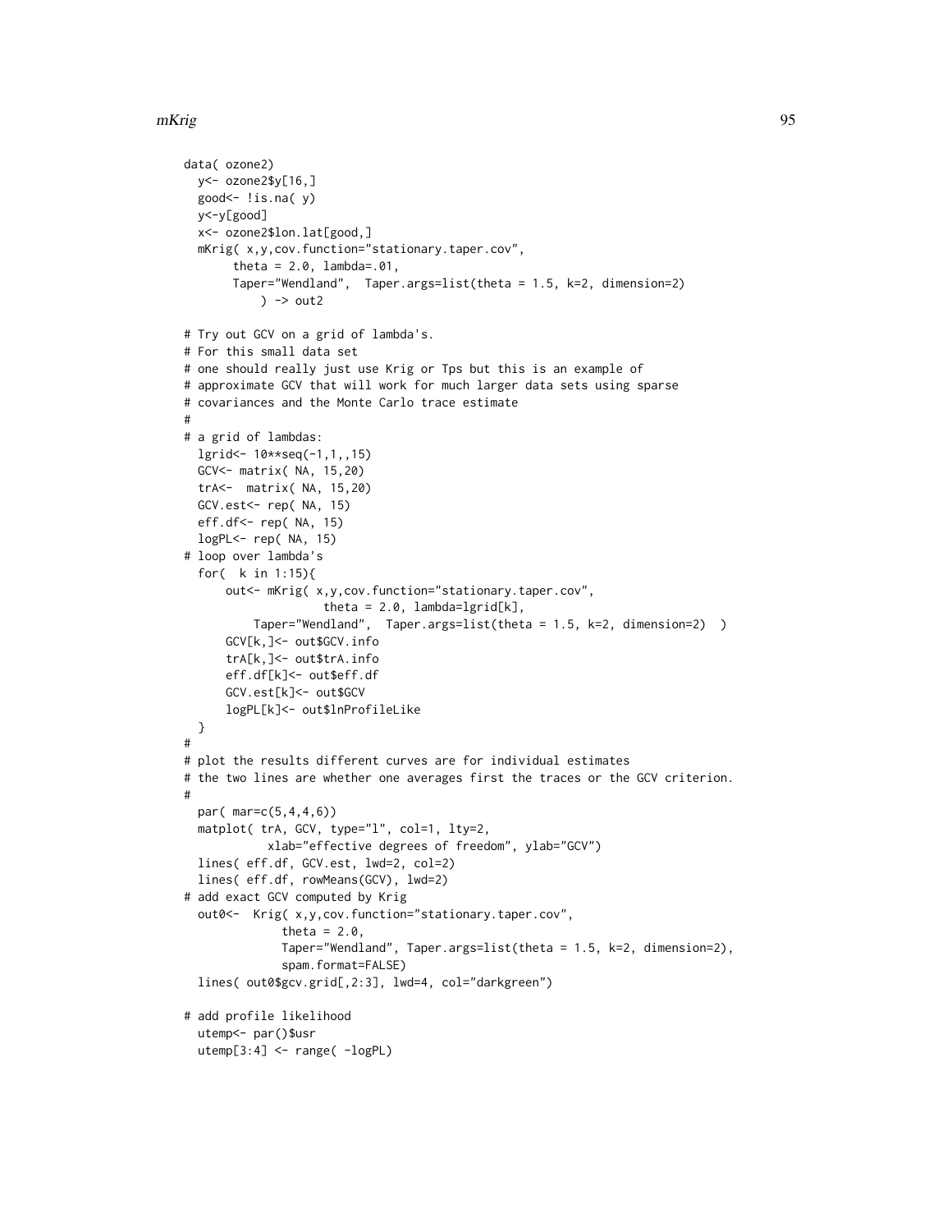```
data( ozone2)
  y<- ozone2$y[16,]
  good<- !is.na( y)
  y<-y[good]
  x<- ozone2$lon.lat[good,]
  mKrig( x,y,cov.function="stationary.taper.cov",
       theta = 2.0, lambda=.01,
       Taper="Wendland",  Taper.args=list(theta = 1.5, k=2, dimension=2)
           ) -> out2

# Try out GCV on a grid of lambda's.
# For this small data set
# one should really just use Krig or Tps but this is an example of
# approximate GCV that will work for much larger data sets using sparse
# covariances and the Monte Carlo trace estimate
#
# a grid of lambdas:
  lgrid<- 10**seq(-1,1,,15)
  GCV<- matrix( NA, 15,20)
  trA<-  matrix( NA, 15,20)
  GCV.est<- rep( NA, 15)
  eff.df<- rep( NA, 15)
  logPL<- rep( NA, 15)
# loop over lambda's
  for(  k in 1:15){
      out<- mKrig( x,y,cov.function="stationary.taper.cov",
                   theta = 2.0, lambda=lgrid[k],
          Taper="Wendland",  Taper.args=list(theta = 1.5, k=2, dimension=2)  )
      GCV[k,]<- out$GCV.info
      trA[k,]<- out$trA.info
      eff.df[k]<- out$eff.df
      GCV.est[k]<- out$GCV
      logPL[k]<- out$lnProfileLike
  }
#
# plot the results different curves are for individual estimates
# the two lines are whether one averages first the traces or the GCV criterion.
#
  par( mar=c(5,4,4,6))
  matplot( trA, GCV, type="l", col=1, lty=2,
            xlab="effective degrees of freedom", ylab="GCV")
  lines( eff.df, GCV.est, lwd=2, col=2)
  lines( eff.df, rowMeans(GCV), lwd=2)
# add exact GCV computed by Krig
  out0<-  Krig( x,y,cov.function="stationary.taper.cov",
              theta = 2.0,
              Taper="Wendland", Taper.args=list(theta = 1.5, k=2, dimension=2),
              spam.format=FALSE)
  lines( out0$gcv.grid[,2:3], lwd=4, col="darkgreen")

# add profile likelihood
  utemp<- par()$usr
  utemp[3:4] <- range( -logPL)
```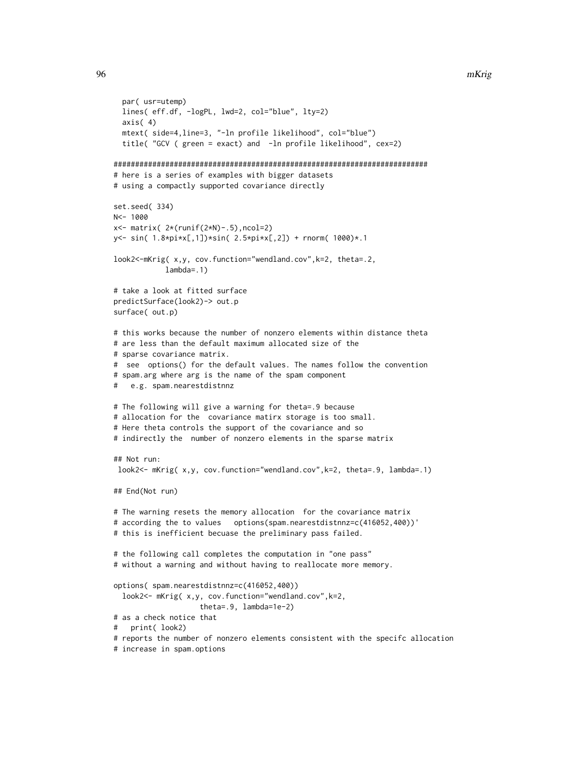```
  par( usr=utemp)
  lines( eff.df, -logPL, lwd=2, col="blue", lty=2)
  axis( 4)
  mtext( side=4,line=3, "-ln profile likelihood", col="blue")
  title( "GCV ( green = exact) and  -ln profile likelihood", cex=2)

########################################################################
# here is a series of examples with bigger datasets
# using a compactly supported covariance directly

set.seed( 334)
N<- 1000
x<- matrix( 2*(runif(2*N)-.5),ncol=2)
y<- sin( 1.8*pi*x[,1])*sin( 2.5*pi*x[,2]) + rnorm( 1000)*.1

look2<-mKrig( x,y, cov.function="wendland.cov",k=2, theta=.2,
            lambda=.1)

# take a look at fitted surface
predictSurface(look2)-> out.p
surface( out.p)

# this works because the number of nonzero elements within distance theta
# are less than the default maximum allocated size of the
# sparse covariance matrix.
#  see  options() for the default values. The names follow the convention
# spam.arg where arg is the name of the spam component
#   e.g. spam.nearestdistnnz

# The following will give a warning for theta=.9 because
# allocation for the  covariance matirx storage is too small.
# Here theta controls the support of the covariance and so
# indirectly the  number of nonzero elements in the sparse matrix

## Not run:
 look2<- mKrig( x,y, cov.function="wendland.cov",k=2, theta=.9, lambda=.1)

## End(Not run)

# The warning resets the memory allocation  for the covariance matrix
# according the to values   options(spam.nearestdistnnz=c(416052,400))'
# this is inefficient becuase the preliminary pass failed.

# the following call completes the computation in "one pass"
# without a warning and without having to reallocate more memory.

options( spam.nearestdistnnz=c(416052,400))
  look2<- mKrig( x,y, cov.function="wendland.cov",k=2,
                   theta=.9, lambda=1e-2)
# as a check notice that
#   print( look2)
# reports the number of nonzero elements consistent with the specifc allocation
# increase in spam.options
```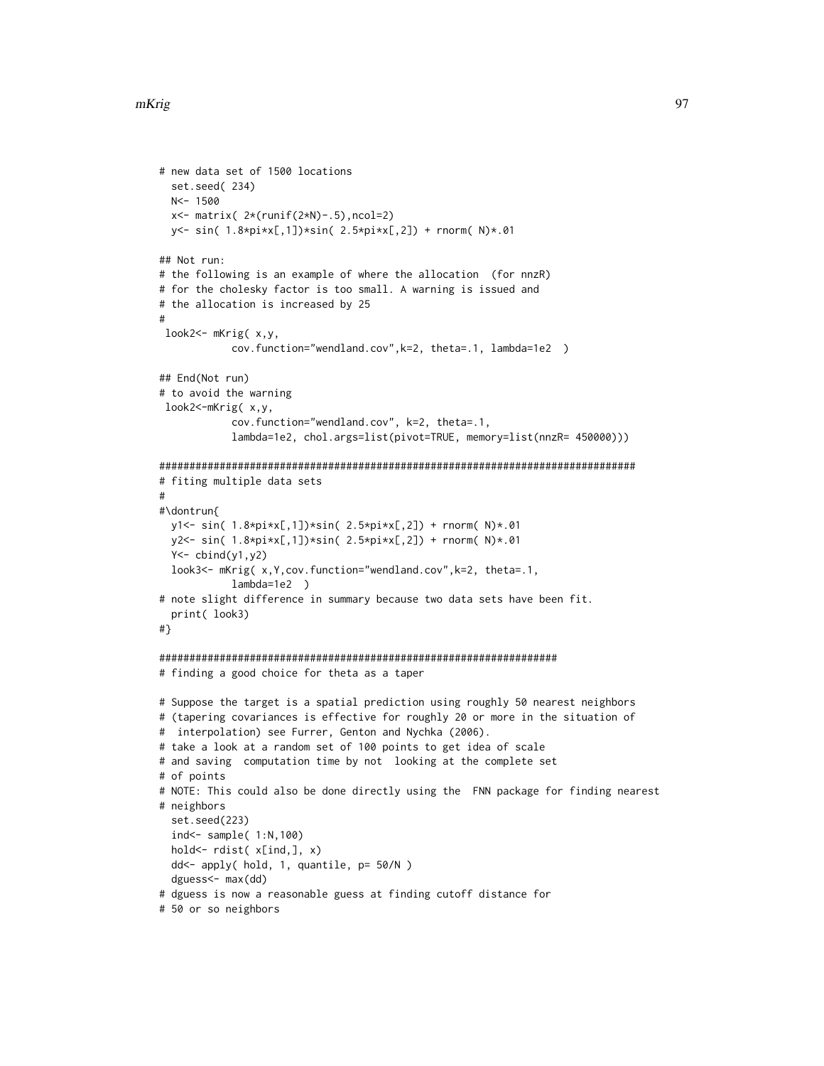```
# new data set of 1500 locations
  set.seed( 234)
  N<- 1500
  x<- matrix( 2*(runif(2*N)-.5),ncol=2)
  y<- sin( 1.8*pi*x[,1])*sin( 2.5*pi*x[,2]) + rnorm( N)*.01

## Not run:
# the following is an example of where the allocation  (for nnzR)
# for the cholesky factor is too small. A warning is issued and
# the allocation is increased by 25
#
 look2<- mKrig( x,y,
            cov.function="wendland.cov",k=2, theta=.1, lambda=1e2  )

## End(Not run)
# to avoid the warning
 look2<-mKrig( x,y,
            cov.function="wendland.cov", k=2, theta=.1,
            lambda=1e2, chol.args=list(pivot=TRUE, memory=list(nnzR= 450000)))

###############################################################################
# fiting multiple data sets
#
#\dontrun{
  y1<- sin( 1.8*pi*x[,1])*sin( 2.5*pi*x[,2]) + rnorm( N)*.01
  y2<- sin( 1.8*pi*x[,1])*sin( 2.5*pi*x[,2]) + rnorm( N)*.01
  Y<- cbind(y1,y2)
  look3<- mKrig( x,Y,cov.function="wendland.cov",k=2, theta=.1,
            lambda=1e2  )
# note slight difference in summary because two data sets have been fit.
  print( look3)
#}

##################################################################
# finding a good choice for theta as a taper

# Suppose the target is a spatial prediction using roughly 50 nearest neighbors
# (tapering covariances is effective for roughly 20 or more in the situation of
#  interpolation) see Furrer, Genton and Nychka (2006).
# take a look at a random set of 100 points to get idea of scale
# and saving  computation time by not  looking at the complete set
# of points
# NOTE: This could also be done directly using the  FNN package for finding nearest
# neighbors
  set.seed(223)
  ind<- sample( 1:N,100)
  hold<- rdist( x[ind,], x)
  dd<- apply( hold, 1, quantile, p= 50/N )
  dguess<- max(dd)
# dguess is now a reasonable guess at finding cutoff distance for
# 50 or so neighbors
```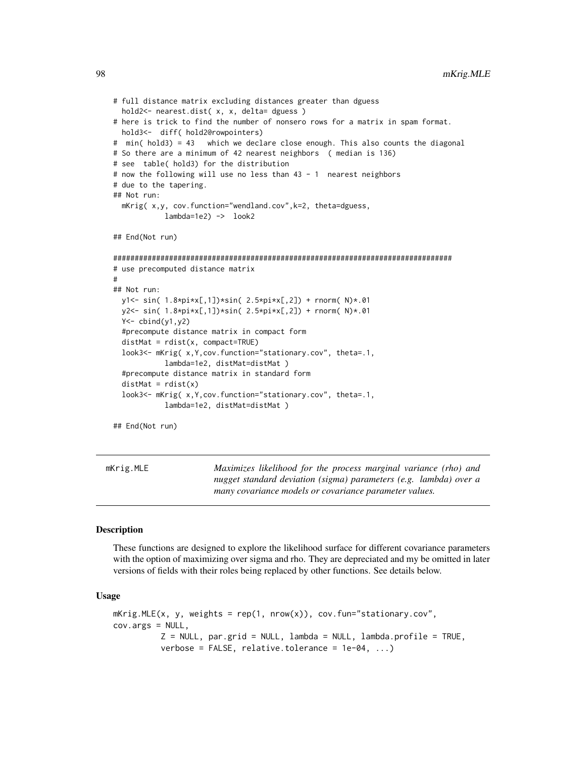```
# full distance matrix excluding distances greater than dguess
  hold2<- nearest.dist( x, x, delta= dguess )
# here is trick to find the number of nonsero rows for a matrix in spam format.
  hold3<-  diff( hold2@rowpointers)
#  min( hold3) = 43   which we declare close enough. This also counts the diagonal
# So there are a minimum of 42 nearest neighbors  ( median is 136)
# see  table( hold3) for the distribution
# now the following will use no less than 43 - 1  nearest neighbors
# due to the tapering.
## Not run:
  mKrig( x,y, cov.function="wendland.cov",k=2, theta=dguess,
            lambda=1e2) ->  look2

## End(Not run)

###############################################################################
# use precomputed distance matrix
#
## Not run:
  y1<- sin( 1.8*pi*x[,1])*sin( 2.5*pi*x[,2]) + rnorm( N)*.01
  y2<- sin( 1.8*pi*x[,1])*sin( 2.5*pi*x[,2]) + rnorm( N)*.01
  Y<- cbind(y1,y2)
  #precompute distance matrix in compact form
  distMat = rdist(x, compact=TRUE)
  look3<- mKrig( x,Y,cov.function="stationary.cov", theta=.1,
            lambda=1e2, distMat=distMat )
  #precompute distance matrix in standard form
  distMat = rdist(x)
  look3<- mKrig( x,Y,cov.function="stationary.cov", theta=.1,
            lambda=1e2, distMat=distMat )

## End(Not run)
```

---

mKrig.MLE — *Maximizes likelihood for the process marginal variance (rho) and nugget standard deviation (sigma) parameters (e.g. lambda) over a many covariance models or covariance parameter values.*

---

## Description

These functions are designed to explore the likelihood surface for different covariance parameters with the option of maximizing over sigma and rho. They are depreciated and my be omitted in later versions of fields with their roles being replaced by other functions. See details below.

## Usage

```
mKrig.MLE(x, y, weights = rep(1, nrow(x)), cov.fun="stationary.cov",
cov.args = NULL,
          Z = NULL, par.grid = NULL, lambda = NULL, lambda.profile = TRUE,
          verbose = FALSE, relative.tolerance = 1e-04, ...)
```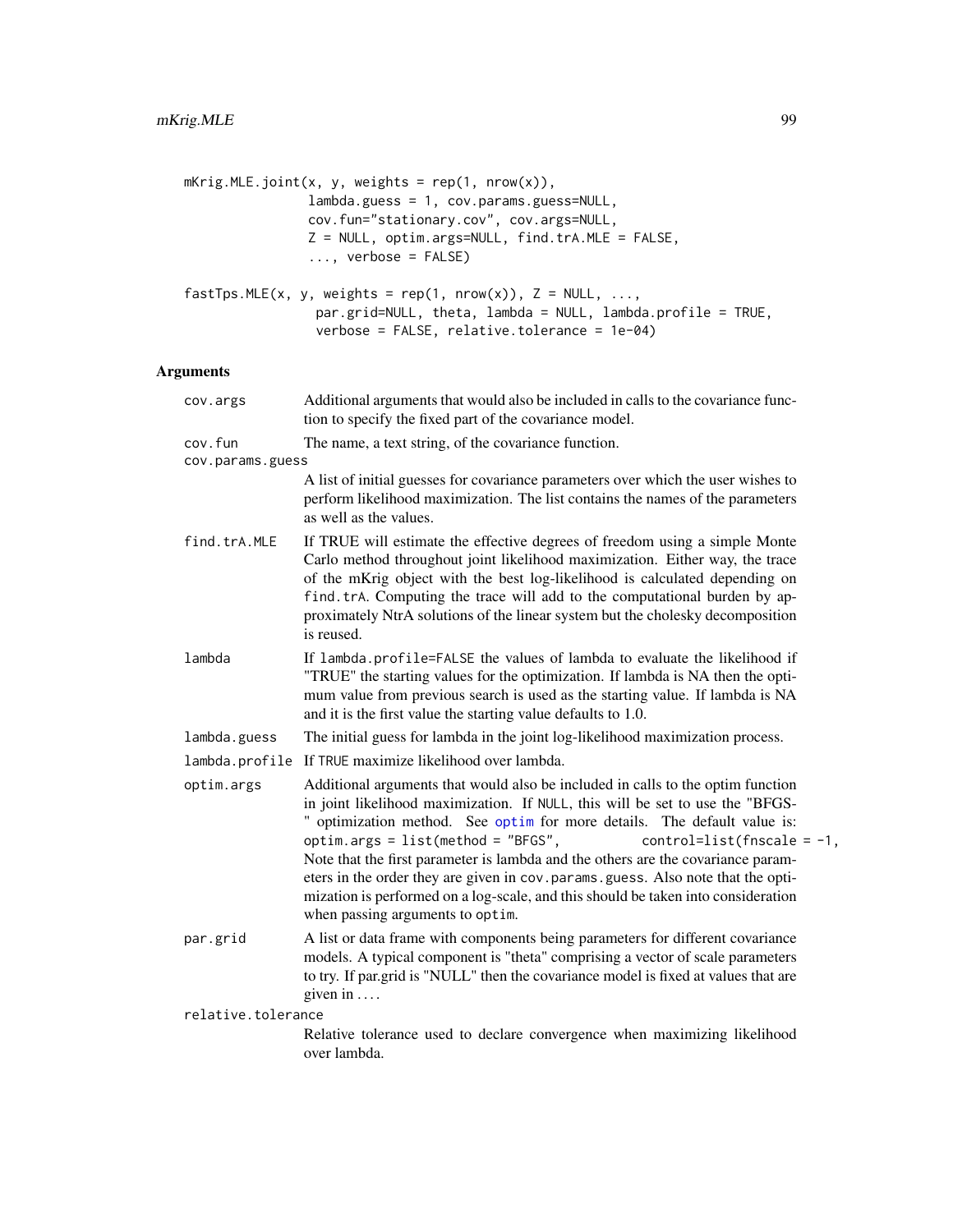```
mKrig.MLE.joint(x, y, weights = rep(1, nrow(x)),
                lambda.guess = 1, cov.params.guess=NULL,
                cov.fun="stationary.cov", cov.args=NULL,
                Z = NULL, optim.args=NULL, find.trA.MLE = FALSE,
                ..., verbose = FALSE)

fastTps.MLE(x, y, weights = rep(1, nrow(x)), Z = NULL, ...,
                 par.grid=NULL, theta, lambda = NULL, lambda.profile = TRUE,
                 verbose = FALSE, relative.tolerance = 1e-04)
```

## Arguments

**cov.args** Additional arguments that would also be included in calls to the covariance function to specify the fixed part of the covariance model.

**cov.fun** The name, a text string, of the covariance function.

**cov.params.guess** A list of initial guesses for covariance parameters over which the user wishes to perform likelihood maximization. The list contains the names of the parameters as well as the values.

**find.trA.MLE** If TRUE will estimate the effective degrees of freedom using a simple Monte Carlo method throughout joint likelihood maximization. Either way, the trace of the mKrig object with the best log-likelihood is calculated depending on `find.trA`. Computing the trace will add to the computational burden by approximately NtrA solutions of the linear system but the cholesky decomposition is reused.

**lambda** If `lambda.profile=FALSE` the values of lambda to evaluate the likelihood if "TRUE" the starting values for the optimization. If lambda is NA then the optimum value from previous search is used as the starting value. If lambda is NA and it is the first value the starting value defaults to 1.0.

**lambda.guess** The initial guess for lambda in the joint log-likelihood maximization process.

**lambda.profile** If TRUE maximize likelihood over lambda.

**optim.args** Additional arguments that would also be included in calls to the optim function in joint likelihood maximization. If NULL, this will be set to use the "BFGS-" optimization method. See `optim` for more details. The default value is: `optim.args = list(method = "BFGS", control=list(fnscale = -1,` Note that the first parameter is lambda and the others are the covariance parameters in the order they are given in `cov.params.guess`. Also note that the optimization is performed on a log-scale, and this should be taken into consideration when passing arguments to `optim`.

**par.grid** A list or data frame with components being parameters for different covariance models. A typical component is "theta" comprising a vector of scale parameters to try. If par.grid is "NULL" then the covariance model is fixed at values that are given in ....

**relative.tolerance** Relative tolerance used to declare convergence when maximizing likelihood over lambda.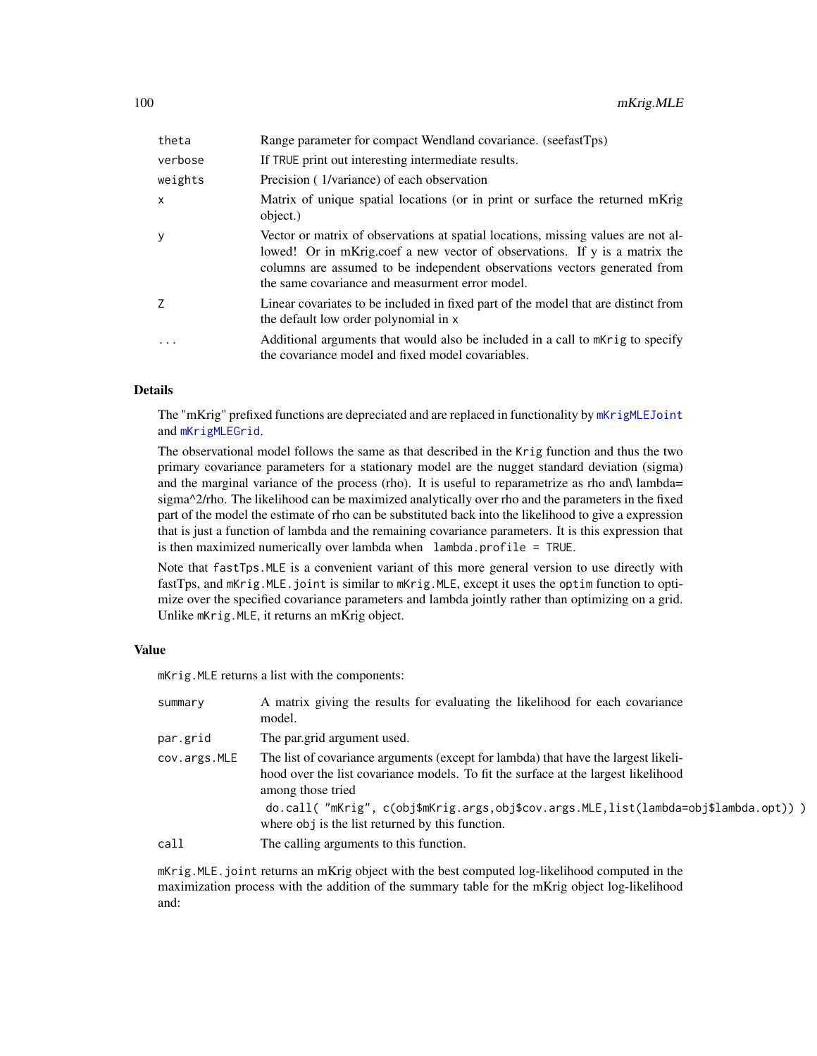| | |
|---|---|
| theta | Range parameter for compact Wendland covariance. (seefastTps) |
| verbose | If TRUE print out interesting intermediate results. |
| weights | Precision ( 1/variance) of each observation |
| x | Matrix of unique spatial locations (or in print or surface the returned mKrig object.) |
| y | Vector or matrix of observations at spatial locations, missing values are not allowed! Or in mKrig.coef a new vector of observations. If y is a matrix the columns are assumed to be independent observations vectors generated from the same covariance and measurment error model. |
| Z | Linear covariates to be included in fixed part of the model that are distinct from the default low order polynomial in x |
| ... | Additional arguments that would also be included in a call to mKrig to specify the covariance model and fixed model covariables. |

## Details

The "mKrig" prefixed functions are depreciated and are replaced in functionality by mKrigMLEJoint and mKrigMLEGrid.

The observational model follows the same as that described in the Krig function and thus the two primary covariance parameters for a stationary model are the nugget standard deviation (sigma) and the marginal variance of the process (rho). It is useful to reparametrize as rho and\ lambda= sigma^2/rho. The likelihood can be maximized analytically over rho and the parameters in the fixed part of the model the estimate of rho can be substituted back into the likelihood to give a expression that is just a function of lambda and the remaining covariance parameters. It is this expression that is then maximized numerically over lambda when `lambda.profile = TRUE`.

Note that fastTps.MLE is a convenient variant of this more general version to use directly with fastTps, and mKrig.MLE.joint is similar to mKrig.MLE, except it uses the optim function to optimize over the specified covariance parameters and lambda jointly rather than optimizing on a grid. Unlike mKrig.MLE, it returns an mKrig object.

## Value

mKrig.MLE returns a list with the components:

| | |
|---|---|
| summary | A matrix giving the results for evaluating the likelihood for each covariance model. |
| par.grid | The par.grid argument used. |
| cov.args.MLE | The list of covariance arguments (except for lambda) that have the largest likelihood over the list covariance models. To fit the surface at the largest likelihood among those tried `do.call( "mKrig", c(obj$mKrig.args,obj$cov.args.MLE,list(lambda=obj$lambda.opt)) )` where obj is the list returned by this function. |
| call | The calling arguments to this function. |

mKrig.MLE.joint returns an mKrig object with the best computed log-likelihood computed in the maximization process with the addition of the summary table for the mKrig object log-likelihood and: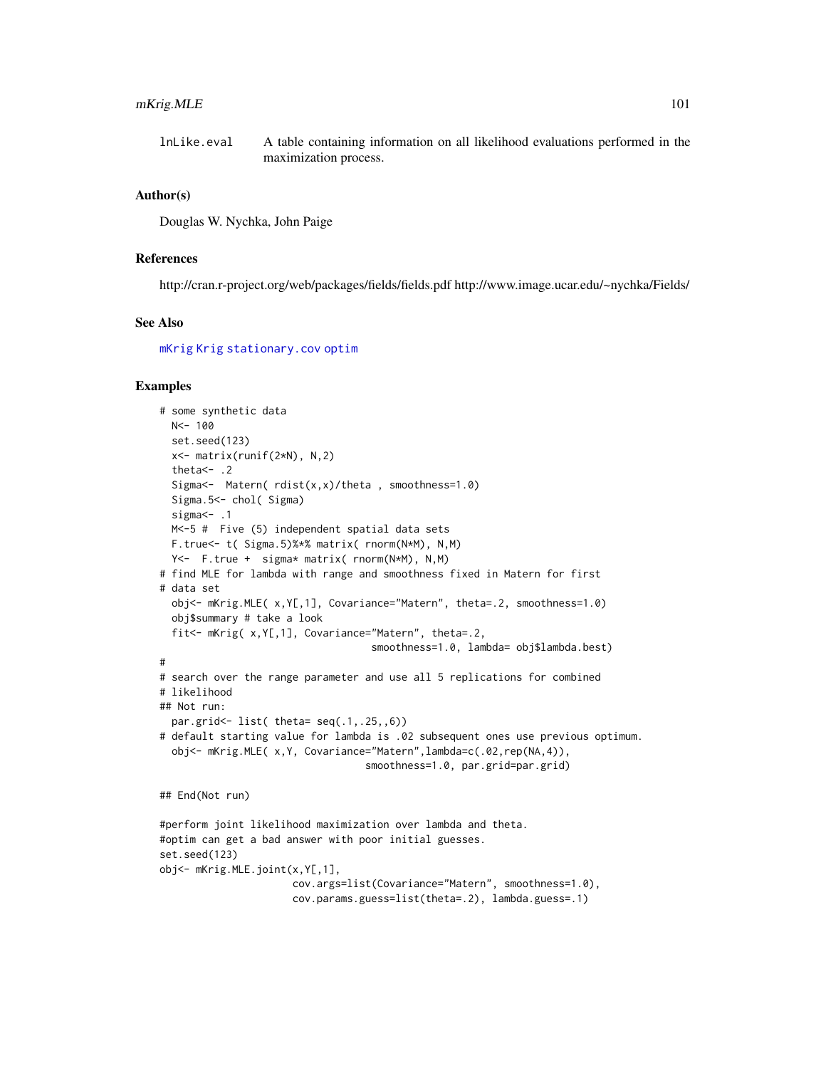lnLike.eval A table containing information on all likelihood evaluations performed in the maximization process.

### Author(s)

Douglas W. Nychka, John Paige

### References

http://cran.r-project.org/web/packages/fields/fields.pdf http://www.image.ucar.edu/~nychka/Fields/

### See Also

mKrig Krig stationary.cov optim

### Examples

```
# some synthetic data
  N<- 100
  set.seed(123)
  x<- matrix(runif(2*N), N,2)
  theta<- .2
  Sigma<-  Matern( rdist(x,x)/theta , smoothness=1.0)
  Sigma.5<- chol( Sigma)
  sigma<- .1
  M<-5 #  Five (5) independent spatial data sets
  F.true<- t( Sigma.5)%*% matrix( rnorm(N*M), N,M)
  Y<-  F.true +  sigma* matrix( rnorm(N*M), N,M)
# find MLE for lambda with range and smoothness fixed in Matern for first
# data set
  obj<- mKrig.MLE( x,Y[,1], Covariance="Matern", theta=.2, smoothness=1.0)
  obj$summary # take a look
  fit<- mKrig( x,Y[,1], Covariance="Matern", theta=.2,
                                  smoothness=1.0, lambda= obj$lambda.best)
#
# search over the range parameter and use all 5 replications for combined
# likelihood
## Not run:
  par.grid<- list( theta= seq(.1,.25,,6))
# default starting value for lambda is .02 subsequent ones use previous optimum.
  obj<- mKrig.MLE( x,Y, Covariance="Matern",lambda=c(.02,rep(NA,4)),
                                 smoothness=1.0, par.grid=par.grid)

## End(Not run)

#perform joint likelihood maximization over lambda and theta.
#optim can get a bad answer with poor initial guesses.
set.seed(123)
obj<- mKrig.MLE.joint(x,Y[,1],
                      cov.args=list(Covariance="Matern", smoothness=1.0),
                      cov.params.guess=list(theta=.2), lambda.guess=.1)
```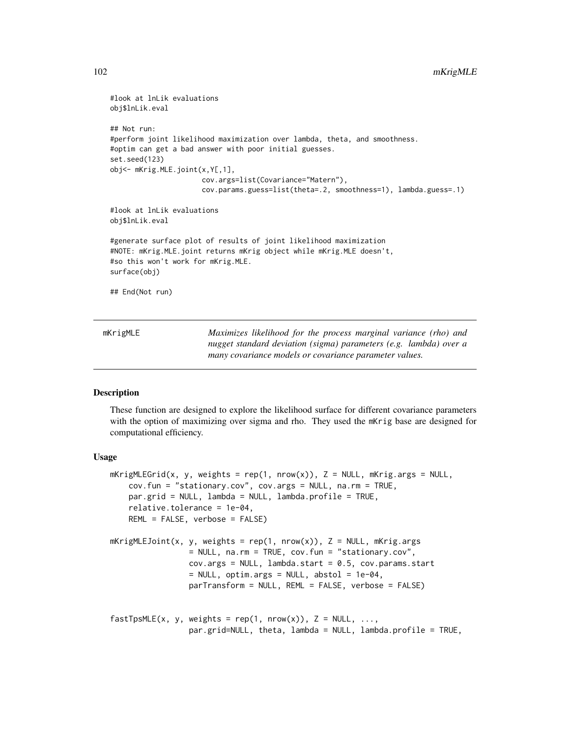```
#look at lnLik evaluations
obj$lnLik.eval

## Not run:
#perform joint likelihood maximization over lambda, theta, and smoothness.
#optim can get a bad answer with poor initial guesses.
set.seed(123)
obj<- mKrig.MLE.joint(x,Y[,1],
                      cov.args=list(Covariance="Matern"),
                      cov.params.guess=list(theta=.2, smoothness=1), lambda.guess=.1)

#look at lnLik evaluations
obj$lnLik.eval

#generate surface plot of results of joint likelihood maximization
#NOTE: mKrig.MLE.joint returns mKrig object while mKrig.MLE doesn't,
#so this won't work for mKrig.MLE.
surface(obj)

## End(Not run)
```

---

## mKrigMLE

*Maximizes likelihood for the process marginal variance (rho) and nugget standard deviation (sigma) parameters (e.g. lambda) over a many covariance models or covariance parameter values.*

---

### Description

These function are designed to explore the likelihood surface for different covariance parameters with the option of maximizing over sigma and rho. They used the mKrig base are designed for computational efficiency.

### Usage

```
mKrigMLEGrid(x, y, weights = rep(1, nrow(x)), Z = NULL, mKrig.args = NULL,
    cov.fun = "stationary.cov", cov.args = NULL, na.rm = TRUE,
    par.grid = NULL, lambda = NULL, lambda.profile = TRUE,
    relative.tolerance = 1e-04,
    REML = FALSE, verbose = FALSE)

mKrigMLEJoint(x, y, weights = rep(1, nrow(x)), Z = NULL, mKrig.args
                = NULL, na.rm = TRUE, cov.fun = "stationary.cov",
                cov.args = NULL, lambda.start = 0.5, cov.params.start
                = NULL, optim.args = NULL, abstol = 1e-04,
                parTransform = NULL, REML = FALSE, verbose = FALSE)


fastTpsMLE(x, y, weights = rep(1, nrow(x)), Z = NULL, ...,
                par.grid=NULL, theta, lambda = NULL, lambda.profile = TRUE,
```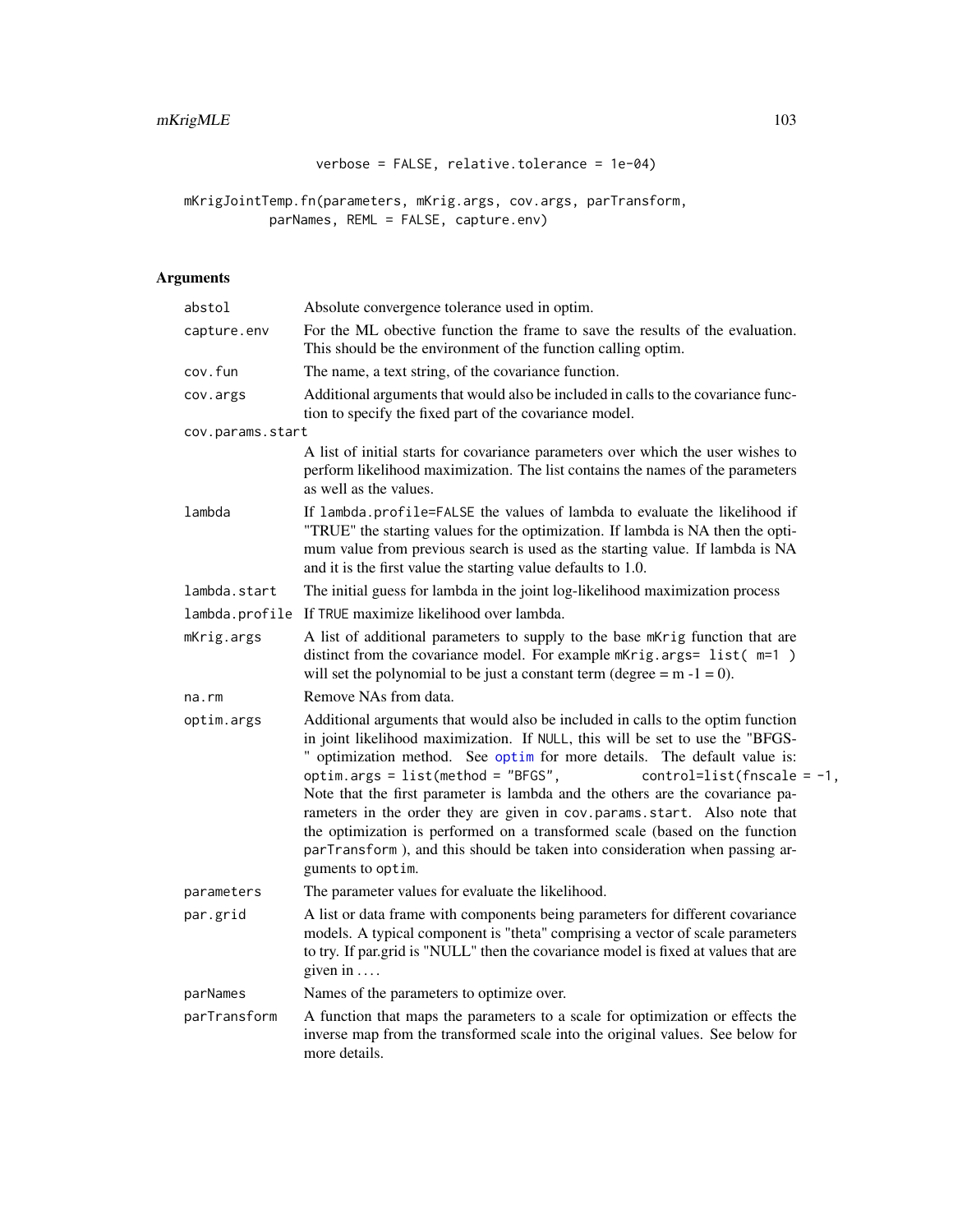```
                  verbose = FALSE, relative.tolerance = 1e-04)

mKrigJointTemp.fn(parameters, mKrig.args, cov.args, parTransform,
          parNames, REML = FALSE, capture.env)
```

## Arguments

| | |
|---|---|
| abstol | Absolute convergence tolerance used in optim. |
| capture.env | For the ML obective function the frame to save the results of the evaluation. This should be the environment of the function calling optim. |
| cov.fun | The name, a text string, of the covariance function. |
| cov.args | Additional arguments that would also be included in calls to the covariance function to specify the fixed part of the covariance model. |
| cov.params.start | A list of initial starts for covariance parameters over which the user wishes to perform likelihood maximization. The list contains the names of the parameters as well as the values. |
| lambda | If lambda.profile=FALSE the values of lambda to evaluate the likelihood if "TRUE" the starting values for the optimization. If lambda is NA then the optimum value from previous search is used as the starting value. If lambda is NA and it is the first value the starting value defaults to 1.0. |
| lambda.start | The initial guess for lambda in the joint log-likelihood maximization process |
| lambda.profile | If TRUE maximize likelihood over lambda. |
| mKrig.args | A list of additional parameters to supply to the base mKrig function that are distinct from the covariance model. For example mKrig.args= list( m=1 ) will set the polynomial to be just a constant term (degree = m -1 = 0). |
| na.rm | Remove NAs from data. |
| optim.args | Additional arguments that would also be included in calls to the optim function in joint likelihood maximization. If NULL, this will be set to use the "BFGS-" optimization method. See optim for more details. The default value is: optim.args = list(method = "BFGS", control=list(fnscale = -1, Note that the first parameter is lambda and the others are the covariance parameters in the order they are given in cov.params.start. Also note that the optimization is performed on a transformed scale (based on the function parTransform ), and this should be taken into consideration when passing arguments to optim. |
| parameters | The parameter values for evaluate the likelihood. |
| par.grid | A list or data frame with components being parameters for different covariance models. A typical component is "theta" comprising a vector of scale parameters to try. If par.grid is "NULL" then the covariance model is fixed at values that are given in .... |
| parNames | Names of the parameters to optimize over. |
| parTransform | A function that maps the parameters to a scale for optimization or effects the inverse map from the transformed scale into the original values. See below for more details. |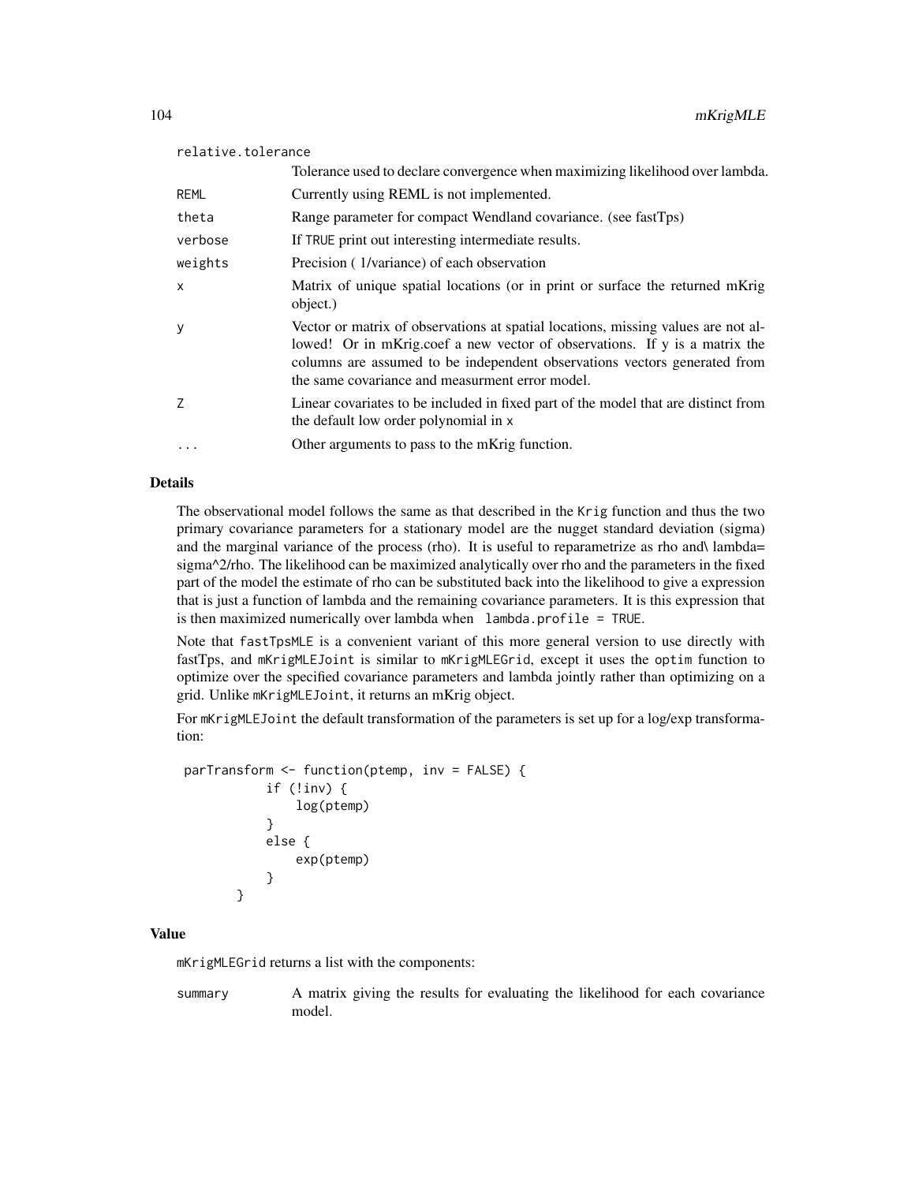| | |
|---|---|
| `relative.tolerance` | Tolerance used to declare convergence when maximizing likelihood over lambda. |
| `REML` | Currently using REML is not implemented. |
| `theta` | Range parameter for compact Wendland covariance. (see fastTps) |
| `verbose` | If `TRUE` print out interesting intermediate results. |
| `weights` | Precision ( 1/variance) of each observation |
| `x` | Matrix of unique spatial locations (or in print or surface the returned mKrig object.) |
| `y` | Vector or matrix of observations at spatial locations, missing values are not allowed! Or in mKrig.coef a new vector of observations. If y is a matrix the columns are assumed to be independent observations vectors generated from the same covariance and measurment error model. |
| `Z` | Linear covariates to be included in fixed part of the model that are distinct from the default low order polynomial in `x` |
| `...` | Other arguments to pass to the mKrig function. |

## Details

The observational model follows the same as that described in the `Krig` function and thus the two primary covariance parameters for a stationary model are the nugget standard deviation (sigma) and the marginal variance of the process (rho). It is useful to reparametrize as rho and\ lambda= sigma^2/rho. The likelihood can be maximized analytically over rho and the parameters in the fixed part of the model the estimate of rho can be substituted back into the likelihood to give a expression that is just a function of lambda and the remaining covariance parameters. It is this expression that is then maximized numerically over lambda when `lambda.profile = TRUE`.

Note that `fastTpsMLE` is a convenient variant of this more general version to use directly with fastTps, and `mKrigMLEJoint` is similar to `mKrigMLEGrid`, except it uses the `optim` function to optimize over the specified covariance parameters and lambda jointly rather than optimizing on a grid. Unlike `mKrigMLEJoint`, it returns an mKrig object.

For `mKrigMLEJoint` the default transformation of the parameters is set up for a log/exp transformation:

```
parTransform <- function(ptemp, inv = FALSE) {
           if (!inv) {
               log(ptemp)
           }
           else {
               exp(ptemp)
           }
       }
```

## Value

`mKrigMLEGrid` returns a list with the components:

| | |
|---|---|
| `summary` | A matrix giving the results for evaluating the likelihood for each covariance model. |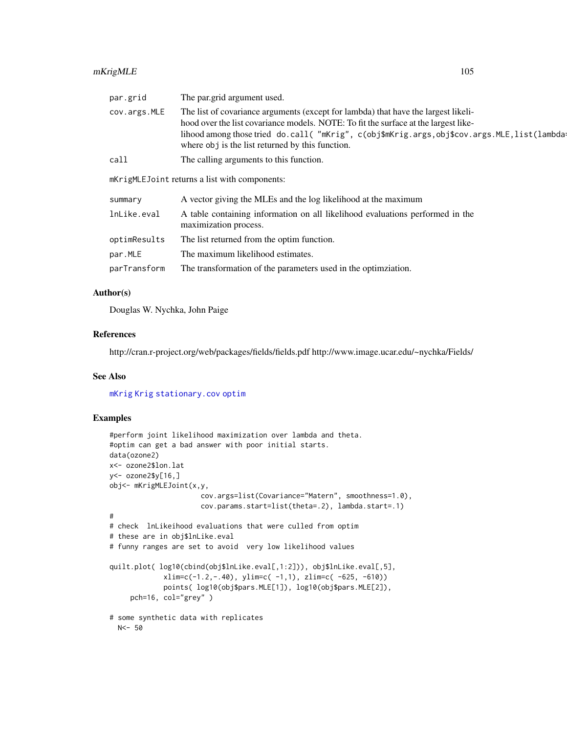| | |
|---|---|
| par.grid | The par.grid argument used. |
| cov.args.MLE | The list of covariance arguments (except for lambda) that have the largest likelihood over the list covariance models. NOTE: To fit the surface at the largest likelihood among those tried `do.call( "mKrig", c(obj$mKrig.args,obj$cov.args.MLE,list(lambda=` where `obj` is the list returned by this function. |
| call | The calling arguments to this function. |

mKrigMLEJoint returns a list with components:

| | |
|---|---|
| summary | A vector giving the MLEs and the log likelihood at the maximum |
| lnLike.eval | A table containing information on all likelihood evaluations performed in the maximization process. |
| optimResults | The list returned from the optim function. |
| par.MLE | The maximum likelihood estimates. |
| parTransform | The transformation of the parameters used in the optimziation. |

## Author(s)

Douglas W. Nychka, John Paige

## References

http://cran.r-project.org/web/packages/fields/fields.pdf http://www.image.ucar.edu/~nychka/Fields/

## See Also

mKrig Krig stationary.cov optim

## Examples

```
#perform joint likelihood maximization over lambda and theta.
#optim can get a bad answer with poor initial starts.
data(ozone2)
x<- ozone2$lon.lat
y<- ozone2$y[16,]
obj<- mKrigMLEJoint(x,y,
                      cov.args=list(Covariance="Matern", smoothness=1.0),
                      cov.params.start=list(theta=.2), lambda.start=.1)
#
# check  lnLikeihood evaluations that were culled from optim
# these are in obj$lnLike.eval
# funny ranges are set to avoid  very low likelihood values

quilt.plot( log10(cbind(obj$lnLike.eval[,1:2])), obj$lnLike.eval[,5],
             xlim=c(-1.2,-.40), ylim=c( -1,1), zlim=c( -625, -610))
             points( log10(obj$pars.MLE[1]), log10(obj$pars.MLE[2]),
     pch=16, col="grey" )

# some synthetic data with replicates
  N<- 50
```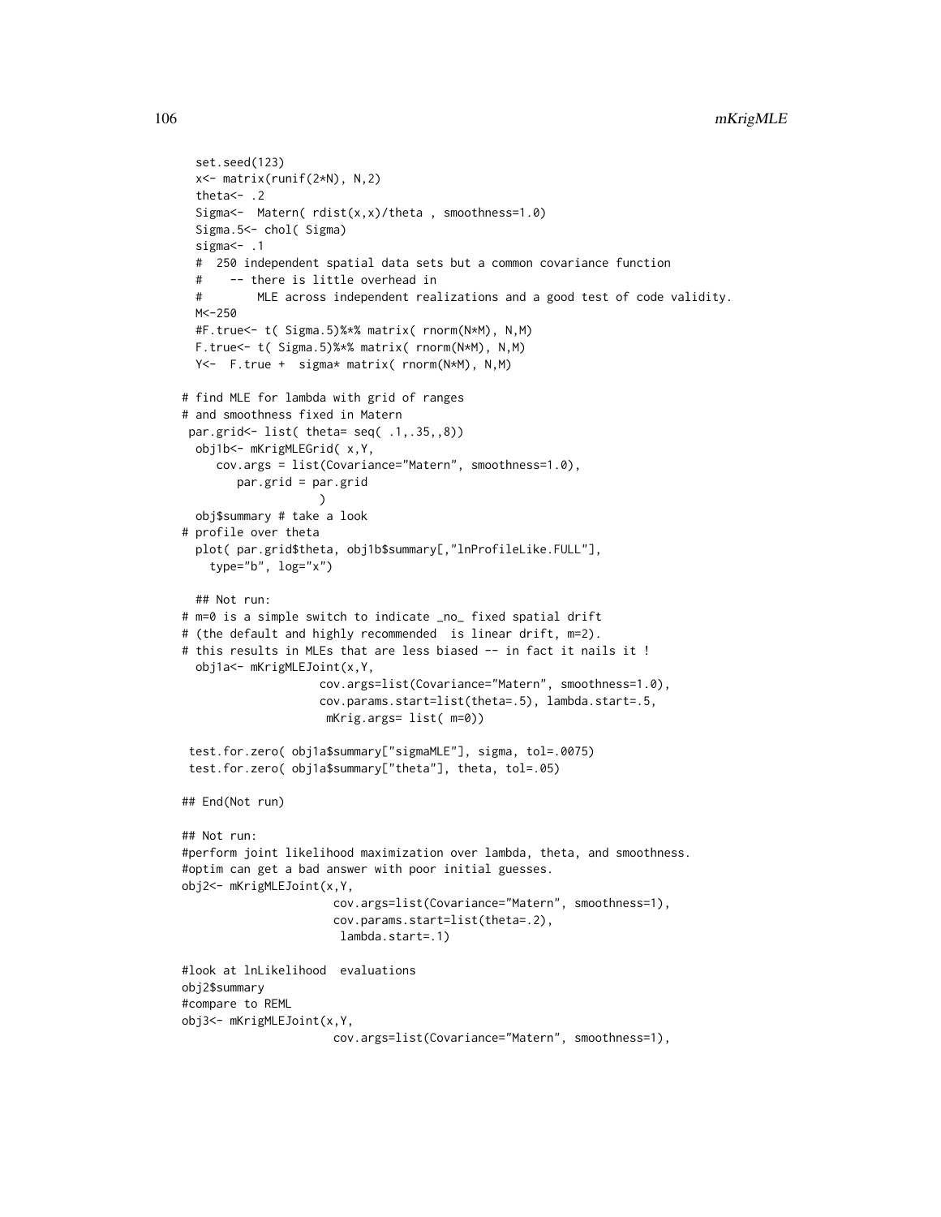```
  set.seed(123)
  x<- matrix(runif(2*N), N,2)
  theta<- .2
  Sigma<-  Matern( rdist(x,x)/theta , smoothness=1.0)
  Sigma.5<- chol( Sigma)
  sigma<- .1
  #  250 independent spatial data sets but a common covariance function
  #    -- there is little overhead in
  #        MLE across independent realizations and a good test of code validity.
  M<-250
  #F.true<- t( Sigma.5)%*% matrix( rnorm(N*M), N,M)
  F.true<- t( Sigma.5)%*% matrix( rnorm(N*M), N,M)
  Y<-  F.true +  sigma* matrix( rnorm(N*M), N,M)

# find MLE for lambda with grid of ranges
# and smoothness fixed in Matern
 par.grid<- list( theta= seq( .1,.35,,8))
  obj1b<- mKrigMLEGrid( x,Y,
     cov.args = list(Covariance="Matern", smoothness=1.0),
        par.grid = par.grid
                    )
  obj$summary # take a look
# profile over theta
  plot( par.grid$theta, obj1b$summary[,"lnProfileLike.FULL"],
    type="b", log="x")

  ## Not run:
# m=0 is a simple switch to indicate _no_ fixed spatial drift
# (the default and highly recommended  is linear drift, m=2).
# this results in MLEs that are less biased -- in fact it nails it !
  obj1a<- mKrigMLEJoint(x,Y,
                    cov.args=list(Covariance="Matern", smoothness=1.0),
                    cov.params.start=list(theta=.5), lambda.start=.5,
                     mKrig.args= list( m=0))

 test.for.zero( obj1a$summary["sigmaMLE"], sigma, tol=.0075)
 test.for.zero( obj1a$summary["theta"], theta, tol=.05)

## End(Not run)

## Not run:
#perform joint likelihood maximization over lambda, theta, and smoothness.
#optim can get a bad answer with poor initial guesses.
obj2<- mKrigMLEJoint(x,Y,
                      cov.args=list(Covariance="Matern", smoothness=1),
                      cov.params.start=list(theta=.2),
                       lambda.start=.1)

#look at lnLikelihood  evaluations
obj2$summary
#compare to REML
obj3<- mKrigMLEJoint(x,Y,
                      cov.args=list(Covariance="Matern", smoothness=1),
```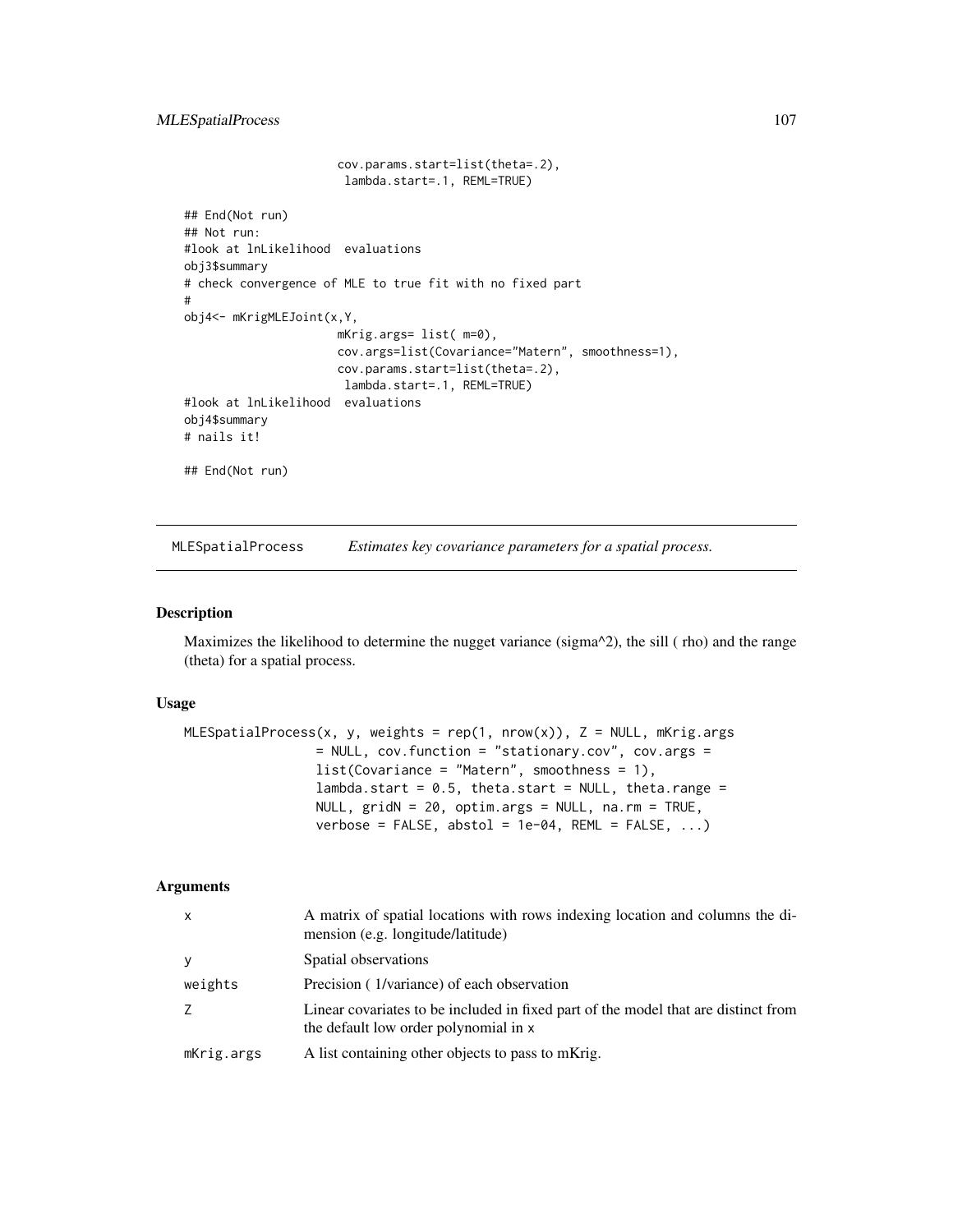```
                      cov.params.start=list(theta=.2),
                       lambda.start=.1, REML=TRUE)

## End(Not run)
## Not run:
#look at lnLikelihood  evaluations
obj3$summary
# check convergence of MLE to true fit with no fixed part
#
obj4<- mKrigMLEJoint(x,Y,
                      mKrig.args= list( m=0),
                      cov.args=list(Covariance="Matern", smoothness=1),
                      cov.params.start=list(theta=.2),
                       lambda.start=.1, REML=TRUE)
#look at lnLikelihood  evaluations
obj4$summary
# nails it!

## End(Not run)
```

## MLESpatialProcess    *Estimates key covariance parameters for a spatial process.*

### Description

Maximizes the likelihood to determine the nugget variance (sigma^2), the sill ( rho) and the range (theta) for a spatial process.

### Usage

```
MLESpatialProcess(x, y, weights = rep(1, nrow(x)), Z = NULL, mKrig.args
                  = NULL, cov.function = "stationary.cov", cov.args =
                  list(Covariance = "Matern", smoothness = 1),
                  lambda.start = 0.5, theta.start = NULL, theta.range =
                  NULL, gridN = 20, optim.args = NULL, na.rm = TRUE,
                  verbose = FALSE, abstol = 1e-04, REML = FALSE, ...)
```

### Arguments

| | |
|---|---|
| `x` | A matrix of spatial locations with rows indexing location and columns the dimension (e.g. longitude/latitude) |
| `y` | Spatial observations |
| `weights` | Precision ( 1/variance) of each observation |
| `Z` | Linear covariates to be included in fixed part of the model that are distinct from the default low order polynomial in `x` |
| `mKrig.args` | A list containing other objects to pass to mKrig. |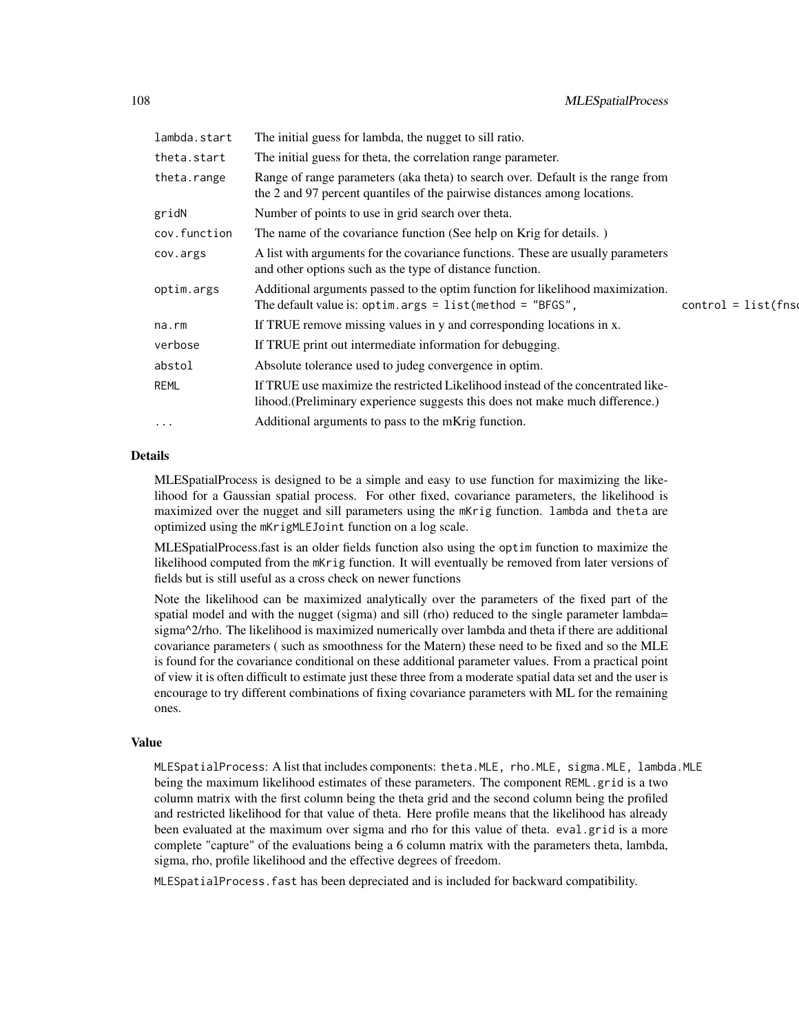| | |
|---|---|
| lambda.start | The initial guess for lambda, the nugget to sill ratio. |
| theta.start | The initial guess for theta, the correlation range parameter. |
| theta.range | Range of range parameters (aka theta) to search over. Default is the range from the 2 and 97 percent quantiles of the pairwise distances among locations. |
| gridN | Number of points to use in grid search over theta. |
| cov.function | The name of the covariance function (See help on Krig for details. ) |
| cov.args | A list with arguments for the covariance functions. These are usually parameters and other options such as the type of distance function. |
| optim.args | Additional arguments passed to the optim function for likelihood maximization. The default value is: `optim.args = list(method = "BFGS",` `control = list(fns` |
| na.rm | If TRUE remove missing values in y and corresponding locations in x. |
| verbose | If TRUE print out intermediate information for debugging. |
| abstol | Absolute tolerance used to judeg convergence in optim. |
| REML | If TRUE use maximize the restricted Likelihood instead of the concentrated likelihood.(Preliminary experience suggests this does not make much difference.) |
| ... | Additional arguments to pass to the mKrig function. |

## Details

MLESpatialProcess is designed to be a simple and easy to use function for maximizing the likelihood for a Gaussian spatial process. For other fixed, covariance parameters, the likelihood is maximized over the nugget and sill parameters using the `mKrig` function. `lambda` and `theta` are optimized using the `mKrigMLEJoint` function on a log scale.

MLESpatialProcess.fast is an older fields function also using the `optim` function to maximize the likelihood computed from the `mKrig` function. It will eventually be removed from later versions of fields but is still useful as a cross check on newer functions

Note the likelihood can be maximized analytically over the parameters of the fixed part of the spatial model and with the nugget (sigma) and sill (rho) reduced to the single parameter lambda= sigma^2/rho. The likelihood is maximized numerically over lambda and theta if there are additional covariance parameters ( such as smoothness for the Matern) these need to be fixed and so the MLE is found for the covariance conditional on these additional parameter values. From a practical point of view it is often difficult to estimate just these three from a moderate spatial data set and the user is encourage to try different combinations of fixing covariance parameters with ML for the remaining ones.

## Value

`MLESpatialProcess`: A list that includes components: `theta.MLE, rho.MLE, sigma.MLE, lambda.MLE` being the maximum likelihood estimates of these parameters. The component `REML.grid` is a two column matrix with the first column being the theta grid and the second column being the profiled and restricted likelihood for that value of theta. Here profile means that the likelihood has already been evaluated at the maximum over sigma and rho for this value of theta. `eval.grid` is a more complete "capture" of the evaluations being a 6 column matrix with the parameters theta, lambda, sigma, rho, profile likelihood and the effective degrees of freedom.

`MLESpatialProcess.fast` has been depreciated and is included for backward compatibility.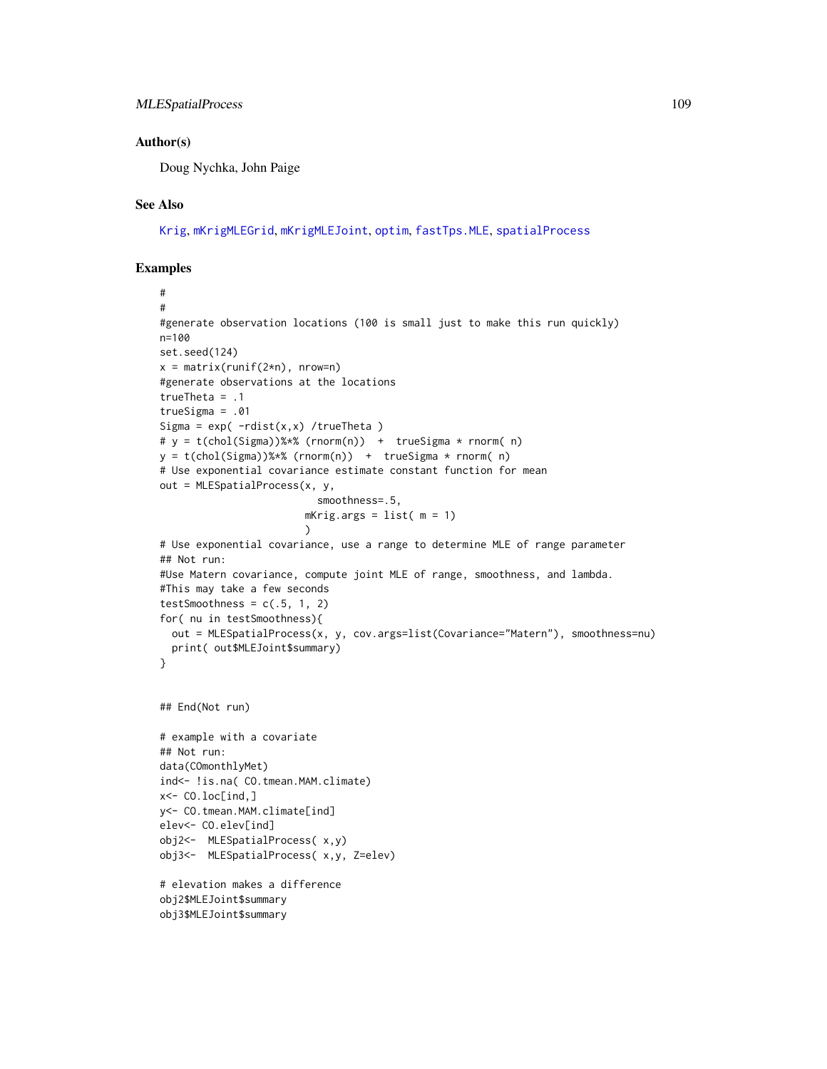### Author(s)

Doug Nychka, John Paige

### See Also

Krig, mKrigMLEGrid, mKrigMLEJoint, optim, fastTps.MLE, spatialProcess

### Examples

```
#
#
#generate observation locations (100 is small just to make this run quickly)
n=100
set.seed(124)
x = matrix(runif(2*n), nrow=n)
#generate observations at the locations
trueTheta = .1
trueSigma = .01
Sigma = exp( -rdist(x,x) /trueTheta )
# y = t(chol(Sigma))%*% (rnorm(n))  +  trueSigma * rnorm( n)
y = t(chol(Sigma))%*% (rnorm(n))  +  trueSigma * rnorm( n)
# Use exponential covariance estimate constant function for mean
out = MLESpatialProcess(x, y,
                          smoothness=.5,
                        mKrig.args = list( m = 1)
                        )
# Use exponential covariance, use a range to determine MLE of range parameter
## Not run:
#Use Matern covariance, compute joint MLE of range, smoothness, and lambda.
#This may take a few seconds
testSmoothness = c(.5, 1, 2)
for( nu in testSmoothness){
  out = MLESpatialProcess(x, y, cov.args=list(Covariance="Matern"), smoothness=nu)
  print( out$MLEJoint$summary)
}


## End(Not run)

# example with a covariate
## Not run:
data(COmonthlyMet)
ind<- !is.na( CO.tmean.MAM.climate)
x<- CO.loc[ind,]
y<- CO.tmean.MAM.climate[ind]
elev<- CO.elev[ind]
obj2<-  MLESpatialProcess( x,y)
obj3<-  MLESpatialProcess( x,y, Z=elev)

# elevation makes a difference
obj2$MLEJoint$summary
obj3$MLEJoint$summary
```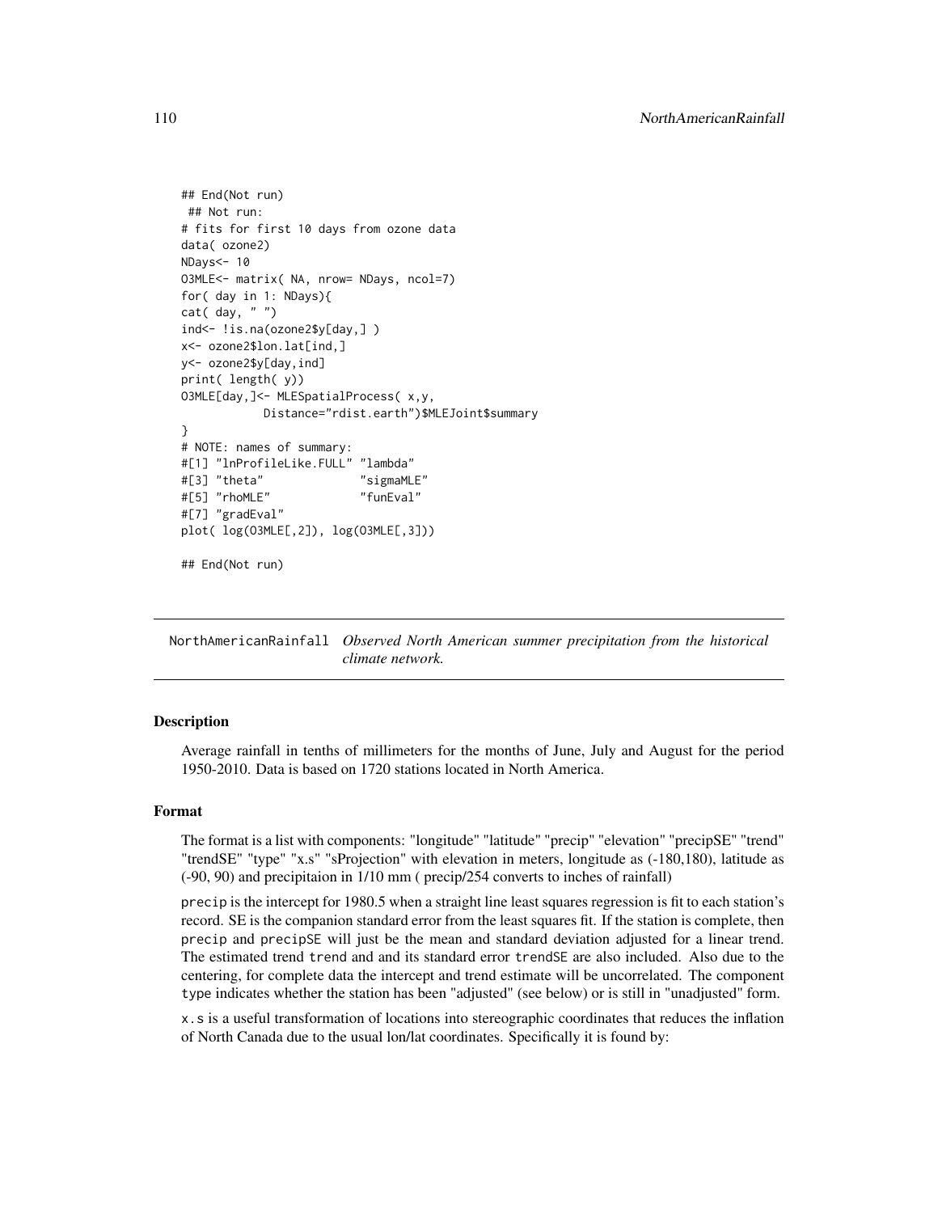```
## End(Not run)
 ## Not run:
# fits for first 10 days from ozone data
data( ozone2)
NDays<- 10
O3MLE<- matrix( NA, nrow= NDays, ncol=7)
for( day in 1: NDays){
cat( day, " ")
ind<- !is.na(ozone2$y[day,] )
x<- ozone2$lon.lat[ind,]
y<- ozone2$y[day,ind]
print( length( y))
O3MLE[day,]<- MLESpatialProcess( x,y,
            Distance="rdist.earth")$MLEJoint$summary
}
# NOTE: names of summary:
#[1] "lnProfileLike.FULL" "lambda"
#[3] "theta"              "sigmaMLE"
#[5] "rhoMLE"             "funEval"
#[7] "gradEval"
plot( log(O3MLE[,2]), log(O3MLE[,3]))

## End(Not run)
```

---

NorthAmericanRainfall *Observed North American summer precipitation from the historical climate network.*

---

### Description

Average rainfall in tenths of millimeters for the months of June, July and August for the period 1950-2010. Data is based on 1720 stations located in North America.

### Format

The format is a list with components: "longitude" "latitude" "precip" "elevation" "precipSE" "trend" "trendSE" "type" "x.s" "sProjection" with elevation in meters, longitude as (-180,180), latitude as (-90, 90) and precipitaion in 1/10 mm ( precip/254 converts to inches of rainfall)

precip is the intercept for 1980.5 when a straight line least squares regression is fit to each station's record. SE is the companion standard error from the least squares fit. If the station is complete, then precip and precipSE will just be the mean and standard deviation adjusted for a linear trend. The estimated trend trend and and its standard error trendSE are also included. Also due to the centering, for complete data the intercept and trend estimate will be uncorrelated. The component type indicates whether the station has been "adjusted" (see below) or is still in "unadjusted" form.

x.s is a useful transformation of locations into stereographic coordinates that reduces the inflation of North Canada due to the usual lon/lat coordinates. Specifically it is found by: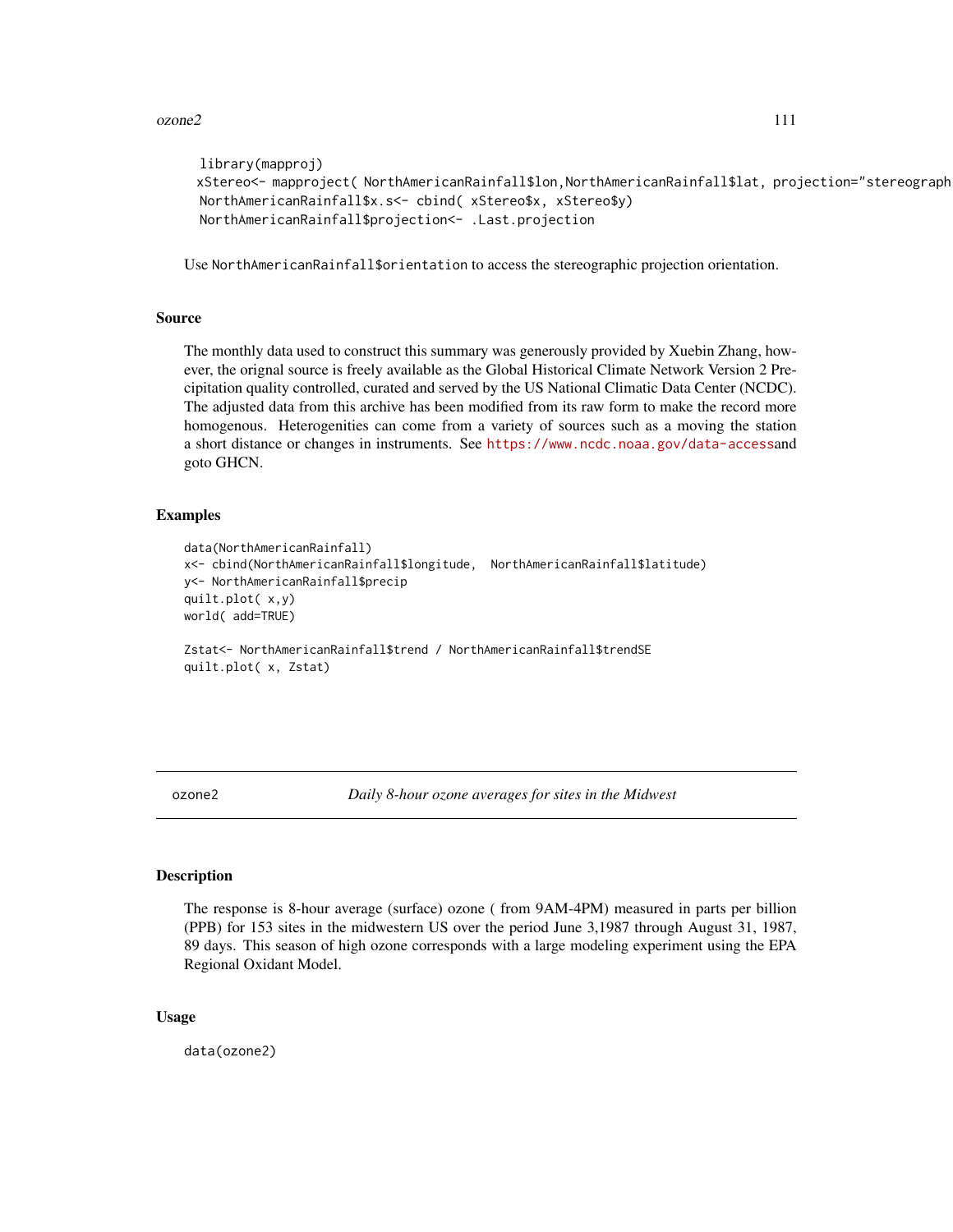```
  library(mapproj)
 xStereo<- mapproject( NorthAmericanRainfall$lon,NorthAmericanRainfall$lat, projection="stereograph
  NorthAmericanRainfall$x.s<- cbind( xStereo$x, xStereo$y)
  NorthAmericanRainfall$projection<- .Last.projection
```

Use `NorthAmericanRainfall$orientation` to access the stereographic projection orientation.

## Source

The monthly data used to construct this summary was generously provided by Xuebin Zhang, however, the orignal source is freely available as the Global Historical Climate Network Version 2 Precipitation quality controlled, curated and served by the US National Climatic Data Center (NCDC). The adjusted data from this archive has been modified from its raw form to make the record more homogenous. Heterogenities can come from a variety of sources such as a moving the station a short distance or changes in instruments. See https://www.ncdc.noaa.gov/data-accessand goto GHCN.

## Examples

```
data(NorthAmericanRainfall)
x<- cbind(NorthAmericanRainfall$longitude,  NorthAmericanRainfall$latitude)
y<- NorthAmericanRainfall$precip
quilt.plot( x,y)
world( add=TRUE)

Zstat<- NorthAmericanRainfall$trend / NorthAmericanRainfall$trendSE
quilt.plot( x, Zstat)
```

---

# ozone2 — *Daily 8-hour ozone averages for sites in the Midwest*

## Description

The response is 8-hour average (surface) ozone ( from 9AM-4PM) measured in parts per billion (PPB) for 153 sites in the midwestern US over the period June 3,1987 through August 31, 1987, 89 days. This season of high ozone corresponds with a large modeling experiment using the EPA Regional Oxidant Model.

## Usage

```
data(ozone2)
```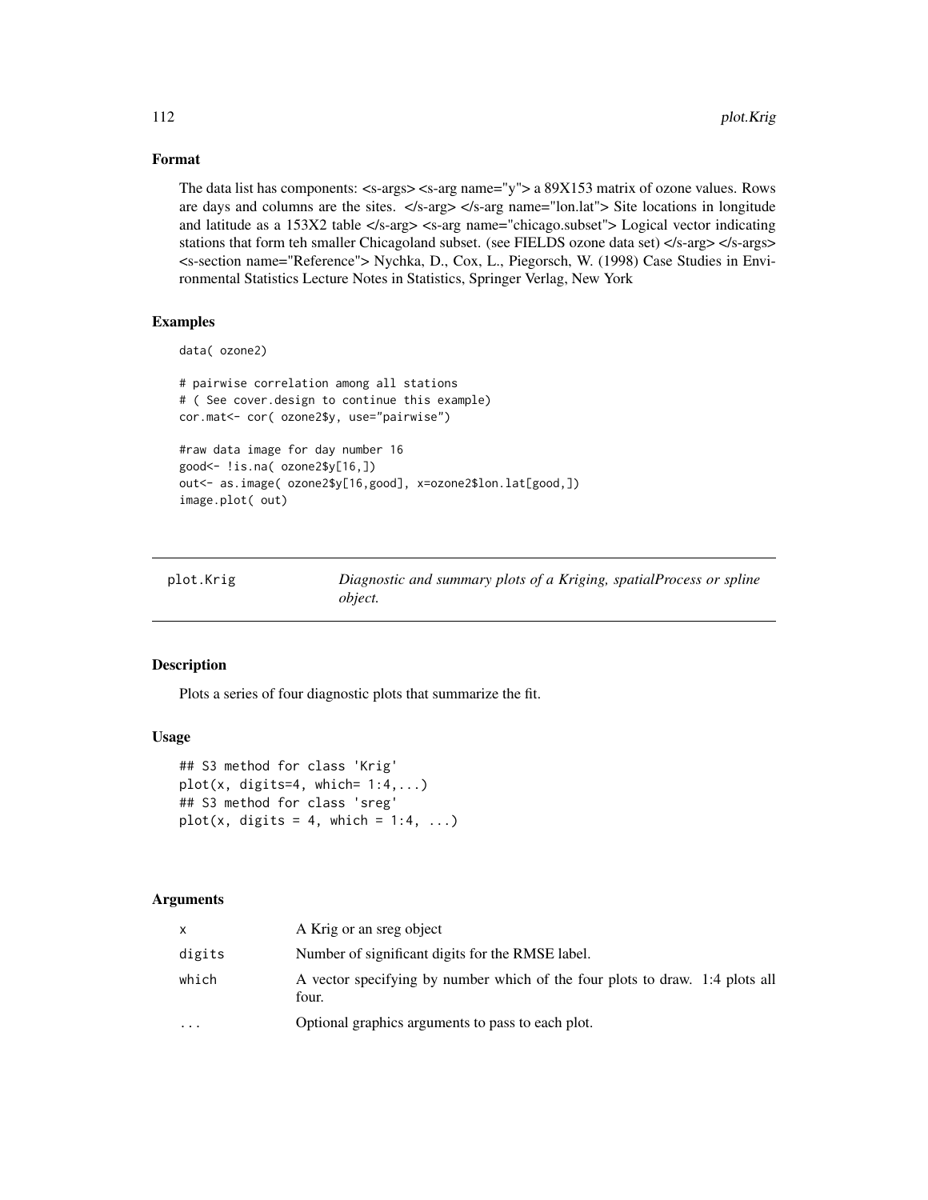### Format

The data list has components: <s-args> <s-arg name="y"> a 89X153 matrix of ozone values. Rows are days and columns are the sites. </s-arg> </s-arg name="lon.lat"> Site locations in longitude and latitude as a 153X2 table </s-arg> <s-arg name="chicago.subset"> Logical vector indicating stations that form teh smaller Chicagoland subset. (see FIELDS ozone data set) </s-arg> </s-args> <s-section name="Reference"> Nychka, D., Cox, L., Piegorsch, W. (1998) Case Studies in Environmental Statistics Lecture Notes in Statistics, Springer Verlag, New York

### Examples

```
data( ozone2)

# pairwise correlation among all stations
# ( See cover.design to continue this example)
cor.mat<- cor( ozone2$y, use="pairwise")

#raw data image for day number 16
good<- !is.na( ozone2$y[16,])
out<- as.image( ozone2$y[16,good], x=ozone2$lon.lat[good,])
image.plot( out)
```

---

## plot.Krig — *Diagnostic and summary plots of a Kriging, spatialProcess or spline object.*

### Description

Plots a series of four diagnostic plots that summarize the fit.

### Usage

```
## S3 method for class 'Krig'
plot(x, digits=4, which= 1:4,...)
## S3 method for class 'sreg'
plot(x, digits = 4, which = 1:4, ...)
```

### Arguments

| | |
|---|---|
| x | A Krig or an sreg object |
| digits | Number of significant digits for the RMSE label. |
| which | A vector specifying by number which of the four plots to draw. 1:4 plots all four. |
| ... | Optional graphics arguments to pass to each plot. |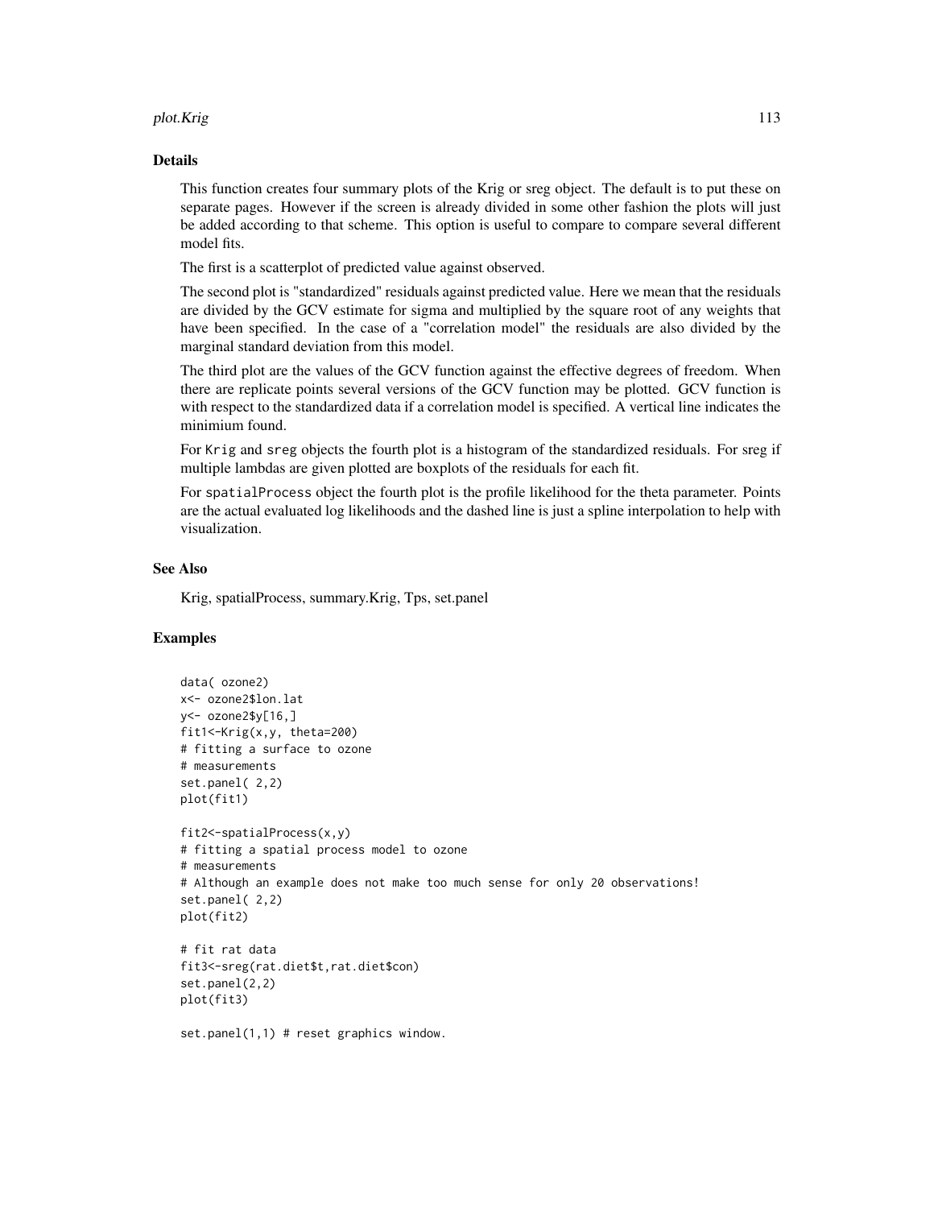## Details

This function creates four summary plots of the Krig or sreg object. The default is to put these on separate pages. However if the screen is already divided in some other fashion the plots will just be added according to that scheme. This option is useful to compare to compare several different model fits.

The first is a scatterplot of predicted value against observed.

The second plot is "standardized" residuals against predicted value. Here we mean that the residuals are divided by the GCV estimate for sigma and multiplied by the square root of any weights that have been specified. In the case of a "correlation model" the residuals are also divided by the marginal standard deviation from this model.

The third plot are the values of the GCV function against the effective degrees of freedom. When there are replicate points several versions of the GCV function may be plotted. GCV function is with respect to the standardized data if a correlation model is specified. A vertical line indicates the minimium found.

For Krig and sreg objects the fourth plot is a histogram of the standardized residuals. For sreg if multiple lambdas are given plotted are boxplots of the residuals for each fit.

For spatialProcess object the fourth plot is the profile likelihood for the theta parameter. Points are the actual evaluated log likelihoods and the dashed line is just a spline interpolation to help with visualization.

## See Also

Krig, spatialProcess, summary.Krig, Tps, set.panel

## Examples

```
data( ozone2)
x<- ozone2$lon.lat
y<- ozone2$y[16,]
fit1<-Krig(x,y, theta=200)
# fitting a surface to ozone
# measurements
set.panel( 2,2)
plot(fit1)

fit2<-spatialProcess(x,y)
# fitting a spatial process model to ozone
# measurements
# Although an example does not make too much sense for only 20 observations!
set.panel( 2,2)
plot(fit2)

# fit rat data
fit3<-sreg(rat.diet$t,rat.diet$con)
set.panel(2,2)
plot(fit3)

set.panel(1,1) # reset graphics window.
```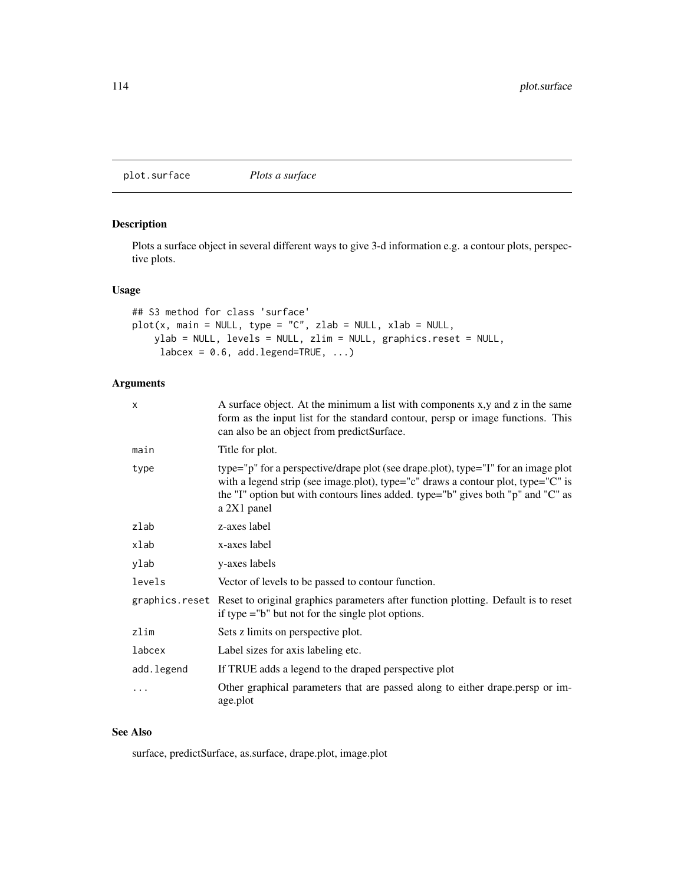plot.surface *Plots a surface*

## Description

Plots a surface object in several different ways to give 3-d information e.g. a contour plots, perspective plots.

## Usage

```
## S3 method for class 'surface'
plot(x, main = NULL, type = "C", zlab = NULL, xlab = NULL,
    ylab = NULL, levels = NULL, zlim = NULL, graphics.reset = NULL,
     labcex = 0.6, add.legend=TRUE, ...)
```

## Arguments

| | |
|---|---|
| x | A surface object. At the minimum a list with components x,y and z in the same form as the input list for the standard contour, persp or image functions. This can also be an object from predictSurface. |
| main | Title for plot. |
| type | type="p" for a perspective/drape plot (see drape.plot), type="I" for an image plot with a legend strip (see image.plot), type="c" draws a contour plot, type="C" is the "I" option but with contours lines added. type="b" gives both "p" and "C" as a 2X1 panel |
| zlab | z-axes label |
| xlab | x-axes label |
| ylab | y-axes labels |
| levels | Vector of levels to be passed to contour function. |
| graphics.reset | Reset to original graphics parameters after function plotting. Default is to reset if type ="b" but not for the single plot options. |
| zlim | Sets z limits on perspective plot. |
| labcex | Label sizes for axis labeling etc. |
| add.legend | If TRUE adds a legend to the draped perspective plot |
| ... | Other graphical parameters that are passed along to either drape.persp or image.plot |

## See Also

surface, predictSurface, as.surface, drape.plot, image.plot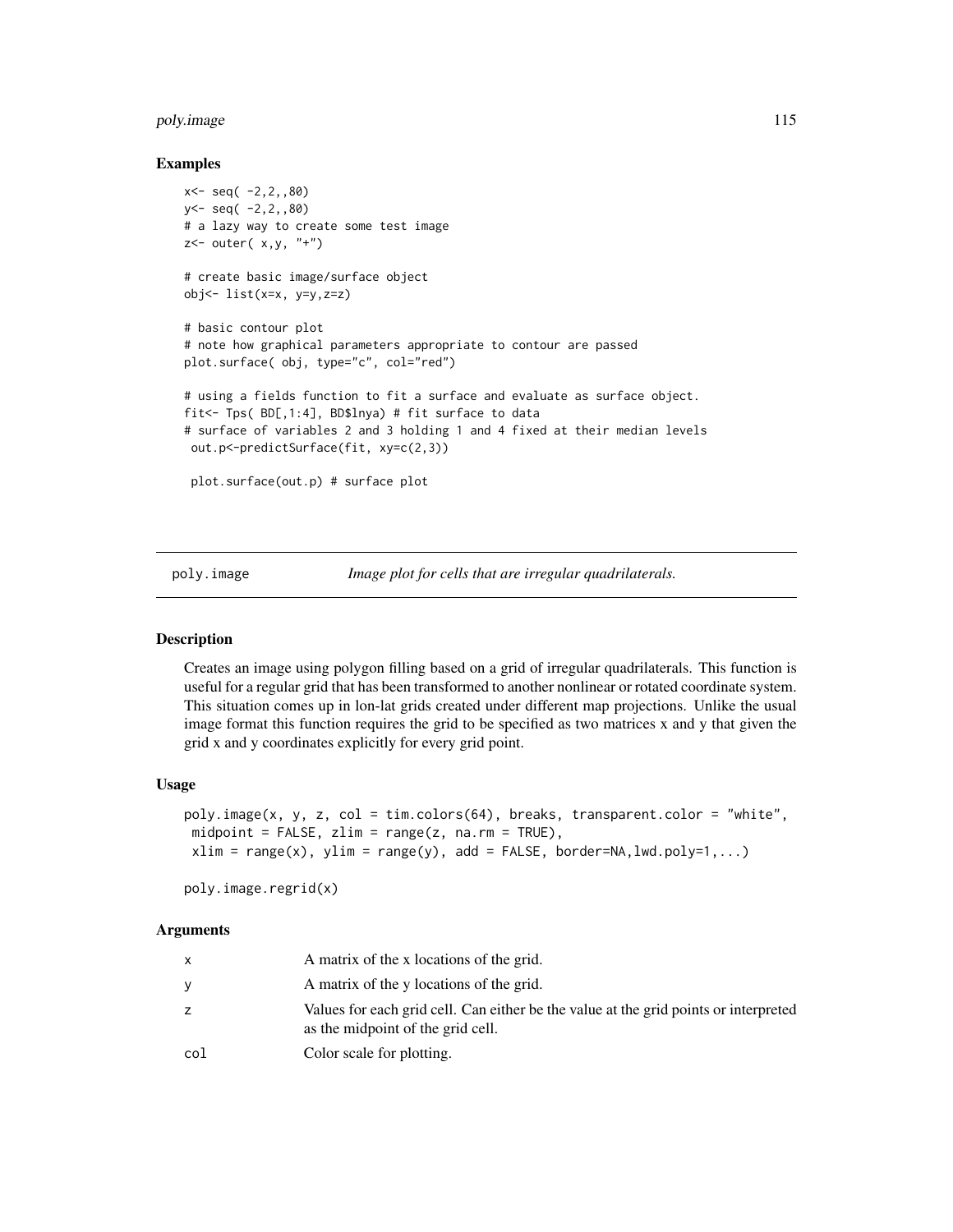## Examples

```
x<- seq( -2,2,,80)
y<- seq( -2,2,,80)
# a lazy way to create some test image
z<- outer( x,y, "+")

# create basic image/surface object
obj<- list(x=x, y=y,z=z)

# basic contour plot
# note how graphical parameters appropriate to contour are passed
plot.surface( obj, type="c", col="red")

# using a fields function to fit a surface and evaluate as surface object.
fit<- Tps( BD[,1:4], BD$lnya) # fit surface to data
# surface of variables 2 and 3 holding 1 and 4 fixed at their median levels
 out.p<-predictSurface(fit, xy=c(2,3))

 plot.surface(out.p) # surface plot
```

---

# poly.image — *Image plot for cells that are irregular quadrilaterals.*

## Description

Creates an image using polygon filling based on a grid of irregular quadrilaterals. This function is useful for a regular grid that has been transformed to another nonlinear or rotated coordinate system. This situation comes up in lon-lat grids created under different map projections. Unlike the usual image format this function requires the grid to be specified as two matrices x and y that given the grid x and y coordinates explicitly for every grid point.

## Usage

```
poly.image(x, y, z, col = tim.colors(64), breaks, transparent.color = "white",
 midpoint = FALSE, zlim = range(z, na.rm = TRUE),
 xlim = range(x), ylim = range(y), add = FALSE, border=NA,lwd.poly=1,...)

poly.image.regrid(x)
```

## Arguments

| | |
|---|---|
| x | A matrix of the x locations of the grid. |
| y | A matrix of the y locations of the grid. |
| z | Values for each grid cell. Can either be the value at the grid points or interpreted as the midpoint of the grid cell. |
| col | Color scale for plotting. |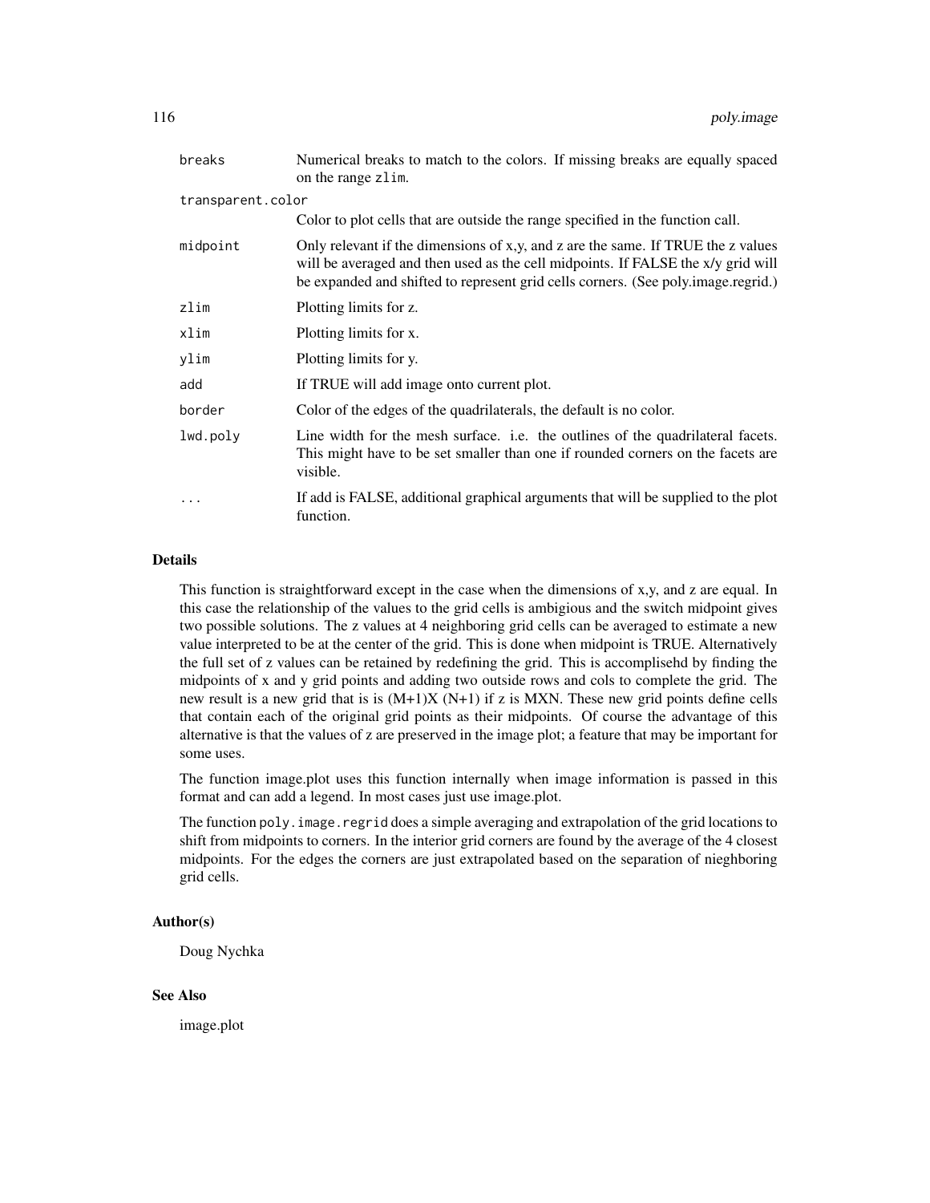| | |
|---|---|
| `breaks` | Numerical breaks to match to the colors. If missing breaks are equally spaced on the range `zlim`. |
| `transparent.color` | Color to plot cells that are outside the range specified in the function call. |
| `midpoint` | Only relevant if the dimensions of x,y, and z are the same. If TRUE the z values will be averaged and then used as the cell midpoints. If FALSE the x/y grid will be expanded and shifted to represent grid cells corners. (See poly.image.regrid.) |
| `zlim` | Plotting limits for z. |
| `xlim` | Plotting limits for x. |
| `ylim` | Plotting limits for y. |
| `add` | If TRUE will add image onto current plot. |
| `border` | Color of the edges of the quadrilaterals, the default is no color. |
| `lwd.poly` | Line width for the mesh surface. i.e. the outlines of the quadrilateral facets. This might have to be set smaller than one if rounded corners on the facets are visible. |
| `...` | If add is FALSE, additional graphical arguments that will be supplied to the plot function. |

### Details

This function is straightforward except in the case when the dimensions of x,y, and z are equal. In this case the relationship of the values to the grid cells is ambigious and the switch midpoint gives two possible solutions. The z values at 4 neighboring grid cells can be averaged to estimate a new value interpreted to be at the center of the grid. This is done when midpoint is TRUE. Alternatively the full set of z values can be retained by redefining the grid. This is accomplisehd by finding the midpoints of x and y grid points and adding two outside rows and cols to complete the grid. The new result is a new grid that is is (M+1)X (N+1) if z is MXN. These new grid points define cells that contain each of the original grid points as their midpoints. Of course the advantage of this alternative is that the values of z are preserved in the image plot; a feature that may be important for some uses.

The function image.plot uses this function internally when image information is passed in this format and can add a legend. In most cases just use image.plot.

The function `poly.image.regrid` does a simple averaging and extrapolation of the grid locations to shift from midpoints to corners. In the interior grid corners are found by the average of the 4 closest midpoints. For the edges the corners are just extrapolated based on the separation of nieghboring grid cells.

### Author(s)

Doug Nychka

### See Also

image.plot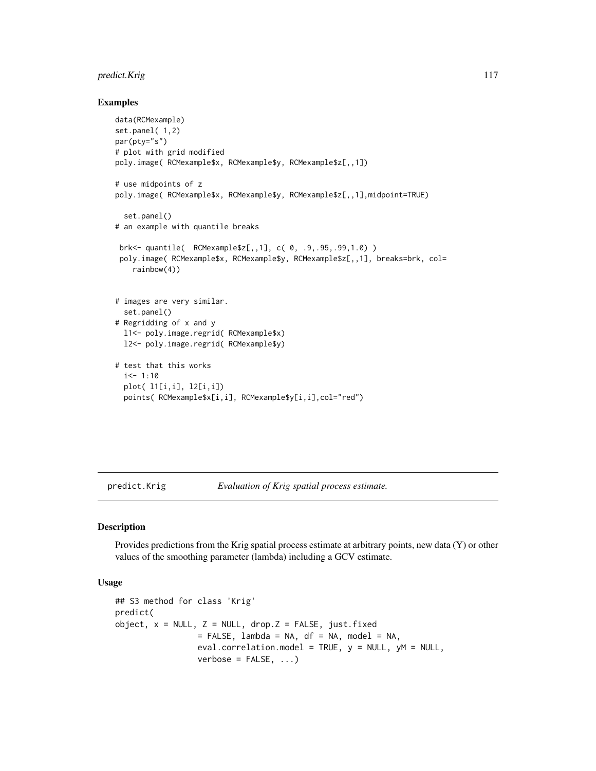## Examples

```
data(RCMexample)
set.panel( 1,2)
par(pty="s")
# plot with grid modified
poly.image( RCMexample$x, RCMexample$y, RCMexample$z[,,1])

# use midpoints of z
poly.image( RCMexample$x, RCMexample$y, RCMexample$z[,,1],midpoint=TRUE)

  set.panel()
# an example with quantile breaks

 brk<- quantile(  RCMexample$z[,,1], c( 0, .9,.95,.99,1.0) )
 poly.image( RCMexample$x, RCMexample$y, RCMexample$z[,,1], breaks=brk, col=
    rainbow(4))


# images are very similar.
  set.panel()
# Regridding of x and y
  l1<- poly.image.regrid( RCMexample$x)
  l2<- poly.image.regrid( RCMexample$y)

# test that this works
  i<- 1:10
  plot( l1[i,i], l2[i,i])
  points( RCMexample$x[i,i], RCMexample$y[i,i],col="red")
```

---

# predict.Krig *Evaluation of Krig spatial process estimate.*

## Description

Provides predictions from the Krig spatial process estimate at arbitrary points, new data (Y) or other values of the smoothing parameter (lambda) including a GCV estimate.

## Usage

```
## S3 method for class 'Krig'
predict(
object, x = NULL, Z = NULL, drop.Z = FALSE, just.fixed
                 = FALSE, lambda = NA, df = NA, model = NA,
                 eval.correlation.model = TRUE, y = NULL, yM = NULL,
                 verbose = FALSE, ...)
```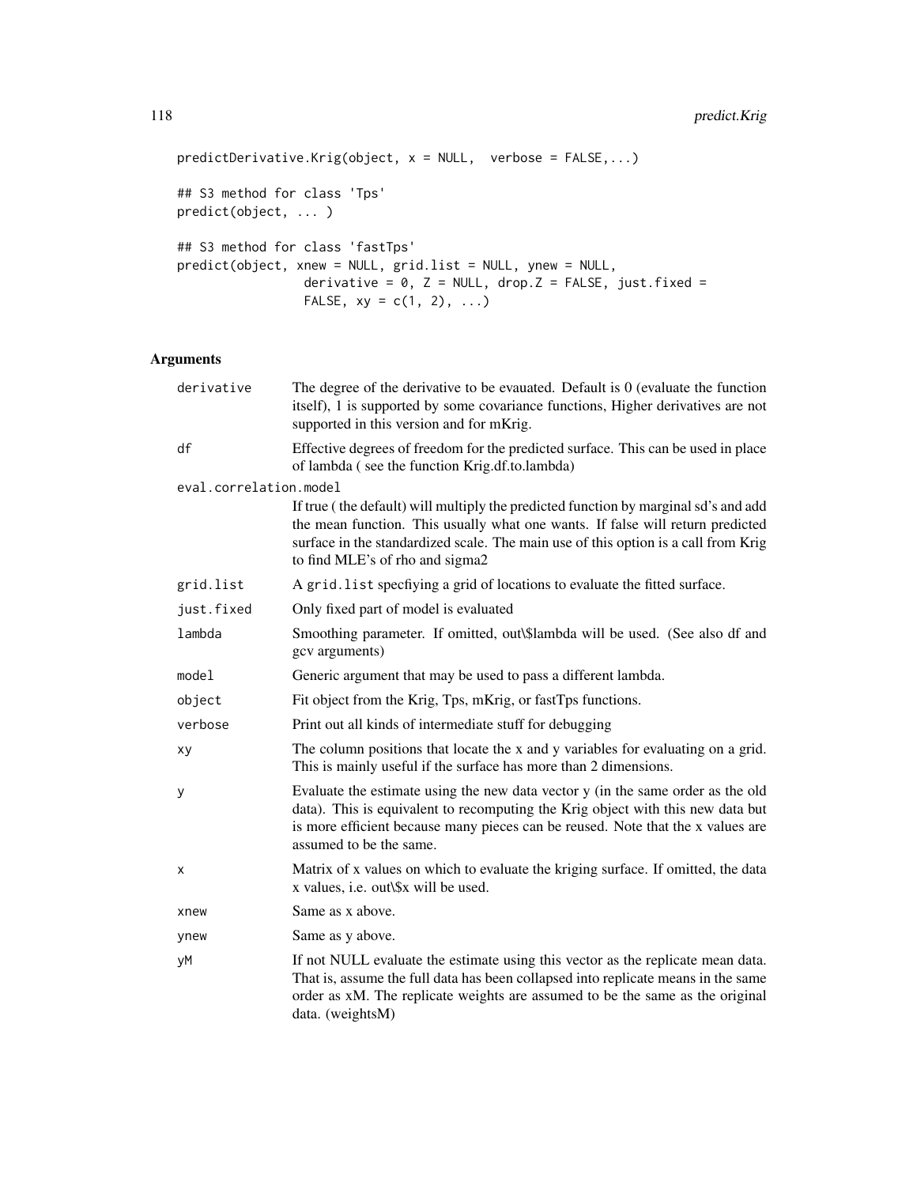```
predictDerivative.Krig(object, x = NULL,  verbose = FALSE,...)

## S3 method for class 'Tps'
predict(object, ... )

## S3 method for class 'fastTps'
predict(object, xnew = NULL, grid.list = NULL, ynew = NULL,
                derivative = 0, Z = NULL, drop.Z = FALSE, just.fixed =
                FALSE, xy = c(1, 2), ...)
```

## Arguments

| | |
|---|---|
| derivative | The degree of the derivative to be evauated. Default is 0 (evaluate the function itself), 1 is supported by some covariance functions, Higher derivatives are not supported in this version and for mKrig. |
| df | Effective degrees of freedom for the predicted surface. This can be used in place of lambda ( see the function Krig.df.to.lambda) |
| eval.correlation.model | If true ( the default) will multiply the predicted function by marginal sd's and add the mean function. This usually what one wants. If false will return predicted surface in the standardized scale. The main use of this option is a call from Krig to find MLE's of rho and sigma2 |
| grid.list | A `grid.list` specfiying a grid of locations to evaluate the fitted surface. |
| just.fixed | Only fixed part of model is evaluated |
| lambda | Smoothing parameter. If omitted, out\$lambda will be used. (See also df and gcv arguments) |
| model | Generic argument that may be used to pass a different lambda. |
| object | Fit object from the Krig, Tps, mKrig, or fastTps functions. |
| verbose | Print out all kinds of intermediate stuff for debugging |
| xy | The column positions that locate the x and y variables for evaluating on a grid. This is mainly useful if the surface has more than 2 dimensions. |
| y | Evaluate the estimate using the new data vector y (in the same order as the old data). This is equivalent to recomputing the Krig object with this new data but is more efficient because many pieces can be reused. Note that the x values are assumed to be the same. |
| x | Matrix of x values on which to evaluate the kriging surface. If omitted, the data x values, i.e. out\$x will be used. |
| xnew | Same as x above. |
| ynew | Same as y above. |
| yM | If not NULL evaluate the estimate using this vector as the replicate mean data. That is, assume the full data has been collapsed into replicate means in the same order as xM. The replicate weights are assumed to be the same as the original data. (weightsM) |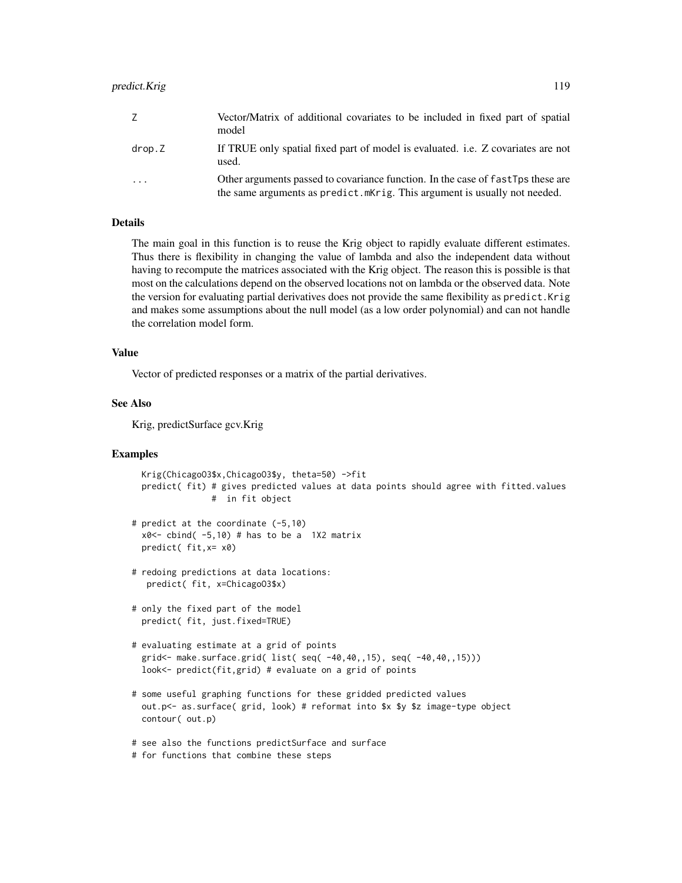| | |
|---|---|
| Z | Vector/Matrix of additional covariates to be included in fixed part of spatial model |
| drop.Z | If TRUE only spatial fixed part of model is evaluated. i.e. Z covariates are not used. |
| ... | Other arguments passed to covariance function. In the case of fastTps these are the same arguments as predict.mKrig. This argument is usually not needed. |

## Details

The main goal in this function is to reuse the Krig object to rapidly evaluate different estimates. Thus there is flexibility in changing the value of lambda and also the independent data without having to recompute the matrices associated with the Krig object. The reason this is possible is that most on the calculations depend on the observed locations not on lambda or the observed data. Note the version for evaluating partial derivatives does not provide the same flexibility as predict.Krig and makes some assumptions about the null model (as a low order polynomial) and can not handle the correlation model form.

## Value

Vector of predicted responses or a matrix of the partial derivatives.

## See Also

Krig, predictSurface gcv.Krig

## Examples

```
  Krig(ChicagoO3$x,ChicagoO3$y, theta=50) ->fit
  predict( fit) # gives predicted values at data points should agree with fitted.values
              #  in fit object

# predict at the coordinate (-5,10)
  x0<- cbind( -5,10) # has to be a  1X2 matrix
  predict( fit,x= x0)

# redoing predictions at data locations:
   predict( fit, x=ChicagoO3$x)

# only the fixed part of the model
  predict( fit, just.fixed=TRUE)

# evaluating estimate at a grid of points
  grid<- make.surface.grid( list( seq( -40,40,,15), seq( -40,40,,15)))
  look<- predict(fit,grid) # evaluate on a grid of points

# some useful graphing functions for these gridded predicted values
  out.p<- as.surface( grid, look) # reformat into $x $y $z image-type object
  contour( out.p)

# see also the functions predictSurface and surface
# for functions that combine these steps
```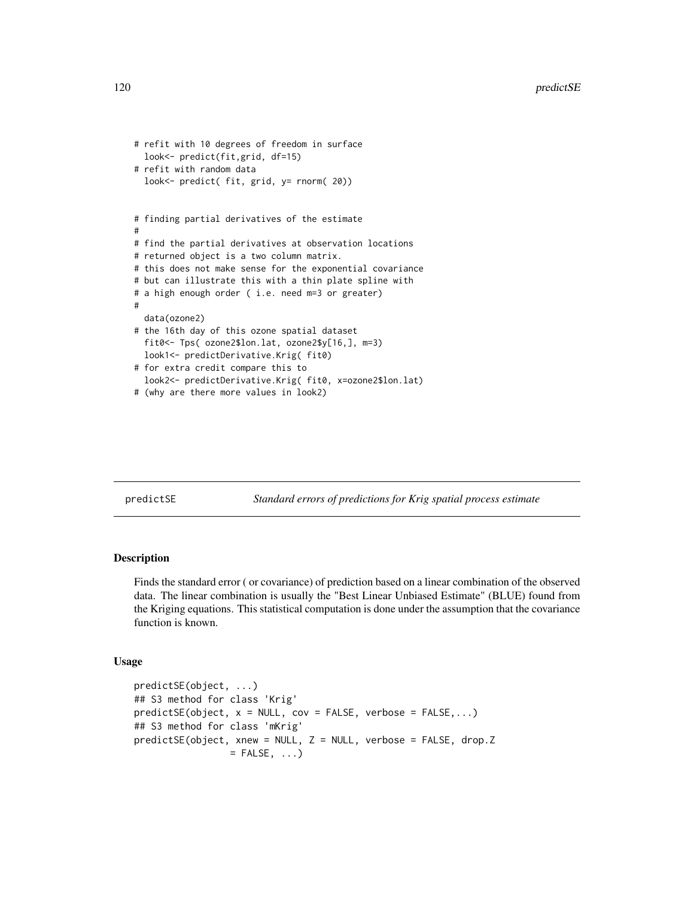```
# refit with 10 degrees of freedom in surface
  look<- predict(fit,grid, df=15)
# refit with random data
  look<- predict( fit, grid, y= rnorm( 20))


# finding partial derivatives of the estimate
#
# find the partial derivatives at observation locations
# returned object is a two column matrix.
# this does not make sense for the exponential covariance
# but can illustrate this with a thin plate spline with
# a high enough order ( i.e. need m=3 or greater)
#
  data(ozone2)
# the 16th day of this ozone spatial dataset
  fit0<- Tps( ozone2$lon.lat, ozone2$y[16,], m=3)
  look1<- predictDerivative.Krig( fit0)
# for extra credit compare this to
  look2<- predictDerivative.Krig( fit0, x=ozone2$lon.lat)
# (why are there more values in look2)
```

---

predictSE *Standard errors of predictions for Krig spatial process estimate*

---

## Description

Finds the standard error ( or covariance) of prediction based on a linear combination of the observed data. The linear combination is usually the "Best Linear Unbiased Estimate" (BLUE) found from the Kriging equations. This statistical computation is done under the assumption that the covariance function is known.

## Usage

```
predictSE(object, ...)
## S3 method for class 'Krig'
predictSE(object, x = NULL, cov = FALSE, verbose = FALSE,...)
## S3 method for class 'mKrig'
predictSE(object, xnew = NULL, Z = NULL, verbose = FALSE, drop.Z
                 = FALSE, ...)
```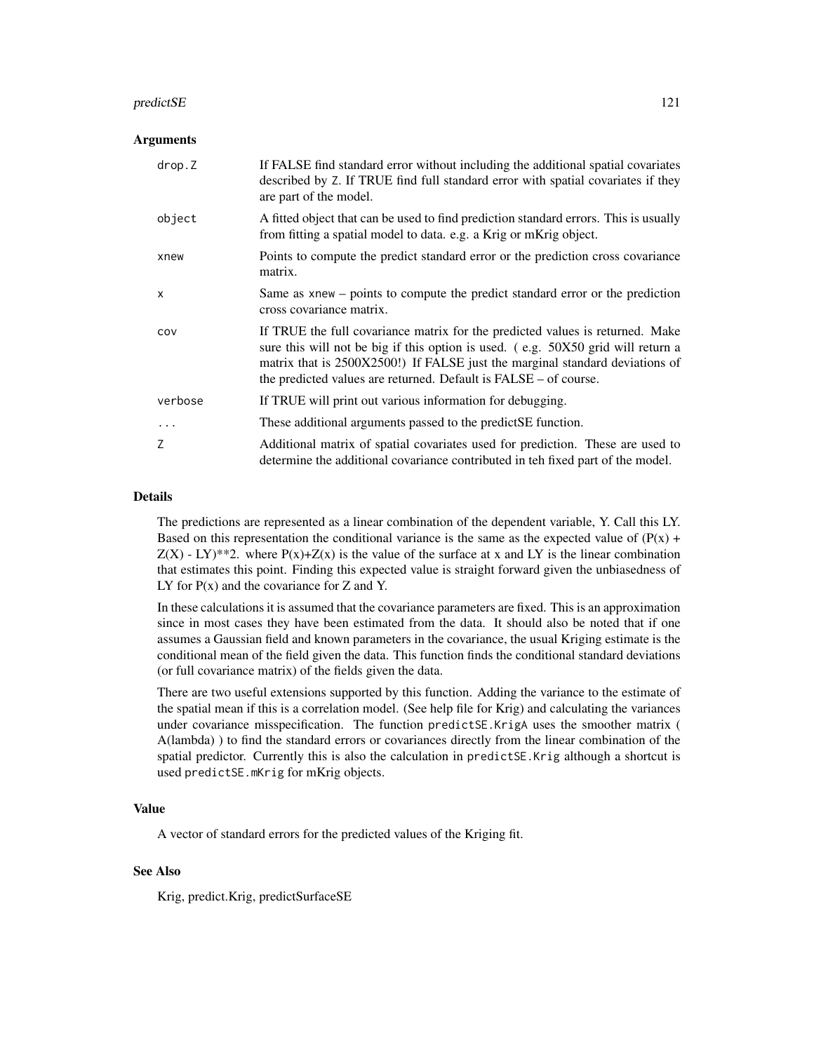## Arguments

| | |
|---|---|
| drop.Z | If FALSE find standard error without including the additional spatial covariates described by Z. If TRUE find full standard error with spatial covariates if they are part of the model. |
| object | A fitted object that can be used to find prediction standard errors. This is usually from fitting a spatial model to data. e.g. a Krig or mKrig object. |
| xnew | Points to compute the predict standard error or the prediction cross covariance matrix. |
| x | Same as xnew – points to compute the predict standard error or the prediction cross covariance matrix. |
| cov | If TRUE the full covariance matrix for the predicted values is returned. Make sure this will not be big if this option is used. ( e.g. 50X50 grid will return a matrix that is 2500X2500!) If FALSE just the marginal standard deviations of the predicted values are returned. Default is FALSE – of course. |
| verbose | If TRUE will print out various information for debugging. |
| ... | These additional arguments passed to the predictSE function. |
| Z | Additional matrix of spatial covariates used for prediction. These are used to determine the additional covariance contributed in teh fixed part of the model. |

## Details

The predictions are represented as a linear combination of the dependent variable, Y. Call this LY. Based on this representation the conditional variance is the same as the expected value of (P(x) + Z(X) - LY)**2. where P(x)+Z(x) is the value of the surface at x and LY is the linear combination that estimates this point. Finding this expected value is straight forward given the unbiasedness of LY for P(x) and the covariance for Z and Y.

In these calculations it is assumed that the covariance parameters are fixed. This is an approximation since in most cases they have been estimated from the data. It should also be noted that if one assumes a Gaussian field and known parameters in the covariance, the usual Kriging estimate is the conditional mean of the field given the data. This function finds the conditional standard deviations (or full covariance matrix) of the fields given the data.

There are two useful extensions supported by this function. Adding the variance to the estimate of the spatial mean if this is a correlation model. (See help file for Krig) and calculating the variances under covariance misspecification. The function `predictSE.KrigA` uses the smoother matrix ( A(lambda) ) to find the standard errors or covariances directly from the linear combination of the spatial predictor. Currently this is also the calculation in `predictSE.Krig` although a shortcut is used `predictSE.mKrig` for mKrig objects.

## Value

A vector of standard errors for the predicted values of the Kriging fit.

## See Also

Krig, predict.Krig, predictSurfaceSE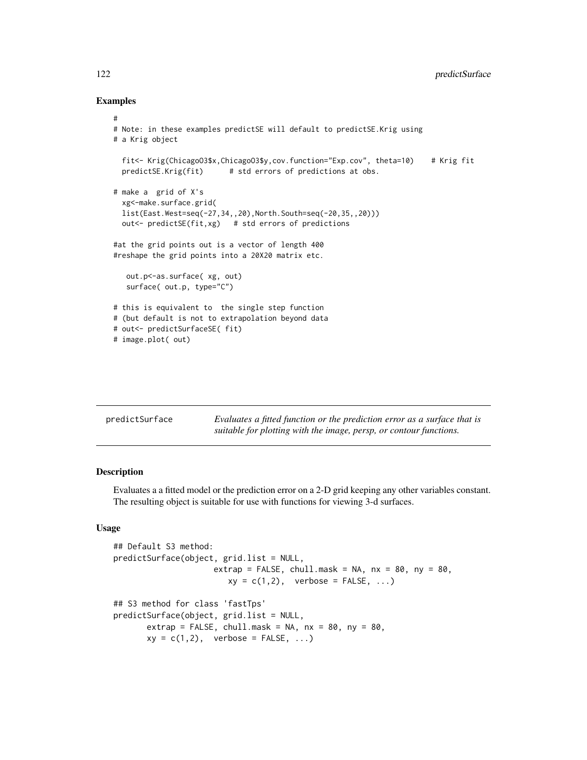## Examples

```
#
# Note: in these examples predictSE will default to predictSE.Krig using
# a Krig object

  fit<- Krig(ChicagoO3$x,ChicagoO3$y,cov.function="Exp.cov", theta=10)    # Krig fit
  predictSE.Krig(fit)      # std errors of predictions at obs.

# make a  grid of X's
  xg<-make.surface.grid(
  list(East.West=seq(-27,34,,20),North.South=seq(-20,35,,20)))
  out<- predictSE(fit,xg)   # std errors of predictions

#at the grid points out is a vector of length 400
#reshape the grid points into a 20X20 matrix etc.

   out.p<-as.surface( xg, out)
   surface( out.p, type="C")

# this is equivalent to  the single step function
# (but default is not to extrapolation beyond data
# out<- predictSurfaceSE( fit)
# image.plot( out)
```

---

predictSurface    *Evaluates a fitted function or the prediction error as a surface that is suitable for plotting with the image, persp, or contour functions.*

---

## Description

Evaluates a a fitted model or the prediction error on a 2-D grid keeping any other variables constant. The resulting object is suitable for use with functions for viewing 3-d surfaces.

## Usage

```
## Default S3 method:
predictSurface(object, grid.list = NULL,
                     extrap = FALSE, chull.mask = NA, nx = 80, ny = 80,
                        xy = c(1,2),  verbose = FALSE, ...)

## S3 method for class 'fastTps'
predictSurface(object, grid.list = NULL,
       extrap = FALSE, chull.mask = NA, nx = 80, ny = 80,
       xy = c(1,2),  verbose = FALSE, ...)
```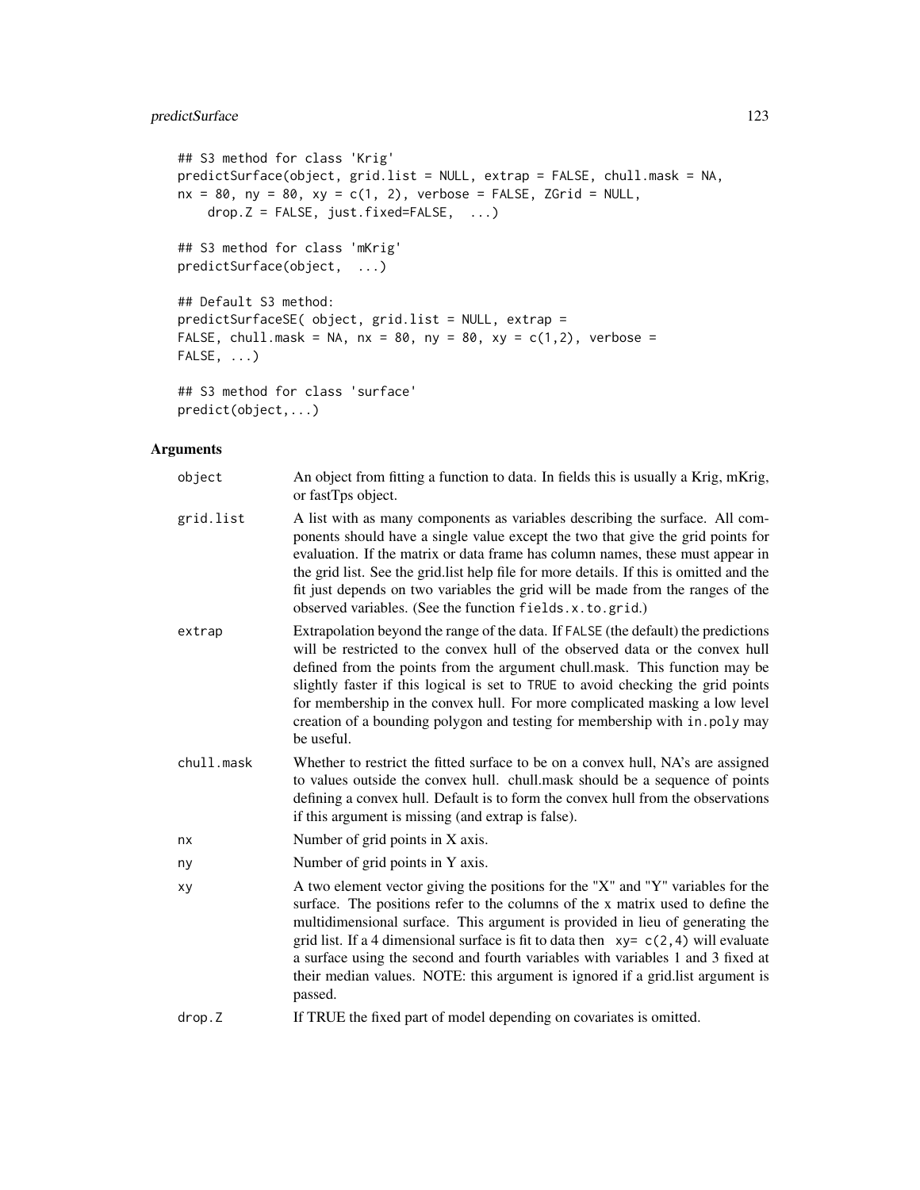```
## S3 method for class 'Krig'
predictSurface(object, grid.list = NULL, extrap = FALSE, chull.mask = NA,
nx = 80, ny = 80, xy = c(1, 2), verbose = FALSE, ZGrid = NULL,
    drop.Z = FALSE, just.fixed=FALSE,  ...)

## S3 method for class 'mKrig'
predictSurface(object,  ...)

## Default S3 method:
predictSurfaceSE( object, grid.list = NULL, extrap =
FALSE, chull.mask = NA, nx = 80, ny = 80, xy = c(1,2), verbose =
FALSE, ...)

## S3 method for class 'surface'
predict(object,...)
```

## Arguments

| | |
|---|---|
| object | An object from fitting a function to data. In fields this is usually a Krig, mKrig, or fastTps object. |
| grid.list | A list with as many components as variables describing the surface. All components should have a single value except the two that give the grid points for evaluation. If the matrix or data frame has column names, these must appear in the grid list. See the grid.list help file for more details. If this is omitted and the fit just depends on two variables the grid will be made from the ranges of the observed variables. (See the function `fields.x.to.grid`.) |
| extrap | Extrapolation beyond the range of the data. If `FALSE` (the default) the predictions will be restricted to the convex hull of the observed data or the convex hull defined from the points from the argument chull.mask. This function may be slightly faster if this logical is set to `TRUE` to avoid checking the grid points for membership in the convex hull. For more complicated masking a low level creation of a bounding polygon and testing for membership with `in.poly` may be useful. |
| chull.mask | Whether to restrict the fitted surface to be on a convex hull, NA's are assigned to values outside the convex hull. chull.mask should be a sequence of points defining a convex hull. Default is to form the convex hull from the observations if this argument is missing (and extrap is false). |
| nx | Number of grid points in X axis. |
| ny | Number of grid points in Y axis. |
| xy | A two element vector giving the positions for the "X" and "Y" variables for the surface. The positions refer to the columns of the x matrix used to define the multidimensional surface. This argument is provided in lieu of generating the grid list. If a 4 dimensional surface is fit to data then `xy= c(2,4)` will evaluate a surface using the second and fourth variables with variables 1 and 3 fixed at their median values. NOTE: this argument is ignored if a grid.list argument is passed. |
| drop.Z | If TRUE the fixed part of model depending on covariates is omitted. |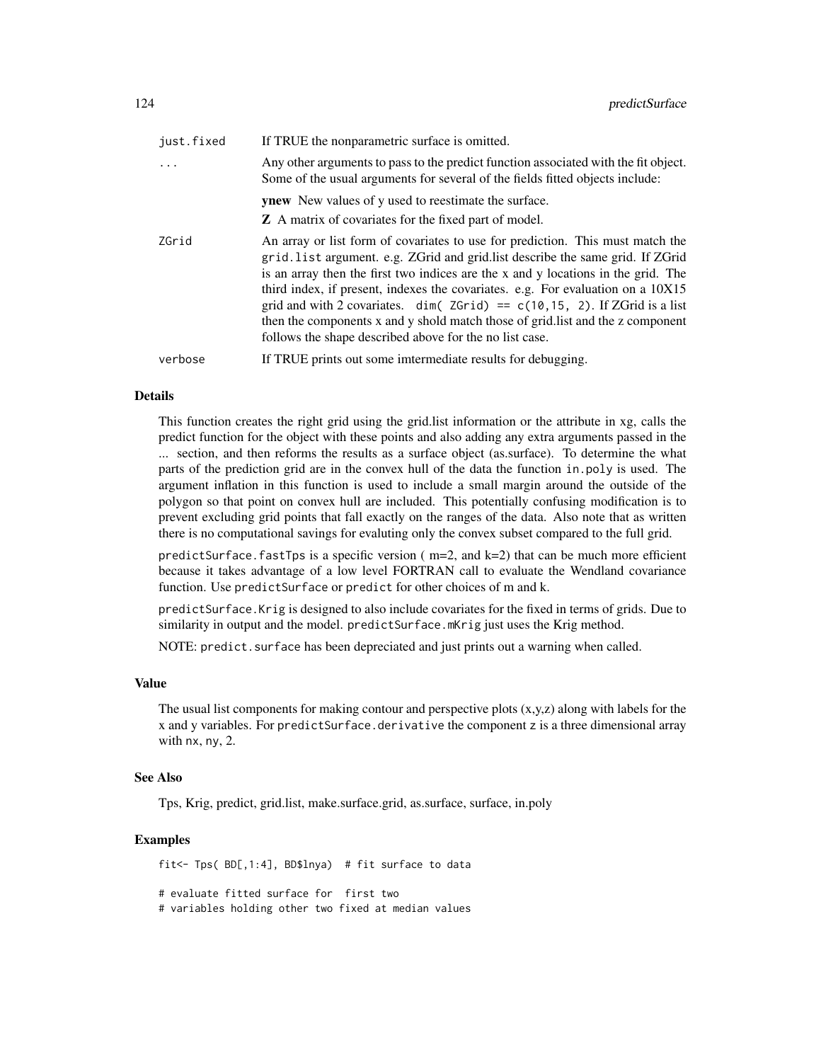| | |
|---|---|
| `just.fixed` | If TRUE the nonparametric surface is omitted. |
| `...` | Any other arguments to pass to the predict function associated with the fit object. Some of the usual arguments for several of the fields fitted objects include:<br><br>**ynew** New values of y used to reestimate the surface.<br><br>**Z** A matrix of covariates for the fixed part of model. |
| `ZGrid` | An array or list form of covariates to use for prediction. This must match the `grid.list` argument. e.g. ZGrid and grid.list describe the same grid. If ZGrid is an array then the first two indices are the x and y locations in the grid. The third index, if present, indexes the covariates. e.g. For evaluation on a 10X15 grid and with 2 covariates. `dim( ZGrid) == c(10,15, 2)`. If ZGrid is a list then the components x and y shold match those of grid.list and the z component follows the shape described above for the no list case. |
| `verbose` | If TRUE prints out some imtermediate results for debugging. |

## Details

This function creates the right grid using the grid.list information or the attribute in xg, calls the predict function for the object with these points and also adding any extra arguments passed in the ... section, and then reforms the results as a surface object (as.surface). To determine the what parts of the prediction grid are in the convex hull of the data the function `in.poly` is used. The argument inflation in this function is used to include a small margin around the outside of the polygon so that point on convex hull are included. This potentially confusing modification is to prevent excluding grid points that fall exactly on the ranges of the data. Also note that as written there is no computational savings for evaluting only the convex subset compared to the full grid.

`predictSurface.fastTps` is a specific version ( m=2, and k=2) that can be much more efficient because it takes advantage of a low level FORTRAN call to evaluate the Wendland covariance function. Use `predictSurface` or `predict` for other choices of m and k.

`predictSurface.Krig` is designed to also include covariates for the fixed in terms of grids. Due to similarity in output and the model. `predictSurface.mKrig` just uses the Krig method.

NOTE: `predict.surface` has been depreciated and just prints out a warning when called.

## Value

The usual list components for making contour and perspective plots (x,y,z) along with labels for the x and y variables. For `predictSurface.derivative` the component `z` is a three dimensional array with `nx`, `ny`, 2.

## See Also

Tps, Krig, predict, grid.list, make.surface.grid, as.surface, surface, in.poly

## Examples

```
fit<- Tps( BD[,1:4], BD$lnya)  # fit surface to data

# evaluate fitted surface for  first two
# variables holding other two fixed at median values
```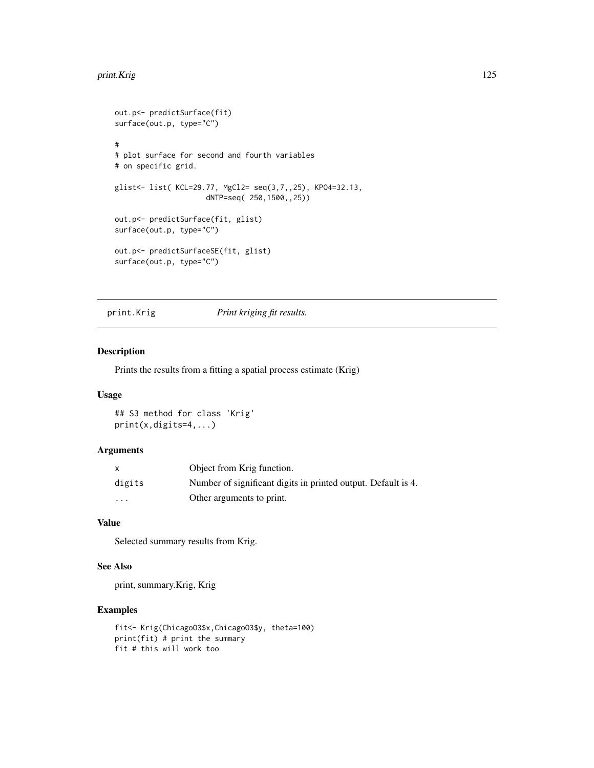```
out.p<- predictSurface(fit)
surface(out.p, type="C")

#
# plot surface for second and fourth variables
# on specific grid.

glist<- list( KCL=29.77, MgCl2= seq(3,7,,25), KPO4=32.13,
                    dNTP=seq( 250,1500,,25))

out.p<- predictSurface(fit, glist)
surface(out.p, type="C")

out.p<- predictSurfaceSE(fit, glist)
surface(out.p, type="C")
```

---

## print.Krig *Print kriging fit results.*

### Description

Prints the results from a fitting a spatial process estimate (Krig)

### Usage

```
## S3 method for class 'Krig'
print(x,digits=4,...)
```

### Arguments

| | |
|---|---|
| x | Object from Krig function. |
| digits | Number of significant digits in printed output. Default is 4. |
| ... | Other arguments to print. |

### Value

Selected summary results from Krig.

### See Also

print, summary.Krig, Krig

### Examples

```
fit<- Krig(ChicagoO3$x,ChicagoO3$y, theta=100)
print(fit) # print the summary
fit # this will work too
```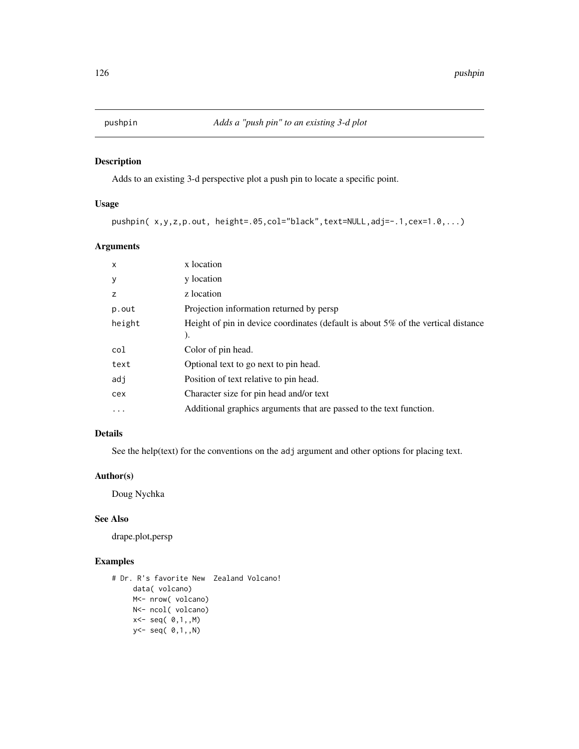pushpin *Adds a "push pin" to an existing 3-d plot*

## Description

Adds to an existing 3-d perspective plot a push pin to locate a specific point.

## Usage

```
pushpin( x,y,z,p.out, height=.05,col="black",text=NULL,adj=-.1,cex=1.0,...)
```

## Arguments

| | |
|---|---|
| x | x location |
| y | y location |
| z | z location |
| p.out | Projection information returned by persp |
| height | Height of pin in device coordinates (default is about 5% of the vertical distance ). |
| col | Color of pin head. |
| text | Optional text to go next to pin head. |
| adj | Position of text relative to pin head. |
| cex | Character size for pin head and/or text |
| ... | Additional graphics arguments that are passed to the text function. |

## Details

See the help(text) for the conventions on the `adj` argument and other options for placing text.

## Author(s)

Doug Nychka

## See Also

drape.plot,persp

## Examples

```
# Dr. R's favorite New  Zealand Volcano!
     data( volcano)
     M<- nrow( volcano)
     N<- ncol( volcano)
     x<- seq( 0,1,,M)
     y<- seq( 0,1,,N)
```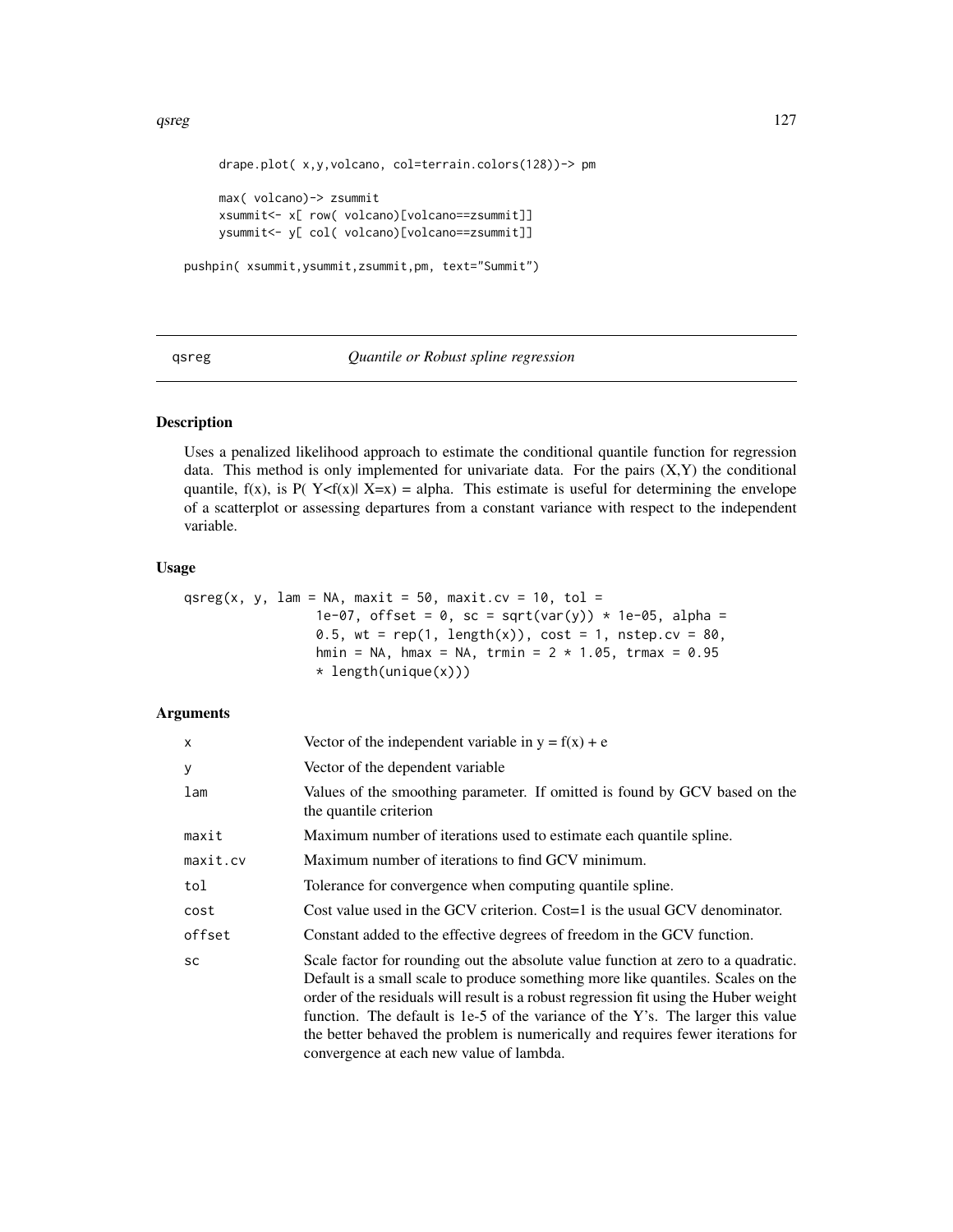```
drape.plot( x,y,volcano, col=terrain.colors(128))-> pm

max( volcano)-> zsummit
xsummit<- x[ row( volcano)[volcano==zsummit]]
ysummit<- y[ col( volcano)[volcano==zsummit]]

pushpin( xsummit,ysummit,zsummit,pm, text="Summit")
```

---

qsreg *Quantile or Robust spline regression*

---

## Description

Uses a penalized likelihood approach to estimate the conditional quantile function for regression data. This method is only implemented for univariate data. For the pairs (X,Y) the conditional quantile, f(x), is P( Y<f(x)| X=x) = alpha. This estimate is useful for determining the envelope of a scatterplot or assessing departures from a constant variance with respect to the independent variable.

## Usage

```
qsreg(x, y, lam = NA, maxit = 50, maxit.cv = 10, tol =
                 1e-07, offset = 0, sc = sqrt(var(y)) * 1e-05, alpha =
                 0.5, wt = rep(1, length(x)), cost = 1, nstep.cv = 80,
                 hmin = NA, hmax = NA, trmin = 2 * 1.05, trmax = 0.95
                 * length(unique(x)))
```

## Arguments

| | |
|---|---|
| x | Vector of the independent variable in y = f(x) + e |
| y | Vector of the dependent variable |
| lam | Values of the smoothing parameter. If omitted is found by GCV based on the the quantile criterion |
| maxit | Maximum number of iterations used to estimate each quantile spline. |
| maxit.cv | Maximum number of iterations to find GCV minimum. |
| tol | Tolerance for convergence when computing quantile spline. |
| cost | Cost value used in the GCV criterion. Cost=1 is the usual GCV denominator. |
| offset | Constant added to the effective degrees of freedom in the GCV function. |
| sc | Scale factor for rounding out the absolute value function at zero to a quadratic. Default is a small scale to produce something more like quantiles. Scales on the order of the residuals will result is a robust regression fit using the Huber weight function. The default is 1e-5 of the variance of the Y's. The larger this value the better behaved the problem is numerically and requires fewer iterations for convergence at each new value of lambda. |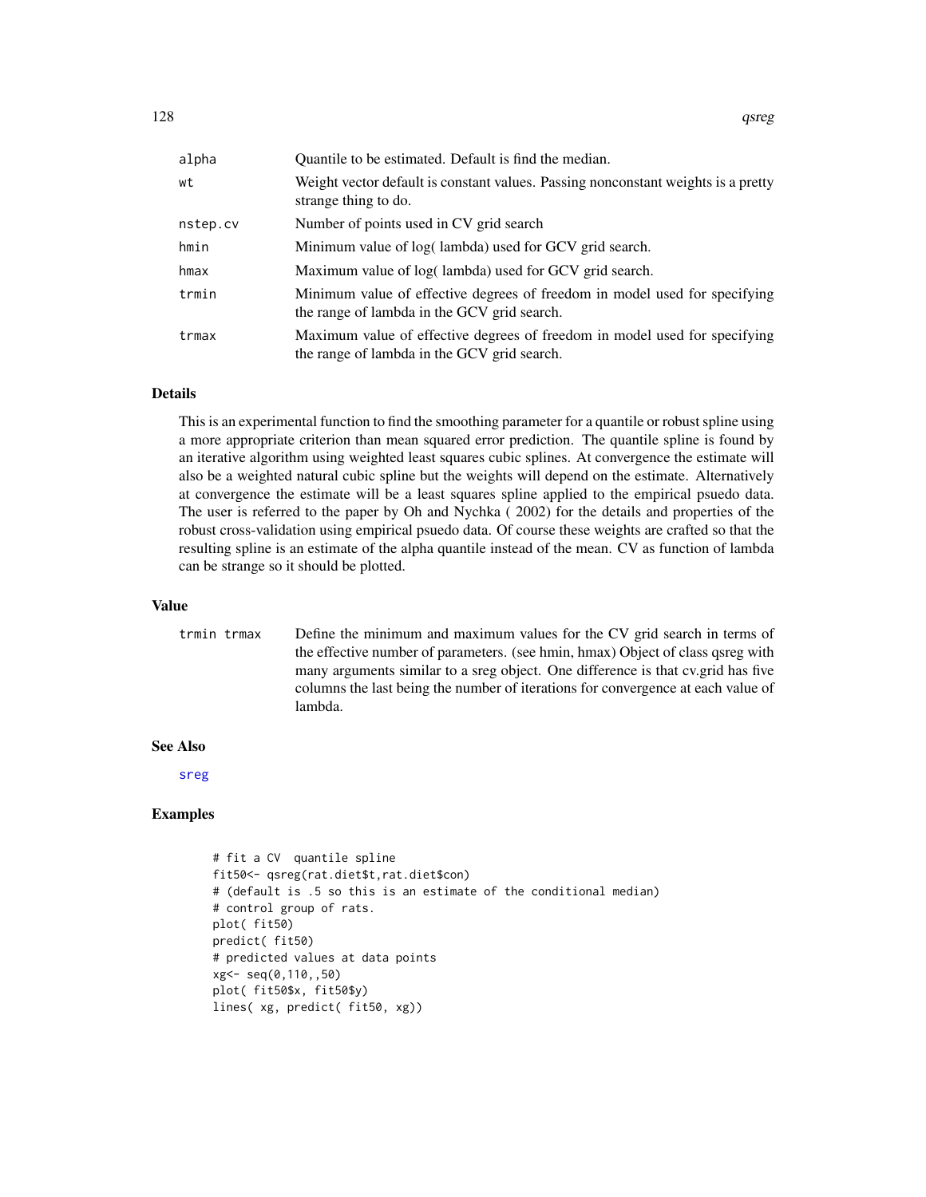| | |
|---|---|
| alpha | Quantile to be estimated. Default is find the median. |
| wt | Weight vector default is constant values. Passing nonconstant weights is a pretty strange thing to do. |
| nstep.cv | Number of points used in CV grid search |
| hmin | Minimum value of log( lambda) used for GCV grid search. |
| hmax | Maximum value of log( lambda) used for GCV grid search. |
| trmin | Minimum value of effective degrees of freedom in model used for specifying the range of lambda in the GCV grid search. |
| trmax | Maximum value of effective degrees of freedom in model used for specifying the range of lambda in the GCV grid search. |

## Details

This is an experimental function to find the smoothing parameter for a quantile or robust spline using a more appropriate criterion than mean squared error prediction. The quantile spline is found by an iterative algorithm using weighted least squares cubic splines. At convergence the estimate will also be a weighted natural cubic spline but the weights will depend on the estimate. Alternatively at convergence the estimate will be a least squares spline applied to the empirical psuedo data. The user is referred to the paper by Oh and Nychka ( 2002) for the details and properties of the robust cross-validation using empirical psuedo data. Of course these weights are crafted so that the resulting spline is an estimate of the alpha quantile instead of the mean. CV as function of lambda can be strange so it should be plotted.

## Value

| | |
|---|---|
| trmin trmax | Define the minimum and maximum values for the CV grid search in terms of the effective number of parameters. (see hmin, hmax) Object of class qsreg with many arguments similar to a sreg object. One difference is that cv.grid has five columns the last being the number of iterations for convergence at each value of lambda. |

## See Also

sreg

## Examples

```
# fit a CV  quantile spline
fit50<- qsreg(rat.diet$t,rat.diet$con)
# (default is .5 so this is an estimate of the conditional median)
# control group of rats.
plot( fit50)
predict( fit50)
# predicted values at data points
xg<- seq(0,110,,50)
plot( fit50$x, fit50$y)
lines( xg, predict( fit50, xg))
```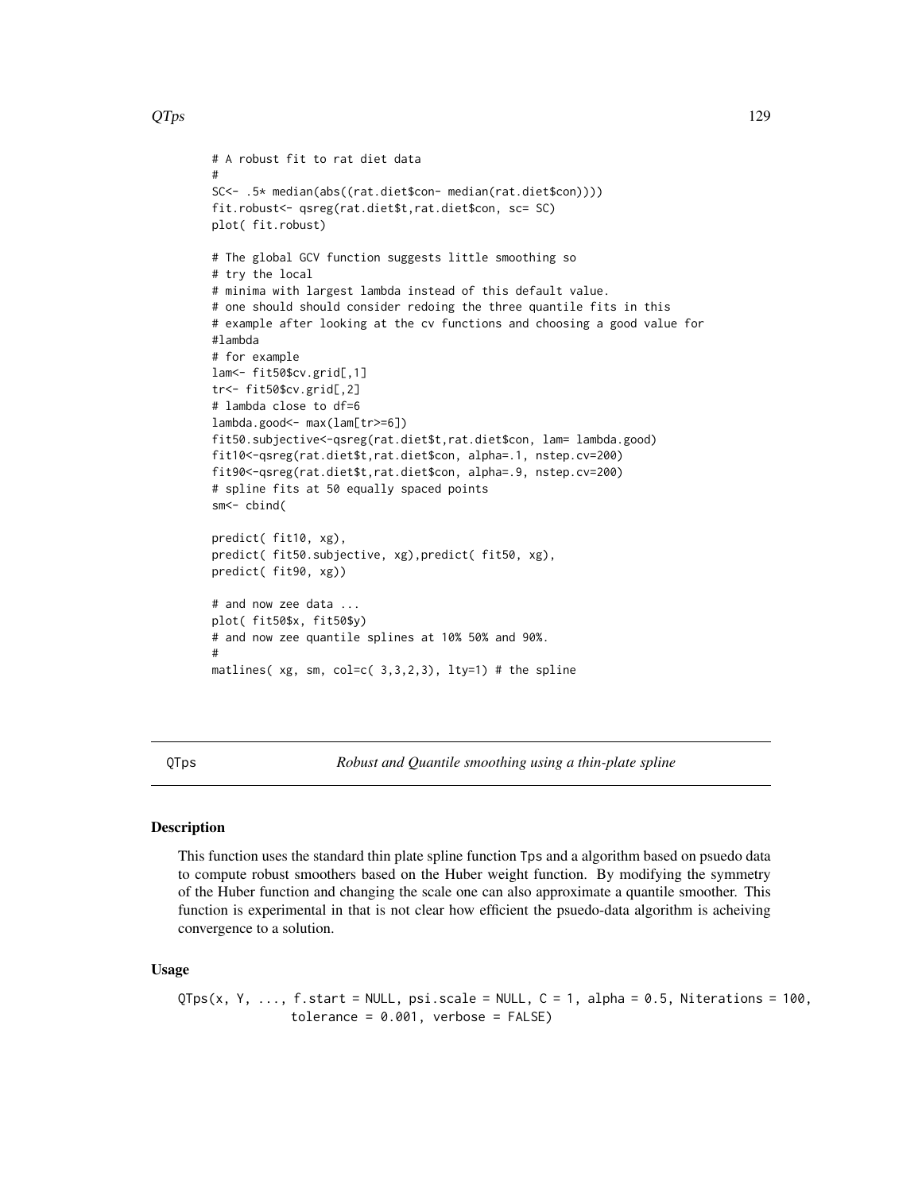```
# A robust fit to rat diet data
#
SC<- .5* median(abs((rat.diet$con- median(rat.diet$con))))
fit.robust<- qsreg(rat.diet$t,rat.diet$con, sc= SC)
plot( fit.robust)

# The global GCV function suggests little smoothing so
# try the local
# minima with largest lambda instead of this default value.
# one should should consider redoing the three quantile fits in this
# example after looking at the cv functions and choosing a good value for
#lambda
# for example
lam<- fit50$cv.grid[,1]
tr<- fit50$cv.grid[,2]
# lambda close to df=6
lambda.good<- max(lam[tr>=6])
fit50.subjective<-qsreg(rat.diet$t,rat.diet$con, lam= lambda.good)
fit10<-qsreg(rat.diet$t,rat.diet$con, alpha=.1, nstep.cv=200)
fit90<-qsreg(rat.diet$t,rat.diet$con, alpha=.9, nstep.cv=200)
# spline fits at 50 equally spaced points
sm<- cbind(

predict( fit10, xg),
predict( fit50.subjective, xg),predict( fit50, xg),
predict( fit90, xg))

# and now zee data ...
plot( fit50$x, fit50$y)
# and now zee quantile splines at 10% 50% and 90%.
#
matlines( xg, sm, col=c( 3,3,2,3), lty=1) # the spline
```

---

QTps — *Robust and Quantile smoothing using a thin-plate spline*

---

### Description

This function uses the standard thin plate spline function `Tps` and a algorithm based on psuedo data to compute robust smoothers based on the Huber weight function. By modifying the symmetry of the Huber function and changing the scale one can also approximate a quantile smoother. This function is experimental in that is not clear how efficient the psuedo-data algorithm is acheiving convergence to a solution.

### Usage

```
QTps(x, Y, ..., f.start = NULL, psi.scale = NULL, C = 1, alpha = 0.5, Niterations = 100,
             tolerance = 0.001, verbose = FALSE)
```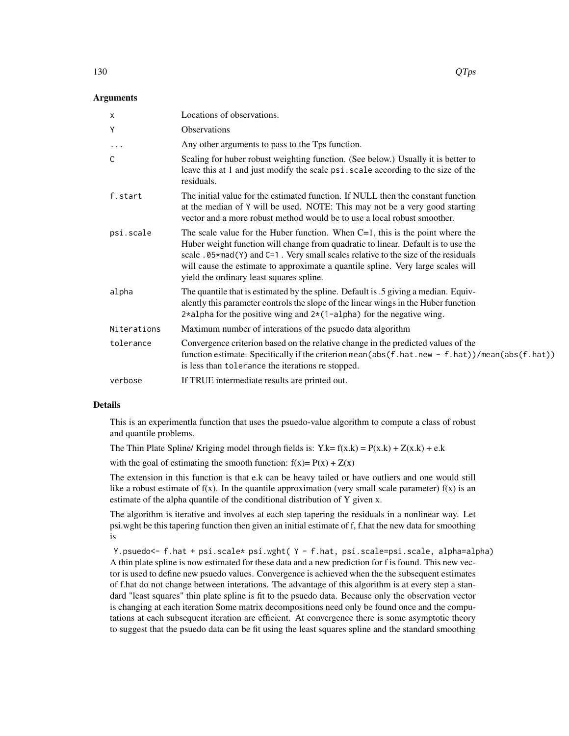## Arguments

| | |
|---|---|
| `x` | Locations of observations. |
| `Y` | Observations |
| `...` | Any other arguments to pass to the Tps function. |
| `C` | Scaling for huber robust weighting function. (See below.) Usually it is better to leave this at 1 and just modify the scale `psi.scale` according to the size of the residuals. |
| `f.start` | The initial value for the estimated function. If NULL then the constant function at the median of `Y` will be used. NOTE: This may not be a very good starting vector and a more robust method would be to use a local robust smoother. |
| `psi.scale` | The scale value for the Huber function. When C=1, this is the point where the Huber weight function will change from quadratic to linear. Default is to use the scale `.05*mad(Y)` and `C=1` . Very small scales relative to the size of the residuals will cause the estimate to approximate a quantile spline. Very large scales will yield the ordinary least squares spline. |
| `alpha` | The quantile that is estimated by the spline. Default is .5 giving a median. Equivalently this parameter controls the slope of the linear wings in the Huber function `2*alpha` for the positive wing and `2*(1-alpha)` for the negative wing. |
| `Niterations` | Maximum number of interations of the psuedo data algorithm |
| `tolerance` | Convergence criterion based on the relative change in the predicted values of the function estimate. Specifically if the criterion `mean(abs(f.hat.new - f.hat))/mean(abs(f.hat))` is less than `tolerance` the iterations re stopped. |
| `verbose` | If TRUE intermediate results are printed out. |

## Details

This is an experimentla function that uses the pseudo-value algorithm to compute a class of robust and quantile problems.

The Thin Plate Spline/ Kriging model through fields is: Y.k= f(x.k) = P(x.k) + Z(x.k) + e.k

with the goal of estimating the smooth function: f(x)= P(x) + Z(x)

The extension in this function is that e.k can be heavy tailed or have outliers and one would still like a robust estimate of f(x). In the quantile approximation (very small scale parameter) f(x) is an estimate of the alpha quantile of the conditional distribution of Y given x.

The algorithm is iterative and involves at each step tapering the residuals in a nonlinear way. Let psi.wght be this tapering function then given an initial estimate of f, f.hat the new data for smoothing is

```
Y.psuedo<- f.hat + psi.scale* psi.wght( Y - f.hat, psi.scale=psi.scale, alpha=alpha)
```

A thin plate spline is now estimated for these data and a new prediction for f is found. This new vector is used to define new psuedo values. Convergence is achieved when the the subsequent estimates of f.hat do not change between interations. The advantage of this algorithm is at every step a standard "least squares" thin plate spline is fit to the psuedo data. Because only the observation vector is changing at each iteration Some matrix decompositions need only be found once and the computations at each subsequent iteration are efficient. At convergence there is some asymptotic theory to suggest that the psuedo data can be fit using the least squares spline and the standard smoothing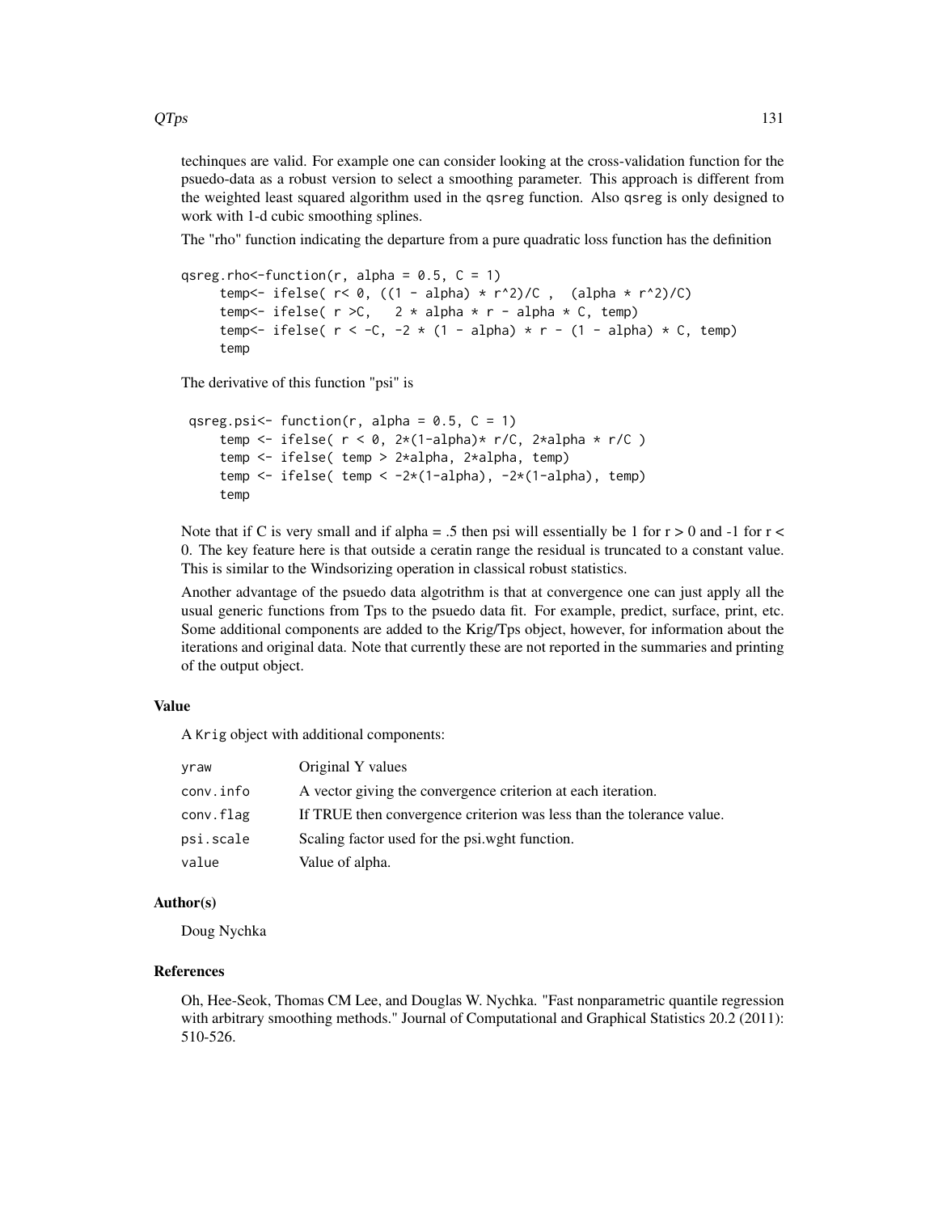techinques are valid. For example one can consider looking at the cross-validation function for the psuedo-data as a robust version to select a smoothing parameter. This approach is different from the weighted least squared algorithm used in the qsreg function. Also qsreg is only designed to work with 1-d cubic smoothing splines.

The "rho" function indicating the departure from a pure quadratic loss function has the definition

```
qsreg.rho<-function(r, alpha = 0.5, C = 1)
     temp<- ifelse( r< 0, ((1 - alpha) * r^2)/C ,  (alpha * r^2)/C)
     temp<- ifelse( r >C,   2 * alpha * r - alpha * C, temp)
     temp<- ifelse( r < -C, -2 * (1 - alpha) * r - (1 - alpha) * C, temp)
     temp
```

The derivative of this function "psi" is

```
qsreg.psi<- function(r, alpha = 0.5, C = 1)
     temp <- ifelse( r < 0, 2*(1-alpha)* r/C, 2*alpha * r/C )
     temp <- ifelse( temp > 2*alpha, 2*alpha, temp)
     temp <- ifelse( temp < -2*(1-alpha), -2*(1-alpha), temp)
     temp
```

Note that if C is very small and if alpha = .5 then psi will essentially be 1 for r > 0 and -1 for r < 0. The key feature here is that outside a ceratin range the residual is truncated to a constant value. This is similar to the Windsorizing operation in classical robust statistics.

Another advantage of the psuedo data algotrithm is that at convergence one can just apply all the usual generic functions from Tps to the psuedo data fit. For example, predict, surface, print, etc. Some additional components are added to the Krig/Tps object, however, for information about the iterations and original data. Note that currently these are not reported in the summaries and printing of the output object.

## Value

A Krig object with additional components:

| | |
|---|---|
| yraw | Original Y values |
| conv.info | A vector giving the convergence criterion at each iteration. |
| conv.flag | If TRUE then convergence criterion was less than the tolerance value. |
| psi.scale | Scaling factor used for the psi.wght function. |
| value | Value of alpha. |

## Author(s)

Doug Nychka

## References

Oh, Hee-Seok, Thomas CM Lee, and Douglas W. Nychka. "Fast nonparametric quantile regression with arbitrary smoothing methods." Journal of Computational and Graphical Statistics 20.2 (2011): 510-526.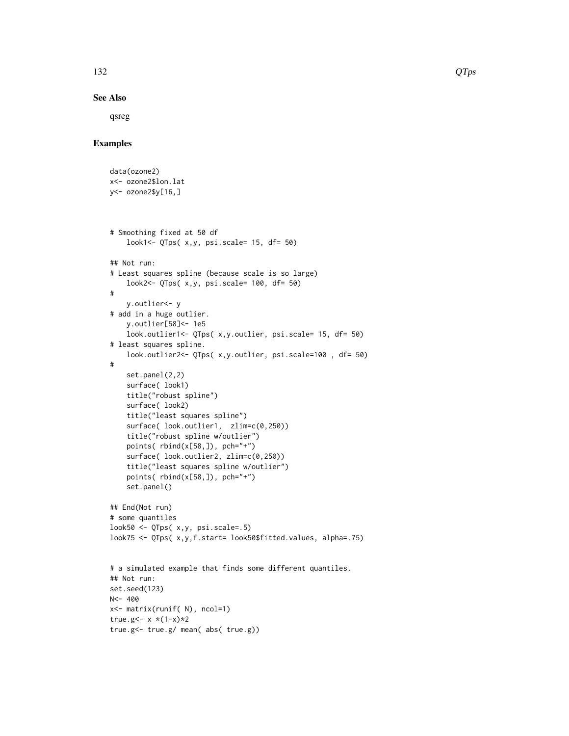## See Also

qsreg

## Examples

```
data(ozone2)
x<- ozone2$lon.lat
y<- ozone2$y[16,]



# Smoothing fixed at 50 df
    look1<- QTps( x,y, psi.scale= 15, df= 50)

## Not run:
# Least squares spline (because scale is so large)
    look2<- QTps( x,y, psi.scale= 100, df= 50)
#
    y.outlier<- y
# add in a huge outlier.
    y.outlier[58]<- 1e5
    look.outlier1<- QTps( x,y.outlier, psi.scale= 15, df= 50)
# least squares spline.
    look.outlier2<- QTps( x,y.outlier, psi.scale=100 , df= 50)
#
    set.panel(2,2)
    surface( look1)
    title("robust spline")
    surface( look2)
    title("least squares spline")
    surface( look.outlier1,  zlim=c(0,250))
    title("robust spline w/outlier")
    points( rbind(x[58,]), pch="+")
    surface( look.outlier2, zlim=c(0,250))
    title("least squares spline w/outlier")
    points( rbind(x[58,]), pch="+")
    set.panel()

## End(Not run)
# some quantiles
look50 <- QTps( x,y, psi.scale=.5)
look75 <- QTps( x,y,f.start= look50$fitted.values, alpha=.75)


# a simulated example that finds some different quantiles.
## Not run:
set.seed(123)
N<- 400
x<- matrix(runif( N), ncol=1)
true.g<- x *(1-x)*2
true.g<- true.g/ mean( abs( true.g))
```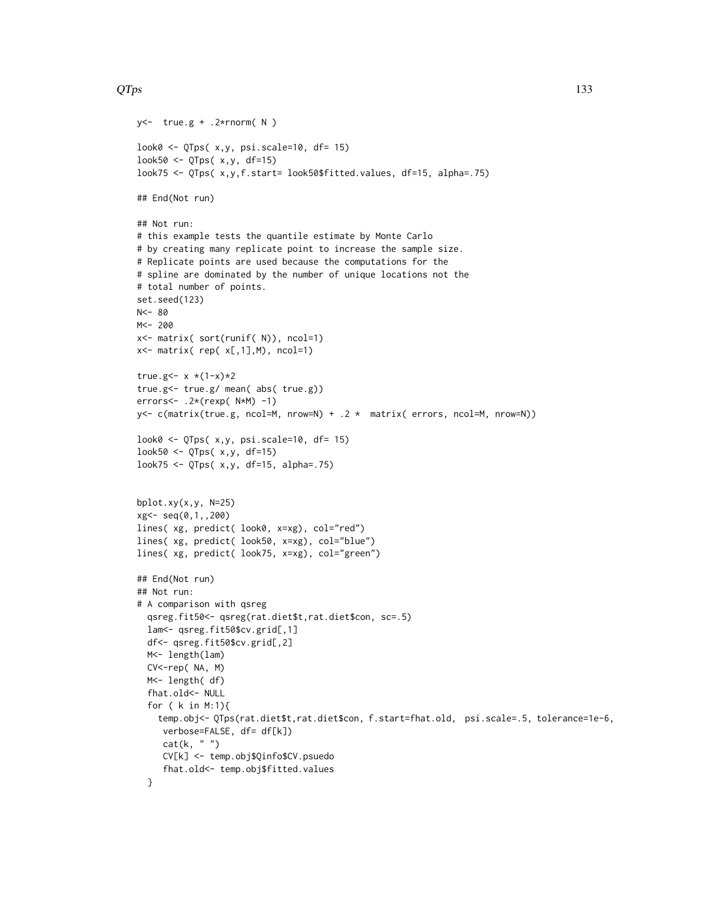```
y<-  true.g + .2*rnorm( N )

look0 <- QTps( x,y, psi.scale=10, df= 15)
look50 <- QTps( x,y, df=15)
look75 <- QTps( x,y,f.start= look50$fitted.values, df=15, alpha=.75)

## End(Not run)

## Not run:
# this example tests the quantile estimate by Monte Carlo
# by creating many replicate point to increase the sample size.
# Replicate points are used because the computations for the
# spline are dominated by the number of unique locations not the
# total number of points.
set.seed(123)
N<- 80
M<- 200
x<- matrix( sort(runif( N)), ncol=1)
x<- matrix( rep( x[,1],M), ncol=1)

true.g<- x *(1-x)*2
true.g<- true.g/ mean( abs( true.g))
errors<- .2*(rexp( N*M) -1)
y<- c(matrix(true.g, ncol=M, nrow=N) + .2 *  matrix( errors, ncol=M, nrow=N))

look0 <- QTps( x,y, psi.scale=10, df= 15)
look50 <- QTps( x,y, df=15)
look75 <- QTps( x,y, df=15, alpha=.75)


bplot.xy(x,y, N=25)
xg<- seq(0,1,,200)
lines( xg, predict( look0, x=xg), col="red")
lines( xg, predict( look50, x=xg), col="blue")
lines( xg, predict( look75, x=xg), col="green")

## End(Not run)
## Not run:
# A comparison with qsreg
  qsreg.fit50<- qsreg(rat.diet$t,rat.diet$con, sc=.5)
  lam<- qsreg.fit50$cv.grid[,1]
  df<- qsreg.fit50$cv.grid[,2]
  M<- length(lam)
  CV<-rep( NA, M)
  M<- length( df)
  fhat.old<- NULL
  for ( k in M:1){
    temp.obj<- QTps(rat.diet$t,rat.diet$con, f.start=fhat.old,  psi.scale=.5, tolerance=1e-6,
     verbose=FALSE, df= df[k])
     cat(k, " ")
     CV[k] <- temp.obj$Qinfo$CV.psuedo
     fhat.old<- temp.obj$fitted.values
  }
```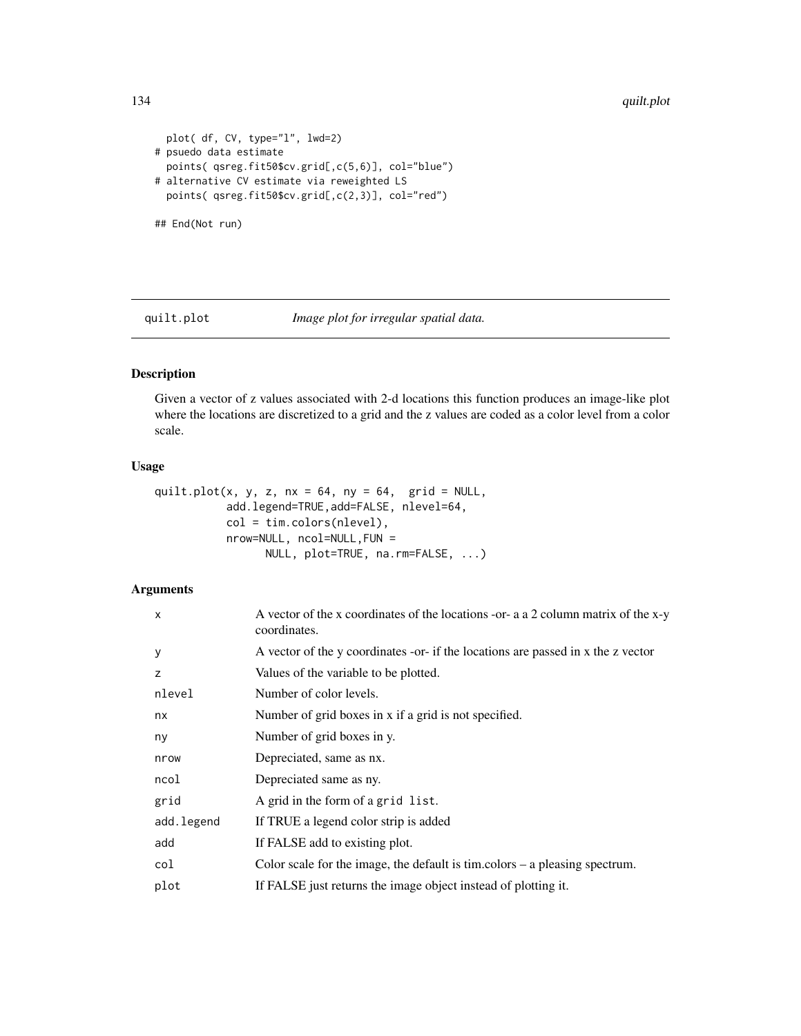```
  plot( df, CV, type="l", lwd=2)
# psuedo data estimate
  points( qsreg.fit50$cv.grid[,c(5,6)], col="blue")
# alternative CV estimate via reweighted LS
  points( qsreg.fit50$cv.grid[,c(2,3)], col="red")

## End(Not run)
```

---

## quilt.plot — *Image plot for irregular spatial data.*

### Description

Given a vector of z values associated with 2-d locations this function produces an image-like plot where the locations are discretized to a grid and the z values are coded as a color level from a color scale.

### Usage

```
quilt.plot(x, y, z, nx = 64, ny = 64,  grid = NULL,
           add.legend=TRUE,add=FALSE, nlevel=64,
           col = tim.colors(nlevel),
           nrow=NULL, ncol=NULL,FUN =
                 NULL, plot=TRUE, na.rm=FALSE, ...)
```

### Arguments

| | |
|---|---|
| x | A vector of the x coordinates of the locations -or- a a 2 column matrix of the x-y coordinates. |
| y | A vector of the y coordinates -or- if the locations are passed in x the z vector |
| z | Values of the variable to be plotted. |
| nlevel | Number of color levels. |
| nx | Number of grid boxes in x if a grid is not specified. |
| ny | Number of grid boxes in y. |
| nrow | Depreciated, same as nx. |
| ncol | Depreciated same as ny. |
| grid | A grid in the form of a `grid list`. |
| add.legend | If TRUE a legend color strip is added |
| add | If FALSE add to existing plot. |
| col | Color scale for the image, the default is tim.colors – a pleasing spectrum. |
| plot | If FALSE just returns the image object instead of plotting it. |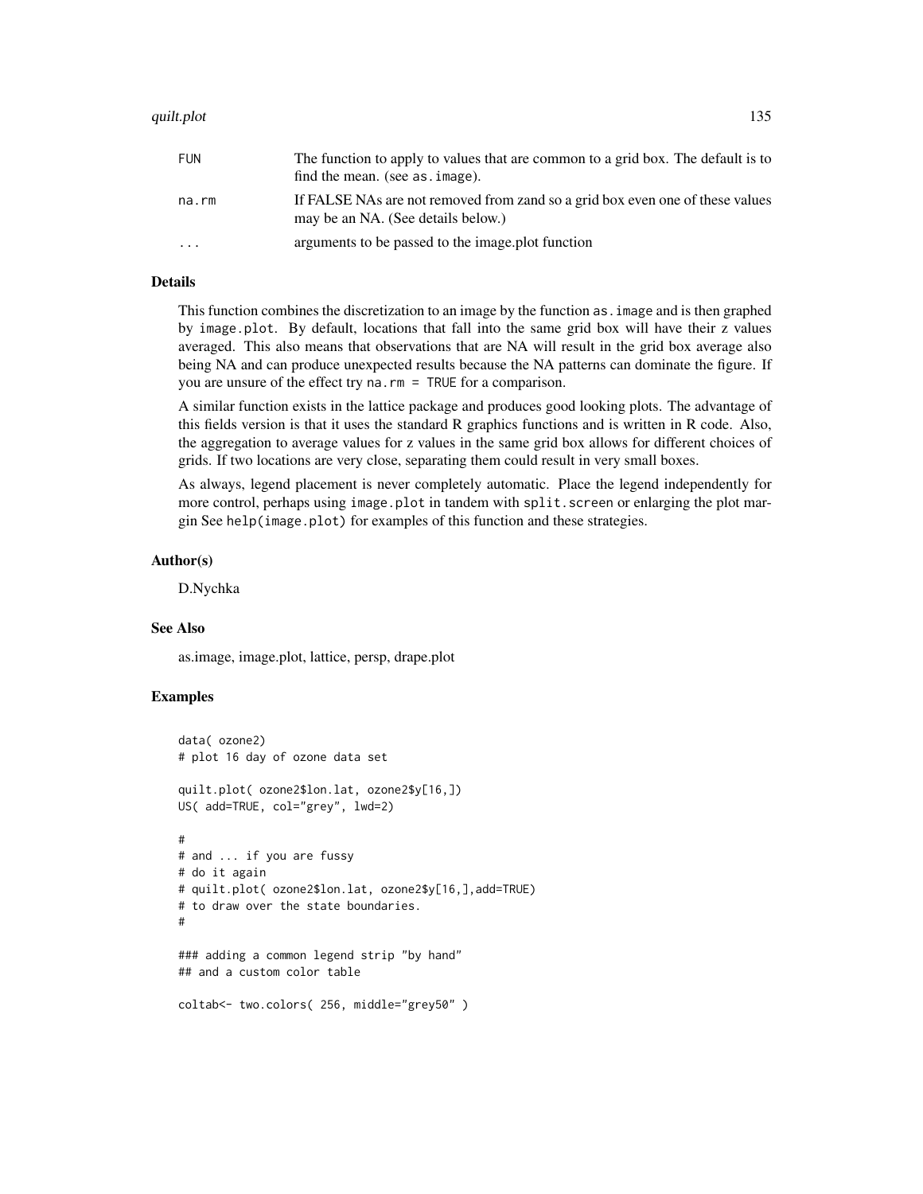| | |
|---|---|
| FUN | The function to apply to values that are common to a grid box. The default is to find the mean. (see as.image). |
| na.rm | If FALSE NAs are not removed from zand so a grid box even one of these values may be an NA. (See details below.) |
| ... | arguments to be passed to the image.plot function |

## Details

This function combines the discretization to an image by the function as.image and is then graphed by image.plot. By default, locations that fall into the same grid box will have their z values averaged. This also means that observations that are NA will result in the grid box average also being NA and can produce unexpected results because the NA patterns can dominate the figure. If you are unsure of the effect try na.rm = TRUE for a comparison.

A similar function exists in the lattice package and produces good looking plots. The advantage of this fields version is that it uses the standard R graphics functions and is written in R code. Also, the aggregation to average values for z values in the same grid box allows for different choices of grids. If two locations are very close, separating them could result in very small boxes.

As always, legend placement is never completely automatic. Place the legend independently for more control, perhaps using image.plot in tandem with split.screen or enlarging the plot margin See help(image.plot) for examples of this function and these strategies.

## Author(s)

D.Nychka

## See Also

as.image, image.plot, lattice, persp, drape.plot

## Examples

```
data( ozone2)
# plot 16 day of ozone data set

quilt.plot( ozone2$lon.lat, ozone2$y[16,])
US( add=TRUE, col="grey", lwd=2)

#
# and ... if you are fussy
# do it again
# quilt.plot( ozone2$lon.lat, ozone2$y[16,],add=TRUE)
# to draw over the state boundaries.
#

### adding a common legend strip "by hand"
## and a custom color table

coltab<- two.colors( 256, middle="grey50" )
```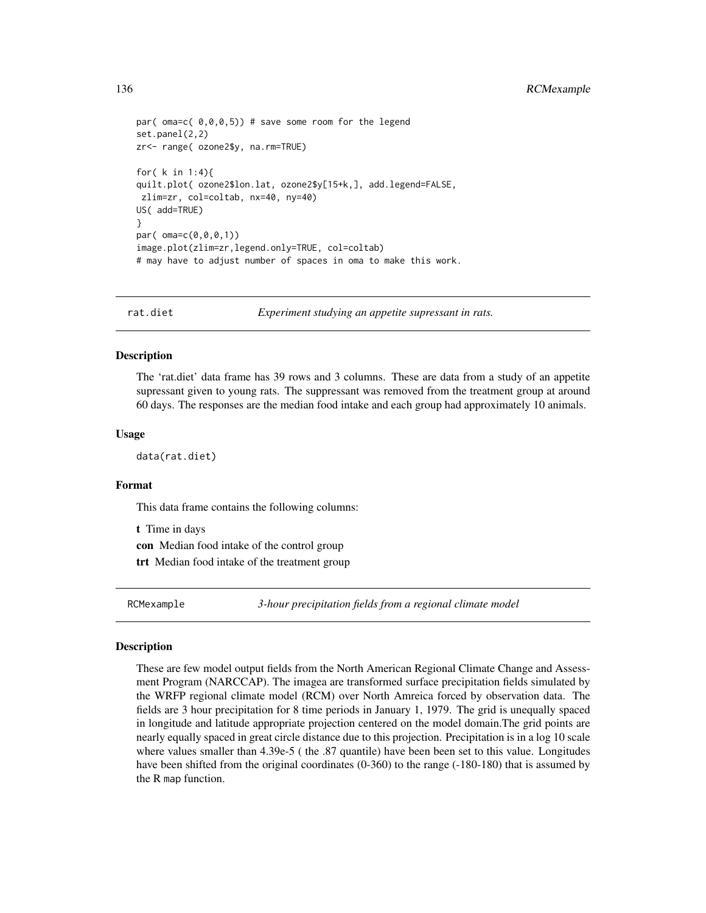```
par( oma=c( 0,0,0,5)) # save some room for the legend
set.panel(2,2)
zr<- range( ozone2$y, na.rm=TRUE)

for( k in 1:4){
quilt.plot( ozone2$lon.lat, ozone2$y[15+k,], add.legend=FALSE,
 zlim=zr, col=coltab, nx=40, ny=40)
US( add=TRUE)
}
par( oma=c(0,0,0,1))
image.plot(zlim=zr,legend.only=TRUE, col=coltab)
# may have to adjust number of spaces in oma to make this work.
```

## rat.diet — *Experiment studying an appetite supressant in rats.*

### Description

The 'rat.diet' data frame has 39 rows and 3 columns. These are data from a study of an appetite supressant given to young rats. The suppressant was removed from the treatment group at around 60 days. The responses are the median food intake and each group had approximately 10 animals.

### Usage

```
data(rat.diet)
```

### Format

This data frame contains the following columns:

**t** Time in days

**con** Median food intake of the control group

**trt** Median food intake of the treatment group

## RCMexample — *3-hour precipitation fields from a regional climate model*

### Description

These are few model output fields from the North American Regional Climate Change and Assessment Program (NARCCAP). The imagea are transformed surface precipitation fields simulated by the WRFP regional climate model (RCM) over North Amreica forced by observation data. The fields are 3 hour precipitation for 8 time periods in January 1, 1979. The grid is unequally spaced in longitude and latitude appropriate projection centered on the model domain.The grid points are nearly equally spaced in great circle distance due to this projection. Precipitation is in a log 10 scale where values smaller than 4.39e-5 ( the .87 quantile) have been been set to this value. Longitudes have been shifted from the original coordinates (0-360) to the range (-180-180) that is assumed by the R `map` function.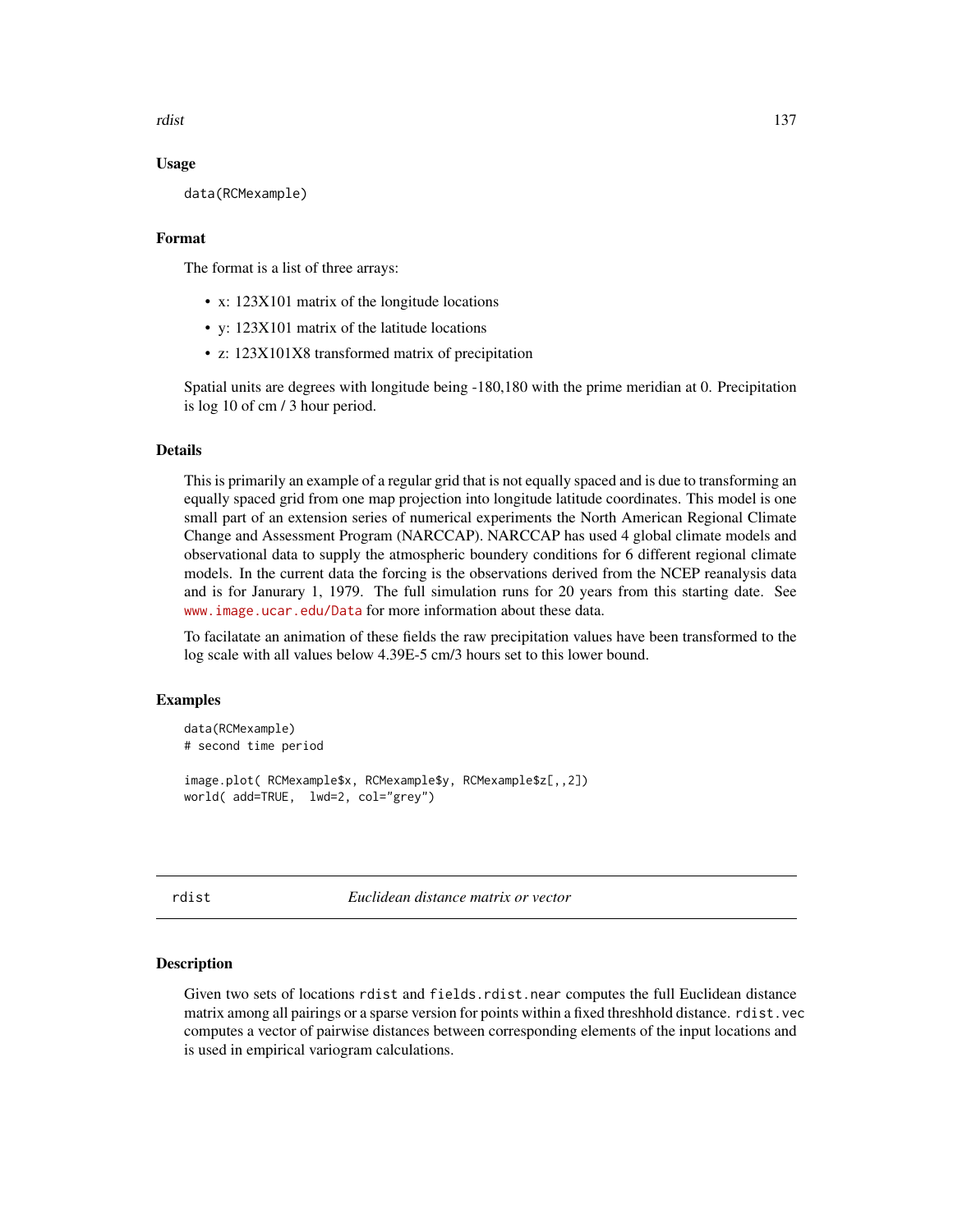### Usage

```
data(RCMexample)
```

### Format

The format is a list of three arrays:

- x: 123X101 matrix of the longitude locations
- y: 123X101 matrix of the latitude locations
- z: 123X101X8 transformed matrix of precipitation

Spatial units are degrees with longitude being -180,180 with the prime meridian at 0. Precipitation is log 10 of cm / 3 hour period.

### Details

This is primarily an example of a regular grid that is not equally spaced and is due to transforming an equally spaced grid from one map projection into longitude latitude coordinates. This model is one small part of an extension series of numerical experiments the North American Regional Climate Change and Assessment Program (NARCCAP). NARCCAP has used 4 global climate models and observational data to supply the atmospheric boundery conditions for 6 different regional climate models. In the current data the forcing is the observations derived from the NCEP reanalysis data and is for Janurary 1, 1979. The full simulation runs for 20 years from this starting date. See www.image.ucar.edu/Data for more information about these data.

To facilatate an animation of these fields the raw precipitation values have been transformed to the log scale with all values below 4.39E-5 cm/3 hours set to this lower bound.

### Examples

```
data(RCMexample)
# second time period

image.plot( RCMexample$x, RCMexample$y, RCMexample$z[,,2])
world( add=TRUE,  lwd=2, col="grey")
```

---

## rdist *Euclidean distance matrix or vector*

### Description

Given two sets of locations `rdist` and `fields.rdist.near` computes the full Euclidean distance matrix among all pairings or a sparse version for points within a fixed threshhold distance. `rdist.vec` computes a vector of pairwise distances between corresponding elements of the input locations and is used in empirical variogram calculations.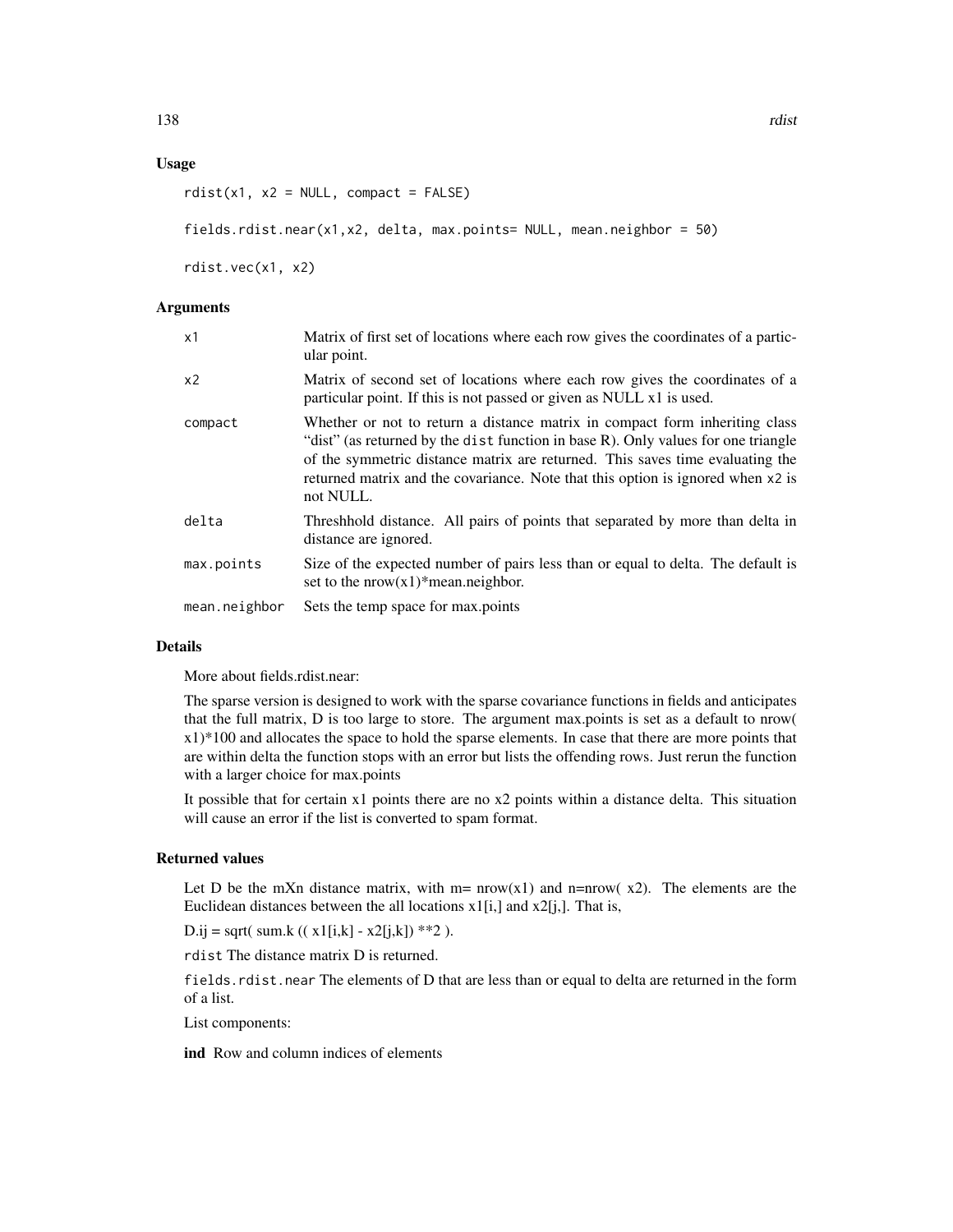## Usage

```
rdist(x1, x2 = NULL, compact = FALSE)

fields.rdist.near(x1,x2, delta, max.points= NULL, mean.neighbor = 50)

rdist.vec(x1, x2)
```

## Arguments

| | |
|---|---|
| x1 | Matrix of first set of locations where each row gives the coordinates of a particular point. |
| x2 | Matrix of second set of locations where each row gives the coordinates of a particular point. If this is not passed or given as NULL x1 is used. |
| compact | Whether or not to return a distance matrix in compact form inheriting class "dist" (as returned by the dist function in base R). Only values for one triangle of the symmetric distance matrix are returned. This saves time evaluating the returned matrix and the covariance. Note that this option is ignored when x2 is not NULL. |
| delta | Threshhold distance. All pairs of points that separated by more than delta in distance are ignored. |
| max.points | Size of the expected number of pairs less than or equal to delta. The default is set to the nrow(x1)*mean.neighbor. |
| mean.neighbor | Sets the temp space for max.points |

## Details

More about fields.rdist.near:

The sparse version is designed to work with the sparse covariance functions in fields and anticipates that the full matrix, D is too large to store. The argument max.points is set as a default to nrow( x1)*100 and allocates the space to hold the sparse elements. In case that there are more points that are within delta the function stops with an error but lists the offending rows. Just rerun the function with a larger choice for max.points

It possible that for certain x1 points there are no x2 points within a distance delta. This situation will cause an error if the list is converted to spam format.

## Returned values

Let D be the mXn distance matrix, with m= nrow(x1) and n=nrow( x2). The elements are the Euclidean distances between the all locations x1[i,] and x2[j,]. That is,

D.ij = sqrt( sum.k (( x1[i,k] - x2[j,k]) **2 ).

`rdist` The distance matrix D is returned.

`fields.rdist.near` The elements of D that are less than or equal to delta are returned in the form of a list.

List components:

**ind** Row and column indices of elements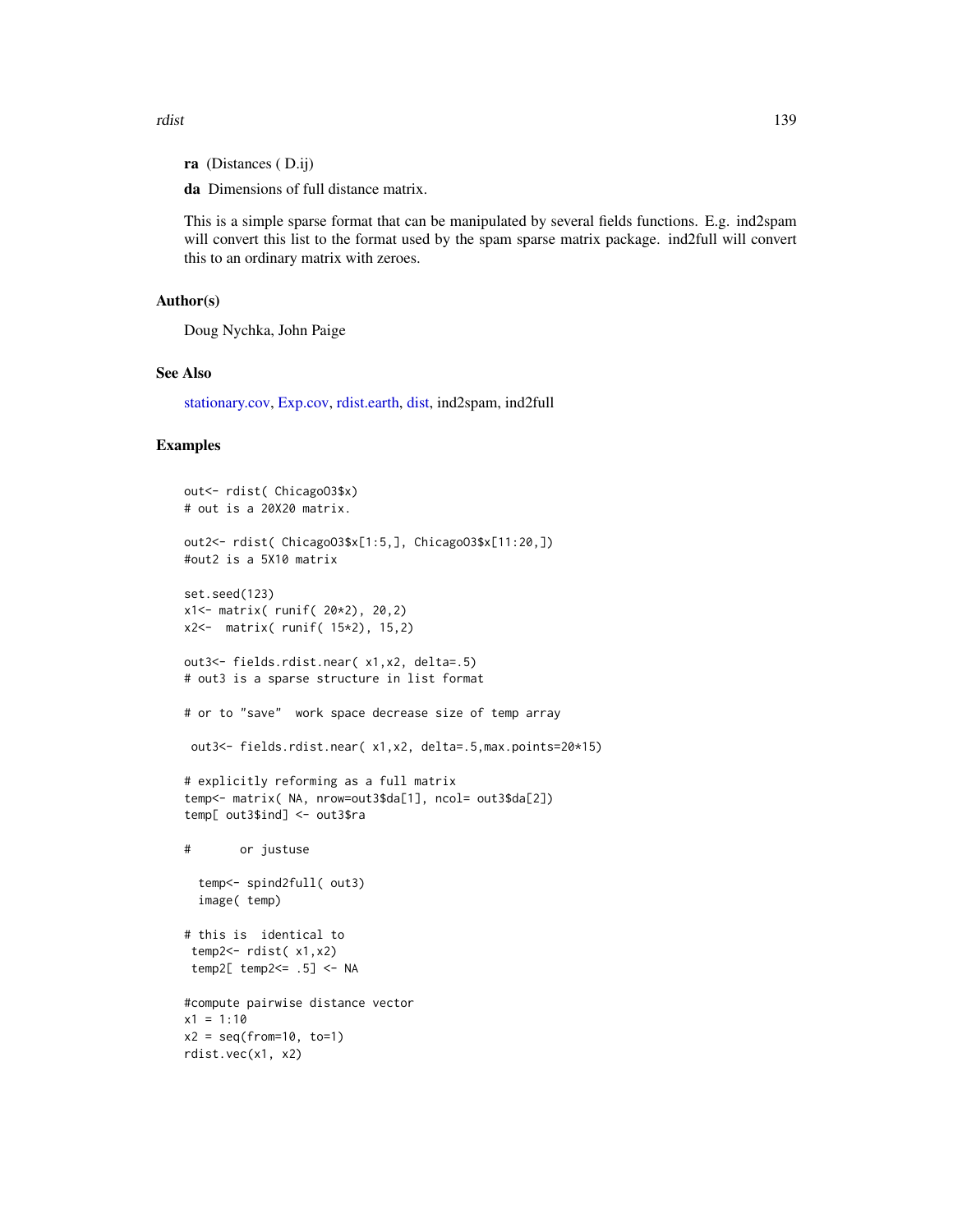**ra** (Distances ( D.ij)

**da** Dimensions of full distance matrix.

This is a simple sparse format that can be manipulated by several fields functions. E.g. ind2spam will convert this list to the format used by the spam sparse matrix package. ind2full will convert this to an ordinary matrix with zeroes.

## Author(s)

Doug Nychka, John Paige

## See Also

stationary.cov, Exp.cov, rdist.earth, dist, ind2spam, ind2full

## Examples

```
out<- rdist( ChicagoO3$x)
# out is a 20X20 matrix.

out2<- rdist( ChicagoO3$x[1:5,], ChicagoO3$x[11:20,])
#out2 is a 5X10 matrix

set.seed(123)
x1<- matrix( runif( 20*2), 20,2)
x2<-  matrix( runif( 15*2), 15,2)

out3<- fields.rdist.near( x1,x2, delta=.5)
# out3 is a sparse structure in list format

# or to "save"  work space decrease size of temp array

 out3<- fields.rdist.near( x1,x2, delta=.5,max.points=20*15)

# explicitly reforming as a full matrix
temp<- matrix( NA, nrow=out3$da[1], ncol= out3$da[2])
temp[ out3$ind] <- out3$ra

#       or justuse

  temp<- spind2full( out3)
  image( temp)

# this is  identical to
 temp2<- rdist( x1,x2)
 temp2[ temp2<= .5] <- NA

#compute pairwise distance vector
x1 = 1:10
x2 = seq(from=10, to=1)
rdist.vec(x1, x2)
```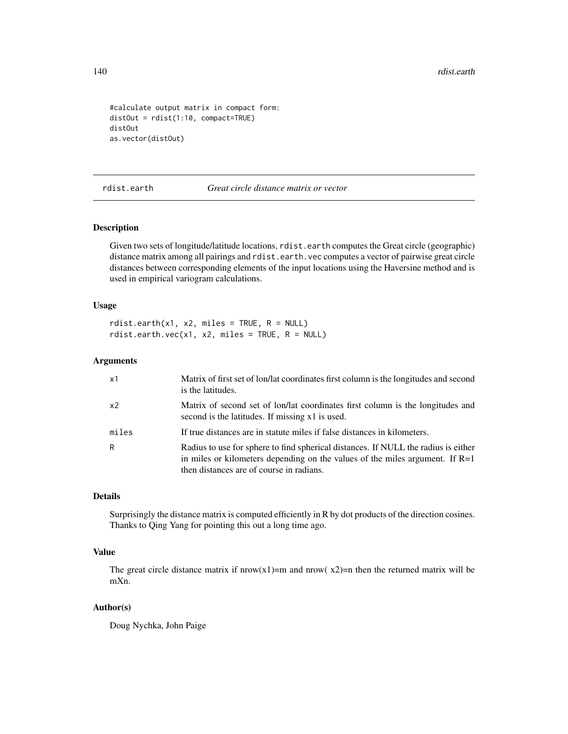```
#calculate output matrix in compact form:
distOut = rdist(1:10, compact=TRUE)
distOut
as.vector(distOut)
```

---

## rdist.earth *Great circle distance matrix or vector*

### Description

Given two sets of longitude/latitude locations, `rdist.earth` computes the Great circle (geographic) distance matrix among all pairings and `rdist.earth.vec` computes a vector of pairwise great circle distances between corresponding elements of the input locations using the Haversine method and is used in empirical variogram calculations.

### Usage

```
rdist.earth(x1, x2, miles = TRUE, R = NULL)
rdist.earth.vec(x1, x2, miles = TRUE, R = NULL)
```

### Arguments

| | |
|---|---|
| x1 | Matrix of first set of lon/lat coordinates first column is the longitudes and second is the latitudes. |
| x2 | Matrix of second set of lon/lat coordinates first column is the longitudes and second is the latitudes. If missing x1 is used. |
| miles | If true distances are in statute miles if false distances in kilometers. |
| R | Radius to use for sphere to find spherical distances. If NULL the radius is either in miles or kilometers depending on the values of the miles argument. If R=1 then distances are of course in radians. |

### Details

Surprisingly the distance matrix is computed efficiently in R by dot products of the direction cosines. Thanks to Qing Yang for pointing this out a long time ago.

### Value

The great circle distance matrix if nrow(x1)=m and nrow( x2)=n then the returned matrix will be mXn.

### Author(s)

Doug Nychka, John Paige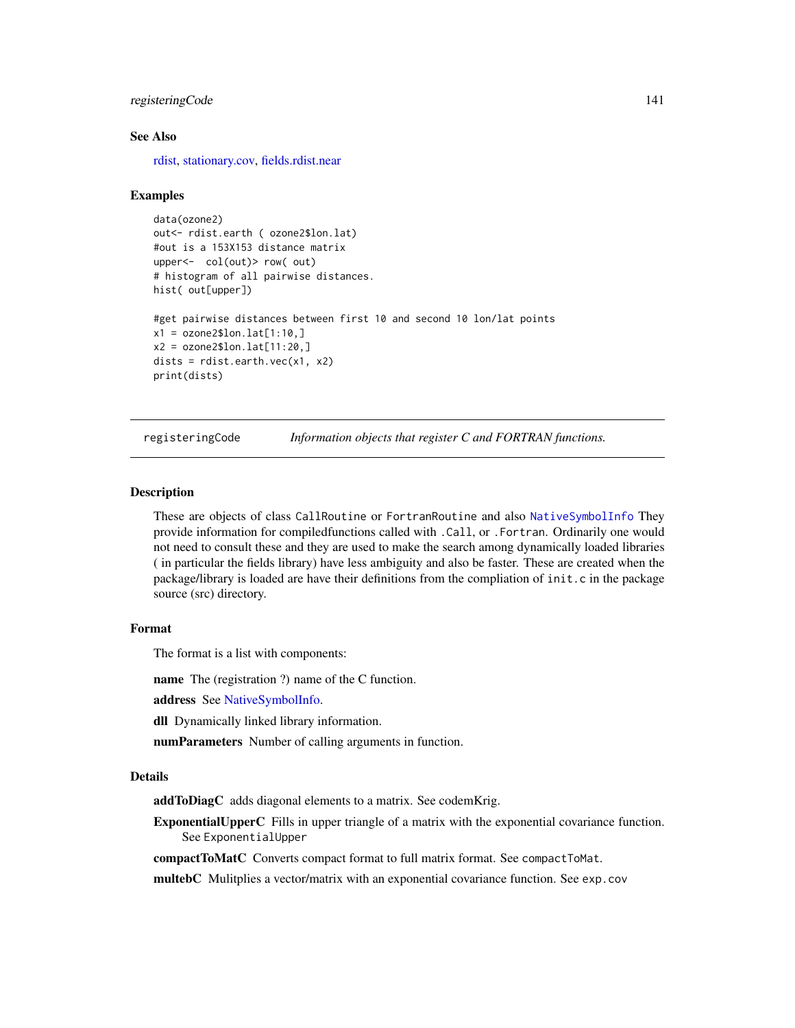## See Also

rdist, stationary.cov, fields.rdist.near

## Examples

```
data(ozone2)
out<- rdist.earth ( ozone2$lon.lat)
#out is a 153X153 distance matrix
upper<-  col(out)> row( out)
# histogram of all pairwise distances.
hist( out[upper])

#get pairwise distances between first 10 and second 10 lon/lat points
x1 = ozone2$lon.lat[1:10,]
x2 = ozone2$lon.lat[11:20,]
dists = rdist.earth.vec(x1, x2)
print(dists)
```

---

# registeringCode *Information objects that register C and FORTRAN functions.*

---

## Description

These are objects of class CallRoutine or FortranRoutine and also NativeSymbolInfo They provide information for compiledfunctions called with .Call, or .Fortran. Ordinarily one would not need to consult these and they are used to make the search among dynamically loaded libraries ( in particular the fields library) have less ambiguity and also be faster. These are created when the package/library is loaded are have their definitions from the compliation of init.c in the package source (src) directory.

## Format

The format is a list with components:

**name** The (registration ?) name of the C function.

**address** See NativeSymbolInfo.

**dll** Dynamically linked library information.

**numParameters** Number of calling arguments in function.

## Details

**addToDiagC** adds diagonal elements to a matrix. See codemKrig.

**ExponentialUpperC** Fills in upper triangle of a matrix with the exponential covariance function. See ExponentialUpper

**compactToMatC** Converts compact format to full matrix format. See compactToMat.

**multebC** Mulitplies a vector/matrix with an exponential covariance function. See exp.cov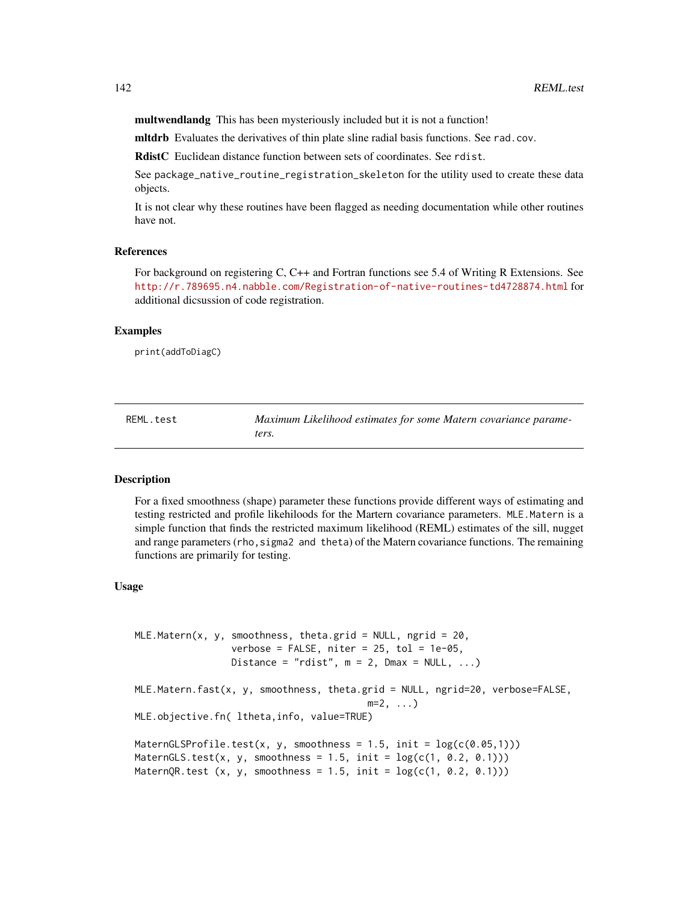**multwendlandg** This has been mysteriously included but it is not a function!

**mltdrb** Evaluates the derivatives of thin plate sline radial basis functions. See `rad.cov`.

**RdistC** Euclidean distance function between sets of coordinates. See `rdist`.

See `package_native_routine_registration_skeleton` for the utility used to create these data objects.

It is not clear why these routines have been flagged as needing documentation while other routines have not.

### References

For background on registering C, C++ and Fortran functions see 5.4 of Writing R Extensions. See http://r.789695.n4.nabble.com/Registration-of-native-routines-td4728874.html for additional dicsussion of code registration.

### Examples

```
print(addToDiagC)
```

---

## REML.test — *Maximum Likelihood estimates for some Matern covariance parameters.*

---

### Description

For a fixed smoothness (shape) parameter these functions provide different ways of estimating and testing restricted and profile likehiloods for the Martern covariance parameters. `MLE.Matern` is a simple function that finds the restricted maximum likelihood (REML) estimates of the sill, nugget and range parameters (`rho,sigma2 and theta`) of the Matern covariance functions. The remaining functions are primarily for testing.

### Usage

```
MLE.Matern(x, y, smoothness, theta.grid = NULL, ngrid = 20,
                 verbose = FALSE, niter = 25, tol = 1e-05,
                 Distance = "rdist", m = 2, Dmax = NULL, ...)

MLE.Matern.fast(x, y, smoothness, theta.grid = NULL, ngrid=20, verbose=FALSE,
                                         m=2, ...)
MLE.objective.fn( ltheta,info, value=TRUE)

MaternGLSProfile.test(x, y, smoothness = 1.5, init = log(c(0.05,1)))
MaternGLS.test(x, y, smoothness = 1.5, init = log(c(1, 0.2, 0.1)))
MaternQR.test (x, y, smoothness = 1.5, init = log(c(1, 0.2, 0.1)))
```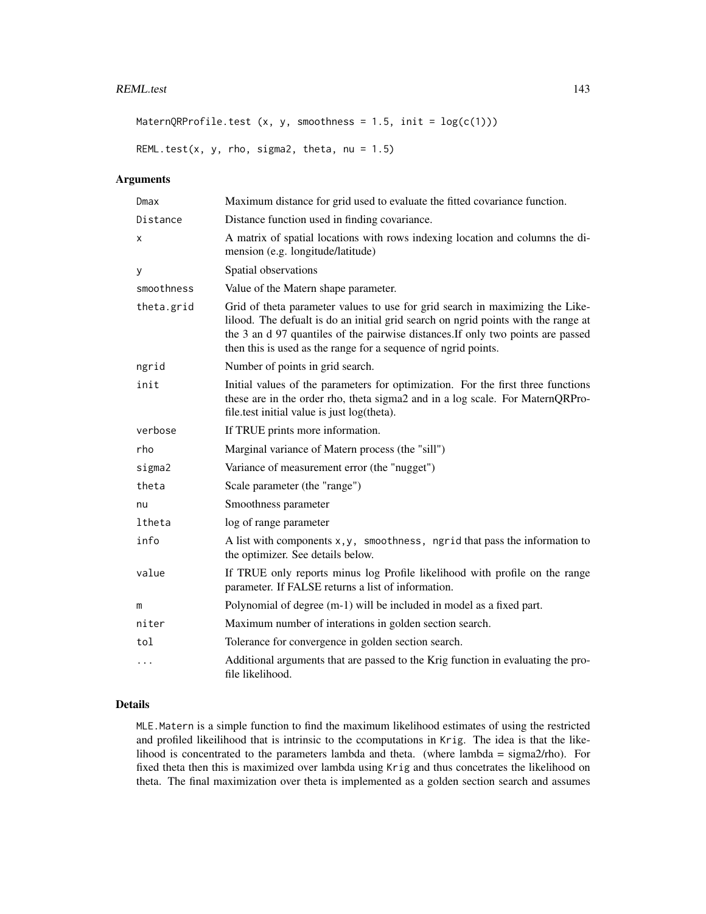```
MaternQRProfile.test (x, y, smoothness = 1.5, init = log(c(1)))

REML.test(x, y, rho, sigma2, theta, nu = 1.5)
```

## Arguments

| | |
|---|---|
| Dmax | Maximum distance for grid used to evaluate the fitted covariance function. |
| Distance | Distance function used in finding covariance. |
| x | A matrix of spatial locations with rows indexing location and columns the dimension (e.g. longitude/latitude) |
| y | Spatial observations |
| smoothness | Value of the Matern shape parameter. |
| theta.grid | Grid of theta parameter values to use for grid search in maximizing the Likelilood. The defualt is do an initial grid search on ngrid points with the range at the 3 an d 97 quantiles of the pairwise distances.If only two points are passed then this is used as the range for a sequence of ngrid points. |
| ngrid | Number of points in grid search. |
| init | Initial values of the parameters for optimization. For the first three functions these are in the order rho, theta sigma2 and in a log scale. For MaternQRProfile.test initial value is just log(theta). |
| verbose | If TRUE prints more information. |
| rho | Marginal variance of Matern process (the "sill") |
| sigma2 | Variance of measurement error (the "nugget") |
| theta | Scale parameter (the "range") |
| nu | Smoothness parameter |
| ltheta | log of range parameter |
| info | A list with components `x,y, smoothness, ngrid` that pass the information to the optimizer. See details below. |
| value | If TRUE only reports minus log Profile likelihood with profile on the range parameter. If FALSE returns a list of information. |
| m | Polynomial of degree (m-1) will be included in model as a fixed part. |
| niter | Maximum number of interations in golden section search. |
| tol | Tolerance for convergence in golden section search. |
| ... | Additional arguments that are passed to the Krig function in evaluating the profile likelihood. |

## Details

`MLE.Matern` is a simple function to find the maximum likelihood estimates of using the restricted and profiled likeilihood that is intrinsic to the ccomputations in `Krig`. The idea is that the likelihood is concentrated to the parameters lambda and theta. (where lambda = sigma2/rho). For fixed theta then this is maximized over lambda using `Krig` and thus concetrates the likelihood on theta. The final maximization over theta is implemented as a golden section search and assumes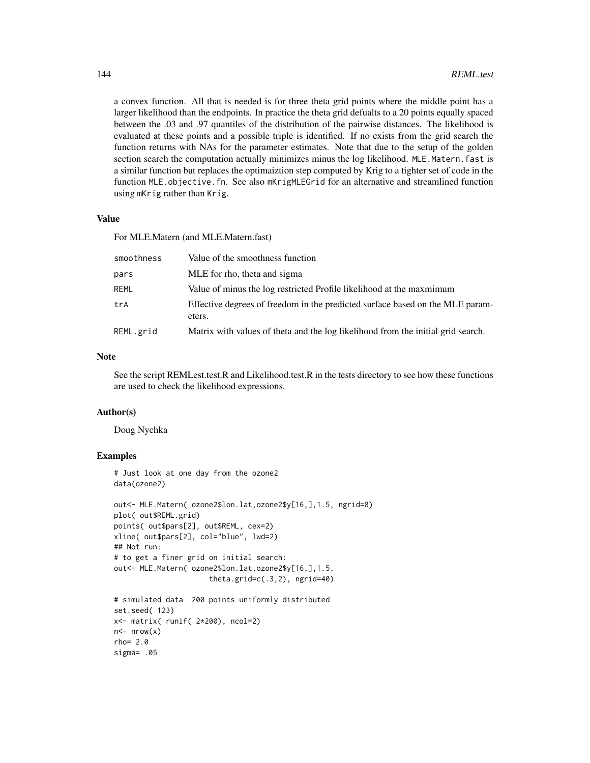a convex function. All that is needed is for three theta grid points where the middle point has a larger likelihood than the endpoints. In practice the theta grid defualts to a 20 points equally spaced between the .03 and .97 quantiles of the distribution of the pairwise distances. The likelihood is evaluated at these points and a possible triple is identified. If no exists from the grid search the function returns with NAs for the parameter estimates. Note that due to the setup of the golden section search the computation actually minimizes minus the log likelihood. `MLE.Matern.fast` is a similar function but replaces the optimaiztion step computed by Krig to a tighter set of code in the function `MLE.objective.fn`. See also `mKrigMLEGrid` for an alternative and streamlined function using `mKrig` rather than `Krig`.

### Value

For MLE.Matern (and MLE.Matern.fast)

| | |
|---|---|
| `smoothness` | Value of the smoothness function |
| `pars` | MLE for rho, theta and sigma |
| `REML` | Value of minus the log restricted Profile likelihood at the maxmimum |
| `trA` | Effective degrees of freedom in the predicted surface based on the MLE parameters. |
| `REML.grid` | Matrix with values of theta and the log likelihood from the initial grid search. |

### Note

See the script REMLest.test.R and Likelihood.test.R in the tests directory to see how these functions are used to check the likelihood expressions.

### Author(s)

Doug Nychka

### Examples

```
# Just look at one day from the ozone2
data(ozone2)

out<- MLE.Matern( ozone2$lon.lat,ozone2$y[16,],1.5, ngrid=8)
plot( out$REML.grid)
points( out$pars[2], out$REML, cex=2)
xline( out$pars[2], col="blue", lwd=2)
## Not run:
# to get a finer grid on initial search:
out<- MLE.Matern( ozone2$lon.lat,ozone2$y[16,],1.5,
                     theta.grid=c(.3,2), ngrid=40)

# simulated data  200 points uniformly distributed
set.seed( 123)
x<- matrix( runif( 2*200), ncol=2)
n<- nrow(x)
rho= 2.0
sigma= .05
```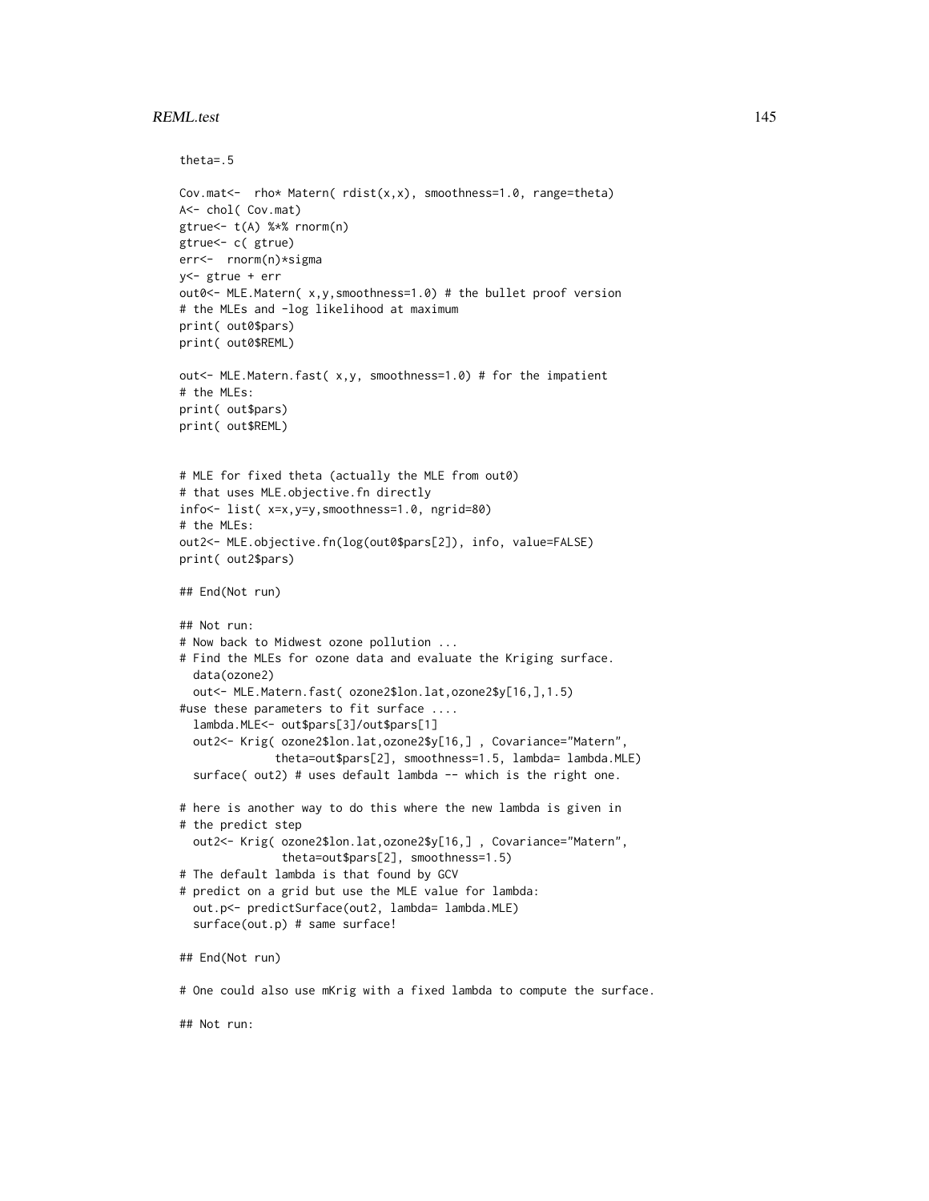```
theta=.5

Cov.mat<-  rho* Matern( rdist(x,x), smoothness=1.0, range=theta)
A<- chol( Cov.mat)
gtrue<- t(A) %*% rnorm(n)
gtrue<- c( gtrue)
err<-  rnorm(n)*sigma
y<- gtrue + err
out0<- MLE.Matern( x,y,smoothness=1.0) # the bullet proof version
# the MLEs and -log likelihood at maximum
print( out0$pars)
print( out0$REML)

out<- MLE.Matern.fast( x,y, smoothness=1.0) # for the impatient
# the MLEs:
print( out$pars)
print( out$REML)


# MLE for fixed theta (actually the MLE from out0)
# that uses MLE.objective.fn directly
info<- list( x=x,y=y,smoothness=1.0, ngrid=80)
# the MLEs:
out2<- MLE.objective.fn(log(out0$pars[2]), info, value=FALSE)
print( out2$pars)

## End(Not run)

## Not run:
# Now back to Midwest ozone pollution ...
# Find the MLEs for ozone data and evaluate the Kriging surface.
  data(ozone2)
  out<- MLE.Matern.fast( ozone2$lon.lat,ozone2$y[16,],1.5)
#use these parameters to fit surface ....
  lambda.MLE<- out$pars[3]/out$pars[1]
  out2<- Krig( ozone2$lon.lat,ozone2$y[16,] , Covariance="Matern",
              theta=out$pars[2], smoothness=1.5, lambda= lambda.MLE)
  surface( out2) # uses default lambda -- which is the right one.

# here is another way to do this where the new lambda is given in
# the predict step
  out2<- Krig( ozone2$lon.lat,ozone2$y[16,] , Covariance="Matern",
               theta=out$pars[2], smoothness=1.5)
# The default lambda is that found by GCV
# predict on a grid but use the MLE value for lambda:
  out.p<- predictSurface(out2, lambda= lambda.MLE)
  surface(out.p) # same surface!

## End(Not run)

# One could also use mKrig with a fixed lambda to compute the surface.

## Not run:
```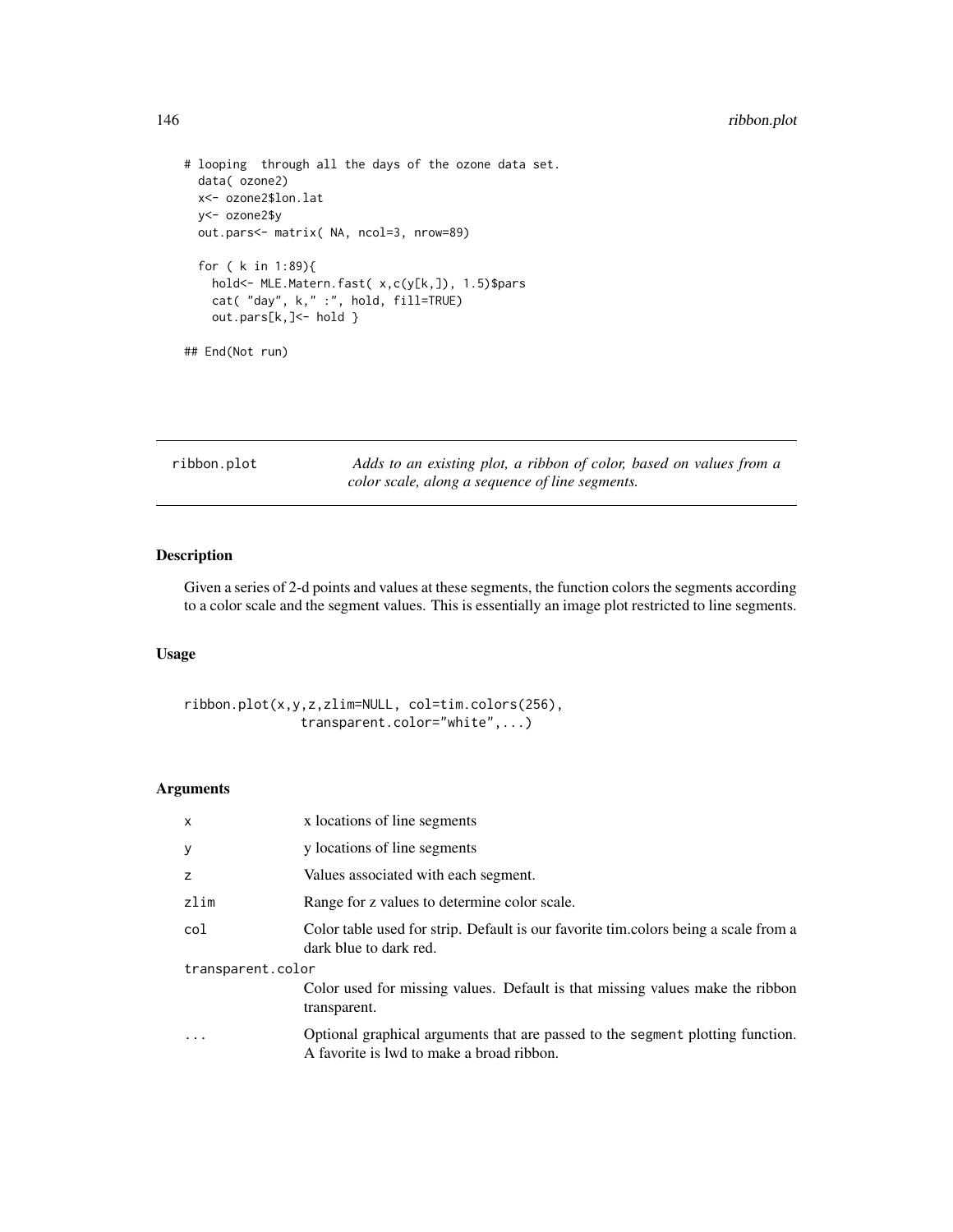```
# looping  through all the days of the ozone data set.
  data( ozone2)
  x<- ozone2$lon.lat
  y<- ozone2$y
  out.pars<- matrix( NA, ncol=3, nrow=89)

  for ( k in 1:89){
    hold<- MLE.Matern.fast( x,c(y[k,]), 1.5)$pars
    cat( "day", k," :", hold, fill=TRUE)
    out.pars[k,]<- hold }

## End(Not run)
```

## ribbon.plot

*Adds to an existing plot, a ribbon of color, based on values from a color scale, along a sequence of line segments.*

### Description

Given a series of 2-d points and values at these segments, the function colors the segments according to a color scale and the segment values. This is essentially an image plot restricted to line segments.

### Usage

```
ribbon.plot(x,y,z,zlim=NULL, col=tim.colors(256),
               transparent.color="white",...)
```

### Arguments

| | |
|---|---|
| x | x locations of line segments |
| y | y locations of line segments |
| z | Values associated with each segment. |
| zlim | Range for z values to determine color scale. |
| col | Color table used for strip. Default is our favorite tim.colors being a scale from a dark blue to dark red. |
| transparent.color | Color used for missing values. Default is that missing values make the ribbon transparent. |
| ... | Optional graphical arguments that are passed to the segment plotting function. A favorite is lwd to make a broad ribbon. |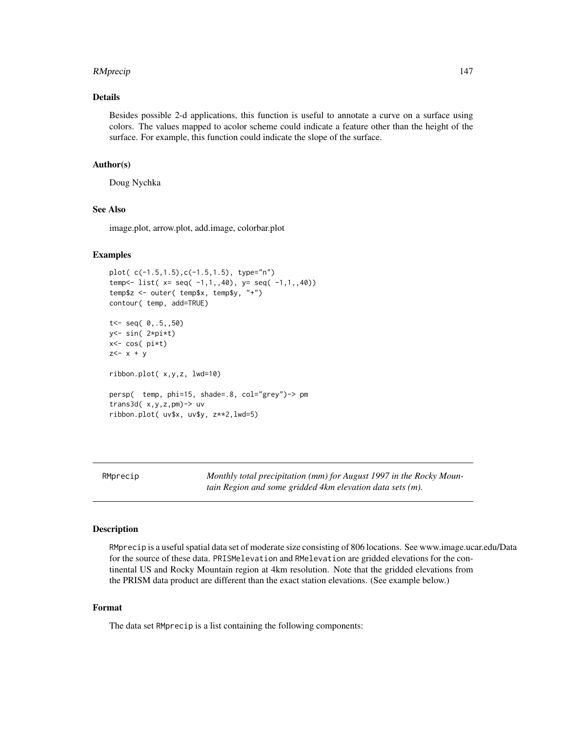## Details

Besides possible 2-d applications, this function is useful to annotate a curve on a surface using colors. The values mapped to acolor scheme could indicate a feature other than the height of the surface. For example, this function could indicate the slope of the surface.

## Author(s)

Doug Nychka

## See Also

image.plot, arrow.plot, add.image, colorbar.plot

## Examples

```
plot( c(-1.5,1.5),c(-1.5,1.5), type="n")
temp<- list( x= seq( -1,1,,40), y= seq( -1,1,,40))
temp$z <- outer( temp$x, temp$y, "+")
contour( temp, add=TRUE)

t<- seq( 0,.5,,50)
y<- sin( 2*pi*t)
x<- cos( pi*t)
z<- x + y

ribbon.plot( x,y,z, lwd=10)

persp(  temp, phi=15, shade=.8, col="grey")-> pm
trans3d( x,y,z,pm)-> uv
ribbon.plot( uv$x, uv$y, z**2,lwd=5)
```

---

RMprecip — *Monthly total precipitation (mm) for August 1997 in the Rocky Mountain Region and some gridded 4km elevation data sets (m).*

---

## Description

RMprecip is a useful spatial data set of moderate size consisting of 806 locations. See www.image.ucar.edu/Data for the source of these data. PRISMelevation and RMelevation are gridded elevations for the continental US and Rocky Mountain region at 4km resolution. Note that the gridded elevations from the PRISM data product are different than the exact station elevations. (See example below.)

## Format

The data set RMprecip is a list containing the following components: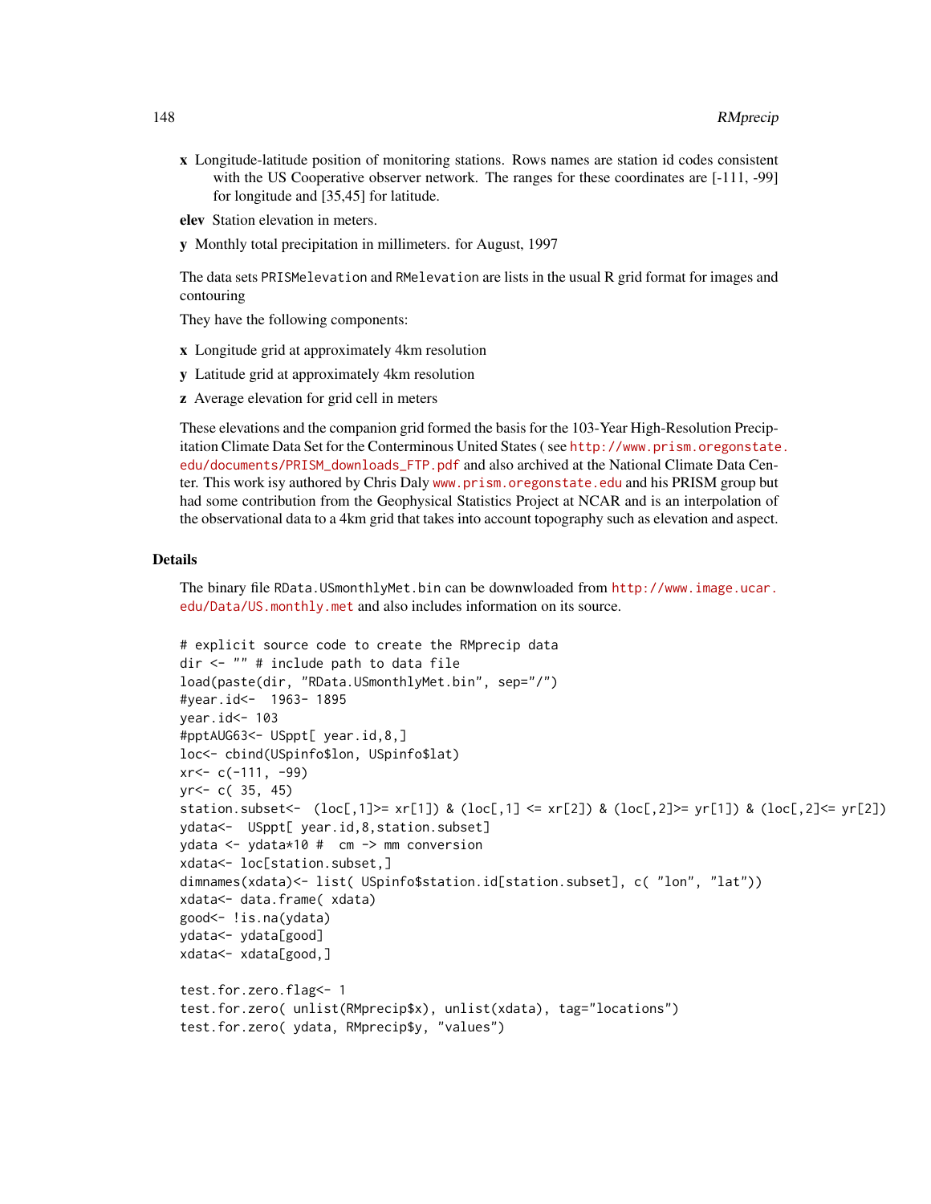**x** Longitude-latitude position of monitoring stations. Rows names are station id codes consistent with the US Cooperative observer network. The ranges for these coordinates are [-111, -99] for longitude and [35,45] for latitude.

**elev** Station elevation in meters.

**y** Monthly total precipitation in millimeters. for August, 1997

The data sets PRISMelevation and RMelevation are lists in the usual R grid format for images and contouring

They have the following components:

**x** Longitude grid at approximately 4km resolution

**y** Latitude grid at approximately 4km resolution

**z** Average elevation for grid cell in meters

These elevations and the companion grid formed the basis for the 103-Year High-Resolution Precipitation Climate Data Set for the Conterminous United States ( see http://www.prism.oregonstate.edu/documents/PRISM_downloads_FTP.pdf and also archived at the National Climate Data Center. This work isy authored by Chris Daly www.prism.oregonstate.edu and his PRISM group but had some contribution from the Geophysical Statistics Project at NCAR and is an interpolation of the observational data to a 4km grid that takes into account topography such as elevation and aspect.

## Details

The binary file RData.USmonthlyMet.bin can be downwloaded from http://www.image.ucar.edu/Data/US.monthly.met and also includes information on its source.

```
# explicit source code to create the RMprecip data
dir <- "" # include path to data file
load(paste(dir, "RData.USmonthlyMet.bin", sep="/"))
#year.id<-  1963- 1895
year.id<- 103
#pptAUG63<- USppt[ year.id,8,]
loc<- cbind(USpinfo$lon, USpinfo$lat)
xr<- c(-111, -99)
yr<- c( 35, 45)
station.subset<-  (loc[,1]>= xr[1]) & (loc[,1] <= xr[2]) & (loc[,2]>= yr[1]) & (loc[,2]<= yr[2])
ydata<-  USppt[ year.id,8,station.subset]
ydata <- ydata*10 #  cm -> mm conversion
xdata<- loc[station.subset,]
dimnames(xdata)<- list( USpinfo$station.id[station.subset], c( "lon", "lat"))
xdata<- data.frame( xdata)
good<- !is.na(ydata)
ydata<- ydata[good]
xdata<- xdata[good,]

test.for.zero.flag<- 1
test.for.zero( unlist(RMprecip$x), unlist(xdata), tag="locations")
test.for.zero( ydata, RMprecip$y, "values")
```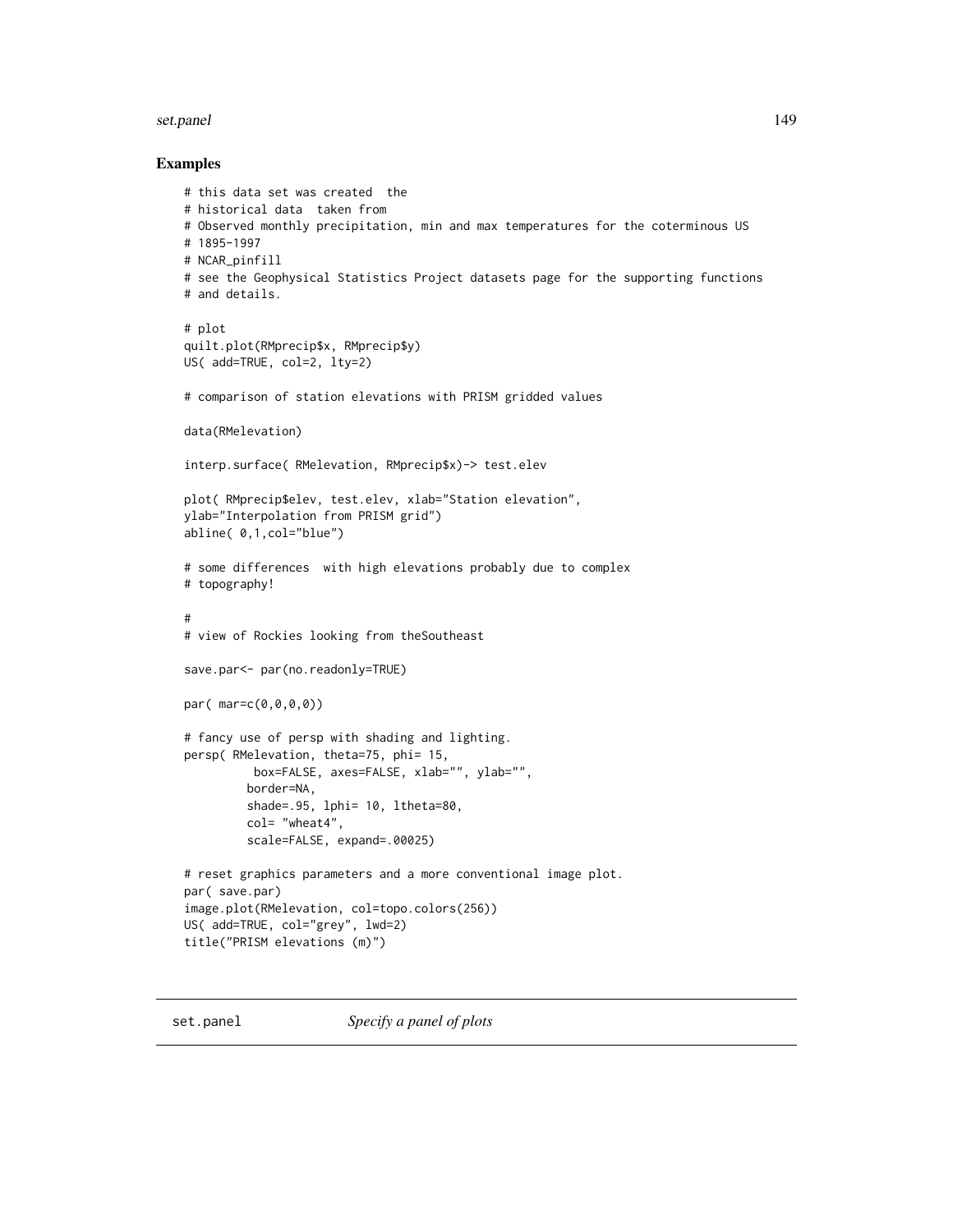## Examples

```
# this data set was created  the
# historical data  taken from
# Observed monthly precipitation, min and max temperatures for the coterminous US
# 1895-1997
# NCAR_pinfill
# see the Geophysical Statistics Project datasets page for the supporting functions
# and details.

# plot
quilt.plot(RMprecip$x, RMprecip$y)
US( add=TRUE, col=2, lty=2)

# comparison of station elevations with PRISM gridded values

data(RMelevation)

interp.surface( RMelevation, RMprecip$x)-> test.elev

plot( RMprecip$elev, test.elev, xlab="Station elevation",
ylab="Interpolation from PRISM grid")
abline( 0,1,col="blue")

# some differences  with high elevations probably due to complex
# topography!

#
# view of Rockies looking from theSoutheast

save.par<- par(no.readonly=TRUE)

par( mar=c(0,0,0,0))

# fancy use of persp with shading and lighting.
persp( RMelevation, theta=75, phi= 15,
          box=FALSE, axes=FALSE, xlab="", ylab="",
         border=NA,
         shade=.95, lphi= 10, ltheta=80,
         col= "wheat4",
         scale=FALSE, expand=.00025)

# reset graphics parameters and a more conventional image plot.
par( save.par)
image.plot(RMelevation, col=topo.colors(256))
US( add=TRUE, col="grey", lwd=2)
title("PRISM elevations (m)")
```

---

set.panel *Specify a panel of plots*

---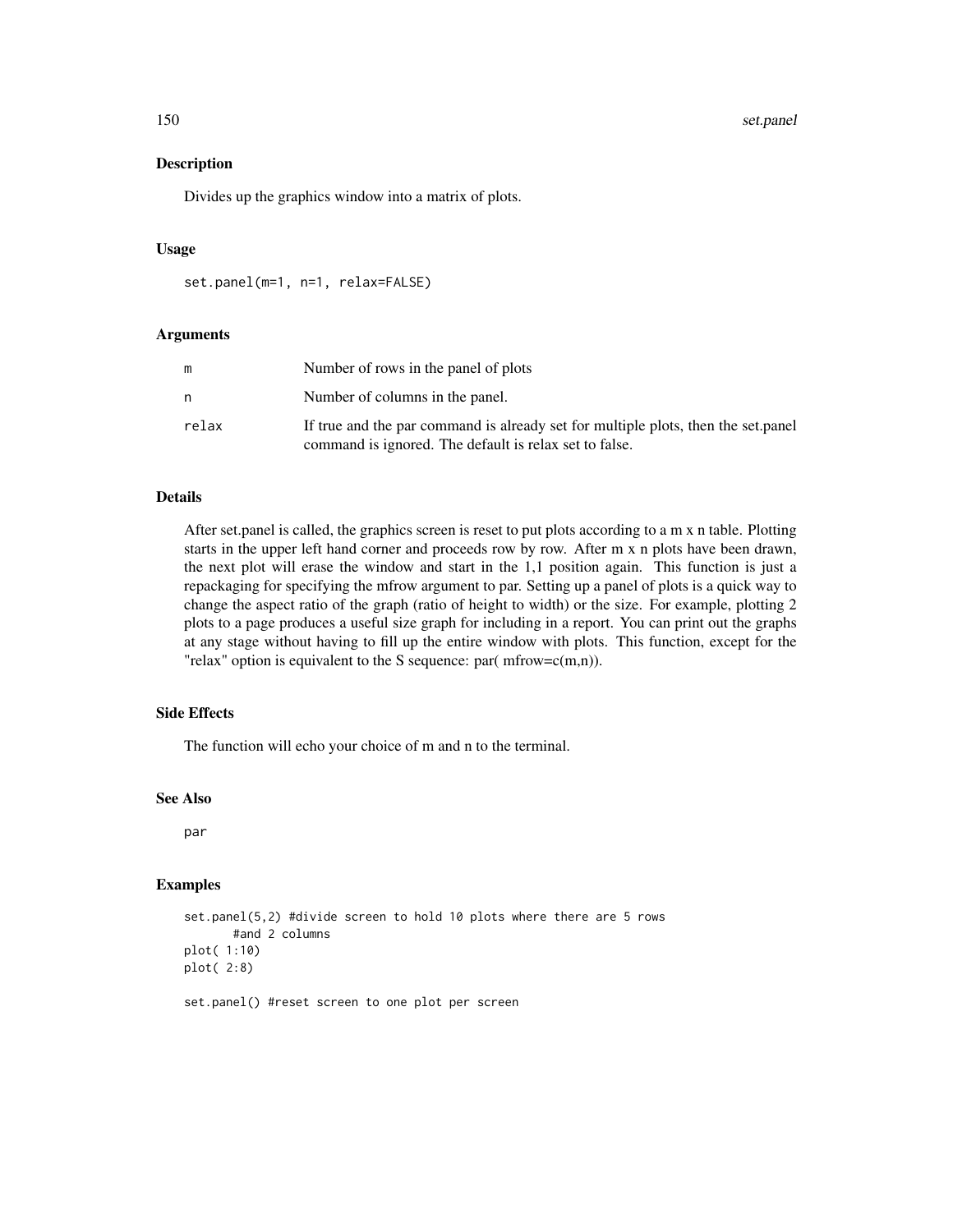## Description

Divides up the graphics window into a matrix of plots.

## Usage

```
set.panel(m=1, n=1, relax=FALSE)
```

## Arguments

| | |
|---|---|
| m | Number of rows in the panel of plots |
| n | Number of columns in the panel. |
| relax | If true and the par command is already set for multiple plots, then the set.panel command is ignored. The default is relax set to false. |

## Details

After set.panel is called, the graphics screen is reset to put plots according to a m x n table. Plotting starts in the upper left hand corner and proceeds row by row. After m x n plots have been drawn, the next plot will erase the window and start in the 1,1 position again. This function is just a repackaging for specifying the mfrow argument to par. Setting up a panel of plots is a quick way to change the aspect ratio of the graph (ratio of height to width) or the size. For example, plotting 2 plots to a page produces a useful size graph for including in a report. You can print out the graphs at any stage without having to fill up the entire window with plots. This function, except for the "relax" option is equivalent to the S sequence: par( mfrow=c(m,n)).

## Side Effects

The function will echo your choice of m and n to the terminal.

## See Also

par

## Examples

```
set.panel(5,2) #divide screen to hold 10 plots where there are 5 rows
      #and 2 columns
plot( 1:10)
plot( 2:8)

set.panel() #reset screen to one plot per screen
```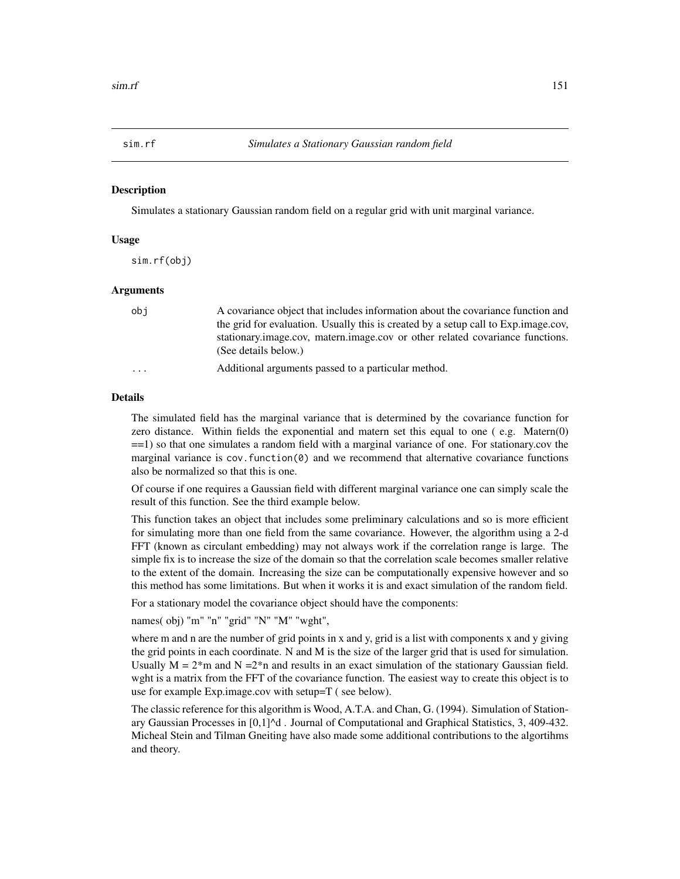## sim.rf *Simulates a Stationary Gaussian random field*

### Description

Simulates a stationary Gaussian random field on a regular grid with unit marginal variance.

### Usage

```
sim.rf(obj)
```

### Arguments

| | |
|---|---|
| obj | A covariance object that includes information about the covariance function and the grid for evaluation. Usually this is created by a setup call to Exp.image.cov, stationary.image.cov, matern.image.cov or other related covariance functions. (See details below.) |
| ... | Additional arguments passed to a particular method. |

### Details

The simulated field has the marginal variance that is determined by the covariance function for zero distance. Within fields the exponential and matern set this equal to one ( e.g. Matern(0) ==1) so that one simulates a random field with a marginal variance of one. For stationary.cov the marginal variance is `cov.function(0)` and we recommend that alternative covariance functions also be normalized so that this is one.

Of course if one requires a Gaussian field with different marginal variance one can simply scale the result of this function. See the third example below.

This function takes an object that includes some preliminary calculations and so is more efficient for simulating more than one field from the same covariance. However, the algorithm using a 2-d FFT (known as circulant embedding) may not always work if the correlation range is large. The simple fix is to increase the size of the domain so that the correlation scale becomes smaller relative to the extent of the domain. Increasing the size can be computationally expensive however and so this method has some limitations. But when it works it is and exact simulation of the random field.

For a stationary model the covariance object should have the components:

names( obj) "m" "n" "grid" "N" "M" "wght",

where m and n are the number of grid points in x and y, grid is a list with components x and y giving the grid points in each coordinate. N and M is the size of the larger grid that is used for simulation. Usually M = 2*m and N =2*n and results in an exact simulation of the stationary Gaussian field. wght is a matrix from the FFT of the covariance function. The easiest way to create this object is to use for example Exp.image.cov with setup=T ( see below).

The classic reference for this algorithm is Wood, A.T.A. and Chan, G. (1994). Simulation of Stationary Gaussian Processes in [0,1]^d . Journal of Computational and Graphical Statistics, 3, 409-432. Micheal Stein and Tilman Gneiting have also made some additional contributions to the algortihms and theory.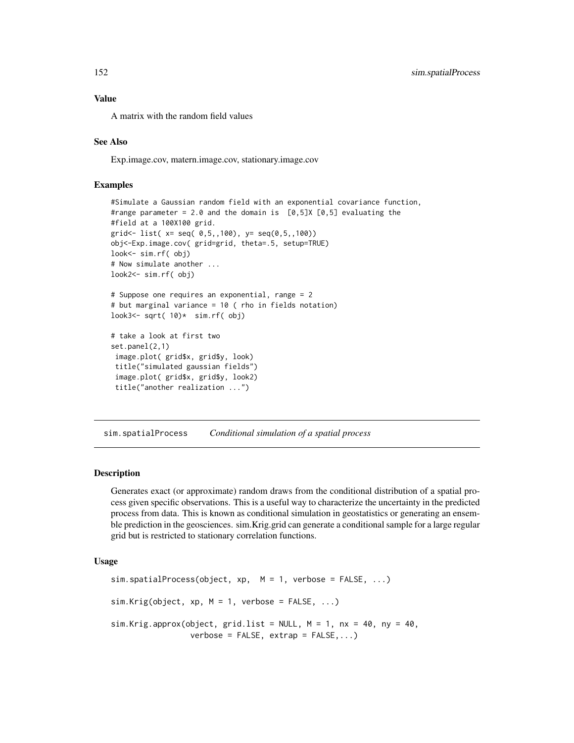### Value

A matrix with the random field values

### See Also

Exp.image.cov, matern.image.cov, stationary.image.cov

### Examples

```
#Simulate a Gaussian random field with an exponential covariance function,
#range parameter = 2.0 and the domain is  [0,5]X [0,5] evaluating the
#field at a 100X100 grid.
grid<- list( x= seq( 0,5,,100), y= seq(0,5,,100))
obj<-Exp.image.cov( grid=grid, theta=.5, setup=TRUE)
look<- sim.rf( obj)
# Now simulate another ...
look2<- sim.rf( obj)

# Suppose one requires an exponential, range = 2
# but marginal variance = 10 ( rho in fields notation)
look3<- sqrt( 10)*  sim.rf( obj)

# take a look at first two
set.panel(2,1)
 image.plot( grid$x, grid$y, look)
 title("simulated gaussian fields")
 image.plot( grid$x, grid$y, look2)
 title("another realization ...")
```

---

## sim.spatialProcess — *Conditional simulation of a spatial process*

### Description

Generates exact (or approximate) random draws from the conditional distribution of a spatial process given specific observations. This is a useful way to characterize the uncertainty in the predicted process from data. This is known as conditional simulation in geostatistics or generating an ensemble prediction in the geosciences. sim.Krig.grid can generate a conditional sample for a large regular grid but is restricted to stationary correlation functions.

### Usage

```
sim.spatialProcess(object, xp,  M = 1, verbose = FALSE, ...)

sim.Krig(object, xp, M = 1, verbose = FALSE, ...)

sim.Krig.approx(object, grid.list = NULL, M = 1, nx = 40, ny = 40,
                 verbose = FALSE, extrap = FALSE,...)
```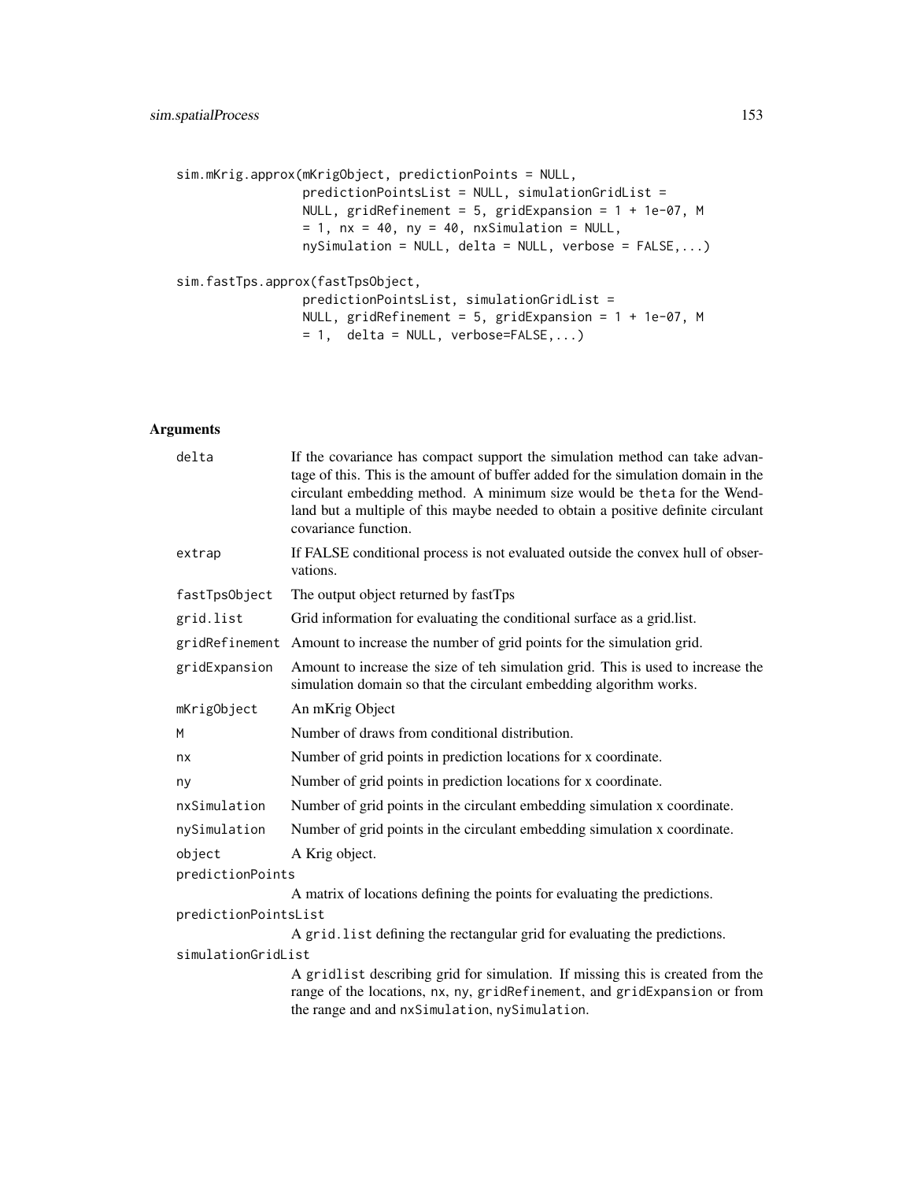```
sim.mKrig.approx(mKrigObject, predictionPoints = NULL,
                 predictionPointsList = NULL, simulationGridList =
                 NULL, gridRefinement = 5, gridExpansion = 1 + 1e-07, M
                 = 1, nx = 40, ny = 40, nxSimulation = NULL,
                 nySimulation = NULL, delta = NULL, verbose = FALSE,...)

sim.fastTps.approx(fastTpsObject,
                 predictionPointsList, simulationGridList =
                 NULL, gridRefinement = 5, gridExpansion = 1 + 1e-07, M
                 = 1,  delta = NULL, verbose=FALSE,...)
```

## Arguments

| | |
|---|---|
| delta | If the covariance has compact support the simulation method can take advantage of this. This is the amount of buffer added for the simulation domain in the circulant embedding method. A minimum size would be theta for the Wendland but a multiple of this maybe needed to obtain a positive definite circulant covariance function. |
| extrap | If FALSE conditional process is not evaluated outside the convex hull of observations. |
| fastTpsObject | The output object returned by fastTps |
| grid.list | Grid information for evaluating the conditional surface as a grid.list. |
| gridRefinement | Amount to increase the number of grid points for the simulation grid. |
| gridExpansion | Amount to increase the size of teh simulation grid. This is used to increase the simulation domain so that the circulant embedding algorithm works. |
| mKrigObject | An mKrig Object |
| M | Number of draws from conditional distribution. |
| nx | Number of grid points in prediction locations for x coordinate. |
| ny | Number of grid points in prediction locations for x coordinate. |
| nxSimulation | Number of grid points in the circulant embedding simulation x coordinate. |
| nySimulation | Number of grid points in the circulant embedding simulation x coordinate. |
| object | A Krig object. |
| predictionPoints | A matrix of locations defining the points for evaluating the predictions. |
| predictionPointsList | A grid.list defining the rectangular grid for evaluating the predictions. |
| simulationGridList | A gridlist describing grid for simulation. If missing this is created from the range of the locations, nx, ny, gridRefinement, and gridExpansion or from the range and and nxSimulation, nySimulation. |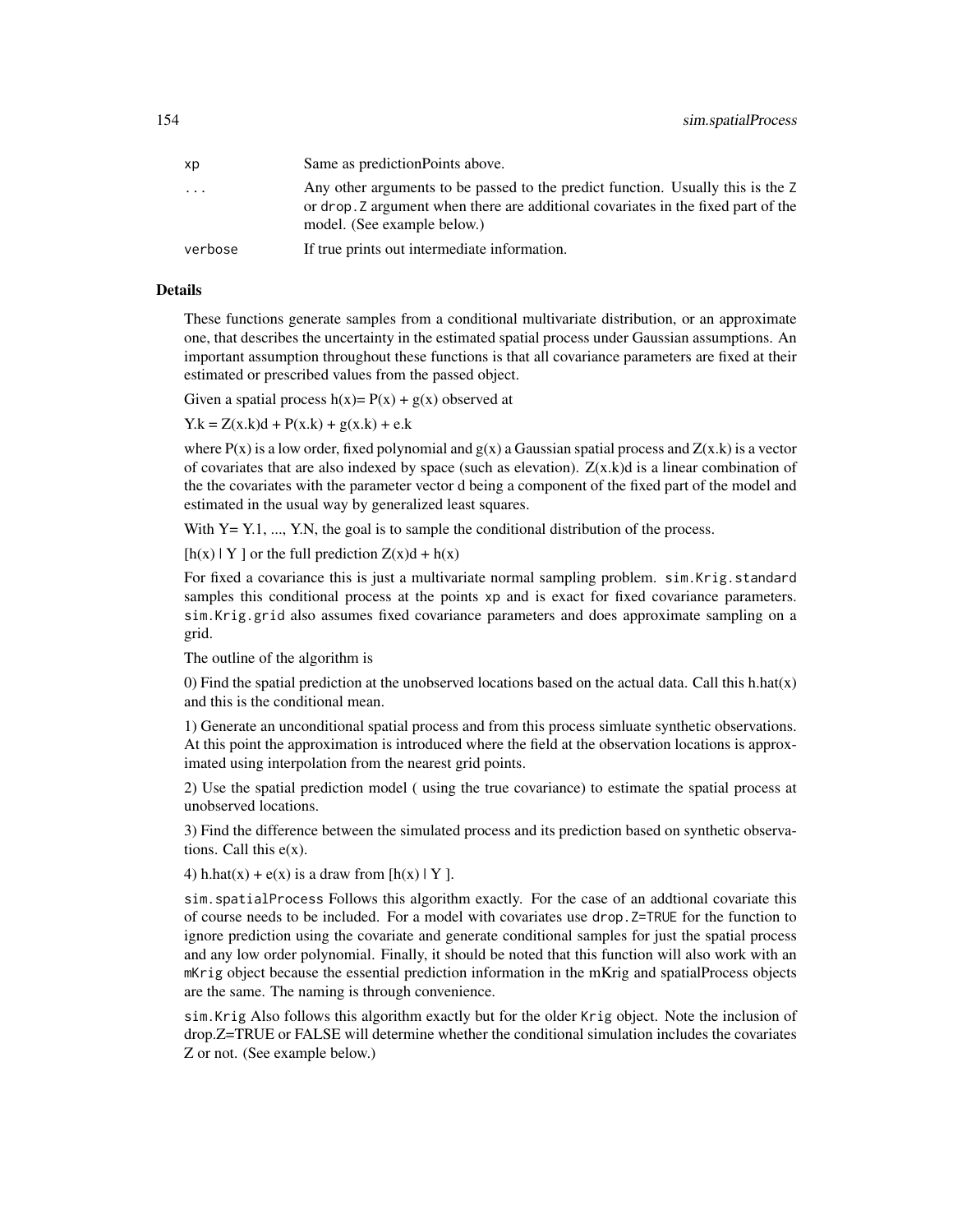| | |
|---|---|
| xp | Same as predictionPoints above. |
| ... | Any other arguments to be passed to the predict function. Usually this is the Z or drop.Z argument when there are additional covariates in the fixed part of the model. (See example below.) |
| verbose | If true prints out intermediate information. |

### Details

These functions generate samples from a conditional multivariate distribution, or an approximate one, that describes the uncertainty in the estimated spatial process under Gaussian assumptions. An important assumption throughout these functions is that all covariance parameters are fixed at their estimated or prescribed values from the passed object.

Given a spatial process h(x)= P(x) + g(x) observed at

Y.k = Z(x.k)d + P(x.k) + g(x.k) + e.k

where P(x) is a low order, fixed polynomial and g(x) a Gaussian spatial process and Z(x.k) is a vector of covariates that are also indexed by space (such as elevation). Z(x.k)d is a linear combination of the the covariates with the parameter vector d being a component of the fixed part of the model and estimated in the usual way by generalized least squares.

With Y= Y.1, ..., Y.N, the goal is to sample the conditional distribution of the process.

[h(x) | Y ] or the full prediction Z(x)d + h(x)

For fixed a covariance this is just a multivariate normal sampling problem. `sim.Krig.standard` samples this conditional process at the points `xp` and is exact for fixed covariance parameters. `sim.Krig.grid` also assumes fixed covariance parameters and does approximate sampling on a grid.

The outline of the algorithm is

0) Find the spatial prediction at the unobserved locations based on the actual data. Call this h.hat(x) and this is the conditional mean.

1) Generate an unconditional spatial process and from this process simluate synthetic observations. At this point the approximation is introduced where the field at the observation locations is approximated using interpolation from the nearest grid points.

2) Use the spatial prediction model ( using the true covariance) to estimate the spatial process at unobserved locations.

3) Find the difference between the simulated process and its prediction based on synthetic observations. Call this e(x).

4) h.hat(x) + e(x) is a draw from [h(x) | Y ].

`sim.spatialProcess` Follows this algorithm exactly. For the case of an addtional covariate this of course needs to be included. For a model with covariates use `drop.Z=TRUE` for the function to ignore prediction using the covariate and generate conditional samples for just the spatial process and any low order polynomial. Finally, it should be noted that this function will also work with an `mKrig` object because the essential prediction information in the mKrig and spatialProcess objects are the same. The naming is through convenience.

`sim.Krig` Also follows this algorithm exactly but for the older `Krig` object. Note the inclusion of drop.Z=TRUE or FALSE will determine whether the conditional simulation includes the covariates Z or not. (See example below.)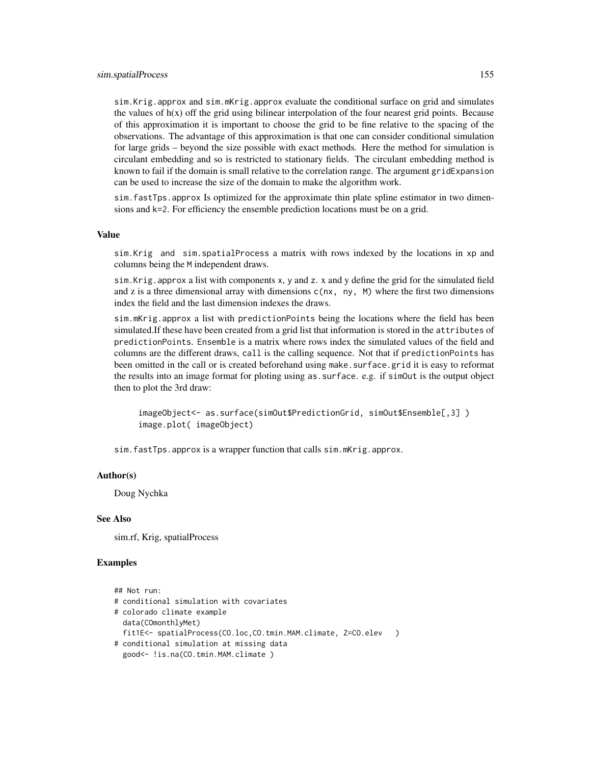sim.Krig.approx and sim.mKrig.approx evaluate the conditional surface on grid and simulates the values of h(x) off the grid using bilinear interpolation of the four nearest grid points. Because of this approximation it is important to choose the grid to be fine relative to the spacing of the observations. The advantage of this approximation is that one can consider conditional simulation for large grids – beyond the size possible with exact methods. Here the method for simulation is circulant embedding and so is restricted to stationary fields. The circulant embedding method is known to fail if the domain is small relative to the correlation range. The argument gridExpansion can be used to increase the size of the domain to make the algorithm work.

sim.fastTps.approx Is optimized for the approximate thin plate spline estimator in two dimensions and k=2. For efficiency the ensemble prediction locations must be on a grid.

### Value

sim.Krig and sim.spatialProcess a matrix with rows indexed by the locations in xp and columns being the M independent draws.

sim.Krig.approx a list with components x, y and z. x and y define the grid for the simulated field and z is a three dimensional array with dimensions c(nx, ny, M) where the first two dimensions index the field and the last dimension indexes the draws.

sim.mKrig.approx a list with predictionPoints being the locations where the field has been simulated.If these have been created from a grid list that information is stored in the attributes of predictionPoints. Ensemble is a matrix where rows index the simulated values of the field and columns are the different draws, call is the calling sequence. Not that if predictionPoints has been omitted in the call or is created beforehand using make.surface.grid it is easy to reformat the results into an image format for ploting using as.surface. e.g. if simOut is the output object then to plot the 3rd draw:

```
imageObject<- as.surface(simOut$PredictionGrid, simOut$Ensemble[,3] )
image.plot( imageObject)
```

sim.fastTps.approx is a wrapper function that calls sim.mKrig.approx.

### Author(s)

Doug Nychka

### See Also

sim.rf, Krig, spatialProcess

### Examples

```
## Not run:
# conditional simulation with covariates
# colorado climate example
  data(COmonthlyMet)
  fit1E<- spatialProcess(CO.loc,CO.tmin.MAM.climate, Z=CO.elev   )
# conditional simulation at missing data
  good<- !is.na(CO.tmin.MAM.climate )
```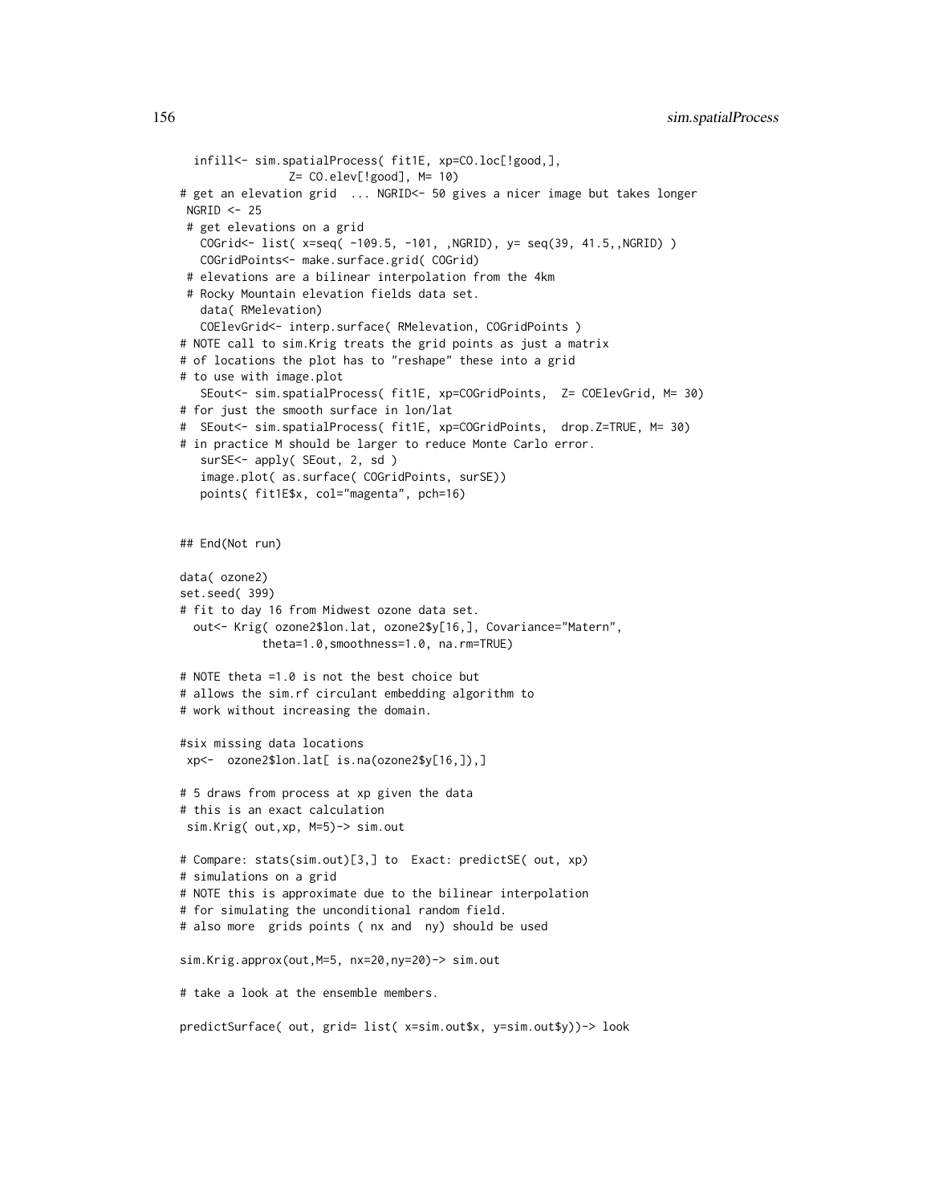```
  infill<- sim.spatialProcess( fit1E, xp=CO.loc[!good,],
               Z= CO.elev[!good], M= 10)
# get an elevation grid  ... NGRID<- 50 gives a nicer image but takes longer
 NGRID <- 25
 # get elevations on a grid
   COGrid<- list( x=seq( -109.5, -101, ,NGRID), y= seq(39, 41.5,,NGRID) )
   COGridPoints<- make.surface.grid( COGrid)
 # elevations are a bilinear interpolation from the 4km
 # Rocky Mountain elevation fields data set.
   data( RMelevation)
   COElevGrid<- interp.surface( RMelevation, COGridPoints )
# NOTE call to sim.Krig treats the grid points as just a matrix
# of locations the plot has to "reshape" these into a grid
# to use with image.plot
   SEout<- sim.spatialProcess( fit1E, xp=COGridPoints,  Z= COElevGrid, M= 30)
# for just the smooth surface in lon/lat
#  SEout<- sim.spatialProcess( fit1E, xp=COGridPoints,  drop.Z=TRUE, M= 30)
# in practice M should be larger to reduce Monte Carlo error.
   surSE<- apply( SEout, 2, sd )
   image.plot( as.surface( COGridPoints, surSE))
   points( fit1E$x, col="magenta", pch=16)


## End(Not run)

data( ozone2)
set.seed( 399)
# fit to day 16 from Midwest ozone data set.
  out<- Krig( ozone2$lon.lat, ozone2$y[16,], Covariance="Matern",
           theta=1.0,smoothness=1.0, na.rm=TRUE)

# NOTE theta =1.0 is not the best choice but
# allows the sim.rf circulant embedding algorithm to
# work without increasing the domain.

#six missing data locations
 xp<-  ozone2$lon.lat[ is.na(ozone2$y[16,]),]

# 5 draws from process at xp given the data
# this is an exact calculation
 sim.Krig( out,xp, M=5)-> sim.out

# Compare: stats(sim.out)[3,] to  Exact: predictSE( out, xp)
# simulations on a grid
# NOTE this is approximate due to the bilinear interpolation
# for simulating the unconditional random field.
# also more  grids points ( nx and  ny) should be used

sim.Krig.approx(out,M=5, nx=20,ny=20)-> sim.out

# take a look at the ensemble members.

predictSurface( out, grid= list( x=sim.out$x, y=sim.out$y))-> look
```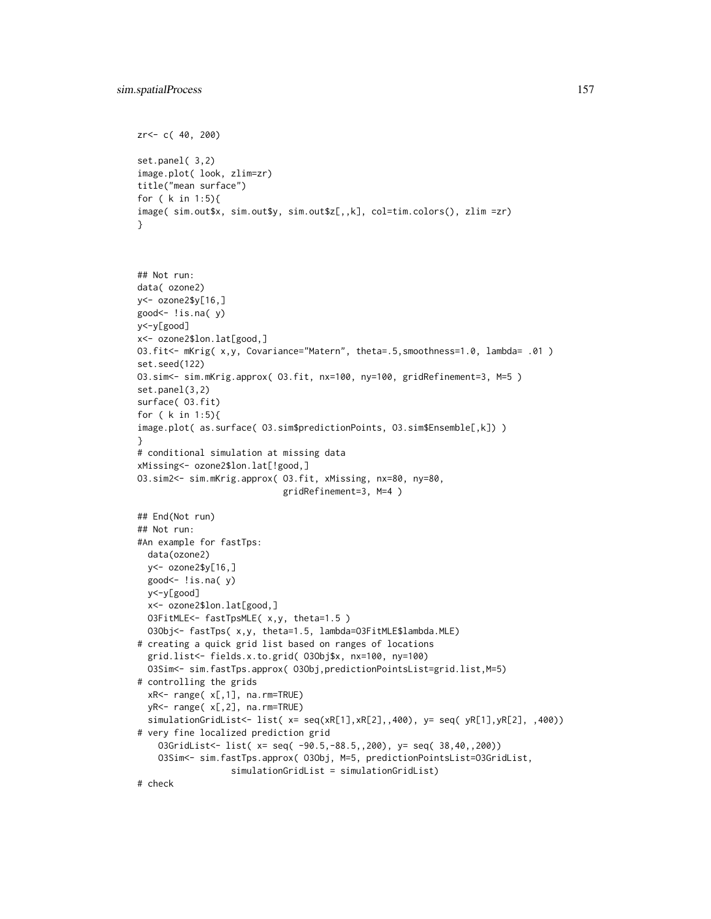```
zr<- c( 40, 200)

set.panel( 3,2)
image.plot( look, zlim=zr)
title("mean surface")
for ( k in 1:5){
image( sim.out$x, sim.out$y, sim.out$z[,,k], col=tim.colors(), zlim =zr)
}



## Not run:
data( ozone2)
y<- ozone2$y[16,]
good<- !is.na( y)
y<-y[good]
x<- ozone2$lon.lat[good,]
O3.fit<- mKrig( x,y, Covariance="Matern", theta=.5,smoothness=1.0, lambda= .01 )
set.seed(122)
O3.sim<- sim.mKrig.approx( O3.fit, nx=100, ny=100, gridRefinement=3, M=5 )
set.panel(3,2)
surface( O3.fit)
for ( k in 1:5){
image.plot( as.surface( O3.sim$predictionPoints, O3.sim$Ensemble[,k]) )
}
# conditional simulation at missing data
xMissing<- ozone2$lon.lat[!good,]
O3.sim2<- sim.mKrig.approx( O3.fit, xMissing, nx=80, ny=80,
                            gridRefinement=3, M=4 )

## End(Not run)
## Not run:
#An example for fastTps:
  data(ozone2)
  y<- ozone2$y[16,]
  good<- !is.na( y)
  y<-y[good]
  x<- ozone2$lon.lat[good,]
  O3FitMLE<- fastTpsMLE( x,y, theta=1.5 )
  O3Obj<- fastTps( x,y, theta=1.5, lambda=O3FitMLE$lambda.MLE)
# creating a quick grid list based on ranges of locations
  grid.list<- fields.x.to.grid( O3Obj$x, nx=100, ny=100)
  O3Sim<- sim.fastTps.approx( O3Obj,predictionPointsList=grid.list,M=5)
# controlling the grids
  xR<- range( x[,1], na.rm=TRUE)
  yR<- range( x[,2], na.rm=TRUE)
  simulationGridList<- list( x= seq(xR[1],xR[2],,400), y= seq( yR[1],yR[2], ,400))
# very fine localized prediction grid
    O3GridList<- list( x= seq( -90.5,-88.5,,200), y= seq( 38,40,,200))
    O3Sim<- sim.fastTps.approx( O3Obj, M=5, predictionPointsList=O3GridList,
                  simulationGridList = simulationGridList)
# check
```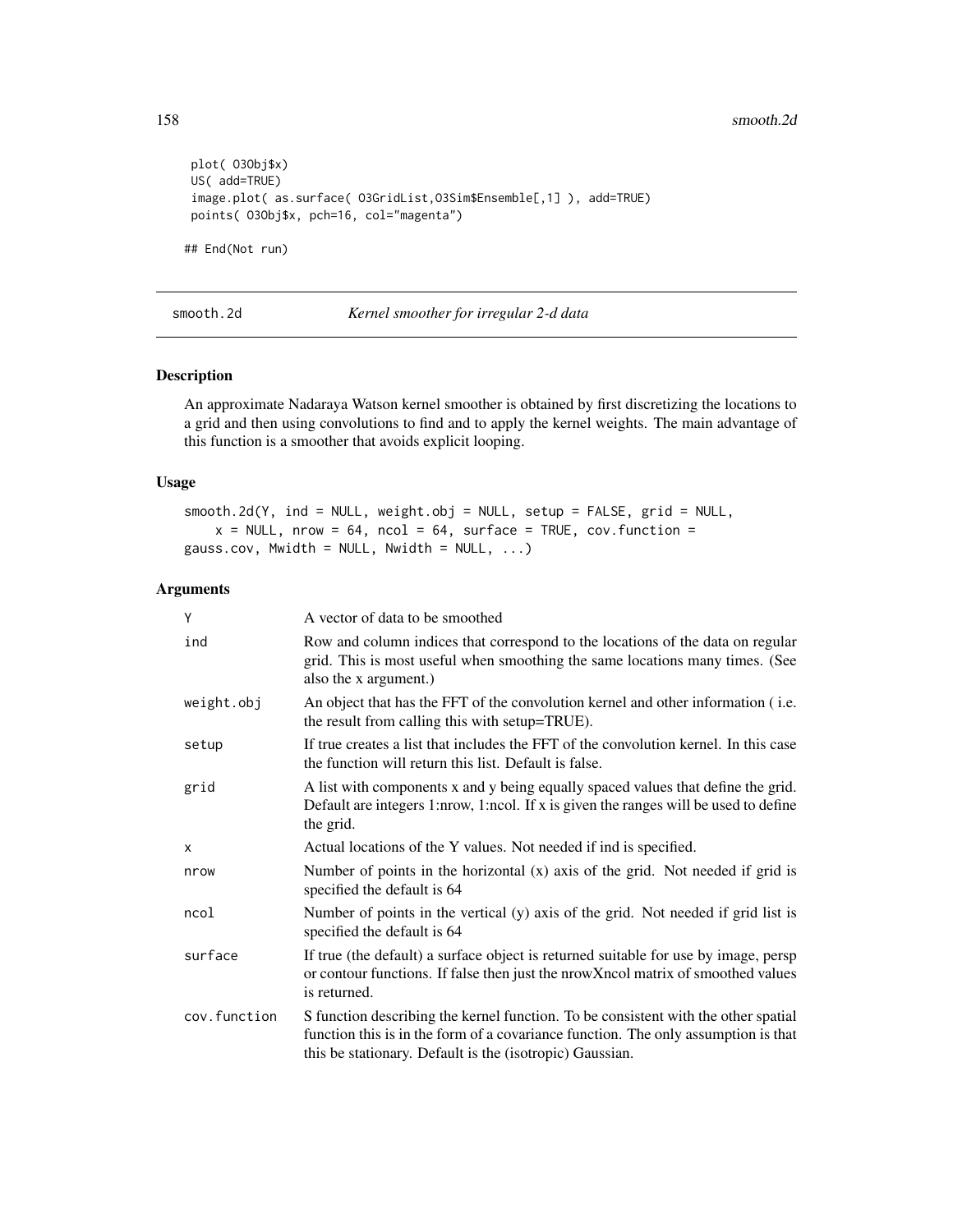```
plot( O3Obj$x)
US( add=TRUE)
image.plot( as.surface( O3GridList,O3Sim$Ensemble[,1] ), add=TRUE)
points( O3Obj$x, pch=16, col="magenta")

## End(Not run)
```

---

smooth.2d *Kernel smoother for irregular 2-d data*

---

## Description

An approximate Nadaraya Watson kernel smoother is obtained by first discretizing the locations to a grid and then using convolutions to find and to apply the kernel weights. The main advantage of this function is a smoother that avoids explicit looping.

## Usage

```
smooth.2d(Y, ind = NULL, weight.obj = NULL, setup = FALSE, grid = NULL,
    x = NULL, nrow = 64, ncol = 64, surface = TRUE, cov.function =
gauss.cov, Mwidth = NULL, Nwidth = NULL, ...)
```

## Arguments

| | |
|---|---|
| Y | A vector of data to be smoothed |
| ind | Row and column indices that correspond to the locations of the data on regular grid. This is most useful when smoothing the same locations many times. (See also the x argument.) |
| weight.obj | An object that has the FFT of the convolution kernel and other information ( i.e. the result from calling this with setup=TRUE). |
| setup | If true creates a list that includes the FFT of the convolution kernel. In this case the function will return this list. Default is false. |
| grid | A list with components x and y being equally spaced values that define the grid. Default are integers 1:nrow, 1:ncol. If x is given the ranges will be used to define the grid. |
| x | Actual locations of the Y values. Not needed if ind is specified. |
| nrow | Number of points in the horizontal (x) axis of the grid. Not needed if grid is specified the default is 64 |
| ncol | Number of points in the vertical (y) axis of the grid. Not needed if grid list is specified the default is 64 |
| surface | If true (the default) a surface object is returned suitable for use by image, persp or contour functions. If false then just the nrowXncol matrix of smoothed values is returned. |
| cov.function | S function describing the kernel function. To be consistent with the other spatial function this is in the form of a covariance function. The only assumption is that this be stationary. Default is the (isotropic) Gaussian. |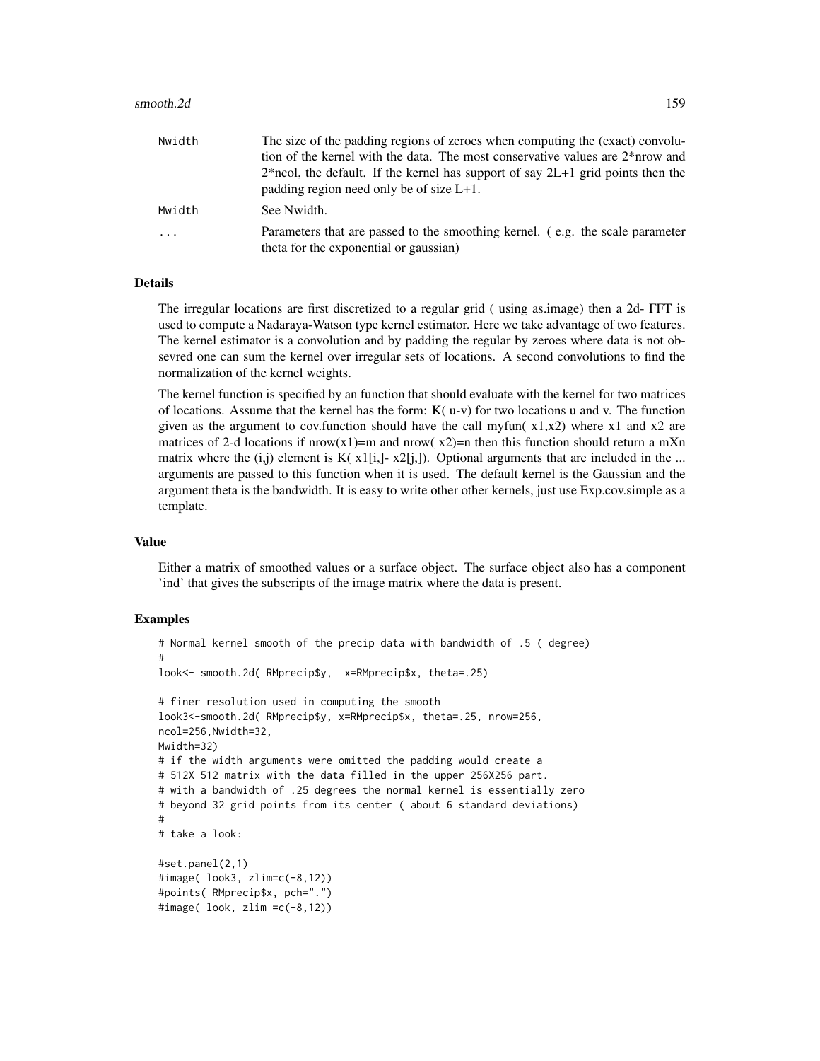| | |
|---|---|
| Nwidth | The size of the padding regions of zeroes when computing the (exact) convolution of the kernel with the data. The most conservative values are 2*nrow and 2*ncol, the default. If the kernel has support of say 2L+1 grid points then the padding region need only be of size L+1. |
| Mwidth | See Nwidth. |
| ... | Parameters that are passed to the smoothing kernel. ( e.g. the scale parameter theta for the exponential or gaussian) |

## Details

The irregular locations are first discretized to a regular grid ( using as.image) then a 2d- FFT is used to compute a Nadaraya-Watson type kernel estimator. Here we take advantage of two features. The kernel estimator is a convolution and by padding the regular by zeroes where data is not obsevred one can sum the kernel over irregular sets of locations. A second convolutions to find the normalization of the kernel weights.

The kernel function is specified by an function that should evaluate with the kernel for two matrices of locations. Assume that the kernel has the form: K( u-v) for two locations u and v. The function given as the argument to cov.function should have the call myfun( x1,x2) where x1 and x2 are matrices of 2-d locations if nrow(x1)=m and nrow( x2)=n then this function should return a mXn matrix where the (i,j) element is K( x1[i,]- x2[j,]). Optional arguments that are included in the ... arguments are passed to this function when it is used. The default kernel is the Gaussian and the argument theta is the bandwidth. It is easy to write other other kernels, just use Exp.cov.simple as a template.

## Value

Either a matrix of smoothed values or a surface object. The surface object also has a component 'ind' that gives the subscripts of the image matrix where the data is present.

## Examples

```
# Normal kernel smooth of the precip data with bandwidth of .5 ( degree)
#
look<- smooth.2d( RMprecip$y,  x=RMprecip$x, theta=.25)

# finer resolution used in computing the smooth
look3<-smooth.2d( RMprecip$y, x=RMprecip$x, theta=.25, nrow=256,
ncol=256,Nwidth=32,
Mwidth=32)
# if the width arguments were omitted the padding would create a
# 512X 512 matrix with the data filled in the upper 256X256 part.
# with a bandwidth of .25 degrees the normal kernel is essentially zero
# beyond 32 grid points from its center ( about 6 standard deviations)
#
# take a look:

#set.panel(2,1)
#image( look3, zlim=c(-8,12))
#points( RMprecip$x, pch=".")
#image( look, zlim =c(-8,12))
```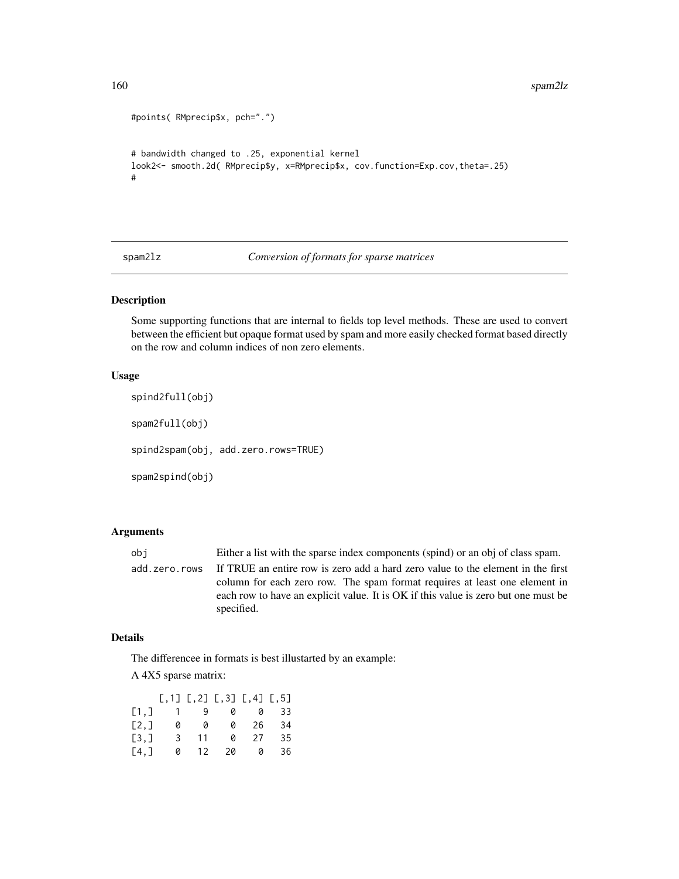```
#points( RMprecip$x, pch=".")

# bandwidth changed to .25, exponential kernel
look2<- smooth.2d( RMprecip$y, x=RMprecip$x, cov.function=Exp.cov,theta=.25)
#
```

## spam2lz — *Conversion of formats for sparse matrices*

### Description

Some supporting functions that are internal to fields top level methods. These are used to convert between the efficient but opaque format used by spam and more easily checked format based directly on the row and column indices of non zero elements.

### Usage

```
spind2full(obj)

spam2full(obj)

spind2spam(obj, add.zero.rows=TRUE)

spam2spind(obj)
```

### Arguments

| | |
|---|---|
| obj | Either a list with the sparse index components (spind) or an obj of class spam. |
| add.zero.rows | If TRUE an entire row is zero add a hard zero value to the element in the first column for each zero row. The spam format requires at least one element in each row to have an explicit value. It is OK if this value is zero but one must be specified. |

### Details

The differencee in formats is best illustarted by an example:

A 4X5 sparse matrix:

```
     [,1] [,2] [,3] [,4] [,5]
[1,]    1    9    0    0   33
[2,]    0    0    0   26   34
[3,]    3   11    0   27   35
[4,]    0   12   20    0   36
```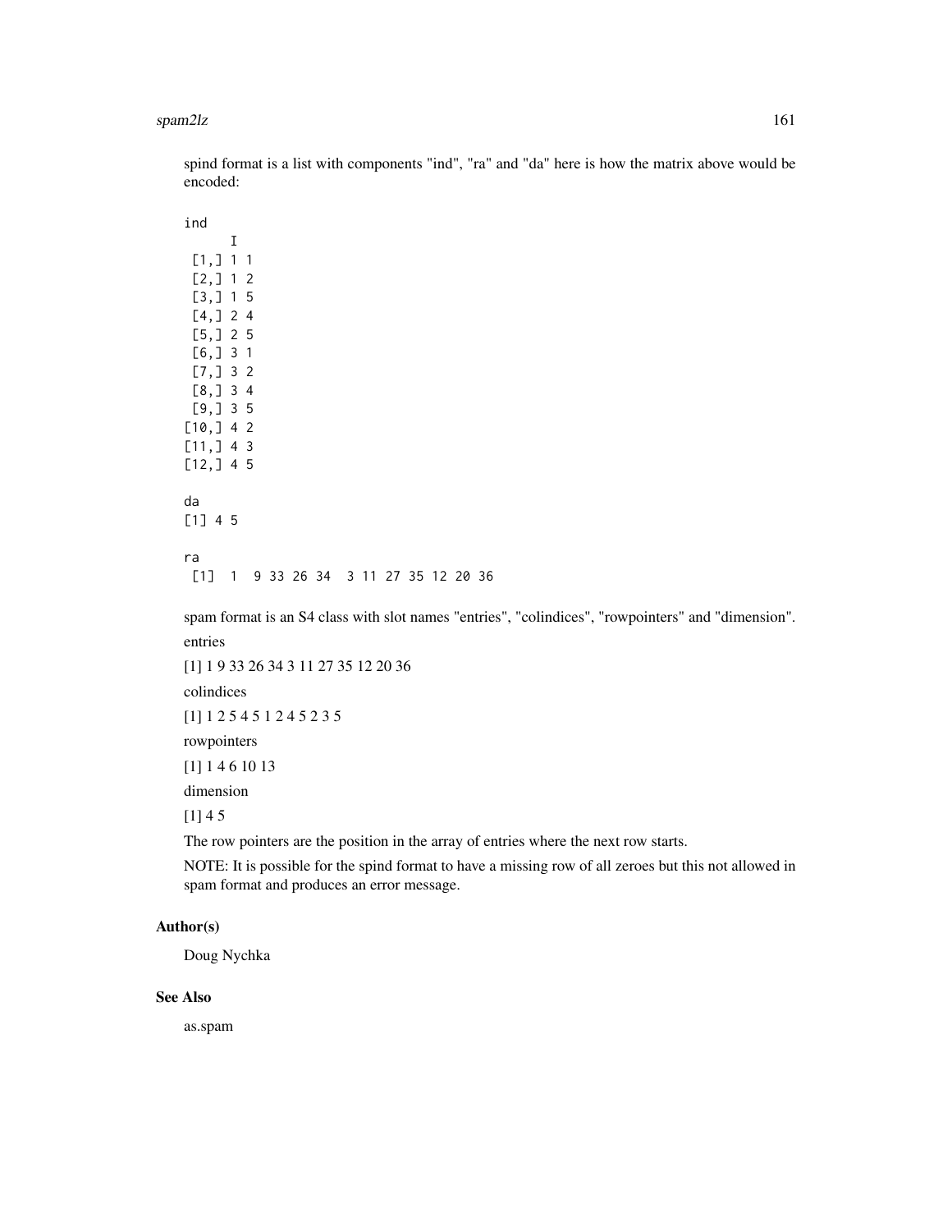spind format is a list with components "ind", "ra" and "da" here is how the matrix above would be encoded:

```
ind
      I
 [1,] 1 1
 [2,] 1 2
 [3,] 1 5
 [4,] 2 4
 [5,] 2 5
 [6,] 3 1
 [7,] 3 2
 [8,] 3 4
 [9,] 3 5
[10,] 4 2
[11,] 4 3
[12,] 4 5

da
[1] 4 5

ra
 [1]  1  9 33 26 34  3 11 27 35 12 20 36
```

spam format is an S4 class with slot names "entries", "colindices", "rowpointers" and "dimension".

entries

[1] 1 9 33 26 34 3 11 27 35 12 20 36

colindices

[1] 1 2 5 4 5 1 2 4 5 2 3 5

rowpointers

[1] 1 4 6 10 13

dimension

[1] 4 5

The row pointers are the position in the array of entries where the next row starts.

NOTE: It is possible for the spind format to have a missing row of all zeroes but this not allowed in spam format and produces an error message.

## Author(s)

Doug Nychka

## See Also

as.spam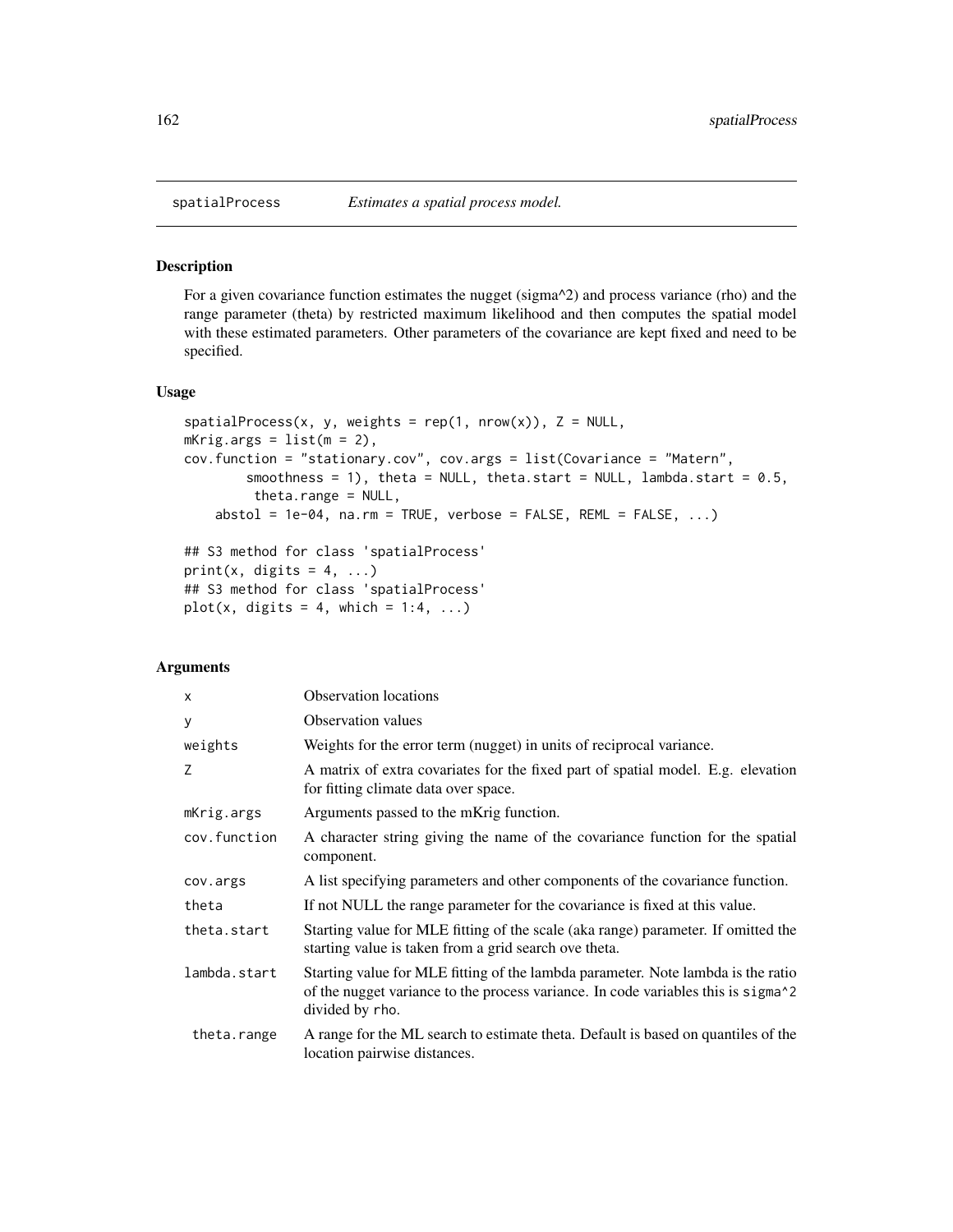spatialProcess *Estimates a spatial process model.*

## Description

For a given covariance function estimates the nugget (sigma^2) and process variance (rho) and the range parameter (theta) by restricted maximum likelihood and then computes the spatial model with these estimated parameters. Other parameters of the covariance are kept fixed and need to be specified.

## Usage

```
spatialProcess(x, y, weights = rep(1, nrow(x)), Z = NULL,
mKrig.args = list(m = 2),
cov.function = "stationary.cov", cov.args = list(Covariance = "Matern",
        smoothness = 1), theta = NULL, theta.start = NULL, lambda.start = 0.5,
         theta.range = NULL,
    abstol = 1e-04, na.rm = TRUE, verbose = FALSE, REML = FALSE, ...)

## S3 method for class 'spatialProcess'
print(x, digits = 4, ...)
## S3 method for class 'spatialProcess'
plot(x, digits = 4, which = 1:4, ...)
```

## Arguments

| | |
|---|---|
| x | Observation locations |
| y | Observation values |
| weights | Weights for the error term (nugget) in units of reciprocal variance. |
| Z | A matrix of extra covariates for the fixed part of spatial model. E.g. elevation for fitting climate data over space. |
| mKrig.args | Arguments passed to the mKrig function. |
| cov.function | A character string giving the name of the covariance function for the spatial component. |
| cov.args | A list specifying parameters and other components of the covariance function. |
| theta | If not NULL the range parameter for the covariance is fixed at this value. |
| theta.start | Starting value for MLE fitting of the scale (aka range) parameter. If omitted the starting value is taken from a grid search ove theta. |
| lambda.start | Starting value for MLE fitting of the lambda parameter. Note lambda is the ratio of the nugget variance to the process variance. In code variables this is sigma^2 divided by rho. |
| theta.range | A range for the ML search to estimate theta. Default is based on quantiles of the location pairwise distances. |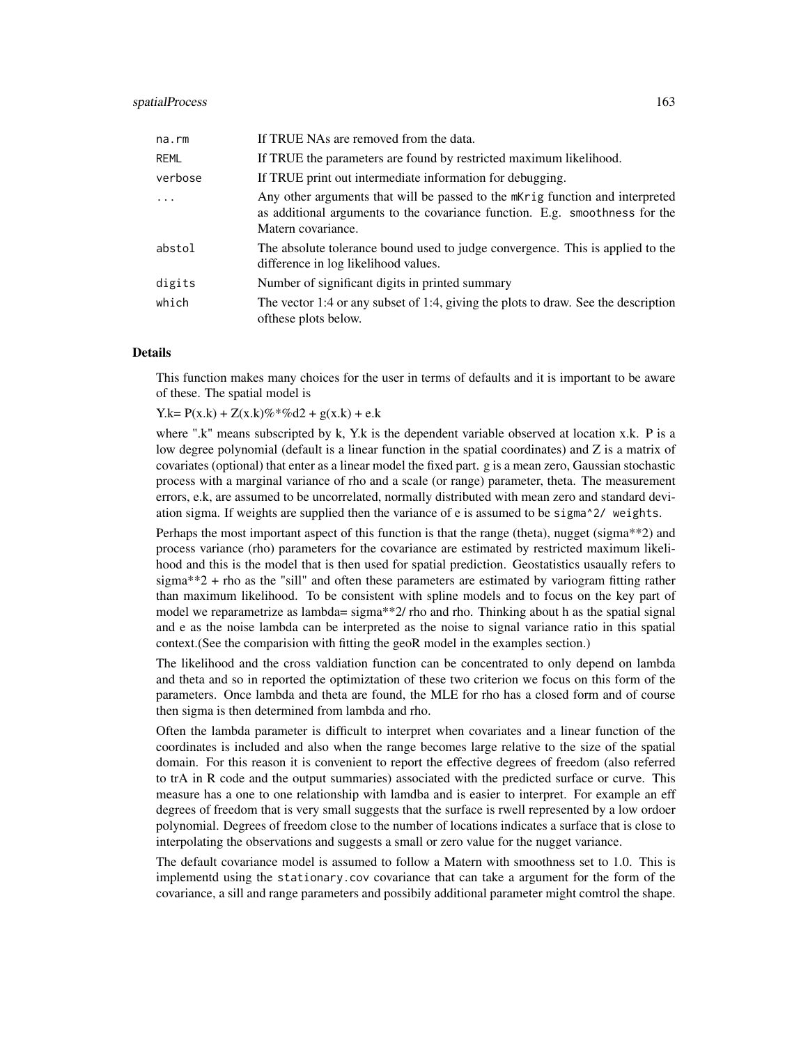| | |
|---|---|
| na.rm | If TRUE NAs are removed from the data. |
| REML | If TRUE the parameters are found by restricted maximum likelihood. |
| verbose | If TRUE print out intermediate information for debugging. |
| ... | Any other arguments that will be passed to the mKrig function and interpreted as additional arguments to the covariance function. E.g. smoothness for the Matern covariance. |
| abstol | The absolute tolerance bound used to judge convergence. This is applied to the difference in log likelihood values. |
| digits | Number of significant digits in printed summary |
| which | The vector 1:4 or any subset of 1:4, giving the plots to draw. See the description ofthese plots below. |

## Details

This function makes many choices for the user in terms of defaults and it is important to be aware of these. The spatial model is

Y.k= P(x.k) + Z(x.k)%*%d2 + g(x.k) + e.k

where ".k" means subscripted by k, Y.k is the dependent variable observed at location x.k. P is a low degree polynomial (default is a linear function in the spatial coordinates) and Z is a matrix of covariates (optional) that enter as a linear model the fixed part. g is a mean zero, Gaussian stochastic process with a marginal variance of rho and a scale (or range) parameter, theta. The measurement errors, e.k, are assumed to be uncorrelated, normally distributed with mean zero and standard deviation sigma. If weights are supplied then the variance of e is assumed to be `sigma^2/ weights`.

Perhaps the most important aspect of this function is that the range (theta), nugget (sigma**2) and process variance (rho) parameters for the covariance are estimated by restricted maximum likelihood and this is the model that is then used for spatial prediction. Geostatistics usaually refers to sigma**2 + rho as the "sill" and often these parameters are estimated by variogram fitting rather than maximum likelihood. To be consistent with spline models and to focus on the key part of model we reparametrize as lambda= sigma**2/ rho and rho. Thinking about h as the spatial signal and e as the noise lambda can be interpreted as the noise to signal variance ratio in this spatial context.(See the comparision with fitting the geoR model in the examples section.)

The likelihood and the cross valdiation function can be concentrated to only depend on lambda and theta and so in reported the optimiztation of these two criterion we focus on this form of the parameters. Once lambda and theta are found, the MLE for rho has a closed form and of course then sigma is then determined from lambda and rho.

Often the lambda parameter is difficult to interpret when covariates and a linear function of the coordinates is included and also when the range becomes large relative to the size of the spatial domain. For this reason it is convenient to report the effective degrees of freedom (also referred to trA in R code and the output summaries) associated with the predicted surface or curve. This measure has a one to one relationship with lamdba and is easier to interpret. For example an eff degrees of freedom that is very small suggests that the surface is rwell represented by a low ordoer polynomial. Degrees of freedom close to the number of locations indicates a surface that is close to interpolating the observations and suggests a small or zero value for the nugget variance.

The default covariance model is assumed to follow a Matern with smoothness set to 1.0. This is implementd using the `stationary.cov` covariance that can take a argument for the form of the covariance, a sill and range parameters and possibily additional parameter might comtrol the shape.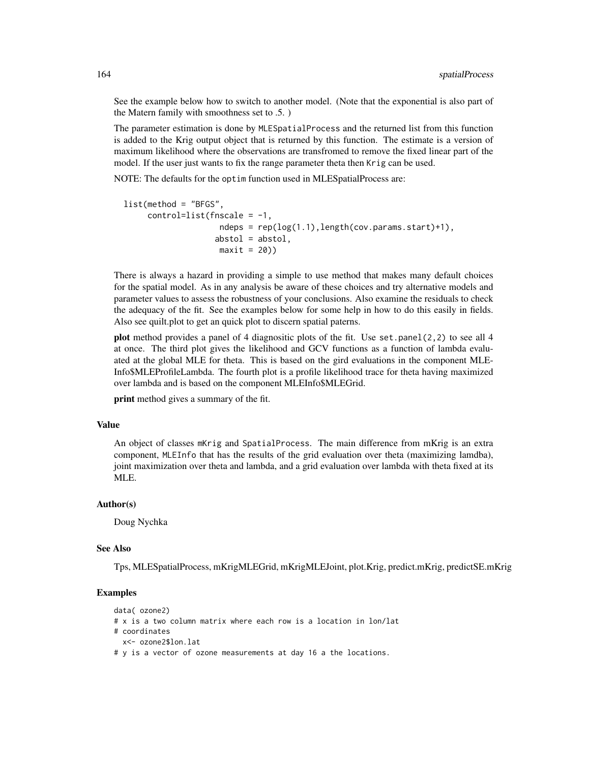See the example below how to switch to another model. (Note that the exponential is also part of the Matern family with smoothness set to .5. )

The parameter estimation is done by `MLESpatialProcess` and the returned list from this function is added to the Krig output object that is returned by this function. The estimate is a version of maximum likelihood where the observations are transfromed to remove the fixed linear part of the model. If the user just wants to fix the range parameter theta then `Krig` can be used.

NOTE: The defaults for the `optim` function used in MLESpatialProcess are:

```
list(method = "BFGS",
     control=list(fnscale = -1,
                   ndeps = rep(log(1.1),length(cov.params.start)+1),
                  abstol = abstol,
                   maxit = 20))
```

There is always a hazard in providing a simple to use method that makes many default choices for the spatial model. As in any analysis be aware of these choices and try alternative models and parameter values to assess the robustness of your conclusions. Also examine the residuals to check the adequacy of the fit. See the examples below for some help in how to do this easily in fields. Also see quilt.plot to get an quick plot to discern spatial paterns.

**plot** method provides a panel of 4 diagnositic plots of the fit. Use `set.panel(2,2)` to see all 4 at once. The third plot gives the likelihood and GCV functions as a function of lambda evaluated at the global MLE for theta. This is based on the gird evaluations in the component MLEInfo$MLEProfileLambda. The fourth plot is a profile likelihood trace for theta having maximized over lambda and is based on the component MLEInfo$MLEGrid.

**print** method gives a summary of the fit.

## Value

An object of classes `mKrig` and `SpatialProcess`. The main difference from mKrig is an extra component, `MLEInfo` that has the results of the grid evaluation over theta (maximizing lamdba), joint maximization over theta and lambda, and a grid evaluation over lambda with theta fixed at its MLE.

## Author(s)

Doug Nychka

## See Also

Tps, MLESpatialProcess, mKrigMLEGrid, mKrigMLEJoint, plot.Krig, predict.mKrig, predictSE.mKrig

## Examples

```
data( ozone2)
# x is a two column matrix where each row is a location in lon/lat
# coordinates
  x<- ozone2$lon.lat
# y is a vector of ozone measurements at day 16 a the locations.
```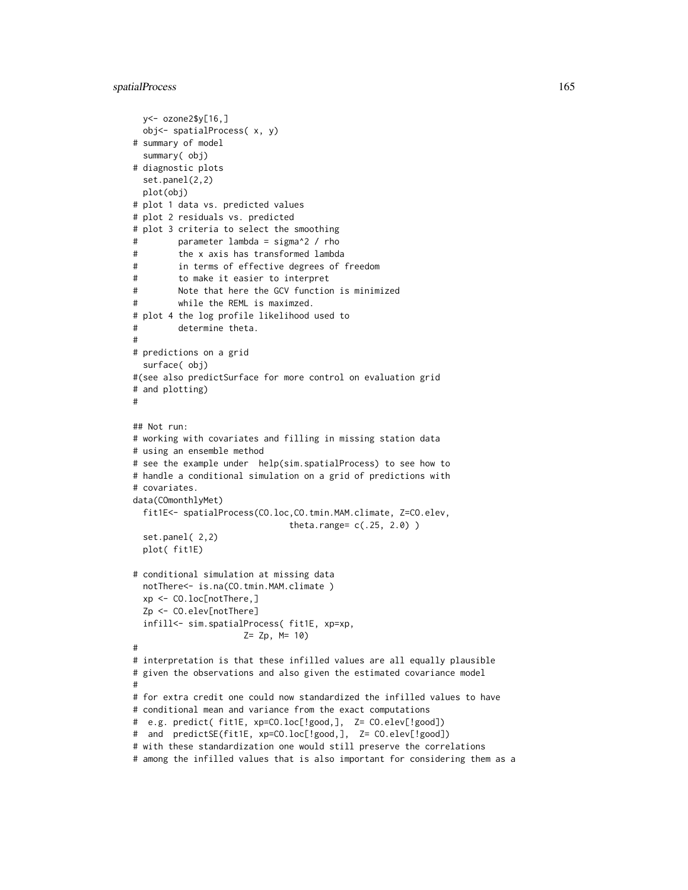```
  y<- ozone2$y[16,]
  obj<- spatialProcess( x, y)
# summary of model
  summary( obj)
# diagnostic plots
  set.panel(2,2)
  plot(obj)
# plot 1 data vs. predicted values
# plot 2 residuals vs. predicted
# plot 3 criteria to select the smoothing
#        parameter lambda = sigma^2 / rho
#        the x axis has transformed lambda
#        in terms of effective degrees of freedom
#        to make it easier to interpret
#        Note that here the GCV function is minimized
#        while the REML is maximzed.
# plot 4 the log profile likelihood used to
#        determine theta.
#
# predictions on a grid
  surface( obj)
#(see also predictSurface for more control on evaluation grid
# and plotting)
#

## Not run:
# working with covariates and filling in missing station data
# using an ensemble method
# see the example under  help(sim.spatialProcess) to see how to
# handle a conditional simulation on a grid of predictions with
# covariates.
data(COmonthlyMet)
  fit1E<- spatialProcess(CO.loc,CO.tmin.MAM.climate, Z=CO.elev,
                              theta.range= c(.25, 2.0) )
  set.panel( 2,2)
  plot( fit1E)

# conditional simulation at missing data
  notThere<- is.na(CO.tmin.MAM.climate )
  xp <- CO.loc[notThere,]
  Zp <- CO.elev[notThere]
  infill<- sim.spatialProcess( fit1E, xp=xp,
                    Z= Zp, M= 10)
#
# interpretation is that these infilled values are all equally plausible
# given the observations and also given the estimated covariance model
#
# for extra credit one could now standardized the infilled values to have
# conditional mean and variance from the exact computations
#  e.g. predict( fit1E, xp=CO.loc[!good,],  Z= CO.elev[!good])
#  and  predictSE(fit1E, xp=CO.loc[!good,],  Z= CO.elev[!good])
# with these standardization one would still preserve the correlations
# among the infilled values that is also important for considering them as a
```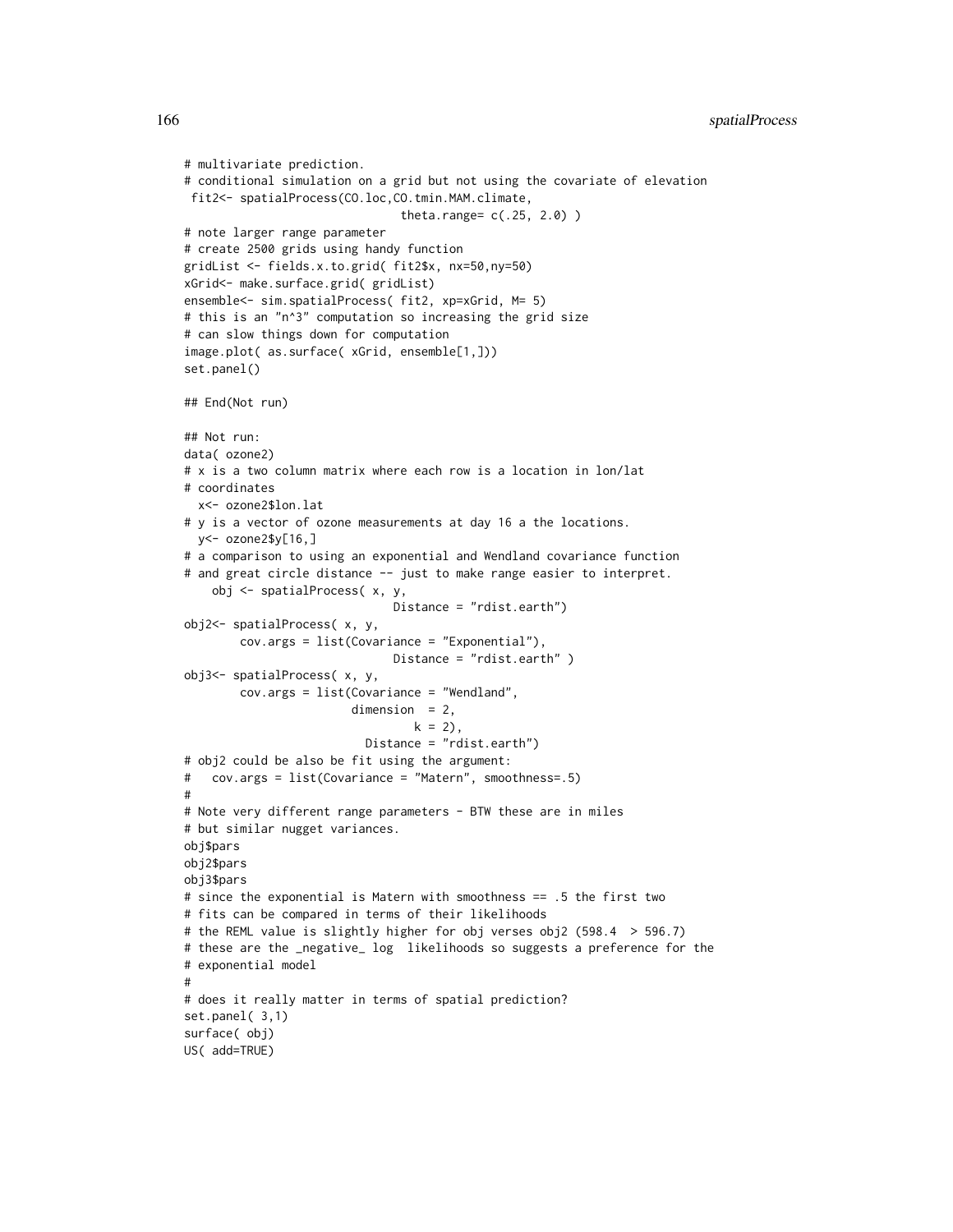```
# multivariate prediction.
# conditional simulation on a grid but not using the covariate of elevation
 fit2<- spatialProcess(CO.loc,CO.tmin.MAM.climate,
                               theta.range= c(.25, 2.0) )
# note larger range parameter
# create 2500 grids using handy function
gridList <- fields.x.to.grid( fit2$x, nx=50,ny=50)
xGrid<- make.surface.grid( gridList)
ensemble<- sim.spatialProcess( fit2, xp=xGrid, M= 5)
# this is an "n^3" computation so increasing the grid size
# can slow things down for computation
image.plot( as.surface( xGrid, ensemble[1,]))
set.panel()

## End(Not run)

## Not run:
data( ozone2)
# x is a two column matrix where each row is a location in lon/lat
# coordinates
  x<- ozone2$lon.lat
# y is a vector of ozone measurements at day 16 a the locations.
  y<- ozone2$y[16,]
# a comparison to using an exponential and Wendland covariance function
# and great circle distance -- just to make range easier to interpret.
    obj <- spatialProcess( x, y,
                              Distance = "rdist.earth")
obj2<- spatialProcess( x, y,
        cov.args = list(Covariance = "Exponential"),
                              Distance = "rdist.earth" )
obj3<- spatialProcess( x, y,
        cov.args = list(Covariance = "Wendland",
                        dimension  = 2,
                                 k = 2),
                          Distance = "rdist.earth")
# obj2 could be also be fit using the argument:
#   cov.args = list(Covariance = "Matern", smoothness=.5)
#
# Note very different range parameters - BTW these are in miles
# but similar nugget variances.
obj$pars
obj2$pars
obj3$pars
# since the exponential is Matern with smoothness == .5 the first two
# fits can be compared in terms of their likelihoods
# the REML value is slightly higher for obj verses obj2 (598.4  > 596.7)
# these are the _negative_ log  likelihoods so suggests a preference for the
# exponential model
#
# does it really matter in terms of spatial prediction?
set.panel( 3,1)
surface( obj)
US( add=TRUE)
```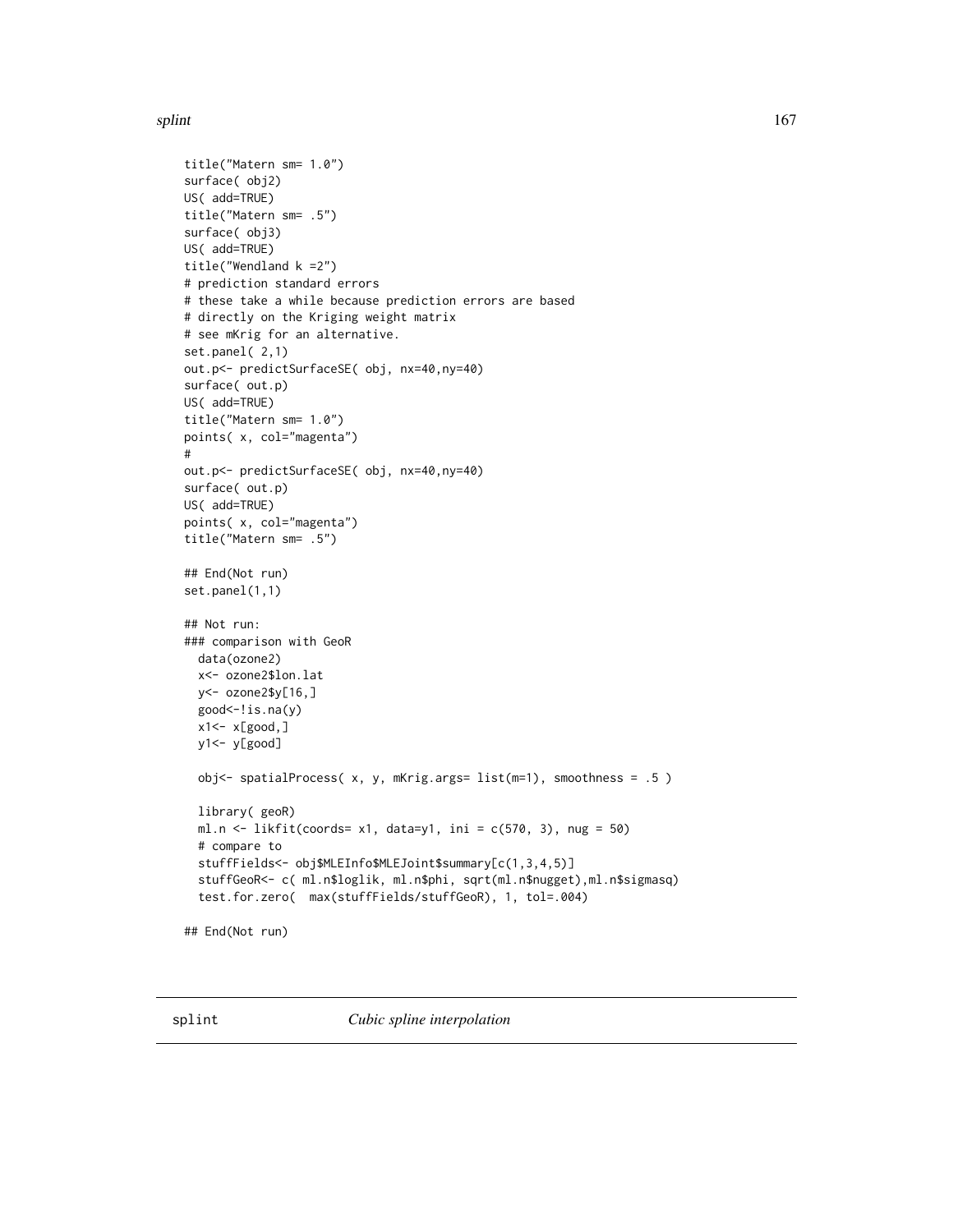```
title("Matern sm= 1.0")
surface( obj2)
US( add=TRUE)
title("Matern sm= .5")
surface( obj3)
US( add=TRUE)
title("Wendland k =2")
# prediction standard errors
# these take a while because prediction errors are based
# directly on the Kriging weight matrix
# see mKrig for an alternative.
set.panel( 2,1)
out.p<- predictSurfaceSE( obj, nx=40,ny=40)
surface( out.p)
US( add=TRUE)
title("Matern sm= 1.0")
points( x, col="magenta")
#
out.p<- predictSurfaceSE( obj, nx=40,ny=40)
surface( out.p)
US( add=TRUE)
points( x, col="magenta")
title("Matern sm= .5")

## End(Not run)
set.panel(1,1)

## Not run:
### comparison with GeoR
  data(ozone2)
  x<- ozone2$lon.lat
  y<- ozone2$y[16,]
  good<-!is.na(y)
  x1<- x[good,]
  y1<- y[good]

  obj<- spatialProcess( x, y, mKrig.args= list(m=1), smoothness = .5 )

  library( geoR)
  ml.n <- likfit(coords= x1, data=y1, ini = c(570, 3), nug = 50)
  # compare to
  stuffFields<- obj$MLEInfo$MLEJoint$summary[c(1,3,4,5)]
  stuffGeoR<- c( ml.n$loglik, ml.n$phi, sqrt(ml.n$nugget),ml.n$sigmasq)
  test.for.zero(  max(stuffFields/stuffGeoR), 1, tol=.004)

## End(Not run)
```

---

`splint` *Cubic spline interpolation*

---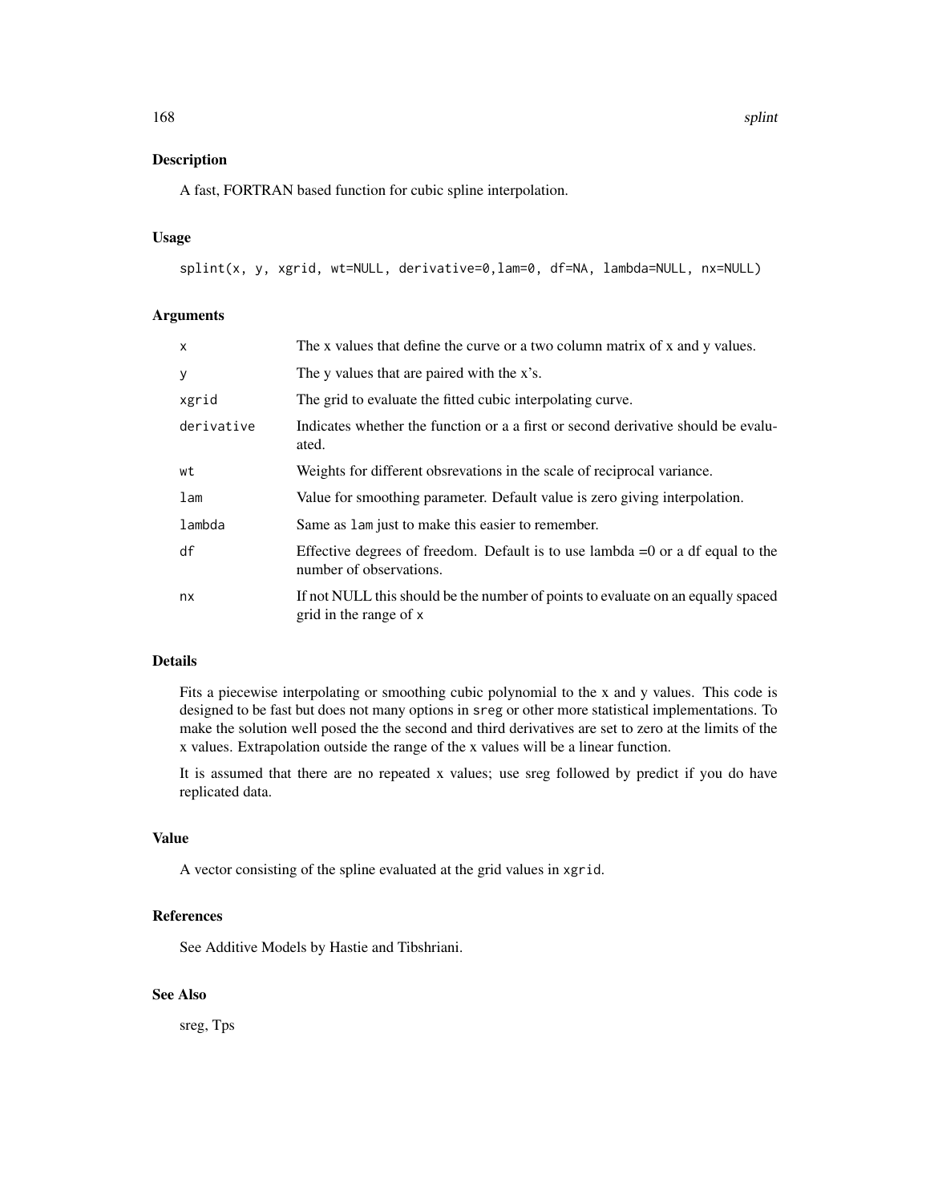## Description

A fast, FORTRAN based function for cubic spline interpolation.

## Usage

```
splint(x, y, xgrid, wt=NULL, derivative=0,lam=0, df=NA, lambda=NULL, nx=NULL)
```

## Arguments

| | |
|---|---|
| x | The x values that define the curve or a two column matrix of x and y values. |
| y | The y values that are paired with the x's. |
| xgrid | The grid to evaluate the fitted cubic interpolating curve. |
| derivative | Indicates whether the function or a a first or second derivative should be evaluated. |
| wt | Weights for different obsrevations in the scale of reciprocal variance. |
| lam | Value for smoothing parameter. Default value is zero giving interpolation. |
| lambda | Same as `lam` just to make this easier to remember. |
| df | Effective degrees of freedom. Default is to use lambda =0 or a df equal to the number of observations. |
| nx | If not NULL this should be the number of points to evaluate on an equally spaced grid in the range of `x` |

## Details

Fits a piecewise interpolating or smoothing cubic polynomial to the x and y values. This code is designed to be fast but does not many options in `sreg` or other more statistical implementations. To make the solution well posed the the second and third derivatives are set to zero at the limits of the x values. Extrapolation outside the range of the x values will be a linear function.

It is assumed that there are no repeated x values; use sreg followed by predict if you do have replicated data.

## Value

A vector consisting of the spline evaluated at the grid values in `xgrid`.

## References

See Additive Models by Hastie and Tibshriani.

## See Also

sreg, Tps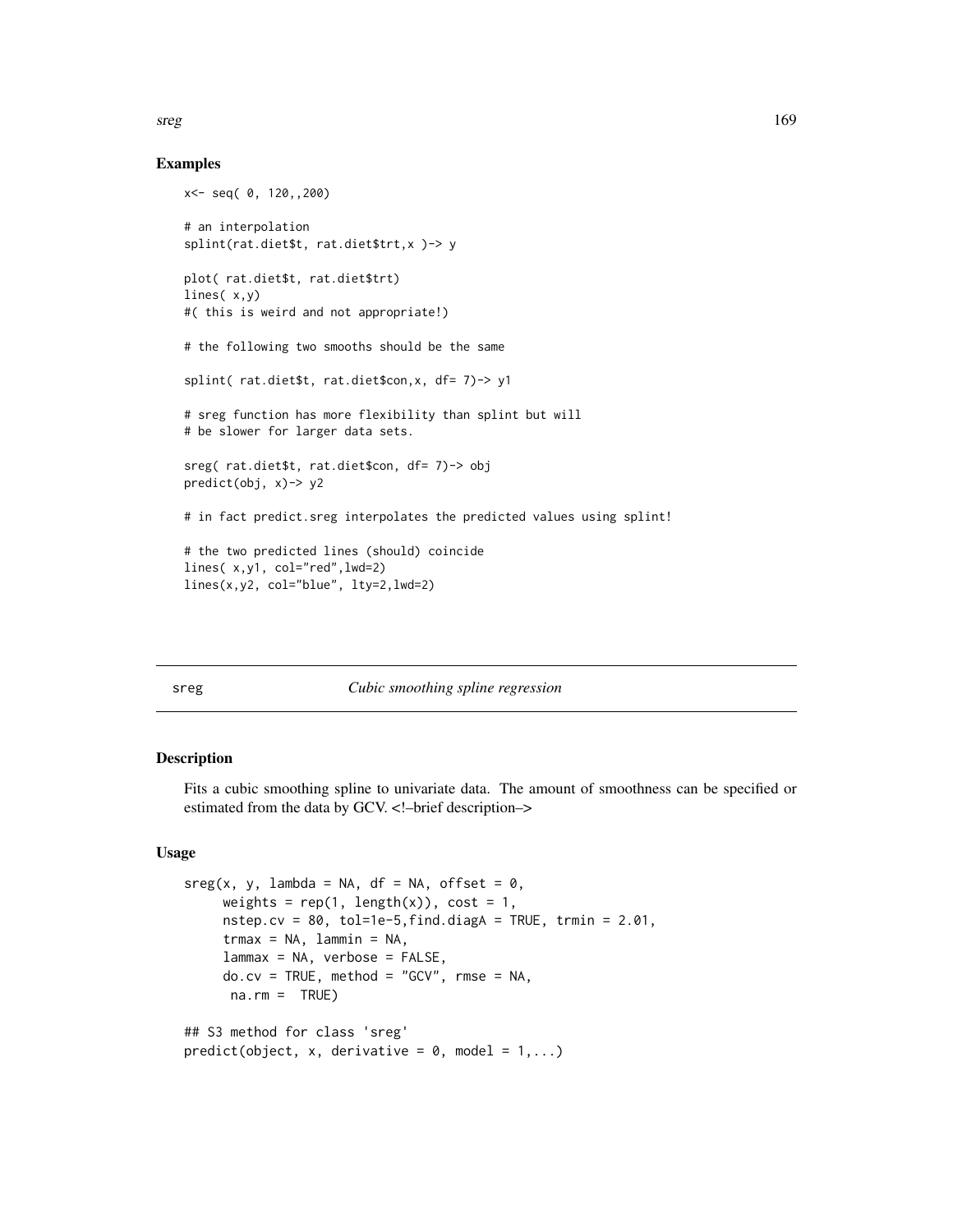## Examples

```
x<- seq( 0, 120,,200)

# an interpolation
splint(rat.diet$t, rat.diet$trt,x )-> y

plot( rat.diet$t, rat.diet$trt)
lines( x,y)
#( this is weird and not appropriate!)

# the following two smooths should be the same

splint( rat.diet$t, rat.diet$con,x, df= 7)-> y1

# sreg function has more flexibility than splint but will
# be slower for larger data sets.

sreg( rat.diet$t, rat.diet$con, df= 7)-> obj
predict(obj, x)-> y2

# in fact predict.sreg interpolates the predicted values using splint!

# the two predicted lines (should) coincide
lines( x,y1, col="red",lwd=2)
lines(x,y2, col="blue", lty=2,lwd=2)
```

---

# sreg *Cubic smoothing spline regression*

---

## Description

Fits a cubic smoothing spline to univariate data. The amount of smoothness can be specified or estimated from the data by GCV. <!–brief description–>

## Usage

```
sreg(x, y, lambda = NA, df = NA, offset = 0,
     weights = rep(1, length(x)), cost = 1,
     nstep.cv = 80, tol=1e-5,find.diagA = TRUE, trmin = 2.01,
     trmax = NA, lammin = NA,
     lammax = NA, verbose = FALSE,
     do.cv = TRUE, method = "GCV", rmse = NA,
      na.rm =  TRUE)

## S3 method for class 'sreg'
predict(object, x, derivative = 0, model = 1,...)
```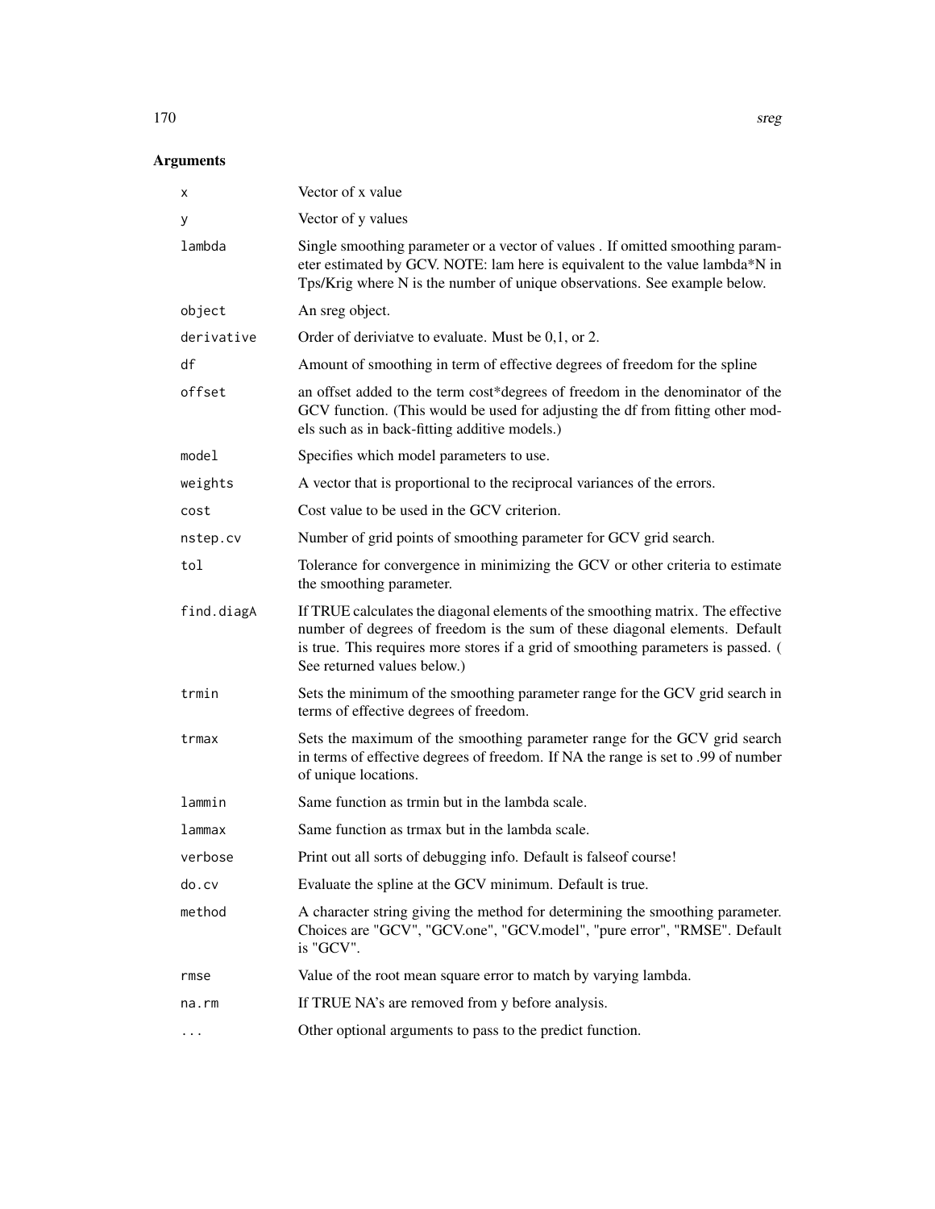## Arguments

| | |
|---|---|
| x | Vector of x value |
| y | Vector of y values |
| lambda | Single smoothing parameter or a vector of values . If omitted smoothing parameter estimated by GCV. NOTE: lam here is equivalent to the value lambda*N in Tps/Krig where N is the number of unique observations. See example below. |
| object | An sreg object. |
| derivative | Order of deriviatve to evaluate. Must be 0,1, or 2. |
| df | Amount of smoothing in term of effective degrees of freedom for the spline |
| offset | an offset added to the term cost*degrees of freedom in the denominator of the GCV function. (This would be used for adjusting the df from fitting other models such as in back-fitting additive models.) |
| model | Specifies which model parameters to use. |
| weights | A vector that is proportional to the reciprocal variances of the errors. |
| cost | Cost value to be used in the GCV criterion. |
| nstep.cv | Number of grid points of smoothing parameter for GCV grid search. |
| tol | Tolerance for convergence in minimizing the GCV or other criteria to estimate the smoothing parameter. |
| find.diagA | If TRUE calculates the diagonal elements of the smoothing matrix. The effective number of degrees of freedom is the sum of these diagonal elements. Default is true. This requires more stores if a grid of smoothing parameters is passed. ( See returned values below.) |
| trmin | Sets the minimum of the smoothing parameter range for the GCV grid search in terms of effective degrees of freedom. |
| trmax | Sets the maximum of the smoothing parameter range for the GCV grid search in terms of effective degrees of freedom. If NA the range is set to .99 of number of unique locations. |
| lammin | Same function as trmin but in the lambda scale. |
| lammax | Same function as trmax but in the lambda scale. |
| verbose | Print out all sorts of debugging info. Default is falseof course! |
| do.cv | Evaluate the spline at the GCV minimum. Default is true. |
| method | A character string giving the method for determining the smoothing parameter. Choices are "GCV", "GCV.one", "GCV.model", "pure error", "RMSE". Default is "GCV". |
| rmse | Value of the root mean square error to match by varying lambda. |
| na.rm | If TRUE NA's are removed from y before analysis. |
| ... | Other optional arguments to pass to the predict function. |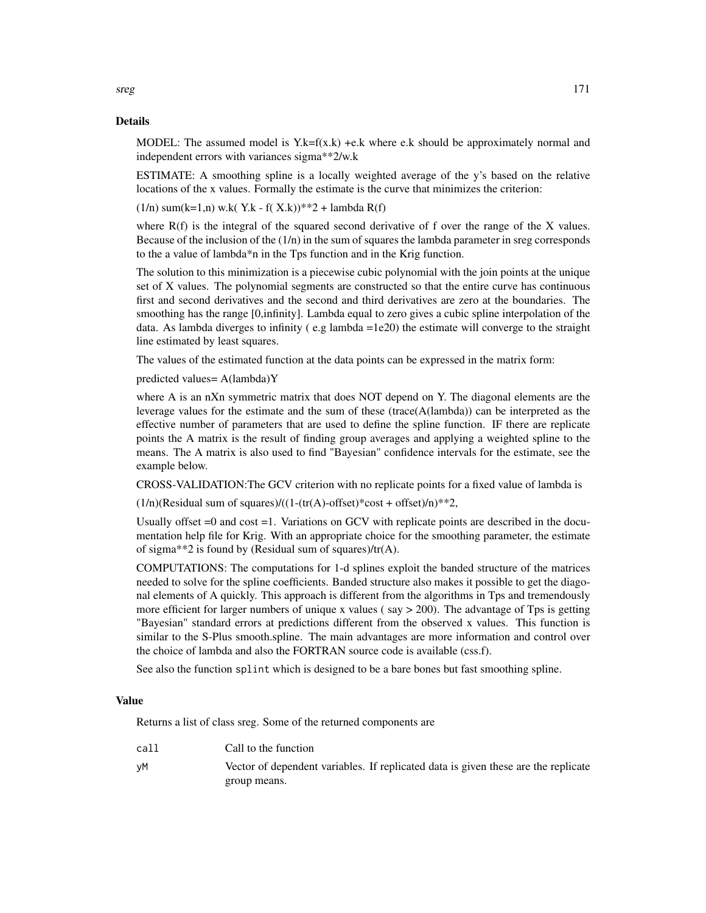## Details

MODEL: The assumed model is Y.k=f(x.k) +e.k where e.k should be approximately normal and independent errors with variances sigma**2/w.k

ESTIMATE: A smoothing spline is a locally weighted average of the y's based on the relative locations of the x values. Formally the estimate is the curve that minimizes the criterion:

(1/n) sum(k=1,n) w.k( Y.k - f( X.k))**2 + lambda R(f)

where R(f) is the integral of the squared second derivative of f over the range of the X values. Because of the inclusion of the (1/n) in the sum of squares the lambda parameter in sreg corresponds to the a value of lambda*n in the Tps function and in the Krig function.

The solution to this minimization is a piecewise cubic polynomial with the join points at the unique set of X values. The polynomial segments are constructed so that the entire curve has continuous first and second derivatives and the second and third derivatives are zero at the boundaries. The smoothing has the range [0,infinity]. Lambda equal to zero gives a cubic spline interpolation of the data. As lambda diverges to infinity ( e.g lambda =1e20) the estimate will converge to the straight line estimated by least squares.

The values of the estimated function at the data points can be expressed in the matrix form:

predicted values= A(lambda)Y

where A is an nXn symmetric matrix that does NOT depend on Y. The diagonal elements are the leverage values for the estimate and the sum of these (trace(A(lambda)) can be interpreted as the effective number of parameters that are used to define the spline function. IF there are replicate points the A matrix is the result of finding group averages and applying a weighted spline to the means. The A matrix is also used to find "Bayesian" confidence intervals for the estimate, see the example below.

CROSS-VALIDATION:The GCV criterion with no replicate points for a fixed value of lambda is

(1/n)(Residual sum of squares)/((1-(tr(A)-offset)*cost + offset)/n)**2,

Usually offset =0 and cost =1. Variations on GCV with replicate points are described in the documentation help file for Krig. With an appropriate choice for the smoothing parameter, the estimate of sigma**2 is found by (Residual sum of squares)/tr(A).

COMPUTATIONS: The computations for 1-d splines exploit the banded structure of the matrices needed to solve for the spline coefficients. Banded structure also makes it possible to get the diagonal elements of A quickly. This approach is different from the algorithms in Tps and tremendously more efficient for larger numbers of unique x values ( say > 200). The advantage of Tps is getting "Bayesian" standard errors at predictions different from the observed x values. This function is similar to the S-Plus smooth.spline. The main advantages are more information and control over the choice of lambda and also the FORTRAN source code is available (css.f).

See also the function `splint` which is designed to be a bare bones but fast smoothing spline.

## Value

Returns a list of class sreg. Some of the returned components are

| | |
|---|---|
| `call` | Call to the function |
| `yM` | Vector of dependent variables. If replicated data is given these are the replicate group means. |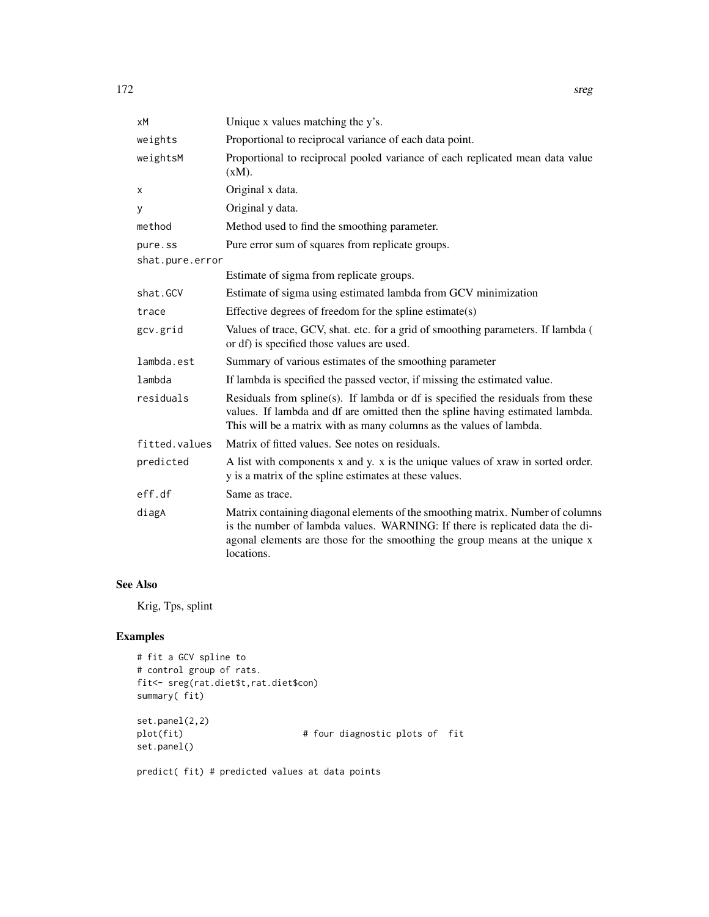| | |
|---|---|
| xM | Unique x values matching the y's. |
| weights | Proportional to reciprocal variance of each data point. |
| weightsM | Proportional to reciprocal pooled variance of each replicated mean data value (xM). |
| x | Original x data. |
| y | Original y data. |
| method | Method used to find the smoothing parameter. |
| pure.ss | Pure error sum of squares from replicate groups. |
| shat.pure.error | Estimate of sigma from replicate groups. |
| shat.GCV | Estimate of sigma using estimated lambda from GCV minimization |
| trace | Effective degrees of freedom for the spline estimate(s) |
| gcv.grid | Values of trace, GCV, shat. etc. for a grid of smoothing parameters. If lambda ( or df) is specified those values are used. |
| lambda.est | Summary of various estimates of the smoothing parameter |
| lambda | If lambda is specified the passed vector, if missing the estimated value. |
| residuals | Residuals from spline(s). If lambda or df is specified the residuals from these values. If lambda and df are omitted then the spline having estimated lambda. This will be a matrix with as many columns as the values of lambda. |
| fitted.values | Matrix of fitted values. See notes on residuals. |
| predicted | A list with components x and y. x is the unique values of xraw in sorted order. y is a matrix of the spline estimates at these values. |
| eff.df | Same as trace. |
| diagA | Matrix containing diagonal elements of the smoothing matrix. Number of columns is the number of lambda values. WARNING: If there is replicated data the diagonal elements are those for the smoothing the group means at the unique x locations. |

## See Also

Krig, Tps, splint

## Examples

```
# fit a GCV spline to
# control group of rats.
fit<- sreg(rat.diet$t,rat.diet$con)
summary( fit)

set.panel(2,2)
plot(fit)                       # four diagnostic plots of  fit
set.panel()

predict( fit) # predicted values at data points
```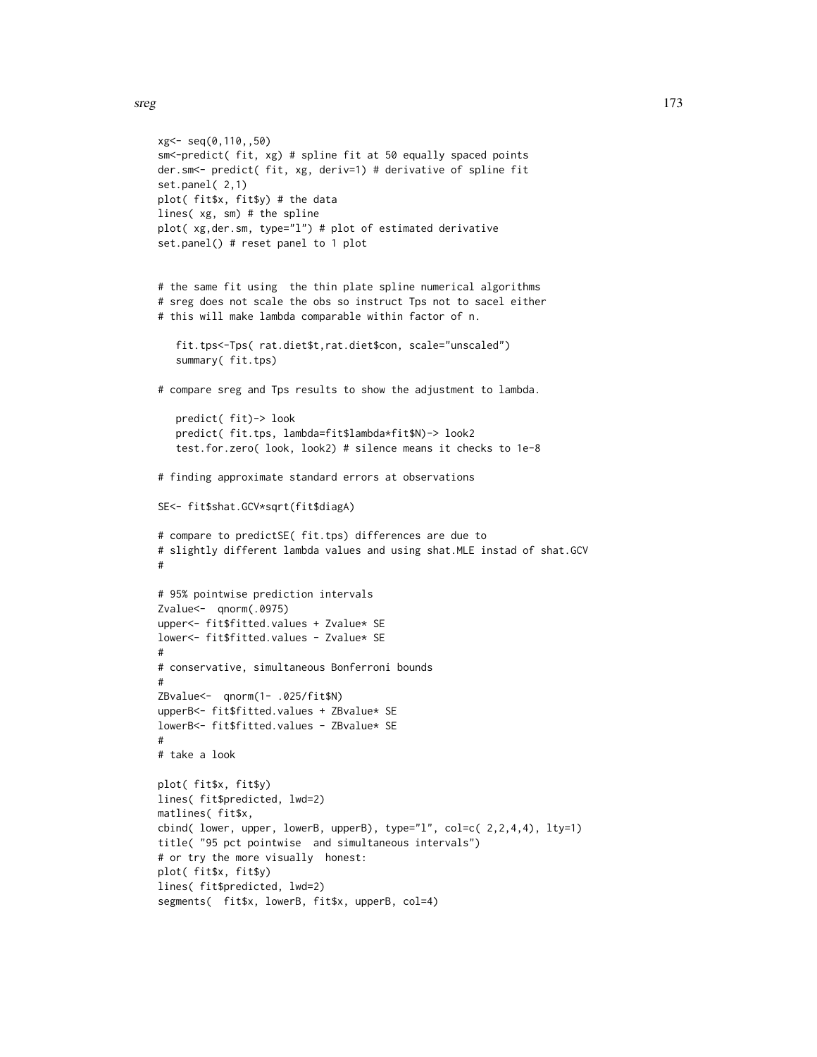```
xg<- seq(0,110,,50)
sm<-predict( fit, xg) # spline fit at 50 equally spaced points
der.sm<- predict( fit, xg, deriv=1) # derivative of spline fit
set.panel( 2,1)
plot( fit$x, fit$y) # the data
lines( xg, sm) # the spline
plot( xg,der.sm, type="l") # plot of estimated derivative
set.panel() # reset panel to 1 plot


# the same fit using  the thin plate spline numerical algorithms
# sreg does not scale the obs so instruct Tps not to sacel either
# this will make lambda comparable within factor of n.

   fit.tps<-Tps( rat.diet$t,rat.diet$con, scale="unscaled")
   summary( fit.tps)

# compare sreg and Tps results to show the adjustment to lambda.

   predict( fit)-> look
   predict( fit.tps, lambda=fit$lambda*fit$N)-> look2
   test.for.zero( look, look2) # silence means it checks to 1e-8

# finding approximate standard errors at observations

SE<- fit$shat.GCV*sqrt(fit$diagA)

# compare to predictSE( fit.tps) differences are due to
# slightly different lambda values and using shat.MLE instad of shat.GCV
#

# 95% pointwise prediction intervals
Zvalue<-  qnorm(.0975)
upper<- fit$fitted.values + Zvalue* SE
lower<- fit$fitted.values - Zvalue* SE
#
# conservative, simultaneous Bonferroni bounds
#
ZBvalue<-  qnorm(1- .025/fit$N)
upperB<- fit$fitted.values + ZBvalue* SE
lowerB<- fit$fitted.values - ZBvalue* SE
#
# take a look

plot( fit$x, fit$y)
lines( fit$predicted, lwd=2)
matlines( fit$x,
cbind( lower, upper, lowerB, upperB), type="l", col=c( 2,2,4,4), lty=1)
title( "95 pct pointwise  and simultaneous intervals")
# or try the more visually  honest:
plot( fit$x, fit$y)
lines( fit$predicted, lwd=2)
segments(  fit$x, lowerB, fit$x, upperB, col=4)
```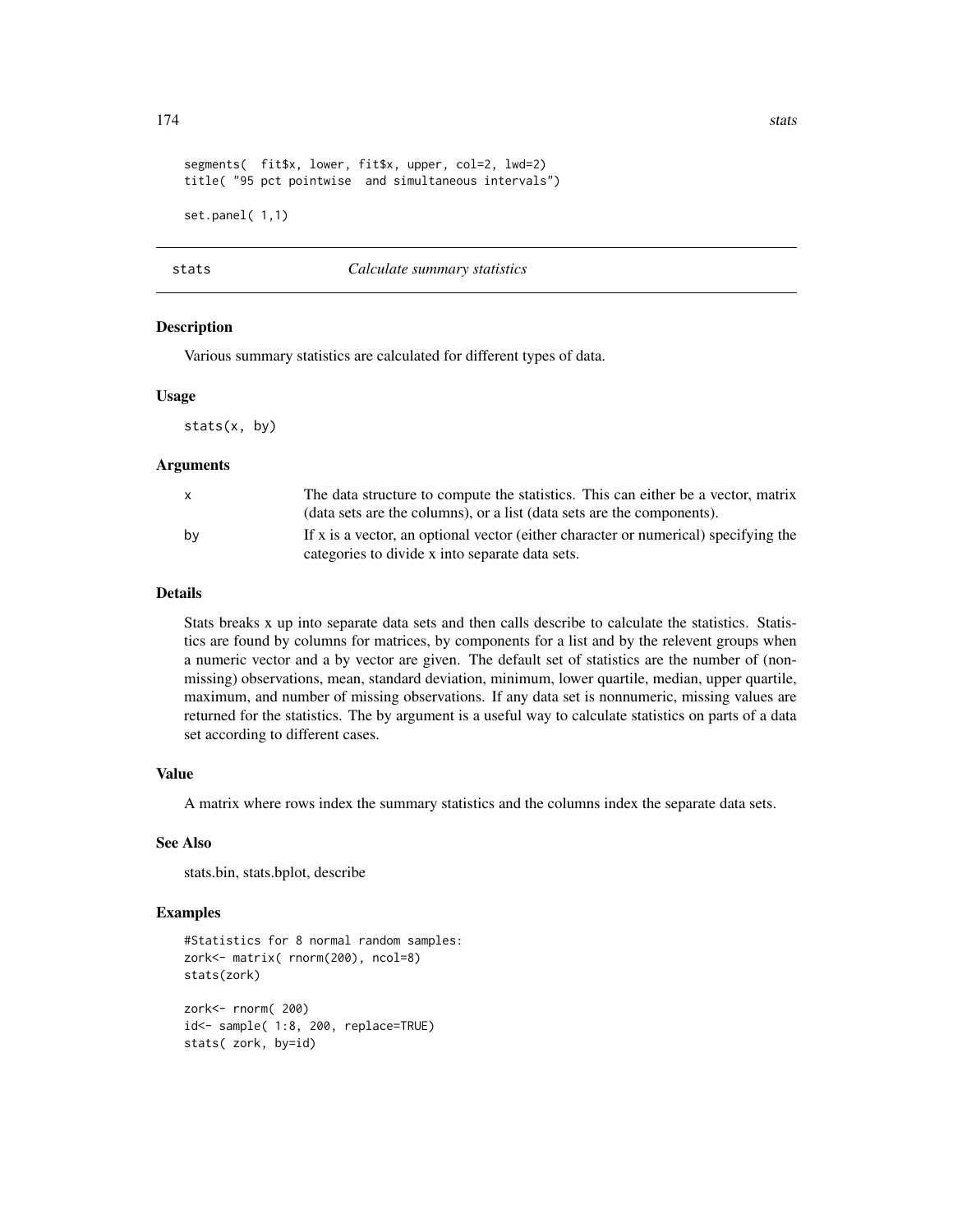```
segments( fit$x, lower, fit$x, upper, col=2, lwd=2)
title( "95 pct pointwise  and simultaneous intervals")

set.panel( 1,1)
```

---

stats *Calculate summary statistics*

---

## Description

Various summary statistics are calculated for different types of data.

## Usage

```
stats(x, by)
```

## Arguments

| | |
|---|---|
| x | The data structure to compute the statistics. This can either be a vector, matrix (data sets are the columns), or a list (data sets are the components). |
| by | If x is a vector, an optional vector (either character or numerical) specifying the categories to divide x into separate data sets. |

## Details

Stats breaks x up into separate data sets and then calls describe to calculate the statistics. Statistics are found by columns for matrices, by components for a list and by the relevent groups when a numeric vector and a by vector are given. The default set of statistics are the number of (non-missing) observations, mean, standard deviation, minimum, lower quartile, median, upper quartile, maximum, and number of missing observations. If any data set is nonnumeric, missing values are returned for the statistics. The by argument is a useful way to calculate statistics on parts of a data set according to different cases.

## Value

A matrix where rows index the summary statistics and the columns index the separate data sets.

## See Also

stats.bin, stats.bplot, describe

## Examples

```
#Statistics for 8 normal random samples:
zork<- matrix( rnorm(200), ncol=8)
stats(zork)

zork<- rnorm( 200)
id<- sample( 1:8, 200, replace=TRUE)
stats( zork, by=id)
```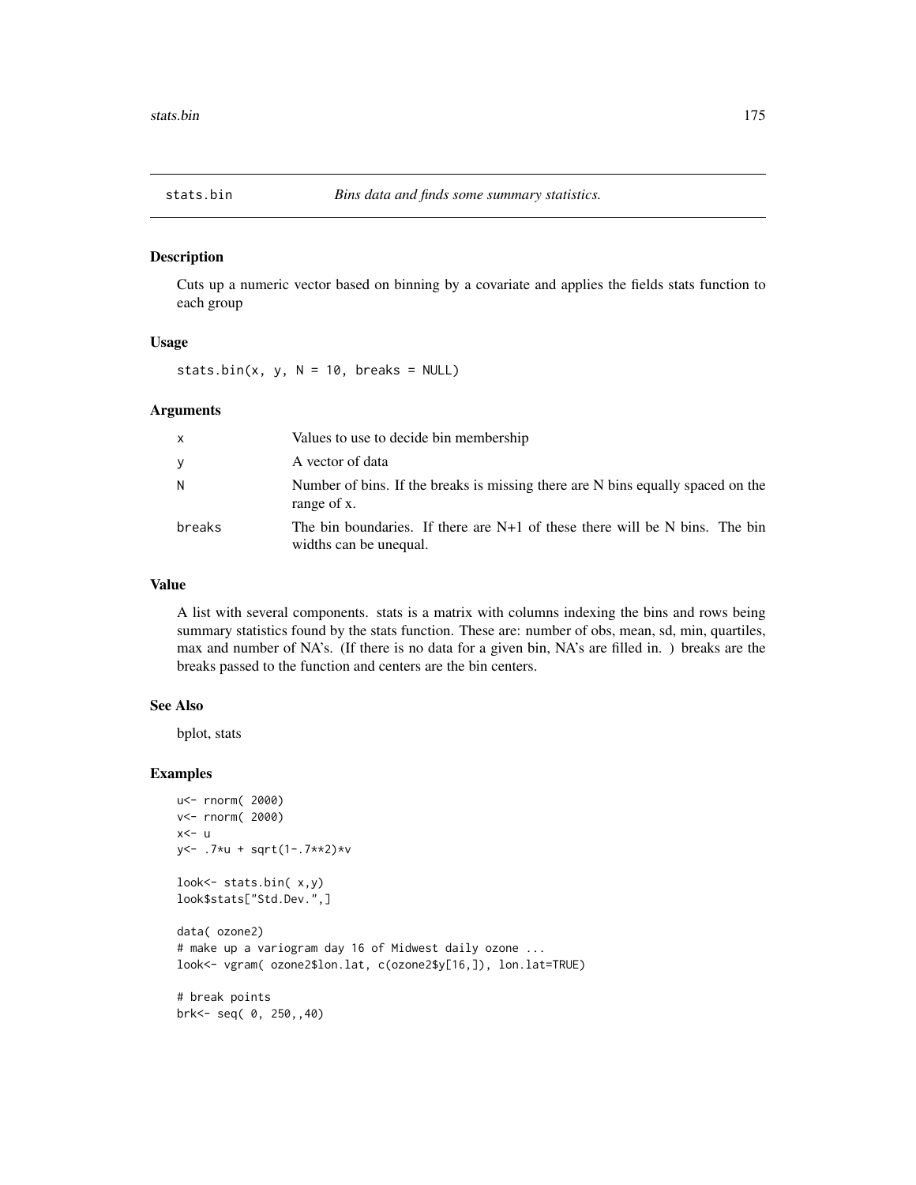# stats.bin *Bins data and finds some summary statistics.*

## Description

Cuts up a numeric vector based on binning by a covariate and applies the fields stats function to each group

## Usage

```
stats.bin(x, y, N = 10, breaks = NULL)
```

## Arguments

| | |
|---|---|
| x | Values to use to decide bin membership |
| y | A vector of data |
| N | Number of bins. If the breaks is missing there are N bins equally spaced on the range of x. |
| breaks | The bin boundaries. If there are N+1 of these there will be N bins. The bin widths can be unequal. |

## Value

A list with several components. stats is a matrix with columns indexing the bins and rows being summary statistics found by the stats function. These are: number of obs, mean, sd, min, quartiles, max and number of NA's. (If there is no data for a given bin, NA's are filled in. ) breaks are the breaks passed to the function and centers are the bin centers.

## See Also

bplot, stats

## Examples

```
u<- rnorm( 2000)
v<- rnorm( 2000)
x<- u
y<- .7*u + sqrt(1-.7**2)*v

look<- stats.bin( x,y)
look$stats["Std.Dev.",]

data( ozone2)
# make up a variogram day 16 of Midwest daily ozone ...
look<- vgram( ozone2$lon.lat, c(ozone2$y[16,]), lon.lat=TRUE)

# break points
brk<- seq( 0, 250,,40)
```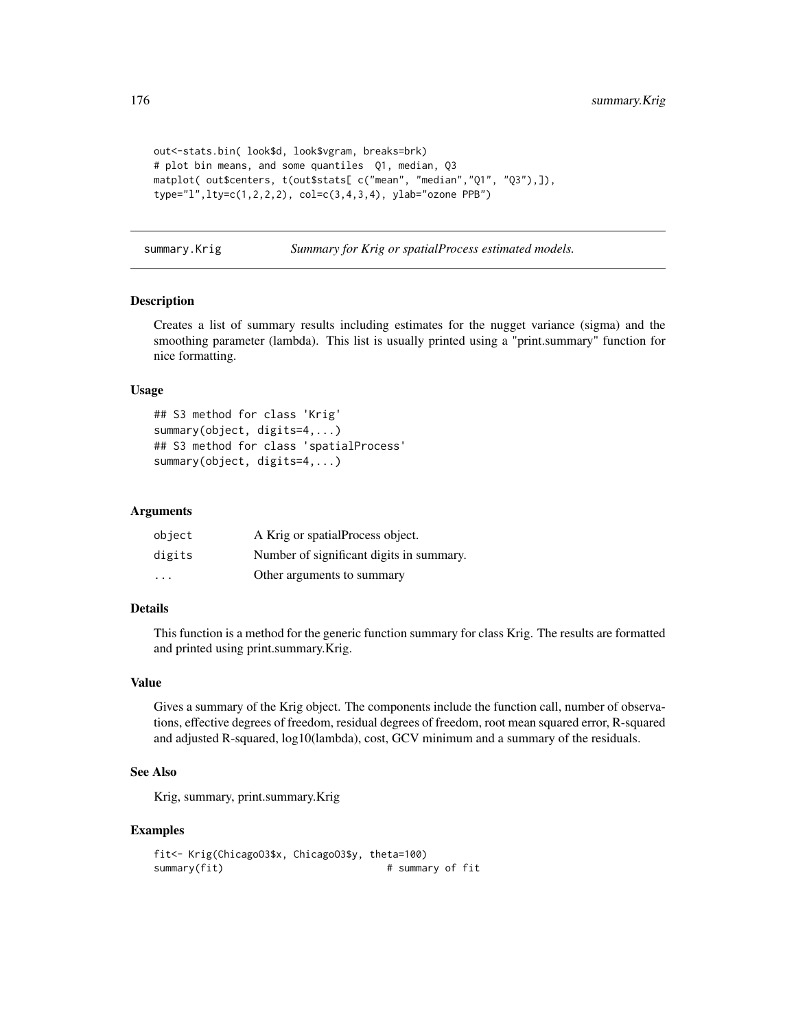```
out<-stats.bin( look$d, look$vgram, breaks=brk)
# plot bin means, and some quantiles  Q1, median, Q3
matplot( out$centers, t(out$stats[ c("mean", "median","Q1", "Q3"),]),
type="l",lty=c(1,2,2,2), col=c(3,4,3,4), ylab="ozone PPB")
```

## summary.Krig — *Summary for Krig or spatialProcess estimated models.*

### Description

Creates a list of summary results including estimates for the nugget variance (sigma) and the smoothing parameter (lambda). This list is usually printed using a "print.summary" function for nice formatting.

### Usage

```
## S3 method for class 'Krig'
summary(object, digits=4,...)
## S3 method for class 'spatialProcess'
summary(object, digits=4,...)
```

### Arguments

| | |
|---|---|
| object | A Krig or spatialProcess object. |
| digits | Number of significant digits in summary. |
| ... | Other arguments to summary |

### Details

This function is a method for the generic function summary for class Krig. The results are formatted and printed using print.summary.Krig.

### Value

Gives a summary of the Krig object. The components include the function call, number of observations, effective degrees of freedom, residual degrees of freedom, root mean squared error, R-squared and adjusted R-squared, log10(lambda), cost, GCV minimum and a summary of the residuals.

### See Also

Krig, summary, print.summary.Krig

### Examples

```
fit<- Krig(ChicagoO3$x, ChicagoO3$y, theta=100)
summary(fit)                          # summary of fit
```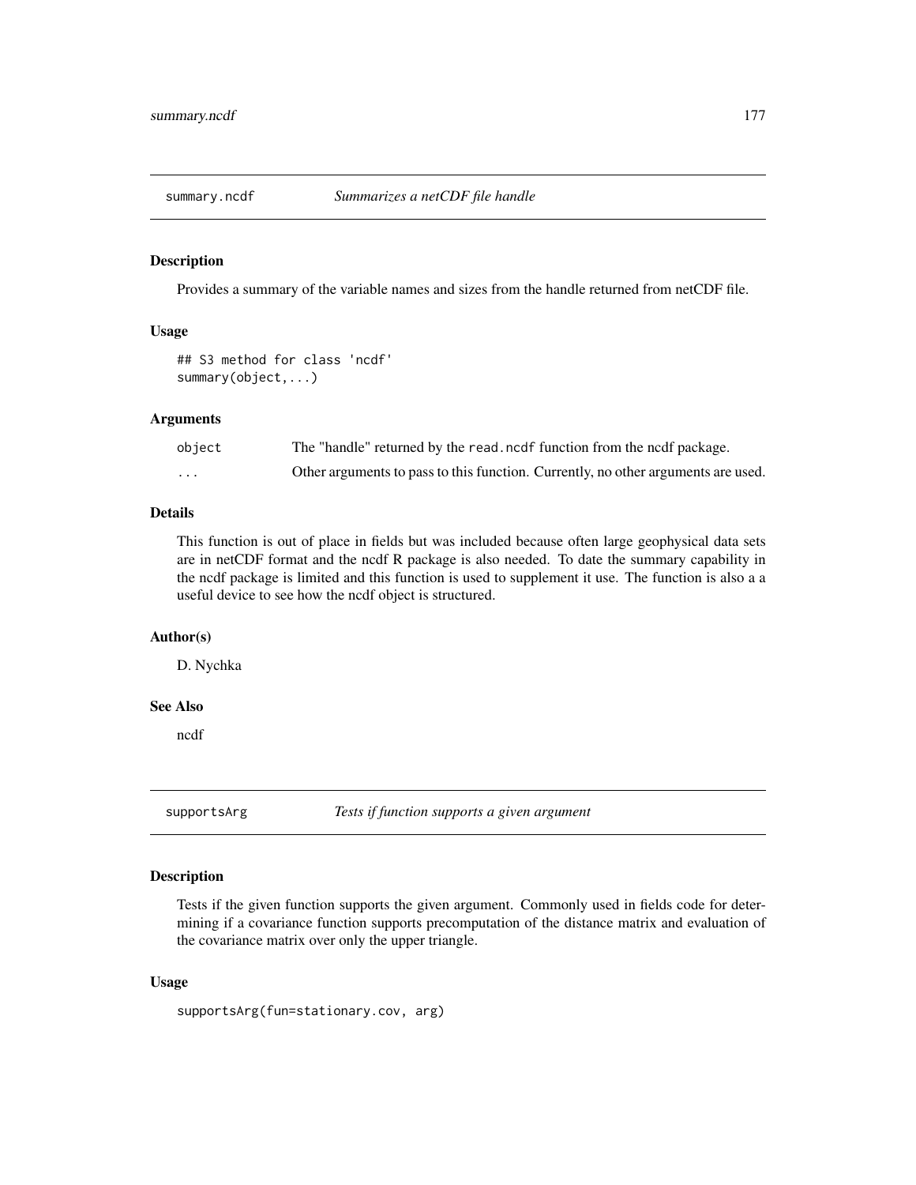## summary.ncdf *Summarizes a netCDF file handle*

### Description

Provides a summary of the variable names and sizes from the handle returned from netCDF file.

### Usage

```
## S3 method for class 'ncdf'
summary(object,...)
```

### Arguments

| | |
|---|---|
| object | The "handle" returned by the `read.ncdf` function from the ncdf package. |
| ... | Other arguments to pass to this function. Currently, no other arguments are used. |

### Details

This function is out of place in fields but was included because often large geophysical data sets are in netCDF format and the ncdf R package is also needed. To date the summary capability in the ncdf package is limited and this function is used to supplement it use. The function is also a a useful device to see how the ncdf object is structured.

### Author(s)

D. Nychka

### See Also

ncdf

## supportsArg *Tests if function supports a given argument*

### Description

Tests if the given function supports the given argument. Commonly used in fields code for determining if a covariance function supports precomputation of the distance matrix and evaluation of the covariance matrix over only the upper triangle.

### Usage

```
supportsArg(fun=stationary.cov, arg)
```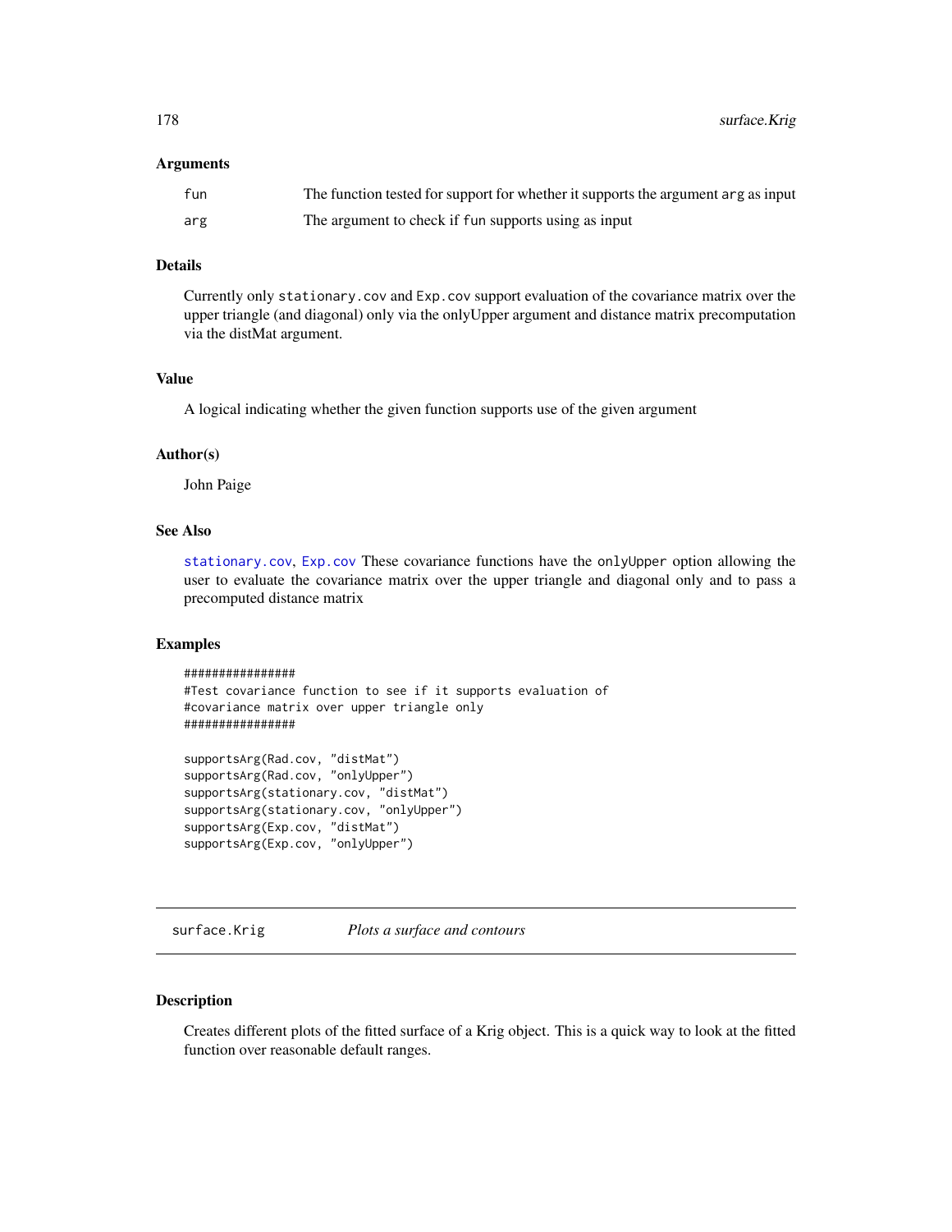### Arguments

| | |
|---|---|
| fun | The function tested for support for whether it supports the argument arg as input |
| arg | The argument to check if fun supports using as input |

### Details

Currently only stationary.cov and Exp.cov support evaluation of the covariance matrix over the upper triangle (and diagonal) only via the onlyUpper argument and distance matrix precomputation via the distMat argument.

### Value

A logical indicating whether the given function supports use of the given argument

### Author(s)

John Paige

### See Also

stationary.cov, Exp.cov These covariance functions have the onlyUpper option allowing the user to evaluate the covariance matrix over the upper triangle and diagonal only and to pass a precomputed distance matrix

### Examples

```
################
#Test covariance function to see if it supports evaluation of
#covariance matrix over upper triangle only
################

supportsArg(Rad.cov, "distMat")
supportsArg(Rad.cov, "onlyUpper")
supportsArg(stationary.cov, "distMat")
supportsArg(stationary.cov, "onlyUpper")
supportsArg(Exp.cov, "distMat")
supportsArg(Exp.cov, "onlyUpper")
```

---

## surface.Krig — *Plots a surface and contours*

### Description

Creates different plots of the fitted surface of a Krig object. This is a quick way to look at the fitted function over reasonable default ranges.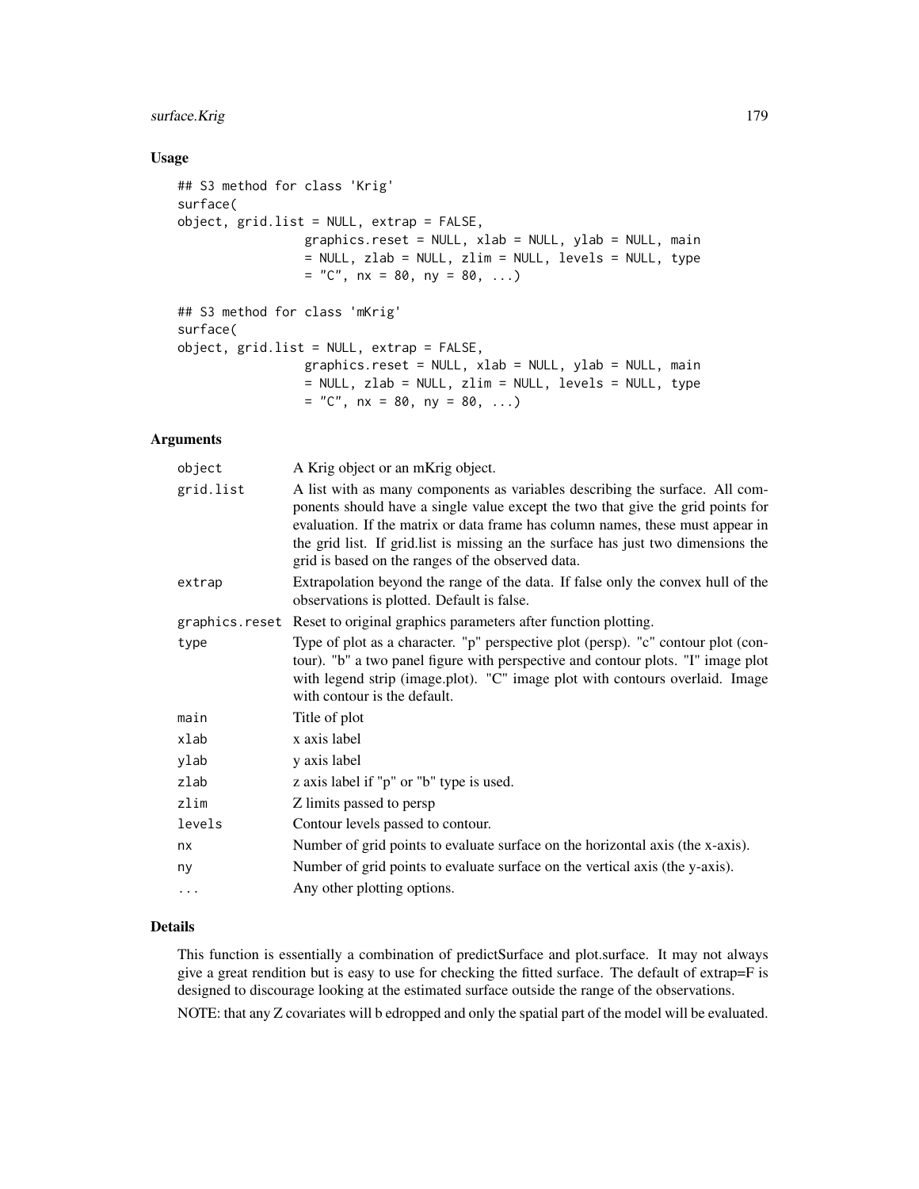## Usage

```
## S3 method for class 'Krig'
surface(
object, grid.list = NULL, extrap = FALSE,
                 graphics.reset = NULL, xlab = NULL, ylab = NULL, main
                 = NULL, zlab = NULL, zlim = NULL, levels = NULL, type
                 = "C", nx = 80, ny = 80, ...)

## S3 method for class 'mKrig'
surface(
object, grid.list = NULL, extrap = FALSE,
                 graphics.reset = NULL, xlab = NULL, ylab = NULL, main
                 = NULL, zlab = NULL, zlim = NULL, levels = NULL, type
                 = "C", nx = 80, ny = 80, ...)
```

## Arguments

| | |
|---|---|
| object | A Krig object or an mKrig object. |
| grid.list | A list with as many components as variables describing the surface. All components should have a single value except the two that give the grid points for evaluation. If the matrix or data frame has column names, these must appear in the grid list. If grid.list is missing an the surface has just two dimensions the grid is based on the ranges of the observed data. |
| extrap | Extrapolation beyond the range of the data. If false only the convex hull of the observations is plotted. Default is false. |
| graphics.reset | Reset to original graphics parameters after function plotting. |
| type | Type of plot as a character. "p" perspective plot (persp). "c" contour plot (contour). "b" a two panel figure with perspective and contour plots. "I" image plot with legend strip (image.plot). "C" image plot with contours overlaid. Image with contour is the default. |
| main | Title of plot |
| xlab | x axis label |
| ylab | y axis label |
| zlab | z axis label if "p" or "b" type is used. |
| zlim | Z limits passed to persp |
| levels | Contour levels passed to contour. |
| nx | Number of grid points to evaluate surface on the horizontal axis (the x-axis). |
| ny | Number of grid points to evaluate surface on the vertical axis (the y-axis). |
| ... | Any other plotting options. |

## Details

This function is essentially a combination of predictSurface and plot.surface. It may not always give a great rendition but is easy to use for checking the fitted surface. The default of extrap=F is designed to discourage looking at the estimated surface outside the range of the observations.

NOTE: that any Z covariates will b edropped and only the spatial part of the model will be evaluated.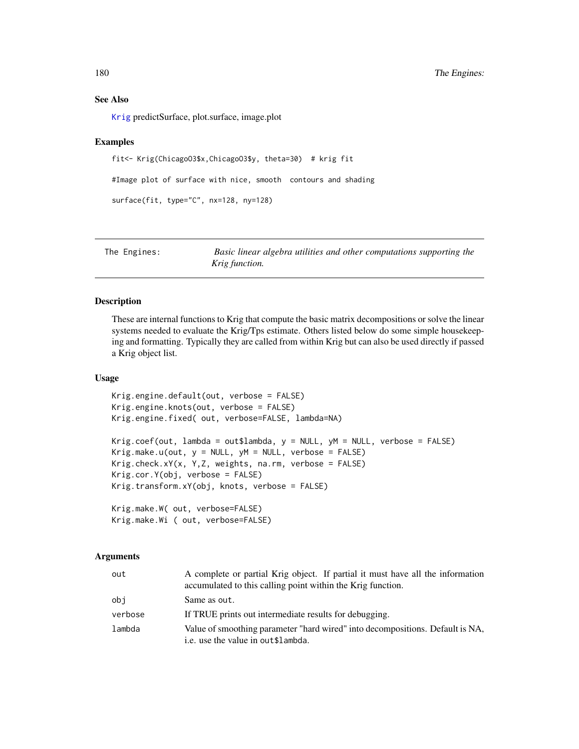## See Also

Krig predictSurface, plot.surface, image.plot

## Examples

```
fit<- Krig(ChicagoO3$x,ChicagoO3$y, theta=30)  # krig fit

#Image plot of surface with nice, smooth  contours and shading

surface(fit, type="C", nx=128, ny=128)
```

---

The Engines: *Basic linear algebra utilities and other computations supporting the Krig function.*

---

## Description

These are internal functions to Krig that compute the basic matrix decompositions or solve the linear systems needed to evaluate the Krig/Tps estimate. Others listed below do some simple housekeeping and formatting. Typically they are called from within Krig but can also be used directly if passed a Krig object list.

## Usage

```
Krig.engine.default(out, verbose = FALSE)
Krig.engine.knots(out, verbose = FALSE)
Krig.engine.fixed( out, verbose=FALSE, lambda=NA)

Krig.coef(out, lambda = out$lambda, y = NULL, yM = NULL, verbose = FALSE)
Krig.make.u(out, y = NULL, yM = NULL, verbose = FALSE)
Krig.check.xY(x, Y,Z, weights, na.rm, verbose = FALSE)
Krig.cor.Y(obj, verbose = FALSE)
Krig.transform.xY(obj, knots, verbose = FALSE)

Krig.make.W( out, verbose=FALSE)
Krig.make.Wi ( out, verbose=FALSE)
```

## Arguments

| | |
|---|---|
| out | A complete or partial Krig object. If partial it must have all the information accumulated to this calling point within the Krig function. |
| obj | Same as out. |
| verbose | If TRUE prints out intermediate results for debugging. |
| lambda | Value of smoothing parameter "hard wired" into decompositions. Default is NA, i.e. use the value in out$lambda. |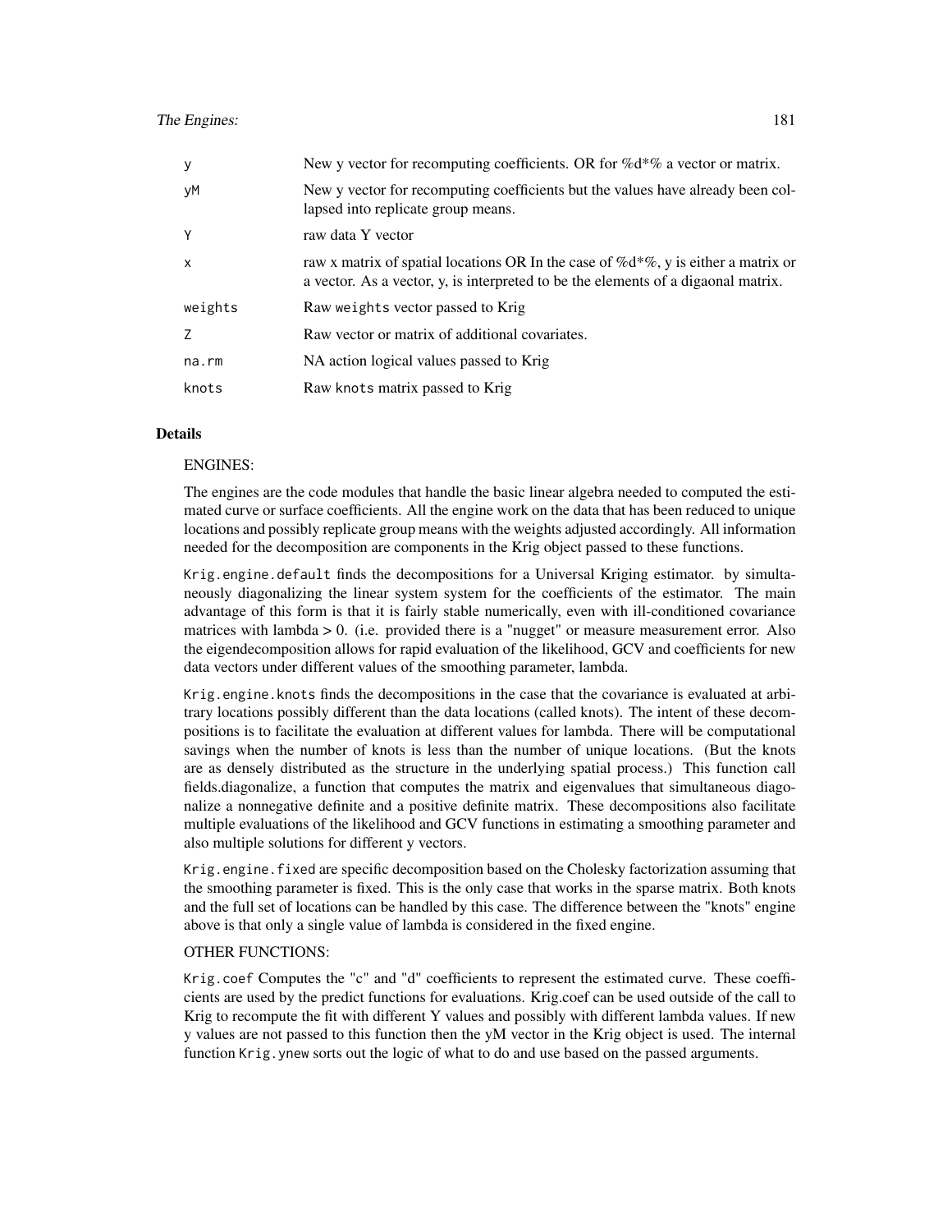| | |
|---|---|
| y | New y vector for recomputing coefficients. OR for %d*% a vector or matrix. |
| yM | New y vector for recomputing coefficients but the values have already been collapsed into replicate group means. |
| Y | raw data Y vector |
| x | raw x matrix of spatial locations OR In the case of %d*%, y is either a matrix or a vector. As a vector, y, is interpreted to be the elements of a digaonal matrix. |
| weights | Raw weights vector passed to Krig |
| Z | Raw vector or matrix of additional covariates. |
| na.rm | NA action logical values passed to Krig |
| knots | Raw knots matrix passed to Krig |

### Details

ENGINES:

The engines are the code modules that handle the basic linear algebra needed to computed the estimated curve or surface coefficients. All the engine work on the data that has been reduced to unique locations and possibly replicate group means with the weights adjusted accordingly. All information needed for the decomposition are components in the Krig object passed to these functions.

`Krig.engine.default` finds the decompositions for a Universal Kriging estimator. by simultaneously diagonalizing the linear system system for the coefficients of the estimator. The main advantage of this form is that it is fairly stable numerically, even with ill-conditioned covariance matrices with lambda > 0. (i.e. provided there is a "nugget" or measure measurement error. Also the eigendecomposition allows for rapid evaluation of the likelihood, GCV and coefficients for new data vectors under different values of the smoothing parameter, lambda.

`Krig.engine.knots` finds the decompositions in the case that the covariance is evaluated at arbitrary locations possibly different than the data locations (called knots). The intent of these decompositions is to facilitate the evaluation at different values for lambda. There will be computational savings when the number of knots is less than the number of unique locations. (But the knots are as densely distributed as the structure in the underlying spatial process.) This function call fields.diagonalize, a function that computes the matrix and eigenvalues that simultaneous diagonalize a nonnegative definite and a positive definite matrix. These decompositions also facilitate multiple evaluations of the likelihood and GCV functions in estimating a smoothing parameter and also multiple solutions for different y vectors.

`Krig.engine.fixed` are specific decomposition based on the Cholesky factorization assuming that the smoothing parameter is fixed. This is the only case that works in the sparse matrix. Both knots and the full set of locations can be handled by this case. The difference between the "knots" engine above is that only a single value of lambda is considered in the fixed engine.

OTHER FUNCTIONS:

`Krig.coef` Computes the "c" and "d" coefficients to represent the estimated curve. These coefficients are used by the predict functions for evaluations. Krig.coef can be used outside of the call to Krig to recompute the fit with different Y values and possibly with different lambda values. If new y values are not passed to this function then the yM vector in the Krig object is used. The internal function `Krig.ynew` sorts out the logic of what to do and use based on the passed arguments.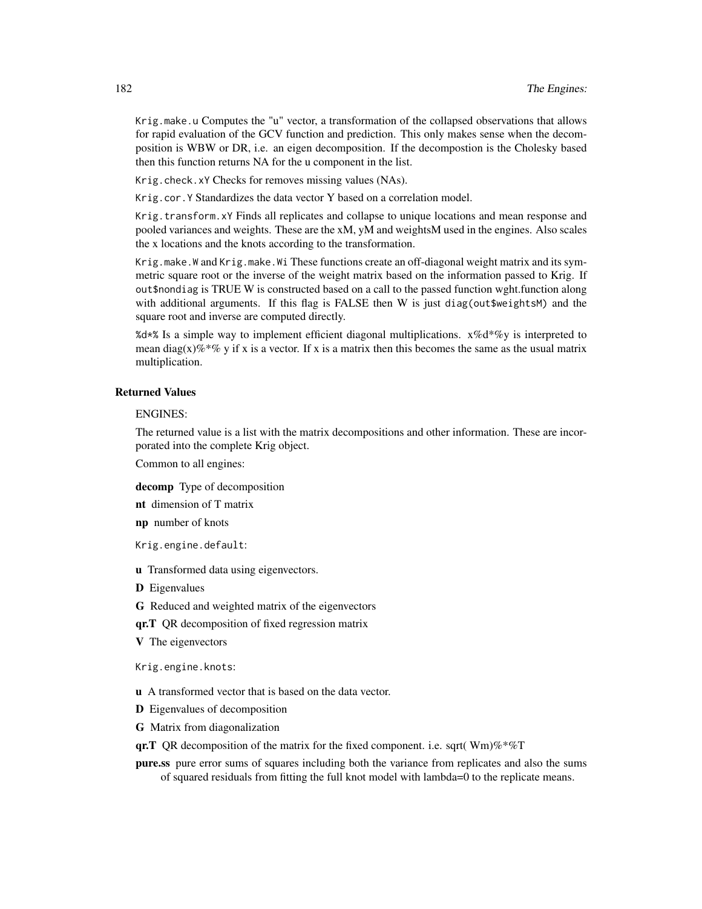Krig.make.u Computes the "u" vector, a transformation of the collapsed observations that allows for rapid evaluation of the GCV function and prediction. This only makes sense when the decomposition is WBW or DR, i.e. an eigen decomposition. If the decompostion is the Cholesky based then this function returns NA for the u component in the list.

Krig.check.xY Checks for removes missing values (NAs).

Krig.cor.Y Standardizes the data vector Y based on a correlation model.

Krig.transform.xY Finds all replicates and collapse to unique locations and mean response and pooled variances and weights. These are the xM, yM and weightsM used in the engines. Also scales the x locations and the knots according to the transformation.

Krig.make.W and Krig.make.Wi These functions create an off-diagonal weight matrix and its symmetric square root or the inverse of the weight matrix based on the information passed to Krig. If out$nondiag is TRUE W is constructed based on a call to the passed function wght.function along with additional arguments. If this flag is FALSE then W is just diag(out$weightsM) and the square root and inverse are computed directly.

%d*% Is a simple way to implement efficient diagonal multiplications. x%d*%y is interpreted to mean diag(x)%*% y if x is a vector. If x is a matrix then this becomes the same as the usual matrix multiplication.

### Returned Values

ENGINES:

The returned value is a list with the matrix decompositions and other information. These are incorporated into the complete Krig object.

Common to all engines:

**decomp** Type of decomposition

**nt** dimension of T matrix

**np** number of knots

Krig.engine.default:

**u** Transformed data using eigenvectors.

**D** Eigenvalues

**G** Reduced and weighted matrix of the eigenvectors

**qr.T** QR decomposition of fixed regression matrix

**V** The eigenvectors

Krig.engine.knots:

**u** A transformed vector that is based on the data vector.

**D** Eigenvalues of decomposition

**G** Matrix from diagonalization

**qr.T** QR decomposition of the matrix for the fixed component. i.e. sqrt( Wm)%*%T

**pure.ss** pure error sums of squares including both the variance from replicates and also the sums of squared residuals from fitting the full knot model with lambda=0 to the replicate means.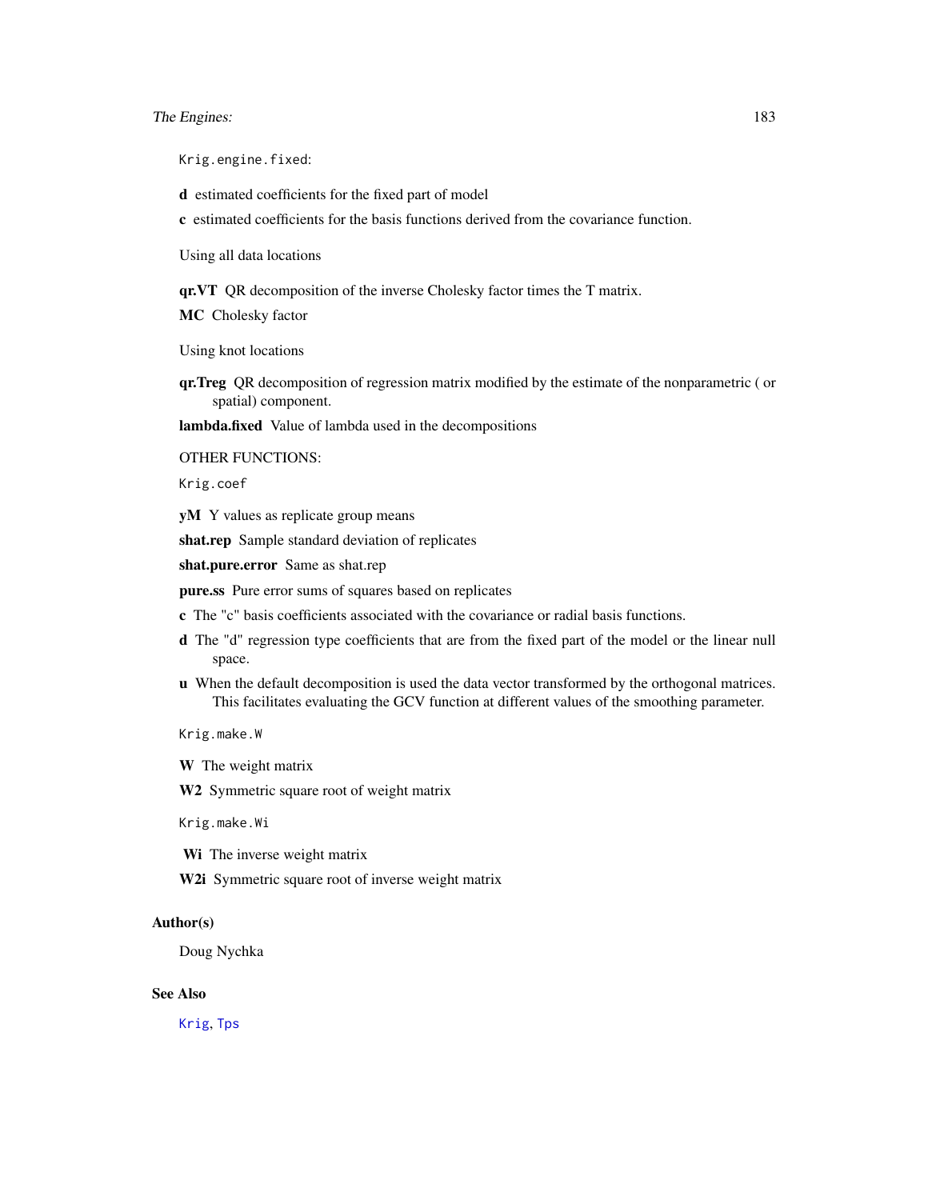`Krig.engine.fixed`:

**d** estimated coefficients for the fixed part of model

**c** estimated coefficients for the basis functions derived from the covariance function.

Using all data locations

**qr.VT** QR decomposition of the inverse Cholesky factor times the T matrix.

**MC** Cholesky factor

Using knot locations

**qr.Treg** QR decomposition of regression matrix modified by the estimate of the nonparametric ( or spatial) component.

**lambda.fixed** Value of lambda used in the decompositions

OTHER FUNCTIONS:

`Krig.coef`

**yM** Y values as replicate group means

**shat.rep** Sample standard deviation of replicates

**shat.pure.error** Same as shat.rep

**pure.ss** Pure error sums of squares based on replicates

**c** The "c" basis coefficients associated with the covariance or radial basis functions.

**d** The "d" regression type coefficients that are from the fixed part of the model or the linear null space.

**u** When the default decomposition is used the data vector transformed by the orthogonal matrices. This facilitates evaluating the GCV function at different values of the smoothing parameter.

`Krig.make.W`

**W** The weight matrix

**W2** Symmetric square root of weight matrix

`Krig.make.Wi`

**Wi** The inverse weight matrix

**W2i** Symmetric square root of inverse weight matrix

### Author(s)

Doug Nychka

### See Also

Krig, Tps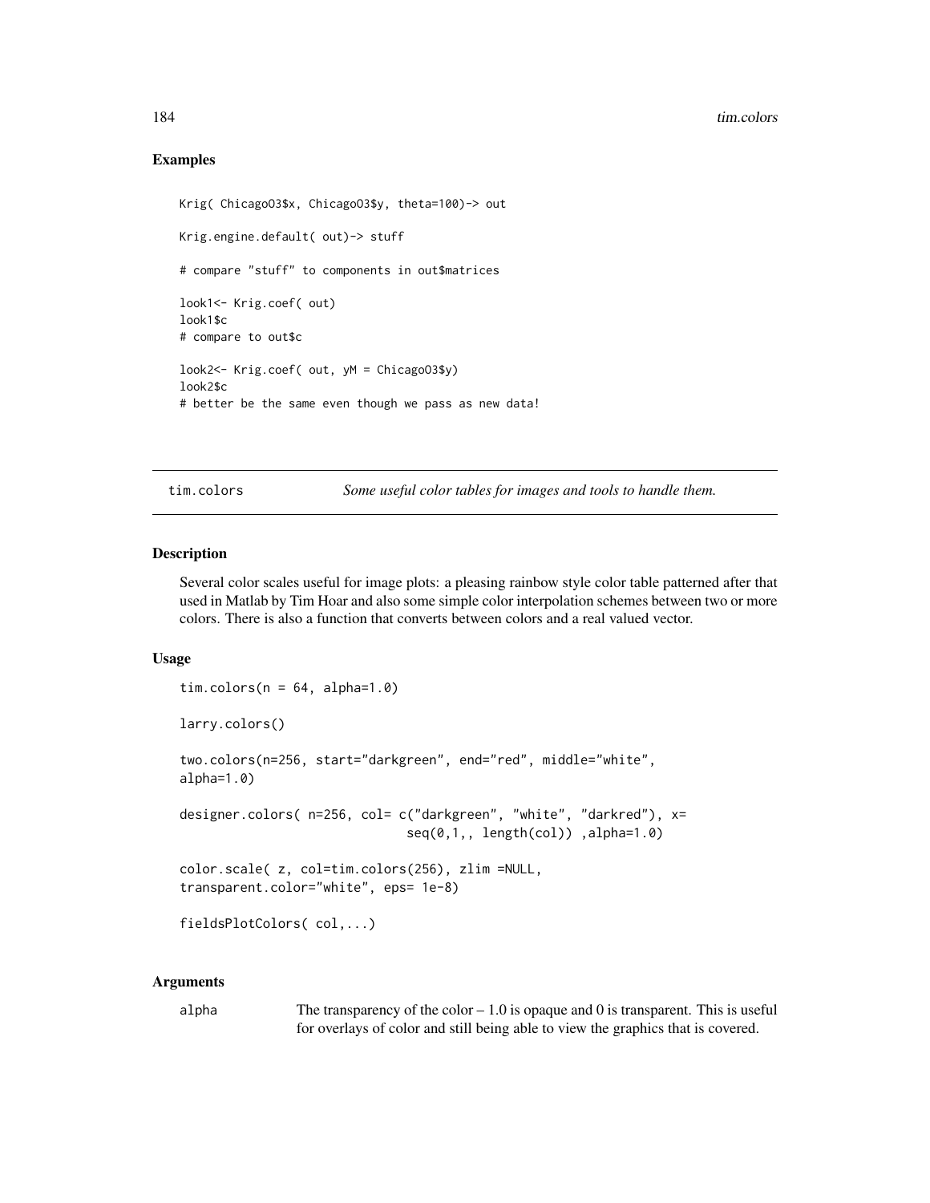## Examples

```
Krig( ChicagoO3$x, ChicagoO3$y, theta=100)-> out

Krig.engine.default( out)-> stuff

# compare "stuff" to components in out$matrices

look1<- Krig.coef( out)
look1$c
# compare to out$c

look2<- Krig.coef( out, yM = ChicagoO3$y)
look2$c
# better be the same even though we pass as new data!
```

---

# tim.colors *Some useful color tables for images and tools to handle them.*

---

## Description

Several color scales useful for image plots: a pleasing rainbow style color table patterned after that used in Matlab by Tim Hoar and also some simple color interpolation schemes between two or more colors. There is also a function that converts between colors and a real valued vector.

## Usage

```
tim.colors(n = 64, alpha=1.0)

larry.colors()

two.colors(n=256, start="darkgreen", end="red", middle="white",
alpha=1.0)

designer.colors( n=256, col= c("darkgreen", "white", "darkred"), x=
                              seq(0,1,, length(col)) ,alpha=1.0)

color.scale( z, col=tim.colors(256), zlim =NULL,
transparent.color="white", eps= 1e-8)

fieldsPlotColors( col,...)
```

## Arguments

alpha     The transparency of the color – 1.0 is opaque and 0 is transparent. This is useful for overlays of color and still being able to view the graphics that is covered.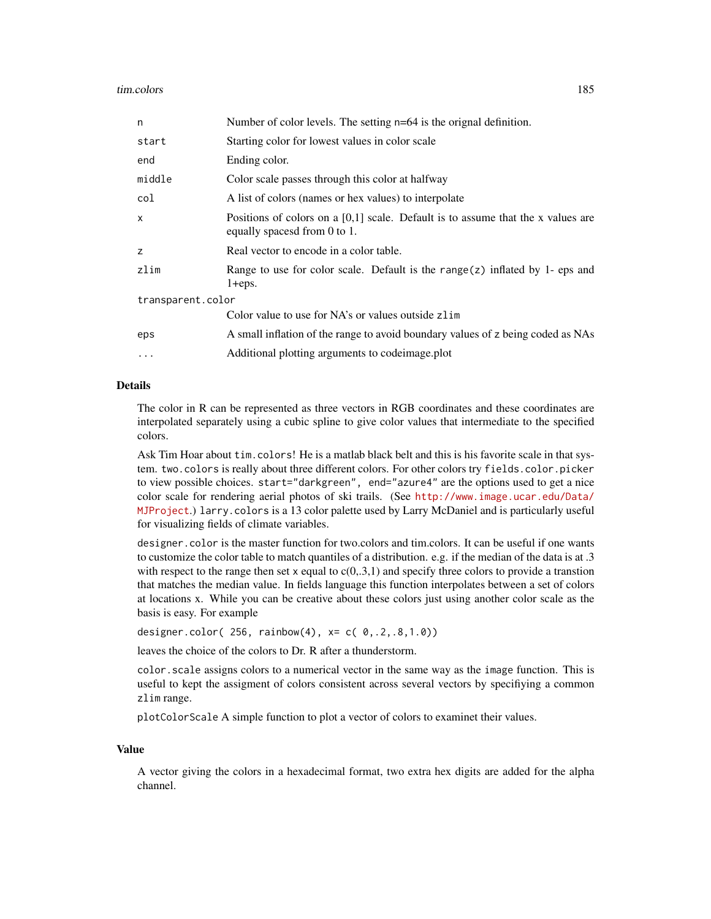| | |
|---|---|
| `n` | Number of color levels. The setting n=64 is the orignal definition. |
| `start` | Starting color for lowest values in color scale |
| `end` | Ending color. |
| `middle` | Color scale passes through this color at halfway |
| `col` | A list of colors (names or hex values) to interpolate |
| `x` | Positions of colors on a [0,1] scale. Default is to assume that the x values are equally spacesd from 0 to 1. |
| `z` | Real vector to encode in a color table. |
| `zlim` | Range to use for color scale. Default is the `range(z)` inflated by 1- eps and 1+eps. |
| `transparent.color` | Color value to use for NA's or values outside `zlim` |
| `eps` | A small inflation of the range to avoid boundary values of z being coded as NAs |
| `...` | Additional plotting arguments to codeimage.plot |

## Details

The color in R can be represented as three vectors in RGB coordinates and these coordinates are interpolated separately using a cubic spline to give color values that intermediate to the specified colors.

Ask Tim Hoar about `tim.colors`! He is a matlab black belt and this is his favorite scale in that system. `two.colors` is really about three different colors. For other colors try `fields.color.picker` to view possible choices. `start="darkgreen", end="azure4"` are the options used to get a nice color scale for rendering aerial photos of ski trails. (See http://www.image.ucar.edu/Data/MJProject.) `larry.colors` is a 13 color palette used by Larry McDaniel and is particularly useful for visualizing fields of climate variables.

`designer.color` is the master function for two.colors and tim.colors. It can be useful if one wants to customize the color table to match quantiles of a distribution. e.g. if the median of the data is at .3 with respect to the range then set x equal to c(0,.3,1) and specify three colors to provide a transtion that matches the median value. In fields language this function interpolates between a set of colors at locations x. While you can be creative about these colors just using another color scale as the basis is easy. For example

```
designer.color( 256, rainbow(4), x= c( 0,.2,.8,1.0))
```

leaves the choice of the colors to Dr. R after a thunderstorm.

`color.scale` assigns colors to a numerical vector in the same way as the `image` function. This is useful to kept the assigment of colors consistent across several vectors by specifiying a common `zlim` range.

`plotColorScale` A simple function to plot a vector of colors to examinet their values.

## Value

A vector giving the colors in a hexadecimal format, two extra hex digits are added for the alpha channel.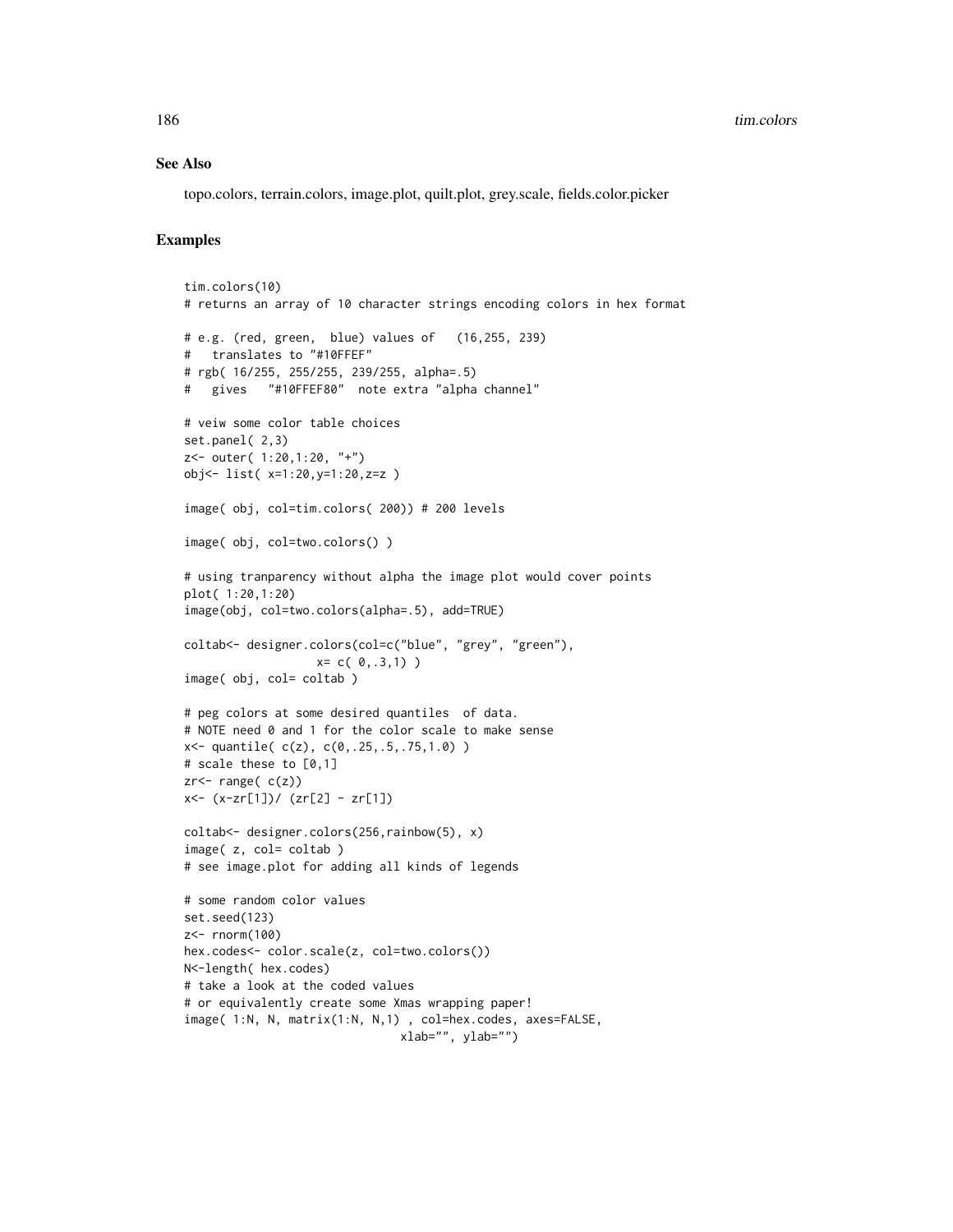## See Also

topo.colors, terrain.colors, image.plot, quilt.plot, grey.scale, fields.color.picker

## Examples

```
tim.colors(10)
# returns an array of 10 character strings encoding colors in hex format

# e.g. (red, green,  blue) values of   (16,255, 239)
#   translates to "#10FFEF"
# rgb( 16/255, 255/255, 239/255, alpha=.5)
#   gives   "#10FFEF80"  note extra "alpha channel"

# veiw some color table choices
set.panel( 2,3)
z<- outer( 1:20,1:20, "+")
obj<- list( x=1:20,y=1:20,z=z )

image( obj, col=tim.colors( 200)) # 200 levels

image( obj, col=two.colors() )

# using tranparency without alpha the image plot would cover points
plot( 1:20,1:20)
image(obj, col=two.colors(alpha=.5), add=TRUE)

coltab<- designer.colors(col=c("blue", "grey", "green"),
                   x= c( 0,.3,1) )
image( obj, col= coltab )

# peg colors at some desired quantiles  of data.
# NOTE need 0 and 1 for the color scale to make sense
x<- quantile( c(z), c(0,.25,.5,.75,1.0) )
# scale these to [0,1]
zr<- range( c(z))
x<- (x-zr[1])/ (zr[2] - zr[1])

coltab<- designer.colors(256,rainbow(5), x)
image( z, col= coltab )
# see image.plot for adding all kinds of legends

# some random color values
set.seed(123)
z<- rnorm(100)
hex.codes<- color.scale(z, col=two.colors())
N<-length( hex.codes)
# take a look at the coded values
# or equivalently create some Xmas wrapping paper!
image( 1:N, N, matrix(1:N, N,1) , col=hex.codes, axes=FALSE,
                               xlab="", ylab="")
```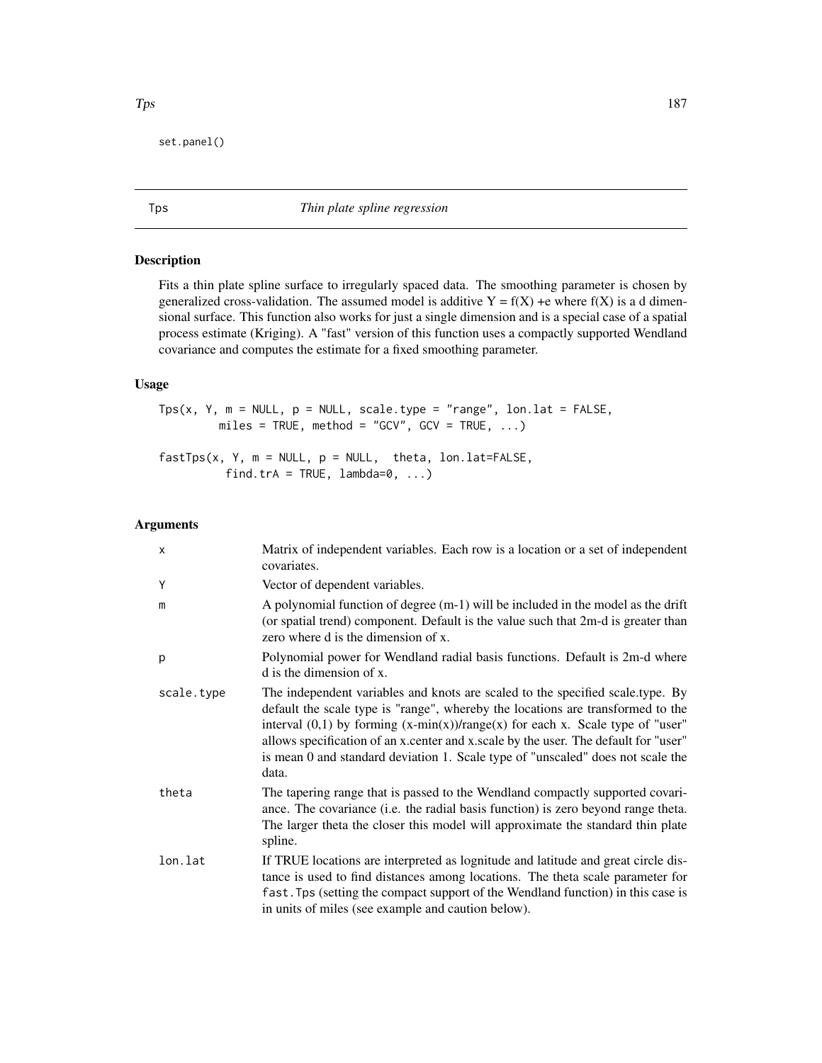```
set.panel()
```

---

## Tps *Thin plate spline regression*

---

### Description

Fits a thin plate spline surface to irregularly spaced data. The smoothing parameter is chosen by generalized cross-validation. The assumed model is additive Y = f(X) +e where f(X) is a d dimensional surface. This function also works for just a single dimension and is a special case of a spatial process estimate (Kriging). A "fast" version of this function uses a compactly supported Wendland covariance and computes the estimate for a fixed smoothing parameter.

### Usage

```
Tps(x, Y, m = NULL, p = NULL, scale.type = "range", lon.lat = FALSE,
        miles = TRUE, method = "GCV", GCV = TRUE, ...)

fastTps(x, Y, m = NULL, p = NULL,  theta, lon.lat=FALSE,
         find.trA = TRUE, lambda=0, ...)
```

### Arguments

| | |
|---|---|
| x | Matrix of independent variables. Each row is a location or a set of independent covariates. |
| Y | Vector of dependent variables. |
| m | A polynomial function of degree (m-1) will be included in the model as the drift (or spatial trend) component. Default is the value such that 2m-d is greater than zero where d is the dimension of x. |
| p | Polynomial power for Wendland radial basis functions. Default is 2m-d where d is the dimension of x. |
| scale.type | The independent variables and knots are scaled to the specified scale.type. By default the scale type is "range", whereby the locations are transformed to the interval (0,1) by forming (x-min(x))/range(x) for each x. Scale type of "user" allows specification of an x.center and x.scale by the user. The default for "user" is mean 0 and standard deviation 1. Scale type of "unscaled" does not scale the data. |
| theta | The tapering range that is passed to the Wendland compactly supported covariance. The covariance (i.e. the radial basis function) is zero beyond range theta. The larger theta the closer this model will approximate the standard thin plate spline. |
| lon.lat | If TRUE locations are interpreted as lognitude and latitude and great circle distance is used to find distances among locations. The theta scale parameter for `fast.Tps` (setting the compact support of the Wendland function) in this case is in units of miles (see example and caution below). |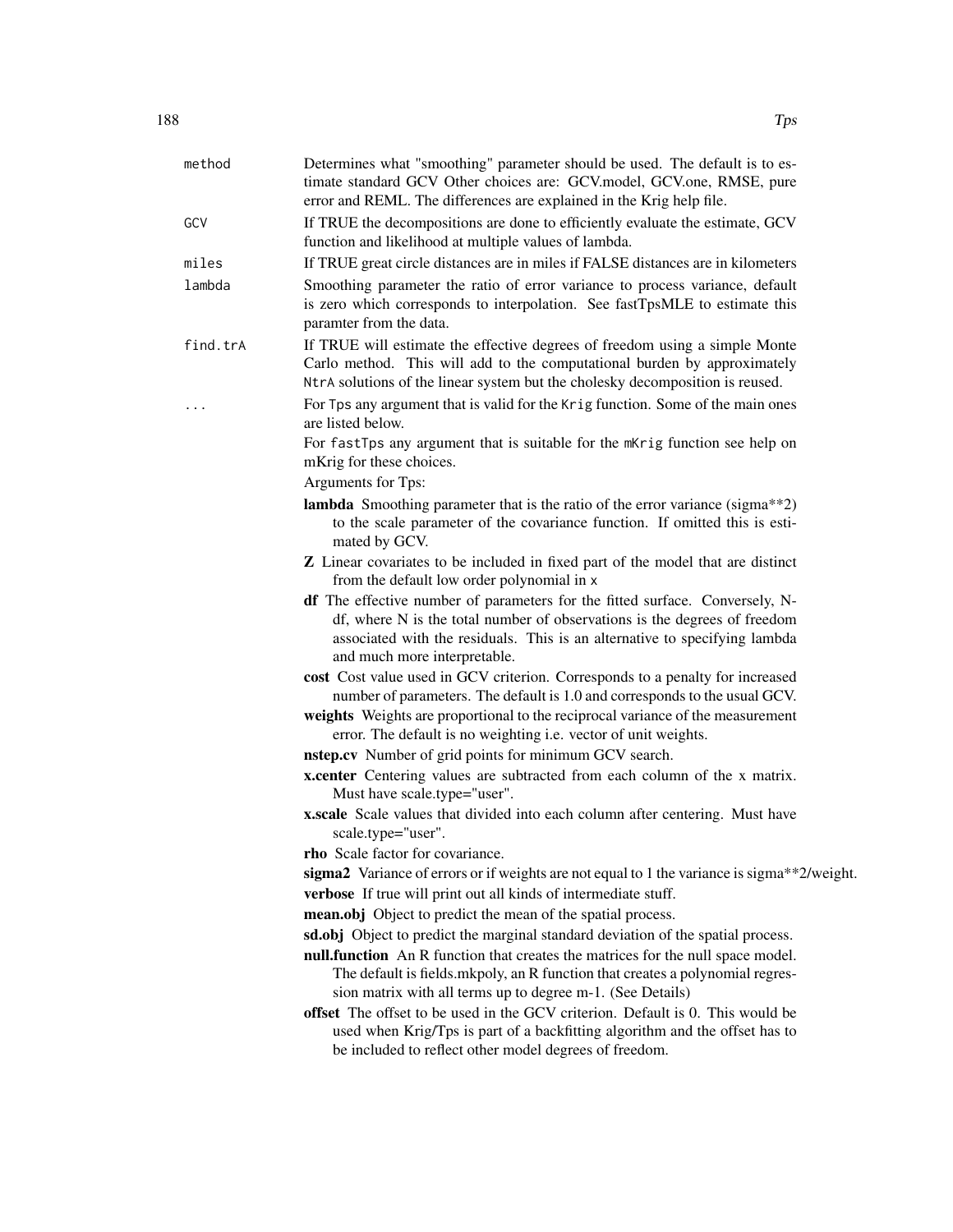| | |
|---|---|
| `method` | Determines what "smoothing" parameter should be used. The default is to estimate standard GCV Other choices are: GCV.model, GCV.one, RMSE, pure error and REML. The differences are explained in the Krig help file. |
| `GCV` | If TRUE the decompositions are done to efficiently evaluate the estimate, GCV function and likelihood at multiple values of lambda. |
| `miles` | If TRUE great circle distances are in miles if FALSE distances are in kilometers |
| `lambda` | Smoothing parameter the ratio of error variance to process variance, default is zero which corresponds to interpolation. See fastTpsMLE to estimate this paramter from the data. |
| `find.trA` | If TRUE will estimate the effective degrees of freedom using a simple Monte Carlo method. This will add to the computational burden by approximately `NtrA` solutions of the linear system but the cholesky decomposition is reused. |
| `...` | For `Tps` any argument that is valid for the `Krig` function. Some of the main ones are listed below. |

For `fastTps` any argument that is suitable for the `mKrig` function see help on mKrig for these choices.

Arguments for Tps:

- **lambda** Smoothing parameter that is the ratio of the error variance (sigma**2) to the scale parameter of the covariance function. If omitted this is estimated by GCV.
- **Z** Linear covariates to be included in fixed part of the model that are distinct from the default low order polynomial in `x`
- **df** The effective number of parameters for the fitted surface. Conversely, N-df, where N is the total number of observations is the degrees of freedom associated with the residuals. This is an alternative to specifying lambda and much more interpretable.
- **cost** Cost value used in GCV criterion. Corresponds to a penalty for increased number of parameters. The default is 1.0 and corresponds to the usual GCV.
- **weights** Weights are proportional to the reciprocal variance of the measurement error. The default is no weighting i.e. vector of unit weights.
- **nstep.cv** Number of grid points for minimum GCV search.
- **x.center** Centering values are subtracted from each column of the x matrix. Must have scale.type="user".
- **x.scale** Scale values that divided into each column after centering. Must have scale.type="user".
- **rho** Scale factor for covariance.
- **sigma2** Variance of errors or if weights are not equal to 1 the variance is sigma**2/weight.
- **verbose** If true will print out all kinds of intermediate stuff.
- **mean.obj** Object to predict the mean of the spatial process.
- **sd.obj** Object to predict the marginal standard deviation of the spatial process.
- **null.function** An R function that creates the matrices for the null space model. The default is fields.mkpoly, an R function that creates a polynomial regression matrix with all terms up to degree m-1. (See Details)
- **offset** The offset to be used in the GCV criterion. Default is 0. This would be used when Krig/Tps is part of a backfitting algorithm and the offset has to be included to reflect other model degrees of freedom.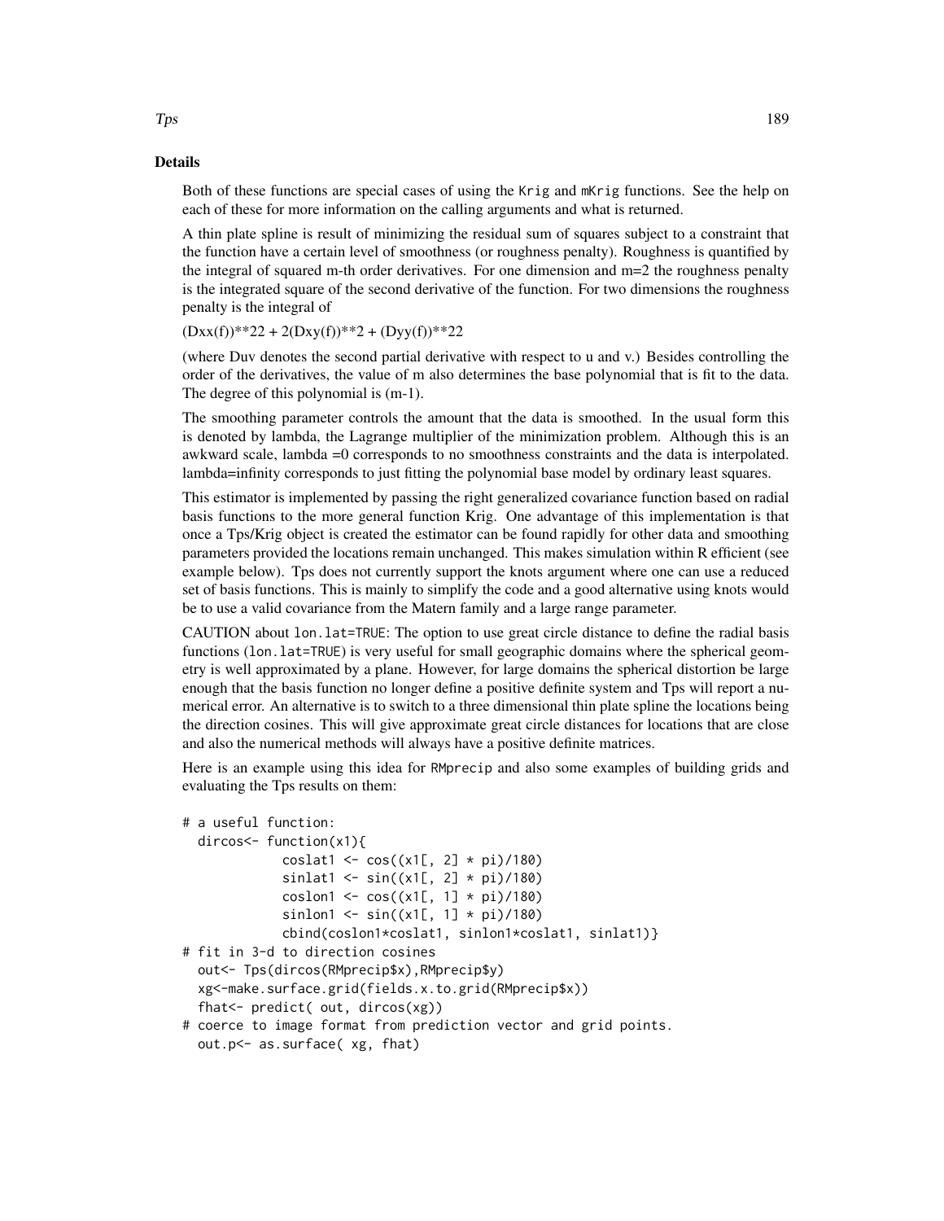## Details

Both of these functions are special cases of using the Krig and mKrig functions. See the help on each of these for more information on the calling arguments and what is returned.

A thin plate spline is result of minimizing the residual sum of squares subject to a constraint that the function have a certain level of smoothness (or roughness penalty). Roughness is quantified by the integral of squared m-th order derivatives. For one dimension and m=2 the roughness penalty is the integrated square of the second derivative of the function. For two dimensions the roughness penalty is the integral of

(Dxx(f))**22 + 2(Dxy(f))**2 + (Dyy(f))**22

(where Duv denotes the second partial derivative with respect to u and v.) Besides controlling the order of the derivatives, the value of m also determines the base polynomial that is fit to the data. The degree of this polynomial is (m-1).

The smoothing parameter controls the amount that the data is smoothed. In the usual form this is denoted by lambda, the Lagrange multiplier of the minimization problem. Although this is an awkward scale, lambda =0 corresponds to no smoothness constraints and the data is interpolated. lambda=infinity corresponds to just fitting the polynomial base model by ordinary least squares.

This estimator is implemented by passing the right generalized covariance function based on radial basis functions to the more general function Krig. One advantage of this implementation is that once a Tps/Krig object is created the estimator can be found rapidly for other data and smoothing parameters provided the locations remain unchanged. This makes simulation within R efficient (see example below). Tps does not currently support the knots argument where one can use a reduced set of basis functions. This is mainly to simplify the code and a good alternative using knots would be to use a valid covariance from the Matern family and a large range parameter.

CAUTION about lon.lat=TRUE: The option to use great circle distance to define the radial basis functions (lon.lat=TRUE) is very useful for small geographic domains where the spherical geometry is well approximated by a plane. However, for large domains the spherical distortion be large enough that the basis function no longer define a positive definite system and Tps will report a numerical error. An alternative is to switch to a three dimensional thin plate spline the locations being the direction cosines. This will give approximate great circle distances for locations that are close and also the numerical methods will always have a positive definite matrices.

Here is an example using this idea for RMprecip and also some examples of building grids and evaluating the Tps results on them:

```
# a useful function:
  dircos<- function(x1){
             coslat1 <- cos((x1[, 2] * pi)/180)
             sinlat1 <- sin((x1[, 2] * pi)/180)
             coslon1 <- cos((x1[, 1] * pi)/180)
             sinlon1 <- sin((x1[, 1] * pi)/180)
             cbind(coslon1*coslat1, sinlon1*coslat1, sinlat1)}
# fit in 3-d to direction cosines
  out<- Tps(dircos(RMprecip$x),RMprecip$y)
  xg<-make.surface.grid(fields.x.to.grid(RMprecip$x))
  fhat<- predict( out, dircos(xg))
# coerce to image format from prediction vector and grid points.
  out.p<- as.surface( xg, fhat)
```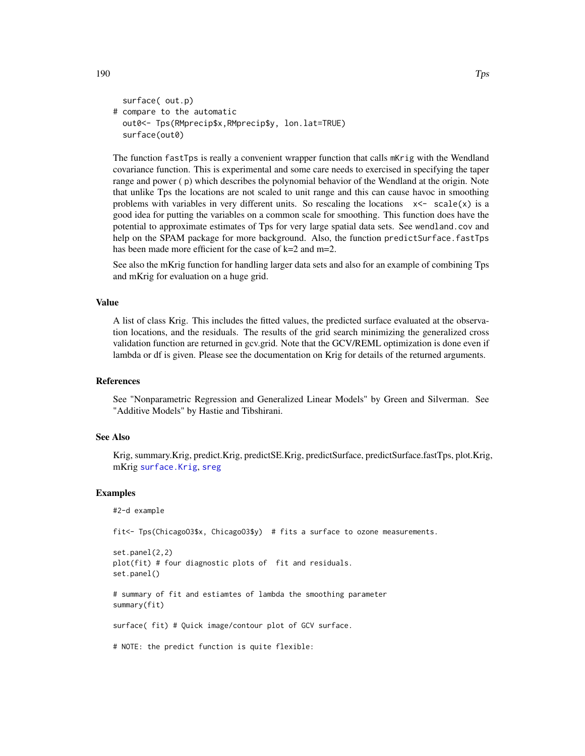```
  surface( out.p)
# compare to the automatic
  out0<- Tps(RMprecip$x,RMprecip$y, lon.lat=TRUE)
  surface(out0)
```

The function fastTps is really a convenient wrapper function that calls mKrig with the Wendland covariance function. This is experimental and some care needs to exercised in specifying the taper range and power ( p) which describes the polynomial behavior of the Wendland at the origin. Note that unlike Tps the locations are not scaled to unit range and this can cause havoc in smoothing problems with variables in very different units. So rescaling the locations `x<- scale(x)` is a good idea for putting the variables on a common scale for smoothing. This function does have the potential to approximate estimates of Tps for very large spatial data sets. See wendland.cov and help on the SPAM package for more background. Also, the function predictSurface.fastTps has been made more efficient for the case of k=2 and m=2.

See also the mKrig function for handling larger data sets and also for an example of combining Tps and mKrig for evaluation on a huge grid.

## Value

A list of class Krig. This includes the fitted values, the predicted surface evaluated at the observation locations, and the residuals. The results of the grid search minimizing the generalized cross validation function are returned in gcv.grid. Note that the GCV/REML optimization is done even if lambda or df is given. Please see the documentation on Krig for details of the returned arguments.

## References

See "Nonparametric Regression and Generalized Linear Models" by Green and Silverman. See "Additive Models" by Hastie and Tibshirani.

## See Also

Krig, summary.Krig, predict.Krig, predictSE.Krig, predictSurface, predictSurface.fastTps, plot.Krig, mKrig surface.Krig, sreg

## Examples

```
#2-d example

fit<- Tps(ChicagoO3$x, ChicagoO3$y)  # fits a surface to ozone measurements.

set.panel(2,2)
plot(fit) # four diagnostic plots of  fit and residuals.
set.panel()

# summary of fit and estiamtes of lambda the smoothing parameter
summary(fit)

surface( fit) # Quick image/contour plot of GCV surface.

# NOTE: the predict function is quite flexible:
```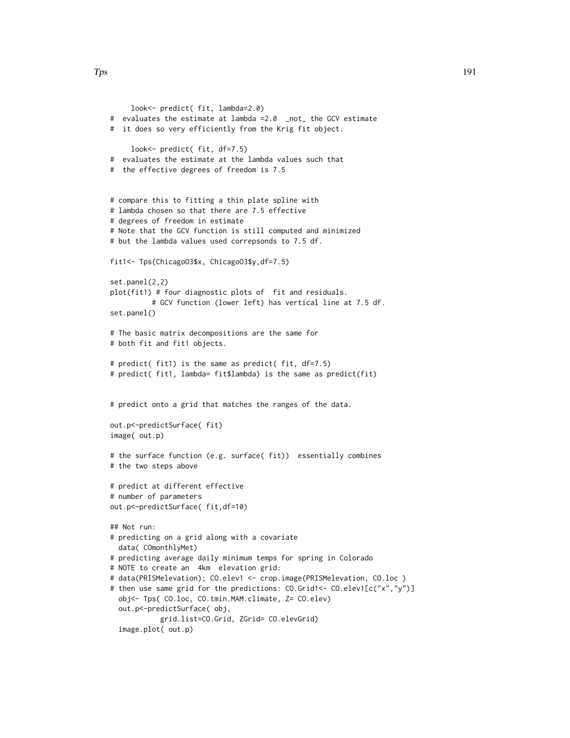```
     look<- predict( fit, lambda=2.0)
#  evaluates the estimate at lambda =2.0  _not_ the GCV estimate
#  it does so very efficiently from the Krig fit object.

     look<- predict( fit, df=7.5)
#  evaluates the estimate at the lambda values such that
#  the effective degrees of freedom is 7.5


# compare this to fitting a thin plate spline with
# lambda chosen so that there are 7.5 effective
# degrees of freedom in estimate
# Note that the GCV function is still computed and minimized
# but the lambda values used correpsonds to 7.5 df.

fit1<- Tps(ChicagoO3$x, ChicagoO3$y,df=7.5)

set.panel(2,2)
plot(fit1) # four diagnostic plots of  fit and residuals.
          # GCV function (lower left) has vertical line at 7.5 df.
set.panel()

# The basic matrix decompositions are the same for
# both fit and fit1 objects.

# predict( fit1) is the same as predict( fit, df=7.5)
# predict( fit1, lambda= fit$lambda) is the same as predict(fit)


# predict onto a grid that matches the ranges of the data.

out.p<-predictSurface( fit)
image( out.p)

# the surface function (e.g. surface( fit))  essentially combines
# the two steps above

# predict at different effective
# number of parameters
out.p<-predictSurface( fit,df=10)

## Not run:
# predicting on a grid along with a covariate
  data( COmonthlyMet)
# predicting average daily minimum temps for spring in Colorado
# NOTE to create an  4km  elevation grid:
# data(PRISMelevation); CO.elev1 <- crop.image(PRISMelevation, CO.loc )
# then use same grid for the predictions: CO.Grid1<- CO.elev1[c("x","y")]
  obj<- Tps( CO.loc, CO.tmin.MAM.climate, Z= CO.elev)
  out.p<-predictSurface( obj,
            grid.list=CO.Grid, ZGrid= CO.elevGrid)
  image.plot( out.p)
```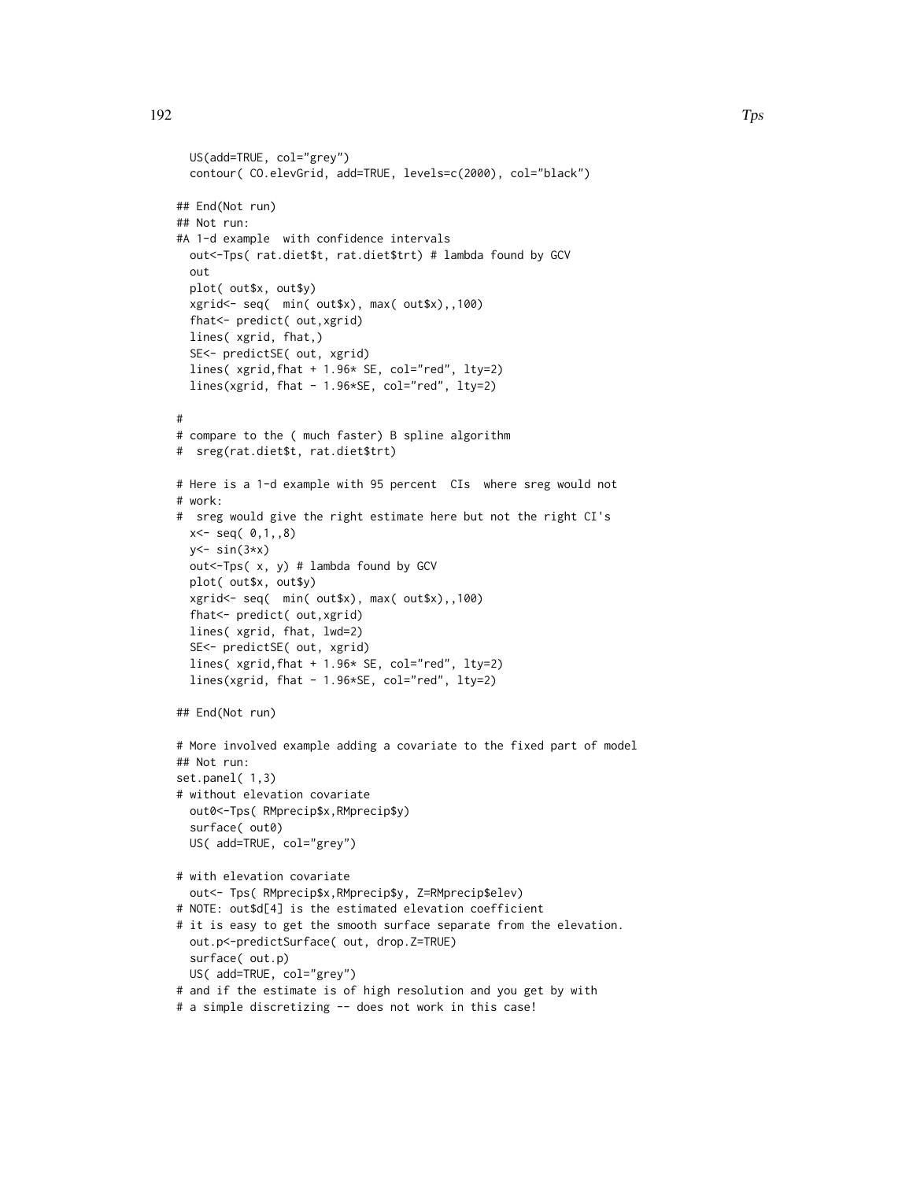```
  US(add=TRUE, col="grey")
  contour( CO.elevGrid, add=TRUE, levels=c(2000), col="black")

## End(Not run)
## Not run:
#A 1-d example  with confidence intervals
  out<-Tps( rat.diet$t, rat.diet$trt) # lambda found by GCV
  out
  plot( out$x, out$y)
  xgrid<- seq(  min( out$x), max( out$x),,100)
  fhat<- predict( out,xgrid)
  lines( xgrid, fhat,)
  SE<- predictSE( out, xgrid)
  lines( xgrid,fhat + 1.96* SE, col="red", lty=2)
  lines(xgrid, fhat - 1.96*SE, col="red", lty=2)

#
# compare to the ( much faster) B spline algorithm
#  sreg(rat.diet$t, rat.diet$trt)

# Here is a 1-d example with 95 percent  CIs  where sreg would not
# work:
#  sreg would give the right estimate here but not the right CI's
  x<- seq( 0,1,,8)
  y<- sin(3*x)
  out<-Tps( x, y) # lambda found by GCV
  plot( out$x, out$y)
  xgrid<- seq(  min( out$x), max( out$x),,100)
  fhat<- predict( out,xgrid)
  lines( xgrid, fhat, lwd=2)
  SE<- predictSE( out, xgrid)
  lines( xgrid,fhat + 1.96* SE, col="red", lty=2)
  lines(xgrid, fhat - 1.96*SE, col="red", lty=2)

## End(Not run)

# More involved example adding a covariate to the fixed part of model
## Not run:
set.panel( 1,3)
# without elevation covariate
  out0<-Tps( RMprecip$x,RMprecip$y)
  surface( out0)
  US( add=TRUE, col="grey")

# with elevation covariate
  out<- Tps( RMprecip$x,RMprecip$y, Z=RMprecip$elev)
# NOTE: out$d[4] is the estimated elevation coefficient
# it is easy to get the smooth surface separate from the elevation.
  out.p<-predictSurface( out, drop.Z=TRUE)
  surface( out.p)
  US( add=TRUE, col="grey")
# and if the estimate is of high resolution and you get by with
# a simple discretizing -- does not work in this case!
```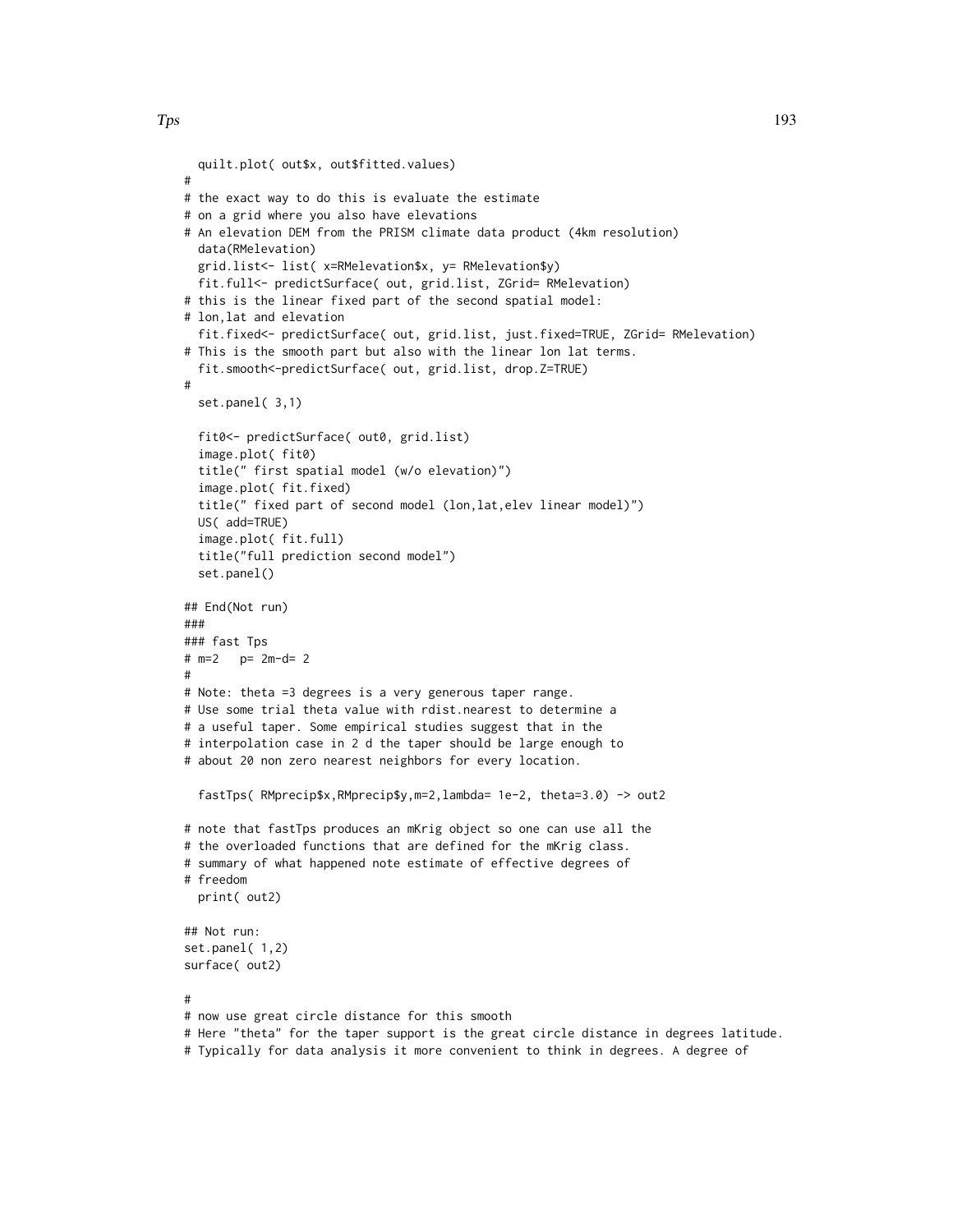```
  quilt.plot( out$x, out$fitted.values)
#
# the exact way to do this is evaluate the estimate
# on a grid where you also have elevations
# An elevation DEM from the PRISM climate data product (4km resolution)
  data(RMelevation)
  grid.list<- list( x=RMelevation$x, y= RMelevation$y)
  fit.full<- predictSurface( out, grid.list, ZGrid= RMelevation)
# this is the linear fixed part of the second spatial model:
# lon,lat and elevation
  fit.fixed<- predictSurface( out, grid.list, just.fixed=TRUE, ZGrid= RMelevation)
# This is the smooth part but also with the linear lon lat terms.
  fit.smooth<-predictSurface( out, grid.list, drop.Z=TRUE)
#
  set.panel( 3,1)

  fit0<- predictSurface( out0, grid.list)
  image.plot( fit0)
  title(" first spatial model (w/o elevation)")
  image.plot( fit.fixed)
  title(" fixed part of second model (lon,lat,elev linear model)")
  US( add=TRUE)
  image.plot( fit.full)
  title("full prediction second model")
  set.panel()

## End(Not run)
###
### fast Tps
# m=2   p= 2m-d= 2
#
# Note: theta =3 degrees is a very generous taper range.
# Use some trial theta value with rdist.nearest to determine a
# a useful taper. Some empirical studies suggest that in the
# interpolation case in 2 d the taper should be large enough to
# about 20 non zero nearest neighbors for every location.

  fastTps( RMprecip$x,RMprecip$y,m=2,lambda= 1e-2, theta=3.0) -> out2

# note that fastTps produces an mKrig object so one can use all the
# the overloaded functions that are defined for the mKrig class.
# summary of what happened note estimate of effective degrees of
# freedom
  print( out2)

## Not run:
set.panel( 1,2)
surface( out2)

#
# now use great circle distance for this smooth
# Here "theta" for the taper support is the great circle distance in degrees latitude.
# Typically for data analysis it more convenient to think in degrees. A degree of
```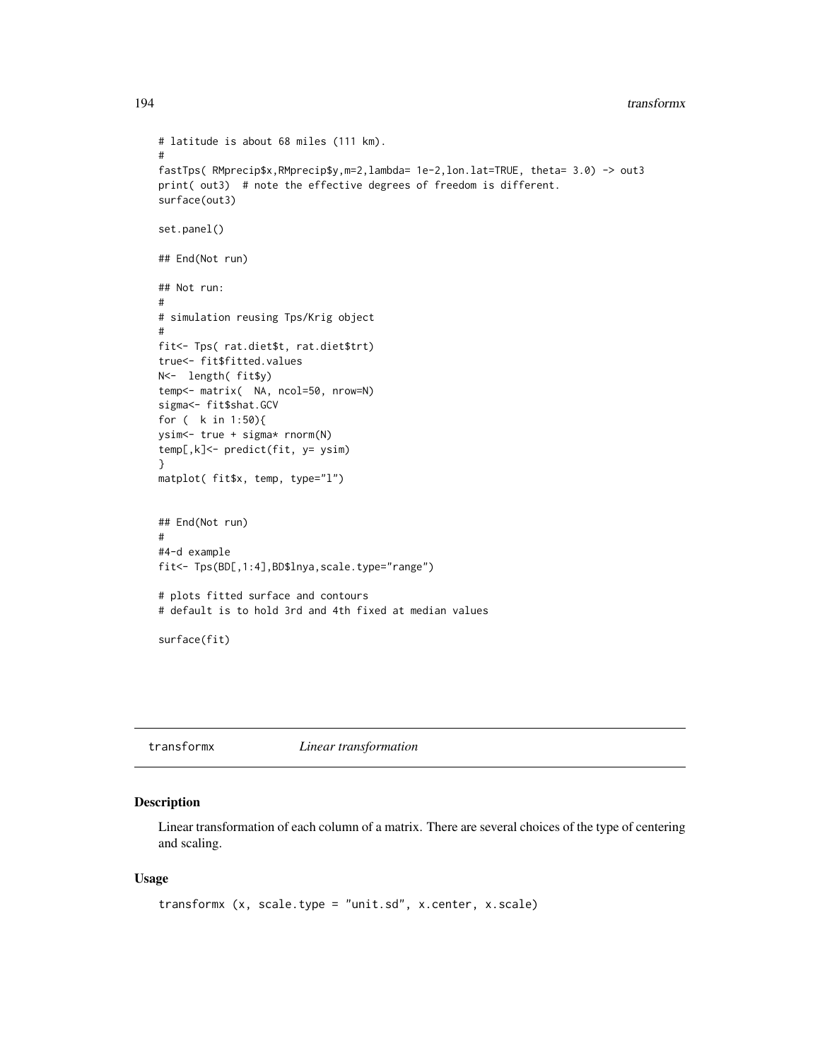```
# latitude is about 68 miles (111 km).
#
fastTps( RMprecip$x,RMprecip$y,m=2,lambda= 1e-2,lon.lat=TRUE, theta= 3.0) -> out3
print( out3)  # note the effective degrees of freedom is different.
surface(out3)

set.panel()

## End(Not run)

## Not run:
#
# simulation reusing Tps/Krig object
#
fit<- Tps( rat.diet$t, rat.diet$trt)
true<- fit$fitted.values
N<-  length( fit$y)
temp<- matrix(  NA, ncol=50, nrow=N)
sigma<- fit$shat.GCV
for (  k in 1:50){
ysim<- true + sigma* rnorm(N)
temp[,k]<- predict(fit, y= ysim)
}
matplot( fit$x, temp, type="l")


## End(Not run)
#
#4-d example
fit<- Tps(BD[,1:4],BD$lnya,scale.type="range")

# plots fitted surface and contours
# default is to hold 3rd and 4th fixed at median values

surface(fit)
```

---

## transformx *Linear transformation*

### Description

Linear transformation of each column of a matrix. There are several choices of the type of centering and scaling.

### Usage

```
transformx (x, scale.type = "unit.sd", x.center, x.scale)
```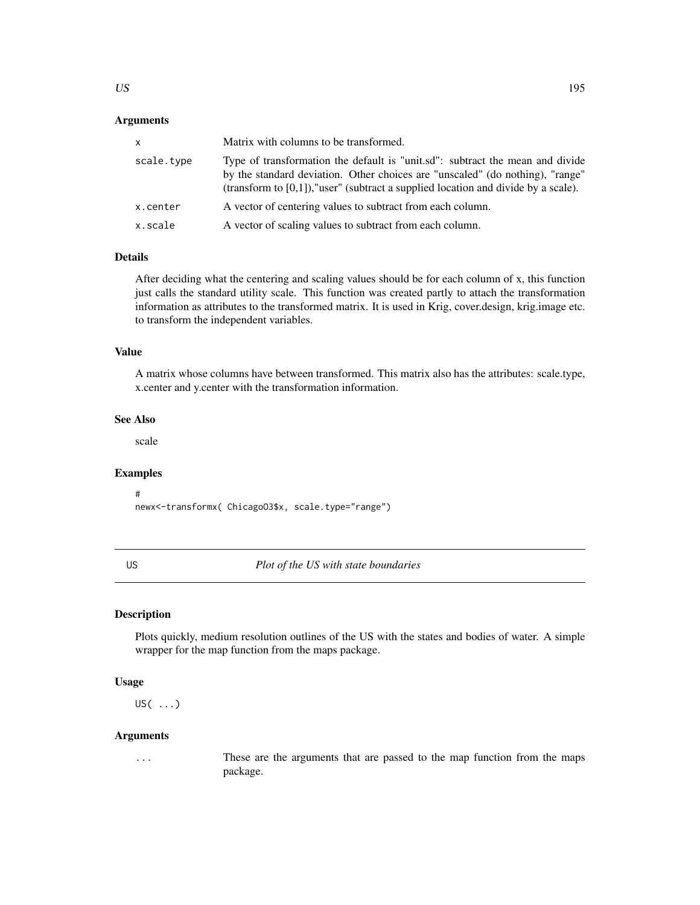### Arguments

| | |
|---|---|
| x | Matrix with columns to be transformed. |
| scale.type | Type of transformation the default is "unit.sd": subtract the mean and divide by the standard deviation. Other choices are "unscaled" (do nothing), "range" (transform to [0,1]),"user" (subtract a supplied location and divide by a scale). |
| x.center | A vector of centering values to subtract from each column. |
| x.scale | A vector of scaling values to subtract from each column. |

### Details

After deciding what the centering and scaling values should be for each column of x, this function just calls the standard utility scale. This function was created partly to attach the transformation information as attributes to the transformed matrix. It is used in Krig, cover.design, krig.image etc. to transform the independent variables.

### Value

A matrix whose columns have between transformed. This matrix also has the attributes: scale.type, x.center and y.center with the transformation information.

### See Also

scale

### Examples

```
#
newx<-transformx( ChicagoO3$x, scale.type="range")
```

## US *Plot of the US with state boundaries*

### Description

Plots quickly, medium resolution outlines of the US with the states and bodies of water. A simple wrapper for the map function from the maps package.

### Usage

```
US( ...)
```

### Arguments

| | |
|---|---|
| ... | These are the arguments that are passed to the map function from the maps package. |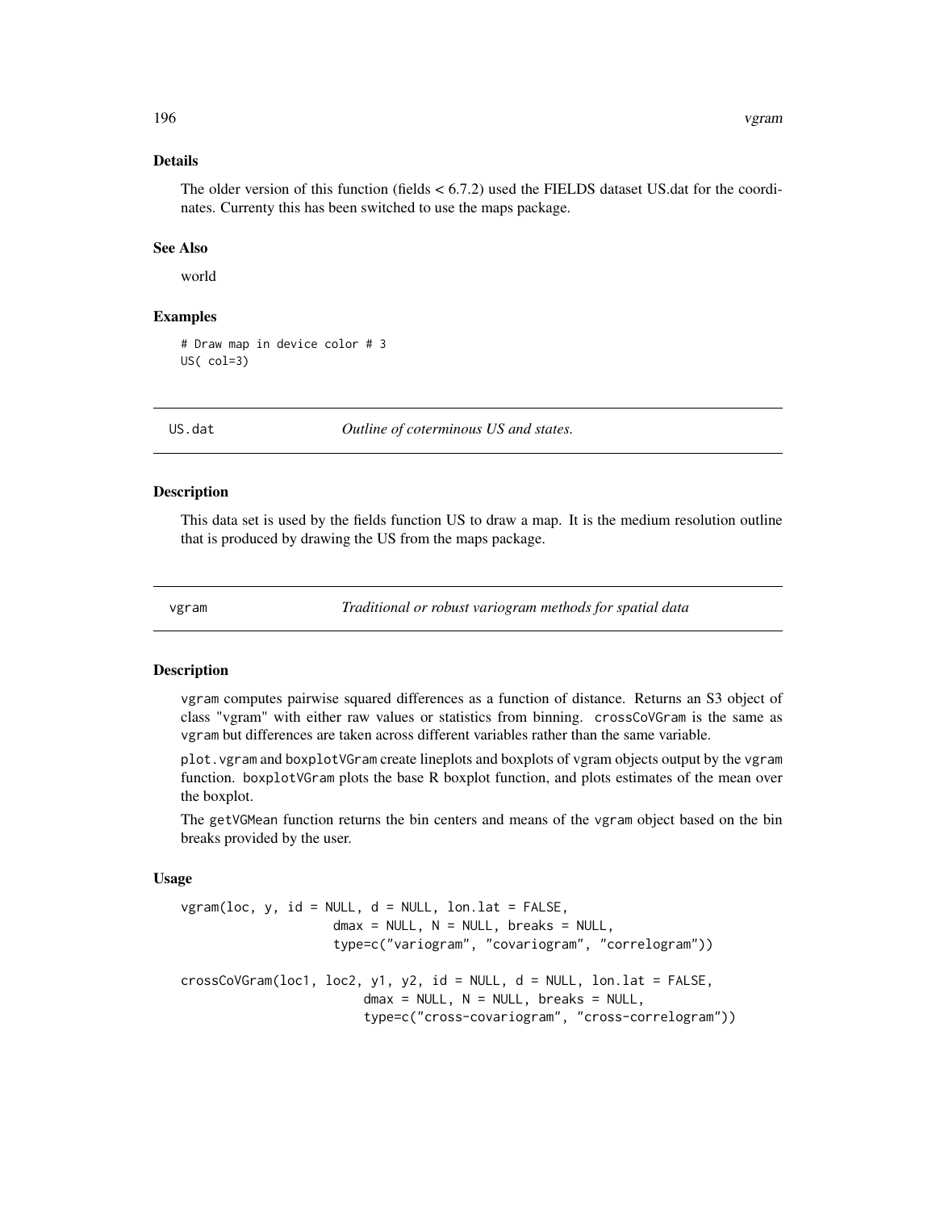### Details

The older version of this function (fields < 6.7.2) used the FIELDS dataset US.dat for the coordinates. Currenty this has been switched to use the maps package.

### See Also

world

### Examples

```
# Draw map in device color # 3
US( col=3)
```

## US.dat *Outline of coterminous US and states.*

### Description

This data set is used by the fields function US to draw a map. It is the medium resolution outline that is produced by drawing the US from the maps package.

## vgram *Traditional or robust variogram methods for spatial data*

### Description

`vgram` computes pairwise squared differences as a function of distance. Returns an S3 object of class "vgram" with either raw values or statistics from binning. `crossCoVGram` is the same as `vgram` but differences are taken across different variables rather than the same variable.

`plot.vgram` and `boxplotVGram` create lineplots and boxplots of vgram objects output by the `vgram` function. `boxplotVGram` plots the base R boxplot function, and plots estimates of the mean over the boxplot.

The `getVGMean` function returns the bin centers and means of the `vgram` object based on the bin breaks provided by the user.

### Usage

```
vgram(loc, y, id = NULL, d = NULL, lon.lat = FALSE,
                    dmax = NULL, N = NULL, breaks = NULL,
                    type=c("variogram", "covariogram", "correlogram"))

crossCoVGram(loc1, loc2, y1, y2, id = NULL, d = NULL, lon.lat = FALSE,
                        dmax = NULL, N = NULL, breaks = NULL,
                        type=c("cross-covariogram", "cross-correlogram"))
```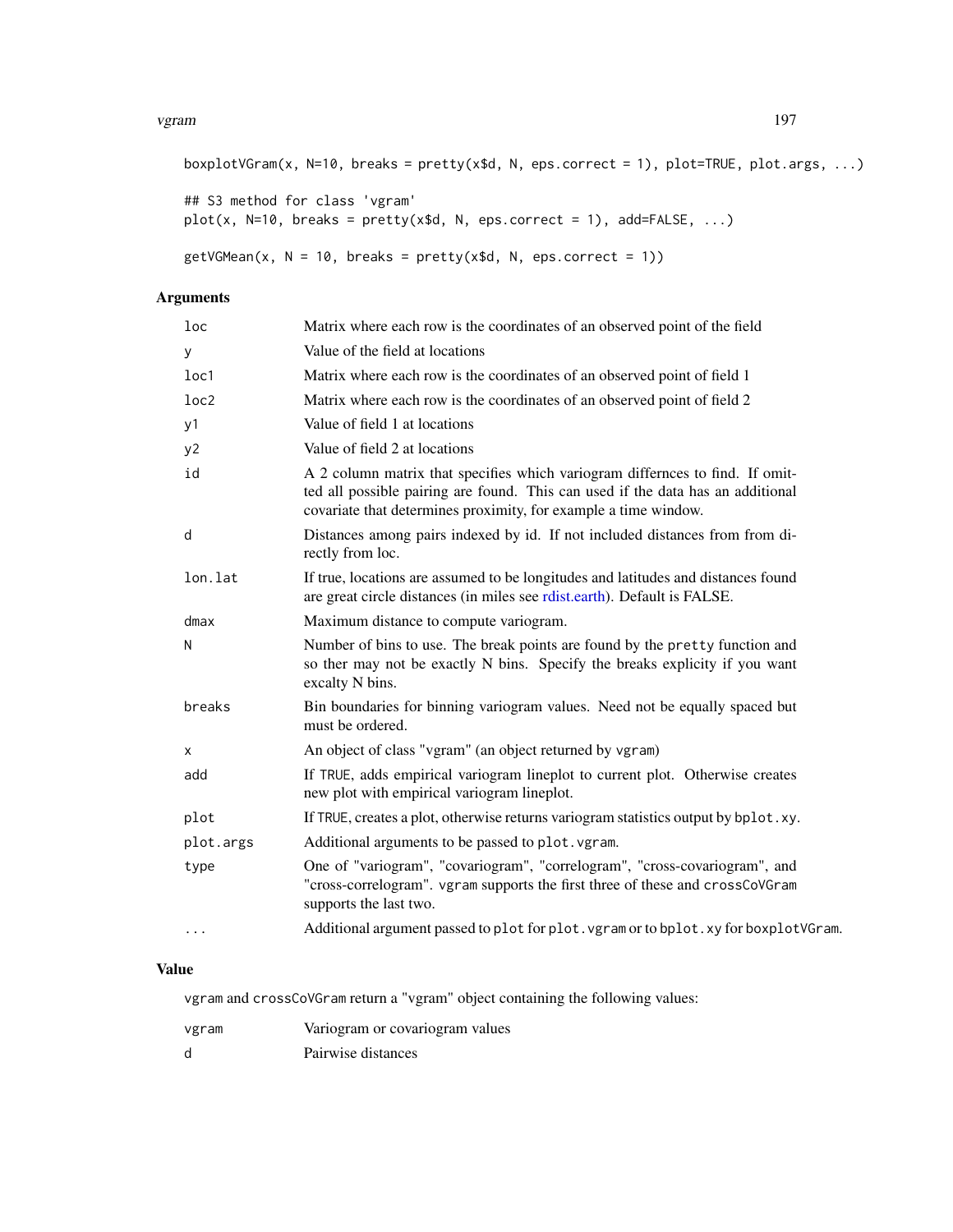```
boxplotVGram(x, N=10, breaks = pretty(x$d, N, eps.correct = 1), plot=TRUE, plot.args, ...)

## S3 method for class 'vgram'
plot(x, N=10, breaks = pretty(x$d, N, eps.correct = 1), add=FALSE, ...)

getVGMean(x, N = 10, breaks = pretty(x$d, N, eps.correct = 1))
```

## Arguments

| | |
|---|---|
| loc | Matrix where each row is the coordinates of an observed point of the field |
| y | Value of the field at locations |
| loc1 | Matrix where each row is the coordinates of an observed point of field 1 |
| loc2 | Matrix where each row is the coordinates of an observed point of field 2 |
| y1 | Value of field 1 at locations |
| y2 | Value of field 2 at locations |
| id | A 2 column matrix that specifies which variogram differnces to find. If omitted all possible pairing are found. This can used if the data has an additional covariate that determines proximity, for example a time window. |
| d | Distances among pairs indexed by id. If not included distances from from directly from loc. |
| lon.lat | If true, locations are assumed to be longitudes and latitudes and distances found are great circle distances (in miles see rdist.earth). Default is FALSE. |
| dmax | Maximum distance to compute variogram. |
| N | Number of bins to use. The break points are found by the `pretty` function and so ther may not be exactly N bins. Specify the breaks explicity if you want excalty N bins. |
| breaks | Bin boundaries for binning variogram values. Need not be equally spaced but must be ordered. |
| x | An object of class "vgram" (an object returned by `vgram`) |
| add | If `TRUE`, adds empirical variogram lineplot to current plot. Otherwise creates new plot with empirical variogram lineplot. |
| plot | If `TRUE`, creates a plot, otherwise returns variogram statistics output by `bplot.xy`. |
| plot.args | Additional arguments to be passed to `plot.vgram`. |
| type | One of "variogram", "covariogram", "correlogram", "cross-covariogram", and "cross-correlogram". `vgram` supports the first three of these and `crossCoVGram` supports the last two. |
| ... | Additional argument passed to `plot` for `plot.vgram` or to `bplot.xy` for `boxplotVGram`. |

## Value

`vgram` and `crossCoVGram` return a "vgram" object containing the following values:

| | |
|---|---|
| vgram | Variogram or covariogram values |
| d | Pairwise distances |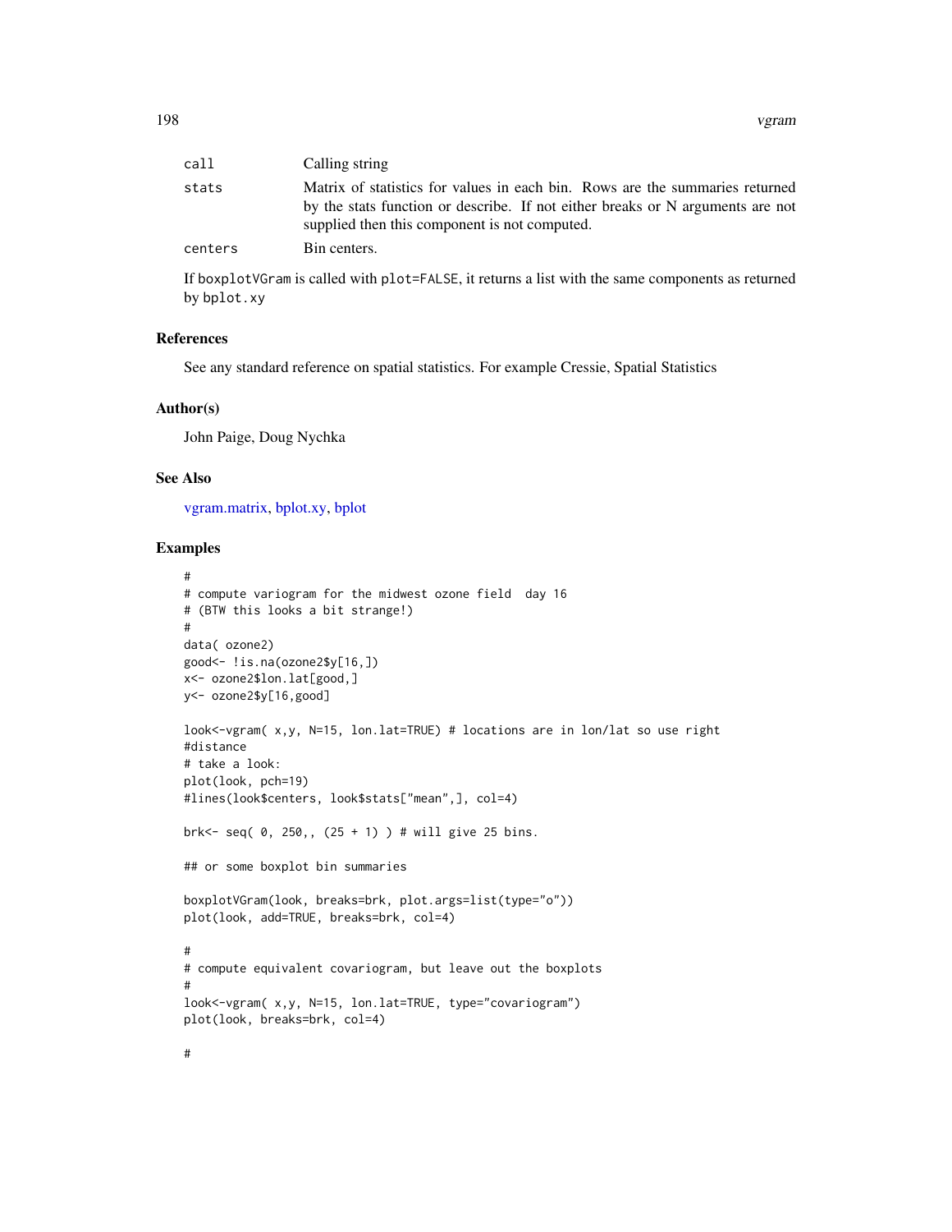| | |
|---|---|
| `call` | Calling string |
| `stats` | Matrix of statistics for values in each bin. Rows are the summaries returned by the stats function or describe. If not either breaks or N arguments are not supplied then this component is not computed. |
| `centers` | Bin centers. |

If `boxplotVGram` is called with `plot=FALSE`, it returns a list with the same components as returned by `bplot.xy`

### References

See any standard reference on spatial statistics. For example Cressie, Spatial Statistics

### Author(s)

John Paige, Doug Nychka

### See Also

vgram.matrix, bplot.xy, bplot

### Examples

```
#
# compute variogram for the midwest ozone field  day 16
# (BTW this looks a bit strange!)
#
data( ozone2)
good<- !is.na(ozone2$y[16,])
x<- ozone2$lon.lat[good,]
y<- ozone2$y[16,good]

look<-vgram( x,y, N=15, lon.lat=TRUE) # locations are in lon/lat so use right
#distance
# take a look:
plot(look, pch=19)
#lines(look$centers, look$stats["mean",], col=4)

brk<- seq( 0, 250,, (25 + 1) ) # will give 25 bins.

## or some boxplot bin summaries

boxplotVGram(look, breaks=brk, plot.args=list(type="o"))
plot(look, add=TRUE, breaks=brk, col=4)

#
# compute equivalent covariogram, but leave out the boxplots
#
look<-vgram( x,y, N=15, lon.lat=TRUE, type="covariogram")
plot(look, breaks=brk, col=4)

#
```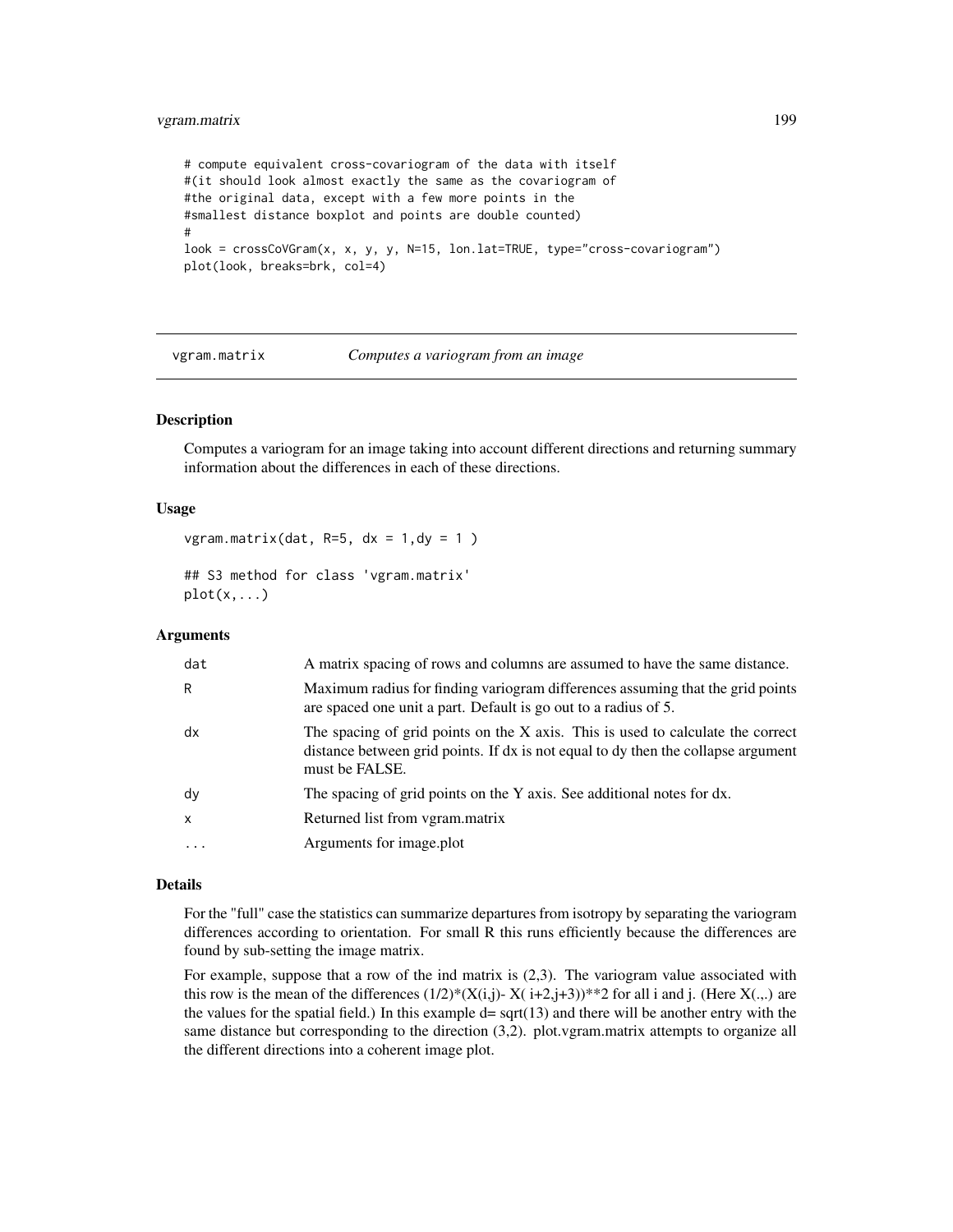```
# compute equivalent cross-covariogram of the data with itself
#(it should look almost exactly the same as the covariogram of
#the original data, except with a few more points in the
#smallest distance boxplot and points are double counted)
#
look = crossCoVGram(x, x, y, y, N=15, lon.lat=TRUE, type="cross-covariogram")
plot(look, breaks=brk, col=4)
```

## vgram.matrix — *Computes a variogram from an image*

### Description

Computes a variogram for an image taking into account different directions and returning summary information about the differences in each of these directions.

### Usage

```
vgram.matrix(dat, R=5, dx = 1,dy = 1 )

## S3 method for class 'vgram.matrix'
plot(x,...)
```

### Arguments

| | |
|---|---|
| dat | A matrix spacing of rows and columns are assumed to have the same distance. |
| R | Maximum radius for finding variogram differences assuming that the grid points are spaced one unit a part. Default is go out to a radius of 5. |
| dx | The spacing of grid points on the X axis. This is used to calculate the correct distance between grid points. If dx is not equal to dy then the collapse argument must be FALSE. |
| dy | The spacing of grid points on the Y axis. See additional notes for dx. |
| x | Returned list from vgram.matrix |
| ... | Arguments for image.plot |

### Details

For the "full" case the statistics can summarize departures from isotropy by separating the variogram differences according to orientation. For small R this runs efficiently because the differences are found by sub-setting the image matrix.

For example, suppose that a row of the ind matrix is (2,3). The variogram value associated with this row is the mean of the differences (1/2)*(X(i,j)- X( i+2,j+3))**2 for all i and j. (Here X(.,.) are the values for the spatial field.) In this example d= sqrt(13) and there will be another entry with the same distance but corresponding to the direction (3,2). plot.vgram.matrix attempts to organize all the different directions into a coherent image plot.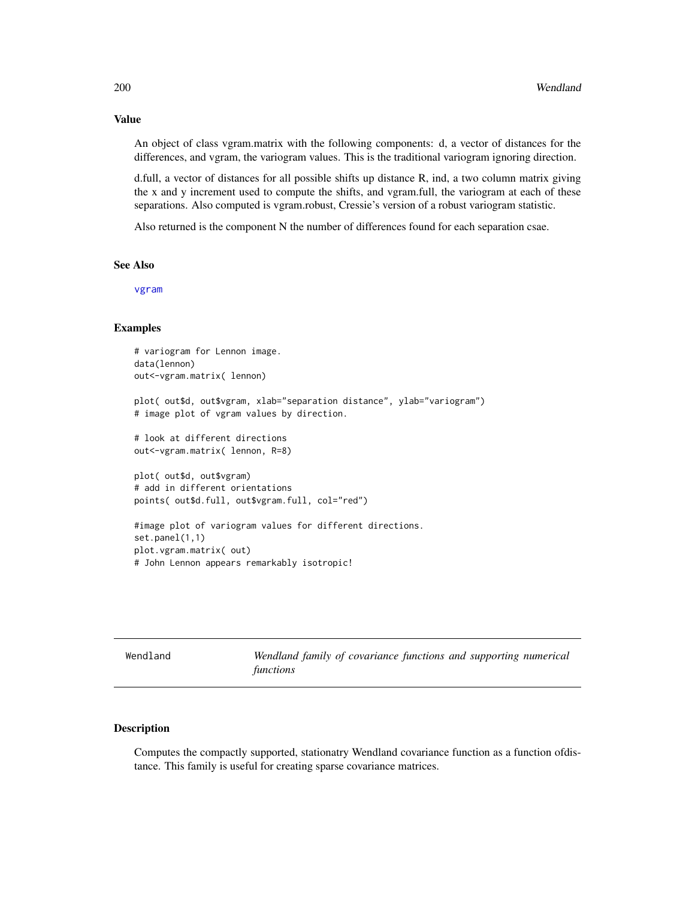## Value

An object of class vgram.matrix with the following components: d, a vector of distances for the differences, and vgram, the variogram values. This is the traditional variogram ignoring direction.

d.full, a vector of distances for all possible shifts up distance R, ind, a two column matrix giving the x and y increment used to compute the shifts, and vgram.full, the variogram at each of these separations. Also computed is vgram.robust, Cressie's version of a robust variogram statistic.

Also returned is the component N the number of differences found for each separation csae.

## See Also

vgram

## Examples

```
# variogram for Lennon image.
data(lennon)
out<-vgram.matrix( lennon)

plot( out$d, out$vgram, xlab="separation distance", ylab="variogram")
# image plot of vgram values by direction.

# look at different directions
out<-vgram.matrix( lennon, R=8)

plot( out$d, out$vgram)
# add in different orientations
points( out$d.full, out$vgram.full, col="red")

#image plot of variogram values for different directions.
set.panel(1,1)
plot.vgram.matrix( out)
# John Lennon appears remarkably isotropic!
```

---

# Wendland — *Wendland family of covariance functions and supporting numerical functions*

---

## Description

Computes the compactly supported, stationatry Wendland covariance function as a function ofdistance. This family is useful for creating sparse covariance matrices.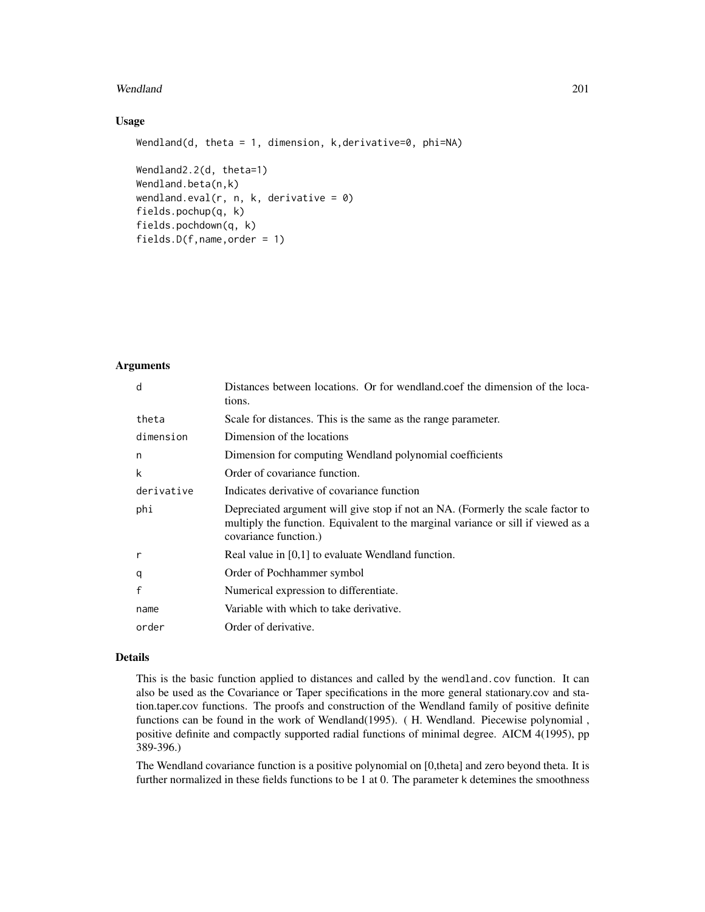## Usage

```
Wendland(d, theta = 1, dimension, k,derivative=0, phi=NA)

Wendland2.2(d, theta=1)
Wendland.beta(n,k)
wendland.eval(r, n, k, derivative = 0)
fields.pochup(q, k)
fields.pochdown(q, k)
fields.D(f,name,order = 1)
```

## Arguments

| | |
|---|---|
| d | Distances between locations. Or for wendland.coef the dimension of the locations. |
| theta | Scale for distances. This is the same as the range parameter. |
| dimension | Dimension of the locations |
| n | Dimension for computing Wendland polynomial coefficients |
| k | Order of covariance function. |
| derivative | Indicates derivative of covariance function |
| phi | Depreciated argument will give stop if not an NA. (Formerly the scale factor to multiply the function. Equivalent to the marginal variance or sill if viewed as a covariance function.) |
| r | Real value in [0,1] to evaluate Wendland function. |
| q | Order of Pochhammer symbol |
| f | Numerical expression to differentiate. |
| name | Variable with which to take derivative. |
| order | Order of derivative. |

## Details

This is the basic function applied to distances and called by the `wendland.cov` function. It can also be used as the Covariance or Taper specifications in the more general stationary.cov and station.taper.cov functions. The proofs and construction of the Wendland family of positive definite functions can be found in the work of Wendland(1995). ( H. Wendland. Piecewise polynomial , positive definite and compactly supported radial functions of minimal degree. AICM 4(1995), pp 389-396.)

The Wendland covariance function is a positive polynomial on [0,theta] and zero beyond theta. It is further normalized in these fields functions to be 1 at 0. The parameter k detemines the smoothness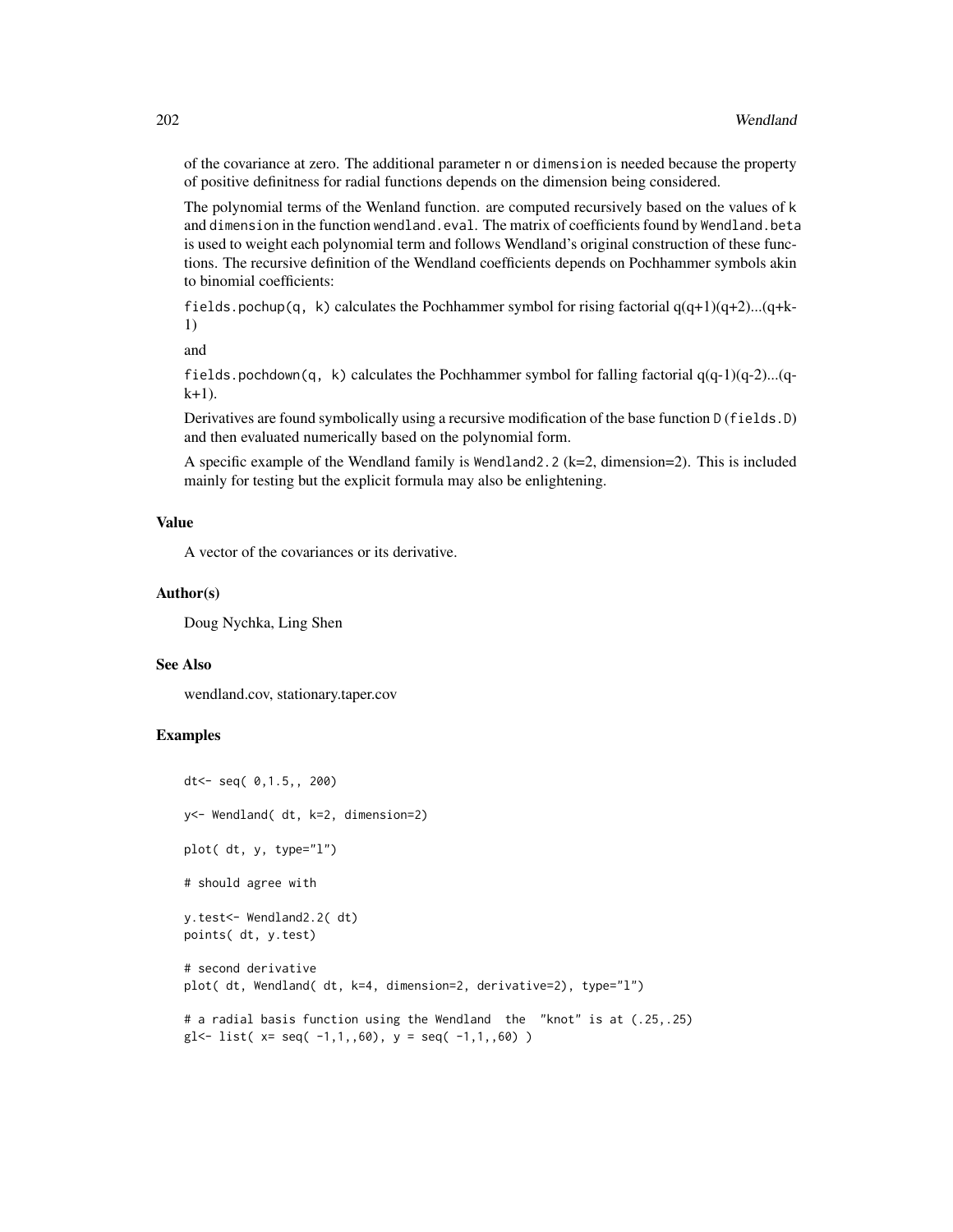of the covariance at zero. The additional parameter n or dimension is needed because the property of positive definitness for radial functions depends on the dimension being considered.

The polynomial terms of the Wenland function. are computed recursively based on the values of k and dimension in the function wendland.eval. The matrix of coefficients found by Wendland.beta is used to weight each polynomial term and follows Wendland's original construction of these functions. The recursive definition of the Wendland coefficients depends on Pochhammer symbols akin to binomial coefficients:

fields.pochup(q, k) calculates the Pochhammer symbol for rising factorial q(q+1)(q+2)...(q+k-1)

and

fields.pochdown(q, k) calculates the Pochhammer symbol for falling factorial q(q-1)(q-2)...(q-k+1).

Derivatives are found symbolically using a recursive modification of the base function D (fields.D) and then evaluated numerically based on the polynomial form.

A specific example of the Wendland family is Wendland2.2 (k=2, dimension=2). This is included mainly for testing but the explicit formula may also be enlightening.

## Value

A vector of the covariances or its derivative.

## Author(s)

Doug Nychka, Ling Shen

## See Also

wendland.cov, stationary.taper.cov

## Examples

```
dt<- seq( 0,1.5,, 200)

y<- Wendland( dt, k=2, dimension=2)

plot( dt, y, type="l")

# should agree with

y.test<- Wendland2.2( dt)
points( dt, y.test)

# second derivative
plot( dt, Wendland( dt, k=4, dimension=2, derivative=2), type="l")

# a radial basis function using the Wendland  the  "knot" is at (.25,.25)
gl<- list( x= seq( -1,1,,60), y = seq( -1,1,,60) )
```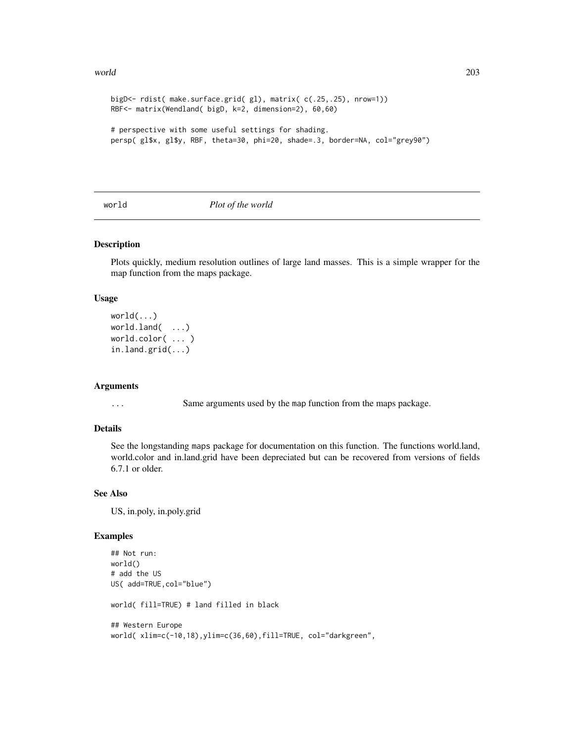```
bigD<- rdist( make.surface.grid( gl), matrix( c(.25,.25), nrow=1))
RBF<- matrix(Wendland( bigD, k=2, dimension=2), 60,60)

# perspective with some useful settings for shading.
persp( gl$x, gl$y, RBF, theta=30, phi=20, shade=.3, border=NA, col="grey90")
```

---

## world — *Plot of the world*

### Description

Plots quickly, medium resolution outlines of large land masses. This is a simple wrapper for the map function from the maps package.

### Usage

```
world(...)
world.land(  ...)
world.color( ... )
in.land.grid(...)
```

### Arguments

| | |
|---|---|
| ... | Same arguments used by the map function from the maps package. |

### Details

See the longstanding maps package for documentation on this function. The functions world.land, world.color and in.land.grid have been depreciated but can be recovered from versions of fields 6.7.1 or older.

### See Also

US, in.poly, in.poly.grid

### Examples

```
## Not run:
world()
# add the US
US( add=TRUE,col="blue")

world( fill=TRUE) # land filled in black

## Western Europe
world( xlim=c(-10,18),ylim=c(36,60),fill=TRUE, col="darkgreen",
```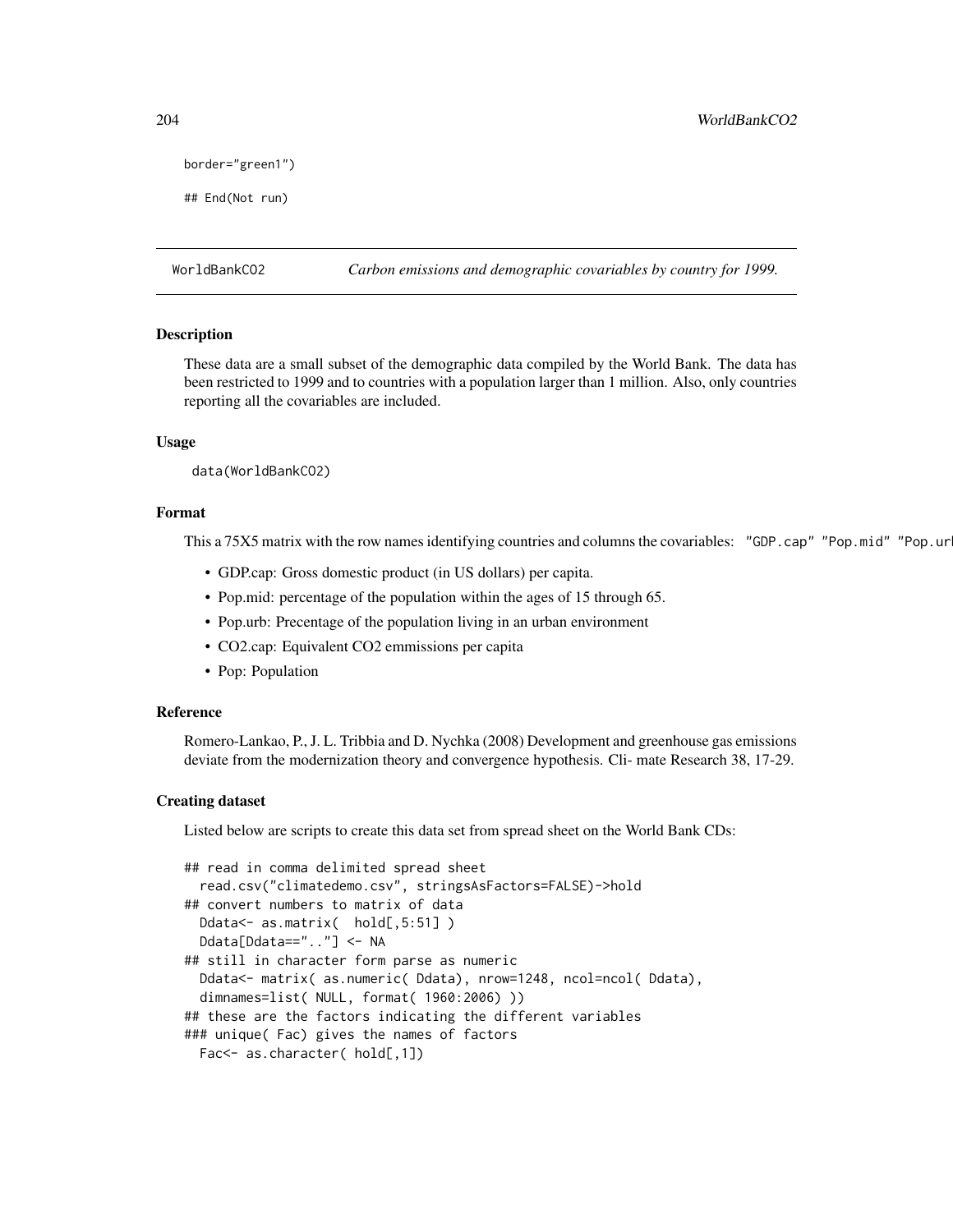```
border="green1")

## End(Not run)
```

WorldBankCO2 *Carbon emissions and demographic covariables by country for 1999.*

## Description

These data are a small subset of the demographic data compiled by the World Bank. The data has been restricted to 1999 and to countries with a population larger than 1 million. Also, only countries reporting all the covariables are included.

## Usage

```
data(WorldBankCO2)
```

## Format

This a 75X5 matrix with the row names identifying countries and columns the covariables: "GDP.cap" "Pop.mid" "Pop.ur

- GDP.cap: Gross domestic product (in US dollars) per capita.
- Pop.mid: percentage of the population within the ages of 15 through 65.
- Pop.urb: Precentage of the population living in an urban environment
- CO2.cap: Equivalent CO2 emmissions per capita
- Pop: Population

## Reference

Romero-Lankao, P., J. L. Tribbia and D. Nychka (2008) Development and greenhouse gas emissions deviate from the modernization theory and convergence hypothesis. Cli- mate Research 38, 17-29.

## Creating dataset

Listed below are scripts to create this data set from spread sheet on the World Bank CDs:

```
## read in comma delimited spread sheet
  read.csv("climatedemo.csv", stringsAsFactors=FALSE)->hold
## convert numbers to matrix of data
  Ddata<- as.matrix(  hold[,5:51] )
  Ddata[Ddata==".."] <- NA
## still in character form parse as numeric
  Ddata<- matrix( as.numeric( Ddata), nrow=1248, ncol=ncol( Ddata),
  dimnames=list( NULL, format( 1960:2006) ))
## these are the factors indicating the different variables
### unique( Fac) gives the names of factors
  Fac<- as.character( hold[,1])
```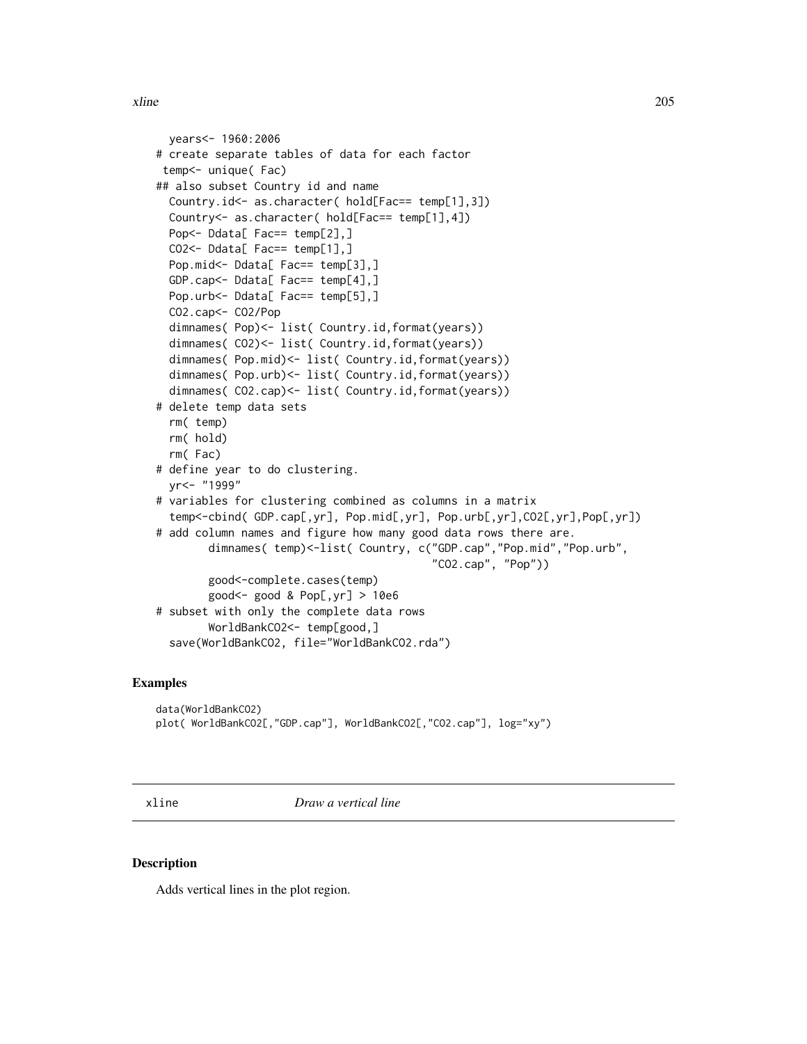```
  years<- 1960:2006
# create separate tables of data for each factor
 temp<- unique( Fac)
## also subset Country id and name
  Country.id<- as.character( hold[Fac== temp[1],3])
  Country<- as.character( hold[Fac== temp[1],4])
  Pop<- Ddata[ Fac== temp[2],]
  CO2<- Ddata[ Fac== temp[1],]
  Pop.mid<- Ddata[ Fac== temp[3],]
  GDP.cap<- Ddata[ Fac== temp[4],]
  Pop.urb<- Ddata[ Fac== temp[5],]
  CO2.cap<- CO2/Pop
  dimnames( Pop)<- list( Country.id,format(years))
  dimnames( CO2)<- list( Country.id,format(years))
  dimnames( Pop.mid)<- list( Country.id,format(years))
  dimnames( Pop.urb)<- list( Country.id,format(years))
  dimnames( CO2.cap)<- list( Country.id,format(years))
# delete temp data sets
  rm( temp)
  rm( hold)
  rm( Fac)
# define year to do clustering.
  yr<- "1999"
# variables for clustering combined as columns in a matrix
  temp<-cbind( GDP.cap[,yr], Pop.mid[,yr], Pop.urb[,yr],CO2[,yr],Pop[,yr])
# add column names and figure how many good data rows there are.
      dimnames( temp)<-list( Country, c("GDP.cap","Pop.mid","Pop.urb",
                                        "CO2.cap", "Pop"))
      good<-complete.cases(temp)
      good<- good & Pop[,yr] > 10e6
# subset with only the complete data rows
      WorldBankCO2<- temp[good,]
  save(WorldBankCO2, file="WorldBankCO2.rda")
```

## Examples

```
data(WorldBankCO2)
plot( WorldBankCO2[,"GDP.cap"], WorldBankCO2[,"CO2.cap"], log="xy")
```

---

# xline    *Draw a vertical line*

---

## Description

Adds vertical lines in the plot region.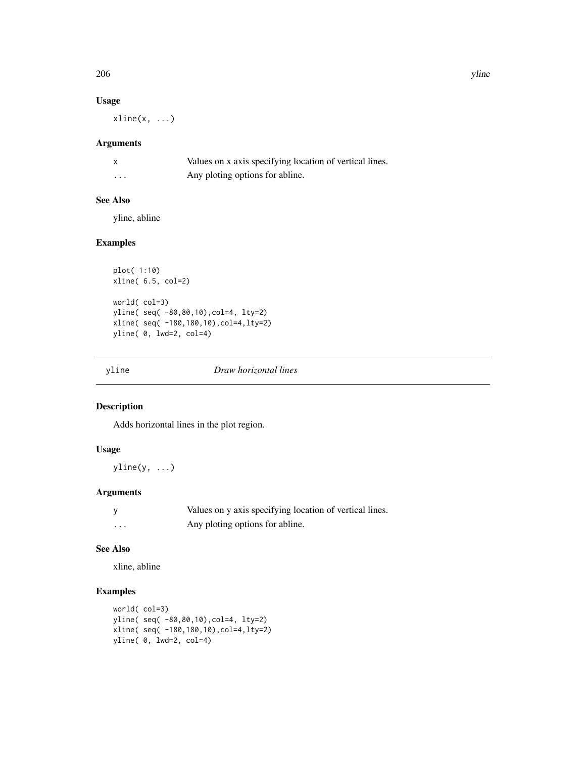### Usage

```
xline(x, ...)
```

### Arguments

| | |
|---|---|
| x | Values on x axis specifying location of vertical lines. |
| ... | Any ploting options for abline. |

### See Also

yline, abline

### Examples

```
plot( 1:10)
xline( 6.5, col=2)

world( col=3)
yline( seq( -80,80,10),col=4, lty=2)
xline( seq( -180,180,10),col=4,lty=2)
yline( 0, lwd=2, col=4)
```

---

## yline *Draw horizontal lines*

---

### Description

Adds horizontal lines in the plot region.

### Usage

```
yline(y, ...)
```

### Arguments

| | |
|---|---|
| y | Values on y axis specifying location of vertical lines. |
| ... | Any ploting options for abline. |

### See Also

xline, abline

### Examples

```
world( col=3)
yline( seq( -80,80,10),col=4, lty=2)
xline( seq( -180,180,10),col=4,lty=2)
yline( 0, lwd=2, col=4)
```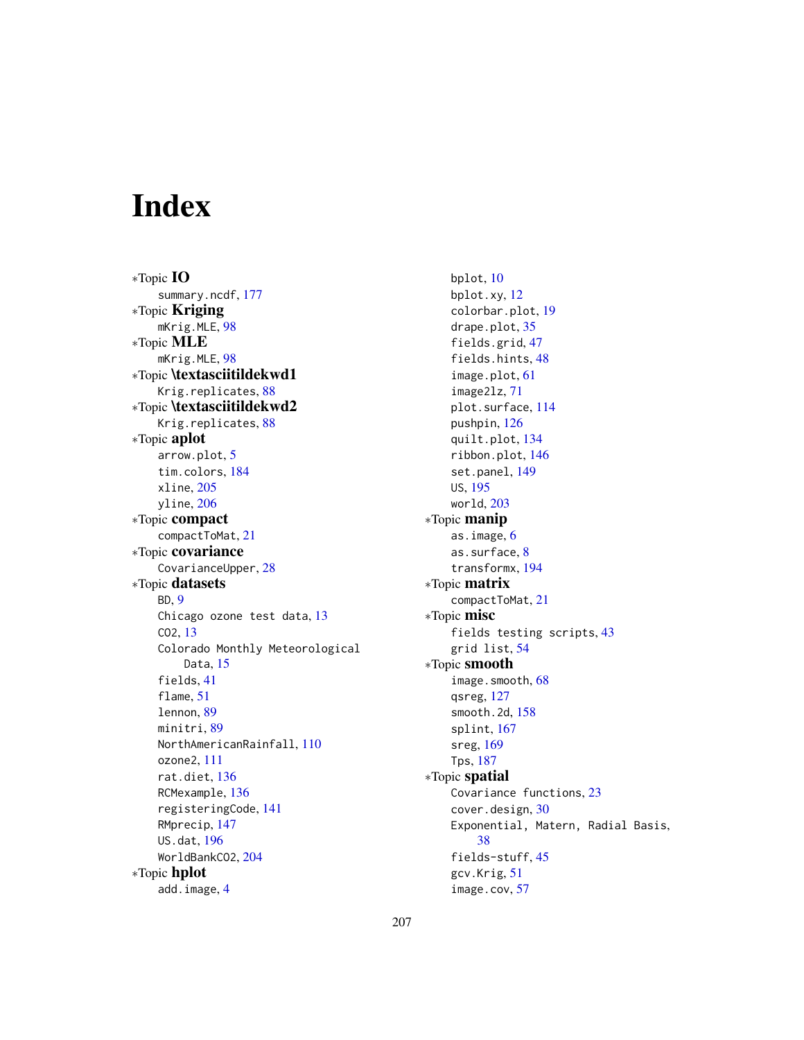# Index

∗Topic **IO**
  summary.ncdf, 177
∗Topic **Kriging**
  mKrig.MLE, 98
∗Topic **MLE**
  mKrig.MLE, 98
∗Topic **\textasciitildekwd1**
  Krig.replicates, 88
∗Topic **\textasciitildekwd2**
  Krig.replicates, 88
∗Topic **aplot**
  arrow.plot, 5
  tim.colors, 184
  xline, 205
  yline, 206
∗Topic **compact**
  compactToMat, 21
∗Topic **covariance**
  CovarianceUpper, 28
∗Topic **datasets**
  BD, 9
  Chicago ozone test data, 13
  CO2, 13
  Colorado Monthly Meteorological Data, 15
  fields, 41
  flame, 51
  lennon, 89
  minitri, 89
  NorthAmericanRainfall, 110
  ozone2, 111
  rat.diet, 136
  RCMexample, 136
  registeringCode, 141
  RMprecip, 147
  US.dat, 196
  WorldBankCO2, 204
∗Topic **hplot**
  add.image, 4
  bplot, 10
  bplot.xy, 12
  colorbar.plot, 19
  drape.plot, 35
  fields.grid, 47
  fields.hints, 48
  image.plot, 61
  image2lz, 71
  plot.surface, 114
  pushpin, 126
  quilt.plot, 134
  ribbon.plot, 146
  set.panel, 149
  US, 195
  world, 203
∗Topic **manip**
  as.image, 6
  as.surface, 8
  transformx, 194
∗Topic **matrix**
  compactToMat, 21
∗Topic **misc**
  fields testing scripts, 43
  grid list, 54
∗Topic **smooth**
  image.smooth, 68
  qsreg, 127
  smooth.2d, 158
  splint, 167
  sreg, 169
  Tps, 187
∗Topic **spatial**
  Covariance functions, 23
  cover.design, 30
  Exponential, Matern, Radial Basis, 38
  fields-stuff, 45
  gcv.Krig, 51
  image.cov, 57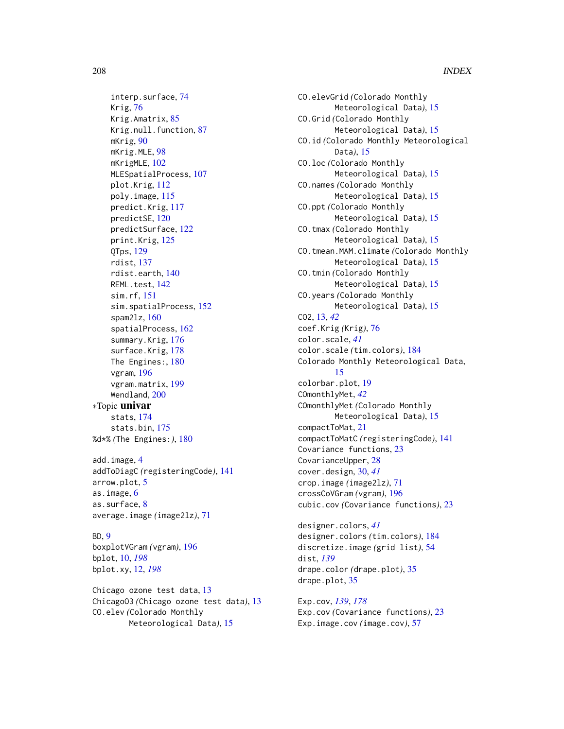interp.surface, 74
Krig, 76
Krig.Amatrix, 85
Krig.null.function, 87
mKrig, 90
mKrig.MLE, 98
mKrigMLE, 102
MLESpatialProcess, 107
plot.Krig, 112
poly.image, 115
predict.Krig, 117
predictSE, 120
predictSurface, 122
print.Krig, 125
QTps, 129
rdist, 137
rdist.earth, 140
REML.test, 142
sim.rf, 151
sim.spatialProcess, 152
spam2lz, 160
spatialProcess, 162
summary.Krig, 176
surface.Krig, 178
The Engines:, 180
vgram, 196
vgram.matrix, 199
Wendland, 200

∗Topic **univar**
stats, 174
stats.bin, 175

%d*% *(*The Engines:*)*, 180

add.image, 4
addToDiagC *(*registeringCode*)*, 141
arrow.plot, 5
as.image, 6
as.surface, 8
average.image *(*image2lz*)*, 71

BD, 9
boxplotVGram *(*vgram*)*, 196
bplot, 10, *198*
bplot.xy, 12, *198*

Chicago ozone test data, 13
ChicagoO3 *(*Chicago ozone test data*)*, 13
CO.elev *(*Colorado Monthly Meteorological Data*)*, 15
CO.elevGrid *(*Colorado Monthly Meteorological Data*)*, 15
CO.Grid *(*Colorado Monthly Meteorological Data*)*, 15
CO.id *(*Colorado Monthly Meteorological Data*)*, 15
CO.loc *(*Colorado Monthly Meteorological Data*)*, 15
CO.names *(*Colorado Monthly Meteorological Data*)*, 15
CO.ppt *(*Colorado Monthly Meteorological Data*)*, 15
CO.tmax *(*Colorado Monthly Meteorological Data*)*, 15
CO.tmean.MAM.climate *(*Colorado Monthly Meteorological Data*)*, 15
CO.tmin *(*Colorado Monthly Meteorological Data*)*, 15
CO.years *(*Colorado Monthly Meteorological Data*)*, 15
CO2, 13, *42*
coef.Krig *(*Krig*)*, 76
color.scale, *41*
color.scale *(*tim.colors*)*, 184
Colorado Monthly Meteorological Data, 15
colorbar.plot, 19
COmonthlyMet, *42*
COmonthlyMet *(*Colorado Monthly Meteorological Data*)*, 15
compactToMat, 21
compactToMatC *(*registeringCode*)*, 141
Covariance functions, 23
CovarianceUpper, 28
cover.design, 30, *41*
crop.image *(*image2lz*)*, 71
crossCoVGram *(*vgram*)*, 196
cubic.cov *(*Covariance functions*)*, 23

designer.colors, *41*
designer.colors *(*tim.colors*)*, 184
discretize.image *(*grid list*)*, 54
dist, *139*
drape.color *(*drape.plot*)*, 35
drape.plot, 35

Exp.cov, *139*, *178*
Exp.cov *(*Covariance functions*)*, 23
Exp.image.cov *(*image.cov*)*, 57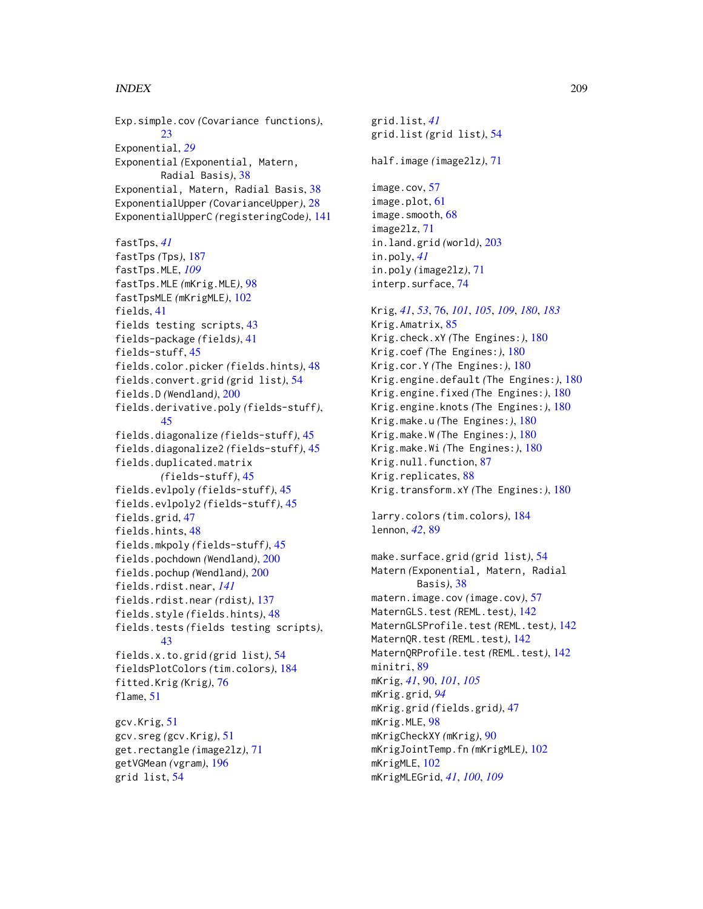Exp.simple.cov *(Covariance functions)*, 23
Exponential, *29*
Exponential *(Exponential, Matern, Radial Basis)*, 38
Exponential, Matern, Radial Basis, 38
ExponentialUpper *(CovarianceUpper)*, 28
ExponentialUpperC *(registeringCode)*, 141

fastTps, *41*
fastTps *(Tps)*, 187
fastTps.MLE, *109*
fastTps.MLE *(mKrig.MLE)*, 98
fastTpsMLE *(mKrigMLE)*, 102
fields, 41
fields testing scripts, 43
fields-package *(fields)*, 41
fields-stuff, 45
fields.color.picker *(fields.hints)*, 48
fields.convert.grid *(grid list)*, 54
fields.D *(Wendland)*, 200
fields.derivative.poly *(fields-stuff)*, 45
fields.diagonalize *(fields-stuff)*, 45
fields.diagonalize2 *(fields-stuff)*, 45
fields.duplicated.matrix *(fields-stuff)*, 45
fields.evlpoly *(fields-stuff)*, 45
fields.evlpoly2 *(fields-stuff)*, 45
fields.grid, 47
fields.hints, 48
fields.mkpoly *(fields-stuff)*, 45
fields.pochdown *(Wendland)*, 200
fields.pochup *(Wendland)*, 200
fields.rdist.near, *141*
fields.rdist.near *(rdist)*, 137
fields.style *(fields.hints)*, 48
fields.tests *(fields testing scripts)*, 43
fields.x.to.grid *(grid list)*, 54
fieldsPlotColors *(tim.colors)*, 184
fitted.Krig *(Krig)*, 76
flame, 51

gcv.Krig, 51
gcv.sreg *(gcv.Krig)*, 51
get.rectangle *(image2lz)*, 71
getVGMean *(vgram)*, 196
grid list, 54
grid.list, *41*
grid.list *(grid list)*, 54

half.image *(image2lz)*, 71

image.cov, 57
image.plot, 61
image.smooth, 68
image2lz, 71
in.land.grid *(world)*, 203
in.poly, *41*
in.poly *(image2lz)*, 71
interp.surface, 74

Krig, *41*, *53*, 76, *101*, *105*, *109*, *180*, *183*
Krig.Amatrix, 85
Krig.check.xY *(The Engines:)*, 180
Krig.coef *(The Engines:)*, 180
Krig.cor.Y *(The Engines:)*, 180
Krig.engine.default *(The Engines:)*, 180
Krig.engine.fixed *(The Engines:)*, 180
Krig.engine.knots *(The Engines:)*, 180
Krig.make.u *(The Engines:)*, 180
Krig.make.W *(The Engines:)*, 180
Krig.make.Wi *(The Engines:)*, 180
Krig.null.function, 87
Krig.replicates, 88
Krig.transform.xY *(The Engines:)*, 180

larry.colors *(tim.colors)*, 184
lennon, *42*, 89

make.surface.grid *(grid list)*, 54
Matern *(Exponential, Matern, Radial Basis)*, 38
matern.image.cov *(image.cov)*, 57
MaternGLS.test *(REML.test)*, 142
MaternGLSProfile.test *(REML.test)*, 142
MaternQR.test *(REML.test)*, 142
MaternQRProfile.test *(REML.test)*, 142
minitri, 89
mKrig, *41*, 90, *101*, *105*
mKrig.grid, *94*
mKrig.grid *(fields.grid)*, 47
mKrig.MLE, 98
mKrigCheckXY *(mKrig)*, 90
mKrigJointTemp.fn *(mKrigMLE)*, 102
mKrigMLE, 102
mKrigMLEGrid, *41*, *100*, *109*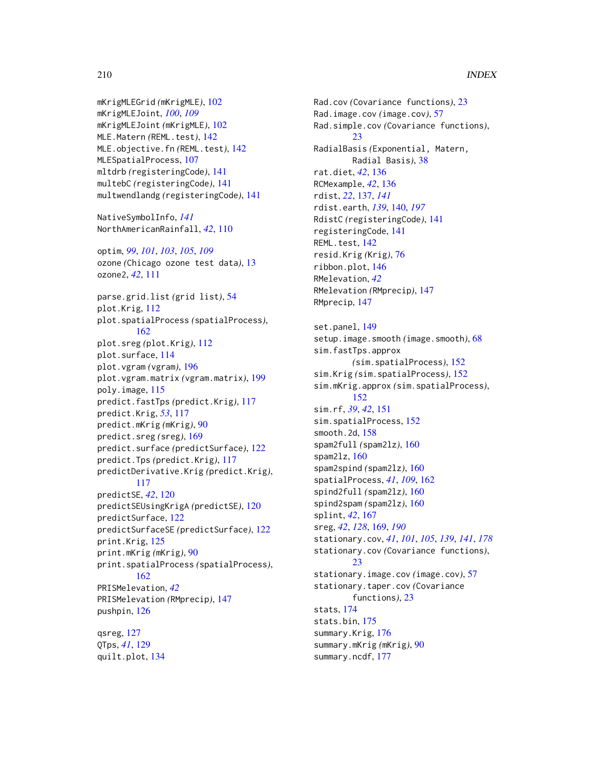mKrigMLEGrid *(mKrigMLE)*, 102
mKrigMLEJoint, *100*, *109*
mKrigMLEJoint *(mKrigMLE)*, 102
MLE.Matern *(REML.test)*, 142
MLE.objective.fn *(REML.test)*, 142
MLESpatialProcess, 107
mltdrb *(registeringCode)*, 141
multebC *(registeringCode)*, 141
multwendlandg *(registeringCode)*, 141

NativeSymbolInfo, *141*
NorthAmericanRainfall, *42*, 110

optim, *99*, *101*, *103*, *105*, *109*
ozone *(Chicago ozone test data)*, 13
ozone2, *42*, 111

parse.grid.list *(grid list)*, 54
plot.Krig, 112
plot.spatialProcess *(spatialProcess)*, 162
plot.sreg *(plot.Krig)*, 112
plot.surface, 114
plot.vgram *(vgram)*, 196
plot.vgram.matrix *(vgram.matrix)*, 199
poly.image, 115
predict.fastTps *(predict.Krig)*, 117
predict.Krig, *53*, 117
predict.mKrig *(mKrig)*, 90
predict.sreg *(sreg)*, 169
predict.surface *(predictSurface)*, 122
predict.Tps *(predict.Krig)*, 117
predictDerivative.Krig *(predict.Krig)*, 117
predictSE, *42*, 120
predictSEUsingKrigA *(predictSE)*, 120
predictSurface, 122
predictSurfaceSE *(predictSurface)*, 122
print.Krig, 125
print.mKrig *(mKrig)*, 90
print.spatialProcess *(spatialProcess)*, 162
PRISMelevation, *42*
PRISMelevation *(RMprecip)*, 147
pushpin, 126

qsreg, 127
QTps, *41*, 129
quilt.plot, 134

Rad.cov *(Covariance functions)*, 23
Rad.image.cov *(image.cov)*, 57
Rad.simple.cov *(Covariance functions)*, 23
RadialBasis *(Exponential, Matern, Radial Basis)*, 38
rat.diet, *42*, 136
RCMexample, *42*, 136
rdist, *22*, 137, *141*
rdist.earth, *139*, 140, *197*
RdistC *(registeringCode)*, 141
registeringCode, 141
REML.test, 142
resid.Krig *(Krig)*, 76
ribbon.plot, 146
RMelevation, *42*
RMelevation *(RMprecip)*, 147
RMprecip, 147

set.panel, 149
setup.image.smooth *(image.smooth)*, 68
sim.fastTps.approx *(sim.spatialProcess)*, 152
sim.Krig *(sim.spatialProcess)*, 152
sim.mKrig.approx *(sim.spatialProcess)*, 152
sim.rf, *39*, *42*, 151
sim.spatialProcess, 152
smooth.2d, 158
spam2full *(spam2lz)*, 160
spam2lz, 160
spam2spind *(spam2lz)*, 160
spatialProcess, *41*, *109*, 162
spind2full *(spam2lz)*, 160
spind2spam *(spam2lz)*, 160
splint, *42*, 167
sreg, *42*, *128*, 169, *190*
stationary.cov, *41*, *101*, *105*, *139*, *141*, *178*
stationary.cov *(Covariance functions)*, 23
stationary.image.cov *(image.cov)*, 57
stationary.taper.cov *(Covariance functions)*, 23
stats, 174
stats.bin, 175
summary.Krig, 176
summary.mKrig *(mKrig)*, 90
summary.ncdf, 177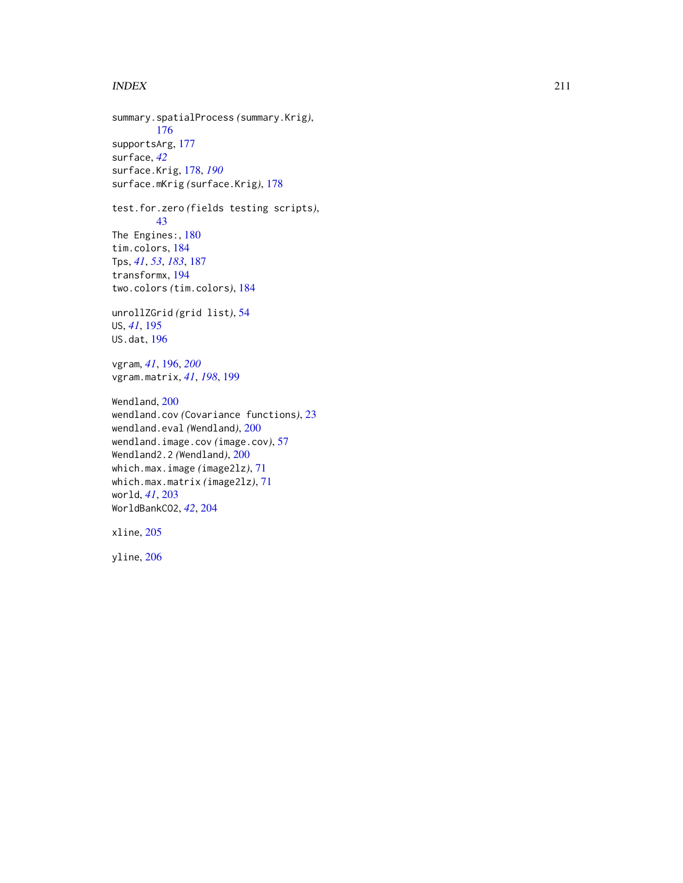summary.spatialProcess *(*summary.Krig*)*, 176
supportsArg, 177
surface, *42*
surface.Krig, 178, *190*
surface.mKrig *(*surface.Krig*)*, 178

test.for.zero *(*fields testing scripts*)*, 43
The Engines:, 180
tim.colors, 184
Tps, *41*, *53*, *183*, 187
transformx, 194
two.colors *(*tim.colors*)*, 184

unrollZGrid *(*grid list*)*, 54
US, *41*, 195
US.dat, 196

vgram, *41*, 196, *200*
vgram.matrix, *41*, *198*, 199

Wendland, 200
wendland.cov *(*Covariance functions*)*, 23
wendland.eval *(*Wendland*)*, 200
wendland.image.cov *(*image.cov*)*, 57
Wendland2.2 *(*Wendland*)*, 200
which.max.image *(*image2lz*)*, 71
which.max.matrix *(*image2lz*)*, 71
world, *41*, 203
WorldBankCO2, *42*, 204

xline, 205

yline, 206